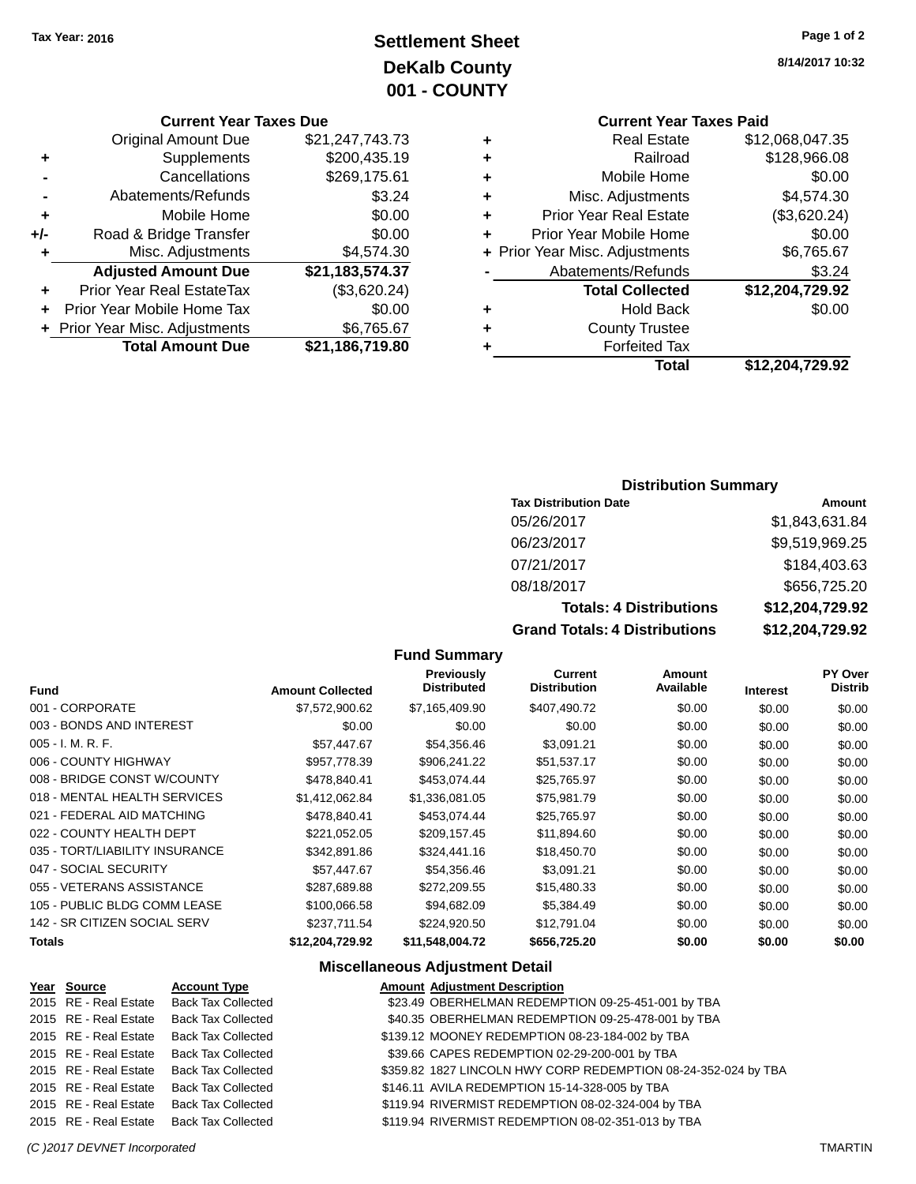Tax Year: 2016

# Settlement Sheet
## DeKalb County
## 001 - COUNTY

8/14/2017 10:32

### Current Year Taxes Due

| | | |
|---|---|---|
| | Original Amount Due | $21,247,743.73 |
| + | Supplements | $200,435.19 |
| - | Cancellations | $269,175.61 |
| - | Abatements/Refunds | $3.24 |
| + | Mobile Home | $0.00 |
| +/- | Road & Bridge Transfer | $0.00 |
| + | Misc. Adjustments | $4,574.30 |
| | **Adjusted Amount Due** | **$21,183,574.37** |
| + | Prior Year Real EstateTax | ($3,620.24) |
| + | Prior Year Mobile Home Tax | $0.00 |
| + | Prior Year Misc. Adjustments | $6,765.67 |
| | **Total Amount Due** | **$21,186,719.80** |

### Current Year Taxes Paid

| | | |
|---|---|---|
| + | Real Estate | $12,068,047.35 |
| + | Railroad | $128,966.08 |
| + | Mobile Home | $0.00 |
| + | Misc. Adjustments | $4,574.30 |
| + | Prior Year Real Estate | ($3,620.24) |
| + | Prior Year Mobile Home | $0.00 |
| + | Prior Year Misc. Adjustments | $6,765.67 |
| - | Abatements/Refunds | $3.24 |
| | **Total Collected** | **$12,204,729.92** |
| + | Hold Back | $0.00 |
| + | County Trustee | |
| + | Forfeited Tax | |
| | **Total** | **$12,204,729.92** |

### Distribution Summary

| Tax Distribution Date | Amount |
|---|---|
| 05/26/2017 | $1,843,631.84 |
| 06/23/2017 | $9,519,969.25 |
| 07/21/2017 | $184,403.63 |
| 08/18/2017 | $656,725.20 |
| **Totals: 4 Distributions** | **$12,204,729.92** |
| **Grand Totals: 4 Distributions** | **$12,204,729.92** |

### Fund Summary

| Fund | Amount Collected | Previously Distributed | Current Distribution | Amount Available | Interest | PY Over Distrib |
|---|---|---|---|---|---|---|
| 001 - CORPORATE | $7,572,900.62 | $7,165,409.90 | $407,490.72 | $0.00 | $0.00 | $0.00 |
| 003 - BONDS AND INTEREST | $0.00 | $0.00 | $0.00 | $0.00 | $0.00 | $0.00 |
| 005 - I. M. R. F. | $57,447.67 | $54,356.46 | $3,091.21 | $0.00 | $0.00 | $0.00 |
| 006 - COUNTY HIGHWAY | $957,778.39 | $906,241.22 | $51,537.17 | $0.00 | $0.00 | $0.00 |
| 008 - BRIDGE CONST W/COUNTY | $478,840.41 | $453,074.44 | $25,765.97 | $0.00 | $0.00 | $0.00 |
| 018 - MENTAL HEALTH SERVICES | $1,412,062.84 | $1,336,081.05 | $75,981.79 | $0.00 | $0.00 | $0.00 |
| 021 - FEDERAL AID MATCHING | $478,840.41 | $453,074.44 | $25,765.97 | $0.00 | $0.00 | $0.00 |
| 022 - COUNTY HEALTH DEPT | $221,052.05 | $209,157.45 | $11,894.60 | $0.00 | $0.00 | $0.00 |
| 035 - TORT/LIABILITY INSURANCE | $342,891.86 | $324,441.16 | $18,450.70 | $0.00 | $0.00 | $0.00 |
| 047 - SOCIAL SECURITY | $57,447.67 | $54,356.46 | $3,091.21 | $0.00 | $0.00 | $0.00 |
| 055 - VETERANS ASSISTANCE | $287,689.88 | $272,209.55 | $15,480.33 | $0.00 | $0.00 | $0.00 |
| 105 - PUBLIC BLDG COMM LEASE | $100,066.58 | $94,682.09 | $5,384.49 | $0.00 | $0.00 | $0.00 |
| 142 - SR CITIZEN SOCIAL SERV | $237,711.54 | $224,920.50 | $12,791.04 | $0.00 | $0.00 | $0.00 |
| **Totals** | **$12,204,729.92** | **$11,548,004.72** | **$656,725.20** | **$0.00** | **$0.00** | **$0.00** |

### Miscellaneous Adjustment Detail

| Year | Source | Account Type | Amount | Adjustment Description |
|---|---|---|---|---|
| 2015 | RE - Real Estate | Back Tax Collected | $23.49 | OBERHELMAN REDEMPTION 09-25-451-001 by TBA |
| 2015 | RE - Real Estate | Back Tax Collected | $40.35 | OBERHELMAN REDEMPTION 09-25-478-001 by TBA |
| 2015 | RE - Real Estate | Back Tax Collected | $139.12 | MOONEY REDEMPTION 08-23-184-002 by TBA |
| 2015 | RE - Real Estate | Back Tax Collected | $39.66 | CAPES REDEMPTION 02-29-200-001 by TBA |
| 2015 | RE - Real Estate | Back Tax Collected | $359.82 | 1827 LINCOLN HWY CORP REDEMPTION 08-24-352-024 by TBA |
| 2015 | RE - Real Estate | Back Tax Collected | $146.11 | AVILA REDEMPTION 15-14-328-005 by TBA |
| 2015 | RE - Real Estate | Back Tax Collected | $119.94 | RIVERMIST REDEMPTION 08-02-324-004 by TBA |
| 2015 | RE - Real Estate | Back Tax Collected | $119.94 | RIVERMIST REDEMPTION 08-02-351-013 by TBA |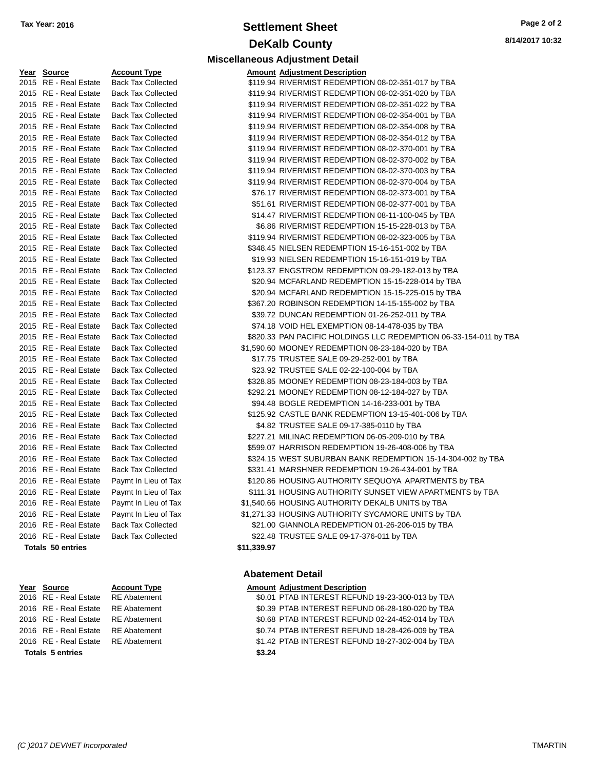**Tax Year: 2016**

# Settlement Sheet

## DeKalb County

8/14/2017 10:32

### Miscellaneous Adjustment Detail

| Year | Source | Account Type | Amount | Adjustment Description |
|---|---|---|---|---|
| 2015 | RE - Real Estate | Back Tax Collected | $119.94 | RIVERMIST REDEMPTION 08-02-351-017 by TBA |
| 2015 | RE - Real Estate | Back Tax Collected | $119.94 | RIVERMIST REDEMPTION 08-02-351-020 by TBA |
| 2015 | RE - Real Estate | Back Tax Collected | $119.94 | RIVERMIST REDEMPTION 08-02-351-022 by TBA |
| 2015 | RE - Real Estate | Back Tax Collected | $119.94 | RIVERMIST REDEMPTION 08-02-354-001 by TBA |
| 2015 | RE - Real Estate | Back Tax Collected | $119.94 | RIVERMIST REDEMPTION 08-02-354-008 by TBA |
| 2015 | RE - Real Estate | Back Tax Collected | $119.94 | RIVERMIST REDEMPTION 08-02-354-012 by TBA |
| 2015 | RE - Real Estate | Back Tax Collected | $119.94 | RIVERMIST REDEMPTION 08-02-370-001 by TBA |
| 2015 | RE - Real Estate | Back Tax Collected | $119.94 | RIVERMIST REDEMPTION 08-02-370-002 by TBA |
| 2015 | RE - Real Estate | Back Tax Collected | $119.94 | RIVERMIST REDEMPTION 08-02-370-003 by TBA |
| 2015 | RE - Real Estate | Back Tax Collected | $119.94 | RIVERMIST REDEMPTION 08-02-370-004 by TBA |
| 2015 | RE - Real Estate | Back Tax Collected | $76.17 | RIVERMIST REDEMPTION 08-02-373-001 by TBA |
| 2015 | RE - Real Estate | Back Tax Collected | $51.61 | RIVERMIST REDEMPTION 08-02-377-001 by TBA |
| 2015 | RE - Real Estate | Back Tax Collected | $14.47 | RIVERMIST REDEMPTION 08-11-100-045 by TBA |
| 2015 | RE - Real Estate | Back Tax Collected | $6.86 | RIVERMIST REDEMPTION 15-15-228-013 by TBA |
| 2015 | RE - Real Estate | Back Tax Collected | $119.94 | RIVERMIST REDEMPTION 08-02-323-005 by TBA |
| 2015 | RE - Real Estate | Back Tax Collected | $348.45 | NIELSEN REDEMPTION 15-16-151-002 by TBA |
| 2015 | RE - Real Estate | Back Tax Collected | $19.93 | NIELSEN REDEMPTION 15-16-151-019 by TBA |
| 2015 | RE - Real Estate | Back Tax Collected | $123.37 | ENGSTROM REDEMPTION 09-29-182-013 by TBA |
| 2015 | RE - Real Estate | Back Tax Collected | $20.94 | MCFARLAND REDEMPTION 15-15-228-014 by TBA |
| 2015 | RE - Real Estate | Back Tax Collected | $20.94 | MCFARLAND REDEMPTION 15-15-225-015 by TBA |
| 2015 | RE - Real Estate | Back Tax Collected | $367.20 | ROBINSON REDEMPTION 14-15-155-002 by TBA |
| 2015 | RE - Real Estate | Back Tax Collected | $39.72 | DUNCAN REDEMPTION 01-26-252-011 by TBA |
| 2015 | RE - Real Estate | Back Tax Collected | $74.18 | VOID HEL EXEMPTION 08-14-478-035 by TBA |
| 2015 | RE - Real Estate | Back Tax Collected | $820.33 | PAN PACIFIC HOLDINGS LLC REDEMPTION 06-33-154-011 by TBA |
| 2015 | RE - Real Estate | Back Tax Collected | $1,590.60 | MOONEY REDEMPTION 08-23-184-020 by TBA |
| 2015 | RE - Real Estate | Back Tax Collected | $17.75 | TRUSTEE SALE 09-29-252-001 by TBA |
| 2015 | RE - Real Estate | Back Tax Collected | $23.92 | TRUSTEE SALE 02-22-100-004 by TBA |
| 2015 | RE - Real Estate | Back Tax Collected | $328.85 | MOONEY REDEMPTION 08-23-184-003 by TBA |
| 2015 | RE - Real Estate | Back Tax Collected | $292.21 | MOONEY REDEMPTION 08-12-184-027 by TBA |
| 2015 | RE - Real Estate | Back Tax Collected | $94.48 | BOGLE REDEMPTION 14-16-233-001 by TBA |
| 2015 | RE - Real Estate | Back Tax Collected | $125.92 | CASTLE BANK REDEMPTION 13-15-401-006 by TBA |
| 2016 | RE - Real Estate | Back Tax Collected | $4.82 | TRUSTEE SALE 09-17-385-0110 by TBA |
| 2016 | RE - Real Estate | Back Tax Collected | $227.21 | MILINAC REDEMPTION 06-05-209-010 by TBA |
| 2016 | RE - Real Estate | Back Tax Collected | $599.07 | HARRISON REDEMPTION 19-26-408-006 by TBA |
| 2016 | RE - Real Estate | Back Tax Collected | $324.15 | WEST SUBURBAN BANK REDEMPTION 15-14-304-002 by TBA |
| 2016 | RE - Real Estate | Back Tax Collected | $331.41 | MARSHNER REDEMPTION 19-26-434-001 by TBA |
| 2016 | RE - Real Estate | Paymt In Lieu of Tax | $120.86 | HOUSING AUTHORITY SEQUOYA APARTMENTS by TBA |
| 2016 | RE - Real Estate | Paymt In Lieu of Tax | $111.31 | HOUSING AUTHORITY SUNSET VIEW APARTMENTS by TBA |
| 2016 | RE - Real Estate | Paymt In Lieu of Tax | $1,540.66 | HOUSING AUTHORITY DEKALB UNITS by TBA |
| 2016 | RE - Real Estate | Paymt In Lieu of Tax | $1,271.33 | HOUSING AUTHORITY SYCAMORE UNITS by TBA |
| 2016 | RE - Real Estate | Back Tax Collected | $21.00 | GIANNOLA REDEMPTION 01-26-206-015 by TBA |
| 2016 | RE - Real Estate | Back Tax Collected | $22.48 | TRUSTEE SALE 09-17-376-011 by TBA |
| **Totals 50 entries** | | | **$11,339.97** | |

### Abatement Detail

| Year | Source | Account Type | Amount | Adjustment Description |
|---|---|---|---|---|
| 2016 | RE - Real Estate | RE Abatement | $0.01 | PTAB INTEREST REFUND 19-23-300-013 by TBA |
| 2016 | RE - Real Estate | RE Abatement | $0.39 | PTAB INTEREST REFUND 06-28-180-020 by TBA |
| 2016 | RE - Real Estate | RE Abatement | $0.68 | PTAB INTEREST REFUND 02-24-452-014 by TBA |
| 2016 | RE - Real Estate | RE Abatement | $0.74 | PTAB INTEREST REFUND 18-28-426-009 by TBA |
| 2016 | RE - Real Estate | RE Abatement | $1.42 | PTAB INTEREST REFUND 18-27-302-004 by TBA |
| **Totals 5 entries** | | | **$3.24** | |

(C )2017 DEVNET Incorporated TMARTIN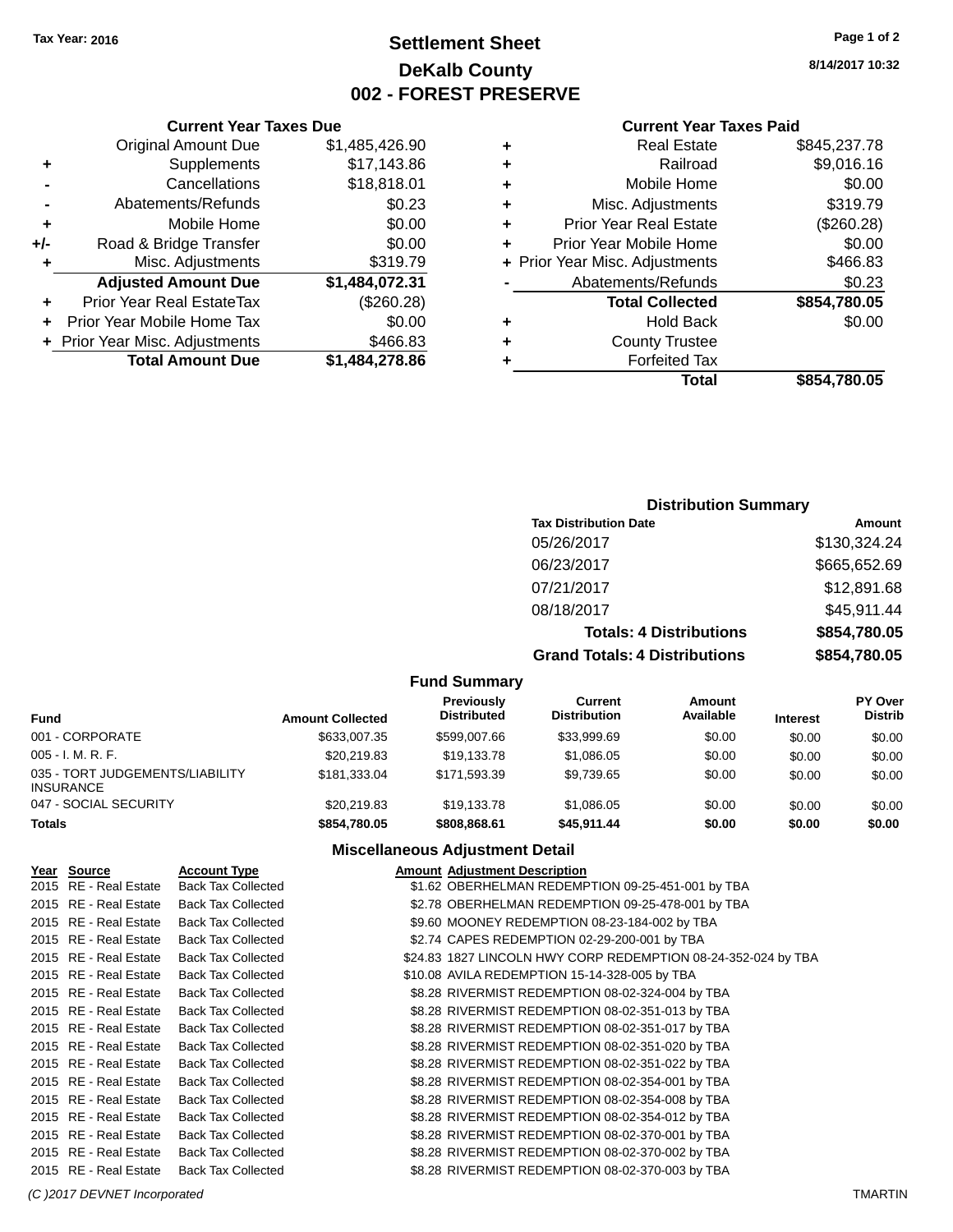Tax Year: 2016

# Settlement Sheet
## DeKalb County
## 002 - FOREST PRESERVE

8/14/2017 10:32

### Current Year Taxes Due

| | | |
|---|---|---|
| | Original Amount Due | $1,485,426.90 |
| + | Supplements | $17,143.86 |
| - | Cancellations | $18,818.01 |
| - | Abatements/Refunds | $0.23 |
| + | Mobile Home | $0.00 |
| +/- | Road & Bridge Transfer | $0.00 |
| + | Misc. Adjustments | $319.79 |
| | **Adjusted Amount Due** | **$1,484,072.31** |
| + | Prior Year Real EstateTax | ($260.28) |
| + | Prior Year Mobile Home Tax | $0.00 |
| + | Prior Year Misc. Adjustments | $466.83 |
| | **Total Amount Due** | **$1,484,278.86** |

### Current Year Taxes Paid

| | | |
|---|---|---|
| + | Real Estate | $845,237.78 |
| + | Railroad | $9,016.16 |
| + | Mobile Home | $0.00 |
| + | Misc. Adjustments | $319.79 |
| + | Prior Year Real Estate | ($260.28) |
| + | Prior Year Mobile Home | $0.00 |
| + | Prior Year Misc. Adjustments | $466.83 |
| - | Abatements/Refunds | $0.23 |
| | **Total Collected** | **$854,780.05** |
| + | Hold Back | $0.00 |
| + | County Trustee | |
| + | Forfeited Tax | |
| | **Total** | **$854,780.05** |

### Distribution Summary

| Tax Distribution Date | Amount |
|---|---|
| 05/26/2017 | $130,324.24 |
| 06/23/2017 | $665,652.69 |
| 07/21/2017 | $12,891.68 |
| 08/18/2017 | $45,911.44 |
| **Totals: 4 Distributions** | **$854,780.05** |
| **Grand Totals: 4 Distributions** | **$854,780.05** |

### Fund Summary

| Fund | Amount Collected | Previously Distributed | Current Distribution | Amount Available | Interest | PY Over Distrib |
|---|---|---|---|---|---|---|
| 001 - CORPORATE | $633,007.35 | $599,007.66 | $33,999.69 | $0.00 | $0.00 | $0.00 |
| 005 - I. M. R. F. | $20,219.83 | $19,133.78 | $1,086.05 | $0.00 | $0.00 | $0.00 |
| 035 - TORT JUDGEMENTS/LIABILITY INSURANCE | $181,333.04 | $171,593.39 | $9,739.65 | $0.00 | $0.00 | $0.00 |
| 047 - SOCIAL SECURITY | $20,219.83 | $19,133.78 | $1,086.05 | $0.00 | $0.00 | $0.00 |
| **Totals** | **$854,780.05** | **$808,868.61** | **$45,911.44** | **$0.00** | **$0.00** | **$0.00** |

### Miscellaneous Adjustment Detail

| Year | Source | Account Type | Amount | Adjustment Description |
|---|---|---|---|---|
| 2015 | RE - Real Estate | Back Tax Collected | $1.62 | OBERHELMAN REDEMPTION 09-25-451-001 by TBA |
| 2015 | RE - Real Estate | Back Tax Collected | $2.78 | OBERHELMAN REDEMPTION 09-25-478-001 by TBA |
| 2015 | RE - Real Estate | Back Tax Collected | $9.60 | MOONEY REDEMPTION 08-23-184-002 by TBA |
| 2015 | RE - Real Estate | Back Tax Collected | $2.74 | CAPES REDEMPTION 02-29-200-001 by TBA |
| 2015 | RE - Real Estate | Back Tax Collected | $24.83 | 1827 LINCOLN HWY CORP REDEMPTION 08-24-352-024 by TBA |
| 2015 | RE - Real Estate | Back Tax Collected | $10.08 | AVILA REDEMPTION 15-14-328-005 by TBA |
| 2015 | RE - Real Estate | Back Tax Collected | $8.28 | RIVERMIST REDEMPTION 08-02-324-004 by TBA |
| 2015 | RE - Real Estate | Back Tax Collected | $8.28 | RIVERMIST REDEMPTION 08-02-351-013 by TBA |
| 2015 | RE - Real Estate | Back Tax Collected | $8.28 | RIVERMIST REDEMPTION 08-02-351-017 by TBA |
| 2015 | RE - Real Estate | Back Tax Collected | $8.28 | RIVERMIST REDEMPTION 08-02-351-020 by TBA |
| 2015 | RE - Real Estate | Back Tax Collected | $8.28 | RIVERMIST REDEMPTION 08-02-351-022 by TBA |
| 2015 | RE - Real Estate | Back Tax Collected | $8.28 | RIVERMIST REDEMPTION 08-02-354-001 by TBA |
| 2015 | RE - Real Estate | Back Tax Collected | $8.28 | RIVERMIST REDEMPTION 08-02-354-008 by TBA |
| 2015 | RE - Real Estate | Back Tax Collected | $8.28 | RIVERMIST REDEMPTION 08-02-354-012 by TBA |
| 2015 | RE - Real Estate | Back Tax Collected | $8.28 | RIVERMIST REDEMPTION 08-02-370-001 by TBA |
| 2015 | RE - Real Estate | Back Tax Collected | $8.28 | RIVERMIST REDEMPTION 08-02-370-002 by TBA |
| 2015 | RE - Real Estate | Back Tax Collected | $8.28 | RIVERMIST REDEMPTION 08-02-370-003 by TBA |

(C )2017 DEVNET Incorporated TMARTIN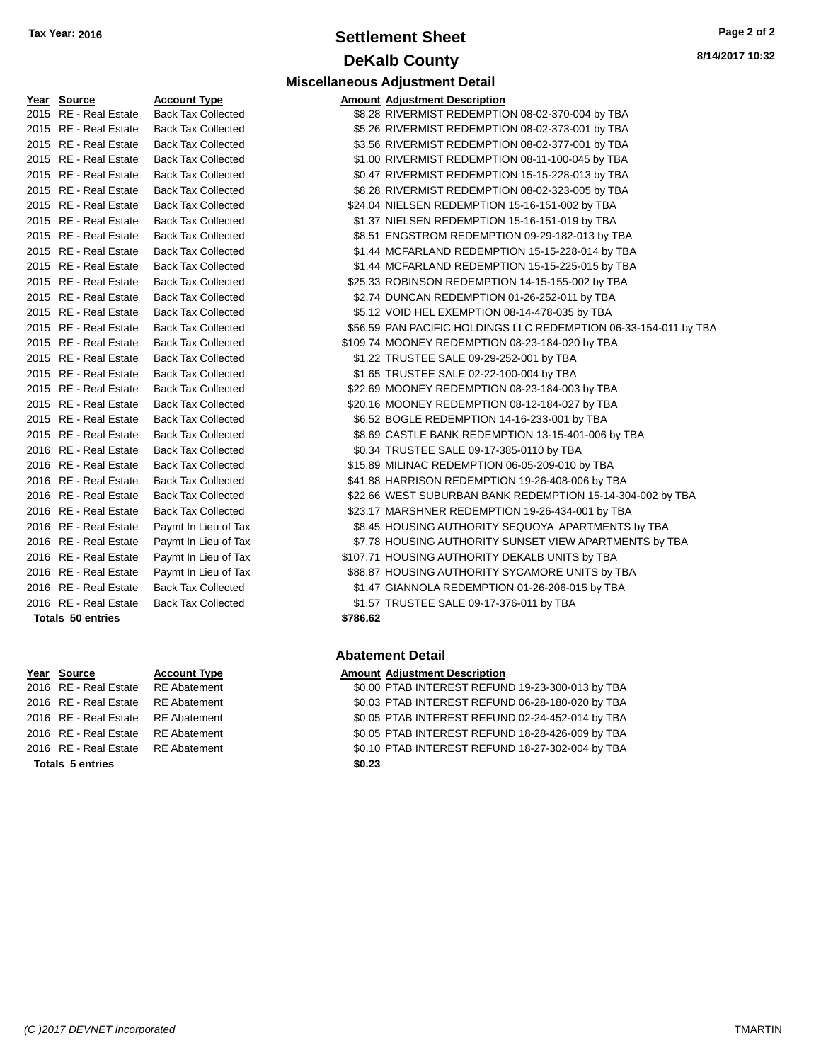# Settlement Sheet

## DeKalb County

Tax Year: 2016

8/14/2017 10:32

### Miscellaneous Adjustment Detail

| Year | Source | Account Type | Amount | Adjustment Description |
|---|---|---|---|---|
| 2015 | RE - Real Estate | Back Tax Collected | $8.28 | RIVERMIST REDEMPTION 08-02-370-004 by TBA |
| 2015 | RE - Real Estate | Back Tax Collected | $5.26 | RIVERMIST REDEMPTION 08-02-373-001 by TBA |
| 2015 | RE - Real Estate | Back Tax Collected | $3.56 | RIVERMIST REDEMPTION 08-02-377-001 by TBA |
| 2015 | RE - Real Estate | Back Tax Collected | $1.00 | RIVERMIST REDEMPTION 08-11-100-045 by TBA |
| 2015 | RE - Real Estate | Back Tax Collected | $0.47 | RIVERMIST REDEMPTION 15-15-228-013 by TBA |
| 2015 | RE - Real Estate | Back Tax Collected | $8.28 | RIVERMIST REDEMPTION 08-02-323-005 by TBA |
| 2015 | RE - Real Estate | Back Tax Collected | $24.04 | NIELSEN REDEMPTION 15-16-151-002 by TBA |
| 2015 | RE - Real Estate | Back Tax Collected | $1.37 | NIELSEN REDEMPTION 15-16-151-019 by TBA |
| 2015 | RE - Real Estate | Back Tax Collected | $8.51 | ENGSTROM REDEMPTION 09-29-182-013 by TBA |
| 2015 | RE - Real Estate | Back Tax Collected | $1.44 | MCFARLAND REDEMPTION 15-15-228-014 by TBA |
| 2015 | RE - Real Estate | Back Tax Collected | $1.44 | MCFARLAND REDEMPTION 15-15-225-015 by TBA |
| 2015 | RE - Real Estate | Back Tax Collected | $25.33 | ROBINSON REDEMPTION 14-15-155-002 by TBA |
| 2015 | RE - Real Estate | Back Tax Collected | $2.74 | DUNCAN REDEMPTION 01-26-252-011 by TBA |
| 2015 | RE - Real Estate | Back Tax Collected | $5.12 | VOID HEL EXEMPTION 08-14-478-035 by TBA |
| 2015 | RE - Real Estate | Back Tax Collected | $56.59 | PAN PACIFIC HOLDINGS LLC REDEMPTION 06-33-154-011 by TBA |
| 2015 | RE - Real Estate | Back Tax Collected | $109.74 | MOONEY REDEMPTION 08-23-184-020 by TBA |
| 2015 | RE - Real Estate | Back Tax Collected | $1.22 | TRUSTEE SALE 09-29-252-001 by TBA |
| 2015 | RE - Real Estate | Back Tax Collected | $1.65 | TRUSTEE SALE 02-22-100-004 by TBA |
| 2015 | RE - Real Estate | Back Tax Collected | $22.69 | MOONEY REDEMPTION 08-23-184-003 by TBA |
| 2015 | RE - Real Estate | Back Tax Collected | $20.16 | MOONEY REDEMPTION 08-12-184-027 by TBA |
| 2015 | RE - Real Estate | Back Tax Collected | $6.52 | BOGLE REDEMPTION 14-16-233-001 by TBA |
| 2015 | RE - Real Estate | Back Tax Collected | $8.69 | CASTLE BANK REDEMPTION 13-15-401-006 by TBA |
| 2016 | RE - Real Estate | Back Tax Collected | $0.34 | TRUSTEE SALE 09-17-385-0110 by TBA |
| 2016 | RE - Real Estate | Back Tax Collected | $15.89 | MILINAC REDEMPTION 06-05-209-010 by TBA |
| 2016 | RE - Real Estate | Back Tax Collected | $41.88 | HARRISON REDEMPTION 19-26-408-006 by TBA |
| 2016 | RE - Real Estate | Back Tax Collected | $22.66 | WEST SUBURBAN BANK REDEMPTION 15-14-304-002 by TBA |
| 2016 | RE - Real Estate | Back Tax Collected | $23.17 | MARSHNER REDEMPTION 19-26-434-001 by TBA |
| 2016 | RE - Real Estate | Paymt In Lieu of Tax | $8.45 | HOUSING AUTHORITY SEQUOYA APARTMENTS by TBA |
| 2016 | RE - Real Estate | Paymt In Lieu of Tax | $7.78 | HOUSING AUTHORITY SUNSET VIEW APARTMENTS by TBA |
| 2016 | RE - Real Estate | Paymt In Lieu of Tax | $107.71 | HOUSING AUTHORITY DEKALB UNITS by TBA |
| 2016 | RE - Real Estate | Paymt In Lieu of Tax | $88.87 | HOUSING AUTHORITY SYCAMORE UNITS by TBA |
| 2016 | RE - Real Estate | Back Tax Collected | $1.47 | GIANNOLA REDEMPTION 01-26-206-015 by TBA |
| 2016 | RE - Real Estate | Back Tax Collected | $1.57 | TRUSTEE SALE 09-17-376-011 by TBA |
| **Totals 50 entries** | | | **$786.62** | |

### Abatement Detail

| Year | Source | Account Type | Amount | Adjustment Description |
|---|---|---|---|---|
| 2016 | RE - Real Estate | RE Abatement | $0.00 | PTAB INTEREST REFUND 19-23-300-013 by TBA |
| 2016 | RE - Real Estate | RE Abatement | $0.03 | PTAB INTEREST REFUND 06-28-180-020 by TBA |
| 2016 | RE - Real Estate | RE Abatement | $0.05 | PTAB INTEREST REFUND 02-24-452-014 by TBA |
| 2016 | RE - Real Estate | RE Abatement | $0.05 | PTAB INTEREST REFUND 18-28-426-009 by TBA |
| 2016 | RE - Real Estate | RE Abatement | $0.10 | PTAB INTEREST REFUND 18-27-302-004 by TBA |
| **Totals 5 entries** | | | **$0.23** | |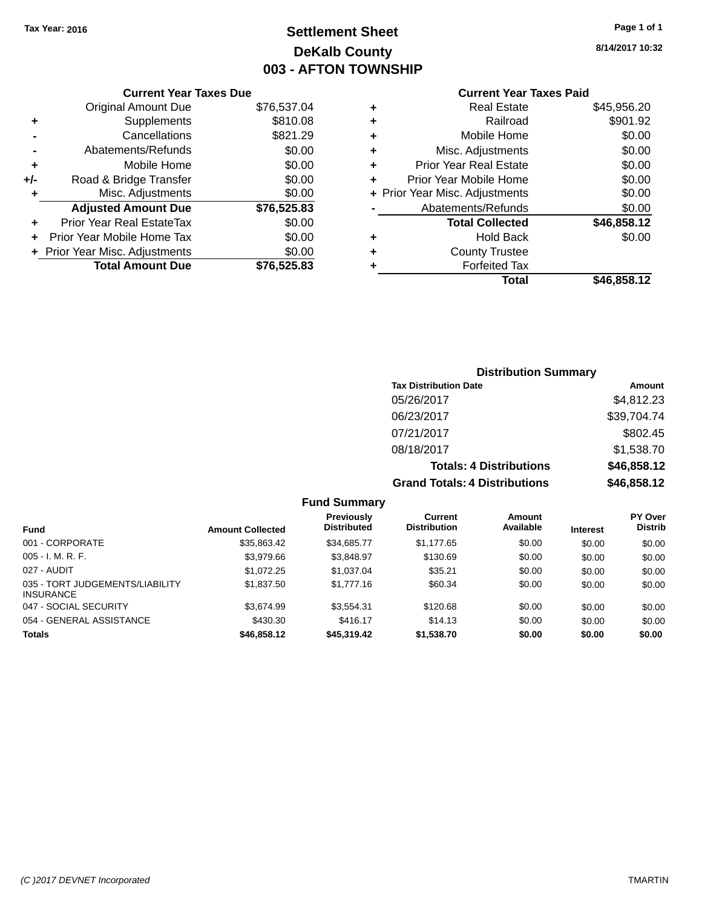Tax Year: 2016

# Settlement Sheet
## DeKalb County
## 003 - AFTON TOWNSHIP

8/14/2017 10:32

### Current Year Taxes Due

| | | |
|---|---|---|
| | Original Amount Due | $76,537.04 |
| + | Supplements | $810.08 |
| - | Cancellations | $821.29 |
| - | Abatements/Refunds | $0.00 |
| + | Mobile Home | $0.00 |
| +/- | Road & Bridge Transfer | $0.00 |
| + | Misc. Adjustments | $0.00 |
| | **Adjusted Amount Due** | **$76,525.83** |
| + | Prior Year Real EstateTax | $0.00 |
| + | Prior Year Mobile Home Tax | $0.00 |
| + | Prior Year Misc. Adjustments | $0.00 |
| | **Total Amount Due** | **$76,525.83** |

### Current Year Taxes Paid

| | | |
|---|---|---|
| + | Real Estate | $45,956.20 |
| + | Railroad | $901.92 |
| + | Mobile Home | $0.00 |
| + | Misc. Adjustments | $0.00 |
| + | Prior Year Real Estate | $0.00 |
| + | Prior Year Mobile Home | $0.00 |
| + | Prior Year Misc. Adjustments | $0.00 |
| - | Abatements/Refunds | $0.00 |
| | **Total Collected** | **$46,858.12** |
| + | Hold Back | $0.00 |
| + | County Trustee | |
| + | Forfeited Tax | |
| | **Total** | **$46,858.12** |

### Distribution Summary

| Tax Distribution Date | Amount |
|---|---|
| 05/26/2017 | $4,812.23 |
| 06/23/2017 | $39,704.74 |
| 07/21/2017 | $802.45 |
| 08/18/2017 | $1,538.70 |
| **Totals: 4 Distributions** | **$46,858.12** |
| **Grand Totals: 4 Distributions** | **$46,858.12** |

### Fund Summary

| Fund | Amount Collected | Previously Distributed | Current Distribution | Amount Available | Interest | PY Over Distrib |
|---|---|---|---|---|---|---|
| 001 - CORPORATE | $35,863.42 | $34,685.77 | $1,177.65 | $0.00 | $0.00 | $0.00 |
| 005 - I. M. R. F. | $3,979.66 | $3,848.97 | $130.69 | $0.00 | $0.00 | $0.00 |
| 027 - AUDIT | $1,072.25 | $1,037.04 | $35.21 | $0.00 | $0.00 | $0.00 |
| 035 - TORT JUDGEMENTS/LIABILITY INSURANCE | $1,837.50 | $1,777.16 | $60.34 | $0.00 | $0.00 | $0.00 |
| 047 - SOCIAL SECURITY | $3,674.99 | $3,554.31 | $120.68 | $0.00 | $0.00 | $0.00 |
| 054 - GENERAL ASSISTANCE | $430.30 | $416.17 | $14.13 | $0.00 | $0.00 | $0.00 |
| **Totals** | **$46,858.12** | **$45,319.42** | **$1,538.70** | **$0.00** | **$0.00** | **$0.00** |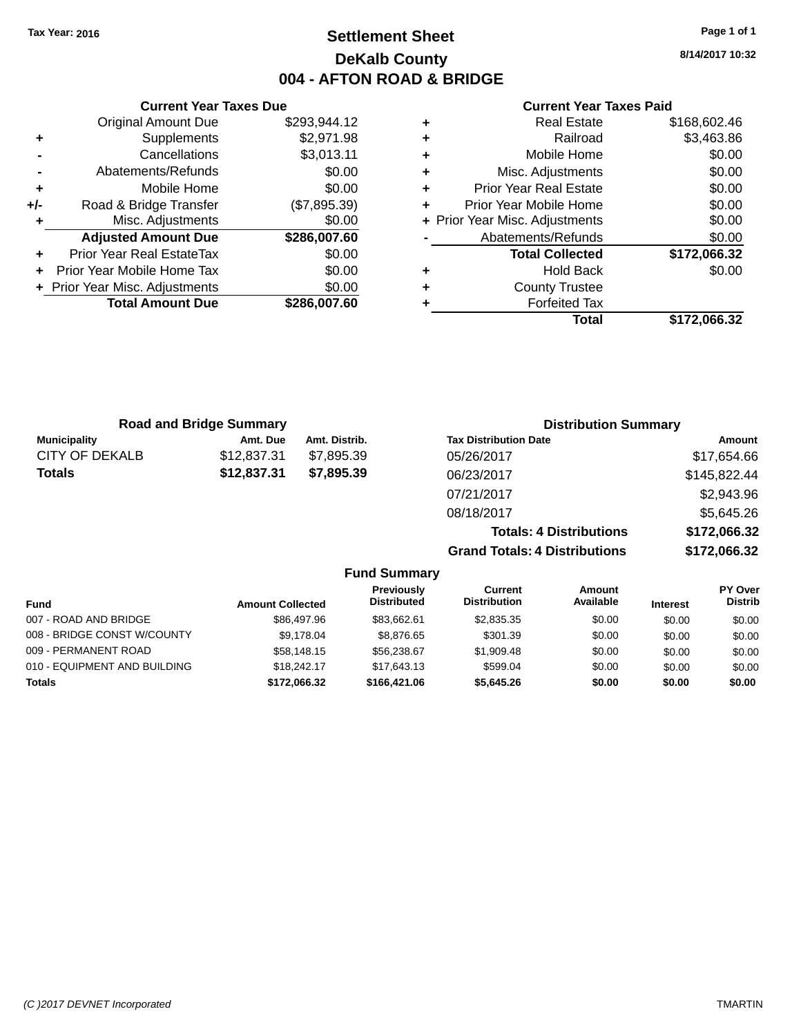Tax Year: 2016

# Settlement Sheet

## DeKalb County

## 004 - AFTON ROAD & BRIDGE

8/14/2017 10:32

### Current Year Taxes Due

| | | |
|---|---|---|
| | Original Amount Due | $293,944.12 |
| + | Supplements | $2,971.98 |
| - | Cancellations | $3,013.11 |
| - | Abatements/Refunds | $0.00 |
| + | Mobile Home | $0.00 |
| +/- | Road & Bridge Transfer | ($7,895.39) |
| + | Misc. Adjustments | $0.00 |
| | **Adjusted Amount Due** | **$286,007.60** |
| + | Prior Year Real EstateTax | $0.00 |
| + | Prior Year Mobile Home Tax | $0.00 |
| + | Prior Year Misc. Adjustments | $0.00 |
| | **Total Amount Due** | **$286,007.60** |

### Current Year Taxes Paid

| | | |
|---|---|---|
| + | Real Estate | $168,602.46 |
| + | Railroad | $3,463.86 |
| + | Mobile Home | $0.00 |
| + | Misc. Adjustments | $0.00 |
| + | Prior Year Real Estate | $0.00 |
| + | Prior Year Mobile Home | $0.00 |
| + | Prior Year Misc. Adjustments | $0.00 |
| - | Abatements/Refunds | $0.00 |
| | **Total Collected** | **$172,066.32** |
| + | Hold Back | $0.00 |
| + | County Trustee | |
| + | Forfeited Tax | |
| | **Total** | **$172,066.32** |

### Road and Bridge Summary

| Municipality | Amt. Due | Amt. Distrib. |
|---|---|---|
| CITY OF DEKALB | $12,837.31 | $7,895.39 |
| **Totals** | **$12,837.31** | **$7,895.39** |

### Distribution Summary

| Tax Distribution Date | Amount |
|---|---|
| 05/26/2017 | $17,654.66 |
| 06/23/2017 | $145,822.44 |
| 07/21/2017 | $2,943.96 |
| 08/18/2017 | $5,645.26 |
| **Totals: 4 Distributions** | **$172,066.32** |
| **Grand Totals: 4 Distributions** | **$172,066.32** |

### Fund Summary

| Fund | Amount Collected | Previously Distributed | Current Distribution | Amount Available | Interest | PY Over Distrib |
|---|---|---|---|---|---|---|
| 007 - ROAD AND BRIDGE | $86,497.96 | $83,662.61 | $2,835.35 | $0.00 | $0.00 | $0.00 |
| 008 - BRIDGE CONST W/COUNTY | $9,178.04 | $8,876.65 | $301.39 | $0.00 | $0.00 | $0.00 |
| 009 - PERMANENT ROAD | $58,148.15 | $56,238.67 | $1,909.48 | $0.00 | $0.00 | $0.00 |
| 010 - EQUIPMENT AND BUILDING | $18,242.17 | $17,643.13 | $599.04 | $0.00 | $0.00 | $0.00 |
| **Totals** | **$172,066.32** | **$166,421.06** | **$5,645.26** | **$0.00** | **$0.00** | **$0.00** |

(C )2017 DEVNET Incorporated TMARTIN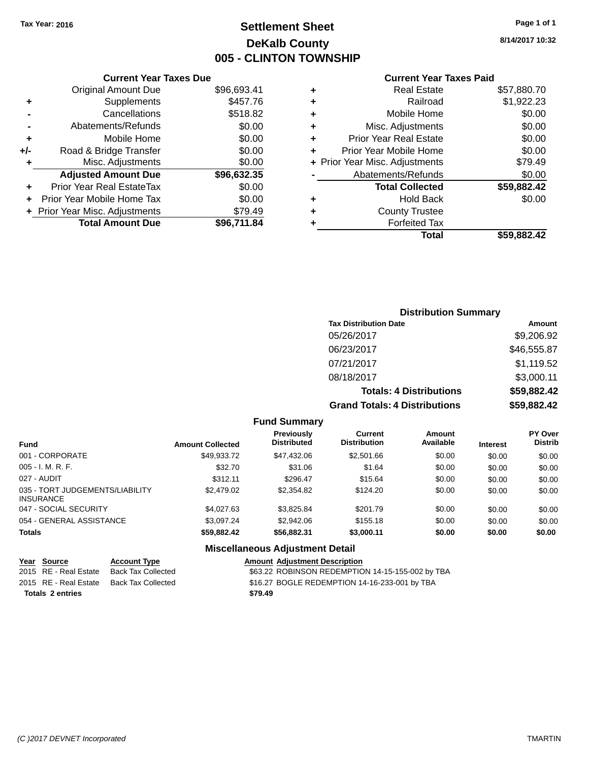Tax Year: 2016

# Settlement Sheet
## DeKalb County
## 005 - CLINTON TOWNSHIP

8/14/2017 10:32

| | Current Year Taxes Due | |
|---|---|---|
| | Original Amount Due | $96,693.41 |
| + | Supplements | $457.76 |
| - | Cancellations | $518.82 |
| - | Abatements/Refunds | $0.00 |
| + | Mobile Home | $0.00 |
| +/- | Road & Bridge Transfer | $0.00 |
| + | Misc. Adjustments | $0.00 |
| | **Adjusted Amount Due** | **$96,632.35** |
| + | Prior Year Real EstateTax | $0.00 |
| + | Prior Year Mobile Home Tax | $0.00 |
| + | Prior Year Misc. Adjustments | $79.49 |
| | **Total Amount Due** | **$96,711.84** |

| | Current Year Taxes Paid | |
|---|---|---|
| + | Real Estate | $57,880.70 |
| + | Railroad | $1,922.23 |
| + | Mobile Home | $0.00 |
| + | Misc. Adjustments | $0.00 |
| + | Prior Year Real Estate | $0.00 |
| + | Prior Year Mobile Home | $0.00 |
| + | Prior Year Misc. Adjustments | $79.49 |
| - | Abatements/Refunds | $0.00 |
| | **Total Collected** | **$59,882.42** |
| + | Hold Back | $0.00 |
| + | County Trustee | |
| + | Forfeited Tax | |
| | **Total** | **$59,882.42** |

### Distribution Summary

| Tax Distribution Date | Amount |
|---|---|
| 05/26/2017 | $9,206.92 |
| 06/23/2017 | $46,555.87 |
| 07/21/2017 | $1,119.52 |
| 08/18/2017 | $3,000.11 |
| **Totals: 4 Distributions** | **$59,882.42** |
| **Grand Totals: 4 Distributions** | **$59,882.42** |

### Fund Summary

| Fund | Amount Collected | Previously Distributed | Current Distribution | Amount Available | Interest | PY Over Distrib |
|---|---|---|---|---|---|---|
| 001 - CORPORATE | $49,933.72 | $47,432.06 | $2,501.66 | $0.00 | $0.00 | $0.00 |
| 005 - I. M. R. F. | $32.70 | $31.06 | $1.64 | $0.00 | $0.00 | $0.00 |
| 027 - AUDIT | $312.11 | $296.47 | $15.64 | $0.00 | $0.00 | $0.00 |
| 035 - TORT JUDGEMENTS/LIABILITY INSURANCE | $2,479.02 | $2,354.82 | $124.20 | $0.00 | $0.00 | $0.00 |
| 047 - SOCIAL SECURITY | $4,027.63 | $3,825.84 | $201.79 | $0.00 | $0.00 | $0.00 |
| 054 - GENERAL ASSISTANCE | $3,097.24 | $2,942.06 | $155.18 | $0.00 | $0.00 | $0.00 |
| **Totals** | **$59,882.42** | **$56,882.31** | **$3,000.11** | **$0.00** | **$0.00** | **$0.00** |

### Miscellaneous Adjustment Detail

| Year | Source | Account Type | Amount | Adjustment Description |
|---|---|---|---|---|
| 2015 | RE - Real Estate | Back Tax Collected | $63.22 | ROBINSON REDEMPTION 14-15-155-002 by TBA |
| 2015 | RE - Real Estate | Back Tax Collected | $16.27 | BOGLE REDEMPTION 14-16-233-001 by TBA |
| **Totals 2 entries** | | | **$79.49** | |

(C )2017 DEVNET Incorporated TMARTIN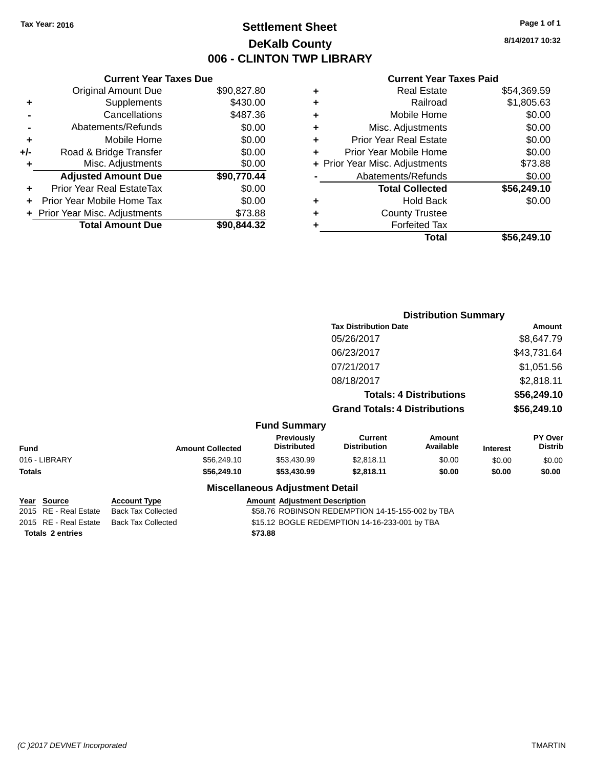Tax Year: 2016

# Settlement Sheet

## DeKalb County

## 006 - CLINTON TWP LIBRARY

8/14/2017 10:32

### Current Year Taxes Due

| | | |
|---|---|---|
| | Original Amount Due | $90,827.80 |
| + | Supplements | $430.00 |
| - | Cancellations | $487.36 |
| - | Abatements/Refunds | $0.00 |
| + | Mobile Home | $0.00 |
| +/- | Road & Bridge Transfer | $0.00 |
| + | Misc. Adjustments | $0.00 |
| | **Adjusted Amount Due** | **$90,770.44** |
| + | Prior Year Real EstateTax | $0.00 |
| + | Prior Year Mobile Home Tax | $0.00 |
| + | Prior Year Misc. Adjustments | $73.88 |
| | **Total Amount Due** | **$90,844.32** |

### Current Year Taxes Paid

| | | |
|---|---|---|
| + | Real Estate | $54,369.59 |
| + | Railroad | $1,805.63 |
| + | Mobile Home | $0.00 |
| + | Misc. Adjustments | $0.00 |
| + | Prior Year Real Estate | $0.00 |
| + | Prior Year Mobile Home | $0.00 |
| + | Prior Year Misc. Adjustments | $73.88 |
| - | Abatements/Refunds | $0.00 |
| | **Total Collected** | **$56,249.10** |
| + | Hold Back | $0.00 |
| + | County Trustee | |
| + | Forfeited Tax | |
| | **Total** | **$56,249.10** |

### Distribution Summary

| Tax Distribution Date | Amount |
|---|---|
| 05/26/2017 | $8,647.79 |
| 06/23/2017 | $43,731.64 |
| 07/21/2017 | $1,051.56 |
| 08/18/2017 | $2,818.11 |
| **Totals: 4 Distributions** | **$56,249.10** |
| **Grand Totals: 4 Distributions** | **$56,249.10** |

### Fund Summary

| Fund | Amount Collected | Previously Distributed | Current Distribution | Amount Available | Interest | PY Over Distrib |
|---|---|---|---|---|---|---|
| 016 - LIBRARY | $56,249.10 | $53,430.99 | $2,818.11 | $0.00 | $0.00 | $0.00 |
| **Totals** | **$56,249.10** | **$53,430.99** | **$2,818.11** | **$0.00** | **$0.00** | **$0.00** |

### Miscellaneous Adjustment Detail

| Year | Source | Account Type | Amount | Adjustment Description |
|---|---|---|---|---|
| 2015 | RE - Real Estate | Back Tax Collected | $58.76 | ROBINSON REDEMPTION 14-15-155-002 by TBA |
| 2015 | RE - Real Estate | Back Tax Collected | $15.12 | BOGLE REDEMPTION 14-16-233-001 by TBA |
| **Totals 2 entries** | | | **$73.88** | |

(C )2017 DEVNET Incorporated

TMARTIN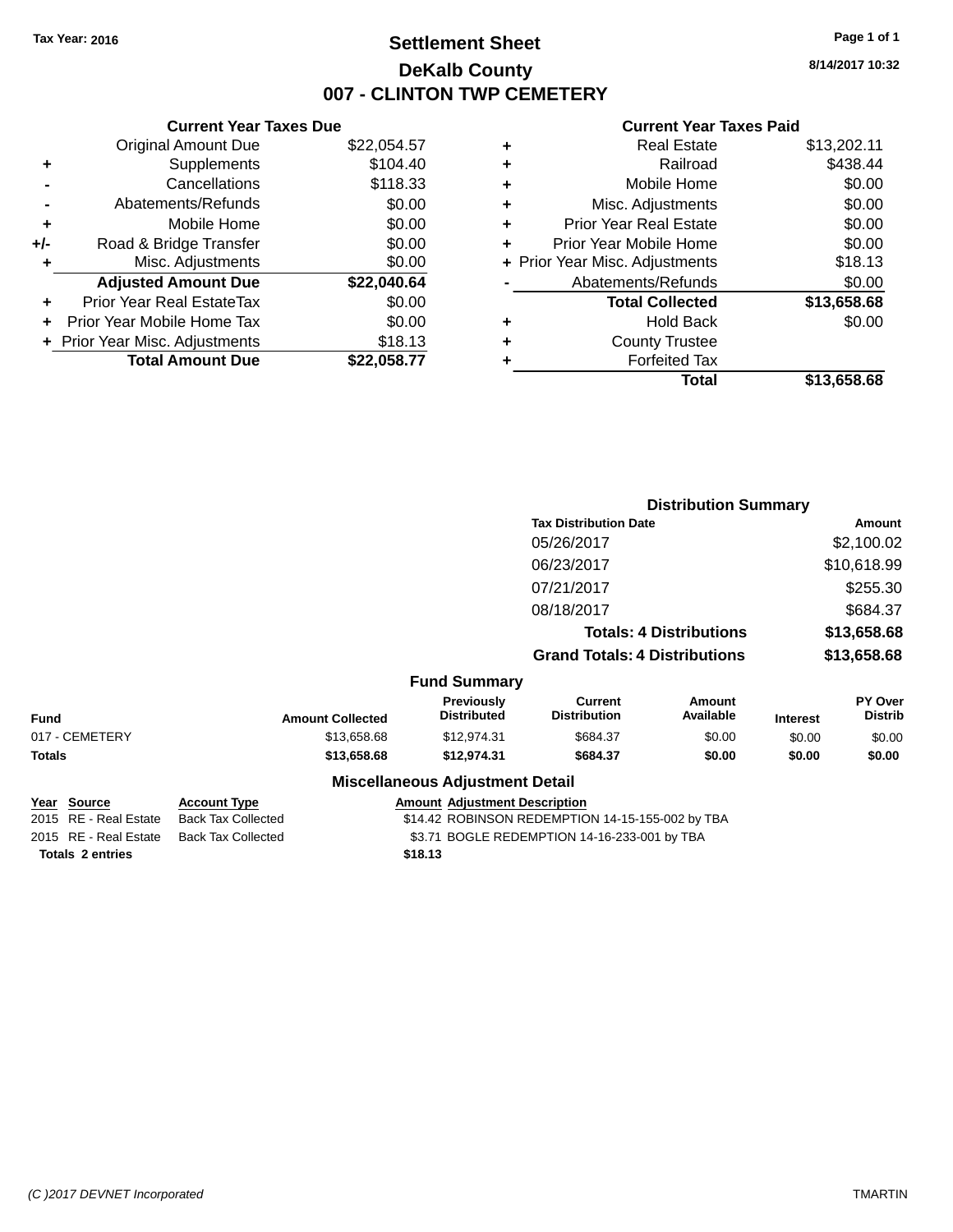Tax Year: 2016

# Settlement Sheet

## DeKalb County

## 007 - CLINTON TWP CEMETERY

8/14/2017 10:32

### Current Year Taxes Due

| | | |
|---|---|---|
| | Original Amount Due | $22,054.57 |
| + | Supplements | $104.40 |
| - | Cancellations | $118.33 |
| - | Abatements/Refunds | $0.00 |
| + | Mobile Home | $0.00 |
| +/- | Road & Bridge Transfer | $0.00 |
| + | Misc. Adjustments | $0.00 |
| | **Adjusted Amount Due** | **$22,040.64** |
| + | Prior Year Real EstateTax | $0.00 |
| + | Prior Year Mobile Home Tax | $0.00 |
| + | Prior Year Misc. Adjustments | $18.13 |
| | **Total Amount Due** | **$22,058.77** |

### Current Year Taxes Paid

| | | |
|---|---|---|
| + | Real Estate | $13,202.11 |
| + | Railroad | $438.44 |
| + | Mobile Home | $0.00 |
| + | Misc. Adjustments | $0.00 |
| + | Prior Year Real Estate | $0.00 |
| + | Prior Year Mobile Home | $0.00 |
| + | Prior Year Misc. Adjustments | $18.13 |
| - | Abatements/Refunds | $0.00 |
| | **Total Collected** | **$13,658.68** |
| + | Hold Back | $0.00 |
| + | County Trustee | |
| + | Forfeited Tax | |
| | **Total** | **$13,658.68** |

### Distribution Summary

| Tax Distribution Date | Amount |
|---|---|
| 05/26/2017 | $2,100.02 |
| 06/23/2017 | $10,618.99 |
| 07/21/2017 | $255.30 |
| 08/18/2017 | $684.37 |
| **Totals: 4 Distributions** | **$13,658.68** |
| **Grand Totals: 4 Distributions** | **$13,658.68** |

### Fund Summary

| Fund | Amount Collected | Previously Distributed | Current Distribution | Amount Available | Interest | PY Over Distrib |
|---|---|---|---|---|---|---|
| 017 - CEMETERY | $13,658.68 | $12,974.31 | $684.37 | $0.00 | $0.00 | $0.00 |
| **Totals** | **$13,658.68** | **$12,974.31** | **$684.37** | **$0.00** | **$0.00** | **$0.00** |

### Miscellaneous Adjustment Detail

| Year | Source | Account Type | Amount | Adjustment Description |
|---|---|---|---|---|
| 2015 | RE - Real Estate | Back Tax Collected | $14.42 | ROBINSON REDEMPTION 14-15-155-002 by TBA |
| 2015 | RE - Real Estate | Back Tax Collected | $3.71 | BOGLE REDEMPTION 14-16-233-001 by TBA |
| **Totals 2 entries** | | | **$18.13** | |

(C )2017 DEVNET Incorporated TMARTIN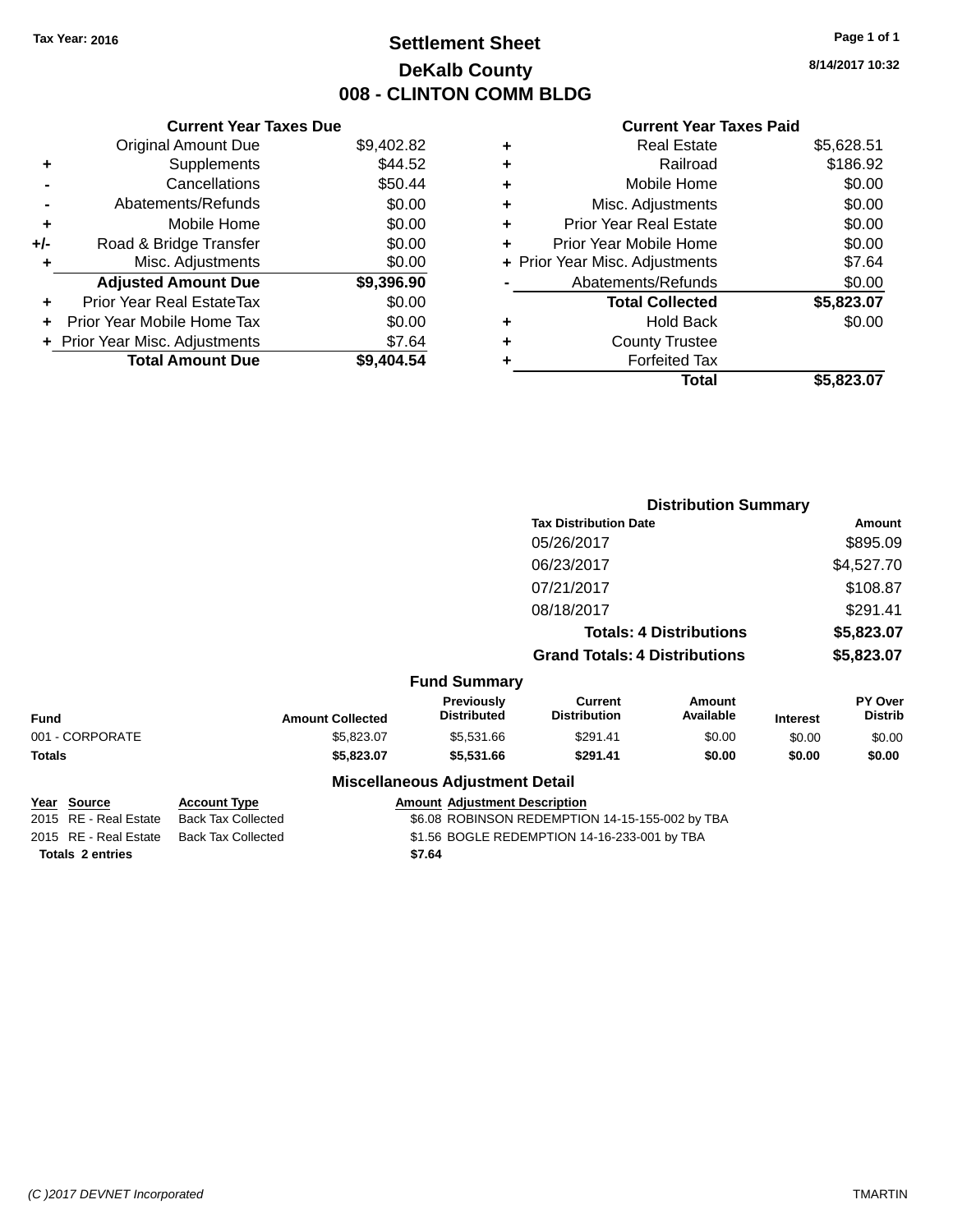Tax Year: 2016

# Settlement Sheet
## DeKalb County
## 008 - CLINTON COMM BLDG

8/14/2017 10:32

### Current Year Taxes Due

| | | |
|---|---|---|
| | Original Amount Due | $9,402.82 |
| + | Supplements | $44.52 |
| - | Cancellations | $50.44 |
| - | Abatements/Refunds | $0.00 |
| + | Mobile Home | $0.00 |
| +/- | Road & Bridge Transfer | $0.00 |
| + | Misc. Adjustments | $0.00 |
| | **Adjusted Amount Due** | **$9,396.90** |
| + | Prior Year Real EstateTax | $0.00 |
| + | Prior Year Mobile Home Tax | $0.00 |
| + | Prior Year Misc. Adjustments | $7.64 |
| | **Total Amount Due** | **$9,404.54** |

### Current Year Taxes Paid

| | | |
|---|---|---|
| + | Real Estate | $5,628.51 |
| + | Railroad | $186.92 |
| + | Mobile Home | $0.00 |
| + | Misc. Adjustments | $0.00 |
| + | Prior Year Real Estate | $0.00 |
| + | Prior Year Mobile Home | $0.00 |
| + | Prior Year Misc. Adjustments | $7.64 |
| - | Abatements/Refunds | $0.00 |
| | **Total Collected** | **$5,823.07** |
| + | Hold Back | $0.00 |
| + | County Trustee | |
| + | Forfeited Tax | |
| | **Total** | **$5,823.07** |

### Distribution Summary

| Tax Distribution Date | Amount |
|---|---|
| 05/26/2017 | $895.09 |
| 06/23/2017 | $4,527.70 |
| 07/21/2017 | $108.87 |
| 08/18/2017 | $291.41 |
| **Totals: 4 Distributions** | **$5,823.07** |
| **Grand Totals: 4 Distributions** | **$5,823.07** |

### Fund Summary

| Fund | Amount Collected | Previously Distributed | Current Distribution | Amount Available | Interest | PY Over Distrib |
|---|---|---|---|---|---|---|
| 001 - CORPORATE | $5,823.07 | $5,531.66 | $291.41 | $0.00 | $0.00 | $0.00 |
| **Totals** | **$5,823.07** | **$5,531.66** | **$291.41** | **$0.00** | **$0.00** | **$0.00** |

### Miscellaneous Adjustment Detail

| Year | Source | Account Type | Amount | Adjustment Description |
|---|---|---|---|---|
| 2015 | RE - Real Estate | Back Tax Collected | $6.08 | ROBINSON REDEMPTION 14-15-155-002 by TBA |
| 2015 | RE - Real Estate | Back Tax Collected | $1.56 | BOGLE REDEMPTION 14-16-233-001 by TBA |
| **Totals** | **2 entries** | | **$7.64** | |

(C )2017 DEVNET Incorporated TMARTIN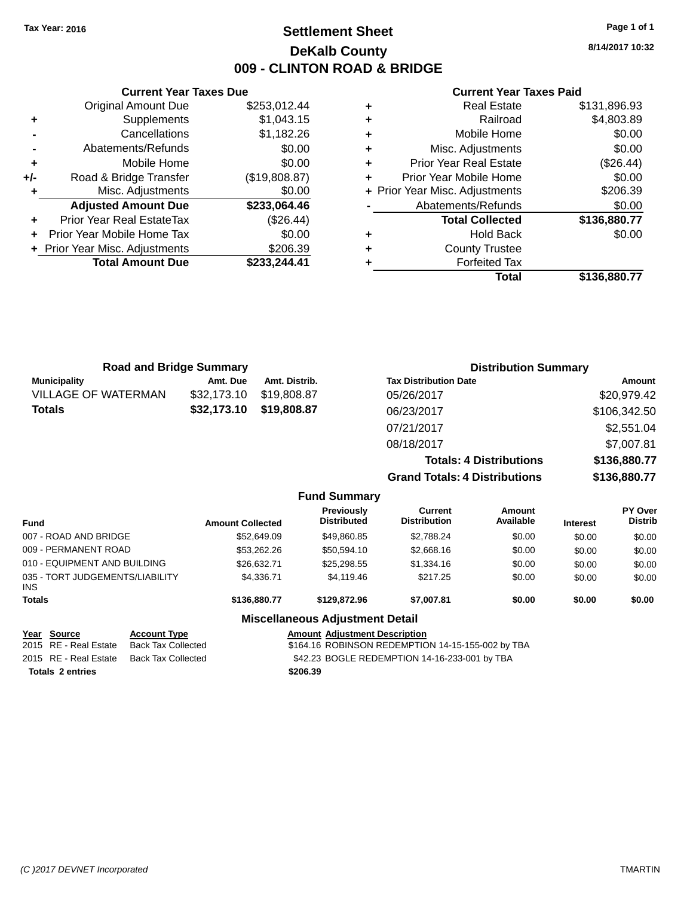Tax Year: 2016

# Settlement Sheet

## DeKalb County

## 009 - CLINTON ROAD & BRIDGE

8/14/2017 10:32

### Current Year Taxes Due

| | | |
|---|---|---|
| | Original Amount Due | $253,012.44 |
| + | Supplements | $1,043.15 |
| - | Cancellations | $1,182.26 |
| - | Abatements/Refunds | $0.00 |
| + | Mobile Home | $0.00 |
| +/- | Road & Bridge Transfer | ($19,808.87) |
| + | Misc. Adjustments | $0.00 |
| | **Adjusted Amount Due** | **$233,064.46** |
| + | Prior Year Real EstateTax | ($26.44) |
| + | Prior Year Mobile Home Tax | $0.00 |
| + | Prior Year Misc. Adjustments | $206.39 |
| | **Total Amount Due** | **$233,244.41** |

### Current Year Taxes Paid

| | | |
|---|---|---|
| + | Real Estate | $131,896.93 |
| + | Railroad | $4,803.89 |
| + | Mobile Home | $0.00 |
| + | Misc. Adjustments | $0.00 |
| + | Prior Year Real Estate | ($26.44) |
| + | Prior Year Mobile Home | $0.00 |
| + | Prior Year Misc. Adjustments | $206.39 |
| - | Abatements/Refunds | $0.00 |
| | **Total Collected** | **$136,880.77** |
| + | Hold Back | $0.00 |
| + | County Trustee | |
| + | Forfeited Tax | |
| | **Total** | **$136,880.77** |

### Road and Bridge Summary

| Municipality | Amt. Due | Amt. Distrib. |
|---|---|---|
| VILLAGE OF WATERMAN | $32,173.10 | $19,808.87 |
| **Totals** | **$32,173.10** | **$19,808.87** |

### Distribution Summary

| Tax Distribution Date | Amount |
|---|---|
| 05/26/2017 | $20,979.42 |
| 06/23/2017 | $106,342.50 |
| 07/21/2017 | $2,551.04 |
| 08/18/2017 | $7,007.81 |
| **Totals: 4 Distributions** | **$136,880.77** |
| **Grand Totals: 4 Distributions** | **$136,880.77** |

### Fund Summary

| Fund | Amount Collected | Previously Distributed | Current Distribution | Amount Available | Interest | PY Over Distrib |
|---|---|---|---|---|---|---|
| 007 - ROAD AND BRIDGE | $52,649.09 | $49,860.85 | $2,788.24 | $0.00 | $0.00 | $0.00 |
| 009 - PERMANENT ROAD | $53,262.26 | $50,594.10 | $2,668.16 | $0.00 | $0.00 | $0.00 |
| 010 - EQUIPMENT AND BUILDING | $26,632.71 | $25,298.55 | $1,334.16 | $0.00 | $0.00 | $0.00 |
| 035 - TORT JUDGEMENTS/LIABILITY INS | $4,336.71 | $4,119.46 | $217.25 | $0.00 | $0.00 | $0.00 |
| **Totals** | **$136,880.77** | **$129,872.96** | **$7,007.81** | **$0.00** | **$0.00** | **$0.00** |

### Miscellaneous Adjustment Detail

| Year | Source | Account Type | Amount | Adjustment Description |
|---|---|---|---|---|
| 2015 | RE - Real Estate | Back Tax Collected | $164.16 | ROBINSON REDEMPTION 14-15-155-002 by TBA |
| 2015 | RE - Real Estate | Back Tax Collected | $42.23 | BOGLE REDEMPTION 14-16-233-001 by TBA |
| **Totals 2 entries** | | | **$206.39** | |

(C )2017 DEVNET Incorporated TMARTIN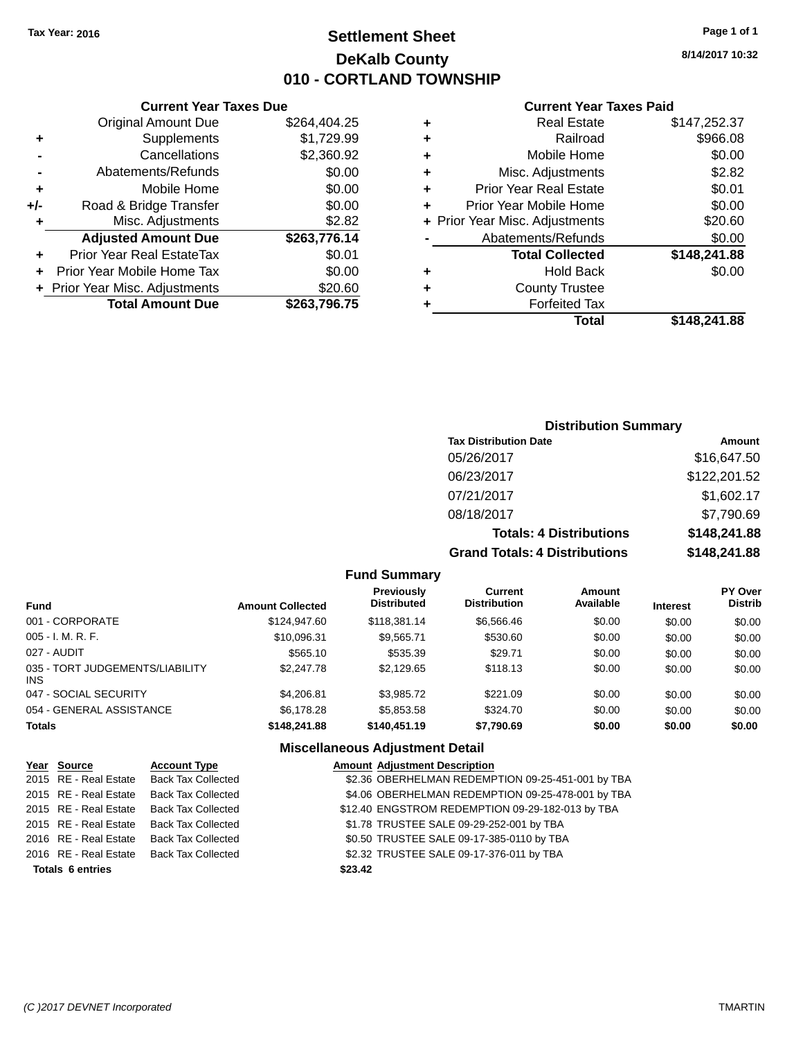Tax Year: 2016

# Settlement Sheet

## DeKalb County

## 010 - CORTLAND TOWNSHIP

8/14/2017 10:32

### Current Year Taxes Due

| | | |
|---|---|---|
| | Original Amount Due | $264,404.25 |
| + | Supplements | $1,729.99 |
| - | Cancellations | $2,360.92 |
| - | Abatements/Refunds | $0.00 |
| + | Mobile Home | $0.00 |
| +/- | Road & Bridge Transfer | $0.00 |
| + | Misc. Adjustments | $2.82 |
| | **Adjusted Amount Due** | **$263,776.14** |
| + | Prior Year Real EstateTax | $0.01 |
| + | Prior Year Mobile Home Tax | $0.00 |
| + | Prior Year Misc. Adjustments | $20.60 |
| | **Total Amount Due** | **$263,796.75** |

### Current Year Taxes Paid

| | | |
|---|---|---|
| + | Real Estate | $147,252.37 |
| + | Railroad | $966.08 |
| + | Mobile Home | $0.00 |
| + | Misc. Adjustments | $2.82 |
| + | Prior Year Real Estate | $0.01 |
| + | Prior Year Mobile Home | $0.00 |
| + | Prior Year Misc. Adjustments | $20.60 |
| - | Abatements/Refunds | $0.00 |
| | **Total Collected** | **$148,241.88** |
| + | Hold Back | $0.00 |
| + | County Trustee | |
| + | Forfeited Tax | |
| | **Total** | **$148,241.88** |

### Distribution Summary

| Tax Distribution Date | Amount |
|---|---|
| 05/26/2017 | $16,647.50 |
| 06/23/2017 | $122,201.52 |
| 07/21/2017 | $1,602.17 |
| 08/18/2017 | $7,790.69 |
| **Totals: 4 Distributions** | **$148,241.88** |
| **Grand Totals: 4 Distributions** | **$148,241.88** |

### Fund Summary

| Fund | Amount Collected | Previously Distributed | Current Distribution | Amount Available | Interest | PY Over Distrib |
|---|---|---|---|---|---|---|
| 001 - CORPORATE | $124,947.60 | $118,381.14 | $6,566.46 | $0.00 | $0.00 | $0.00 |
| 005 - I. M. R. F. | $10,096.31 | $9,565.71 | $530.60 | $0.00 | $0.00 | $0.00 |
| 027 - AUDIT | $565.10 | $535.39 | $29.71 | $0.00 | $0.00 | $0.00 |
| 035 - TORT JUDGEMENTS/LIABILITY INS | $2,247.78 | $2,129.65 | $118.13 | $0.00 | $0.00 | $0.00 |
| 047 - SOCIAL SECURITY | $4,206.81 | $3,985.72 | $221.09 | $0.00 | $0.00 | $0.00 |
| 054 - GENERAL ASSISTANCE | $6,178.28 | $5,853.58 | $324.70 | $0.00 | $0.00 | $0.00 |
| **Totals** | **$148,241.88** | **$140,451.19** | **$7,790.69** | **$0.00** | **$0.00** | **$0.00** |

### Miscellaneous Adjustment Detail

| Year | Source | Account Type | Amount | Adjustment Description |
|---|---|---|---|---|
| 2015 | RE - Real Estate | Back Tax Collected | $2.36 | OBERHELMAN REDEMPTION 09-25-451-001 by TBA |
| 2015 | RE - Real Estate | Back Tax Collected | $4.06 | OBERHELMAN REDEMPTION 09-25-478-001 by TBA |
| 2015 | RE - Real Estate | Back Tax Collected | $12.40 | ENGSTROM REDEMPTION 09-29-182-013 by TBA |
| 2015 | RE - Real Estate | Back Tax Collected | $1.78 | TRUSTEE SALE 09-29-252-001 by TBA |
| 2016 | RE - Real Estate | Back Tax Collected | $0.50 | TRUSTEE SALE 09-17-385-0110 by TBA |
| 2016 | RE - Real Estate | Back Tax Collected | $2.32 | TRUSTEE SALE 09-17-376-011 by TBA |
| **Totals 6 entries** | | | **$23.42** | |

(C )2017 DEVNET Incorporated — TMARTIN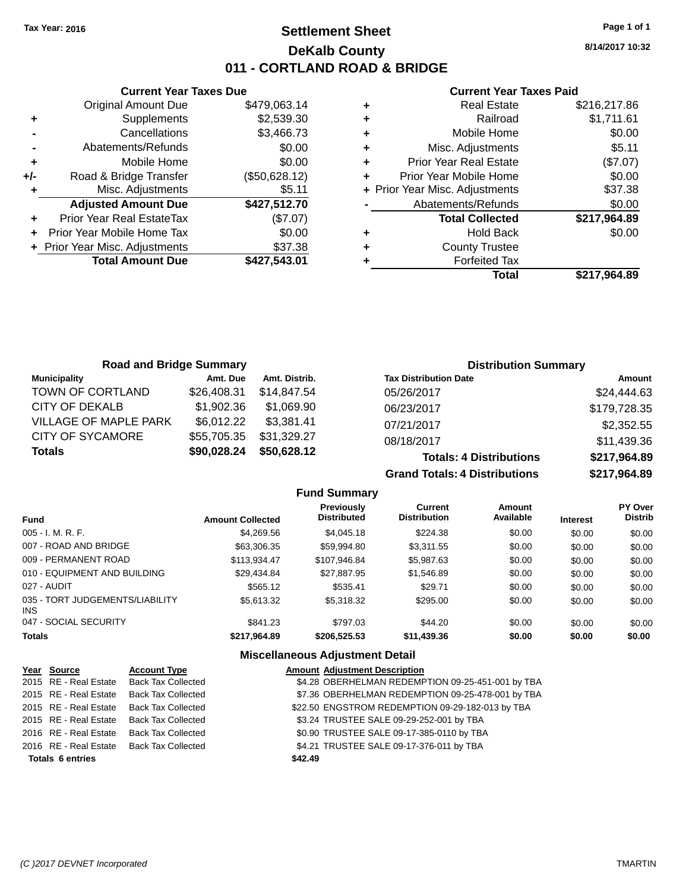Tax Year: 2016

# Settlement Sheet

## DeKalb County

## 011 - CORTLAND ROAD & BRIDGE

8/14/2017 10:32

### Current Year Taxes Due

| | | |
|---|---|---|
| | Original Amount Due | $479,063.14 |
| + | Supplements | $2,539.30 |
| - | Cancellations | $3,466.73 |
| - | Abatements/Refunds | $0.00 |
| + | Mobile Home | $0.00 |
| +/- | Road & Bridge Transfer | ($50,628.12) |
| + | Misc. Adjustments | $5.11 |
| | **Adjusted Amount Due** | **$427,512.70** |
| + | Prior Year Real EstateTax | ($7.07) |
| + | Prior Year Mobile Home Tax | $0.00 |
| + | Prior Year Misc. Adjustments | $37.38 |
| | **Total Amount Due** | **$427,543.01** |

### Current Year Taxes Paid

| | | |
|---|---|---|
| + | Real Estate | $216,217.86 |
| + | Railroad | $1,711.61 |
| + | Mobile Home | $0.00 |
| + | Misc. Adjustments | $5.11 |
| + | Prior Year Real Estate | ($7.07) |
| + | Prior Year Mobile Home | $0.00 |
| + | Prior Year Misc. Adjustments | $37.38 |
| - | Abatements/Refunds | $0.00 |
| | **Total Collected** | **$217,964.89** |
| + | Hold Back | $0.00 |
| + | County Trustee | |
| + | Forfeited Tax | |
| | **Total** | **$217,964.89** |

### Road and Bridge Summary

| Municipality | Amt. Due | Amt. Distrib. |
|---|---|---|
| TOWN OF CORTLAND | $26,408.31 | $14,847.54 |
| CITY OF DEKALB | $1,902.36 | $1,069.90 |
| VILLAGE OF MAPLE PARK | $6,012.22 | $3,381.41 |
| CITY OF SYCAMORE | $55,705.35 | $31,329.27 |
| **Totals** | **$90,028.24** | **$50,628.12** |

### Distribution Summary

| Tax Distribution Date | Amount |
|---|---|
| 05/26/2017 | $24,444.63 |
| 06/23/2017 | $179,728.35 |
| 07/21/2017 | $2,352.55 |
| 08/18/2017 | $11,439.36 |
| **Totals: 4 Distributions** | **$217,964.89** |
| **Grand Totals: 4 Distributions** | **$217,964.89** |

### Fund Summary

| Fund | Amount Collected | Previously Distributed | Current Distribution | Amount Available | Interest | PY Over Distrib |
|---|---|---|---|---|---|---|
| 005 - I. M. R. F. | $4,269.56 | $4,045.18 | $224.38 | $0.00 | $0.00 | $0.00 |
| 007 - ROAD AND BRIDGE | $63,306.35 | $59,994.80 | $3,311.55 | $0.00 | $0.00 | $0.00 |
| 009 - PERMANENT ROAD | $113,934.47 | $107,946.84 | $5,987.63 | $0.00 | $0.00 | $0.00 |
| 010 - EQUIPMENT AND BUILDING | $29,434.84 | $27,887.95 | $1,546.89 | $0.00 | $0.00 | $0.00 |
| 027 - AUDIT | $565.12 | $535.41 | $29.71 | $0.00 | $0.00 | $0.00 |
| 035 - TORT JUDGEMENTS/LIABILITY INS | $5,613.32 | $5,318.32 | $295.00 | $0.00 | $0.00 | $0.00 |
| 047 - SOCIAL SECURITY | $841.23 | $797.03 | $44.20 | $0.00 | $0.00 | $0.00 |
| **Totals** | **$217,964.89** | **$206,525.53** | **$11,439.36** | **$0.00** | **$0.00** | **$0.00** |

### Miscellaneous Adjustment Detail

| Year | Source | Account Type | Amount | Adjustment Description |
|---|---|---|---|---|
| 2015 | RE - Real Estate | Back Tax Collected | $4.28 | OBERHELMAN REDEMPTION 09-25-451-001 by TBA |
| 2015 | RE - Real Estate | Back Tax Collected | $7.36 | OBERHELMAN REDEMPTION 09-25-478-001 by TBA |
| 2015 | RE - Real Estate | Back Tax Collected | $22.50 | ENGSTROM REDEMPTION 09-29-182-013 by TBA |
| 2015 | RE - Real Estate | Back Tax Collected | $3.24 | TRUSTEE SALE 09-29-252-001 by TBA |
| 2016 | RE - Real Estate | Back Tax Collected | $0.90 | TRUSTEE SALE 09-17-385-0110 by TBA |
| 2016 | RE - Real Estate | Back Tax Collected | $4.21 | TRUSTEE SALE 09-17-376-011 by TBA |
| **Totals 6 entries** | | | **$42.49** | |

(C )2017 DEVNET Incorporated TMARTIN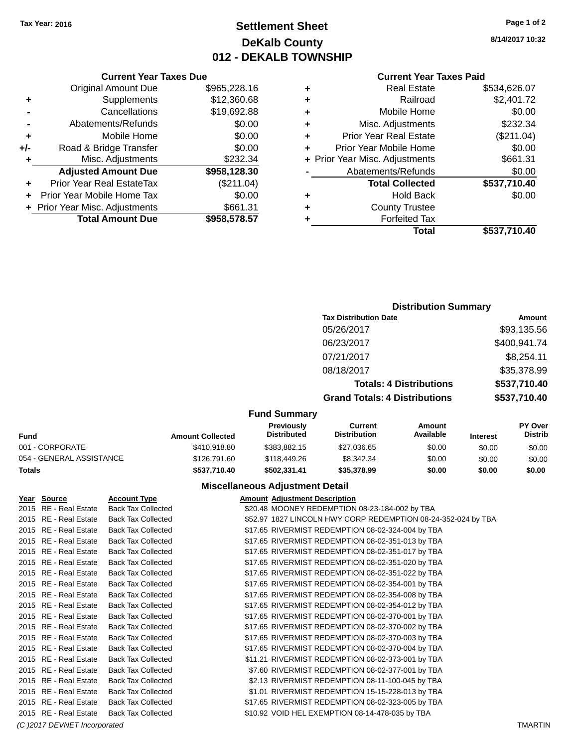Tax Year: 2016

# Settlement Sheet
## DeKalb County
## 012 - DEKALB TOWNSHIP

8/14/2017 10:32

### Current Year Taxes Due

| | | |
|---|---|---|
| | Original Amount Due | $965,228.16 |
| + | Supplements | $12,360.68 |
| - | Cancellations | $19,692.88 |
| - | Abatements/Refunds | $0.00 |
| + | Mobile Home | $0.00 |
| +/- | Road & Bridge Transfer | $0.00 |
| + | Misc. Adjustments | $232.34 |
| | **Adjusted Amount Due** | **$958,128.30** |
| + | Prior Year Real EstateTax | ($211.04) |
| + | Prior Year Mobile Home Tax | $0.00 |
| + | Prior Year Misc. Adjustments | $661.31 |
| | **Total Amount Due** | **$958,578.57** |

### Current Year Taxes Paid

| | | |
|---|---|---|
| + | Real Estate | $534,626.07 |
| + | Railroad | $2,401.72 |
| + | Mobile Home | $0.00 |
| + | Misc. Adjustments | $232.34 |
| + | Prior Year Real Estate | ($211.04) |
| + | Prior Year Mobile Home | $0.00 |
| + | Prior Year Misc. Adjustments | $661.31 |
| - | Abatements/Refunds | $0.00 |
| | **Total Collected** | **$537,710.40** |
| + | Hold Back | $0.00 |
| + | County Trustee | |
| + | Forfeited Tax | |
| | **Total** | **$537,710.40** |

### Distribution Summary

| Tax Distribution Date | Amount |
|---|---|
| 05/26/2017 | $93,135.56 |
| 06/23/2017 | $400,941.74 |
| 07/21/2017 | $8,254.11 |
| 08/18/2017 | $35,378.99 |
| **Totals: 4 Distributions** | **$537,710.40** |
| **Grand Totals: 4 Distributions** | **$537,710.40** |

### Fund Summary

| Fund | Amount Collected | Previously Distributed | Current Distribution | Amount Available | Interest | PY Over Distrib |
|---|---|---|---|---|---|---|
| 001 - CORPORATE | $410,918.80 | $383,882.15 | $27,036.65 | $0.00 | $0.00 | $0.00 |
| 054 - GENERAL ASSISTANCE | $126,791.60 | $118,449.26 | $8,342.34 | $0.00 | $0.00 | $0.00 |
| **Totals** | **$537,710.40** | **$502,331.41** | **$35,378.99** | **$0.00** | **$0.00** | **$0.00** |

### Miscellaneous Adjustment Detail

| Year | Source | Account Type | Amount | Adjustment Description |
|---|---|---|---|---|
| 2015 | RE - Real Estate | Back Tax Collected | $20.48 | MOONEY REDEMPTION 08-23-184-002 by TBA |
| 2015 | RE - Real Estate | Back Tax Collected | $52.97 | 1827 LINCOLN HWY CORP REDEMPTION 08-24-352-024 by TBA |
| 2015 | RE - Real Estate | Back Tax Collected | $17.65 | RIVERMIST REDEMPTION 08-02-324-004 by TBA |
| 2015 | RE - Real Estate | Back Tax Collected | $17.65 | RIVERMIST REDEMPTION 08-02-351-013 by TBA |
| 2015 | RE - Real Estate | Back Tax Collected | $17.65 | RIVERMIST REDEMPTION 08-02-351-017 by TBA |
| 2015 | RE - Real Estate | Back Tax Collected | $17.65 | RIVERMIST REDEMPTION 08-02-351-020 by TBA |
| 2015 | RE - Real Estate | Back Tax Collected | $17.65 | RIVERMIST REDEMPTION 08-02-351-022 by TBA |
| 2015 | RE - Real Estate | Back Tax Collected | $17.65 | RIVERMIST REDEMPTION 08-02-354-001 by TBA |
| 2015 | RE - Real Estate | Back Tax Collected | $17.65 | RIVERMIST REDEMPTION 08-02-354-008 by TBA |
| 2015 | RE - Real Estate | Back Tax Collected | $17.65 | RIVERMIST REDEMPTION 08-02-354-012 by TBA |
| 2015 | RE - Real Estate | Back Tax Collected | $17.65 | RIVERMIST REDEMPTION 08-02-370-001 by TBA |
| 2015 | RE - Real Estate | Back Tax Collected | $17.65 | RIVERMIST REDEMPTION 08-02-370-002 by TBA |
| 2015 | RE - Real Estate | Back Tax Collected | $17.65 | RIVERMIST REDEMPTION 08-02-370-003 by TBA |
| 2015 | RE - Real Estate | Back Tax Collected | $17.65 | RIVERMIST REDEMPTION 08-02-370-004 by TBA |
| 2015 | RE - Real Estate | Back Tax Collected | $11.21 | RIVERMIST REDEMPTION 08-02-373-001 by TBA |
| 2015 | RE - Real Estate | Back Tax Collected | $7.60 | RIVERMIST REDEMPTION 08-02-377-001 by TBA |
| 2015 | RE - Real Estate | Back Tax Collected | $2.13 | RIVERMIST REDEMPTION 08-11-100-045 by TBA |
| 2015 | RE - Real Estate | Back Tax Collected | $1.01 | RIVERMIST REDEMPTION 15-15-228-013 by TBA |
| 2015 | RE - Real Estate | Back Tax Collected | $17.65 | RIVERMIST REDEMPTION 08-02-323-005 by TBA |
| 2015 | RE - Real Estate | Back Tax Collected | $10.92 | VOID HEL EXEMPTION 08-14-478-035 by TBA |

(C )2017 DEVNET Incorporated — TMARTIN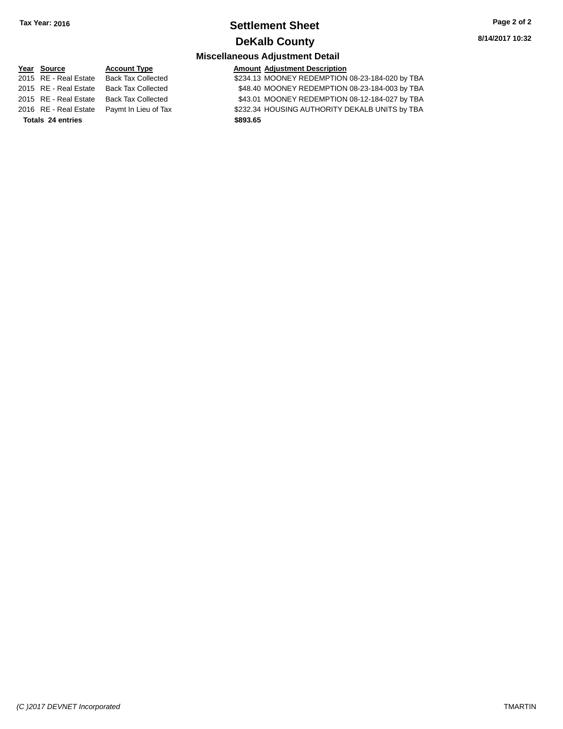Tax Year: 2016

# Settlement Sheet

## DeKalb County

### Miscellaneous Adjustment Detail

8/14/2017 10:32

| Year | Source | Account Type | Amount | Adjustment Description |
|---|---|---|---|---|
| 2015 | RE - Real Estate | Back Tax Collected | $234.13 | MOONEY REDEMPTION 08-23-184-020 by TBA |
| 2015 | RE - Real Estate | Back Tax Collected | $48.40 | MOONEY REDEMPTION 08-23-184-003 by TBA |
| 2015 | RE - Real Estate | Back Tax Collected | $43.01 | MOONEY REDEMPTION 08-12-184-027 by TBA |
| 2016 | RE - Real Estate | Paymt In Lieu of Tax | $232.34 | HOUSING AUTHORITY DEKALB UNITS by TBA |
| **Totals 24 entries** | | | **$893.65** | |

(C )2017 DEVNET Incorporated TMARTIN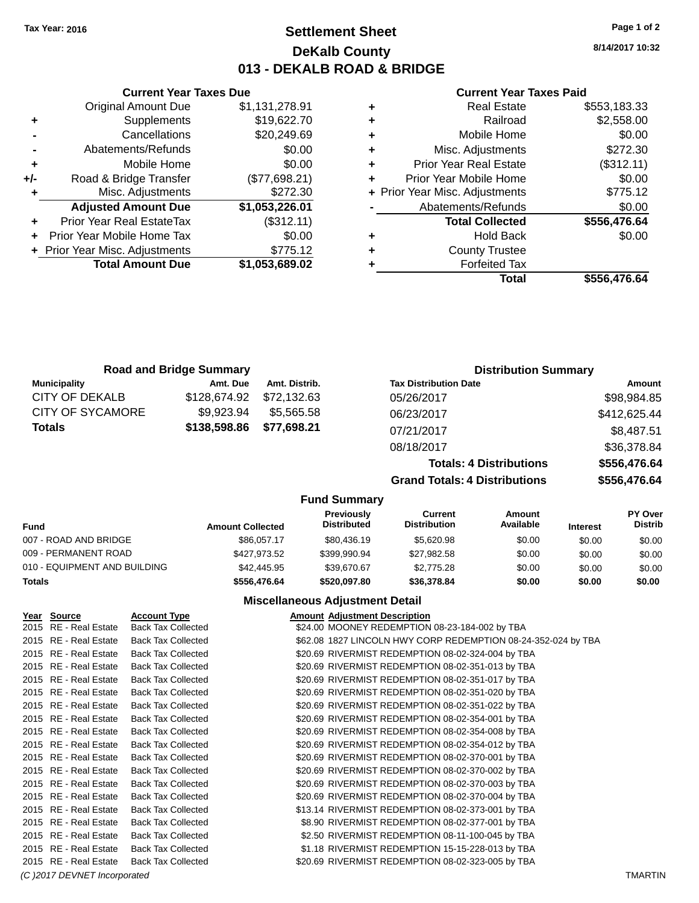Tax Year: 2016

# Settlement Sheet
## DeKalb County
## 013 - DEKALB ROAD & BRIDGE

8/14/2017 10:32

### Current Year Taxes Due

| | | |
|---|---|---|
| | Original Amount Due | $1,131,278.91 |
| + | Supplements | $19,622.70 |
| - | Cancellations | $20,249.69 |
| - | Abatements/Refunds | $0.00 |
| + | Mobile Home | $0.00 |
| +/- | Road & Bridge Transfer | ($77,698.21) |
| + | Misc. Adjustments | $272.30 |
| | **Adjusted Amount Due** | **$1,053,226.01** |
| + | Prior Year Real EstateTax | ($312.11) |
| + | Prior Year Mobile Home Tax | $0.00 |
| + | Prior Year Misc. Adjustments | $775.12 |
| | **Total Amount Due** | **$1,053,689.02** |

### Current Year Taxes Paid

| | | |
|---|---|---|
| + | Real Estate | $553,183.33 |
| + | Railroad | $2,558.00 |
| + | Mobile Home | $0.00 |
| + | Misc. Adjustments | $272.30 |
| + | Prior Year Real Estate | ($312.11) |
| + | Prior Year Mobile Home | $0.00 |
| + | Prior Year Misc. Adjustments | $775.12 |
| - | Abatements/Refunds | $0.00 |
| | **Total Collected** | **$556,476.64** |
| + | Hold Back | $0.00 |
| + | County Trustee | |
| + | Forfeited Tax | |
| | **Total** | **$556,476.64** |

### Road and Bridge Summary

| Municipality | Amt. Due | Amt. Distrib. |
|---|---|---|
| CITY OF DEKALB | $128,674.92 | $72,132.63 |
| CITY OF SYCAMORE | $9,923.94 | $5,565.58 |
| **Totals** | **$138,598.86** | **$77,698.21** |

### Distribution Summary

| Tax Distribution Date | Amount |
|---|---|
| 05/26/2017 | $98,984.85 |
| 06/23/2017 | $412,625.44 |
| 07/21/2017 | $8,487.51 |
| 08/18/2017 | $36,378.84 |
| **Totals: 4 Distributions** | **$556,476.64** |
| **Grand Totals: 4 Distributions** | **$556,476.64** |

### Fund Summary

| Fund | Amount Collected | Previously Distributed | Current Distribution | Amount Available | Interest | PY Over Distrib |
|---|---|---|---|---|---|---|
| 007 - ROAD AND BRIDGE | $86,057.17 | $80,436.19 | $5,620.98 | $0.00 | $0.00 | $0.00 |
| 009 - PERMANENT ROAD | $427,973.52 | $399,990.94 | $27,982.58 | $0.00 | $0.00 | $0.00 |
| 010 - EQUIPMENT AND BUILDING | $42,445.95 | $39,670.67 | $2,775.28 | $0.00 | $0.00 | $0.00 |
| **Totals** | **$556,476.64** | **$520,097.80** | **$36,378.84** | **$0.00** | **$0.00** | **$0.00** |

### Miscellaneous Adjustment Detail

| Year | Source | Account Type | Amount | Adjustment Description |
|---|---|---|---|---|
| 2015 | RE - Real Estate | Back Tax Collected | $24.00 | MOONEY REDEMPTION 08-23-184-002 by TBA |
| 2015 | RE - Real Estate | Back Tax Collected | $62.08 | 1827 LINCOLN HWY CORP REDEMPTION 08-24-352-024 by TBA |
| 2015 | RE - Real Estate | Back Tax Collected | $20.69 | RIVERMIST REDEMPTION 08-02-324-004 by TBA |
| 2015 | RE - Real Estate | Back Tax Collected | $20.69 | RIVERMIST REDEMPTION 08-02-351-013 by TBA |
| 2015 | RE - Real Estate | Back Tax Collected | $20.69 | RIVERMIST REDEMPTION 08-02-351-017 by TBA |
| 2015 | RE - Real Estate | Back Tax Collected | $20.69 | RIVERMIST REDEMPTION 08-02-351-020 by TBA |
| 2015 | RE - Real Estate | Back Tax Collected | $20.69 | RIVERMIST REDEMPTION 08-02-351-022 by TBA |
| 2015 | RE - Real Estate | Back Tax Collected | $20.69 | RIVERMIST REDEMPTION 08-02-354-001 by TBA |
| 2015 | RE - Real Estate | Back Tax Collected | $20.69 | RIVERMIST REDEMPTION 08-02-354-008 by TBA |
| 2015 | RE - Real Estate | Back Tax Collected | $20.69 | RIVERMIST REDEMPTION 08-02-354-012 by TBA |
| 2015 | RE - Real Estate | Back Tax Collected | $20.69 | RIVERMIST REDEMPTION 08-02-370-001 by TBA |
| 2015 | RE - Real Estate | Back Tax Collected | $20.69 | RIVERMIST REDEMPTION 08-02-370-002 by TBA |
| 2015 | RE - Real Estate | Back Tax Collected | $20.69 | RIVERMIST REDEMPTION 08-02-370-003 by TBA |
| 2015 | RE - Real Estate | Back Tax Collected | $20.69 | RIVERMIST REDEMPTION 08-02-370-004 by TBA |
| 2015 | RE - Real Estate | Back Tax Collected | $13.14 | RIVERMIST REDEMPTION 08-02-373-001 by TBA |
| 2015 | RE - Real Estate | Back Tax Collected | $8.90 | RIVERMIST REDEMPTION 08-02-377-001 by TBA |
| 2015 | RE - Real Estate | Back Tax Collected | $2.50 | RIVERMIST REDEMPTION 08-11-100-045 by TBA |
| 2015 | RE - Real Estate | Back Tax Collected | $1.18 | RIVERMIST REDEMPTION 15-15-228-013 by TBA |
| 2015 | RE - Real Estate | Back Tax Collected | $20.69 | RIVERMIST REDEMPTION 08-02-323-005 by TBA |

(C )2017 DEVNET Incorporated TMARTIN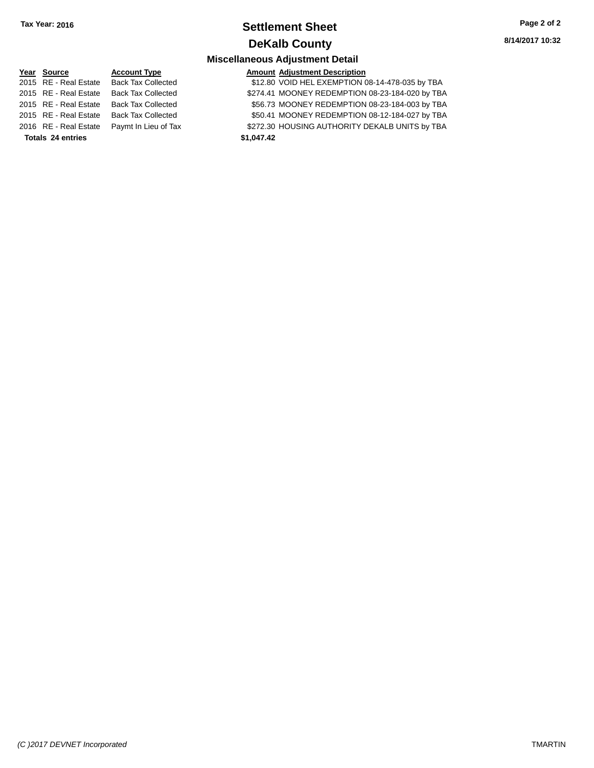**Tax Year: 2016**

# Settlement Sheet

## DeKalb County

8/14/2017 10:32

### Miscellaneous Adjustment Detail

| Year | Source | Account Type | Amount | Adjustment Description |
|---|---|---|---|---|
| 2015 | RE - Real Estate | Back Tax Collected | $12.80 | VOID HEL EXEMPTION 08-14-478-035 by TBA |
| 2015 | RE - Real Estate | Back Tax Collected | $274.41 | MOONEY REDEMPTION 08-23-184-020 by TBA |
| 2015 | RE - Real Estate | Back Tax Collected | $56.73 | MOONEY REDEMPTION 08-23-184-003 by TBA |
| 2015 | RE - Real Estate | Back Tax Collected | $50.41 | MOONEY REDEMPTION 08-12-184-027 by TBA |
| 2016 | RE - Real Estate | Paymt In Lieu of Tax | $272.30 | HOUSING AUTHORITY DEKALB UNITS by TBA |
| **Totals** | **24 entries** | | **$1,047.42** | |

*(C )2017 DEVNET Incorporated* TMARTIN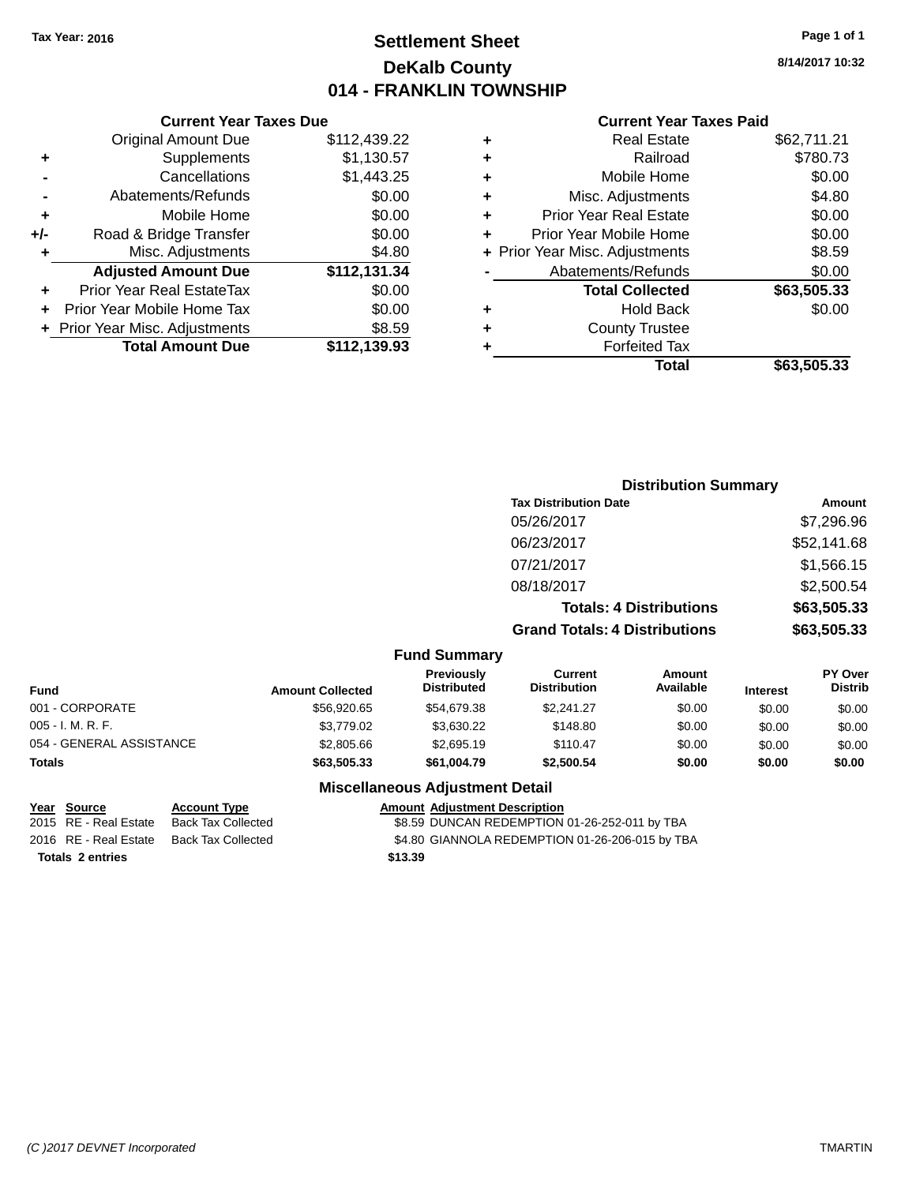Tax Year: 2016

# Settlement Sheet

## DeKalb County

## 014 - FRANKLIN TOWNSHIP

8/14/2017 10:32

### Current Year Taxes Due

| | | |
|---|---|---|
| | Original Amount Due | $112,439.22 |
| + | Supplements | $1,130.57 |
| - | Cancellations | $1,443.25 |
| - | Abatements/Refunds | $0.00 |
| + | Mobile Home | $0.00 |
| +/- | Road & Bridge Transfer | $0.00 |
| + | Misc. Adjustments | $4.80 |
| | **Adjusted Amount Due** | **$112,131.34** |
| + | Prior Year Real EstateTax | $0.00 |
| + | Prior Year Mobile Home Tax | $0.00 |
| + | Prior Year Misc. Adjustments | $8.59 |
| | **Total Amount Due** | **$112,139.93** |

### Current Year Taxes Paid

| | | |
|---|---|---|
| + | Real Estate | $62,711.21 |
| + | Railroad | $780.73 |
| + | Mobile Home | $0.00 |
| + | Misc. Adjustments | $4.80 |
| + | Prior Year Real Estate | $0.00 |
| + | Prior Year Mobile Home | $0.00 |
| + | Prior Year Misc. Adjustments | $8.59 |
| - | Abatements/Refunds | $0.00 |
| | **Total Collected** | **$63,505.33** |
| + | Hold Back | $0.00 |
| + | County Trustee | |
| + | Forfeited Tax | |
| | **Total** | **$63,505.33** |

### Distribution Summary

| Tax Distribution Date | Amount |
|---|---|
| 05/26/2017 | $7,296.96 |
| 06/23/2017 | $52,141.68 |
| 07/21/2017 | $1,566.15 |
| 08/18/2017 | $2,500.54 |
| **Totals: 4 Distributions** | **$63,505.33** |
| **Grand Totals: 4 Distributions** | **$63,505.33** |

### Fund Summary

| Fund | Amount Collected | Previously Distributed | Current Distribution | Amount Available | Interest | PY Over Distrib |
|---|---|---|---|---|---|---|
| 001 - CORPORATE | $56,920.65 | $54,679.38 | $2,241.27 | $0.00 | $0.00 | $0.00 |
| 005 - I. M. R. F. | $3,779.02 | $3,630.22 | $148.80 | $0.00 | $0.00 | $0.00 |
| 054 - GENERAL ASSISTANCE | $2,805.66 | $2,695.19 | $110.47 | $0.00 | $0.00 | $0.00 |
| **Totals** | **$63,505.33** | **$61,004.79** | **$2,500.54** | **$0.00** | **$0.00** | **$0.00** |

### Miscellaneous Adjustment Detail

| Year | Source | Account Type | Amount | Adjustment Description |
|---|---|---|---|---|
| 2015 | RE - Real Estate | Back Tax Collected | $8.59 | DUNCAN REDEMPTION 01-26-252-011 by TBA |
| 2016 | RE - Real Estate | Back Tax Collected | $4.80 | GIANNOLA REDEMPTION 01-26-206-015 by TBA |
| **Totals 2 entries** | | | **$13.39** | |

(C )2017 DEVNET Incorporated TMARTIN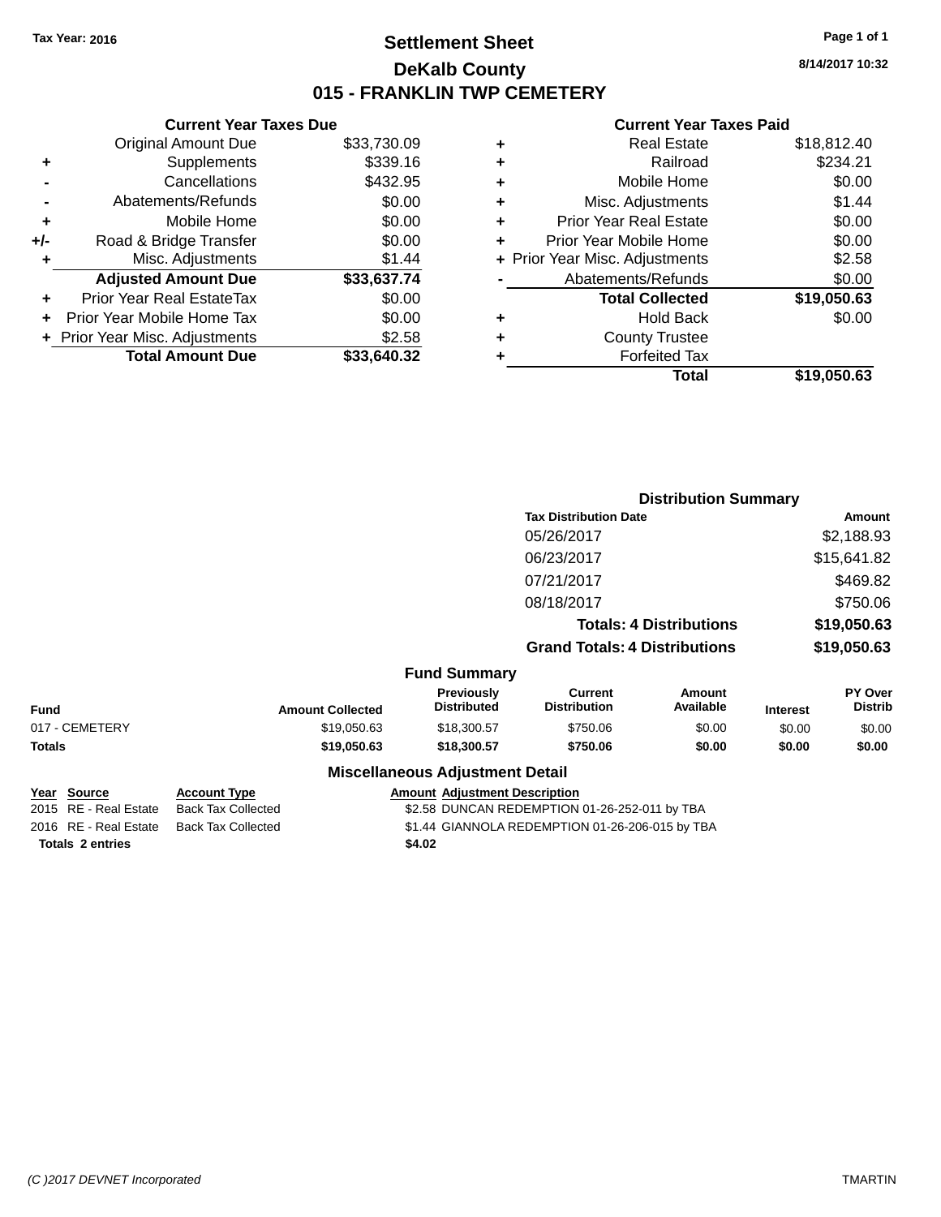**Tax Year: 2016**

# Settlement Sheet
## DeKalb County
## 015 - FRANKLIN TWP CEMETERY

8/14/2017 10:32

### Current Year Taxes Due

| | | |
|---|---|---|
| | Original Amount Due | $33,730.09 |
| + | Supplements | $339.16 |
| - | Cancellations | $432.95 |
| - | Abatements/Refunds | $0.00 |
| + | Mobile Home | $0.00 |
| +/- | Road & Bridge Transfer | $0.00 |
| + | Misc. Adjustments | $1.44 |
| | **Adjusted Amount Due** | **$33,637.74** |
| + | Prior Year Real EstateTax | $0.00 |
| + | Prior Year Mobile Home Tax | $0.00 |
| + | Prior Year Misc. Adjustments | $2.58 |
| | **Total Amount Due** | **$33,640.32** |

### Current Year Taxes Paid

| | | |
|---|---|---|
| + | Real Estate | $18,812.40 |
| + | Railroad | $234.21 |
| + | Mobile Home | $0.00 |
| + | Misc. Adjustments | $1.44 |
| + | Prior Year Real Estate | $0.00 |
| + | Prior Year Mobile Home | $0.00 |
| + | Prior Year Misc. Adjustments | $2.58 |
| - | Abatements/Refunds | $0.00 |
| | **Total Collected** | **$19,050.63** |
| + | Hold Back | $0.00 |
| + | County Trustee | |
| + | Forfeited Tax | |
| | **Total** | **$19,050.63** |

### Distribution Summary

| Tax Distribution Date | Amount |
|---|---|
| 05/26/2017 | $2,188.93 |
| 06/23/2017 | $15,641.82 |
| 07/21/2017 | $469.82 |
| 08/18/2017 | $750.06 |
| **Totals: 4 Distributions** | **$19,050.63** |
| **Grand Totals: 4 Distributions** | **$19,050.63** |

### Fund Summary

| Fund | Amount Collected | Previously Distributed | Current Distribution | Amount Available | Interest | PY Over Distrib |
|---|---|---|---|---|---|---|
| 017 - CEMETERY | $19,050.63 | $18,300.57 | $750.06 | $0.00 | $0.00 | $0.00 |
| **Totals** | **$19,050.63** | **$18,300.57** | **$750.06** | **$0.00** | **$0.00** | **$0.00** |

### Miscellaneous Adjustment Detail

| Year | Source | Account Type | Amount | Adjustment Description |
|---|---|---|---|---|
| 2015 | RE - Real Estate | Back Tax Collected | $2.58 | DUNCAN REDEMPTION 01-26-252-011 by TBA |
| 2016 | RE - Real Estate | Back Tax Collected | $1.44 | GIANNOLA REDEMPTION 01-26-206-015 by TBA |
| **Totals 2 entries** | | | **$4.02** | |

(C )2017 DEVNET Incorporated — TMARTIN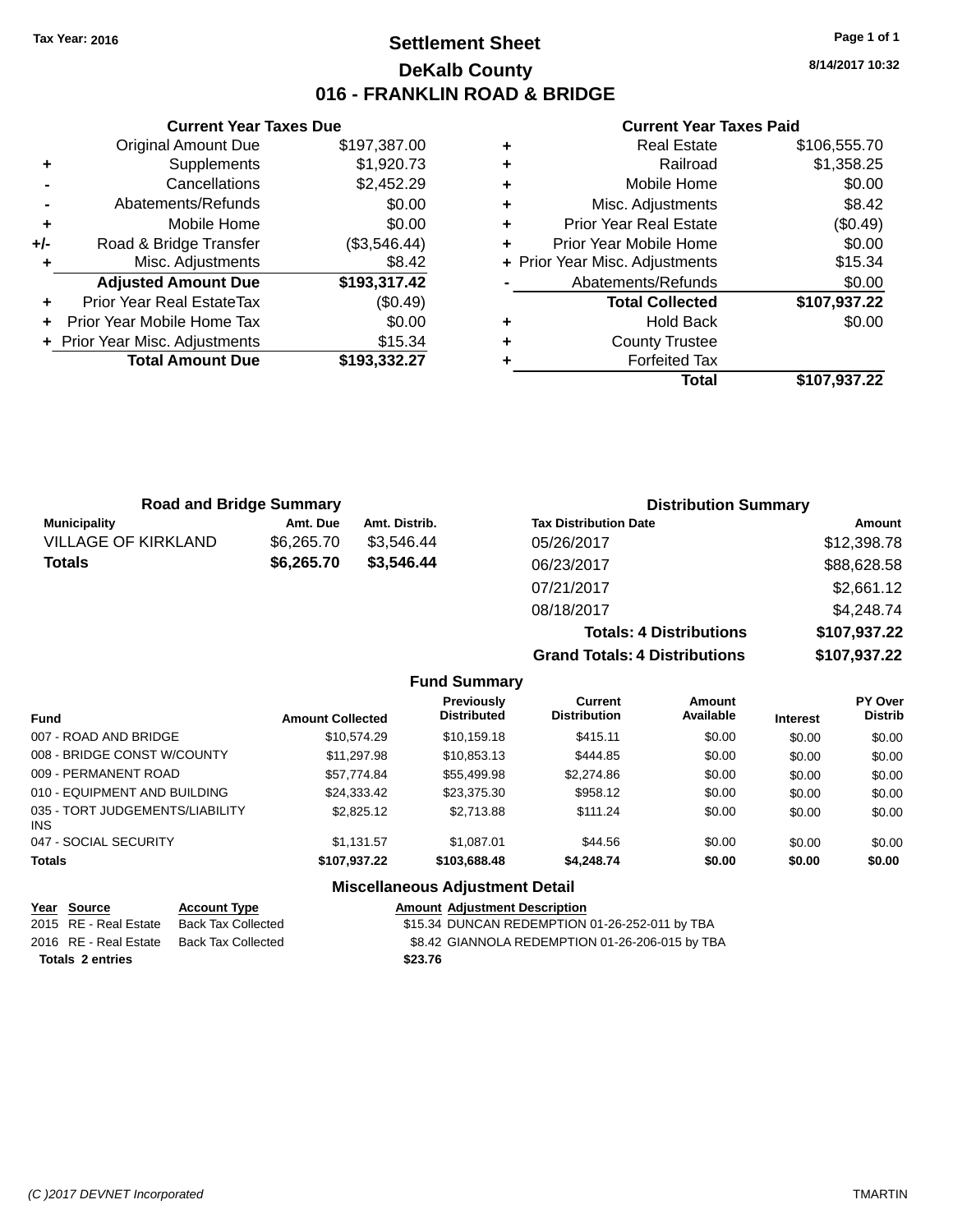Tax Year: 2016

# Settlement Sheet

## DeKalb County

## 016 - FRANKLIN ROAD & BRIDGE

8/14/2017 10:32

### Current Year Taxes Due

| | | |
|---|---|---|
| | Original Amount Due | $197,387.00 |
| + | Supplements | $1,920.73 |
| - | Cancellations | $2,452.29 |
| - | Abatements/Refunds | $0.00 |
| + | Mobile Home | $0.00 |
| +/- | Road & Bridge Transfer | ($3,546.44) |
| + | Misc. Adjustments | $8.42 |
| | **Adjusted Amount Due** | **$193,317.42** |
| + | Prior Year Real EstateTax | ($0.49) |
| + | Prior Year Mobile Home Tax | $0.00 |
| + | Prior Year Misc. Adjustments | $15.34 |
| | **Total Amount Due** | **$193,332.27** |

### Current Year Taxes Paid

| | | |
|---|---|---|
| + | Real Estate | $106,555.70 |
| + | Railroad | $1,358.25 |
| + | Mobile Home | $0.00 |
| + | Misc. Adjustments | $8.42 |
| + | Prior Year Real Estate | ($0.49) |
| + | Prior Year Mobile Home | $0.00 |
| + | Prior Year Misc. Adjustments | $15.34 |
| - | Abatements/Refunds | $0.00 |
| | **Total Collected** | **$107,937.22** |
| + | Hold Back | $0.00 |
| + | County Trustee | |
| + | Forfeited Tax | |
| | **Total** | **$107,937.22** |

### Road and Bridge Summary

| Municipality | Amt. Due | Amt. Distrib. |
|---|---|---|
| VILLAGE OF KIRKLAND | $6,265.70 | $3,546.44 |
| **Totals** | **$6,265.70** | **$3,546.44** |

### Distribution Summary

| Tax Distribution Date | Amount |
|---|---|
| 05/26/2017 | $12,398.78 |
| 06/23/2017 | $88,628.58 |
| 07/21/2017 | $2,661.12 |
| 08/18/2017 | $4,248.74 |
| **Totals: 4 Distributions** | **$107,937.22** |
| **Grand Totals: 4 Distributions** | **$107,937.22** |

### Fund Summary

| Fund | Amount Collected | Previously Distributed | Current Distribution | Amount Available | Interest | PY Over Distrib |
|---|---|---|---|---|---|---|
| 007 - ROAD AND BRIDGE | $10,574.29 | $10,159.18 | $415.11 | $0.00 | $0.00 | $0.00 |
| 008 - BRIDGE CONST W/COUNTY | $11,297.98 | $10,853.13 | $444.85 | $0.00 | $0.00 | $0.00 |
| 009 - PERMANENT ROAD | $57,774.84 | $55,499.98 | $2,274.86 | $0.00 | $0.00 | $0.00 |
| 010 - EQUIPMENT AND BUILDING | $24,333.42 | $23,375.30 | $958.12 | $0.00 | $0.00 | $0.00 |
| 035 - TORT JUDGEMENTS/LIABILITY INS | $2,825.12 | $2,713.88 | $111.24 | $0.00 | $0.00 | $0.00 |
| 047 - SOCIAL SECURITY | $1,131.57 | $1,087.01 | $44.56 | $0.00 | $0.00 | $0.00 |
| **Totals** | **$107,937.22** | **$103,688.48** | **$4,248.74** | **$0.00** | **$0.00** | **$0.00** |

### Miscellaneous Adjustment Detail

| Year | Source | Account Type | Amount | Adjustment Description |
|---|---|---|---|---|
| 2015 | RE - Real Estate | Back Tax Collected | $15.34 | DUNCAN REDEMPTION 01-26-252-011 by TBA |
| 2016 | RE - Real Estate | Back Tax Collected | $8.42 | GIANNOLA REDEMPTION 01-26-206-015 by TBA |
| **Totals 2 entries** | | | **$23.76** | |

(C )2017 DEVNET Incorporated TMARTIN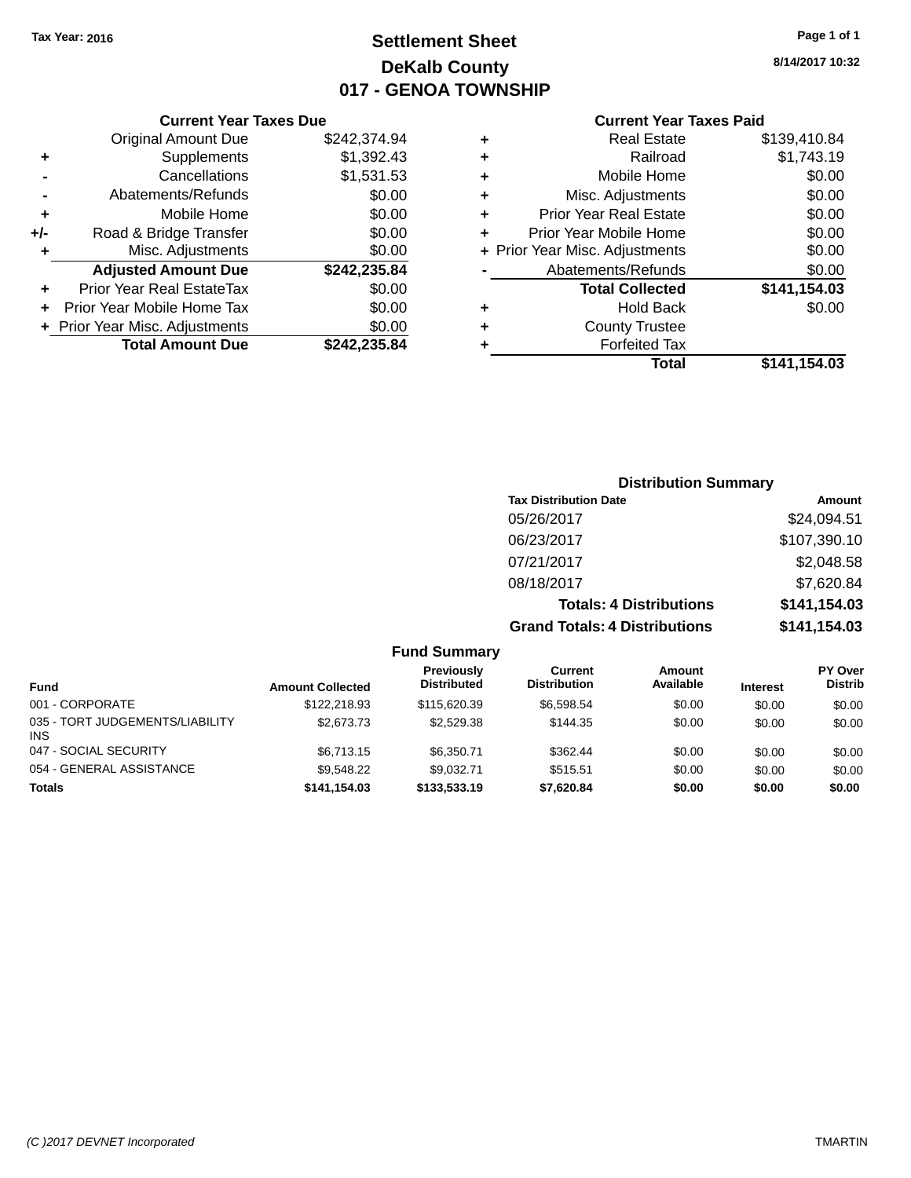Tax Year: 2016

# Settlement Sheet

## DeKalb County

## 017 - GENOA TOWNSHIP

8/14/2017 10:32

### Current Year Taxes Due

| | | |
|---|---|---|
| | Original Amount Due | $242,374.94 |
| + | Supplements | $1,392.43 |
| - | Cancellations | $1,531.53 |
| - | Abatements/Refunds | $0.00 |
| + | Mobile Home | $0.00 |
| +/- | Road & Bridge Transfer | $0.00 |
| + | Misc. Adjustments | $0.00 |
| | **Adjusted Amount Due** | **$242,235.84** |
| + | Prior Year Real EstateTax | $0.00 |
| + | Prior Year Mobile Home Tax | $0.00 |
| + | Prior Year Misc. Adjustments | $0.00 |
| | **Total Amount Due** | **$242,235.84** |

### Current Year Taxes Paid

| | | |
|---|---|---|
| + | Real Estate | $139,410.84 |
| + | Railroad | $1,743.19 |
| + | Mobile Home | $0.00 |
| + | Misc. Adjustments | $0.00 |
| + | Prior Year Real Estate | $0.00 |
| + | Prior Year Mobile Home | $0.00 |
| + | Prior Year Misc. Adjustments | $0.00 |
| - | Abatements/Refunds | $0.00 |
| | **Total Collected** | **$141,154.03** |
| + | Hold Back | $0.00 |
| + | County Trustee | |
| + | Forfeited Tax | |
| | **Total** | **$141,154.03** |

### Distribution Summary

| Tax Distribution Date | Amount |
|---|---|
| 05/26/2017 | $24,094.51 |
| 06/23/2017 | $107,390.10 |
| 07/21/2017 | $2,048.58 |
| 08/18/2017 | $7,620.84 |
| **Totals: 4 Distributions** | **$141,154.03** |
| **Grand Totals: 4 Distributions** | **$141,154.03** |

### Fund Summary

| Fund | Amount Collected | Previously Distributed | Current Distribution | Amount Available | Interest | PY Over Distrib |
|---|---|---|---|---|---|---|
| 001 - CORPORATE | $122,218.93 | $115,620.39 | $6,598.54 | $0.00 | $0.00 | $0.00 |
| 035 - TORT JUDGEMENTS/LIABILITY INS | $2,673.73 | $2,529.38 | $144.35 | $0.00 | $0.00 | $0.00 |
| 047 - SOCIAL SECURITY | $6,713.15 | $6,350.71 | $362.44 | $0.00 | $0.00 | $0.00 |
| 054 - GENERAL ASSISTANCE | $9,548.22 | $9,032.71 | $515.51 | $0.00 | $0.00 | $0.00 |
| **Totals** | **$141,154.03** | **$133,533.19** | **$7,620.84** | **$0.00** | **$0.00** | **$0.00** |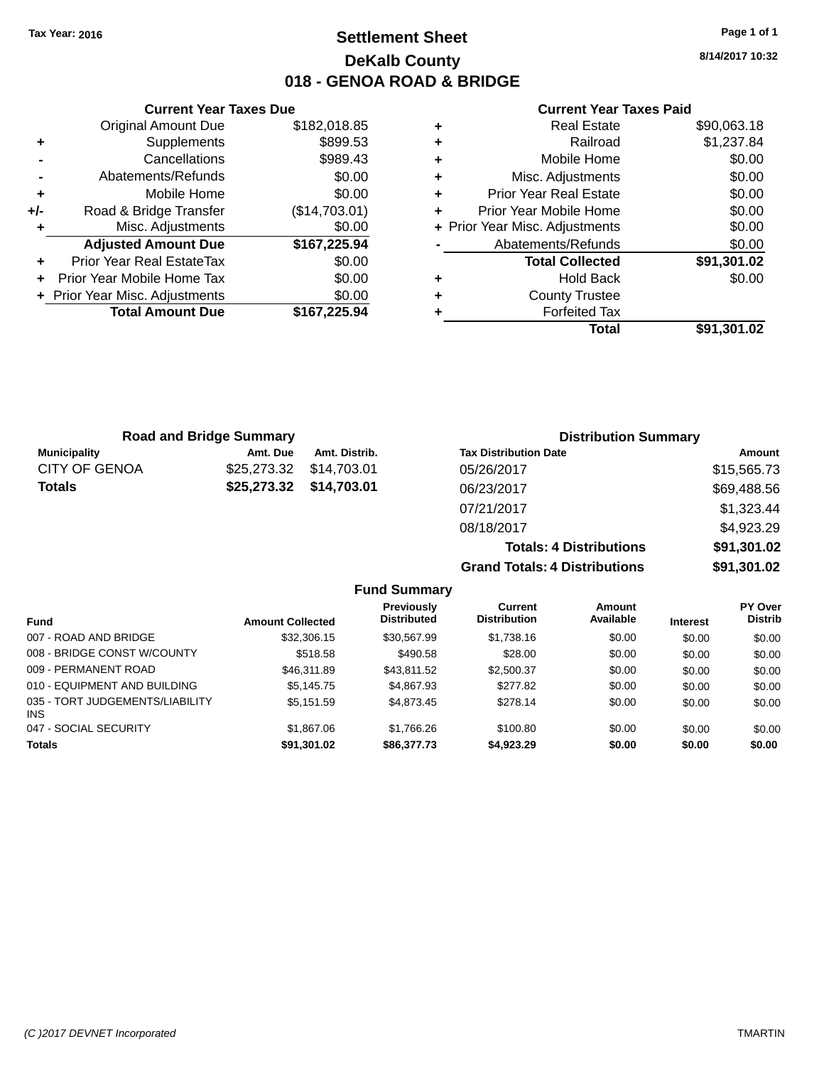Tax Year: 2016

# Settlement Sheet

## DeKalb County

## 018 - GENOA ROAD & BRIDGE

8/14/2017 10:32

### Current Year Taxes Due

| | | |
|---|---|---|
| | Original Amount Due | $182,018.85 |
| + | Supplements | $899.53 |
| - | Cancellations | $989.43 |
| - | Abatements/Refunds | $0.00 |
| + | Mobile Home | $0.00 |
| +/- | Road & Bridge Transfer | ($14,703.01) |
| + | Misc. Adjustments | $0.00 |
| | **Adjusted Amount Due** | **$167,225.94** |
| + | Prior Year Real EstateTax | $0.00 |
| + | Prior Year Mobile Home Tax | $0.00 |
| + | Prior Year Misc. Adjustments | $0.00 |
| | **Total Amount Due** | **$167,225.94** |

### Current Year Taxes Paid

| | | |
|---|---|---|
| + | Real Estate | $90,063.18 |
| + | Railroad | $1,237.84 |
| + | Mobile Home | $0.00 |
| + | Misc. Adjustments | $0.00 |
| + | Prior Year Real Estate | $0.00 |
| + | Prior Year Mobile Home | $0.00 |
| + | Prior Year Misc. Adjustments | $0.00 |
| - | Abatements/Refunds | $0.00 |
| | **Total Collected** | **$91,301.02** |
| + | Hold Back | $0.00 |
| + | County Trustee | |
| + | Forfeited Tax | |
| | **Total** | **$91,301.02** |

### Road and Bridge Summary

| Municipality | Amt. Due | Amt. Distrib. |
|---|---|---|
| CITY OF GENOA | $25,273.32 | $14,703.01 |
| **Totals** | **$25,273.32** | **$14,703.01** |

### Distribution Summary

| Tax Distribution Date | Amount |
|---|---|
| 05/26/2017 | $15,565.73 |
| 06/23/2017 | $69,488.56 |
| 07/21/2017 | $1,323.44 |
| 08/18/2017 | $4,923.29 |
| **Totals: 4 Distributions** | **$91,301.02** |
| **Grand Totals: 4 Distributions** | **$91,301.02** |

### Fund Summary

| Fund | Amount Collected | Previously Distributed | Current Distribution | Amount Available | Interest | PY Over Distrib |
|---|---|---|---|---|---|---|
| 007 - ROAD AND BRIDGE | $32,306.15 | $30,567.99 | $1,738.16 | $0.00 | $0.00 | $0.00 |
| 008 - BRIDGE CONST W/COUNTY | $518.58 | $490.58 | $28.00 | $0.00 | $0.00 | $0.00 |
| 009 - PERMANENT ROAD | $46,311.89 | $43,811.52 | $2,500.37 | $0.00 | $0.00 | $0.00 |
| 010 - EQUIPMENT AND BUILDING | $5,145.75 | $4,867.93 | $277.82 | $0.00 | $0.00 | $0.00 |
| 035 - TORT JUDGEMENTS/LIABILITY INS | $5,151.59 | $4,873.45 | $278.14 | $0.00 | $0.00 | $0.00 |
| 047 - SOCIAL SECURITY | $1,867.06 | $1,766.26 | $100.80 | $0.00 | $0.00 | $0.00 |
| **Totals** | **$91,301.02** | **$86,377.73** | **$4,923.29** | **$0.00** | **$0.00** | **$0.00** |

(C )2017 DEVNET Incorporated TMARTIN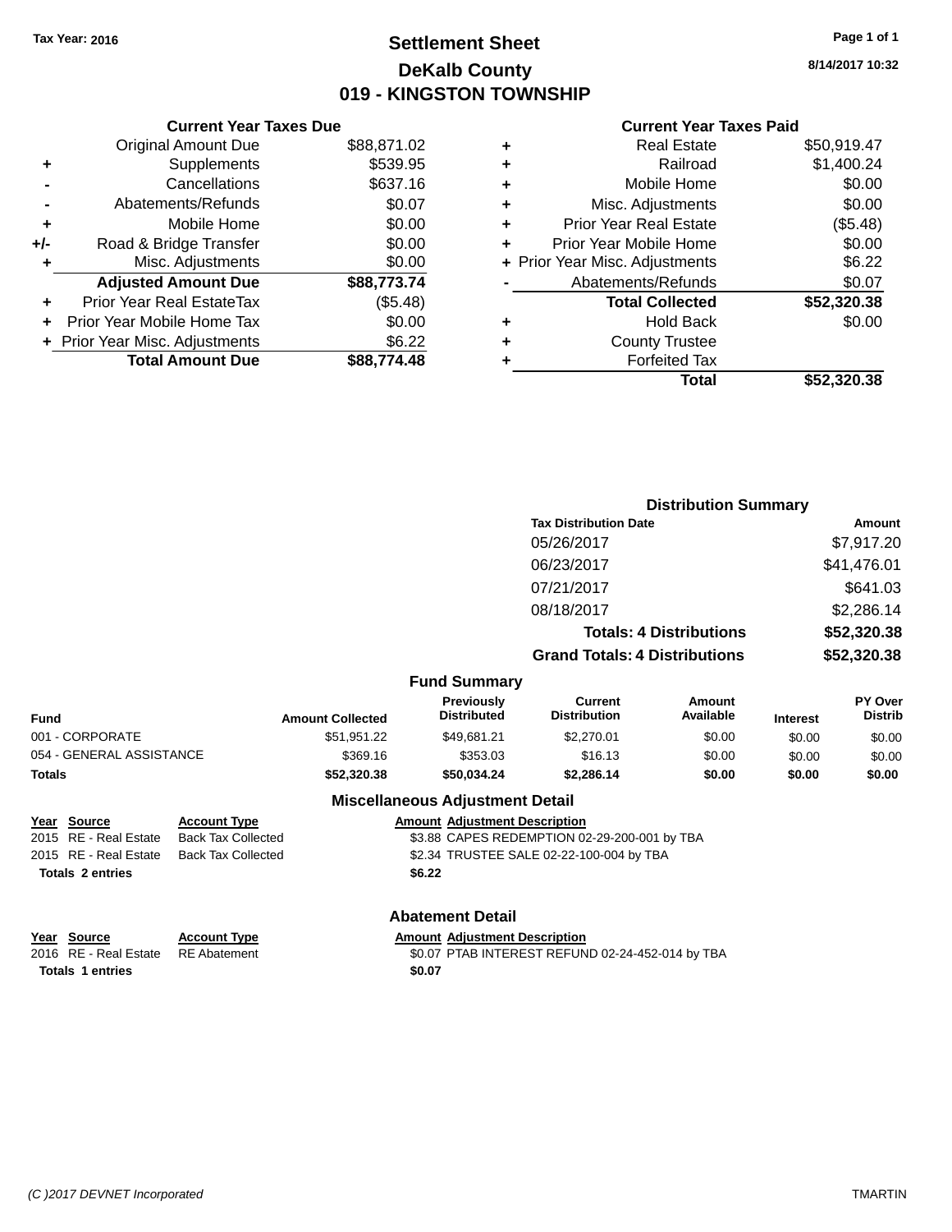Tax Year: 2016

# Settlement Sheet
## DeKalb County
## 019 - KINGSTON TOWNSHIP

8/14/2017 10:32

### Current Year Taxes Due

| | | |
|---|---|---|
| | Original Amount Due | $88,871.02 |
| + | Supplements | $539.95 |
| - | Cancellations | $637.16 |
| - | Abatements/Refunds | $0.07 |
| + | Mobile Home | $0.00 |
| +/- | Road & Bridge Transfer | $0.00 |
| + | Misc. Adjustments | $0.00 |
| | **Adjusted Amount Due** | **$88,773.74** |
| + | Prior Year Real EstateTax | ($5.48) |
| + | Prior Year Mobile Home Tax | $0.00 |
| + | Prior Year Misc. Adjustments | $6.22 |
| | **Total Amount Due** | **$88,774.48** |

### Current Year Taxes Paid

| | | |
|---|---|---|
| + | Real Estate | $50,919.47 |
| + | Railroad | $1,400.24 |
| + | Mobile Home | $0.00 |
| + | Misc. Adjustments | $0.00 |
| + | Prior Year Real Estate | ($5.48) |
| + | Prior Year Mobile Home | $0.00 |
| + | Prior Year Misc. Adjustments | $6.22 |
| - | Abatements/Refunds | $0.07 |
| | **Total Collected** | **$52,320.38** |
| + | Hold Back | $0.00 |
| + | County Trustee | |
| + | Forfeited Tax | |
| | **Total** | **$52,320.38** |

### Distribution Summary

| Tax Distribution Date | Amount |
|---|---|
| 05/26/2017 | $7,917.20 |
| 06/23/2017 | $41,476.01 |
| 07/21/2017 | $641.03 |
| 08/18/2017 | $2,286.14 |
| **Totals: 4 Distributions** | **$52,320.38** |
| **Grand Totals: 4 Distributions** | **$52,320.38** |

### Fund Summary

| Fund | Amount Collected | Previously Distributed | Current Distribution | Amount Available | Interest | PY Over Distrib |
|---|---|---|---|---|---|---|
| 001 - CORPORATE | $51,951.22 | $49,681.21 | $2,270.01 | $0.00 | $0.00 | $0.00 |
| 054 - GENERAL ASSISTANCE | $369.16 | $353.03 | $16.13 | $0.00 | $0.00 | $0.00 |
| **Totals** | **$52,320.38** | **$50,034.24** | **$2,286.14** | **$0.00** | **$0.00** | **$0.00** |

### Miscellaneous Adjustment Detail

| Year | Source | Account Type | Amount | Adjustment Description |
|---|---|---|---|---|
| 2015 | RE - Real Estate | Back Tax Collected | $3.88 | CAPES REDEMPTION 02-29-200-001 by TBA |
| 2015 | RE - Real Estate | Back Tax Collected | $2.34 | TRUSTEE SALE 02-22-100-004 by TBA |
| **Totals 2 entries** | | | **$6.22** | |

### Abatement Detail

| Year | Source | Account Type | Amount | Adjustment Description |
|---|---|---|---|---|
| 2016 | RE - Real Estate | RE Abatement | $0.07 | PTAB INTEREST REFUND 02-24-452-014 by TBA |
| **Totals 1 entries** | | | **$0.07** | |

(C )2017 DEVNET Incorporated TMARTIN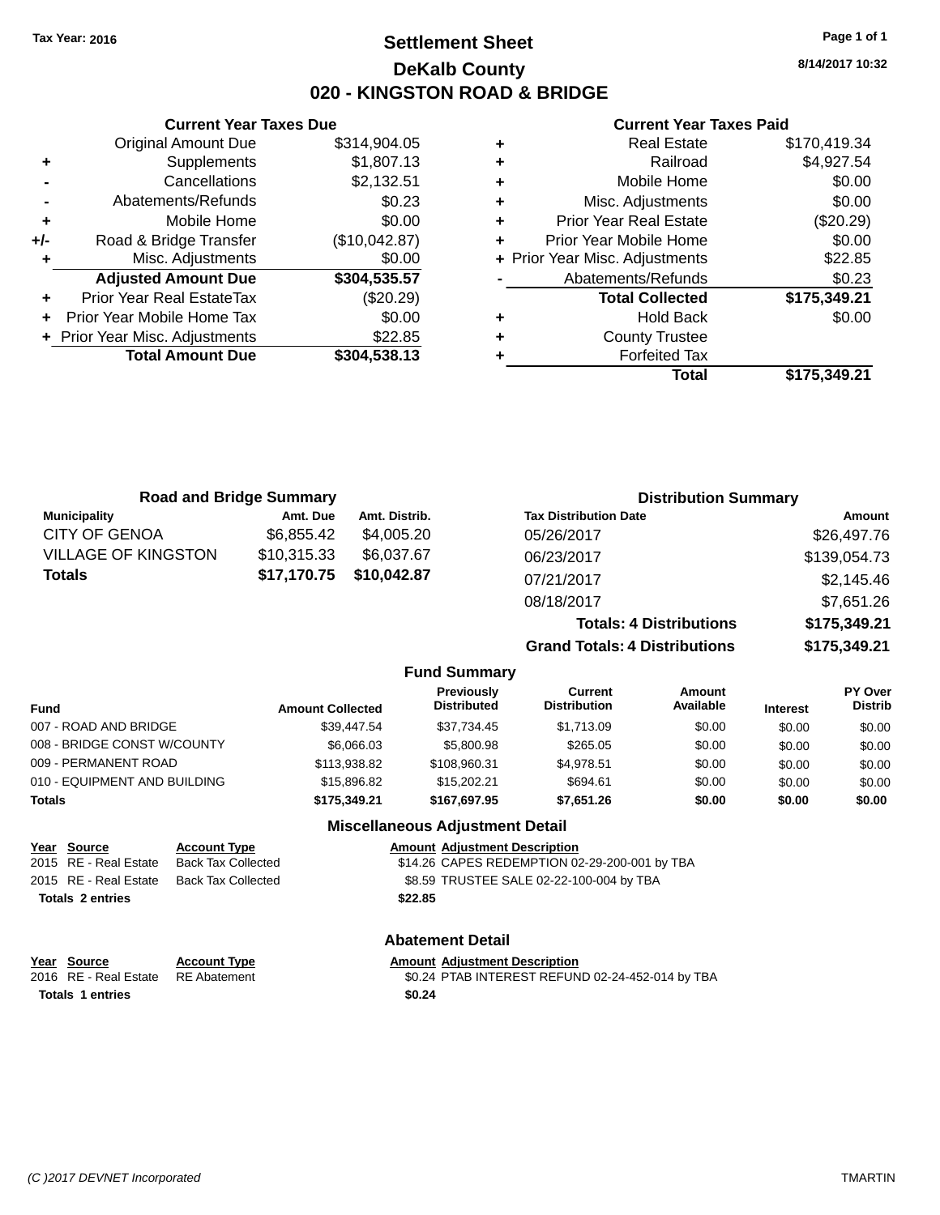Tax Year: 2016

# Settlement Sheet

## DeKalb County

## 020 - KINGSTON ROAD & BRIDGE

8/14/2017 10:32

### Current Year Taxes Due

| | | |
|---|---|---|
| | Original Amount Due | $314,904.05 |
| + | Supplements | $1,807.13 |
| - | Cancellations | $2,132.51 |
| - | Abatements/Refunds | $0.23 |
| + | Mobile Home | $0.00 |
| +/- | Road & Bridge Transfer | ($10,042.87) |
| + | Misc. Adjustments | $0.00 |
| | **Adjusted Amount Due** | **$304,535.57** |
| + | Prior Year Real EstateTax | ($20.29) |
| + | Prior Year Mobile Home Tax | $0.00 |
| + | Prior Year Misc. Adjustments | $22.85 |
| | **Total Amount Due** | **$304,538.13** |

### Current Year Taxes Paid

| | | |
|---|---|---|
| + | Real Estate | $170,419.34 |
| + | Railroad | $4,927.54 |
| + | Mobile Home | $0.00 |
| + | Misc. Adjustments | $0.00 |
| + | Prior Year Real Estate | ($20.29) |
| + | Prior Year Mobile Home | $0.00 |
| + | Prior Year Misc. Adjustments | $22.85 |
| - | Abatements/Refunds | $0.23 |
| | **Total Collected** | **$175,349.21** |
| + | Hold Back | $0.00 |
| + | County Trustee | |
| + | Forfeited Tax | |
| | **Total** | **$175,349.21** |

### Road and Bridge Summary

| Municipality | Amt. Due | Amt. Distrib. |
|---|---|---|
| CITY OF GENOA | $6,855.42 | $4,005.20 |
| VILLAGE OF KINGSTON | $10,315.33 | $6,037.67 |
| **Totals** | **$17,170.75** | **$10,042.87** |

### Distribution Summary

| Tax Distribution Date | Amount |
|---|---|
| 05/26/2017 | $26,497.76 |
| 06/23/2017 | $139,054.73 |
| 07/21/2017 | $2,145.46 |
| 08/18/2017 | $7,651.26 |
| **Totals: 4 Distributions** | **$175,349.21** |
| **Grand Totals: 4 Distributions** | **$175,349.21** |

### Fund Summary

| Fund | Amount Collected | Previously Distributed | Current Distribution | Amount Available | Interest | PY Over Distrib |
|---|---|---|---|---|---|---|
| 007 - ROAD AND BRIDGE | $39,447.54 | $37,734.45 | $1,713.09 | $0.00 | $0.00 | $0.00 |
| 008 - BRIDGE CONST W/COUNTY | $6,066.03 | $5,800.98 | $265.05 | $0.00 | $0.00 | $0.00 |
| 009 - PERMANENT ROAD | $113,938.82 | $108,960.31 | $4,978.51 | $0.00 | $0.00 | $0.00 |
| 010 - EQUIPMENT AND BUILDING | $15,896.82 | $15,202.21 | $694.61 | $0.00 | $0.00 | $0.00 |
| **Totals** | **$175,349.21** | **$167,697.95** | **$7,651.26** | **$0.00** | **$0.00** | **$0.00** |

### Miscellaneous Adjustment Detail

| Year | Source | Account Type | Amount | Adjustment Description |
|---|---|---|---|---|
| 2015 | RE - Real Estate | Back Tax Collected | $14.26 | CAPES REDEMPTION 02-29-200-001 by TBA |
| 2015 | RE - Real Estate | Back Tax Collected | $8.59 | TRUSTEE SALE 02-22-100-004 by TBA |
| **Totals 2 entries** | | | **$22.85** | |

### Abatement Detail

| Year | Source | Account Type | Amount | Adjustment Description |
|---|---|---|---|---|
| 2016 | RE - Real Estate | RE Abatement | $0.24 | PTAB INTEREST REFUND 02-24-452-014 by TBA |
| **Totals 1 entries** | | | **$0.24** | |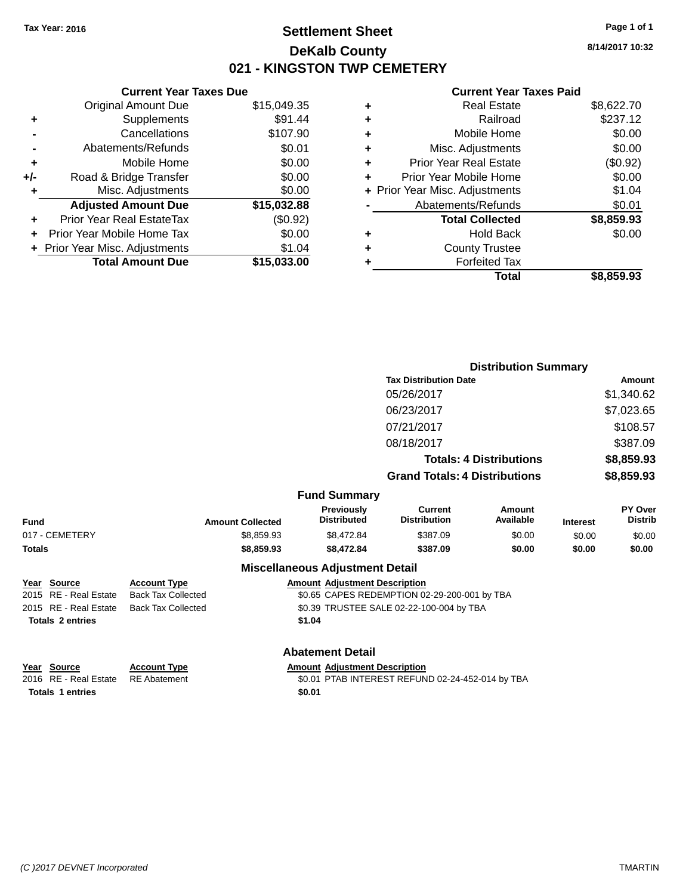Tax Year: 2016

# Settlement Sheet

## DeKalb County

## 021 - KINGSTON TWP CEMETERY

8/14/2017 10:32

| | Current Year Taxes Due | |
|---|---|---|
| | Original Amount Due | $15,049.35 |
| + | Supplements | $91.44 |
| - | Cancellations | $107.90 |
| - | Abatements/Refunds | $0.01 |
| + | Mobile Home | $0.00 |
| +/- | Road & Bridge Transfer | $0.00 |
| + | Misc. Adjustments | $0.00 |
| | **Adjusted Amount Due** | **$15,032.88** |
| + | Prior Year Real EstateTax | ($0.92) |
| + | Prior Year Mobile Home Tax | $0.00 |
| + | Prior Year Misc. Adjustments | $1.04 |
| | **Total Amount Due** | **$15,033.00** |

| | Current Year Taxes Paid | |
|---|---|---|
| + | Real Estate | $8,622.70 |
| + | Railroad | $237.12 |
| + | Mobile Home | $0.00 |
| + | Misc. Adjustments | $0.00 |
| + | Prior Year Real Estate | ($0.92) |
| + | Prior Year Mobile Home | $0.00 |
| + | Prior Year Misc. Adjustments | $1.04 |
| - | Abatements/Refunds | $0.01 |
| | **Total Collected** | **$8,859.93** |
| + | Hold Back | $0.00 |
| + | County Trustee | |
| + | Forfeited Tax | |
| | **Total** | **$8,859.93** |

### Distribution Summary

| Tax Distribution Date | Amount |
|---|---|
| 05/26/2017 | $1,340.62 |
| 06/23/2017 | $7,023.65 |
| 07/21/2017 | $108.57 |
| 08/18/2017 | $387.09 |
| **Totals: 4 Distributions** | **$8,859.93** |
| **Grand Totals: 4 Distributions** | **$8,859.93** |

### Fund Summary

| Fund | Amount Collected | Previously Distributed | Current Distribution | Amount Available | Interest | PY Over Distrib |
|---|---|---|---|---|---|---|
| 017 - CEMETERY | $8,859.93 | $8,472.84 | $387.09 | $0.00 | $0.00 | $0.00 |
| **Totals** | **$8,859.93** | **$8,472.84** | **$387.09** | **$0.00** | **$0.00** | **$0.00** |

### Miscellaneous Adjustment Detail

| Year | Source | Account Type | Amount | Adjustment Description |
|---|---|---|---|---|
| 2015 | RE - Real Estate | Back Tax Collected | $0.65 | CAPES REDEMPTION 02-29-200-001 by TBA |
| 2015 | RE - Real Estate | Back Tax Collected | $0.39 | TRUSTEE SALE 02-22-100-004 by TBA |
| **Totals 2 entries** | | | **$1.04** | |

### Abatement Detail

| Year | Source | Account Type | Amount | Adjustment Description |
|---|---|---|---|---|
| 2016 | RE - Real Estate | RE Abatement | $0.01 | PTAB INTEREST REFUND 02-24-452-014 by TBA |
| **Totals 1 entries** | | | **$0.01** | |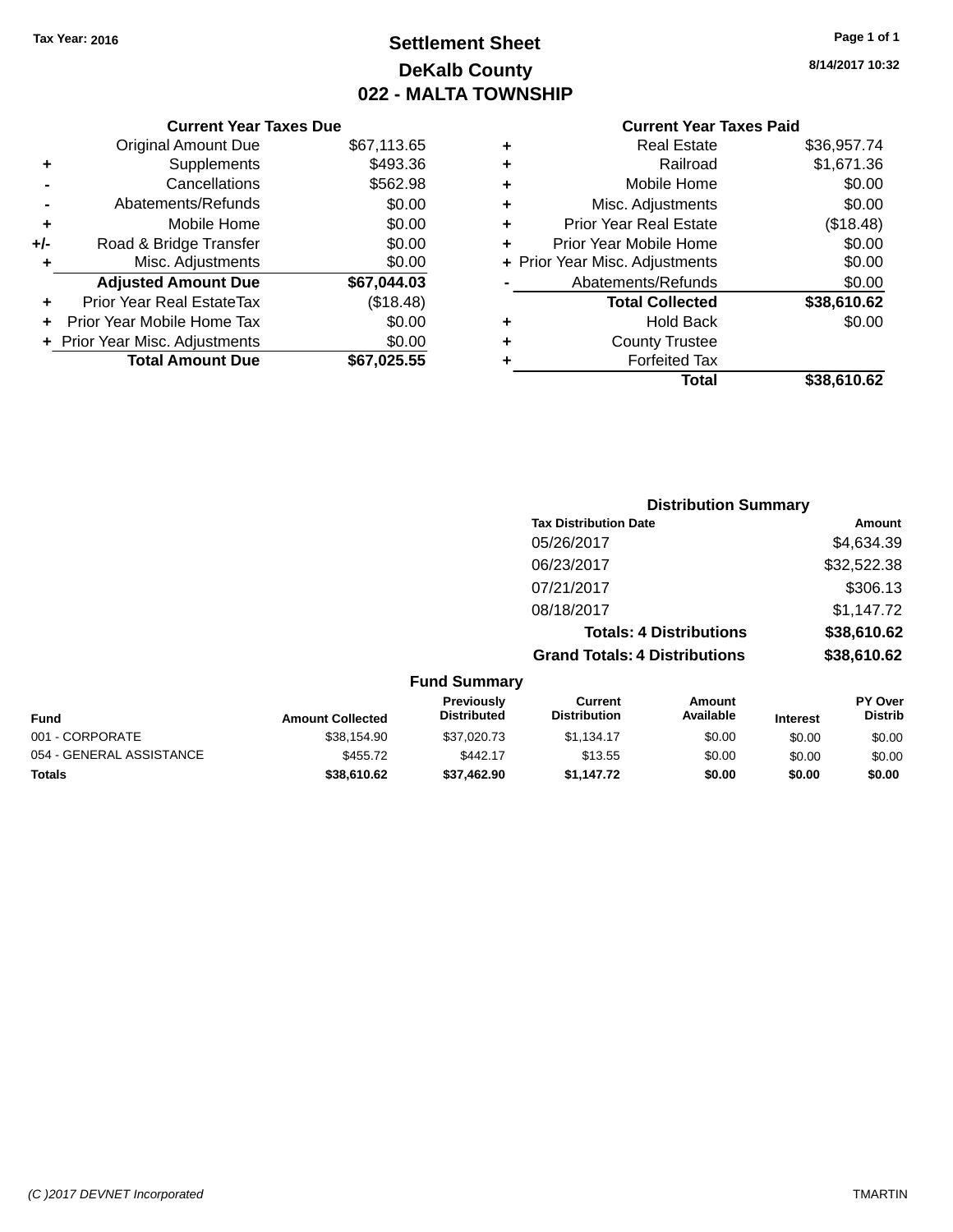Tax Year: 2016

# Settlement Sheet
## DeKalb County
## 022 - MALTA TOWNSHIP

8/14/2017 10:32

### Current Year Taxes Due

| | | |
|---|---|---|
| | Original Amount Due | $67,113.65 |
| + | Supplements | $493.36 |
| - | Cancellations | $562.98 |
| - | Abatements/Refunds | $0.00 |
| + | Mobile Home | $0.00 |
| +/- | Road & Bridge Transfer | $0.00 |
| + | Misc. Adjustments | $0.00 |
| | **Adjusted Amount Due** | **$67,044.03** |
| + | Prior Year Real EstateTax | ($18.48) |
| + | Prior Year Mobile Home Tax | $0.00 |
| + | Prior Year Misc. Adjustments | $0.00 |
| | **Total Amount Due** | **$67,025.55** |

### Current Year Taxes Paid

| | | |
|---|---|---|
| + | Real Estate | $36,957.74 |
| + | Railroad | $1,671.36 |
| + | Mobile Home | $0.00 |
| + | Misc. Adjustments | $0.00 |
| + | Prior Year Real Estate | ($18.48) |
| + | Prior Year Mobile Home | $0.00 |
| + | Prior Year Misc. Adjustments | $0.00 |
| - | Abatements/Refunds | $0.00 |
| | **Total Collected** | **$38,610.62** |
| + | Hold Back | $0.00 |
| + | County Trustee | |
| + | Forfeited Tax | |
| | **Total** | **$38,610.62** |

### Distribution Summary

| Tax Distribution Date | Amount |
|---|---|
| 05/26/2017 | $4,634.39 |
| 06/23/2017 | $32,522.38 |
| 07/21/2017 | $306.13 |
| 08/18/2017 | $1,147.72 |
| **Totals: 4 Distributions** | **$38,610.62** |
| **Grand Totals: 4 Distributions** | **$38,610.62** |

### Fund Summary

| Fund | Amount Collected | Previously Distributed | Current Distribution | Amount Available | Interest | PY Over Distrib |
|---|---|---|---|---|---|---|
| 001 - CORPORATE | $38,154.90 | $37,020.73 | $1,134.17 | $0.00 | $0.00 | $0.00 |
| 054 - GENERAL ASSISTANCE | $455.72 | $442.17 | $13.55 | $0.00 | $0.00 | $0.00 |
| **Totals** | **$38,610.62** | **$37,462.90** | **$1,147.72** | **$0.00** | **$0.00** | **$0.00** |

(C )2017 DEVNET Incorporated TMARTIN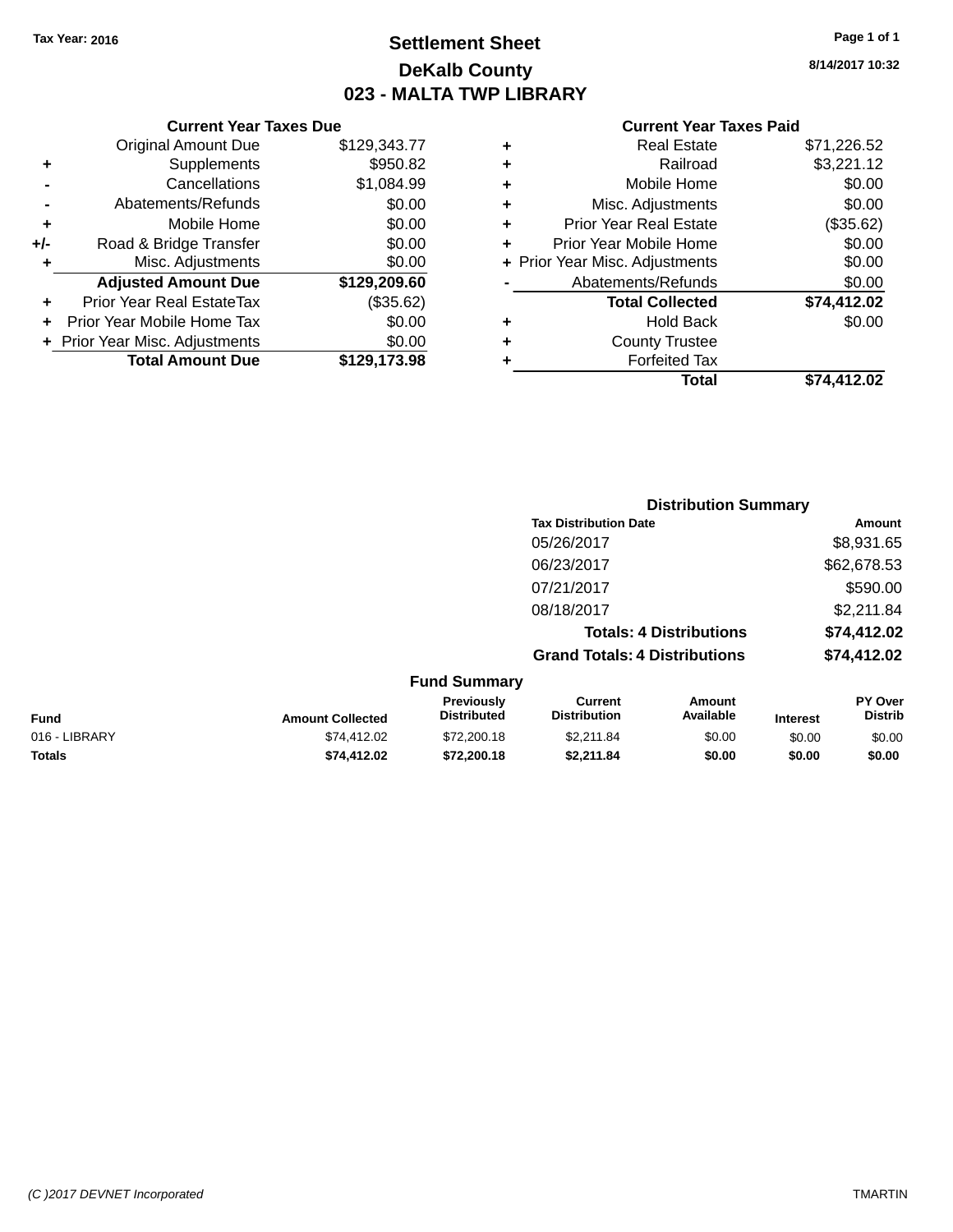Tax Year: 2016

# Settlement Sheet

## DeKalb County

## 023 - MALTA TWP LIBRARY

8/14/2017 10:32

### Current Year Taxes Due

| | | |
|---|---|---|
| | Original Amount Due | $129,343.77 |
| + | Supplements | $950.82 |
| - | Cancellations | $1,084.99 |
| - | Abatements/Refunds | $0.00 |
| + | Mobile Home | $0.00 |
| +/- | Road & Bridge Transfer | $0.00 |
| + | Misc. Adjustments | $0.00 |
| | **Adjusted Amount Due** | **$129,209.60** |
| + | Prior Year Real EstateTax | ($35.62) |
| + | Prior Year Mobile Home Tax | $0.00 |
| + | Prior Year Misc. Adjustments | $0.00 |
| | **Total Amount Due** | **$129,173.98** |

### Current Year Taxes Paid

| | | |
|---|---|---|
| + | Real Estate | $71,226.52 |
| + | Railroad | $3,221.12 |
| + | Mobile Home | $0.00 |
| + | Misc. Adjustments | $0.00 |
| + | Prior Year Real Estate | ($35.62) |
| + | Prior Year Mobile Home | $0.00 |
| + | Prior Year Misc. Adjustments | $0.00 |
| - | Abatements/Refunds | $0.00 |
| | **Total Collected** | **$74,412.02** |
| + | Hold Back | $0.00 |
| + | County Trustee | |
| + | Forfeited Tax | |
| | **Total** | **$74,412.02** |

### Distribution Summary

| Tax Distribution Date | Amount |
|---|---|
| 05/26/2017 | $8,931.65 |
| 06/23/2017 | $62,678.53 |
| 07/21/2017 | $590.00 |
| 08/18/2017 | $2,211.84 |
| **Totals: 4 Distributions** | **$74,412.02** |
| **Grand Totals: 4 Distributions** | **$74,412.02** |

### Fund Summary

| Fund | Amount Collected | Previously Distributed | Current Distribution | Amount Available | Interest | PY Over Distrib |
|---|---|---|---|---|---|---|
| 016 - LIBRARY | $74,412.02 | $72,200.18 | $2,211.84 | $0.00 | $0.00 | $0.00 |
| **Totals** | **$74,412.02** | **$72,200.18** | **$2,211.84** | **$0.00** | **$0.00** | **$0.00** |

(C )2017 DEVNET Incorporated TMARTIN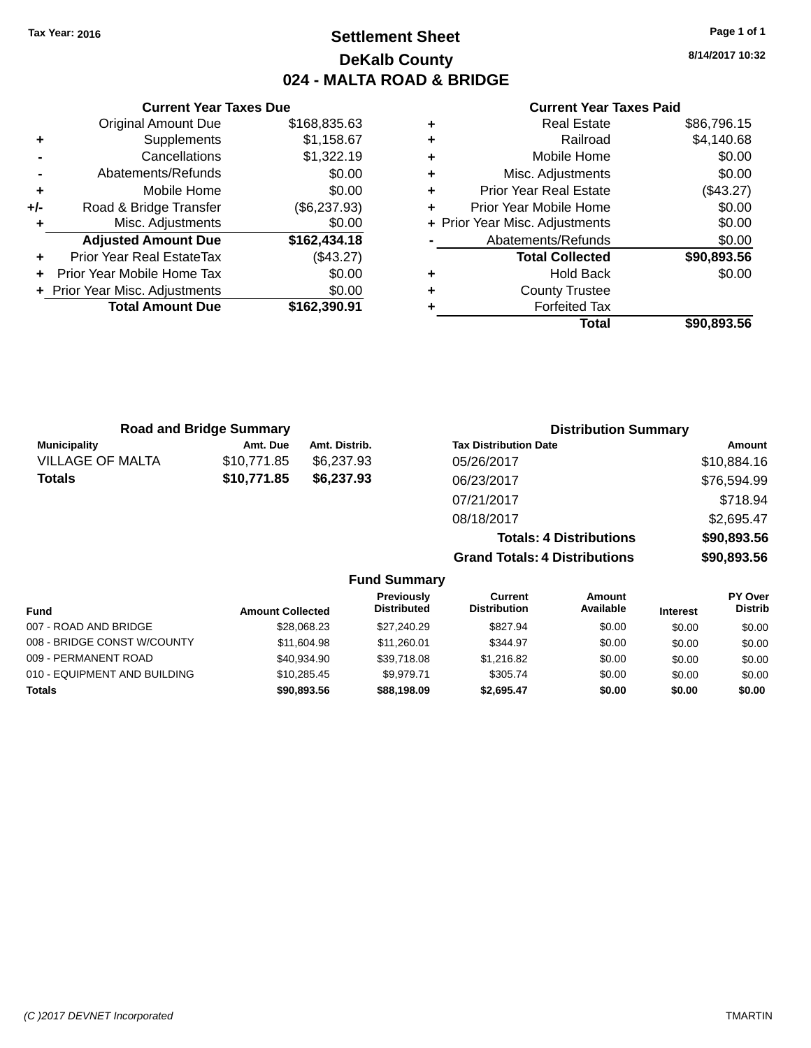Tax Year: 2016

# Settlement Sheet

## DeKalb County

## 024 - MALTA ROAD & BRIDGE

8/14/2017 10:32

### Current Year Taxes Due

| | | |
|---|---|---|
| | Original Amount Due | $168,835.63 |
| + | Supplements | $1,158.67 |
| - | Cancellations | $1,322.19 |
| - | Abatements/Refunds | $0.00 |
| + | Mobile Home | $0.00 |
| +/- | Road & Bridge Transfer | ($6,237.93) |
| + | Misc. Adjustments | $0.00 |
| | **Adjusted Amount Due** | **$162,434.18** |
| + | Prior Year Real EstateTax | ($43.27) |
| + | Prior Year Mobile Home Tax | $0.00 |
| + | Prior Year Misc. Adjustments | $0.00 |
| | **Total Amount Due** | **$162,390.91** |

### Current Year Taxes Paid

| | | |
|---|---|---|
| + | Real Estate | $86,796.15 |
| + | Railroad | $4,140.68 |
| + | Mobile Home | $0.00 |
| + | Misc. Adjustments | $0.00 |
| + | Prior Year Real Estate | ($43.27) |
| + | Prior Year Mobile Home | $0.00 |
| + | Prior Year Misc. Adjustments | $0.00 |
| - | Abatements/Refunds | $0.00 |
| | **Total Collected** | **$90,893.56** |
| + | Hold Back | $0.00 |
| + | County Trustee | |
| + | Forfeited Tax | |
| | **Total** | **$90,893.56** |

### Road and Bridge Summary

| Municipality | Amt. Due | Amt. Distrib. |
|---|---|---|
| VILLAGE OF MALTA | $10,771.85 | $6,237.93 |
| **Totals** | **$10,771.85** | **$6,237.93** |

### Distribution Summary

| Tax Distribution Date | Amount |
|---|---|
| 05/26/2017 | $10,884.16 |
| 06/23/2017 | $76,594.99 |
| 07/21/2017 | $718.94 |
| 08/18/2017 | $2,695.47 |
| **Totals: 4 Distributions** | **$90,893.56** |
| **Grand Totals: 4 Distributions** | **$90,893.56** |

### Fund Summary

| Fund | Amount Collected | Previously Distributed | Current Distribution | Amount Available | Interest | PY Over Distrib |
|---|---|---|---|---|---|---|
| 007 - ROAD AND BRIDGE | $28,068.23 | $27,240.29 | $827.94 | $0.00 | $0.00 | $0.00 |
| 008 - BRIDGE CONST W/COUNTY | $11,604.98 | $11,260.01 | $344.97 | $0.00 | $0.00 | $0.00 |
| 009 - PERMANENT ROAD | $40,934.90 | $39,718.08 | $1,216.82 | $0.00 | $0.00 | $0.00 |
| 010 - EQUIPMENT AND BUILDING | $10,285.45 | $9,979.71 | $305.74 | $0.00 | $0.00 | $0.00 |
| **Totals** | **$90,893.56** | **$88,198.09** | **$2,695.47** | **$0.00** | **$0.00** | **$0.00** |

(C )2017 DEVNET Incorporated TMARTIN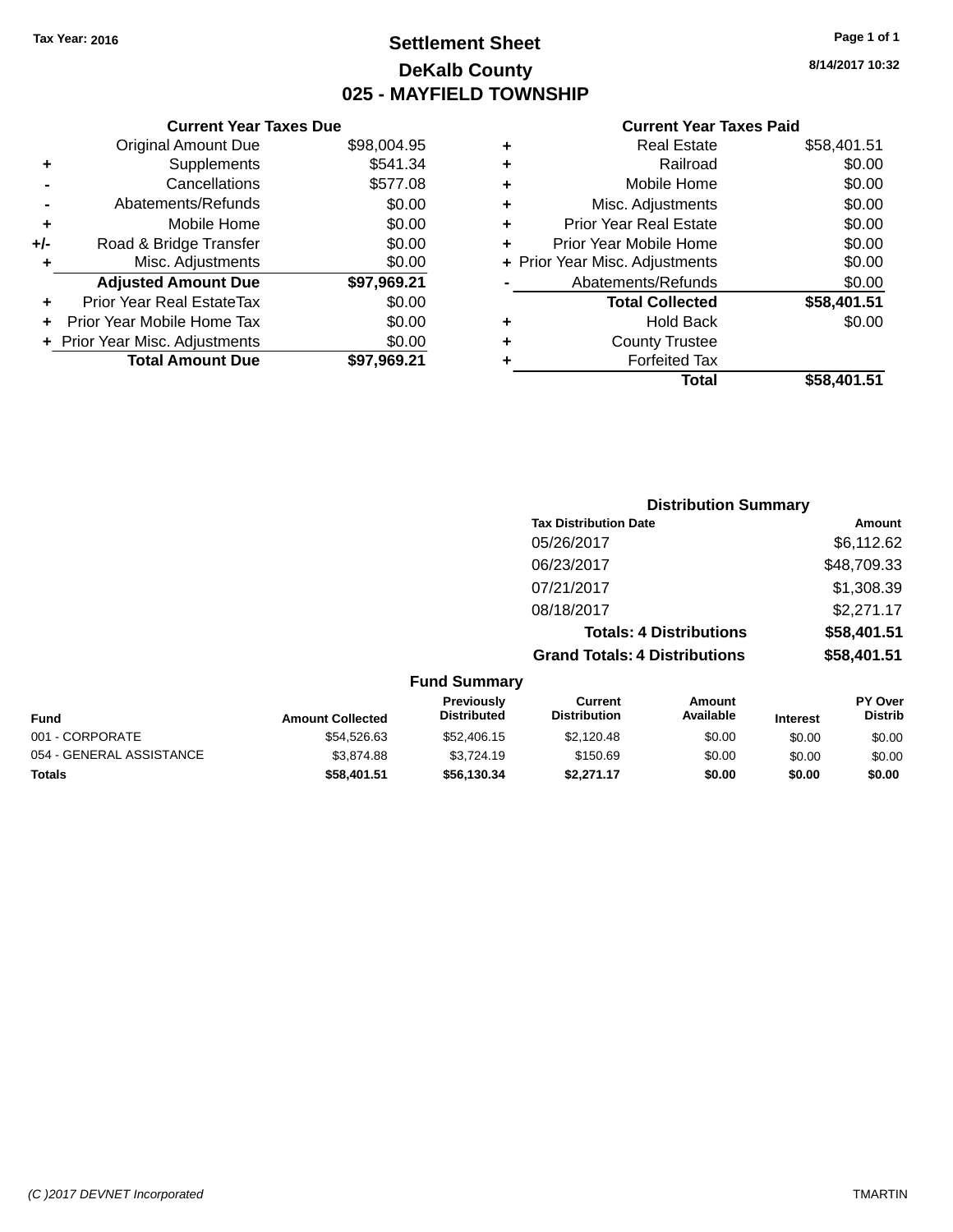Tax Year: 2016

# Settlement Sheet

## DeKalb County

## 025 - MAYFIELD TOWNSHIP

8/14/2017 10:32

### Current Year Taxes Due

| | | |
|---|---|---|
| | Original Amount Due | $98,004.95 |
| + | Supplements | $541.34 |
| - | Cancellations | $577.08 |
| - | Abatements/Refunds | $0.00 |
| + | Mobile Home | $0.00 |
| +/- | Road & Bridge Transfer | $0.00 |
| + | Misc. Adjustments | $0.00 |
| | **Adjusted Amount Due** | **$97,969.21** |
| + | Prior Year Real EstateTax | $0.00 |
| + | Prior Year Mobile Home Tax | $0.00 |
| + | Prior Year Misc. Adjustments | $0.00 |
| | **Total Amount Due** | **$97,969.21** |

### Current Year Taxes Paid

| | | |
|---|---|---|
| + | Real Estate | $58,401.51 |
| + | Railroad | $0.00 |
| + | Mobile Home | $0.00 |
| + | Misc. Adjustments | $0.00 |
| + | Prior Year Real Estate | $0.00 |
| + | Prior Year Mobile Home | $0.00 |
| + | Prior Year Misc. Adjustments | $0.00 |
| - | Abatements/Refunds | $0.00 |
| | **Total Collected** | **$58,401.51** |
| + | Hold Back | $0.00 |
| + | County Trustee | |
| + | Forfeited Tax | |
| | **Total** | **$58,401.51** |

### Distribution Summary

| Tax Distribution Date | Amount |
|---|---|
| 05/26/2017 | $6,112.62 |
| 06/23/2017 | $48,709.33 |
| 07/21/2017 | $1,308.39 |
| 08/18/2017 | $2,271.17 |
| **Totals: 4 Distributions** | **$58,401.51** |
| **Grand Totals: 4 Distributions** | **$58,401.51** |

### Fund Summary

| Fund | Amount Collected | Previously Distributed | Current Distribution | Amount Available | Interest | PY Over Distrib |
|---|---|---|---|---|---|---|
| 001 - CORPORATE | $54,526.63 | $52,406.15 | $2,120.48 | $0.00 | $0.00 | $0.00 |
| 054 - GENERAL ASSISTANCE | $3,874.88 | $3,724.19 | $150.69 | $0.00 | $0.00 | $0.00 |
| **Totals** | **$58,401.51** | **$56,130.34** | **$2,271.17** | **$0.00** | **$0.00** | **$0.00** |

(C )2017 DEVNET Incorporated TMARTIN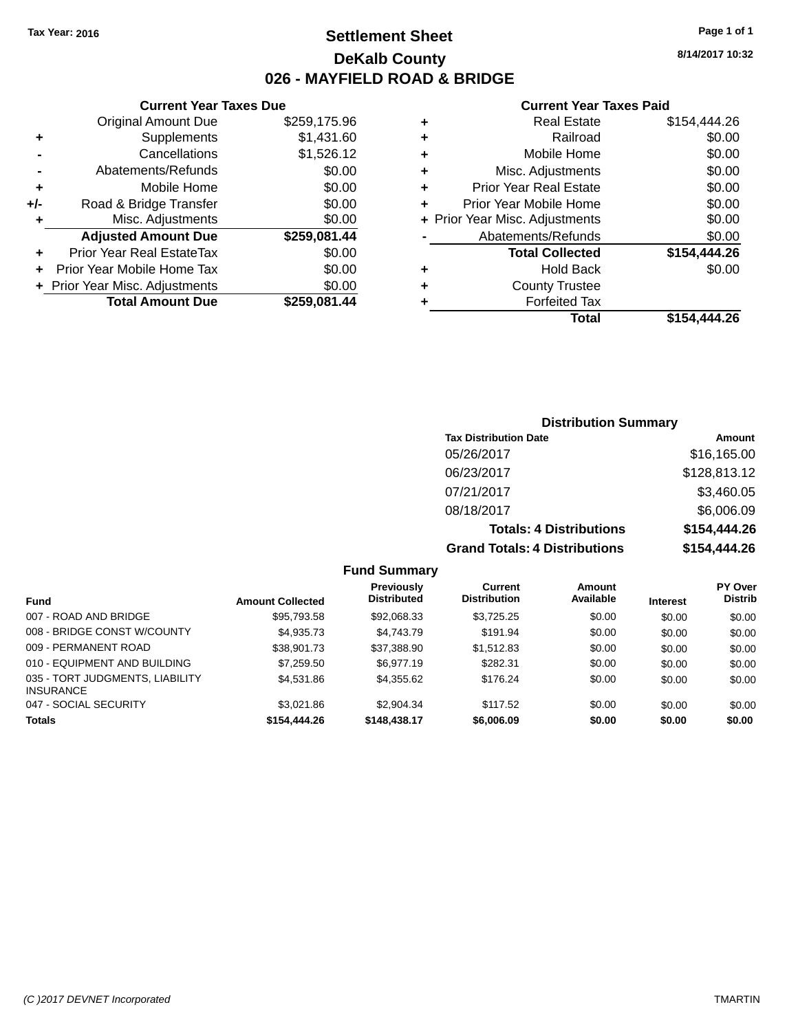Tax Year: 2016

# Settlement Sheet

## DeKalb County

## 026 - MAYFIELD ROAD & BRIDGE

8/14/2017 10:32

### Current Year Taxes Due

| | | |
|---|---|---|
| | Original Amount Due | $259,175.96 |
| + | Supplements | $1,431.60 |
| - | Cancellations | $1,526.12 |
| - | Abatements/Refunds | $0.00 |
| + | Mobile Home | $0.00 |
| +/- | Road & Bridge Transfer | $0.00 |
| + | Misc. Adjustments | $0.00 |
| | **Adjusted Amount Due** | **$259,081.44** |
| + | Prior Year Real EstateTax | $0.00 |
| + | Prior Year Mobile Home Tax | $0.00 |
| + | Prior Year Misc. Adjustments | $0.00 |
| | **Total Amount Due** | **$259,081.44** |

### Current Year Taxes Paid

| | | |
|---|---|---|
| + | Real Estate | $154,444.26 |
| + | Railroad | $0.00 |
| + | Mobile Home | $0.00 |
| + | Misc. Adjustments | $0.00 |
| + | Prior Year Real Estate | $0.00 |
| + | Prior Year Mobile Home | $0.00 |
| + | Prior Year Misc. Adjustments | $0.00 |
| - | Abatements/Refunds | $0.00 |
| | **Total Collected** | **$154,444.26** |
| + | Hold Back | $0.00 |
| + | County Trustee | |
| + | Forfeited Tax | |
| | **Total** | **$154,444.26** |

### Distribution Summary

| Tax Distribution Date | Amount |
|---|---|
| 05/26/2017 | $16,165.00 |
| 06/23/2017 | $128,813.12 |
| 07/21/2017 | $3,460.05 |
| 08/18/2017 | $6,006.09 |
| **Totals: 4 Distributions** | **$154,444.26** |
| **Grand Totals: 4 Distributions** | **$154,444.26** |

### Fund Summary

| Fund | Amount Collected | Previously Distributed | Current Distribution | Amount Available | Interest | PY Over Distrib |
|---|---|---|---|---|---|---|
| 007 - ROAD AND BRIDGE | $95,793.58 | $92,068.33 | $3,725.25 | $0.00 | $0.00 | $0.00 |
| 008 - BRIDGE CONST W/COUNTY | $4,935.73 | $4,743.79 | $191.94 | $0.00 | $0.00 | $0.00 |
| 009 - PERMANENT ROAD | $38,901.73 | $37,388.90 | $1,512.83 | $0.00 | $0.00 | $0.00 |
| 010 - EQUIPMENT AND BUILDING | $7,259.50 | $6,977.19 | $282.31 | $0.00 | $0.00 | $0.00 |
| 035 - TORT JUDGMENTS, LIABILITY INSURANCE | $4,531.86 | $4,355.62 | $176.24 | $0.00 | $0.00 | $0.00 |
| 047 - SOCIAL SECURITY | $3,021.86 | $2,904.34 | $117.52 | $0.00 | $0.00 | $0.00 |
| **Totals** | **$154,444.26** | **$148,438.17** | **$6,006.09** | **$0.00** | **$0.00** | **$0.00** |

(C )2017 DEVNET Incorporated

TMARTIN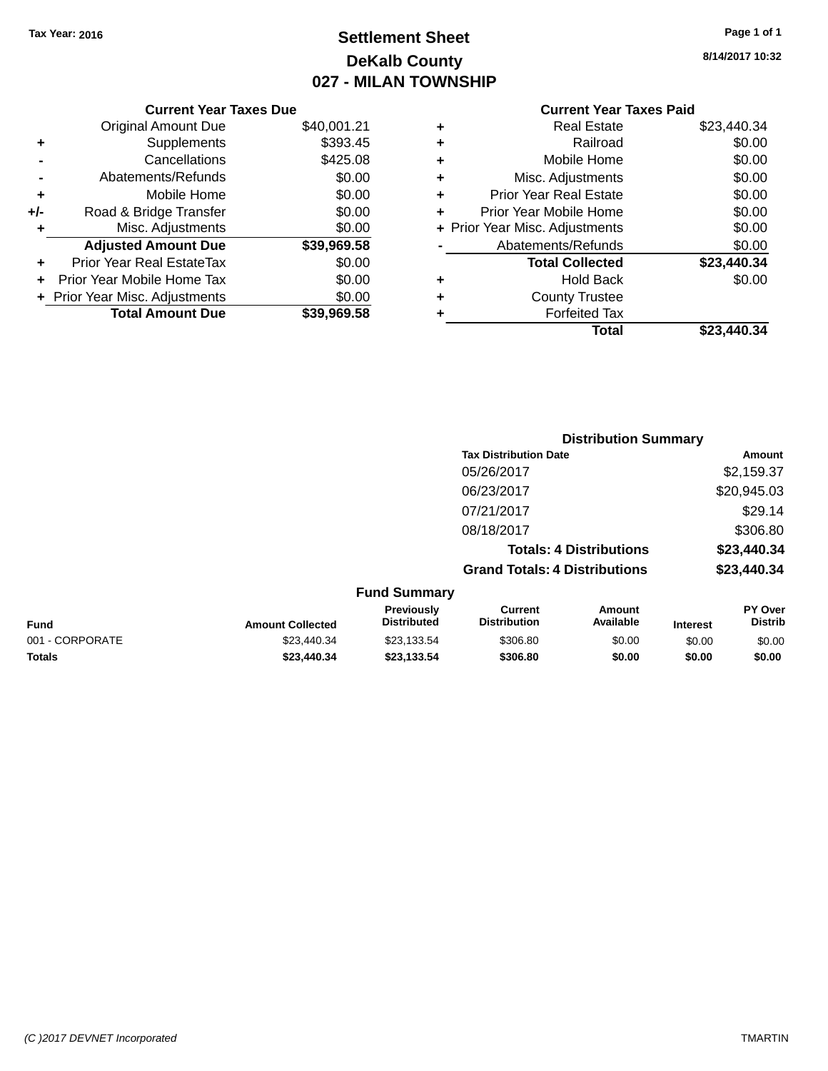Tax Year: 2016

# Settlement Sheet
## DeKalb County
## 027 - MILAN TOWNSHIP

8/14/2017 10:32

**Current Year Taxes Due**

| | | |
|---|---|---|
| | Original Amount Due | $40,001.21 |
| + | Supplements | $393.45 |
| - | Cancellations | $425.08 |
| - | Abatements/Refunds | $0.00 |
| + | Mobile Home | $0.00 |
| +/- | Road & Bridge Transfer | $0.00 |
| + | Misc. Adjustments | $0.00 |
| | **Adjusted Amount Due** | **$39,969.58** |
| + | Prior Year Real EstateTax | $0.00 |
| + | Prior Year Mobile Home Tax | $0.00 |
| + | Prior Year Misc. Adjustments | $0.00 |
| | **Total Amount Due** | **$39,969.58** |

**Current Year Taxes Paid**

| | | |
|---|---|---|
| + | Real Estate | $23,440.34 |
| + | Railroad | $0.00 |
| + | Mobile Home | $0.00 |
| + | Misc. Adjustments | $0.00 |
| + | Prior Year Real Estate | $0.00 |
| + | Prior Year Mobile Home | $0.00 |
| + | Prior Year Misc. Adjustments | $0.00 |
| - | Abatements/Refunds | $0.00 |
| | **Total Collected** | **$23,440.34** |
| + | Hold Back | $0.00 |
| + | County Trustee | |
| + | Forfeited Tax | |
| | **Total** | **$23,440.34** |

**Distribution Summary**

| Tax Distribution Date | Amount |
|---|---|
| 05/26/2017 | $2,159.37 |
| 06/23/2017 | $20,945.03 |
| 07/21/2017 | $29.14 |
| 08/18/2017 | $306.80 |
| **Totals: 4 Distributions** | **$23,440.34** |
| **Grand Totals: 4 Distributions** | **$23,440.34** |

**Fund Summary**

| Fund | Amount Collected | Previously Distributed | Current Distribution | Amount Available | Interest | PY Over Distrib |
|---|---|---|---|---|---|---|
| 001 - CORPORATE | $23,440.34 | $23,133.54 | $306.80 | $0.00 | $0.00 | $0.00 |
| **Totals** | **$23,440.34** | **$23,133.54** | **$306.80** | **$0.00** | **$0.00** | **$0.00** |

(C )2017 DEVNET Incorporated

TMARTIN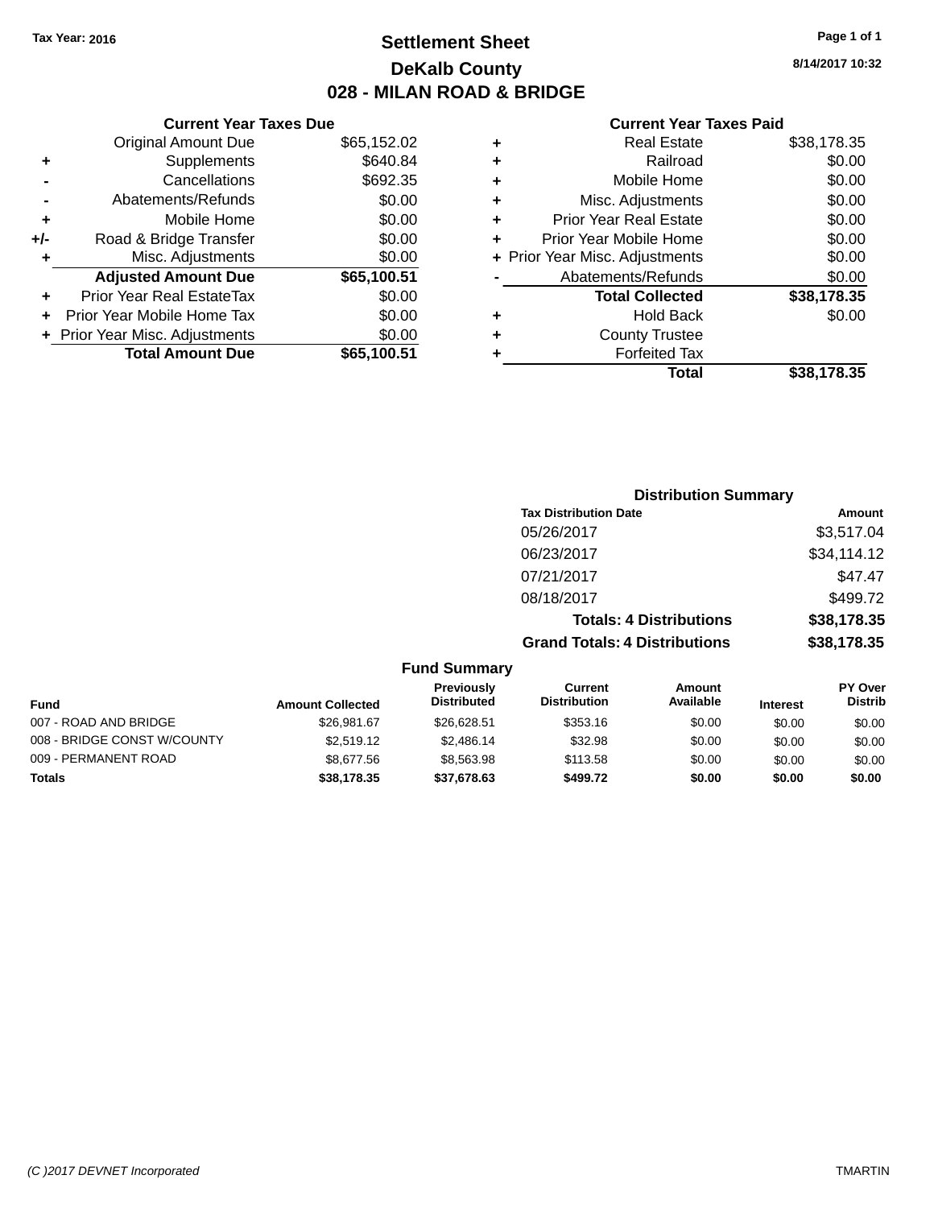Tax Year: 2016

# Settlement Sheet

## DeKalb County

## 028 - MILAN ROAD & BRIDGE

8/14/2017 10:32

### Current Year Taxes Due

| | | |
|---|---|---|
| | Original Amount Due | $65,152.02 |
| + | Supplements | $640.84 |
| - | Cancellations | $692.35 |
| - | Abatements/Refunds | $0.00 |
| + | Mobile Home | $0.00 |
| +/- | Road & Bridge Transfer | $0.00 |
| + | Misc. Adjustments | $0.00 |
| | **Adjusted Amount Due** | **$65,100.51** |
| + | Prior Year Real EstateTax | $0.00 |
| + | Prior Year Mobile Home Tax | $0.00 |
| + | Prior Year Misc. Adjustments | $0.00 |
| | **Total Amount Due** | **$65,100.51** |

### Current Year Taxes Paid

| | | |
|---|---|---|
| + | Real Estate | $38,178.35 |
| + | Railroad | $0.00 |
| + | Mobile Home | $0.00 |
| + | Misc. Adjustments | $0.00 |
| + | Prior Year Real Estate | $0.00 |
| + | Prior Year Mobile Home | $0.00 |
| + | Prior Year Misc. Adjustments | $0.00 |
| - | Abatements/Refunds | $0.00 |
| | **Total Collected** | **$38,178.35** |
| + | Hold Back | $0.00 |
| + | County Trustee | |
| + | Forfeited Tax | |
| | **Total** | **$38,178.35** |

### Distribution Summary

| Tax Distribution Date | Amount |
|---|---|
| 05/26/2017 | $3,517.04 |
| 06/23/2017 | $34,114.12 |
| 07/21/2017 | $47.47 |
| 08/18/2017 | $499.72 |
| **Totals: 4 Distributions** | **$38,178.35** |
| **Grand Totals: 4 Distributions** | **$38,178.35** |

### Fund Summary

| Fund | Amount Collected | Previously Distributed | Current Distribution | Amount Available | Interest | PY Over Distrib |
|---|---|---|---|---|---|---|
| 007 - ROAD AND BRIDGE | $26,981.67 | $26,628.51 | $353.16 | $0.00 | $0.00 | $0.00 |
| 008 - BRIDGE CONST W/COUNTY | $2,519.12 | $2,486.14 | $32.98 | $0.00 | $0.00 | $0.00 |
| 009 - PERMANENT ROAD | $8,677.56 | $8,563.98 | $113.58 | $0.00 | $0.00 | $0.00 |
| **Totals** | **$38,178.35** | **$37,678.63** | **$499.72** | **$0.00** | **$0.00** | **$0.00** |

(C )2017 DEVNET Incorporated TMARTIN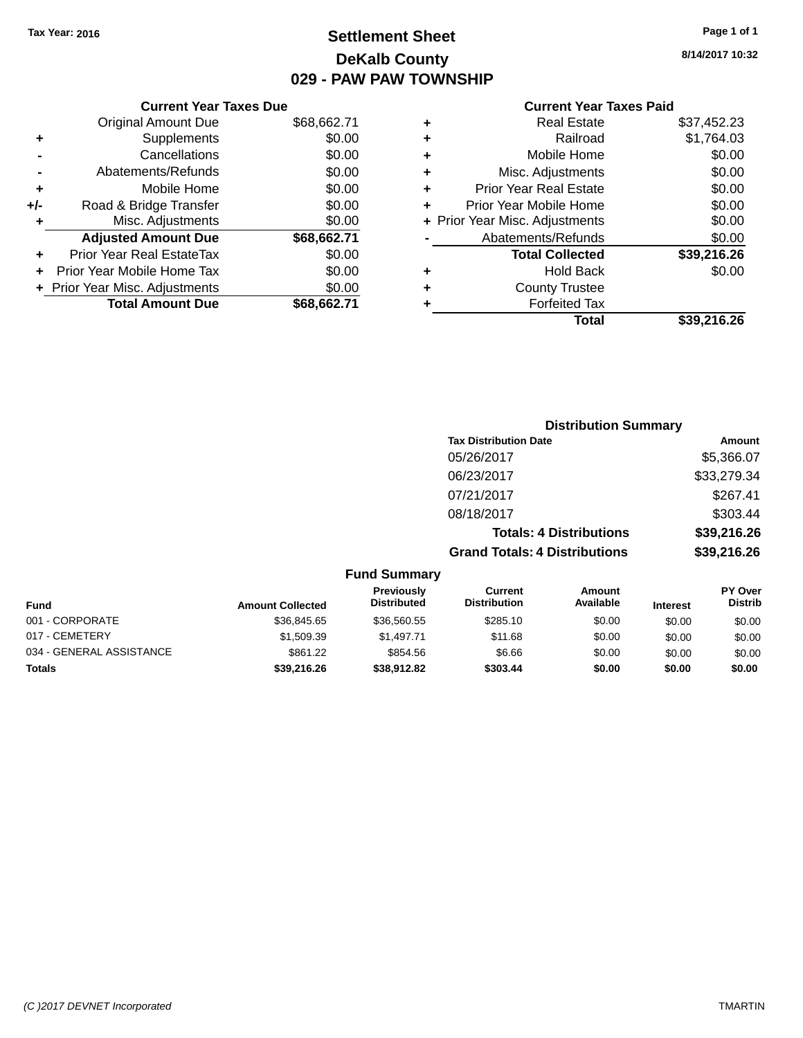Tax Year: 2016

# Settlement Sheet
## DeKalb County
## 029 - PAW PAW TOWNSHIP

8/14/2017 10:32

### Current Year Taxes Due

| | | |
|---|---|---|
| | Original Amount Due | $68,662.71 |
| + | Supplements | $0.00 |
| - | Cancellations | $0.00 |
| - | Abatements/Refunds | $0.00 |
| + | Mobile Home | $0.00 |
| +/- | Road & Bridge Transfer | $0.00 |
| + | Misc. Adjustments | $0.00 |
| | **Adjusted Amount Due** | **$68,662.71** |
| + | Prior Year Real EstateTax | $0.00 |
| + | Prior Year Mobile Home Tax | $0.00 |
| + | Prior Year Misc. Adjustments | $0.00 |
| | **Total Amount Due** | **$68,662.71** |

### Current Year Taxes Paid

| | | |
|---|---|---|
| + | Real Estate | $37,452.23 |
| + | Railroad | $1,764.03 |
| + | Mobile Home | $0.00 |
| + | Misc. Adjustments | $0.00 |
| + | Prior Year Real Estate | $0.00 |
| + | Prior Year Mobile Home | $0.00 |
| + | Prior Year Misc. Adjustments | $0.00 |
| - | Abatements/Refunds | $0.00 |
| | **Total Collected** | **$39,216.26** |
| + | Hold Back | $0.00 |
| + | County Trustee | |
| + | Forfeited Tax | |
| | **Total** | **$39,216.26** |

### Distribution Summary

| Tax Distribution Date | Amount |
|---|---|
| 05/26/2017 | $5,366.07 |
| 06/23/2017 | $33,279.34 |
| 07/21/2017 | $267.41 |
| 08/18/2017 | $303.44 |
| **Totals: 4 Distributions** | **$39,216.26** |
| **Grand Totals: 4 Distributions** | **$39,216.26** |

### Fund Summary

| Fund | Amount Collected | Previously Distributed | Current Distribution | Amount Available | Interest | PY Over Distrib |
|---|---|---|---|---|---|---|
| 001 - CORPORATE | $36,845.65 | $36,560.55 | $285.10 | $0.00 | $0.00 | $0.00 |
| 017 - CEMETERY | $1,509.39 | $1,497.71 | $11.68 | $0.00 | $0.00 | $0.00 |
| 034 - GENERAL ASSISTANCE | $861.22 | $854.56 | $6.66 | $0.00 | $0.00 | $0.00 |
| **Totals** | **$39,216.26** | **$38,912.82** | **$303.44** | **$0.00** | **$0.00** | **$0.00** |

(C )2017 DEVNET Incorporated TMARTIN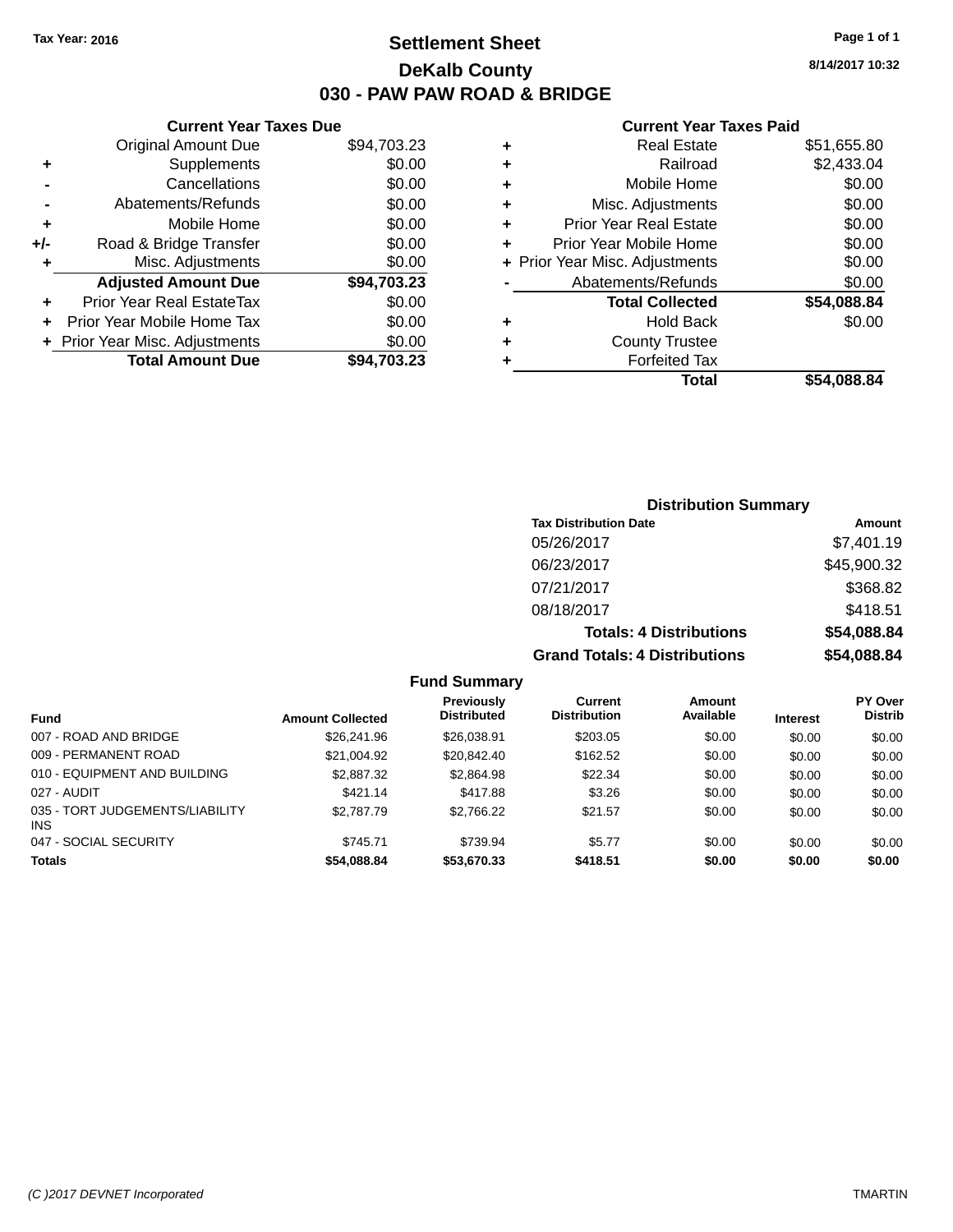Tax Year: 2016

# Settlement Sheet

## DeKalb County

## 030 - PAW PAW ROAD & BRIDGE

8/14/2017 10:32

### Current Year Taxes Due

| | | |
|---|---|---|
| | Original Amount Due | $94,703.23 |
| + | Supplements | $0.00 |
| - | Cancellations | $0.00 |
| - | Abatements/Refunds | $0.00 |
| + | Mobile Home | $0.00 |
| +/- | Road & Bridge Transfer | $0.00 |
| + | Misc. Adjustments | $0.00 |
| | **Adjusted Amount Due** | **$94,703.23** |
| + | Prior Year Real EstateTax | $0.00 |
| + | Prior Year Mobile Home Tax | $0.00 |
| + | Prior Year Misc. Adjustments | $0.00 |
| | **Total Amount Due** | **$94,703.23** |

### Current Year Taxes Paid

| | | |
|---|---|---|
| + | Real Estate | $51,655.80 |
| + | Railroad | $2,433.04 |
| + | Mobile Home | $0.00 |
| + | Misc. Adjustments | $0.00 |
| + | Prior Year Real Estate | $0.00 |
| + | Prior Year Mobile Home | $0.00 |
| + | Prior Year Misc. Adjustments | $0.00 |
| - | Abatements/Refunds | $0.00 |
| | **Total Collected** | **$54,088.84** |
| + | Hold Back | $0.00 |
| + | County Trustee | |
| + | Forfeited Tax | |
| | **Total** | **$54,088.84** |

### Distribution Summary

| Tax Distribution Date | Amount |
|---|---|
| 05/26/2017 | $7,401.19 |
| 06/23/2017 | $45,900.32 |
| 07/21/2017 | $368.82 |
| 08/18/2017 | $418.51 |
| **Totals: 4 Distributions** | **$54,088.84** |
| **Grand Totals: 4 Distributions** | **$54,088.84** |

### Fund Summary

| Fund | Amount Collected | Previously Distributed | Current Distribution | Amount Available | Interest | PY Over Distrib |
|---|---|---|---|---|---|---|
| 007 - ROAD AND BRIDGE | $26,241.96 | $26,038.91 | $203.05 | $0.00 | $0.00 | $0.00 |
| 009 - PERMANENT ROAD | $21,004.92 | $20,842.40 | $162.52 | $0.00 | $0.00 | $0.00 |
| 010 - EQUIPMENT AND BUILDING | $2,887.32 | $2,864.98 | $22.34 | $0.00 | $0.00 | $0.00 |
| 027 - AUDIT | $421.14 | $417.88 | $3.26 | $0.00 | $0.00 | $0.00 |
| 035 - TORT JUDGEMENTS/LIABILITY INS | $2,787.79 | $2,766.22 | $21.57 | $0.00 | $0.00 | $0.00 |
| 047 - SOCIAL SECURITY | $745.71 | $739.94 | $5.77 | $0.00 | $0.00 | $0.00 |
| **Totals** | **$54,088.84** | **$53,670.33** | **$418.51** | **$0.00** | **$0.00** | **$0.00** |

(C )2017 DEVNET Incorporated TMARTIN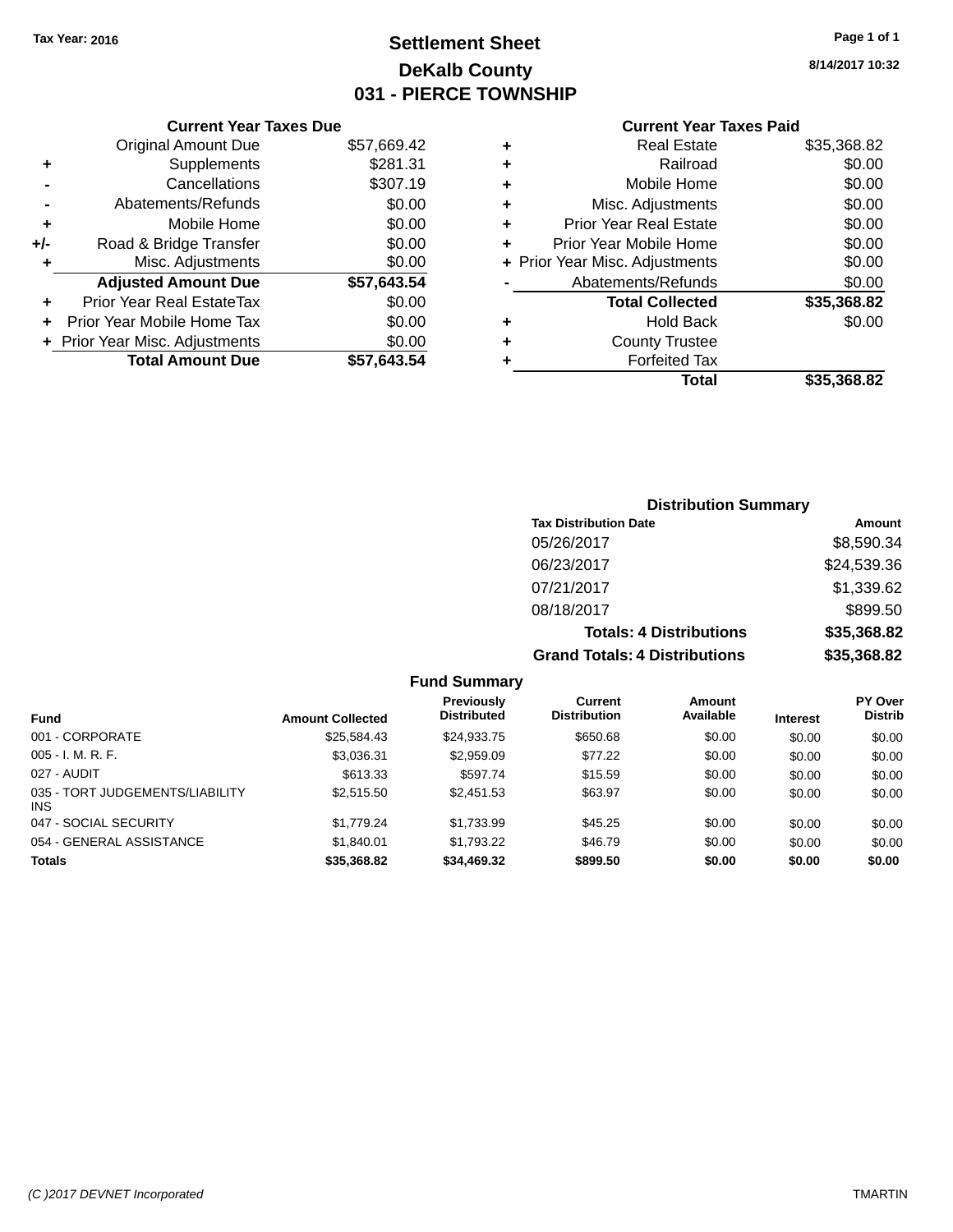Tax Year: 2016

# Settlement Sheet
## DeKalb County
## 031 - PIERCE TOWNSHIP

8/14/2017 10:32

### Current Year Taxes Due

| | | |
|---|---|---|
| | Original Amount Due | $57,669.42 |
| + | Supplements | $281.31 |
| - | Cancellations | $307.19 |
| - | Abatements/Refunds | $0.00 |
| + | Mobile Home | $0.00 |
| +/- | Road & Bridge Transfer | $0.00 |
| + | Misc. Adjustments | $0.00 |
| | **Adjusted Amount Due** | **$57,643.54** |
| + | Prior Year Real EstateTax | $0.00 |
| + | Prior Year Mobile Home Tax | $0.00 |
| + | Prior Year Misc. Adjustments | $0.00 |
| | **Total Amount Due** | **$57,643.54** |

### Current Year Taxes Paid

| | | |
|---|---|---|
| + | Real Estate | $35,368.82 |
| + | Railroad | $0.00 |
| + | Mobile Home | $0.00 |
| + | Misc. Adjustments | $0.00 |
| + | Prior Year Real Estate | $0.00 |
| + | Prior Year Mobile Home | $0.00 |
| + | Prior Year Misc. Adjustments | $0.00 |
| - | Abatements/Refunds | $0.00 |
| | **Total Collected** | **$35,368.82** |
| + | Hold Back | $0.00 |
| + | County Trustee | |
| + | Forfeited Tax | |
| | **Total** | **$35,368.82** |

### Distribution Summary

| Tax Distribution Date | Amount |
|---|---|
| 05/26/2017 | $8,590.34 |
| 06/23/2017 | $24,539.36 |
| 07/21/2017 | $1,339.62 |
| 08/18/2017 | $899.50 |
| **Totals: 4 Distributions** | **$35,368.82** |
| **Grand Totals: 4 Distributions** | **$35,368.82** |

### Fund Summary

| Fund | Amount Collected | Previously Distributed | Current Distribution | Amount Available | Interest | PY Over Distrib |
|---|---|---|---|---|---|---|
| 001 - CORPORATE | $25,584.43 | $24,933.75 | $650.68 | $0.00 | $0.00 | $0.00 |
| 005 - I. M. R. F. | $3,036.31 | $2,959.09 | $77.22 | $0.00 | $0.00 | $0.00 |
| 027 - AUDIT | $613.33 | $597.74 | $15.59 | $0.00 | $0.00 | $0.00 |
| 035 - TORT JUDGEMENTS/LIABILITY INS | $2,515.50 | $2,451.53 | $63.97 | $0.00 | $0.00 | $0.00 |
| 047 - SOCIAL SECURITY | $1,779.24 | $1,733.99 | $45.25 | $0.00 | $0.00 | $0.00 |
| 054 - GENERAL ASSISTANCE | $1,840.01 | $1,793.22 | $46.79 | $0.00 | $0.00 | $0.00 |
| **Totals** | **$35,368.82** | **$34,469.32** | **$899.50** | **$0.00** | **$0.00** | **$0.00** |

(C )2017 DEVNET Incorporated TMARTIN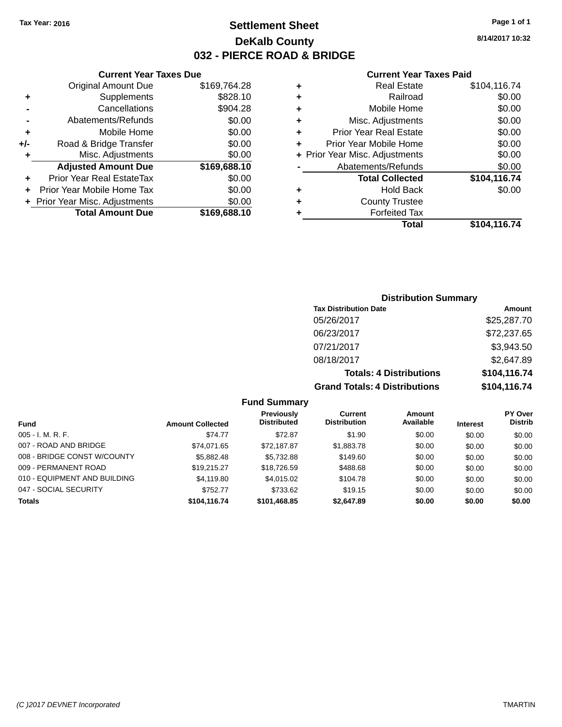Tax Year: 2016

# Settlement Sheet

## DeKalb County

## 032 - PIERCE ROAD & BRIDGE

8/14/2017 10:32

### Current Year Taxes Due

| | | |
|---|---|---|
| | Original Amount Due | $169,764.28 |
| + | Supplements | $828.10 |
| - | Cancellations | $904.28 |
| - | Abatements/Refunds | $0.00 |
| + | Mobile Home | $0.00 |
| +/- | Road & Bridge Transfer | $0.00 |
| + | Misc. Adjustments | $0.00 |
| | **Adjusted Amount Due** | **$169,688.10** |
| + | Prior Year Real EstateTax | $0.00 |
| + | Prior Year Mobile Home Tax | $0.00 |
| + | Prior Year Misc. Adjustments | $0.00 |
| | **Total Amount Due** | **$169,688.10** |

### Current Year Taxes Paid

| | | |
|---|---|---|
| + | Real Estate | $104,116.74 |
| + | Railroad | $0.00 |
| + | Mobile Home | $0.00 |
| + | Misc. Adjustments | $0.00 |
| + | Prior Year Real Estate | $0.00 |
| + | Prior Year Mobile Home | $0.00 |
| + | Prior Year Misc. Adjustments | $0.00 |
| - | Abatements/Refunds | $0.00 |
| | **Total Collected** | **$104,116.74** |
| + | Hold Back | $0.00 |
| + | County Trustee | |
| + | Forfeited Tax | |
| | **Total** | **$104,116.74** |

### Distribution Summary

| Tax Distribution Date | Amount |
|---|---|
| 05/26/2017 | $25,287.70 |
| 06/23/2017 | $72,237.65 |
| 07/21/2017 | $3,943.50 |
| 08/18/2017 | $2,647.89 |
| **Totals: 4 Distributions** | **$104,116.74** |
| **Grand Totals: 4 Distributions** | **$104,116.74** |

### Fund Summary

| Fund | Amount Collected | Previously Distributed | Current Distribution | Amount Available | Interest | PY Over Distrib |
|---|---|---|---|---|---|---|
| 005 - I. M. R. F. | $74.77 | $72.87 | $1.90 | $0.00 | $0.00 | $0.00 |
| 007 - ROAD AND BRIDGE | $74,071.65 | $72,187.87 | $1,883.78 | $0.00 | $0.00 | $0.00 |
| 008 - BRIDGE CONST W/COUNTY | $5,882.48 | $5,732.88 | $149.60 | $0.00 | $0.00 | $0.00 |
| 009 - PERMANENT ROAD | $19,215.27 | $18,726.59 | $488.68 | $0.00 | $0.00 | $0.00 |
| 010 - EQUIPMENT AND BUILDING | $4,119.80 | $4,015.02 | $104.78 | $0.00 | $0.00 | $0.00 |
| 047 - SOCIAL SECURITY | $752.77 | $733.62 | $19.15 | $0.00 | $0.00 | $0.00 |
| **Totals** | **$104,116.74** | **$101,468.85** | **$2,647.89** | **$0.00** | **$0.00** | **$0.00** |

(C )2017 DEVNET Incorporated

TMARTIN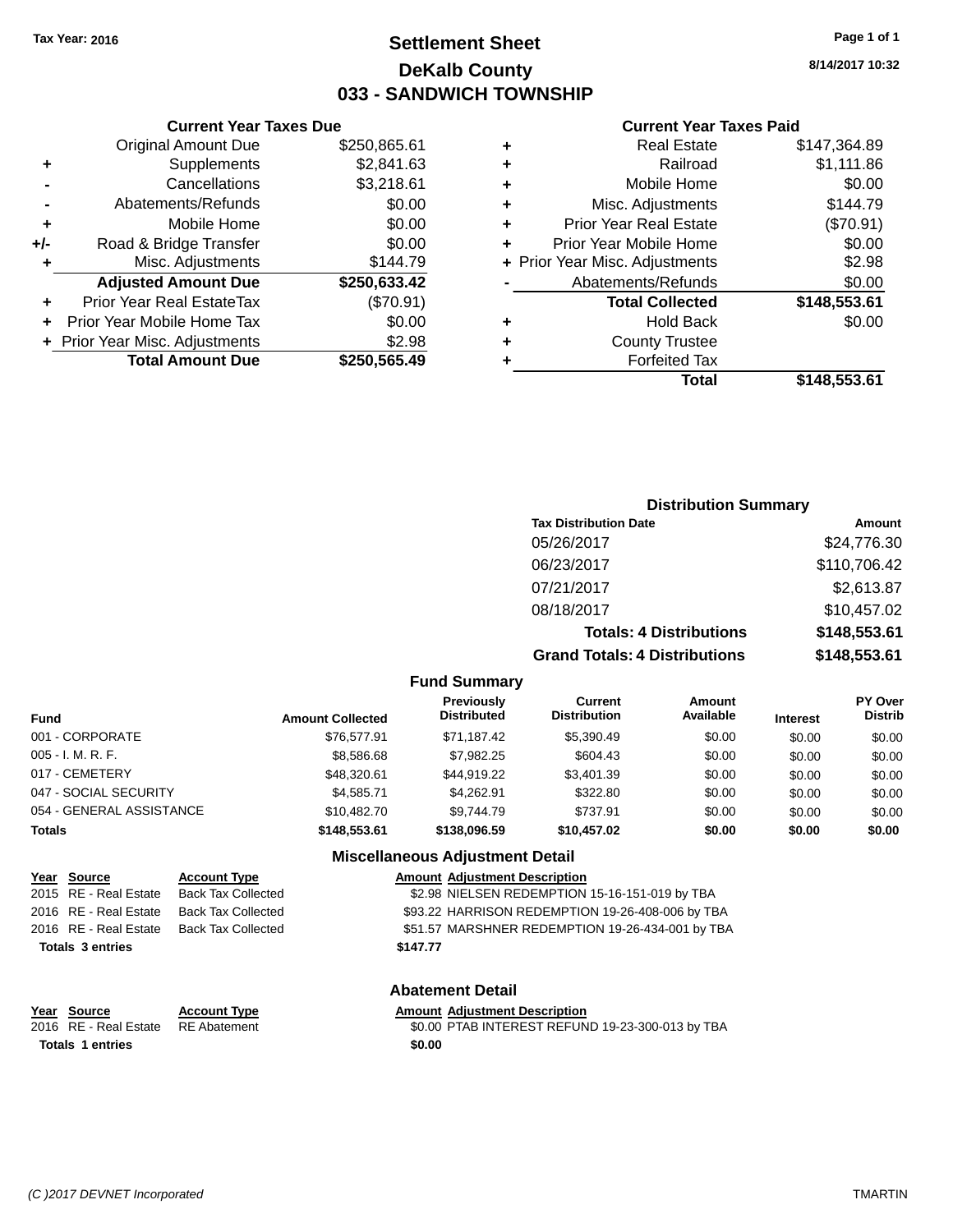Tax Year: 2016

# Settlement Sheet

## DeKalb County

## 033 - SANDWICH TOWNSHIP

8/14/2017 10:32

### Current Year Taxes Due

| | | |
|---|---|---|
| | Original Amount Due | $250,865.61 |
| + | Supplements | $2,841.63 |
| - | Cancellations | $3,218.61 |
| - | Abatements/Refunds | $0.00 |
| + | Mobile Home | $0.00 |
| +/- | Road & Bridge Transfer | $0.00 |
| + | Misc. Adjustments | $144.79 |
| | **Adjusted Amount Due** | **$250,633.42** |
| + | Prior Year Real EstateTax | ($70.91) |
| + | Prior Year Mobile Home Tax | $0.00 |
| + | Prior Year Misc. Adjustments | $2.98 |
| | **Total Amount Due** | **$250,565.49** |

### Current Year Taxes Paid

| | | |
|---|---|---|
| + | Real Estate | $147,364.89 |
| + | Railroad | $1,111.86 |
| + | Mobile Home | $0.00 |
| + | Misc. Adjustments | $144.79 |
| + | Prior Year Real Estate | ($70.91) |
| + | Prior Year Mobile Home | $0.00 |
| + | Prior Year Misc. Adjustments | $2.98 |
| - | Abatements/Refunds | $0.00 |
| | **Total Collected** | **$148,553.61** |
| + | Hold Back | $0.00 |
| + | County Trustee | |
| + | Forfeited Tax | |
| | **Total** | **$148,553.61** |

### Distribution Summary

| Tax Distribution Date | Amount |
|---|---|
| 05/26/2017 | $24,776.30 |
| 06/23/2017 | $110,706.42 |
| 07/21/2017 | $2,613.87 |
| 08/18/2017 | $10,457.02 |
| **Totals: 4 Distributions** | **$148,553.61** |
| **Grand Totals: 4 Distributions** | **$148,553.61** |

### Fund Summary

| Fund | Amount Collected | Previously Distributed | Current Distribution | Amount Available | Interest | PY Over Distrib |
|---|---|---|---|---|---|---|
| 001 - CORPORATE | $76,577.91 | $71,187.42 | $5,390.49 | $0.00 | $0.00 | $0.00 |
| 005 - I. M. R. F. | $8,586.68 | $7,982.25 | $604.43 | $0.00 | $0.00 | $0.00 |
| 017 - CEMETERY | $48,320.61 | $44,919.22 | $3,401.39 | $0.00 | $0.00 | $0.00 |
| 047 - SOCIAL SECURITY | $4,585.71 | $4,262.91 | $322.80 | $0.00 | $0.00 | $0.00 |
| 054 - GENERAL ASSISTANCE | $10,482.70 | $9,744.79 | $737.91 | $0.00 | $0.00 | $0.00 |
| **Totals** | **$148,553.61** | **$138,096.59** | **$10,457.02** | **$0.00** | **$0.00** | **$0.00** |

### Miscellaneous Adjustment Detail

| Year | Source | Account Type | Amount | Adjustment Description |
|---|---|---|---|---|
| 2015 | RE - Real Estate | Back Tax Collected | $2.98 | NIELSEN REDEMPTION 15-16-151-019 by TBA |
| 2016 | RE - Real Estate | Back Tax Collected | $93.22 | HARRISON REDEMPTION 19-26-408-006 by TBA |
| 2016 | RE - Real Estate | Back Tax Collected | $51.57 | MARSHNER REDEMPTION 19-26-434-001 by TBA |
| **Totals 3 entries** | | | **$147.77** | |

### Abatement Detail

| Year | Source | Account Type | Amount | Adjustment Description |
|---|---|---|---|---|
| 2016 | RE - Real Estate | RE Abatement | $0.00 | PTAB INTEREST REFUND 19-23-300-013 by TBA |
| **Totals 1 entries** | | | **$0.00** | |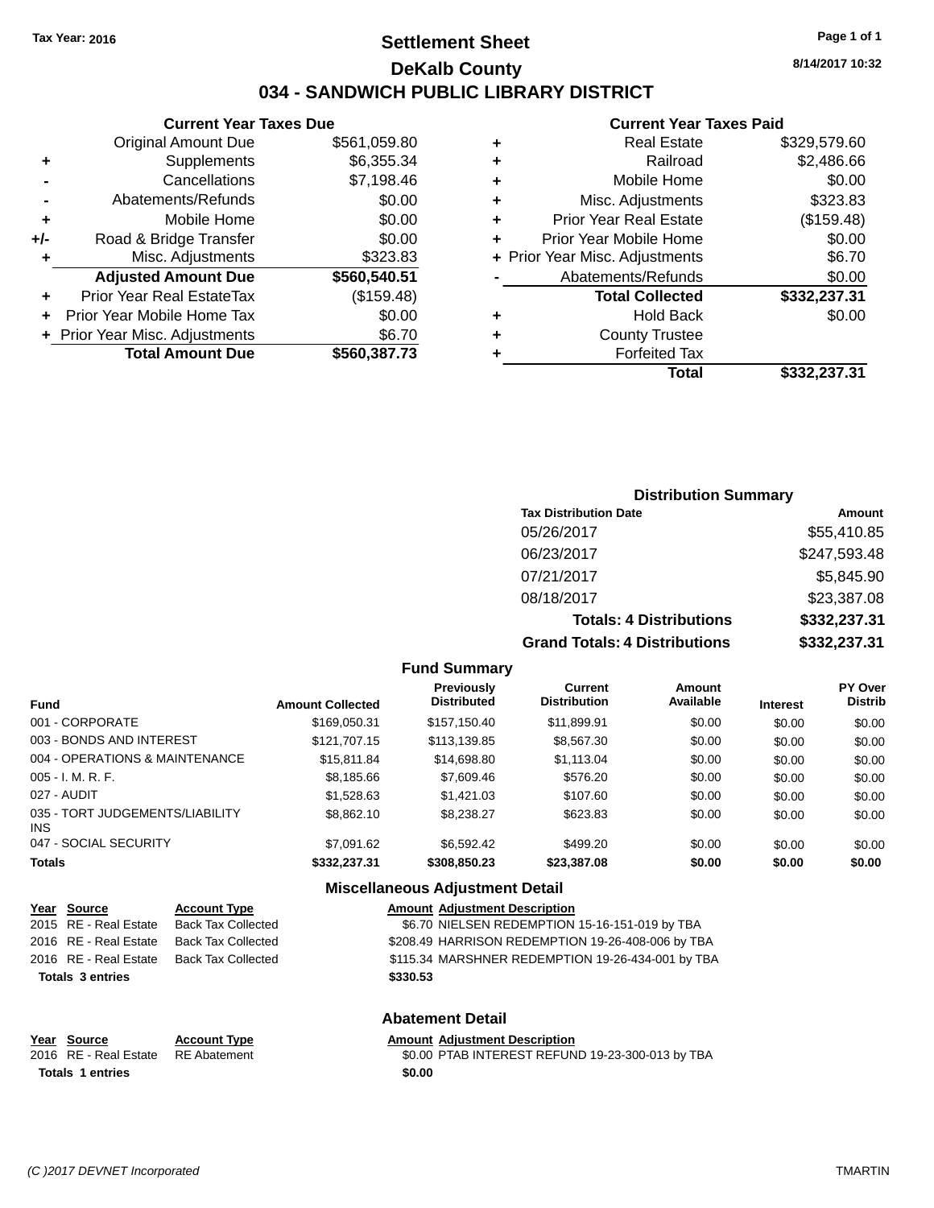Tax Year: 2016

# Settlement Sheet

## DeKalb County

## 034 - SANDWICH PUBLIC LIBRARY DISTRICT

8/14/2017 10:32

### Current Year Taxes Due

| | | |
|---|---|---|
| | Original Amount Due | $561,059.80 |
| + | Supplements | $6,355.34 |
| - | Cancellations | $7,198.46 |
| - | Abatements/Refunds | $0.00 |
| + | Mobile Home | $0.00 |
| +/- | Road & Bridge Transfer | $0.00 |
| + | Misc. Adjustments | $323.83 |
| | **Adjusted Amount Due** | **$560,540.51** |
| + | Prior Year Real EstateTax | ($159.48) |
| + | Prior Year Mobile Home Tax | $0.00 |
| + | Prior Year Misc. Adjustments | $6.70 |
| | **Total Amount Due** | **$560,387.73** |

### Current Year Taxes Paid

| | | |
|---|---|---|
| + | Real Estate | $329,579.60 |
| + | Railroad | $2,486.66 |
| + | Mobile Home | $0.00 |
| + | Misc. Adjustments | $323.83 |
| + | Prior Year Real Estate | ($159.48) |
| + | Prior Year Mobile Home | $0.00 |
| + | Prior Year Misc. Adjustments | $6.70 |
| - | Abatements/Refunds | $0.00 |
| | **Total Collected** | **$332,237.31** |
| + | Hold Back | $0.00 |
| + | County Trustee | |
| + | Forfeited Tax | |
| | **Total** | **$332,237.31** |

### Distribution Summary

| Tax Distribution Date | Amount |
|---|---|
| 05/26/2017 | $55,410.85 |
| 06/23/2017 | $247,593.48 |
| 07/21/2017 | $5,845.90 |
| 08/18/2017 | $23,387.08 |
| **Totals: 4 Distributions** | **$332,237.31** |
| **Grand Totals: 4 Distributions** | **$332,237.31** |

### Fund Summary

| Fund | Amount Collected | Previously Distributed | Current Distribution | Amount Available | Interest | PY Over Distrib |
|---|---|---|---|---|---|---|
| 001 - CORPORATE | $169,050.31 | $157,150.40 | $11,899.91 | $0.00 | $0.00 | $0.00 |
| 003 - BONDS AND INTEREST | $121,707.15 | $113,139.85 | $8,567.30 | $0.00 | $0.00 | $0.00 |
| 004 - OPERATIONS & MAINTENANCE | $15,811.84 | $14,698.80 | $1,113.04 | $0.00 | $0.00 | $0.00 |
| 005 - I. M. R. F. | $8,185.66 | $7,609.46 | $576.20 | $0.00 | $0.00 | $0.00 |
| 027 - AUDIT | $1,528.63 | $1,421.03 | $107.60 | $0.00 | $0.00 | $0.00 |
| 035 - TORT JUDGEMENTS/LIABILITY INS | $8,862.10 | $8,238.27 | $623.83 | $0.00 | $0.00 | $0.00 |
| 047 - SOCIAL SECURITY | $7,091.62 | $6,592.42 | $499.20 | $0.00 | $0.00 | $0.00 |
| **Totals** | **$332,237.31** | **$308,850.23** | **$23,387.08** | **$0.00** | **$0.00** | **$0.00** |

### Miscellaneous Adjustment Detail

| Year | Source | Account Type | Amount | Adjustment Description |
|---|---|---|---|---|
| 2015 | RE - Real Estate | Back Tax Collected | $6.70 | NIELSEN REDEMPTION 15-16-151-019 by TBA |
| 2016 | RE - Real Estate | Back Tax Collected | $208.49 | HARRISON REDEMPTION 19-26-408-006 by TBA |
| 2016 | RE - Real Estate | Back Tax Collected | $115.34 | MARSHNER REDEMPTION 19-26-434-001 by TBA |
| **Totals 3 entries** | | | **$330.53** | |

### Abatement Detail

| Year | Source | Account Type | Amount | Adjustment Description |
|---|---|---|---|---|
| 2016 | RE - Real Estate | RE Abatement | $0.00 | PTAB INTEREST REFUND 19-23-300-013 by TBA |
| **Totals 1 entries** | | | **$0.00** | |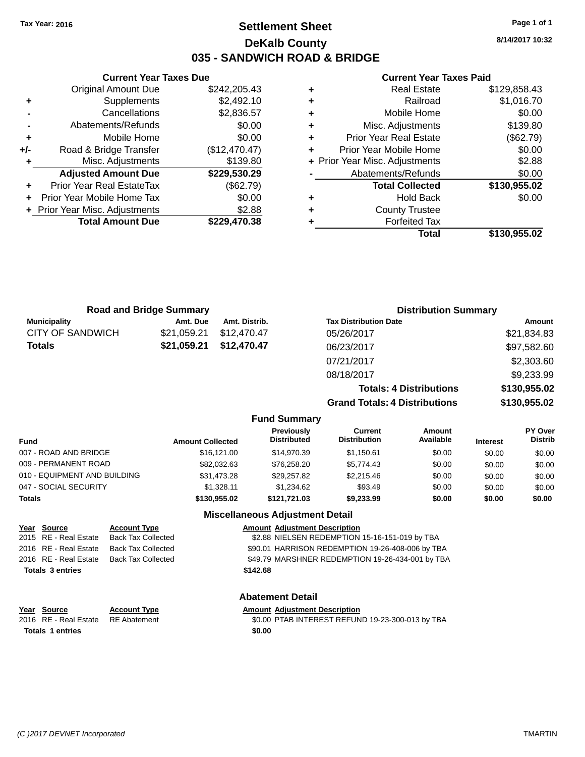Tax Year: 2016

# Settlement Sheet

## DeKalb County

## 035 - SANDWICH ROAD & BRIDGE

8/14/2017 10:32

### Current Year Taxes Due

| | | |
|---|---|---|
| | Original Amount Due | $242,205.43 |
| + | Supplements | $2,492.10 |
| - | Cancellations | $2,836.57 |
| - | Abatements/Refunds | $0.00 |
| + | Mobile Home | $0.00 |
| +/- | Road & Bridge Transfer | ($12,470.47) |
| + | Misc. Adjustments | $139.80 |
| | **Adjusted Amount Due** | **$229,530.29** |
| + | Prior Year Real EstateTax | ($62.79) |
| + | Prior Year Mobile Home Tax | $0.00 |
| + | Prior Year Misc. Adjustments | $2.88 |
| | **Total Amount Due** | **$229,470.38** |

### Current Year Taxes Paid

| | | |
|---|---|---|
| + | Real Estate | $129,858.43 |
| + | Railroad | $1,016.70 |
| + | Mobile Home | $0.00 |
| + | Misc. Adjustments | $139.80 |
| + | Prior Year Real Estate | ($62.79) |
| + | Prior Year Mobile Home | $0.00 |
| + | Prior Year Misc. Adjustments | $2.88 |
| - | Abatements/Refunds | $0.00 |
| | **Total Collected** | **$130,955.02** |
| + | Hold Back | $0.00 |
| + | County Trustee | |
| + | Forfeited Tax | |
| | **Total** | **$130,955.02** |

### Road and Bridge Summary

| Municipality | Amt. Due | Amt. Distrib. |
|---|---|---|
| CITY OF SANDWICH | $21,059.21 | $12,470.47 |
| **Totals** | **$21,059.21** | **$12,470.47** |

### Distribution Summary

| Tax Distribution Date | Amount |
|---|---|
| 05/26/2017 | $21,834.83 |
| 06/23/2017 | $97,582.60 |
| 07/21/2017 | $2,303.60 |
| 08/18/2017 | $9,233.99 |
| **Totals: 4 Distributions** | **$130,955.02** |
| **Grand Totals: 4 Distributions** | **$130,955.02** |

### Fund Summary

| Fund | Amount Collected | Previously Distributed | Current Distribution | Amount Available | Interest | PY Over Distrib |
|---|---|---|---|---|---|---|
| 007 - ROAD AND BRIDGE | $16,121.00 | $14,970.39 | $1,150.61 | $0.00 | $0.00 | $0.00 |
| 009 - PERMANENT ROAD | $82,032.63 | $76,258.20 | $5,774.43 | $0.00 | $0.00 | $0.00 |
| 010 - EQUIPMENT AND BUILDING | $31,473.28 | $29,257.82 | $2,215.46 | $0.00 | $0.00 | $0.00 |
| 047 - SOCIAL SECURITY | $1,328.11 | $1,234.62 | $93.49 | $0.00 | $0.00 | $0.00 |
| **Totals** | **$130,955.02** | **$121,721.03** | **$9,233.99** | **$0.00** | **$0.00** | **$0.00** |

### Miscellaneous Adjustment Detail

| Year | Source | Account Type | Amount | Adjustment Description |
|---|---|---|---|---|
| 2015 | RE - Real Estate | Back Tax Collected | $2.88 | NIELSEN REDEMPTION 15-16-151-019 by TBA |
| 2016 | RE - Real Estate | Back Tax Collected | $90.01 | HARRISON REDEMPTION 19-26-408-006 by TBA |
| 2016 | RE - Real Estate | Back Tax Collected | $49.79 | MARSHNER REDEMPTION 19-26-434-001 by TBA |
| **Totals 3 entries** | | | **$142.68** | |

### Abatement Detail

| Year | Source | Account Type | Amount | Adjustment Description |
|---|---|---|---|---|
| 2016 | RE - Real Estate | RE Abatement | $0.00 | PTAB INTEREST REFUND 19-23-300-013 by TBA |
| **Totals 1 entries** | | | **$0.00** | |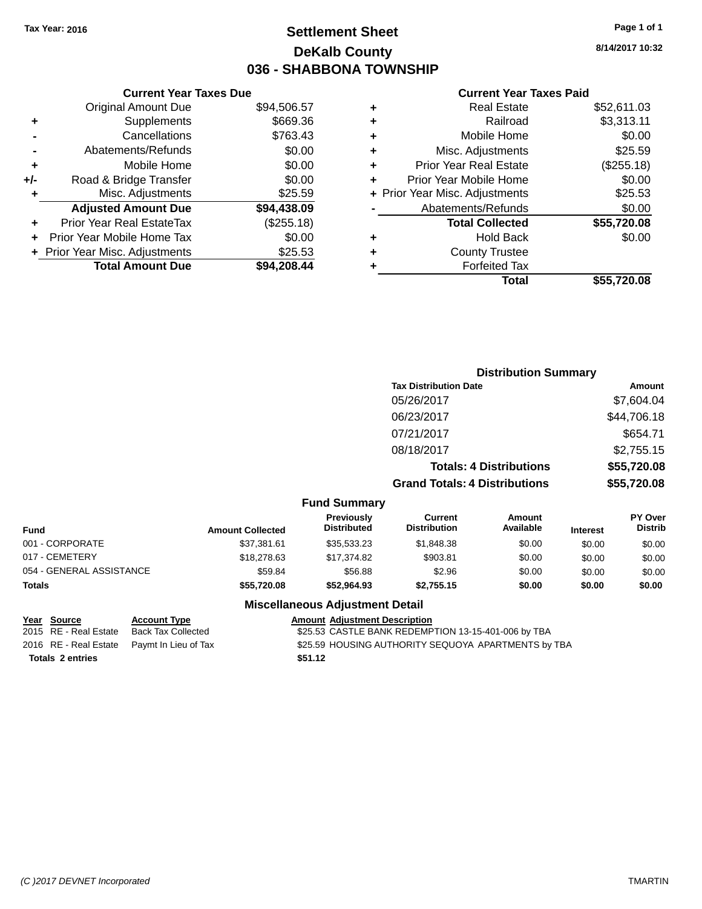Tax Year: 2016

# Settlement Sheet

## DeKalb County

## 036 - SHABBONA TOWNSHIP

8/14/2017 10:32

### Current Year Taxes Due

| | | |
|---|---|---|
| | Original Amount Due | $94,506.57 |
| + | Supplements | $669.36 |
| - | Cancellations | $763.43 |
| - | Abatements/Refunds | $0.00 |
| + | Mobile Home | $0.00 |
| +/- | Road & Bridge Transfer | $0.00 |
| + | Misc. Adjustments | $25.59 |
| | **Adjusted Amount Due** | **$94,438.09** |
| + | Prior Year Real EstateTax | ($255.18) |
| + | Prior Year Mobile Home Tax | $0.00 |
| + | Prior Year Misc. Adjustments | $25.53 |
| | **Total Amount Due** | **$94,208.44** |

### Current Year Taxes Paid

| | | |
|---|---|---|
| + | Real Estate | $52,611.03 |
| + | Railroad | $3,313.11 |
| + | Mobile Home | $0.00 |
| + | Misc. Adjustments | $25.59 |
| + | Prior Year Real Estate | ($255.18) |
| + | Prior Year Mobile Home | $0.00 |
| + | Prior Year Misc. Adjustments | $25.53 |
| - | Abatements/Refunds | $0.00 |
| | **Total Collected** | **$55,720.08** |
| + | Hold Back | $0.00 |
| + | County Trustee | |
| + | Forfeited Tax | |
| | **Total** | **$55,720.08** |

### Distribution Summary

| Tax Distribution Date | Amount |
|---|---|
| 05/26/2017 | $7,604.04 |
| 06/23/2017 | $44,706.18 |
| 07/21/2017 | $654.71 |
| 08/18/2017 | $2,755.15 |
| **Totals: 4 Distributions** | **$55,720.08** |
| **Grand Totals: 4 Distributions** | **$55,720.08** |

### Fund Summary

| Fund | Amount Collected | Previously Distributed | Current Distribution | Amount Available | Interest | PY Over Distrib |
|---|---|---|---|---|---|---|
| 001 - CORPORATE | $37,381.61 | $35,533.23 | $1,848.38 | $0.00 | $0.00 | $0.00 |
| 017 - CEMETERY | $18,278.63 | $17,374.82 | $903.81 | $0.00 | $0.00 | $0.00 |
| 054 - GENERAL ASSISTANCE | $59.84 | $56.88 | $2.96 | $0.00 | $0.00 | $0.00 |
| **Totals** | **$55,720.08** | **$52,964.93** | **$2,755.15** | **$0.00** | **$0.00** | **$0.00** |

### Miscellaneous Adjustment Detail

| Year | Source | Account Type | Amount | Adjustment Description |
|---|---|---|---|---|
| 2015 | RE - Real Estate | Back Tax Collected | $25.53 | CASTLE BANK REDEMPTION 13-15-401-006 by TBA |
| 2016 | RE - Real Estate | Paymt In Lieu of Tax | $25.59 | HOUSING AUTHORITY SEQUOYA APARTMENTS by TBA |
| **Totals** | **2 entries** | | **$51.12** | |

(C )2017 DEVNET Incorporated TMARTIN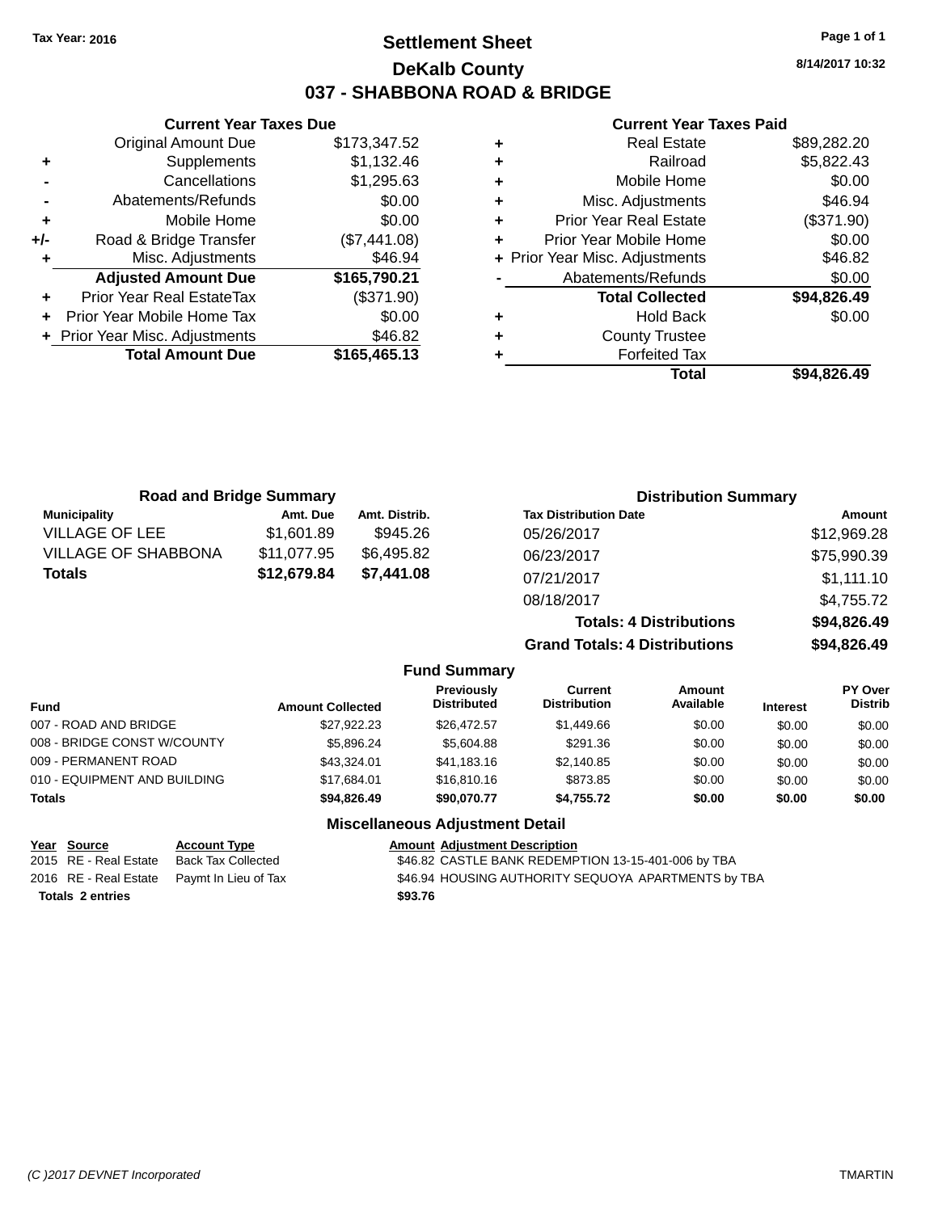Tax Year: 2016

# Settlement Sheet

## DeKalb County

## 037 - SHABBONA ROAD & BRIDGE

8/14/2017 10:32

### Current Year Taxes Due

| | | |
|---|---|---|
| | Original Amount Due | $173,347.52 |
| + | Supplements | $1,132.46 |
| - | Cancellations | $1,295.63 |
| - | Abatements/Refunds | $0.00 |
| + | Mobile Home | $0.00 |
| +/- | Road & Bridge Transfer | ($7,441.08) |
| + | Misc. Adjustments | $46.94 |
| | **Adjusted Amount Due** | **$165,790.21** |
| + | Prior Year Real EstateTax | ($371.90) |
| + | Prior Year Mobile Home Tax | $0.00 |
| + | Prior Year Misc. Adjustments | $46.82 |
| | **Total Amount Due** | **$165,465.13** |

### Current Year Taxes Paid

| | | |
|---|---|---|
| + | Real Estate | $89,282.20 |
| + | Railroad | $5,822.43 |
| + | Mobile Home | $0.00 |
| + | Misc. Adjustments | $46.94 |
| + | Prior Year Real Estate | ($371.90) |
| + | Prior Year Mobile Home | $0.00 |
| + | Prior Year Misc. Adjustments | $46.82 |
| - | Abatements/Refunds | $0.00 |
| | **Total Collected** | **$94,826.49** |
| + | Hold Back | $0.00 |
| + | County Trustee | |
| + | Forfeited Tax | |
| | **Total** | **$94,826.49** |

### Road and Bridge Summary

| Municipality | Amt. Due | Amt. Distrib. |
|---|---|---|
| VILLAGE OF LEE | $1,601.89 | $945.26 |
| VILLAGE OF SHABBONA | $11,077.95 | $6,495.82 |
| **Totals** | **$12,679.84** | **$7,441.08** |

### Distribution Summary

| Tax Distribution Date | Amount |
|---|---|
| 05/26/2017 | $12,969.28 |
| 06/23/2017 | $75,990.39 |
| 07/21/2017 | $1,111.10 |
| 08/18/2017 | $4,755.72 |
| **Totals: 4 Distributions** | **$94,826.49** |
| **Grand Totals: 4 Distributions** | **$94,826.49** |

### Fund Summary

| Fund | Amount Collected | Previously Distributed | Current Distribution | Amount Available | Interest | PY Over Distrib |
|---|---|---|---|---|---|---|
| 007 - ROAD AND BRIDGE | $27,922.23 | $26,472.57 | $1,449.66 | $0.00 | $0.00 | $0.00 |
| 008 - BRIDGE CONST W/COUNTY | $5,896.24 | $5,604.88 | $291.36 | $0.00 | $0.00 | $0.00 |
| 009 - PERMANENT ROAD | $43,324.01 | $41,183.16 | $2,140.85 | $0.00 | $0.00 | $0.00 |
| 010 - EQUIPMENT AND BUILDING | $17,684.01 | $16,810.16 | $873.85 | $0.00 | $0.00 | $0.00 |
| **Totals** | **$94,826.49** | **$90,070.77** | **$4,755.72** | **$0.00** | **$0.00** | **$0.00** |

### Miscellaneous Adjustment Detail

| Year | Source | Account Type | Amount | Adjustment Description |
|---|---|---|---|---|
| 2015 | RE - Real Estate | Back Tax Collected | $46.82 | CASTLE BANK REDEMPTION 13-15-401-006 by TBA |
| 2016 | RE - Real Estate | Paymt In Lieu of Tax | $46.94 | HOUSING AUTHORITY SEQUOYA APARTMENTS by TBA |
| **Totals 2 entries** | | | **$93.76** | |

(C )2017 DEVNET Incorporated TMARTIN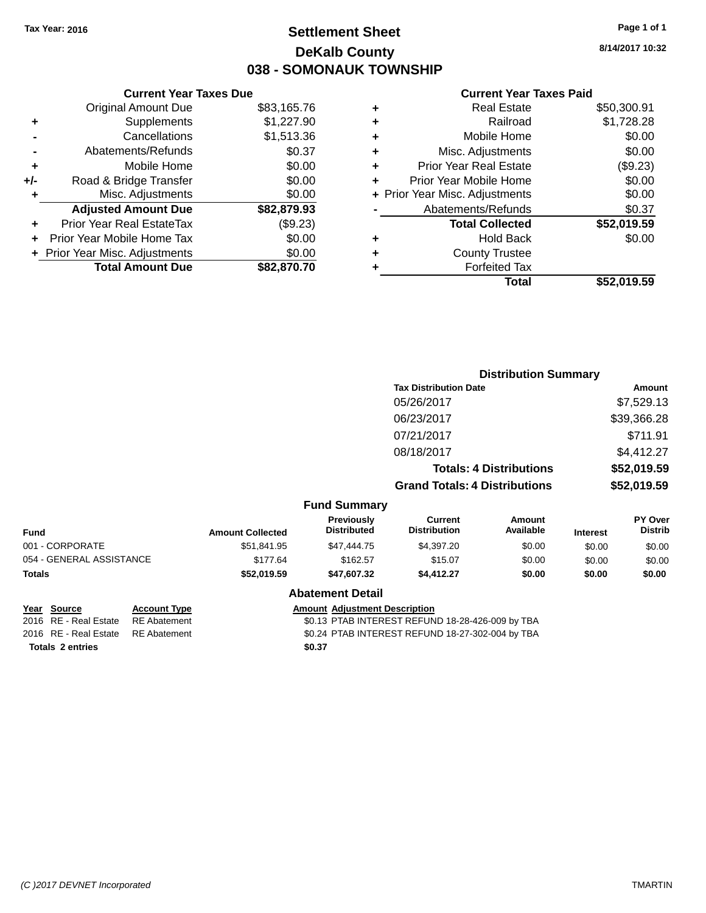Tax Year: 2016

# Settlement Sheet
## DeKalb County
## 038 - SOMONAUK TOWNSHIP

8/14/2017 10:32

### Current Year Taxes Due

| | | |
|---|---|---|
| | Original Amount Due | $83,165.76 |
| + | Supplements | $1,227.90 |
| - | Cancellations | $1,513.36 |
| - | Abatements/Refunds | $0.37 |
| + | Mobile Home | $0.00 |
| +/- | Road & Bridge Transfer | $0.00 |
| + | Misc. Adjustments | $0.00 |
| | **Adjusted Amount Due** | **$82,879.93** |
| + | Prior Year Real EstateTax | ($9.23) |
| + | Prior Year Mobile Home Tax | $0.00 |
| + | Prior Year Misc. Adjustments | $0.00 |
| | **Total Amount Due** | **$82,870.70** |

### Current Year Taxes Paid

| | | |
|---|---|---|
| + | Real Estate | $50,300.91 |
| + | Railroad | $1,728.28 |
| + | Mobile Home | $0.00 |
| + | Misc. Adjustments | $0.00 |
| + | Prior Year Real Estate | ($9.23) |
| + | Prior Year Mobile Home | $0.00 |
| + | Prior Year Misc. Adjustments | $0.00 |
| - | Abatements/Refunds | $0.37 |
| | **Total Collected** | **$52,019.59** |
| + | Hold Back | $0.00 |
| + | County Trustee | |
| + | Forfeited Tax | |
| | **Total** | **$52,019.59** |

### Distribution Summary

| Tax Distribution Date | Amount |
|---|---|
| 05/26/2017 | $7,529.13 |
| 06/23/2017 | $39,366.28 |
| 07/21/2017 | $711.91 |
| 08/18/2017 | $4,412.27 |
| **Totals: 4 Distributions** | **$52,019.59** |
| **Grand Totals: 4 Distributions** | **$52,019.59** |

### Fund Summary

| Fund | Amount Collected | Previously Distributed | Current Distribution | Amount Available | Interest | PY Over Distrib |
|---|---|---|---|---|---|---|
| 001 - CORPORATE | $51,841.95 | $47,444.75 | $4,397.20 | $0.00 | $0.00 | $0.00 |
| 054 - GENERAL ASSISTANCE | $177.64 | $162.57 | $15.07 | $0.00 | $0.00 | $0.00 |
| **Totals** | **$52,019.59** | **$47,607.32** | **$4,412.27** | **$0.00** | **$0.00** | **$0.00** |

### Abatement Detail

| Year | Source | Account Type | Amount | Adjustment Description |
|---|---|---|---|---|
| 2016 | RE - Real Estate | RE Abatement | $0.13 | PTAB INTEREST REFUND 18-28-426-009 by TBA |
| 2016 | RE - Real Estate | RE Abatement | $0.24 | PTAB INTEREST REFUND 18-27-302-004 by TBA |
| **Totals 2 entries** | | | **$0.37** | |

(C )2017 DEVNET Incorporated TMARTIN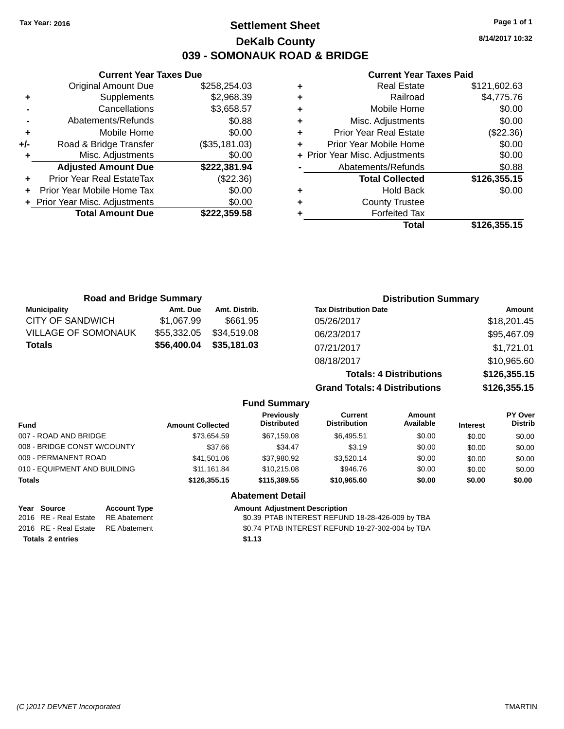**Tax Year: 2016**

# Settlement Sheet

## DeKalb County

## 039 - SOMONAUK ROAD & BRIDGE

8/14/2017 10:32

### Current Year Taxes Due

| | | |
|---|---|---|
| | Original Amount Due | $258,254.03 |
| + | Supplements | $2,968.39 |
| - | Cancellations | $3,658.57 |
| - | Abatements/Refunds | $0.88 |
| + | Mobile Home | $0.00 |
| +/- | Road & Bridge Transfer | ($35,181.03) |
| + | Misc. Adjustments | $0.00 |
| | **Adjusted Amount Due** | **$222,381.94** |
| + | Prior Year Real EstateTax | ($22.36) |
| + | Prior Year Mobile Home Tax | $0.00 |
| + | Prior Year Misc. Adjustments | $0.00 |
| | **Total Amount Due** | **$222,359.58** |

### Current Year Taxes Paid

| | | |
|---|---|---|
| + | Real Estate | $121,602.63 |
| + | Railroad | $4,775.76 |
| + | Mobile Home | $0.00 |
| + | Misc. Adjustments | $0.00 |
| + | Prior Year Real Estate | ($22.36) |
| + | Prior Year Mobile Home | $0.00 |
| + | Prior Year Misc. Adjustments | $0.00 |
| - | Abatements/Refunds | $0.88 |
| | **Total Collected** | **$126,355.15** |
| + | Hold Back | $0.00 |
| + | County Trustee | |
| + | Forfeited Tax | |
| | **Total** | **$126,355.15** |

### Road and Bridge Summary

| Municipality | Amt. Due | Amt. Distrib. |
|---|---|---|
| CITY OF SANDWICH | $1,067.99 | $661.95 |
| VILLAGE OF SOMONAUK | $55,332.05 | $34,519.08 |
| **Totals** | **$56,400.04** | **$35,181.03** |

### Distribution Summary

| Tax Distribution Date | Amount |
|---|---|
| 05/26/2017 | $18,201.45 |
| 06/23/2017 | $95,467.09 |
| 07/21/2017 | $1,721.01 |
| 08/18/2017 | $10,965.60 |
| **Totals: 4 Distributions** | **$126,355.15** |
| **Grand Totals: 4 Distributions** | **$126,355.15** |

### Fund Summary

| Fund | Amount Collected | Previously Distributed | Current Distribution | Amount Available | Interest | PY Over Distrib |
|---|---|---|---|---|---|---|
| 007 - ROAD AND BRIDGE | $73,654.59 | $67,159.08 | $6,495.51 | $0.00 | $0.00 | $0.00 |
| 008 - BRIDGE CONST W/COUNTY | $37.66 | $34.47 | $3.19 | $0.00 | $0.00 | $0.00 |
| 009 - PERMANENT ROAD | $41,501.06 | $37,980.92 | $3,520.14 | $0.00 | $0.00 | $0.00 |
| 010 - EQUIPMENT AND BUILDING | $11,161.84 | $10,215.08 | $946.76 | $0.00 | $0.00 | $0.00 |
| **Totals** | **$126,355.15** | **$115,389.55** | **$10,965.60** | **$0.00** | **$0.00** | **$0.00** |

### Abatement Detail

| Year | Source | Account Type | Amount | Adjustment Description |
|---|---|---|---|---|
| 2016 | RE - Real Estate | RE Abatement | $0.39 | PTAB INTEREST REFUND 18-28-426-009 by TBA |
| 2016 | RE - Real Estate | RE Abatement | $0.74 | PTAB INTEREST REFUND 18-27-302-004 by TBA |
| **Totals 2 entries** | | | **$1.13** | |

(C )2017 DEVNET Incorporated — TMARTIN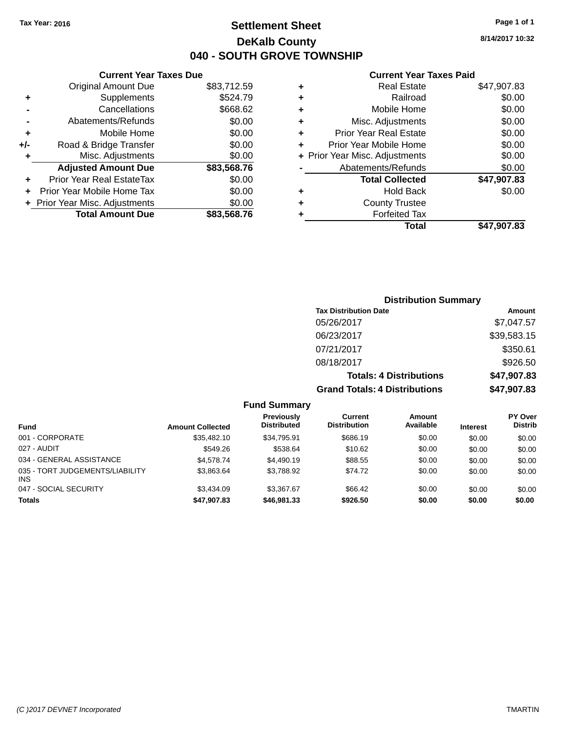Tax Year: 2016

# Settlement Sheet

## DeKalb County

## 040 - SOUTH GROVE TOWNSHIP

8/14/2017 10:32

### Current Year Taxes Due

| | | |
|---|---|---|
| | Original Amount Due | $83,712.59 |
| + | Supplements | $524.79 |
| - | Cancellations | $668.62 |
| - | Abatements/Refunds | $0.00 |
| + | Mobile Home | $0.00 |
| +/- | Road & Bridge Transfer | $0.00 |
| + | Misc. Adjustments | $0.00 |
| | **Adjusted Amount Due** | **$83,568.76** |
| + | Prior Year Real EstateTax | $0.00 |
| + | Prior Year Mobile Home Tax | $0.00 |
| + | Prior Year Misc. Adjustments | $0.00 |
| | **Total Amount Due** | **$83,568.76** |

### Current Year Taxes Paid

| | | |
|---|---|---|
| + | Real Estate | $47,907.83 |
| + | Railroad | $0.00 |
| + | Mobile Home | $0.00 |
| + | Misc. Adjustments | $0.00 |
| + | Prior Year Real Estate | $0.00 |
| + | Prior Year Mobile Home | $0.00 |
| + | Prior Year Misc. Adjustments | $0.00 |
| - | Abatements/Refunds | $0.00 |
| | **Total Collected** | **$47,907.83** |
| + | Hold Back | $0.00 |
| + | County Trustee | |
| + | Forfeited Tax | |
| | **Total** | **$47,907.83** |

### Distribution Summary

| Tax Distribution Date | Amount |
|---|---|
| 05/26/2017 | $7,047.57 |
| 06/23/2017 | $39,583.15 |
| 07/21/2017 | $350.61 |
| 08/18/2017 | $926.50 |
| **Totals: 4 Distributions** | **$47,907.83** |
| **Grand Totals: 4 Distributions** | **$47,907.83** |

### Fund Summary

| Fund | Amount Collected | Previously Distributed | Current Distribution | Amount Available | Interest | PY Over Distrib |
|---|---|---|---|---|---|---|
| 001 - CORPORATE | $35,482.10 | $34,795.91 | $686.19 | $0.00 | $0.00 | $0.00 |
| 027 - AUDIT | $549.26 | $538.64 | $10.62 | $0.00 | $0.00 | $0.00 |
| 034 - GENERAL ASSISTANCE | $4,578.74 | $4,490.19 | $88.55 | $0.00 | $0.00 | $0.00 |
| 035 - TORT JUDGEMENTS/LIABILITY INS | $3,863.64 | $3,788.92 | $74.72 | $0.00 | $0.00 | $0.00 |
| 047 - SOCIAL SECURITY | $3,434.09 | $3,367.67 | $66.42 | $0.00 | $0.00 | $0.00 |
| **Totals** | **$47,907.83** | **$46,981.33** | **$926.50** | **$0.00** | **$0.00** | **$0.00** |

(C )2017 DEVNET Incorporated TMARTIN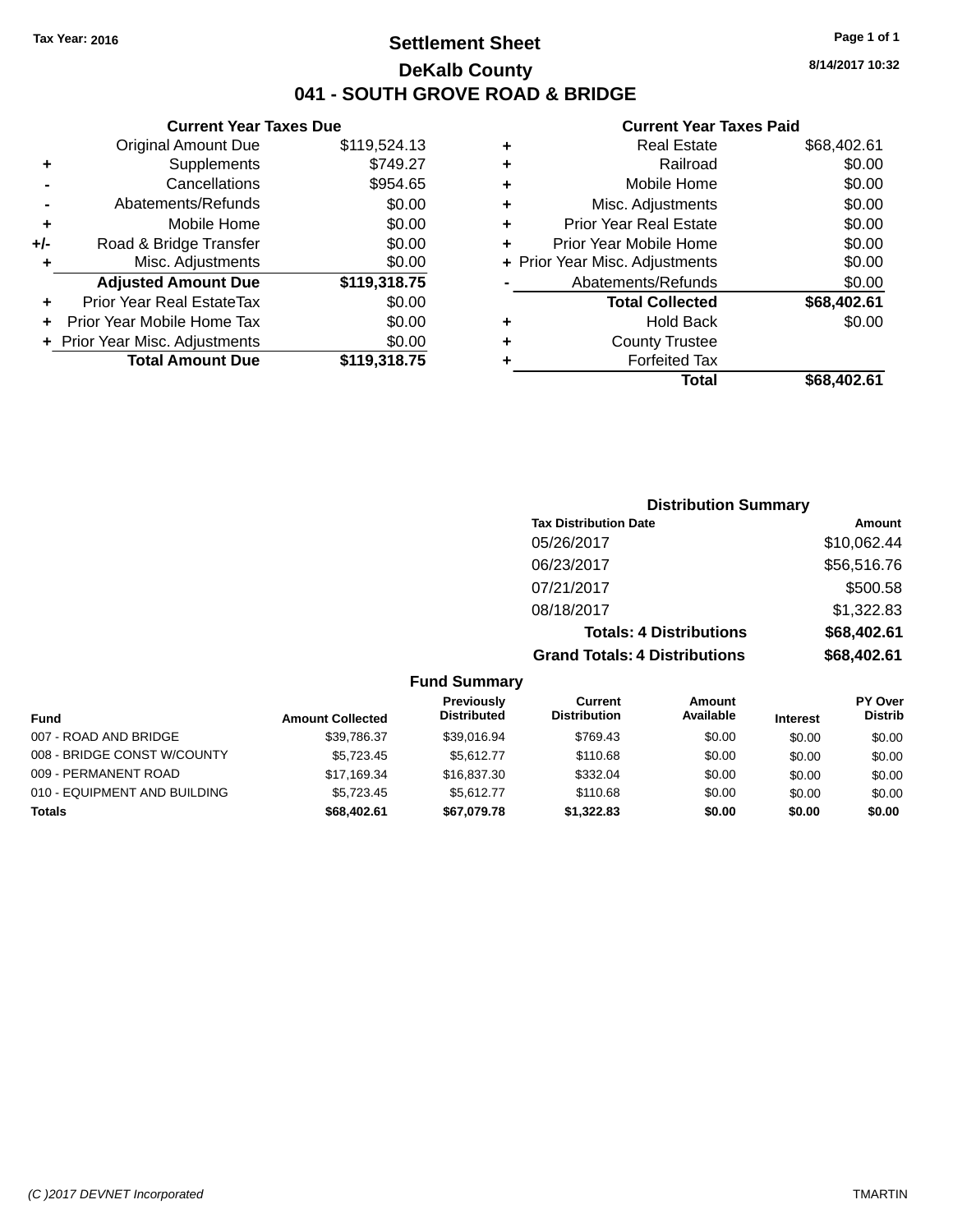Tax Year: 2016

# Settlement Sheet

## DeKalb County

## 041 - SOUTH GROVE ROAD & BRIDGE

8/14/2017 10:32

### Current Year Taxes Due

| | | |
|---|---|---|
| | Original Amount Due | $119,524.13 |
| + | Supplements | $749.27 |
| - | Cancellations | $954.65 |
| - | Abatements/Refunds | $0.00 |
| + | Mobile Home | $0.00 |
| +/- | Road & Bridge Transfer | $0.00 |
| + | Misc. Adjustments | $0.00 |
| | **Adjusted Amount Due** | **$119,318.75** |
| + | Prior Year Real EstateTax | $0.00 |
| + | Prior Year Mobile Home Tax | $0.00 |
| + | Prior Year Misc. Adjustments | $0.00 |
| | **Total Amount Due** | **$119,318.75** |

### Current Year Taxes Paid

| | | |
|---|---|---|
| + | Real Estate | $68,402.61 |
| + | Railroad | $0.00 |
| + | Mobile Home | $0.00 |
| + | Misc. Adjustments | $0.00 |
| + | Prior Year Real Estate | $0.00 |
| + | Prior Year Mobile Home | $0.00 |
| + | Prior Year Misc. Adjustments | $0.00 |
| - | Abatements/Refunds | $0.00 |
| | **Total Collected** | **$68,402.61** |
| + | Hold Back | $0.00 |
| + | County Trustee | |
| + | Forfeited Tax | |
| | **Total** | **$68,402.61** |

### Distribution Summary

| Tax Distribution Date | Amount |
|---|---|
| 05/26/2017 | $10,062.44 |
| 06/23/2017 | $56,516.76 |
| 07/21/2017 | $500.58 |
| 08/18/2017 | $1,322.83 |
| **Totals: 4 Distributions** | **$68,402.61** |
| **Grand Totals: 4 Distributions** | **$68,402.61** |

### Fund Summary

| Fund | Amount Collected | Previously Distributed | Current Distribution | Amount Available | Interest | PY Over Distrib |
|---|---|---|---|---|---|---|
| 007 - ROAD AND BRIDGE | $39,786.37 | $39,016.94 | $769.43 | $0.00 | $0.00 | $0.00 |
| 008 - BRIDGE CONST W/COUNTY | $5,723.45 | $5,612.77 | $110.68 | $0.00 | $0.00 | $0.00 |
| 009 - PERMANENT ROAD | $17,169.34 | $16,837.30 | $332.04 | $0.00 | $0.00 | $0.00 |
| 010 - EQUIPMENT AND BUILDING | $5,723.45 | $5,612.77 | $110.68 | $0.00 | $0.00 | $0.00 |
| **Totals** | **$68,402.61** | **$67,079.78** | **$1,322.83** | **$0.00** | **$0.00** | **$0.00** |

(C )2017 DEVNET Incorporated TMARTIN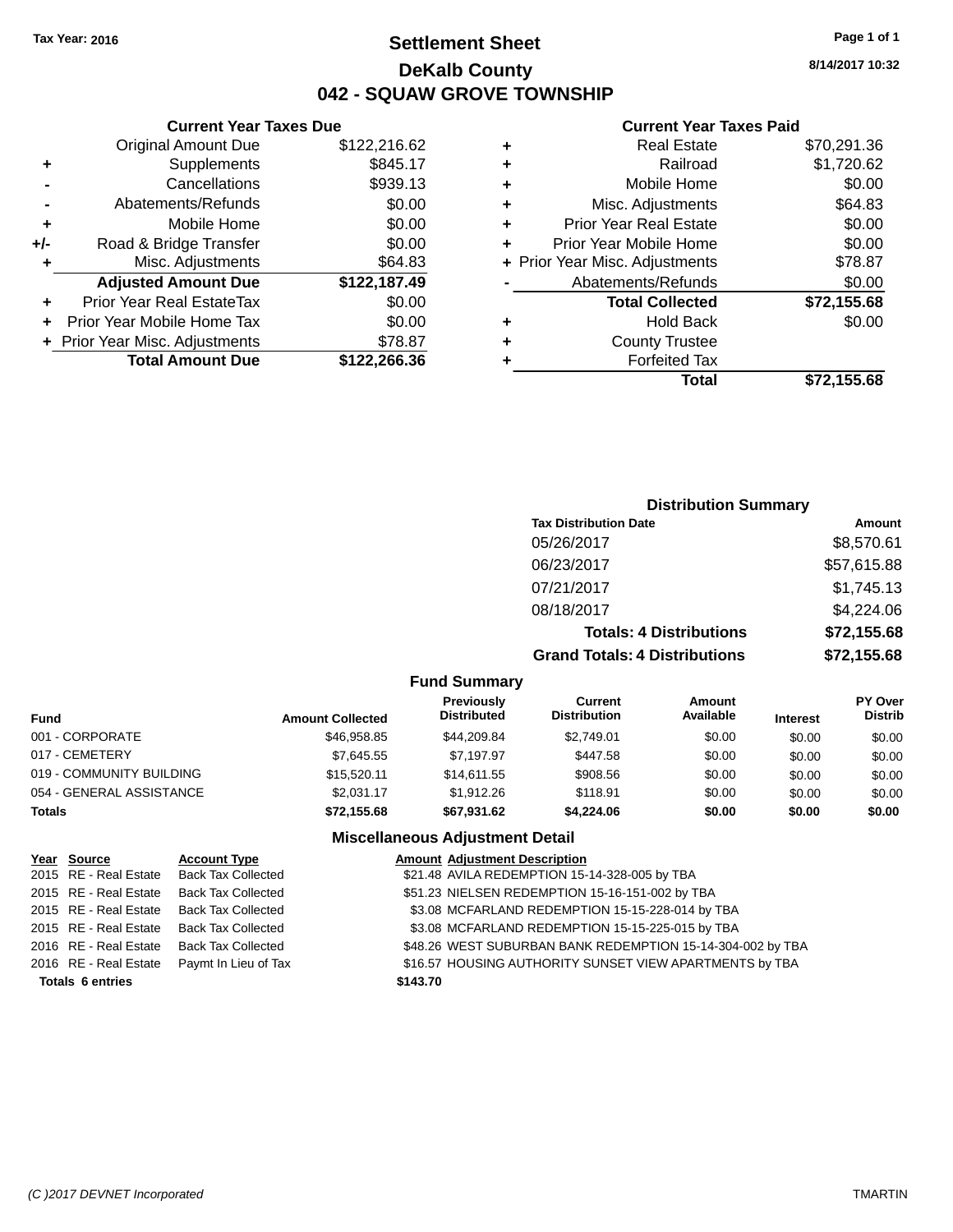Tax Year: 2016

# Settlement Sheet

## DeKalb County

## 042 - SQUAW GROVE TOWNSHIP

8/14/2017 10:32

### Current Year Taxes Due

| | | |
|---|---|---|
| | Original Amount Due | $122,216.62 |
| + | Supplements | $845.17 |
| - | Cancellations | $939.13 |
| - | Abatements/Refunds | $0.00 |
| + | Mobile Home | $0.00 |
| +/- | Road & Bridge Transfer | $0.00 |
| + | Misc. Adjustments | $64.83 |
| | **Adjusted Amount Due** | **$122,187.49** |
| + | Prior Year Real EstateTax | $0.00 |
| + | Prior Year Mobile Home Tax | $0.00 |
| + | Prior Year Misc. Adjustments | $78.87 |
| | **Total Amount Due** | **$122,266.36** |

### Current Year Taxes Paid

| | | |
|---|---|---|
| + | Real Estate | $70,291.36 |
| + | Railroad | $1,720.62 |
| + | Mobile Home | $0.00 |
| + | Misc. Adjustments | $64.83 |
| + | Prior Year Real Estate | $0.00 |
| + | Prior Year Mobile Home | $0.00 |
| + | Prior Year Misc. Adjustments | $78.87 |
| - | Abatements/Refunds | $0.00 |
| | **Total Collected** | **$72,155.68** |
| + | Hold Back | $0.00 |
| + | County Trustee | |
| + | Forfeited Tax | |
| | **Total** | **$72,155.68** |

### Distribution Summary

| Tax Distribution Date | Amount |
|---|---|
| 05/26/2017 | $8,570.61 |
| 06/23/2017 | $57,615.88 |
| 07/21/2017 | $1,745.13 |
| 08/18/2017 | $4,224.06 |
| **Totals: 4 Distributions** | **$72,155.68** |
| **Grand Totals: 4 Distributions** | **$72,155.68** |

### Fund Summary

| Fund | Amount Collected | Previously Distributed | Current Distribution | Amount Available | Interest | PY Over Distrib |
|---|---|---|---|---|---|---|
| 001 - CORPORATE | $46,958.85 | $44,209.84 | $2,749.01 | $0.00 | $0.00 | $0.00 |
| 017 - CEMETERY | $7,645.55 | $7,197.97 | $447.58 | $0.00 | $0.00 | $0.00 |
| 019 - COMMUNITY BUILDING | $15,520.11 | $14,611.55 | $908.56 | $0.00 | $0.00 | $0.00 |
| 054 - GENERAL ASSISTANCE | $2,031.17 | $1,912.26 | $118.91 | $0.00 | $0.00 | $0.00 |
| **Totals** | **$72,155.68** | **$67,931.62** | **$4,224.06** | **$0.00** | **$0.00** | **$0.00** |

### Miscellaneous Adjustment Detail

| Year | Source | Account Type | Amount | Adjustment Description |
|---|---|---|---|---|
| 2015 | RE - Real Estate | Back Tax Collected | $21.48 | AVILA REDEMPTION 15-14-328-005 by TBA |
| 2015 | RE - Real Estate | Back Tax Collected | $51.23 | NIELSEN REDEMPTION 15-16-151-002 by TBA |
| 2015 | RE - Real Estate | Back Tax Collected | $3.08 | MCFARLAND REDEMPTION 15-15-228-014 by TBA |
| 2015 | RE - Real Estate | Back Tax Collected | $3.08 | MCFARLAND REDEMPTION 15-15-225-015 by TBA |
| 2016 | RE - Real Estate | Back Tax Collected | $48.26 | WEST SUBURBAN BANK REDEMPTION 15-14-304-002 by TBA |
| 2016 | RE - Real Estate | Paymt In Lieu of Tax | $16.57 | HOUSING AUTHORITY SUNSET VIEW APARTMENTS by TBA |
| **Totals 6 entries** | | | **$143.70** | |

(C )2017 DEVNET Incorporated TMARTIN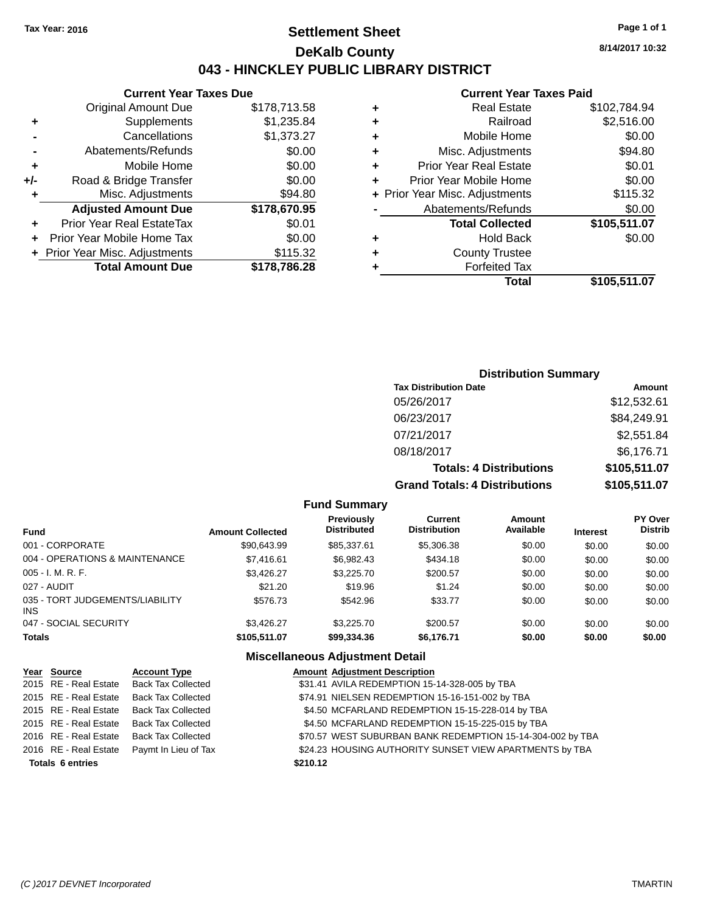Tax Year: 2016

# Settlement Sheet

## DeKalb County

## 043 - HINCKLEY PUBLIC LIBRARY DISTRICT

8/14/2017 10:32

### Current Year Taxes Due

| | | |
|---|---|---|
| | Original Amount Due | $178,713.58 |
| + | Supplements | $1,235.84 |
| - | Cancellations | $1,373.27 |
| - | Abatements/Refunds | $0.00 |
| + | Mobile Home | $0.00 |
| +/- | Road & Bridge Transfer | $0.00 |
| + | Misc. Adjustments | $94.80 |
| | **Adjusted Amount Due** | **$178,670.95** |
| + | Prior Year Real EstateTax | $0.01 |
| + | Prior Year Mobile Home Tax | $0.00 |
| + | Prior Year Misc. Adjustments | $115.32 |
| | **Total Amount Due** | **$178,786.28** |

### Current Year Taxes Paid

| | | |
|---|---|---|
| + | Real Estate | $102,784.94 |
| + | Railroad | $2,516.00 |
| + | Mobile Home | $0.00 |
| + | Misc. Adjustments | $94.80 |
| + | Prior Year Real Estate | $0.01 |
| + | Prior Year Mobile Home | $0.00 |
| + | Prior Year Misc. Adjustments | $115.32 |
| - | Abatements/Refunds | $0.00 |
| | **Total Collected** | **$105,511.07** |
| + | Hold Back | $0.00 |
| + | County Trustee | |
| + | Forfeited Tax | |
| | **Total** | **$105,511.07** |

### Distribution Summary

| Tax Distribution Date | Amount |
|---|---|
| 05/26/2017 | $12,532.61 |
| 06/23/2017 | $84,249.91 |
| 07/21/2017 | $2,551.84 |
| 08/18/2017 | $6,176.71 |
| **Totals: 4 Distributions** | **$105,511.07** |
| **Grand Totals: 4 Distributions** | **$105,511.07** |

### Fund Summary

| Fund | Amount Collected | Previously Distributed | Current Distribution | Amount Available | Interest | PY Over Distrib |
|---|---|---|---|---|---|---|
| 001 - CORPORATE | $90,643.99 | $85,337.61 | $5,306.38 | $0.00 | $0.00 | $0.00 |
| 004 - OPERATIONS & MAINTENANCE | $7,416.61 | $6,982.43 | $434.18 | $0.00 | $0.00 | $0.00 |
| 005 - I. M. R. F. | $3,426.27 | $3,225.70 | $200.57 | $0.00 | $0.00 | $0.00 |
| 027 - AUDIT | $21.20 | $19.96 | $1.24 | $0.00 | $0.00 | $0.00 |
| 035 - TORT JUDGEMENTS/LIABILITY INS | $576.73 | $542.96 | $33.77 | $0.00 | $0.00 | $0.00 |
| 047 - SOCIAL SECURITY | $3,426.27 | $3,225.70 | $200.57 | $0.00 | $0.00 | $0.00 |
| **Totals** | **$105,511.07** | **$99,334.36** | **$6,176.71** | **$0.00** | **$0.00** | **$0.00** |

### Miscellaneous Adjustment Detail

| Year | Source | Account Type | Amount | Adjustment Description |
|---|---|---|---|---|
| 2015 | RE - Real Estate | Back Tax Collected | $31.41 | AVILA REDEMPTION 15-14-328-005 by TBA |
| 2015 | RE - Real Estate | Back Tax Collected | $74.91 | NIELSEN REDEMPTION 15-16-151-002 by TBA |
| 2015 | RE - Real Estate | Back Tax Collected | $4.50 | MCFARLAND REDEMPTION 15-15-228-014 by TBA |
| 2015 | RE - Real Estate | Back Tax Collected | $4.50 | MCFARLAND REDEMPTION 15-15-225-015 by TBA |
| 2016 | RE - Real Estate | Back Tax Collected | $70.57 | WEST SUBURBAN BANK REDEMPTION 15-14-304-002 by TBA |
| 2016 | RE - Real Estate | Paymt In Lieu of Tax | $24.23 | HOUSING AUTHORITY SUNSET VIEW APARTMENTS by TBA |
| **Totals** | **6 entries** | | **$210.12** | |

(C )2017 DEVNET Incorporated TMARTIN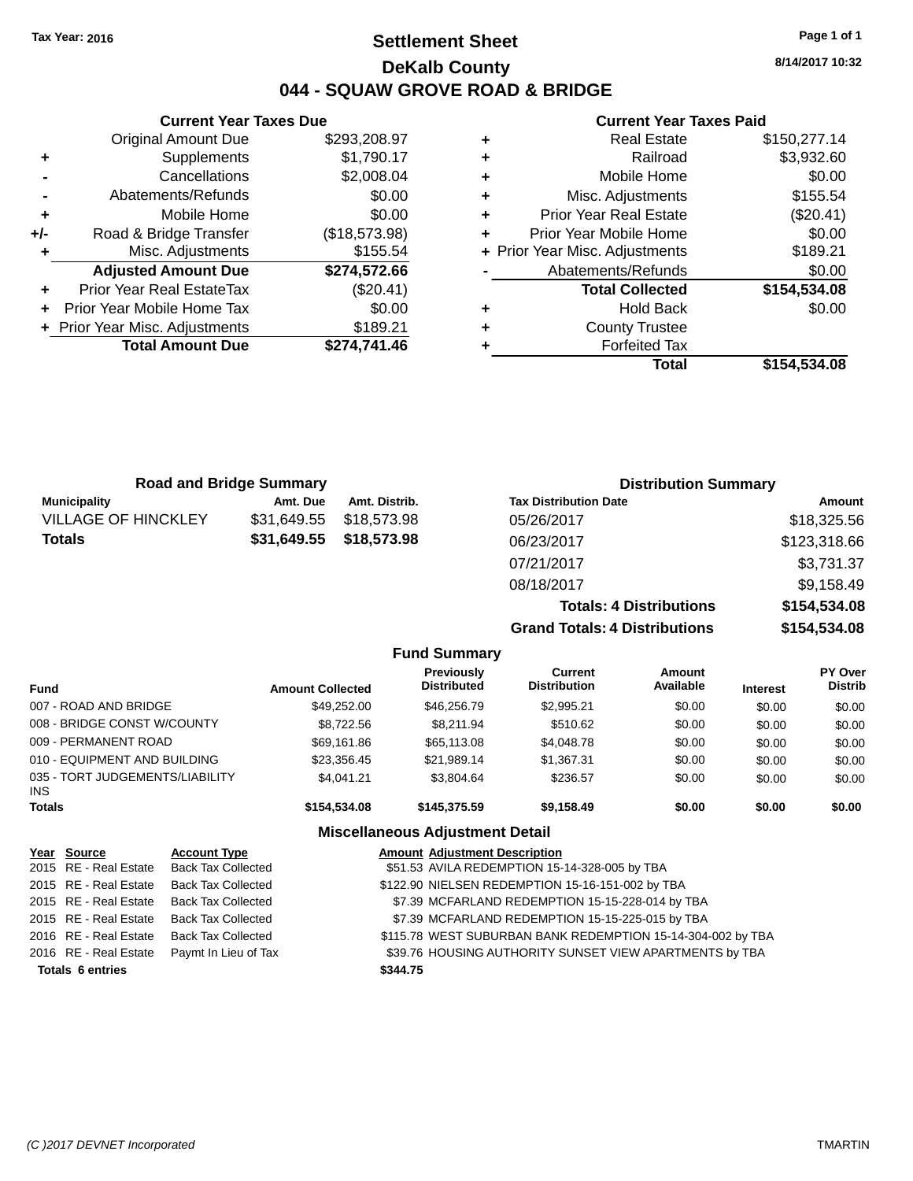Tax Year: 2016

# Settlement Sheet

## DeKalb County

## 044 - SQUAW GROVE ROAD & BRIDGE

8/14/2017 10:32

### Current Year Taxes Due

| | | |
|---|---|---|
| | Original Amount Due | $293,208.97 |
| + | Supplements | $1,790.17 |
| - | Cancellations | $2,008.04 |
| - | Abatements/Refunds | $0.00 |
| + | Mobile Home | $0.00 |
| +/- | Road & Bridge Transfer | ($18,573.98) |
| + | Misc. Adjustments | $155.54 |
| | **Adjusted Amount Due** | **$274,572.66** |
| + | Prior Year Real EstateTax | ($20.41) |
| + | Prior Year Mobile Home Tax | $0.00 |
| + | Prior Year Misc. Adjustments | $189.21 |
| | **Total Amount Due** | **$274,741.46** |

### Current Year Taxes Paid

| | | |
|---|---|---|
| + | Real Estate | $150,277.14 |
| + | Railroad | $3,932.60 |
| + | Mobile Home | $0.00 |
| + | Misc. Adjustments | $155.54 |
| + | Prior Year Real Estate | ($20.41) |
| + | Prior Year Mobile Home | $0.00 |
| + | Prior Year Misc. Adjustments | $189.21 |
| - | Abatements/Refunds | $0.00 |
| | **Total Collected** | **$154,534.08** |
| + | Hold Back | $0.00 |
| + | County Trustee | |
| + | Forfeited Tax | |
| | **Total** | **$154,534.08** |

### Road and Bridge Summary

| Municipality | Amt. Due | Amt. Distrib. |
|---|---|---|
| VILLAGE OF HINCKLEY | $31,649.55 | $18,573.98 |
| **Totals** | **$31,649.55** | **$18,573.98** |

### Distribution Summary

| Tax Distribution Date | Amount |
|---|---|
| 05/26/2017 | $18,325.56 |
| 06/23/2017 | $123,318.66 |
| 07/21/2017 | $3,731.37 |
| 08/18/2017 | $9,158.49 |
| **Totals: 4 Distributions** | **$154,534.08** |
| **Grand Totals: 4 Distributions** | **$154,534.08** |

### Fund Summary

| Fund | Amount Collected | Previously Distributed | Current Distribution | Amount Available | Interest | PY Over Distrib |
|---|---|---|---|---|---|---|
| 007 - ROAD AND BRIDGE | $49,252.00 | $46,256.79 | $2,995.21 | $0.00 | $0.00 | $0.00 |
| 008 - BRIDGE CONST W/COUNTY | $8,722.56 | $8,211.94 | $510.62 | $0.00 | $0.00 | $0.00 |
| 009 - PERMANENT ROAD | $69,161.86 | $65,113.08 | $4,048.78 | $0.00 | $0.00 | $0.00 |
| 010 - EQUIPMENT AND BUILDING | $23,356.45 | $21,989.14 | $1,367.31 | $0.00 | $0.00 | $0.00 |
| 035 - TORT JUDGEMENTS/LIABILITY INS | $4,041.21 | $3,804.64 | $236.57 | $0.00 | $0.00 | $0.00 |
| **Totals** | **$154,534.08** | **$145,375.59** | **$9,158.49** | **$0.00** | **$0.00** | **$0.00** |

### Miscellaneous Adjustment Detail

| Year | Source | Account Type | Amount | Adjustment Description |
|---|---|---|---|---|
| 2015 | RE - Real Estate | Back Tax Collected | $51.53 | AVILA REDEMPTION 15-14-328-005 by TBA |
| 2015 | RE - Real Estate | Back Tax Collected | $122.90 | NIELSEN REDEMPTION 15-16-151-002 by TBA |
| 2015 | RE - Real Estate | Back Tax Collected | $7.39 | MCFARLAND REDEMPTION 15-15-228-014 by TBA |
| 2015 | RE - Real Estate | Back Tax Collected | $7.39 | MCFARLAND REDEMPTION 15-15-225-015 by TBA |
| 2016 | RE - Real Estate | Back Tax Collected | $115.78 | WEST SUBURBAN BANK REDEMPTION 15-14-304-002 by TBA |
| 2016 | RE - Real Estate | Paymt In Lieu of Tax | $39.76 | HOUSING AUTHORITY SUNSET VIEW APARTMENTS by TBA |
| **Totals 6 entries** | | | **$344.75** | |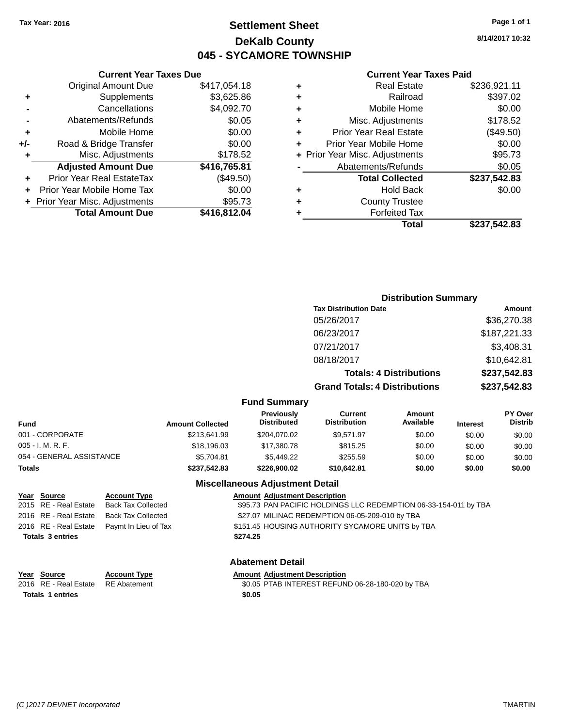Tax Year: 2016

# Settlement Sheet
## DeKalb County
## 045 - SYCAMORE TOWNSHIP

8/14/2017 10:32

### Current Year Taxes Due

| | | |
|---|---|---|
| | Original Amount Due | $417,054.18 |
| + | Supplements | $3,625.86 |
| - | Cancellations | $4,092.70 |
| - | Abatements/Refunds | $0.05 |
| + | Mobile Home | $0.00 |
| +/- | Road & Bridge Transfer | $0.00 |
| + | Misc. Adjustments | $178.52 |
| | **Adjusted Amount Due** | **$416,765.81** |
| + | Prior Year Real EstateTax | ($49.50) |
| + | Prior Year Mobile Home Tax | $0.00 |
| + | Prior Year Misc. Adjustments | $95.73 |
| | **Total Amount Due** | **$416,812.04** |

### Current Year Taxes Paid

| | | |
|---|---|---|
| + | Real Estate | $236,921.11 |
| + | Railroad | $397.02 |
| + | Mobile Home | $0.00 |
| + | Misc. Adjustments | $178.52 |
| + | Prior Year Real Estate | ($49.50) |
| + | Prior Year Mobile Home | $0.00 |
| + | Prior Year Misc. Adjustments | $95.73 |
| - | Abatements/Refunds | $0.05 |
| | **Total Collected** | **$237,542.83** |
| + | Hold Back | $0.00 |
| + | County Trustee | |
| + | Forfeited Tax | |
| | **Total** | **$237,542.83** |

### Distribution Summary

| Tax Distribution Date | Amount |
|---|---|
| 05/26/2017 | $36,270.38 |
| 06/23/2017 | $187,221.33 |
| 07/21/2017 | $3,408.31 |
| 08/18/2017 | $10,642.81 |
| **Totals: 4 Distributions** | **$237,542.83** |
| **Grand Totals: 4 Distributions** | **$237,542.83** |

### Fund Summary

| Fund | Amount Collected | Previously Distributed | Current Distribution | Amount Available | Interest | PY Over Distrib |
|---|---|---|---|---|---|---|
| 001 - CORPORATE | $213,641.99 | $204,070.02 | $9,571.97 | $0.00 | $0.00 | $0.00 |
| 005 - I. M. R. F. | $18,196.03 | $17,380.78 | $815.25 | $0.00 | $0.00 | $0.00 |
| 054 - GENERAL ASSISTANCE | $5,704.81 | $5,449.22 | $255.59 | $0.00 | $0.00 | $0.00 |
| **Totals** | **$237,542.83** | **$226,900.02** | **$10,642.81** | **$0.00** | **$0.00** | **$0.00** |

### Miscellaneous Adjustment Detail

| Year | Source | Account Type | Amount | Adjustment Description |
|---|---|---|---|---|
| 2015 | RE - Real Estate | Back Tax Collected | $95.73 | PAN PACIFIC HOLDINGS LLC REDEMPTION 06-33-154-011 by TBA |
| 2016 | RE - Real Estate | Back Tax Collected | $27.07 | MILINAC REDEMPTION 06-05-209-010 by TBA |
| 2016 | RE - Real Estate | Paymt In Lieu of Tax | $151.45 | HOUSING AUTHORITY SYCAMORE UNITS by TBA |
| **Totals 3 entries** | | | **$274.25** | |

### Abatement Detail

| Year | Source | Account Type | Amount | Adjustment Description |
|---|---|---|---|---|
| 2016 | RE - Real Estate | RE Abatement | $0.05 | PTAB INTEREST REFUND 06-28-180-020 by TBA |
| **Totals 1 entries** | | | **$0.05** | |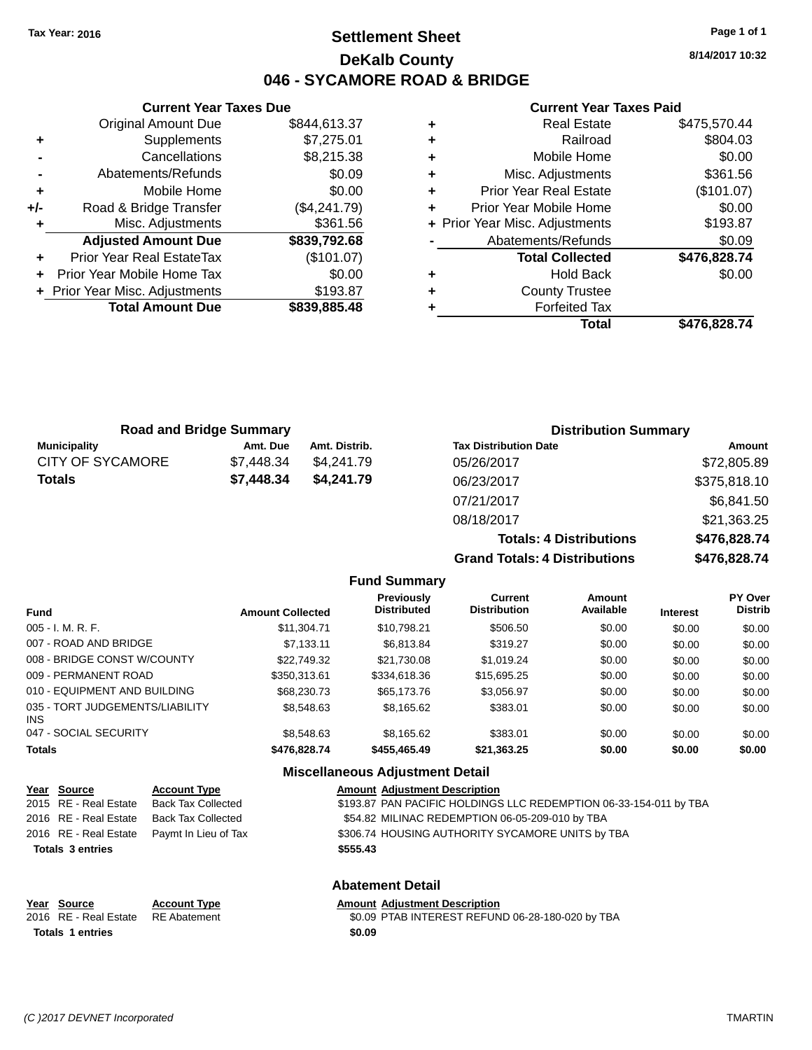Tax Year: 2016

# Settlement Sheet

## DeKalb County

## 046 - SYCAMORE ROAD & BRIDGE

8/14/2017 10:32

### Current Year Taxes Due

| | | |
|---|---|---|
| | Original Amount Due | $844,613.37 |
| + | Supplements | $7,275.01 |
| - | Cancellations | $8,215.38 |
| - | Abatements/Refunds | $0.09 |
| + | Mobile Home | $0.00 |
| +/- | Road & Bridge Transfer | ($4,241.79) |
| + | Misc. Adjustments | $361.56 |
| | **Adjusted Amount Due** | **$839,792.68** |
| + | Prior Year Real EstateTax | ($101.07) |
| + | Prior Year Mobile Home Tax | $0.00 |
| + | Prior Year Misc. Adjustments | $193.87 |
| | **Total Amount Due** | **$839,885.48** |

### Current Year Taxes Paid

| | | |
|---|---|---|
| + | Real Estate | $475,570.44 |
| + | Railroad | $804.03 |
| + | Mobile Home | $0.00 |
| + | Misc. Adjustments | $361.56 |
| + | Prior Year Real Estate | ($101.07) |
| + | Prior Year Mobile Home | $0.00 |
| + | Prior Year Misc. Adjustments | $193.87 |
| - | Abatements/Refunds | $0.09 |
| | **Total Collected** | **$476,828.74** |
| + | Hold Back | $0.00 |
| + | County Trustee | |
| + | Forfeited Tax | |
| | **Total** | **$476,828.74** |

### Road and Bridge Summary

| Municipality | Amt. Due | Amt. Distrib. |
|---|---|---|
| CITY OF SYCAMORE | $7,448.34 | $4,241.79 |
| **Totals** | **$7,448.34** | **$4,241.79** |

### Distribution Summary

| Tax Distribution Date | Amount |
|---|---|
| 05/26/2017 | $72,805.89 |
| 06/23/2017 | $375,818.10 |
| 07/21/2017 | $6,841.50 |
| 08/18/2017 | $21,363.25 |
| **Totals: 4 Distributions** | **$476,828.74** |
| **Grand Totals: 4 Distributions** | **$476,828.74** |

### Fund Summary

| Fund | Amount Collected | Previously Distributed | Current Distribution | Amount Available | Interest | PY Over Distrib |
|---|---|---|---|---|---|---|
| 005 - I. M. R. F. | $11,304.71 | $10,798.21 | $506.50 | $0.00 | $0.00 | $0.00 |
| 007 - ROAD AND BRIDGE | $7,133.11 | $6,813.84 | $319.27 | $0.00 | $0.00 | $0.00 |
| 008 - BRIDGE CONST W/COUNTY | $22,749.32 | $21,730.08 | $1,019.24 | $0.00 | $0.00 | $0.00 |
| 009 - PERMANENT ROAD | $350,313.61 | $334,618.36 | $15,695.25 | $0.00 | $0.00 | $0.00 |
| 010 - EQUIPMENT AND BUILDING | $68,230.73 | $65,173.76 | $3,056.97 | $0.00 | $0.00 | $0.00 |
| 035 - TORT JUDGEMENTS/LIABILITY INS | $8,548.63 | $8,165.62 | $383.01 | $0.00 | $0.00 | $0.00 |
| 047 - SOCIAL SECURITY | $8,548.63 | $8,165.62 | $383.01 | $0.00 | $0.00 | $0.00 |
| **Totals** | **$476,828.74** | **$455,465.49** | **$21,363.25** | **$0.00** | **$0.00** | **$0.00** |

### Miscellaneous Adjustment Detail

| Year | Source | Account Type | Amount | Adjustment Description |
|---|---|---|---|---|
| 2015 | RE - Real Estate | Back Tax Collected | $193.87 | PAN PACIFIC HOLDINGS LLC REDEMPTION 06-33-154-011 by TBA |
| 2016 | RE - Real Estate | Back Tax Collected | $54.82 | MILINAC REDEMPTION 06-05-209-010 by TBA |
| 2016 | RE - Real Estate | Paymt In Lieu of Tax | $306.74 | HOUSING AUTHORITY SYCAMORE UNITS by TBA |
| **Totals 3 entries** | | | **$555.43** | |

### Abatement Detail

| Year | Source | Account Type | Amount | Adjustment Description |
|---|---|---|---|---|
| 2016 | RE - Real Estate | RE Abatement | $0.09 | PTAB INTEREST REFUND 06-28-180-020 by TBA |
| **Totals 1 entries** | | | **$0.09** | |

(C )2017 DEVNET Incorporated — TMARTIN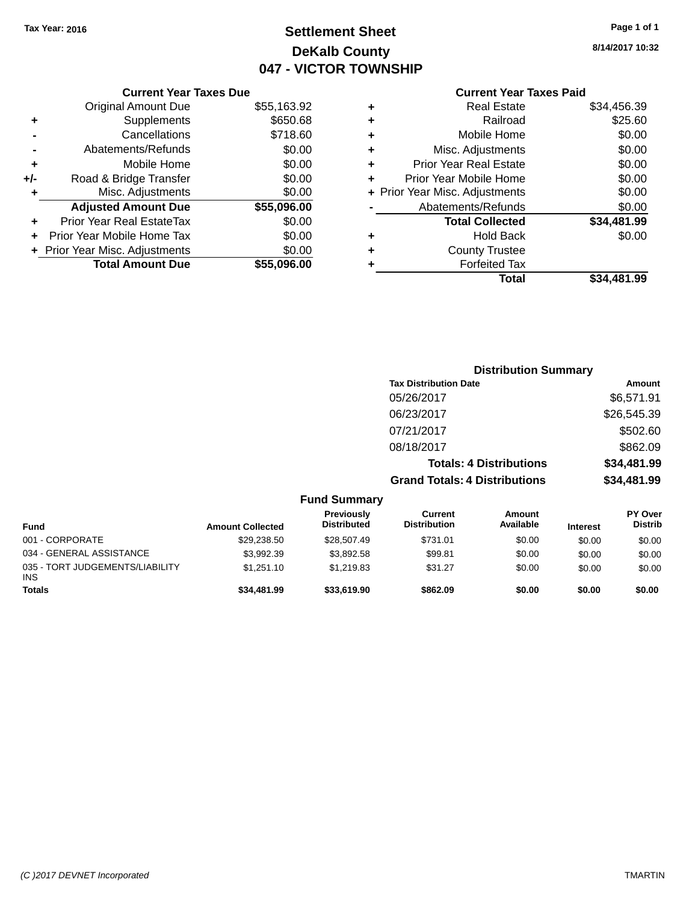Tax Year: 2016

# Settlement Sheet

## DeKalb County

## 047 - VICTOR TOWNSHIP

8/14/2017 10:32

### Current Year Taxes Due

| | | |
|---|---|---|
| | Original Amount Due | $55,163.92 |
| + | Supplements | $650.68 |
| - | Cancellations | $718.60 |
| - | Abatements/Refunds | $0.00 |
| + | Mobile Home | $0.00 |
| +/- | Road & Bridge Transfer | $0.00 |
| + | Misc. Adjustments | $0.00 |
| | **Adjusted Amount Due** | **$55,096.00** |
| + | Prior Year Real EstateTax | $0.00 |
| + | Prior Year Mobile Home Tax | $0.00 |
| + | Prior Year Misc. Adjustments | $0.00 |
| | **Total Amount Due** | **$55,096.00** |

### Current Year Taxes Paid

| | | |
|---|---|---|
| + | Real Estate | $34,456.39 |
| + | Railroad | $25.60 |
| + | Mobile Home | $0.00 |
| + | Misc. Adjustments | $0.00 |
| + | Prior Year Real Estate | $0.00 |
| + | Prior Year Mobile Home | $0.00 |
| + | Prior Year Misc. Adjustments | $0.00 |
| - | Abatements/Refunds | $0.00 |
| | **Total Collected** | **$34,481.99** |
| + | Hold Back | $0.00 |
| + | County Trustee | |
| + | Forfeited Tax | |
| | **Total** | **$34,481.99** |

### Distribution Summary

| Tax Distribution Date | Amount |
|---|---|
| 05/26/2017 | $6,571.91 |
| 06/23/2017 | $26,545.39 |
| 07/21/2017 | $502.60 |
| 08/18/2017 | $862.09 |
| **Totals: 4 Distributions** | **$34,481.99** |
| **Grand Totals: 4 Distributions** | **$34,481.99** |

### Fund Summary

| Fund | Amount Collected | Previously Distributed | Current Distribution | Amount Available | Interest | PY Over Distrib |
|---|---|---|---|---|---|---|
| 001 - CORPORATE | $29,238.50 | $28,507.49 | $731.01 | $0.00 | $0.00 | $0.00 |
| 034 - GENERAL ASSISTANCE | $3,992.39 | $3,892.58 | $99.81 | $0.00 | $0.00 | $0.00 |
| 035 - TORT JUDGEMENTS/LIABILITY INS | $1,251.10 | $1,219.83 | $31.27 | $0.00 | $0.00 | $0.00 |
| **Totals** | **$34,481.99** | **$33,619.90** | **$862.09** | **$0.00** | **$0.00** | **$0.00** |

(C )2017 DEVNET Incorporated TMARTIN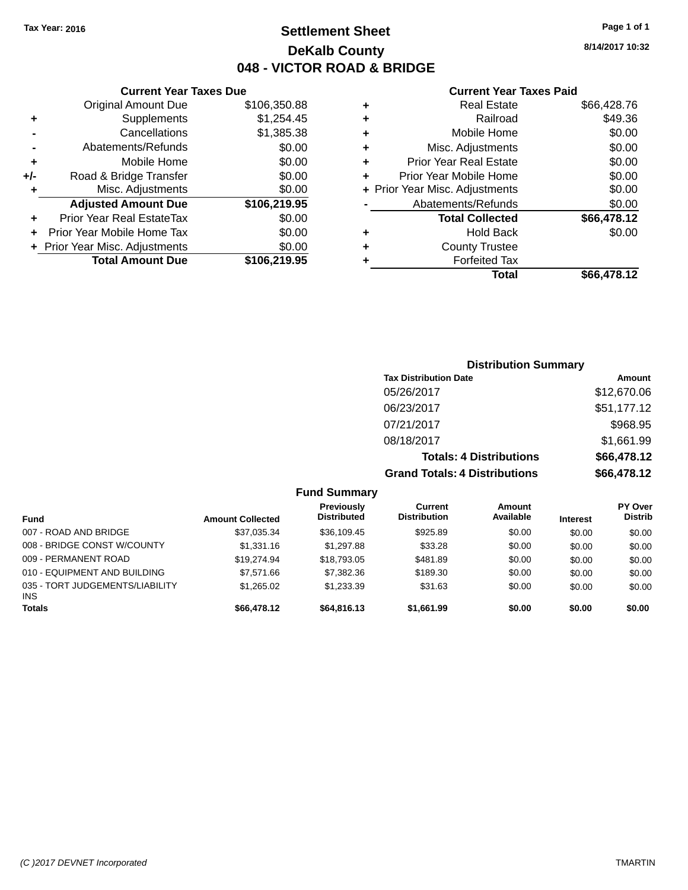**Tax Year: 2016**

# Settlement Sheet

## DeKalb County

## 048 - VICTOR ROAD & BRIDGE

8/14/2017 10:32

### Current Year Taxes Due

| | | |
|---|---|---|
| | Original Amount Due | $106,350.88 |
| + | Supplements | $1,254.45 |
| - | Cancellations | $1,385.38 |
| - | Abatements/Refunds | $0.00 |
| + | Mobile Home | $0.00 |
| +/- | Road & Bridge Transfer | $0.00 |
| + | Misc. Adjustments | $0.00 |
| | **Adjusted Amount Due** | **$106,219.95** |
| + | Prior Year Real EstateTax | $0.00 |
| + | Prior Year Mobile Home Tax | $0.00 |
| + | Prior Year Misc. Adjustments | $0.00 |
| | **Total Amount Due** | **$106,219.95** |

### Current Year Taxes Paid

| | | |
|---|---|---|
| + | Real Estate | $66,428.76 |
| + | Railroad | $49.36 |
| + | Mobile Home | $0.00 |
| + | Misc. Adjustments | $0.00 |
| + | Prior Year Real Estate | $0.00 |
| + | Prior Year Mobile Home | $0.00 |
| + | Prior Year Misc. Adjustments | $0.00 |
| - | Abatements/Refunds | $0.00 |
| | **Total Collected** | **$66,478.12** |
| + | Hold Back | $0.00 |
| + | County Trustee | |
| + | Forfeited Tax | |
| | **Total** | **$66,478.12** |

### Distribution Summary

| Tax Distribution Date | Amount |
|---|---|
| 05/26/2017 | $12,670.06 |
| 06/23/2017 | $51,177.12 |
| 07/21/2017 | $968.95 |
| 08/18/2017 | $1,661.99 |
| **Totals: 4 Distributions** | **$66,478.12** |
| **Grand Totals: 4 Distributions** | **$66,478.12** |

### Fund Summary

| Fund | Amount Collected | Previously Distributed | Current Distribution | Amount Available | Interest | PY Over Distrib |
|---|---|---|---|---|---|---|
| 007 - ROAD AND BRIDGE | $37,035.34 | $36,109.45 | $925.89 | $0.00 | $0.00 | $0.00 |
| 008 - BRIDGE CONST W/COUNTY | $1,331.16 | $1,297.88 | $33.28 | $0.00 | $0.00 | $0.00 |
| 009 - PERMANENT ROAD | $19,274.94 | $18,793.05 | $481.89 | $0.00 | $0.00 | $0.00 |
| 010 - EQUIPMENT AND BUILDING | $7,571.66 | $7,382.36 | $189.30 | $0.00 | $0.00 | $0.00 |
| 035 - TORT JUDGEMENTS/LIABILITY INS | $1,265.02 | $1,233.39 | $31.63 | $0.00 | $0.00 | $0.00 |
| **Totals** | **$66,478.12** | **$64,816.13** | **$1,661.99** | **$0.00** | **$0.00** | **$0.00** |

(C )2017 DEVNET Incorporated TMARTIN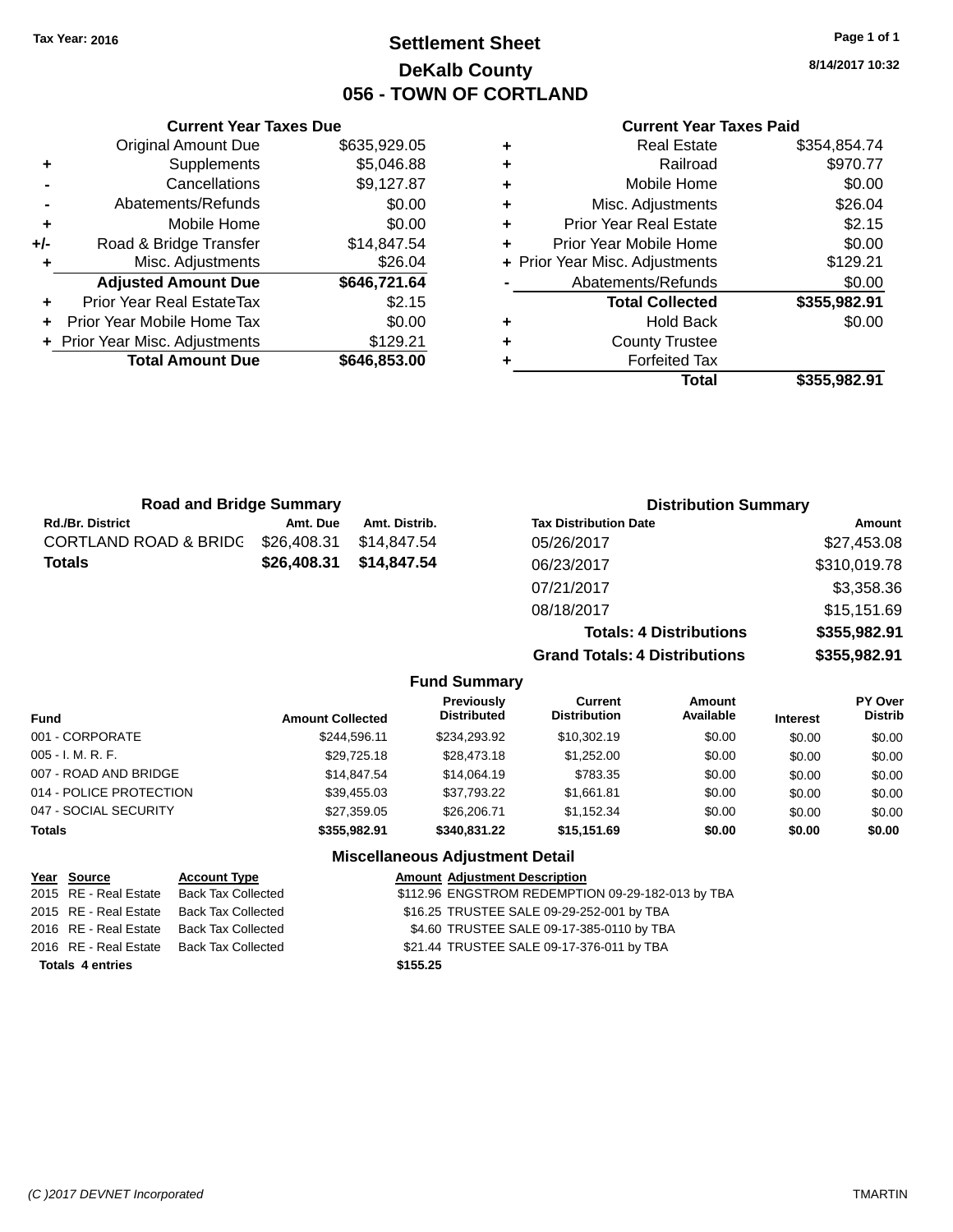Tax Year: 2016

# Settlement Sheet

## DeKalb County

## 056 - TOWN OF CORTLAND

8/14/2017 10:32

### Current Year Taxes Due

| | | |
|---|---|---|
| | Original Amount Due | $635,929.05 |
| + | Supplements | $5,046.88 |
| - | Cancellations | $9,127.87 |
| - | Abatements/Refunds | $0.00 |
| + | Mobile Home | $0.00 |
| +/- | Road & Bridge Transfer | $14,847.54 |
| + | Misc. Adjustments | $26.04 |
| | **Adjusted Amount Due** | **$646,721.64** |
| + | Prior Year Real EstateTax | $2.15 |
| + | Prior Year Mobile Home Tax | $0.00 |
| + | Prior Year Misc. Adjustments | $129.21 |
| | **Total Amount Due** | **$646,853.00** |

### Current Year Taxes Paid

| | | |
|---|---|---|
| + | Real Estate | $354,854.74 |
| + | Railroad | $970.77 |
| + | Mobile Home | $0.00 |
| + | Misc. Adjustments | $26.04 |
| + | Prior Year Real Estate | $2.15 |
| + | Prior Year Mobile Home | $0.00 |
| + | Prior Year Misc. Adjustments | $129.21 |
| - | Abatements/Refunds | $0.00 |
| | **Total Collected** | **$355,982.91** |
| + | Hold Back | $0.00 |
| + | County Trustee | |
| + | Forfeited Tax | |
| | **Total** | **$355,982.91** |

### Road and Bridge Summary

| Rd./Br. District | Amt. Due | Amt. Distrib. |
|---|---|---|
| CORTLAND ROAD & BRIDG | $26,408.31 | $14,847.54 |
| **Totals** | **$26,408.31** | **$14,847.54** |

### Distribution Summary

| Tax Distribution Date | Amount |
|---|---|
| 05/26/2017 | $27,453.08 |
| 06/23/2017 | $310,019.78 |
| 07/21/2017 | $3,358.36 |
| 08/18/2017 | $15,151.69 |
| **Totals: 4 Distributions** | **$355,982.91** |
| **Grand Totals: 4 Distributions** | **$355,982.91** |

### Fund Summary

| Fund | Amount Collected | Previously Distributed | Current Distribution | Amount Available | Interest | PY Over Distrib |
|---|---|---|---|---|---|---|
| 001 - CORPORATE | $244,596.11 | $234,293.92 | $10,302.19 | $0.00 | $0.00 | $0.00 |
| 005 - I. M. R. F. | $29,725.18 | $28,473.18 | $1,252.00 | $0.00 | $0.00 | $0.00 |
| 007 - ROAD AND BRIDGE | $14,847.54 | $14,064.19 | $783.35 | $0.00 | $0.00 | $0.00 |
| 014 - POLICE PROTECTION | $39,455.03 | $37,793.22 | $1,661.81 | $0.00 | $0.00 | $0.00 |
| 047 - SOCIAL SECURITY | $27,359.05 | $26,206.71 | $1,152.34 | $0.00 | $0.00 | $0.00 |
| **Totals** | **$355,982.91** | **$340,831.22** | **$15,151.69** | **$0.00** | **$0.00** | **$0.00** |

### Miscellaneous Adjustment Detail

| Year | Source | Account Type | Amount | Adjustment Description |
|---|---|---|---|---|
| 2015 | RE - Real Estate | Back Tax Collected | $112.96 | ENGSTROM REDEMPTION 09-29-182-013 by TBA |
| 2015 | RE - Real Estate | Back Tax Collected | $16.25 | TRUSTEE SALE 09-29-252-001 by TBA |
| 2016 | RE - Real Estate | Back Tax Collected | $4.60 | TRUSTEE SALE 09-17-385-0110 by TBA |
| 2016 | RE - Real Estate | Back Tax Collected | $21.44 | TRUSTEE SALE 09-17-376-011 by TBA |
| **Totals 4 entries** | | | **$155.25** | |

(C )2017 DEVNET Incorporated TMARTIN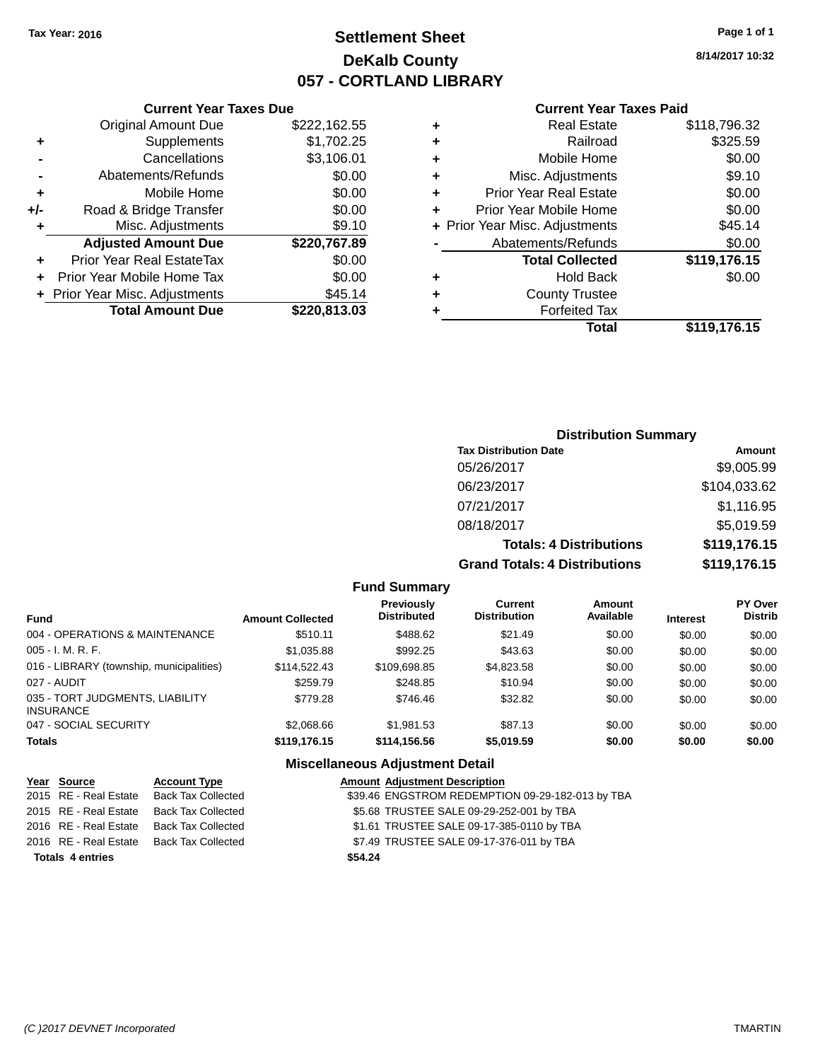Tax Year: 2016

# Settlement Sheet
## DeKalb County
## 057 - CORTLAND LIBRARY

8/14/2017 10:32

### Current Year Taxes Due

| | | |
|---|---|---|
| | Original Amount Due | $222,162.55 |
| + | Supplements | $1,702.25 |
| - | Cancellations | $3,106.01 |
| - | Abatements/Refunds | $0.00 |
| + | Mobile Home | $0.00 |
| +/- | Road & Bridge Transfer | $0.00 |
| + | Misc. Adjustments | $9.10 |
| | **Adjusted Amount Due** | **$220,767.89** |
| + | Prior Year Real EstateTax | $0.00 |
| + | Prior Year Mobile Home Tax | $0.00 |
| + | Prior Year Misc. Adjustments | $45.14 |
| | **Total Amount Due** | **$220,813.03** |

### Current Year Taxes Paid

| | | |
|---|---|---|
| + | Real Estate | $118,796.32 |
| + | Railroad | $325.59 |
| + | Mobile Home | $0.00 |
| + | Misc. Adjustments | $9.10 |
| + | Prior Year Real Estate | $0.00 |
| + | Prior Year Mobile Home | $0.00 |
| + | Prior Year Misc. Adjustments | $45.14 |
| - | Abatements/Refunds | $0.00 |
| | **Total Collected** | **$119,176.15** |
| + | Hold Back | $0.00 |
| + | County Trustee | |
| + | Forfeited Tax | |
| | **Total** | **$119,176.15** |

### Distribution Summary

| Tax Distribution Date | Amount |
|---|---|
| 05/26/2017 | $9,005.99 |
| 06/23/2017 | $104,033.62 |
| 07/21/2017 | $1,116.95 |
| 08/18/2017 | $5,019.59 |
| **Totals: 4 Distributions** | **$119,176.15** |
| **Grand Totals: 4 Distributions** | **$119,176.15** |

### Fund Summary

| Fund | Amount Collected | Previously Distributed | Current Distribution | Amount Available | Interest | PY Over Distrib |
|---|---|---|---|---|---|---|
| 004 - OPERATIONS & MAINTENANCE | $510.11 | $488.62 | $21.49 | $0.00 | $0.00 | $0.00 |
| 005 - I. M. R. F. | $1,035.88 | $992.25 | $43.63 | $0.00 | $0.00 | $0.00 |
| 016 - LIBRARY (township, municipalities) | $114,522.43 | $109,698.85 | $4,823.58 | $0.00 | $0.00 | $0.00 |
| 027 - AUDIT | $259.79 | $248.85 | $10.94 | $0.00 | $0.00 | $0.00 |
| 035 - TORT JUDGMENTS, LIABILITY INSURANCE | $779.28 | $746.46 | $32.82 | $0.00 | $0.00 | $0.00 |
| 047 - SOCIAL SECURITY | $2,068.66 | $1,981.53 | $87.13 | $0.00 | $0.00 | $0.00 |
| **Totals** | **$119,176.15** | **$114,156.56** | **$5,019.59** | **$0.00** | **$0.00** | **$0.00** |

### Miscellaneous Adjustment Detail

| Year | Source | Account Type | Amount | Adjustment Description |
|---|---|---|---|---|
| 2015 | RE - Real Estate | Back Tax Collected | $39.46 | ENGSTROM REDEMPTION 09-29-182-013 by TBA |
| 2015 | RE - Real Estate | Back Tax Collected | $5.68 | TRUSTEE SALE 09-29-252-001 by TBA |
| 2016 | RE - Real Estate | Back Tax Collected | $1.61 | TRUSTEE SALE 09-17-385-0110 by TBA |
| 2016 | RE - Real Estate | Back Tax Collected | $7.49 | TRUSTEE SALE 09-17-376-011 by TBA |
| **Totals 4 entries** | | | **$54.24** | |

(C )2017 DEVNET Incorporated TMARTIN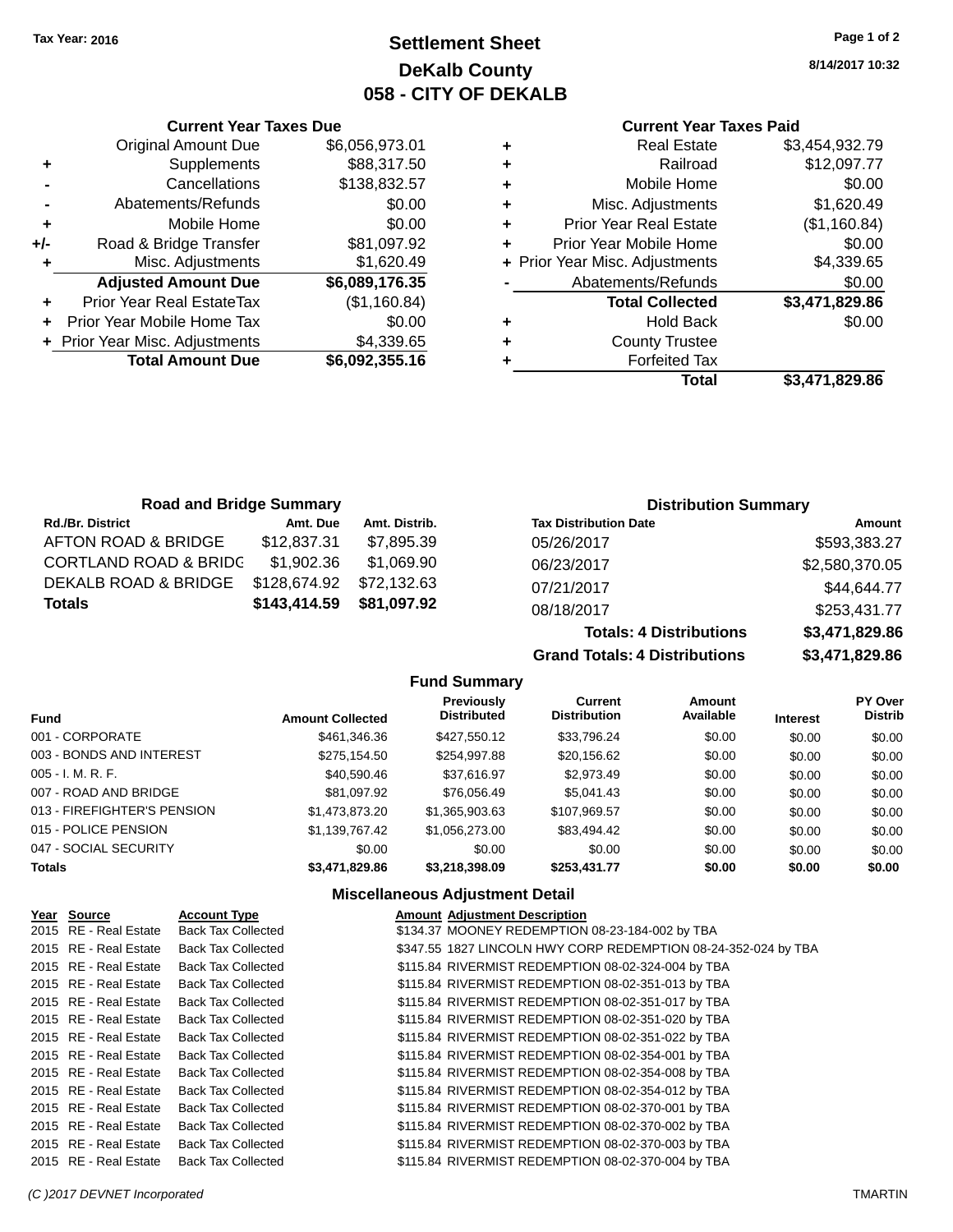Tax Year: 2016

# Settlement Sheet
## DeKalb County
## 058 - CITY OF DEKALB

8/14/2017 10:32

### Current Year Taxes Due

| | | |
|---|---|---|
| | Original Amount Due | $6,056,973.01 |
| + | Supplements | $88,317.50 |
| - | Cancellations | $138,832.57 |
| - | Abatements/Refunds | $0.00 |
| + | Mobile Home | $0.00 |
| +/- | Road & Bridge Transfer | $81,097.92 |
| + | Misc. Adjustments | $1,620.49 |
| | **Adjusted Amount Due** | **$6,089,176.35** |
| + | Prior Year Real EstateTax | ($1,160.84) |
| + | Prior Year Mobile Home Tax | $0.00 |
| + | Prior Year Misc. Adjustments | $4,339.65 |
| | **Total Amount Due** | **$6,092,355.16** |

### Current Year Taxes Paid

| | | |
|---|---|---|
| + | Real Estate | $3,454,932.79 |
| + | Railroad | $12,097.77 |
| + | Mobile Home | $0.00 |
| + | Misc. Adjustments | $1,620.49 |
| + | Prior Year Real Estate | ($1,160.84) |
| + | Prior Year Mobile Home | $0.00 |
| + | Prior Year Misc. Adjustments | $4,339.65 |
| - | Abatements/Refunds | $0.00 |
| | **Total Collected** | **$3,471,829.86** |
| + | Hold Back | $0.00 |
| + | County Trustee | |
| + | Forfeited Tax | |
| | **Total** | **$3,471,829.86** |

### Road and Bridge Summary

| Rd./Br. District | Amt. Due | Amt. Distrib. |
|---|---|---|
| AFTON ROAD & BRIDGE | $12,837.31 | $7,895.39 |
| CORTLAND ROAD & BRIDG | $1,902.36 | $1,069.90 |
| DEKALB ROAD & BRIDGE | $128,674.92 | $72,132.63 |
| **Totals** | **$143,414.59** | **$81,097.92** |

### Distribution Summary

| Tax Distribution Date | Amount |
|---|---|
| 05/26/2017 | $593,383.27 |
| 06/23/2017 | $2,580,370.05 |
| 07/21/2017 | $44,644.77 |
| 08/18/2017 | $253,431.77 |
| **Totals: 4 Distributions** | **$3,471,829.86** |
| **Grand Totals: 4 Distributions** | **$3,471,829.86** |

### Fund Summary

| Fund | Amount Collected | Previously Distributed | Current Distribution | Amount Available | Interest | PY Over Distrib |
|---|---|---|---|---|---|---|
| 001 - CORPORATE | $461,346.36 | $427,550.12 | $33,796.24 | $0.00 | $0.00 | $0.00 |
| 003 - BONDS AND INTEREST | $275,154.50 | $254,997.88 | $20,156.62 | $0.00 | $0.00 | $0.00 |
| 005 - I. M. R. F. | $40,590.46 | $37,616.97 | $2,973.49 | $0.00 | $0.00 | $0.00 |
| 007 - ROAD AND BRIDGE | $81,097.92 | $76,056.49 | $5,041.43 | $0.00 | $0.00 | $0.00 |
| 013 - FIREFIGHTER'S PENSION | $1,473,873.20 | $1,365,903.63 | $107,969.57 | $0.00 | $0.00 | $0.00 |
| 015 - POLICE PENSION | $1,139,767.42 | $1,056,273.00 | $83,494.42 | $0.00 | $0.00 | $0.00 |
| 047 - SOCIAL SECURITY | $0.00 | $0.00 | $0.00 | $0.00 | $0.00 | $0.00 |
| **Totals** | **$3,471,829.86** | **$3,218,398.09** | **$253,431.77** | **$0.00** | **$0.00** | **$0.00** |

### Miscellaneous Adjustment Detail

| Year | Source | Account Type | Amount | Adjustment Description |
|---|---|---|---|---|
| 2015 | RE - Real Estate | Back Tax Collected | $134.37 | MOONEY REDEMPTION 08-23-184-002 by TBA |
| 2015 | RE - Real Estate | Back Tax Collected | $347.55 | 1827 LINCOLN HWY CORP REDEMPTION 08-24-352-024 by TBA |
| 2015 | RE - Real Estate | Back Tax Collected | $115.84 | RIVERMIST REDEMPTION 08-02-324-004 by TBA |
| 2015 | RE - Real Estate | Back Tax Collected | $115.84 | RIVERMIST REDEMPTION 08-02-351-013 by TBA |
| 2015 | RE - Real Estate | Back Tax Collected | $115.84 | RIVERMIST REDEMPTION 08-02-351-017 by TBA |
| 2015 | RE - Real Estate | Back Tax Collected | $115.84 | RIVERMIST REDEMPTION 08-02-351-020 by TBA |
| 2015 | RE - Real Estate | Back Tax Collected | $115.84 | RIVERMIST REDEMPTION 08-02-351-022 by TBA |
| 2015 | RE - Real Estate | Back Tax Collected | $115.84 | RIVERMIST REDEMPTION 08-02-354-001 by TBA |
| 2015 | RE - Real Estate | Back Tax Collected | $115.84 | RIVERMIST REDEMPTION 08-02-354-008 by TBA |
| 2015 | RE - Real Estate | Back Tax Collected | $115.84 | RIVERMIST REDEMPTION 08-02-354-012 by TBA |
| 2015 | RE - Real Estate | Back Tax Collected | $115.84 | RIVERMIST REDEMPTION 08-02-370-001 by TBA |
| 2015 | RE - Real Estate | Back Tax Collected | $115.84 | RIVERMIST REDEMPTION 08-02-370-002 by TBA |
| 2015 | RE - Real Estate | Back Tax Collected | $115.84 | RIVERMIST REDEMPTION 08-02-370-003 by TBA |
| 2015 | RE - Real Estate | Back Tax Collected | $115.84 | RIVERMIST REDEMPTION 08-02-370-004 by TBA |

(C )2017 DEVNET Incorporated TMARTIN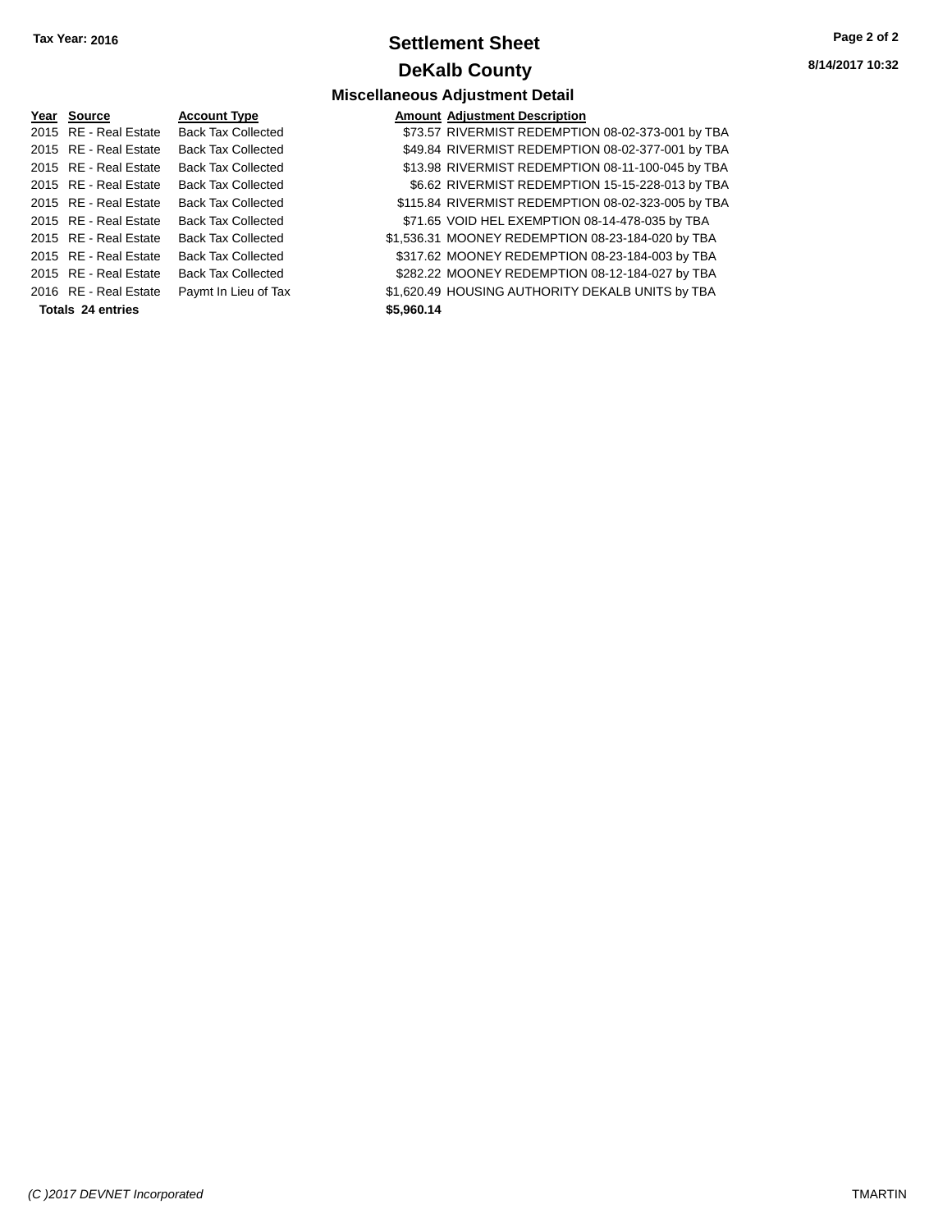**Tax Year: 2016**

# Settlement Sheet

## DeKalb County

### Miscellaneous Adjustment Detail

| Year | Source | Account Type | Amount | Adjustment Description |
|---|---|---|---|---|
| 2015 | RE - Real Estate | Back Tax Collected | $73.57 | RIVERMIST REDEMPTION 08-02-373-001 by TBA |
| 2015 | RE - Real Estate | Back Tax Collected | $49.84 | RIVERMIST REDEMPTION 08-02-377-001 by TBA |
| 2015 | RE - Real Estate | Back Tax Collected | $13.98 | RIVERMIST REDEMPTION 08-11-100-045 by TBA |
| 2015 | RE - Real Estate | Back Tax Collected | $6.62 | RIVERMIST REDEMPTION 15-15-228-013 by TBA |
| 2015 | RE - Real Estate | Back Tax Collected | $115.84 | RIVERMIST REDEMPTION 08-02-323-005 by TBA |
| 2015 | RE - Real Estate | Back Tax Collected | $71.65 | VOID HEL EXEMPTION 08-14-478-035 by TBA |
| 2015 | RE - Real Estate | Back Tax Collected | $1,536.31 | MOONEY REDEMPTION 08-23-184-020 by TBA |
| 2015 | RE - Real Estate | Back Tax Collected | $317.62 | MOONEY REDEMPTION 08-23-184-003 by TBA |
| 2015 | RE - Real Estate | Back Tax Collected | $282.22 | MOONEY REDEMPTION 08-12-184-027 by TBA |
| 2016 | RE - Real Estate | Paymt In Lieu of Tax | $1,620.49 | HOUSING AUTHORITY DEKALB UNITS by TBA |
| **Totals 24 entries** | | | **$5,960.14** | |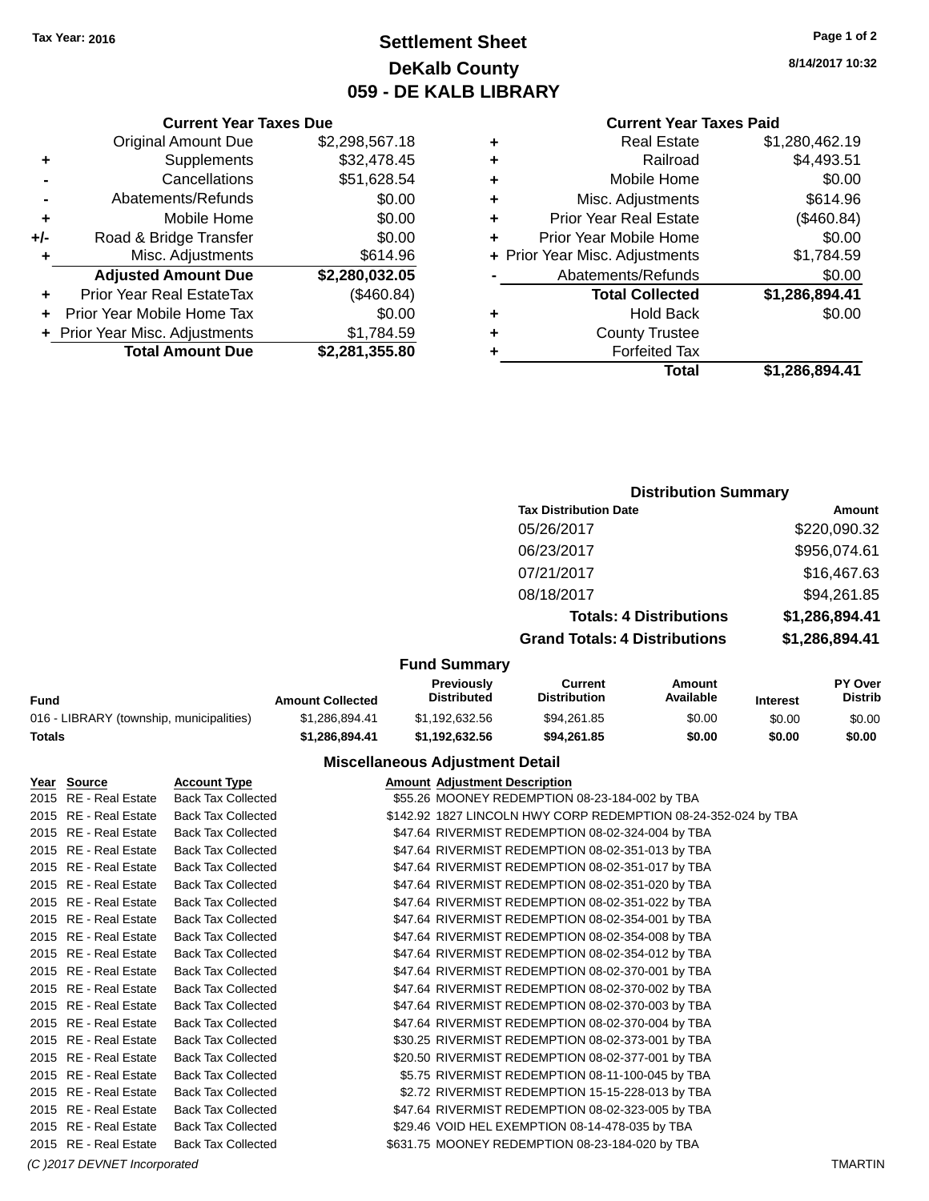Tax Year: 2016

# Settlement Sheet
## DeKalb County
## 059 - DE KALB LIBRARY

8/14/2017 10:32

### Current Year Taxes Due

| | | |
|---|---|---|
| | Original Amount Due | $2,298,567.18 |
| + | Supplements | $32,478.45 |
| - | Cancellations | $51,628.54 |
| - | Abatements/Refunds | $0.00 |
| + | Mobile Home | $0.00 |
| +/- | Road & Bridge Transfer | $0.00 |
| + | Misc. Adjustments | $614.96 |
| | **Adjusted Amount Due** | **$2,280,032.05** |
| + | Prior Year Real EstateTax | ($460.84) |
| + | Prior Year Mobile Home Tax | $0.00 |
| + | Prior Year Misc. Adjustments | $1,784.59 |
| | **Total Amount Due** | **$2,281,355.80** |

### Current Year Taxes Paid

| | | |
|---|---|---|
| + | Real Estate | $1,280,462.19 |
| + | Railroad | $4,493.51 |
| + | Mobile Home | $0.00 |
| + | Misc. Adjustments | $614.96 |
| + | Prior Year Real Estate | ($460.84) |
| + | Prior Year Mobile Home | $0.00 |
| + | Prior Year Misc. Adjustments | $1,784.59 |
| - | Abatements/Refunds | $0.00 |
| | **Total Collected** | **$1,286,894.41** |
| + | Hold Back | $0.00 |
| + | County Trustee | |
| + | Forfeited Tax | |
| | **Total** | **$1,286,894.41** |

### Distribution Summary

| Tax Distribution Date | Amount |
|---|---|
| 05/26/2017 | $220,090.32 |
| 06/23/2017 | $956,074.61 |
| 07/21/2017 | $16,467.63 |
| 08/18/2017 | $94,261.85 |
| **Totals: 4 Distributions** | **$1,286,894.41** |
| **Grand Totals: 4 Distributions** | **$1,286,894.41** |

### Fund Summary

| Fund | Amount Collected | Previously Distributed | Current Distribution | Amount Available | Interest | PY Over Distrib |
|---|---|---|---|---|---|---|
| 016 - LIBRARY (township, municipalities) | $1,286,894.41 | $1,192,632.56 | $94,261.85 | $0.00 | $0.00 | $0.00 |
| **Totals** | **$1,286,894.41** | **$1,192,632.56** | **$94,261.85** | **$0.00** | **$0.00** | **$0.00** |

### Miscellaneous Adjustment Detail

| Year | Source | Account Type | Amount | Adjustment Description |
|---|---|---|---|---|
| 2015 | RE - Real Estate | Back Tax Collected | $55.26 | MOONEY REDEMPTION 08-23-184-002 by TBA |
| 2015 | RE - Real Estate | Back Tax Collected | $142.92 | 1827 LINCOLN HWY CORP REDEMPTION 08-24-352-024 by TBA |
| 2015 | RE - Real Estate | Back Tax Collected | $47.64 | RIVERMIST REDEMPTION 08-02-324-004 by TBA |
| 2015 | RE - Real Estate | Back Tax Collected | $47.64 | RIVERMIST REDEMPTION 08-02-351-013 by TBA |
| 2015 | RE - Real Estate | Back Tax Collected | $47.64 | RIVERMIST REDEMPTION 08-02-351-017 by TBA |
| 2015 | RE - Real Estate | Back Tax Collected | $47.64 | RIVERMIST REDEMPTION 08-02-351-020 by TBA |
| 2015 | RE - Real Estate | Back Tax Collected | $47.64 | RIVERMIST REDEMPTION 08-02-351-022 by TBA |
| 2015 | RE - Real Estate | Back Tax Collected | $47.64 | RIVERMIST REDEMPTION 08-02-354-001 by TBA |
| 2015 | RE - Real Estate | Back Tax Collected | $47.64 | RIVERMIST REDEMPTION 08-02-354-008 by TBA |
| 2015 | RE - Real Estate | Back Tax Collected | $47.64 | RIVERMIST REDEMPTION 08-02-354-012 by TBA |
| 2015 | RE - Real Estate | Back Tax Collected | $47.64 | RIVERMIST REDEMPTION 08-02-370-001 by TBA |
| 2015 | RE - Real Estate | Back Tax Collected | $47.64 | RIVERMIST REDEMPTION 08-02-370-002 by TBA |
| 2015 | RE - Real Estate | Back Tax Collected | $47.64 | RIVERMIST REDEMPTION 08-02-370-003 by TBA |
| 2015 | RE - Real Estate | Back Tax Collected | $47.64 | RIVERMIST REDEMPTION 08-02-370-004 by TBA |
| 2015 | RE - Real Estate | Back Tax Collected | $30.25 | RIVERMIST REDEMPTION 08-02-373-001 by TBA |
| 2015 | RE - Real Estate | Back Tax Collected | $20.50 | RIVERMIST REDEMPTION 08-02-377-001 by TBA |
| 2015 | RE - Real Estate | Back Tax Collected | $5.75 | RIVERMIST REDEMPTION 08-11-100-045 by TBA |
| 2015 | RE - Real Estate | Back Tax Collected | $2.72 | RIVERMIST REDEMPTION 15-15-228-013 by TBA |
| 2015 | RE - Real Estate | Back Tax Collected | $47.64 | RIVERMIST REDEMPTION 08-02-323-005 by TBA |
| 2015 | RE - Real Estate | Back Tax Collected | $29.46 | VOID HEL EXEMPTION 08-14-478-035 by TBA |
| 2015 | RE - Real Estate | Back Tax Collected | $631.75 | MOONEY REDEMPTION 08-23-184-020 by TBA |

(C )2017 DEVNET Incorporated TMARTIN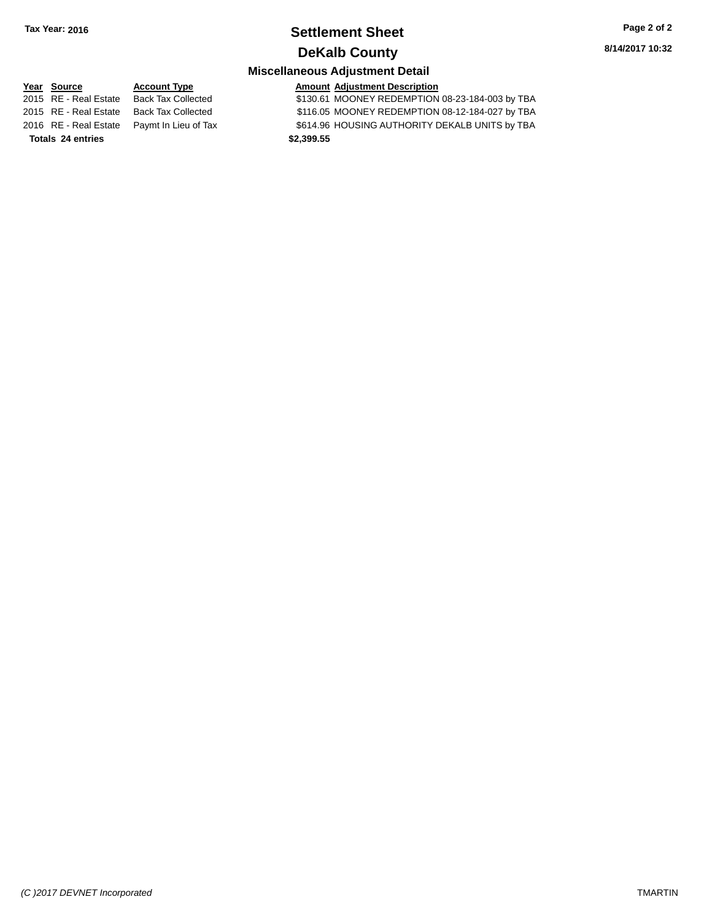Tax Year: 2016

# Settlement Sheet

## DeKalb County

8/14/2017 10:32

### Miscellaneous Adjustment Detail

| Year | Source | Account Type | Amount | Adjustment Description |
|---|---|---|---|---|
| 2015 | RE - Real Estate | Back Tax Collected | $130.61 | MOONEY REDEMPTION 08-23-184-003 by TBA |
| 2015 | RE - Real Estate | Back Tax Collected | $116.05 | MOONEY REDEMPTION 08-12-184-027 by TBA |
| 2016 | RE - Real Estate | Paymt In Lieu of Tax | $614.96 | HOUSING AUTHORITY DEKALB UNITS by TBA |
| **Totals** | **24 entries** | | **$2,399.55** | |

*(C )2017 DEVNET Incorporated* TMARTIN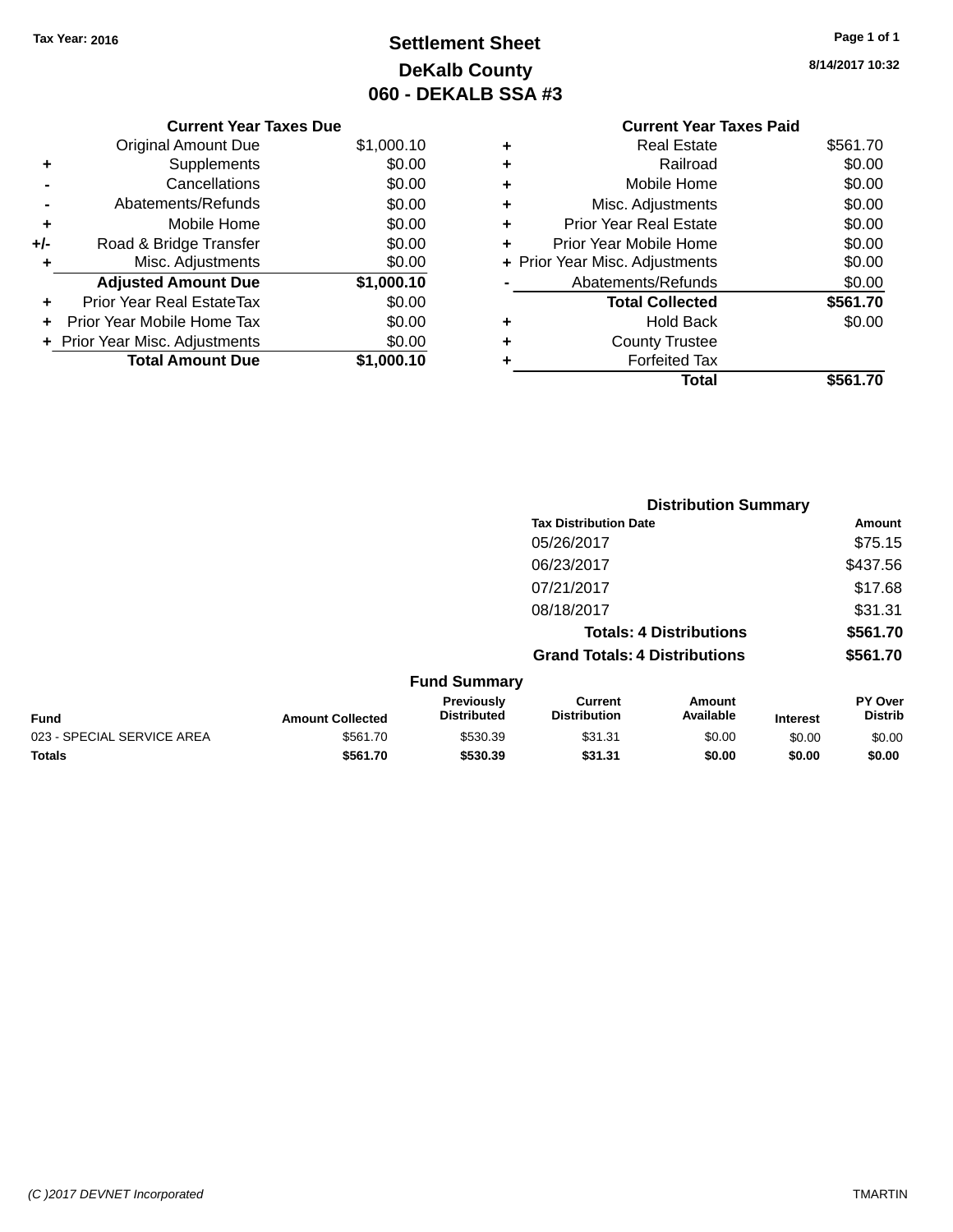Tax Year: 2016

# Settlement Sheet
## DeKalb County
## 060 - DEKALB SSA #3

8/14/2017 10:32

| | Current Year Taxes Due | |
|---|---|---|
| | Original Amount Due | $1,000.10 |
| + | Supplements | $0.00 |
| - | Cancellations | $0.00 |
| - | Abatements/Refunds | $0.00 |
| + | Mobile Home | $0.00 |
| +/- | Road & Bridge Transfer | $0.00 |
| + | Misc. Adjustments | $0.00 |
| | **Adjusted Amount Due** | **$1,000.10** |
| + | Prior Year Real EstateTax | $0.00 |
| + | Prior Year Mobile Home Tax | $0.00 |
| + | Prior Year Misc. Adjustments | $0.00 |
| | **Total Amount Due** | **$1,000.10** |

| | Current Year Taxes Paid | |
|---|---|---|
| + | Real Estate | $561.70 |
| + | Railroad | $0.00 |
| + | Mobile Home | $0.00 |
| + | Misc. Adjustments | $0.00 |
| + | Prior Year Real Estate | $0.00 |
| + | Prior Year Mobile Home | $0.00 |
| + | Prior Year Misc. Adjustments | $0.00 |
| - | Abatements/Refunds | $0.00 |
| | **Total Collected** | **$561.70** |
| + | Hold Back | $0.00 |
| + | County Trustee | |
| + | Forfeited Tax | |
| | **Total** | **$561.70** |

### Distribution Summary

| Tax Distribution Date | Amount |
|---|---|
| 05/26/2017 | $75.15 |
| 06/23/2017 | $437.56 |
| 07/21/2017 | $17.68 |
| 08/18/2017 | $31.31 |
| **Totals: 4 Distributions** | **$561.70** |
| **Grand Totals: 4 Distributions** | **$561.70** |

### Fund Summary

| Fund | Amount Collected | Previously Distributed | Current Distribution | Amount Available | Interest | PY Over Distrib |
|---|---|---|---|---|---|---|
| 023 - SPECIAL SERVICE AREA | $561.70 | $530.39 | $31.31 | $0.00 | $0.00 | $0.00 |
| **Totals** | **$561.70** | **$530.39** | **$31.31** | **$0.00** | **$0.00** | **$0.00** |

*(C )2017 DEVNET Incorporated* TMARTIN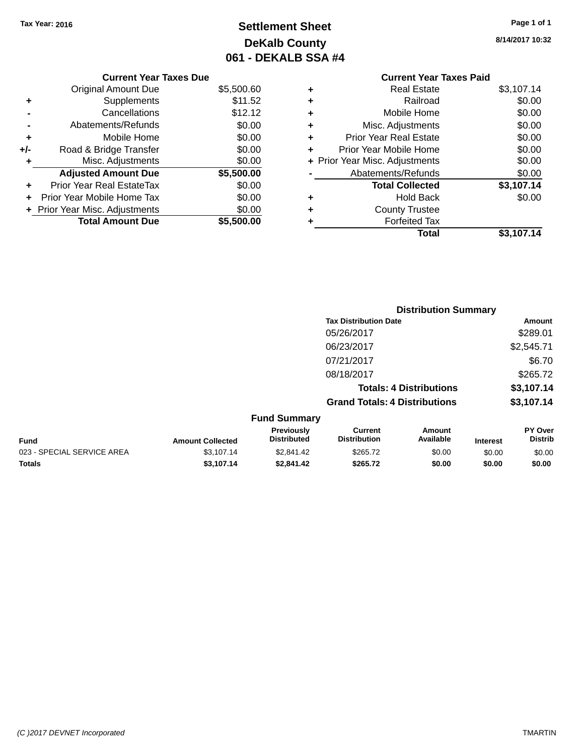Tax Year: 2016

# Settlement Sheet
## DeKalb County
## 061 - DEKALB SSA #4

8/14/2017 10:32

| | Current Year Taxes Due | |
|---|---|---|
| | Original Amount Due | $5,500.60 |
| + | Supplements | $11.52 |
| - | Cancellations | $12.12 |
| - | Abatements/Refunds | $0.00 |
| + | Mobile Home | $0.00 |
| +/- | Road & Bridge Transfer | $0.00 |
| + | Misc. Adjustments | $0.00 |
| | **Adjusted Amount Due** | **$5,500.00** |
| + | Prior Year Real EstateTax | $0.00 |
| + | Prior Year Mobile Home Tax | $0.00 |
| + | Prior Year Misc. Adjustments | $0.00 |
| | **Total Amount Due** | **$5,500.00** |

| | Current Year Taxes Paid | |
|---|---|---|
| + | Real Estate | $3,107.14 |
| + | Railroad | $0.00 |
| + | Mobile Home | $0.00 |
| + | Misc. Adjustments | $0.00 |
| + | Prior Year Real Estate | $0.00 |
| + | Prior Year Mobile Home | $0.00 |
| + | Prior Year Misc. Adjustments | $0.00 |
| - | Abatements/Refunds | $0.00 |
| | **Total Collected** | **$3,107.14** |
| + | Hold Back | $0.00 |
| + | County Trustee | |
| + | Forfeited Tax | |
| | **Total** | **$3,107.14** |

### Distribution Summary

| Tax Distribution Date | Amount |
|---|---|
| 05/26/2017 | $289.01 |
| 06/23/2017 | $2,545.71 |
| 07/21/2017 | $6.70 |
| 08/18/2017 | $265.72 |
| **Totals: 4 Distributions** | **$3,107.14** |
| **Grand Totals: 4 Distributions** | **$3,107.14** |

### Fund Summary

| Fund | Amount Collected | Previously Distributed | Current Distribution | Amount Available | Interest | PY Over Distrib |
|---|---|---|---|---|---|---|
| 023 - SPECIAL SERVICE AREA | $3,107.14 | $2,841.42 | $265.72 | $0.00 | $0.00 | $0.00 |
| **Totals** | **$3,107.14** | **$2,841.42** | **$265.72** | **$0.00** | **$0.00** | **$0.00** |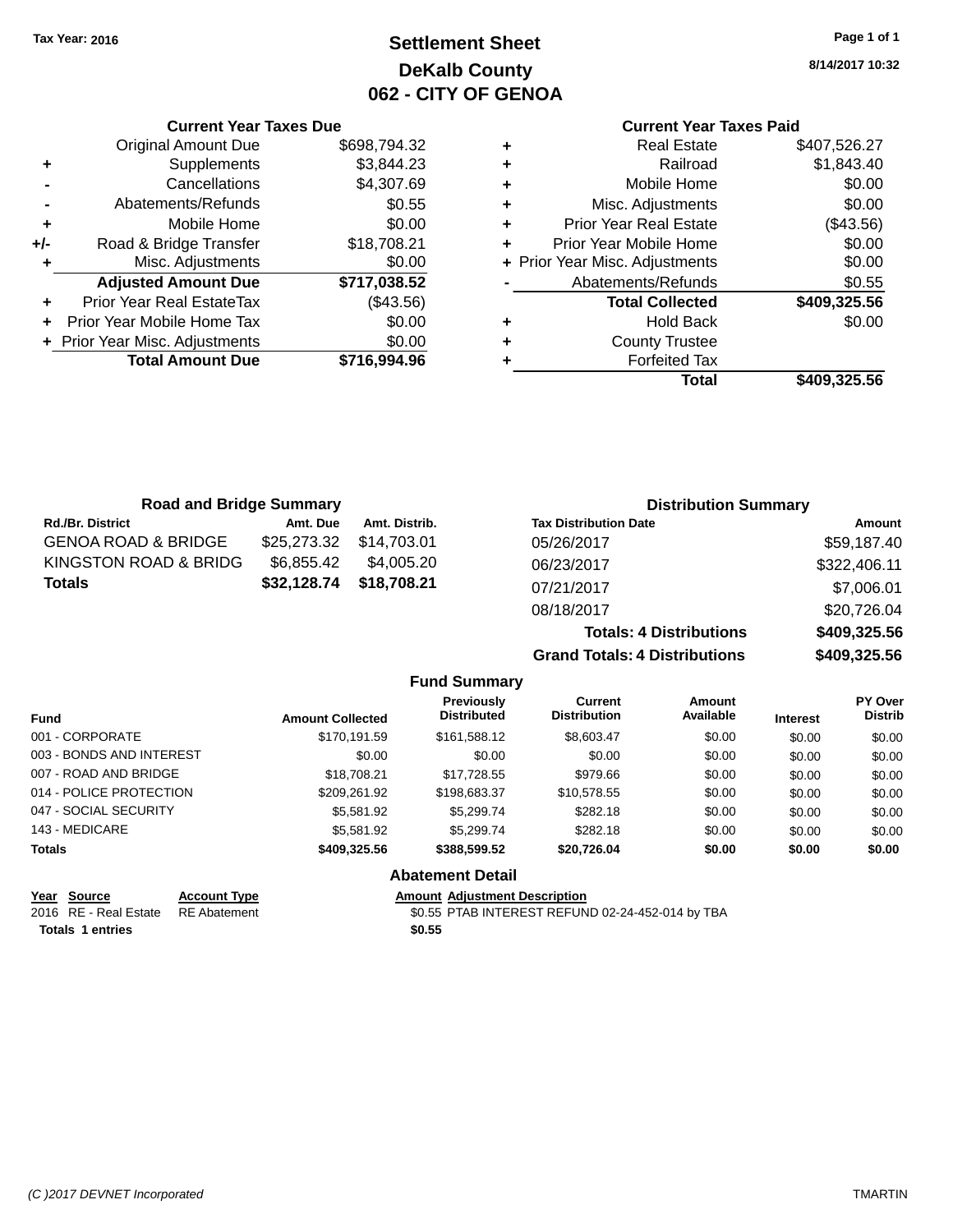Tax Year: 2016

# Settlement Sheet

## DeKalb County

## 062 - CITY OF GENOA

8/14/2017 10:32

### Current Year Taxes Due

| | | |
|---|---|---|
| | Original Amount Due | $698,794.32 |
| + | Supplements | $3,844.23 |
| - | Cancellations | $4,307.69 |
| - | Abatements/Refunds | $0.55 |
| + | Mobile Home | $0.00 |
| +/- | Road & Bridge Transfer | $18,708.21 |
| + | Misc. Adjustments | $0.00 |
| | **Adjusted Amount Due** | **$717,038.52** |
| + | Prior Year Real EstateTax | ($43.56) |
| + | Prior Year Mobile Home Tax | $0.00 |
| + | Prior Year Misc. Adjustments | $0.00 |
| | **Total Amount Due** | **$716,994.96** |

### Current Year Taxes Paid

| | | |
|---|---|---|
| + | Real Estate | $407,526.27 |
| + | Railroad | $1,843.40 |
| + | Mobile Home | $0.00 |
| + | Misc. Adjustments | $0.00 |
| + | Prior Year Real Estate | ($43.56) |
| + | Prior Year Mobile Home | $0.00 |
| + | Prior Year Misc. Adjustments | $0.00 |
| - | Abatements/Refunds | $0.55 |
| | **Total Collected** | **$409,325.56** |
| + | Hold Back | $0.00 |
| + | County Trustee | |
| + | Forfeited Tax | |
| | **Total** | **$409,325.56** |

### Road and Bridge Summary

| Rd./Br. District | Amt. Due | Amt. Distrib. |
|---|---|---|
| GENOA ROAD & BRIDGE | $25,273.32 | $14,703.01 |
| KINGSTON ROAD & BRIDG | $6,855.42 | $4,005.20 |
| **Totals** | **$32,128.74** | **$18,708.21** |

### Distribution Summary

| Tax Distribution Date | Amount |
|---|---|
| 05/26/2017 | $59,187.40 |
| 06/23/2017 | $322,406.11 |
| 07/21/2017 | $7,006.01 |
| 08/18/2017 | $20,726.04 |
| **Totals: 4 Distributions** | **$409,325.56** |
| **Grand Totals: 4 Distributions** | **$409,325.56** |

### Fund Summary

| Fund | Amount Collected | Previously Distributed | Current Distribution | Amount Available | Interest | PY Over Distrib |
|---|---|---|---|---|---|---|
| 001 - CORPORATE | $170,191.59 | $161,588.12 | $8,603.47 | $0.00 | $0.00 | $0.00 |
| 003 - BONDS AND INTEREST | $0.00 | $0.00 | $0.00 | $0.00 | $0.00 | $0.00 |
| 007 - ROAD AND BRIDGE | $18,708.21 | $17,728.55 | $979.66 | $0.00 | $0.00 | $0.00 |
| 014 - POLICE PROTECTION | $209,261.92 | $198,683.37 | $10,578.55 | $0.00 | $0.00 | $0.00 |
| 047 - SOCIAL SECURITY | $5,581.92 | $5,299.74 | $282.18 | $0.00 | $0.00 | $0.00 |
| 143 - MEDICARE | $5,581.92 | $5,299.74 | $282.18 | $0.00 | $0.00 | $0.00 |
| **Totals** | **$409,325.56** | **$388,599.52** | **$20,726.04** | **$0.00** | **$0.00** | **$0.00** |

### Abatement Detail

| Year | Source | Account Type | Amount | Adjustment Description |
|---|---|---|---|---|
| 2016 | RE - Real Estate | RE Abatement | $0.55 | PTAB INTEREST REFUND 02-24-452-014 by TBA |
| **Totals** | **1 entries** | | **$0.55** | |

(C )2017 DEVNET Incorporated TMARTIN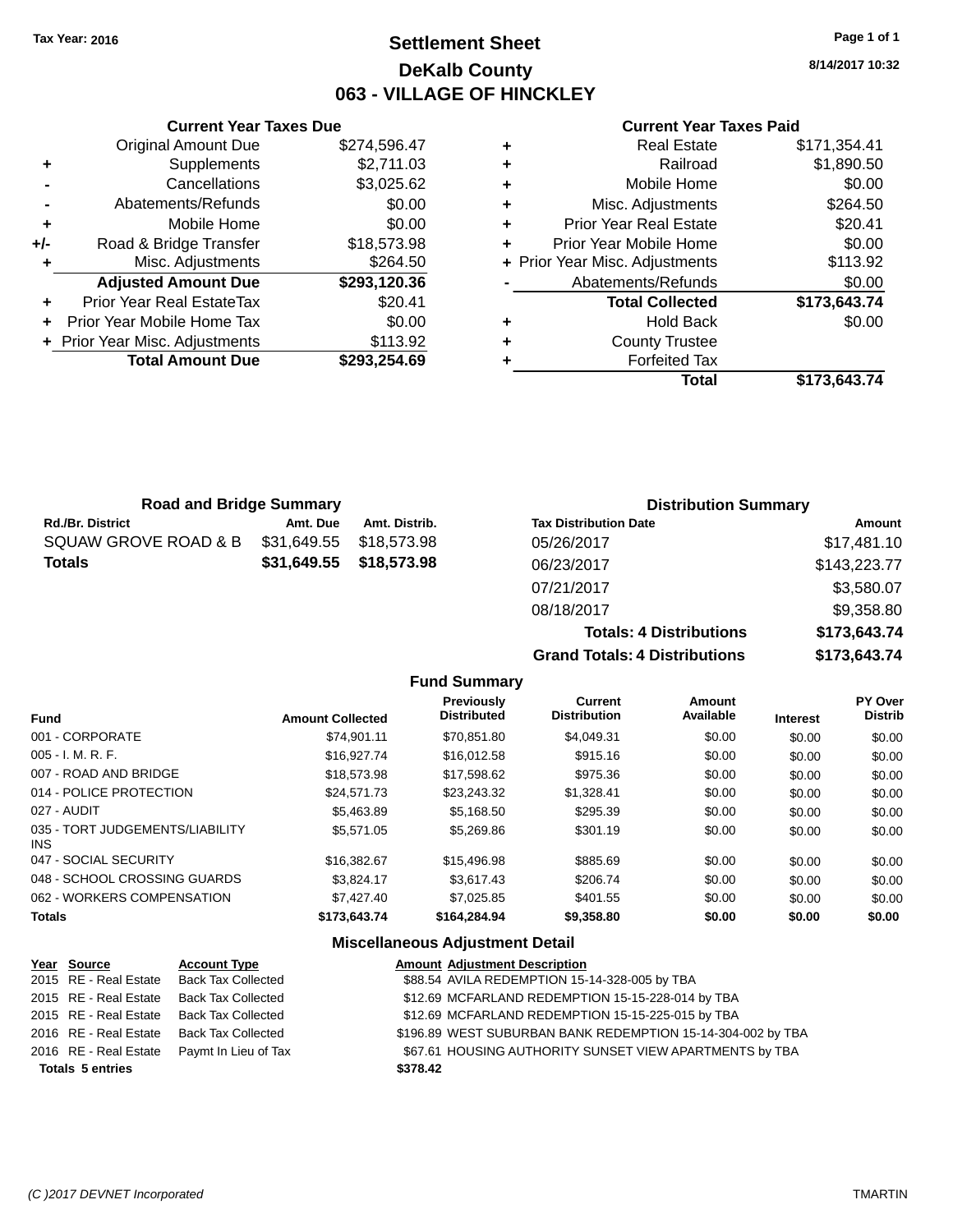Tax Year: 2016

# Settlement Sheet
## DeKalb County
## 063 - VILLAGE OF HINCKLEY

8/14/2017 10:32

### Current Year Taxes Due

| | | |
|---|---|---|
| | Original Amount Due | $274,596.47 |
| + | Supplements | $2,711.03 |
| - | Cancellations | $3,025.62 |
| - | Abatements/Refunds | $0.00 |
| + | Mobile Home | $0.00 |
| +/- | Road & Bridge Transfer | $18,573.98 |
| + | Misc. Adjustments | $264.50 |
| | **Adjusted Amount Due** | **$293,120.36** |
| + | Prior Year Real EstateTax | $20.41 |
| + | Prior Year Mobile Home Tax | $0.00 |
| + | Prior Year Misc. Adjustments | $113.92 |
| | **Total Amount Due** | **$293,254.69** |

### Current Year Taxes Paid

| | | |
|---|---|---|
| + | Real Estate | $171,354.41 |
| + | Railroad | $1,890.50 |
| + | Mobile Home | $0.00 |
| + | Misc. Adjustments | $264.50 |
| + | Prior Year Real Estate | $20.41 |
| + | Prior Year Mobile Home | $0.00 |
| + | Prior Year Misc. Adjustments | $113.92 |
| - | Abatements/Refunds | $0.00 |
| | **Total Collected** | **$173,643.74** |
| + | Hold Back | $0.00 |
| + | County Trustee | |
| + | Forfeited Tax | |
| | **Total** | **$173,643.74** |

### Road and Bridge Summary

| Rd./Br. District | Amt. Due | Amt. Distrib. |
|---|---|---|
| SQUAW GROVE ROAD & B | $31,649.55 | $18,573.98 |
| **Totals** | **$31,649.55** | **$18,573.98** |

### Distribution Summary

| Tax Distribution Date | Amount |
|---|---|
| 05/26/2017 | $17,481.10 |
| 06/23/2017 | $143,223.77 |
| 07/21/2017 | $3,580.07 |
| 08/18/2017 | $9,358.80 |
| **Totals: 4 Distributions** | **$173,643.74** |
| **Grand Totals: 4 Distributions** | **$173,643.74** |

### Fund Summary

| Fund | Amount Collected | Previously Distributed | Current Distribution | Amount Available | Interest | PY Over Distrib |
|---|---|---|---|---|---|---|
| 001 - CORPORATE | $74,901.11 | $70,851.80 | $4,049.31 | $0.00 | $0.00 | $0.00 |
| 005 - I. M. R. F. | $16,927.74 | $16,012.58 | $915.16 | $0.00 | $0.00 | $0.00 |
| 007 - ROAD AND BRIDGE | $18,573.98 | $17,598.62 | $975.36 | $0.00 | $0.00 | $0.00 |
| 014 - POLICE PROTECTION | $24,571.73 | $23,243.32 | $1,328.41 | $0.00 | $0.00 | $0.00 |
| 027 - AUDIT | $5,463.89 | $5,168.50 | $295.39 | $0.00 | $0.00 | $0.00 |
| 035 - TORT JUDGEMENTS/LIABILITY INS | $5,571.05 | $5,269.86 | $301.19 | $0.00 | $0.00 | $0.00 |
| 047 - SOCIAL SECURITY | $16,382.67 | $15,496.98 | $885.69 | $0.00 | $0.00 | $0.00 |
| 048 - SCHOOL CROSSING GUARDS | $3,824.17 | $3,617.43 | $206.74 | $0.00 | $0.00 | $0.00 |
| 062 - WORKERS COMPENSATION | $7,427.40 | $7,025.85 | $401.55 | $0.00 | $0.00 | $0.00 |
| **Totals** | **$173,643.74** | **$164,284.94** | **$9,358.80** | **$0.00** | **$0.00** | **$0.00** |

### Miscellaneous Adjustment Detail

| Year | Source | Account Type | Amount | Adjustment Description |
|---|---|---|---|---|
| 2015 | RE - Real Estate | Back Tax Collected | $88.54 | AVILA REDEMPTION 15-14-328-005 by TBA |
| 2015 | RE - Real Estate | Back Tax Collected | $12.69 | MCFARLAND REDEMPTION 15-15-228-014 by TBA |
| 2015 | RE - Real Estate | Back Tax Collected | $12.69 | MCFARLAND REDEMPTION 15-15-225-015 by TBA |
| 2016 | RE - Real Estate | Back Tax Collected | $196.89 | WEST SUBURBAN BANK REDEMPTION 15-14-304-002 by TBA |
| 2016 | RE - Real Estate | Paymt In Lieu of Tax | $67.61 | HOUSING AUTHORITY SUNSET VIEW APARTMENTS by TBA |
| **Totals 5 entries** | | | **$378.42** | |

(C )2017 DEVNET Incorporated TMARTIN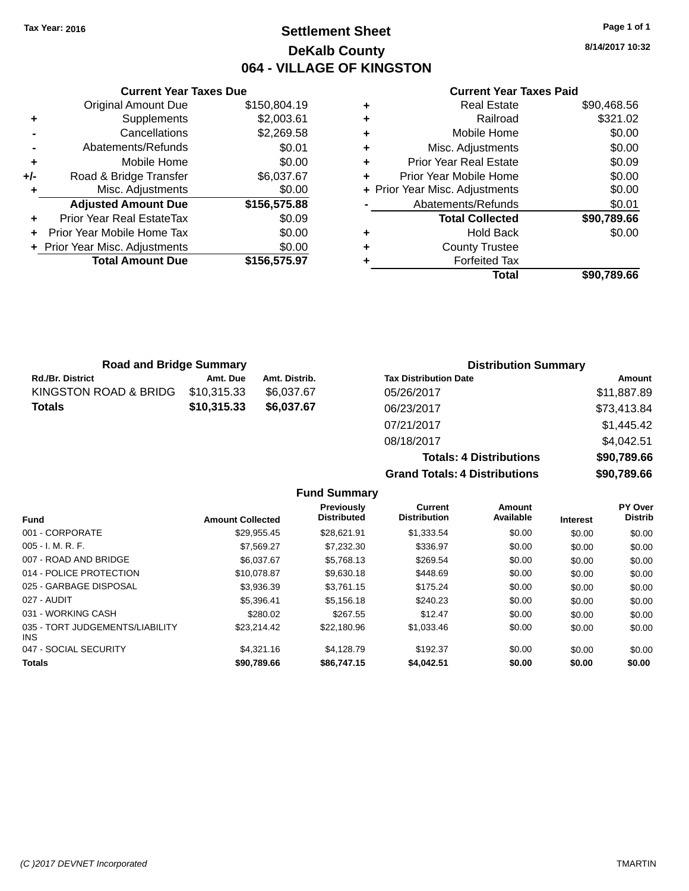Tax Year: 2016

# Settlement Sheet

## DeKalb County

## 064 - VILLAGE OF KINGSTON

8/14/2017 10:32

### Current Year Taxes Due

| | | |
|---|---|---|
| | Original Amount Due | $150,804.19 |
| + | Supplements | $2,003.61 |
| - | Cancellations | $2,269.58 |
| - | Abatements/Refunds | $0.01 |
| + | Mobile Home | $0.00 |
| +/- | Road & Bridge Transfer | $6,037.67 |
| + | Misc. Adjustments | $0.00 |
| | **Adjusted Amount Due** | **$156,575.88** |
| + | Prior Year Real EstateTax | $0.09 |
| + | Prior Year Mobile Home Tax | $0.00 |
| + | Prior Year Misc. Adjustments | $0.00 |
| | **Total Amount Due** | **$156,575.97** |

### Current Year Taxes Paid

| | | |
|---|---|---|
| + | Real Estate | $90,468.56 |
| + | Railroad | $321.02 |
| + | Mobile Home | $0.00 |
| + | Misc. Adjustments | $0.00 |
| + | Prior Year Real Estate | $0.09 |
| + | Prior Year Mobile Home | $0.00 |
| + | Prior Year Misc. Adjustments | $0.00 |
| - | Abatements/Refunds | $0.01 |
| | **Total Collected** | **$90,789.66** |
| + | Hold Back | $0.00 |
| + | County Trustee | |
| + | Forfeited Tax | |
| | **Total** | **$90,789.66** |

### Road and Bridge Summary

| Rd./Br. District | Amt. Due | Amt. Distrib. |
|---|---|---|
| KINGSTON ROAD & BRIDG | $10,315.33 | $6,037.67 |
| **Totals** | **$10,315.33** | **$6,037.67** |

### Distribution Summary

| Tax Distribution Date | Amount |
|---|---|
| 05/26/2017 | $11,887.89 |
| 06/23/2017 | $73,413.84 |
| 07/21/2017 | $1,445.42 |
| 08/18/2017 | $4,042.51 |
| **Totals: 4 Distributions** | **$90,789.66** |
| **Grand Totals: 4 Distributions** | **$90,789.66** |

### Fund Summary

| Fund | Amount Collected | Previously Distributed | Current Distribution | Amount Available | Interest | PY Over Distrib |
|---|---|---|---|---|---|---|
| 001 - CORPORATE | $29,955.45 | $28,621.91 | $1,333.54 | $0.00 | $0.00 | $0.00 |
| 005 - I. M. R. F. | $7,569.27 | $7,232.30 | $336.97 | $0.00 | $0.00 | $0.00 |
| 007 - ROAD AND BRIDGE | $6,037.67 | $5,768.13 | $269.54 | $0.00 | $0.00 | $0.00 |
| 014 - POLICE PROTECTION | $10,078.87 | $9,630.18 | $448.69 | $0.00 | $0.00 | $0.00 |
| 025 - GARBAGE DISPOSAL | $3,936.39 | $3,761.15 | $175.24 | $0.00 | $0.00 | $0.00 |
| 027 - AUDIT | $5,396.41 | $5,156.18 | $240.23 | $0.00 | $0.00 | $0.00 |
| 031 - WORKING CASH | $280.02 | $267.55 | $12.47 | $0.00 | $0.00 | $0.00 |
| 035 - TORT JUDGEMENTS/LIABILITY INS | $23,214.42 | $22,180.96 | $1,033.46 | $0.00 | $0.00 | $0.00 |
| 047 - SOCIAL SECURITY | $4,321.16 | $4,128.79 | $192.37 | $0.00 | $0.00 | $0.00 |
| **Totals** | **$90,789.66** | **$86,747.15** | **$4,042.51** | **$0.00** | **$0.00** | **$0.00** |

(C )2017 DEVNET Incorporated TMARTIN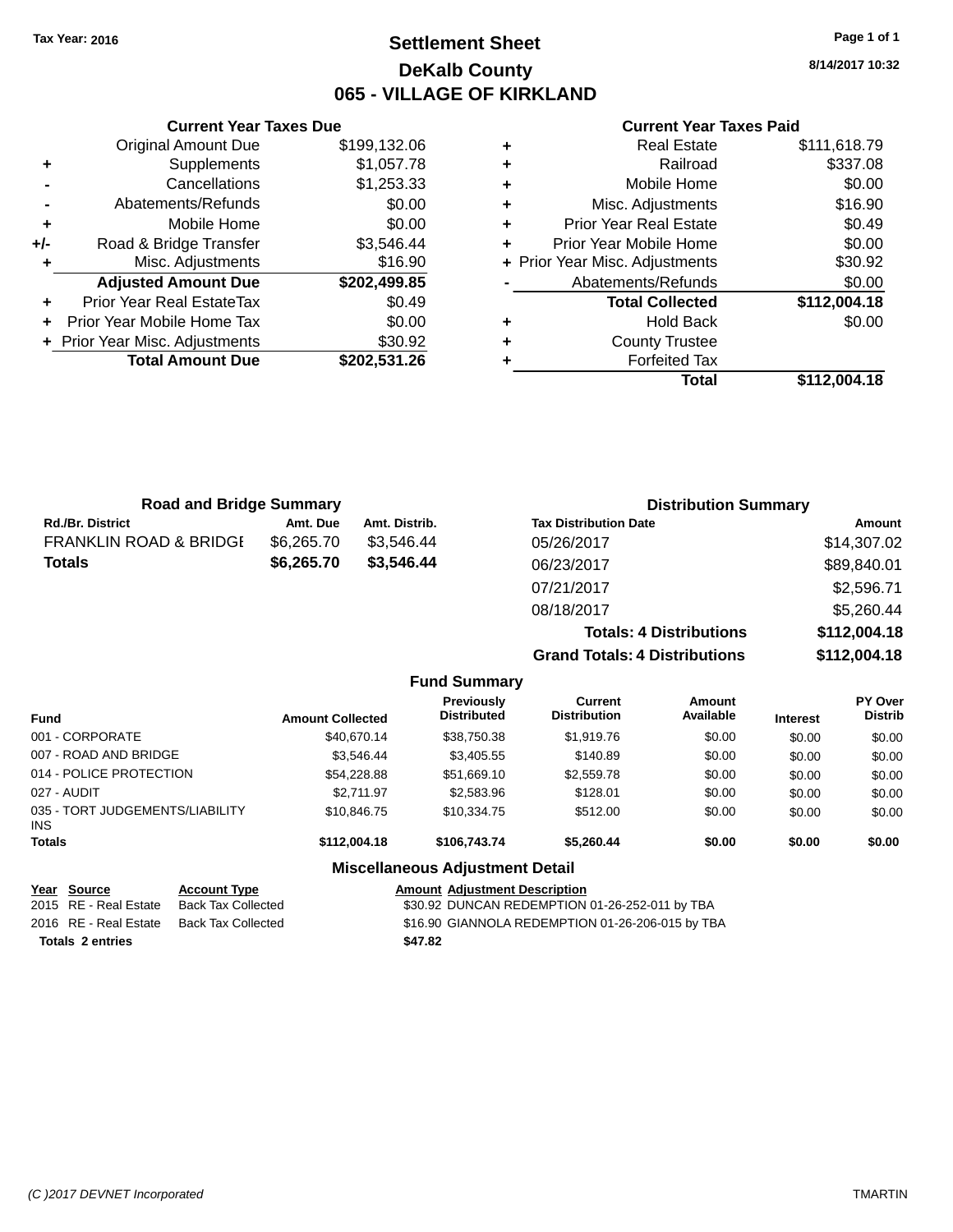Tax Year: 2016

# Settlement Sheet

## DeKalb County

## 065 - VILLAGE OF KIRKLAND

8/14/2017 10:32

### Current Year Taxes Due

| | | |
|---|---|---|
| | Original Amount Due | $199,132.06 |
| + | Supplements | $1,057.78 |
| - | Cancellations | $1,253.33 |
| - | Abatements/Refunds | $0.00 |
| + | Mobile Home | $0.00 |
| +/- | Road & Bridge Transfer | $3,546.44 |
| + | Misc. Adjustments | $16.90 |
| | **Adjusted Amount Due** | **$202,499.85** |
| + | Prior Year Real EstateTax | $0.49 |
| + | Prior Year Mobile Home Tax | $0.00 |
| + | Prior Year Misc. Adjustments | $30.92 |
| | **Total Amount Due** | **$202,531.26** |

### Current Year Taxes Paid

| | | |
|---|---|---|
| + | Real Estate | $111,618.79 |
| + | Railroad | $337.08 |
| + | Mobile Home | $0.00 |
| + | Misc. Adjustments | $16.90 |
| + | Prior Year Real Estate | $0.49 |
| + | Prior Year Mobile Home | $0.00 |
| + | Prior Year Misc. Adjustments | $30.92 |
| - | Abatements/Refunds | $0.00 |
| | **Total Collected** | **$112,004.18** |
| + | Hold Back | $0.00 |
| + | County Trustee | |
| + | Forfeited Tax | |
| | **Total** | **$112,004.18** |

### Road and Bridge Summary

| Rd./Br. District | Amt. Due | Amt. Distrib. |
|---|---|---|
| FRANKLIN ROAD & BRIDGE | $6,265.70 | $3,546.44 |
| **Totals** | **$6,265.70** | **$3,546.44** |

### Distribution Summary

| Tax Distribution Date | Amount |
|---|---|
| 05/26/2017 | $14,307.02 |
| 06/23/2017 | $89,840.01 |
| 07/21/2017 | $2,596.71 |
| 08/18/2017 | $5,260.44 |
| **Totals: 4 Distributions** | **$112,004.18** |
| **Grand Totals: 4 Distributions** | **$112,004.18** |

### Fund Summary

| Fund | Amount Collected | Previously Distributed | Current Distribution | Amount Available | Interest | PY Over Distrib |
|---|---|---|---|---|---|---|
| 001 - CORPORATE | $40,670.14 | $38,750.38 | $1,919.76 | $0.00 | $0.00 | $0.00 |
| 007 - ROAD AND BRIDGE | $3,546.44 | $3,405.55 | $140.89 | $0.00 | $0.00 | $0.00 |
| 014 - POLICE PROTECTION | $54,228.88 | $51,669.10 | $2,559.78 | $0.00 | $0.00 | $0.00 |
| 027 - AUDIT | $2,711.97 | $2,583.96 | $128.01 | $0.00 | $0.00 | $0.00 |
| 035 - TORT JUDGEMENTS/LIABILITY INS | $10,846.75 | $10,334.75 | $512.00 | $0.00 | $0.00 | $0.00 |
| **Totals** | **$112,004.18** | **$106,743.74** | **$5,260.44** | **$0.00** | **$0.00** | **$0.00** |

### Miscellaneous Adjustment Detail

| Year | Source | Account Type | Amount | Adjustment Description |
|---|---|---|---|---|
| 2015 | RE - Real Estate | Back Tax Collected | $30.92 | DUNCAN REDEMPTION 01-26-252-011 by TBA |
| 2016 | RE - Real Estate | Back Tax Collected | $16.90 | GIANNOLA REDEMPTION 01-26-206-015 by TBA |
| **Totals 2 entries** | | | **$47.82** | |

(C )2017 DEVNET Incorporated — TMARTIN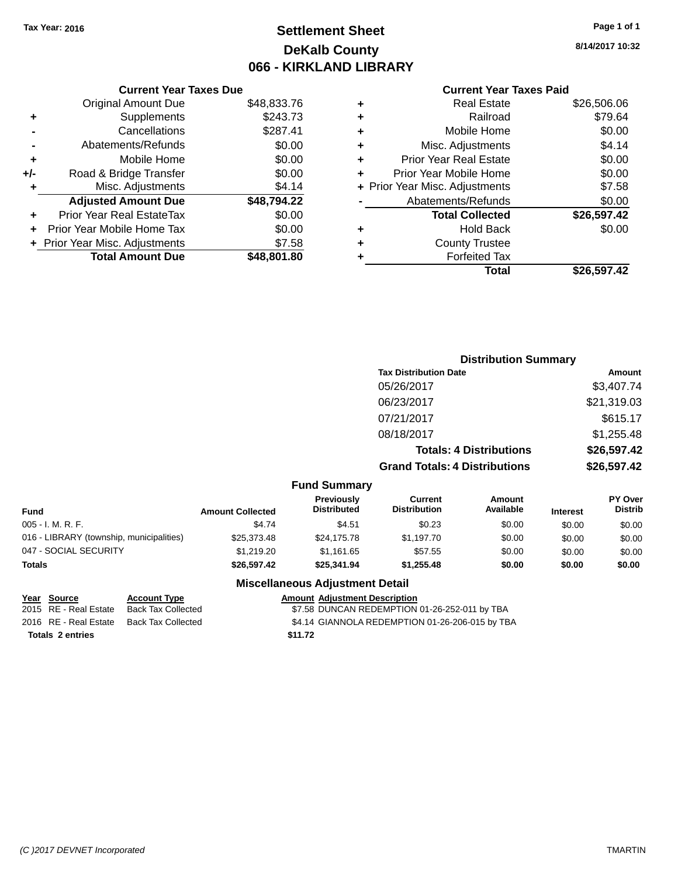Tax Year: 2016

# Settlement Sheet
## DeKalb County
## 066 - KIRKLAND LIBRARY

8/14/2017 10:32

### Current Year Taxes Due

| | | |
|---|---|---|
| | Original Amount Due | $48,833.76 |
| + | Supplements | $243.73 |
| - | Cancellations | $287.41 |
| - | Abatements/Refunds | $0.00 |
| + | Mobile Home | $0.00 |
| +/- | Road & Bridge Transfer | $0.00 |
| + | Misc. Adjustments | $4.14 |
| | **Adjusted Amount Due** | **$48,794.22** |
| + | Prior Year Real EstateTax | $0.00 |
| + | Prior Year Mobile Home Tax | $0.00 |
| + | Prior Year Misc. Adjustments | $7.58 |
| | **Total Amount Due** | **$48,801.80** |

### Current Year Taxes Paid

| | | |
|---|---|---|
| + | Real Estate | $26,506.06 |
| + | Railroad | $79.64 |
| + | Mobile Home | $0.00 |
| + | Misc. Adjustments | $4.14 |
| + | Prior Year Real Estate | $0.00 |
| + | Prior Year Mobile Home | $0.00 |
| + | Prior Year Misc. Adjustments | $7.58 |
| - | Abatements/Refunds | $0.00 |
| | **Total Collected** | **$26,597.42** |
| + | Hold Back | $0.00 |
| + | County Trustee | |
| + | Forfeited Tax | |
| | **Total** | **$26,597.42** |

### Distribution Summary

| Tax Distribution Date | Amount |
|---|---|
| 05/26/2017 | $3,407.74 |
| 06/23/2017 | $21,319.03 |
| 07/21/2017 | $615.17 |
| 08/18/2017 | $1,255.48 |
| **Totals: 4 Distributions** | **$26,597.42** |
| **Grand Totals: 4 Distributions** | **$26,597.42** |

### Fund Summary

| Fund | Amount Collected | Previously Distributed | Current Distribution | Amount Available | Interest | PY Over Distrib |
|---|---|---|---|---|---|---|
| 005 - I. M. R. F. | $4.74 | $4.51 | $0.23 | $0.00 | $0.00 | $0.00 |
| 016 - LIBRARY (township, municipalities) | $25,373.48 | $24,175.78 | $1,197.70 | $0.00 | $0.00 | $0.00 |
| 047 - SOCIAL SECURITY | $1,219.20 | $1,161.65 | $57.55 | $0.00 | $0.00 | $0.00 |
| **Totals** | **$26,597.42** | **$25,341.94** | **$1,255.48** | **$0.00** | **$0.00** | **$0.00** |

### Miscellaneous Adjustment Detail

| Year | Source | Account Type | Amount | Adjustment Description |
|---|---|---|---|---|
| 2015 | RE - Real Estate | Back Tax Collected | $7.58 | DUNCAN REDEMPTION 01-26-252-011 by TBA |
| 2016 | RE - Real Estate | Back Tax Collected | $4.14 | GIANNOLA REDEMPTION 01-26-206-015 by TBA |
| **Totals 2 entries** | | | **$11.72** | |

(C )2017 DEVNET Incorporated TMARTIN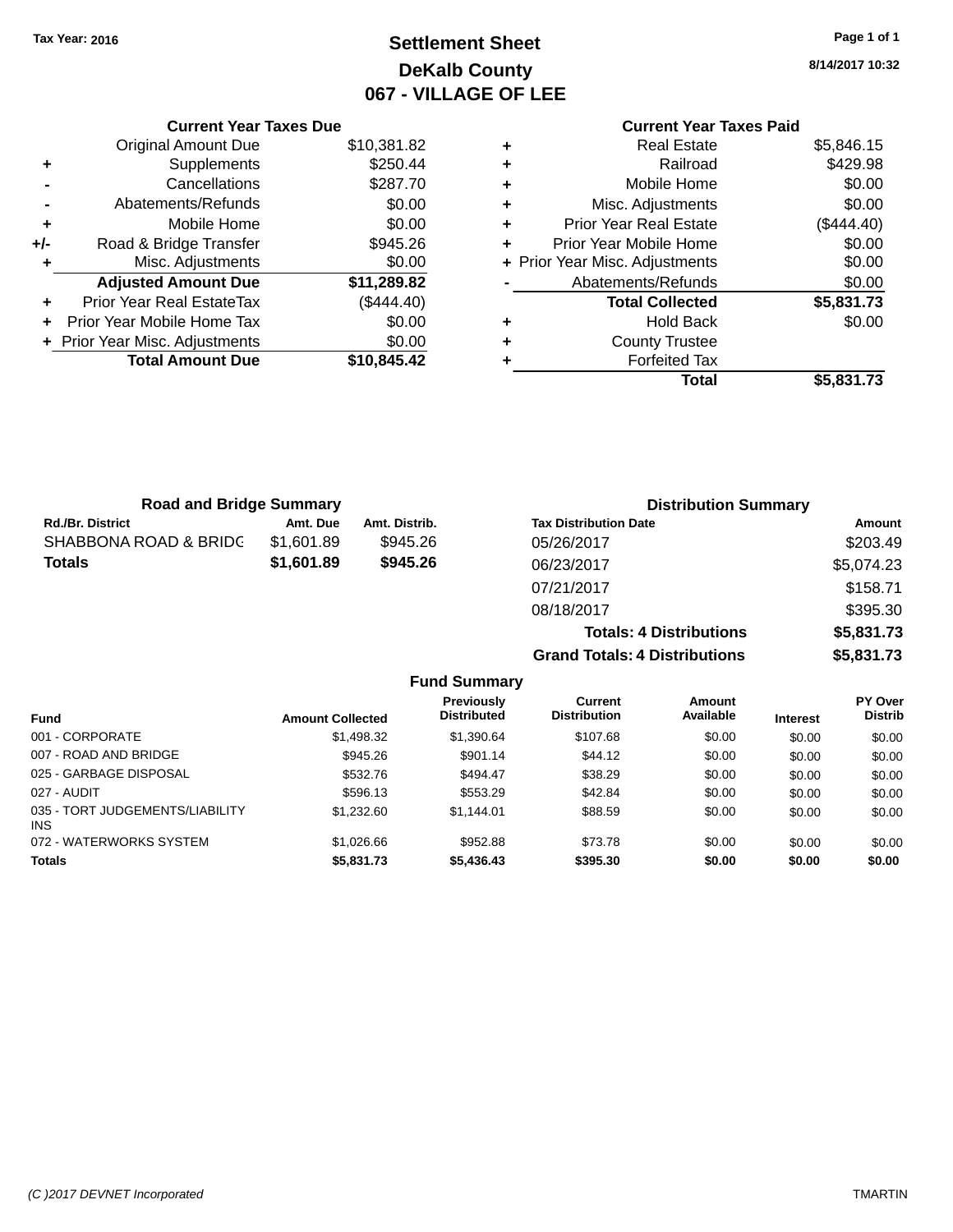Tax Year: 2016

# Settlement Sheet
## DeKalb County
## 067 - VILLAGE OF LEE

8/14/2017 10:32

| | Current Year Taxes Due | |
|---|---|---|
| | Original Amount Due | $10,381.82 |
| + | Supplements | $250.44 |
| - | Cancellations | $287.70 |
| - | Abatements/Refunds | $0.00 |
| + | Mobile Home | $0.00 |
| +/- | Road & Bridge Transfer | $945.26 |
| + | Misc. Adjustments | $0.00 |
| | **Adjusted Amount Due** | **$11,289.82** |
| + | Prior Year Real EstateTax | ($444.40) |
| + | Prior Year Mobile Home Tax | $0.00 |
| + | Prior Year Misc. Adjustments | $0.00 |
| | **Total Amount Due** | **$10,845.42** |

| | Current Year Taxes Paid | |
|---|---|---|
| + | Real Estate | $5,846.15 |
| + | Railroad | $429.98 |
| + | Mobile Home | $0.00 |
| + | Misc. Adjustments | $0.00 |
| + | Prior Year Real Estate | ($444.40) |
| + | Prior Year Mobile Home | $0.00 |
| + | Prior Year Misc. Adjustments | $0.00 |
| - | Abatements/Refunds | $0.00 |
| | **Total Collected** | **$5,831.73** |
| + | Hold Back | $0.00 |
| + | County Trustee | |
| + | Forfeited Tax | |
| | **Total** | **$5,831.73** |

### Road and Bridge Summary

| Rd./Br. District | Amt. Due | Amt. Distrib. |
|---|---|---|
| SHABBONA ROAD & BRIDG | $1,601.89 | $945.26 |
| **Totals** | **$1,601.89** | **$945.26** |

### Distribution Summary

| Tax Distribution Date | Amount |
|---|---|
| 05/26/2017 | $203.49 |
| 06/23/2017 | $5,074.23 |
| 07/21/2017 | $158.71 |
| 08/18/2017 | $395.30 |
| **Totals: 4 Distributions** | **$5,831.73** |
| **Grand Totals: 4 Distributions** | **$5,831.73** |

### Fund Summary

| Fund | Amount Collected | Previously Distributed | Current Distribution | Amount Available | Interest | PY Over Distrib |
|---|---|---|---|---|---|---|
| 001 - CORPORATE | $1,498.32 | $1,390.64 | $107.68 | $0.00 | $0.00 | $0.00 |
| 007 - ROAD AND BRIDGE | $945.26 | $901.14 | $44.12 | $0.00 | $0.00 | $0.00 |
| 025 - GARBAGE DISPOSAL | $532.76 | $494.47 | $38.29 | $0.00 | $0.00 | $0.00 |
| 027 - AUDIT | $596.13 | $553.29 | $42.84 | $0.00 | $0.00 | $0.00 |
| 035 - TORT JUDGEMENTS/LIABILITY INS | $1,232.60 | $1,144.01 | $88.59 | $0.00 | $0.00 | $0.00 |
| 072 - WATERWORKS SYSTEM | $1,026.66 | $952.88 | $73.78 | $0.00 | $0.00 | $0.00 |
| **Totals** | **$5,831.73** | **$5,436.43** | **$395.30** | **$0.00** | **$0.00** | **$0.00** |

(C )2017 DEVNET Incorporated TMARTIN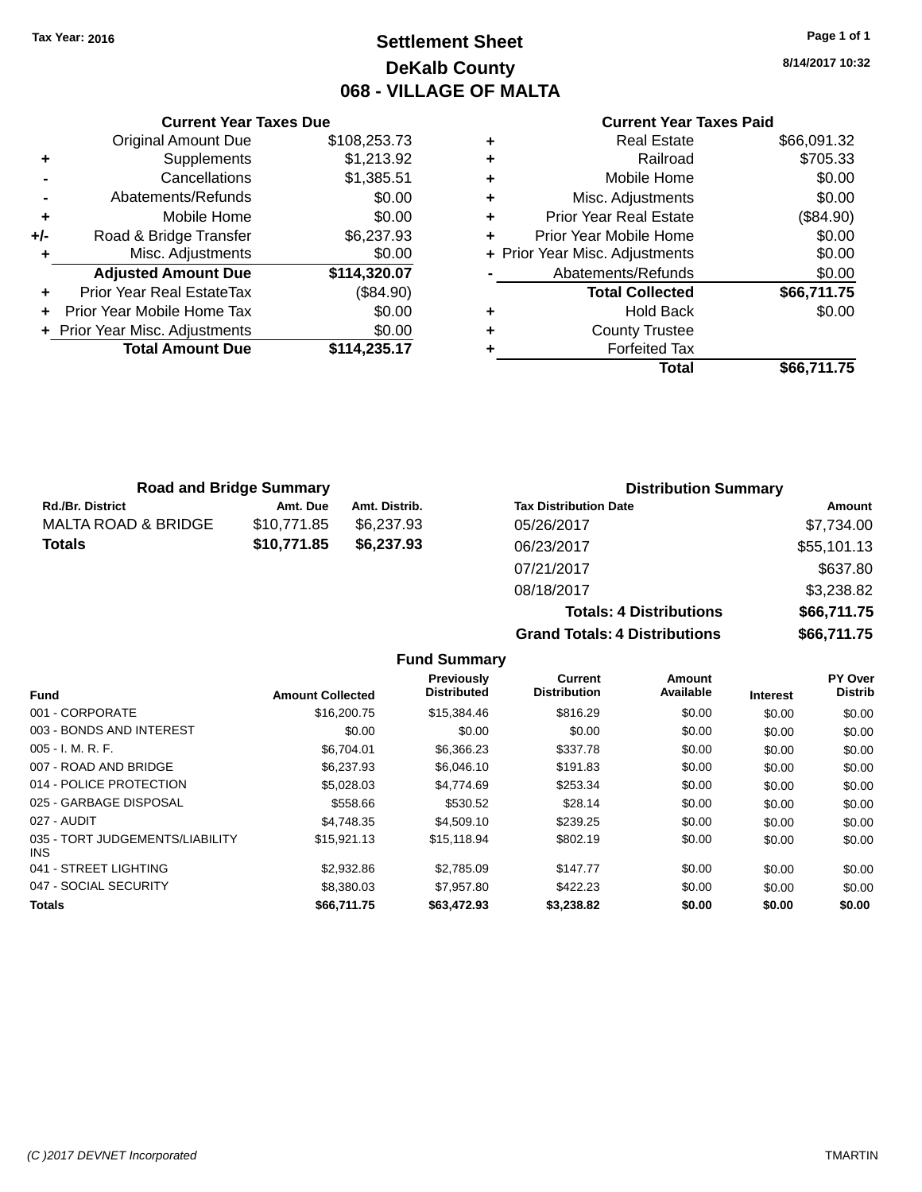Tax Year: 2016

# Settlement Sheet

## DeKalb County

## 068 - VILLAGE OF MALTA

8/14/2017 10:32

### Current Year Taxes Due

| | | |
|---|---|---|
| | Original Amount Due | $108,253.73 |
| + | Supplements | $1,213.92 |
| - | Cancellations | $1,385.51 |
| - | Abatements/Refunds | $0.00 |
| + | Mobile Home | $0.00 |
| +/- | Road & Bridge Transfer | $6,237.93 |
| + | Misc. Adjustments | $0.00 |
| | **Adjusted Amount Due** | **$114,320.07** |
| + | Prior Year Real EstateTax | ($84.90) |
| + | Prior Year Mobile Home Tax | $0.00 |
| + | Prior Year Misc. Adjustments | $0.00 |
| | **Total Amount Due** | **$114,235.17** |

### Current Year Taxes Paid

| | | |
|---|---|---|
| + | Real Estate | $66,091.32 |
| + | Railroad | $705.33 |
| + | Mobile Home | $0.00 |
| + | Misc. Adjustments | $0.00 |
| + | Prior Year Real Estate | ($84.90) |
| + | Prior Year Mobile Home | $0.00 |
| + | Prior Year Misc. Adjustments | $0.00 |
| - | Abatements/Refunds | $0.00 |
| | **Total Collected** | **$66,711.75** |
| + | Hold Back | $0.00 |
| + | County Trustee | |
| + | Forfeited Tax | |
| | **Total** | **$66,711.75** |

### Road and Bridge Summary

| Rd./Br. District | Amt. Due | Amt. Distrib. |
|---|---|---|
| MALTA ROAD & BRIDGE | $10,771.85 | $6,237.93 |
| **Totals** | **$10,771.85** | **$6,237.93** |

### Distribution Summary

| Tax Distribution Date | Amount |
|---|---|
| 05/26/2017 | $7,734.00 |
| 06/23/2017 | $55,101.13 |
| 07/21/2017 | $637.80 |
| 08/18/2017 | $3,238.82 |
| **Totals: 4 Distributions** | **$66,711.75** |
| **Grand Totals: 4 Distributions** | **$66,711.75** |

### Fund Summary

| Fund | Amount Collected | Previously Distributed | Current Distribution | Amount Available | Interest | PY Over Distrib |
|---|---|---|---|---|---|---|
| 001 - CORPORATE | $16,200.75 | $15,384.46 | $816.29 | $0.00 | $0.00 | $0.00 |
| 003 - BONDS AND INTEREST | $0.00 | $0.00 | $0.00 | $0.00 | $0.00 | $0.00 |
| 005 - I. M. R. F. | $6,704.01 | $6,366.23 | $337.78 | $0.00 | $0.00 | $0.00 |
| 007 - ROAD AND BRIDGE | $6,237.93 | $6,046.10 | $191.83 | $0.00 | $0.00 | $0.00 |
| 014 - POLICE PROTECTION | $5,028.03 | $4,774.69 | $253.34 | $0.00 | $0.00 | $0.00 |
| 025 - GARBAGE DISPOSAL | $558.66 | $530.52 | $28.14 | $0.00 | $0.00 | $0.00 |
| 027 - AUDIT | $4,748.35 | $4,509.10 | $239.25 | $0.00 | $0.00 | $0.00 |
| 035 - TORT JUDGEMENTS/LIABILITY INS | $15,921.13 | $15,118.94 | $802.19 | $0.00 | $0.00 | $0.00 |
| 041 - STREET LIGHTING | $2,932.86 | $2,785.09 | $147.77 | $0.00 | $0.00 | $0.00 |
| 047 - SOCIAL SECURITY | $8,380.03 | $7,957.80 | $422.23 | $0.00 | $0.00 | $0.00 |
| **Totals** | **$66,711.75** | **$63,472.93** | **$3,238.82** | **$0.00** | **$0.00** | **$0.00** |

(C )2017 DEVNET Incorporated TMARTIN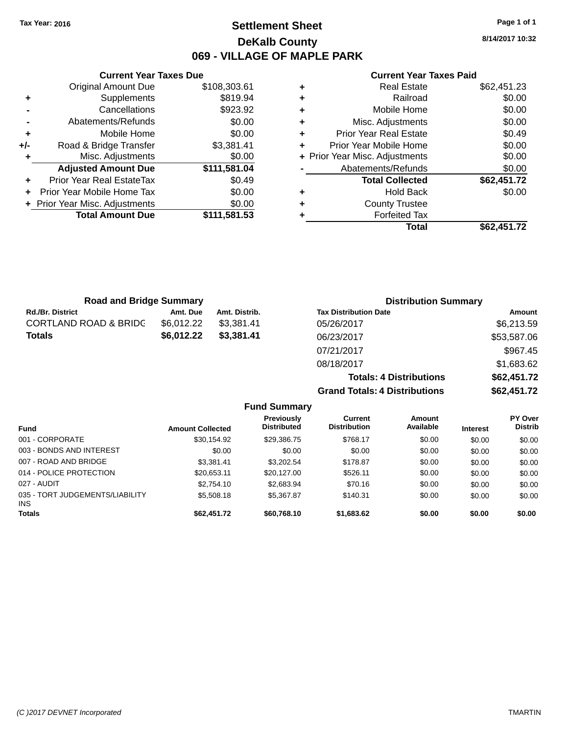Tax Year: 2016

# Settlement Sheet

## DeKalb County

## 069 - VILLAGE OF MAPLE PARK

8/14/2017 10:32

### Current Year Taxes Due

| | | |
|---|---|---|
| | Original Amount Due | $108,303.61 |
| + | Supplements | $819.94 |
| - | Cancellations | $923.92 |
| - | Abatements/Refunds | $0.00 |
| + | Mobile Home | $0.00 |
| +/- | Road & Bridge Transfer | $3,381.41 |
| + | Misc. Adjustments | $0.00 |
| | **Adjusted Amount Due** | **$111,581.04** |
| + | Prior Year Real EstateTax | $0.49 |
| + | Prior Year Mobile Home Tax | $0.00 |
| + | Prior Year Misc. Adjustments | $0.00 |
| | **Total Amount Due** | **$111,581.53** |

### Current Year Taxes Paid

| | | |
|---|---|---|
| + | Real Estate | $62,451.23 |
| + | Railroad | $0.00 |
| + | Mobile Home | $0.00 |
| + | Misc. Adjustments | $0.00 |
| + | Prior Year Real Estate | $0.49 |
| + | Prior Year Mobile Home | $0.00 |
| + | Prior Year Misc. Adjustments | $0.00 |
| - | Abatements/Refunds | $0.00 |
| | **Total Collected** | **$62,451.72** |
| + | Hold Back | $0.00 |
| + | County Trustee | |
| + | Forfeited Tax | |
| | **Total** | **$62,451.72** |

### Road and Bridge Summary

| Rd./Br. District | Amt. Due | Amt. Distrib. |
|---|---|---|
| CORTLAND ROAD & BRIDG | $6,012.22 | $3,381.41 |
| **Totals** | **$6,012.22** | **$3,381.41** |

### Distribution Summary

| Tax Distribution Date | Amount |
|---|---|
| 05/26/2017 | $6,213.59 |
| 06/23/2017 | $53,587.06 |
| 07/21/2017 | $967.45 |
| 08/18/2017 | $1,683.62 |
| **Totals: 4 Distributions** | **$62,451.72** |
| **Grand Totals: 4 Distributions** | **$62,451.72** |

### Fund Summary

| Fund | Amount Collected | Previously Distributed | Current Distribution | Amount Available | Interest | PY Over Distrib |
|---|---|---|---|---|---|---|
| 001 - CORPORATE | $30,154.92 | $29,386.75 | $768.17 | $0.00 | $0.00 | $0.00 |
| 003 - BONDS AND INTEREST | $0.00 | $0.00 | $0.00 | $0.00 | $0.00 | $0.00 |
| 007 - ROAD AND BRIDGE | $3,381.41 | $3,202.54 | $178.87 | $0.00 | $0.00 | $0.00 |
| 014 - POLICE PROTECTION | $20,653.11 | $20,127.00 | $526.11 | $0.00 | $0.00 | $0.00 |
| 027 - AUDIT | $2,754.10 | $2,683.94 | $70.16 | $0.00 | $0.00 | $0.00 |
| 035 - TORT JUDGEMENTS/LIABILITY INS | $5,508.18 | $5,367.87 | $140.31 | $0.00 | $0.00 | $0.00 |
| **Totals** | **$62,451.72** | **$60,768.10** | **$1,683.62** | **$0.00** | **$0.00** | **$0.00** |

(C )2017 DEVNET Incorporated TMARTIN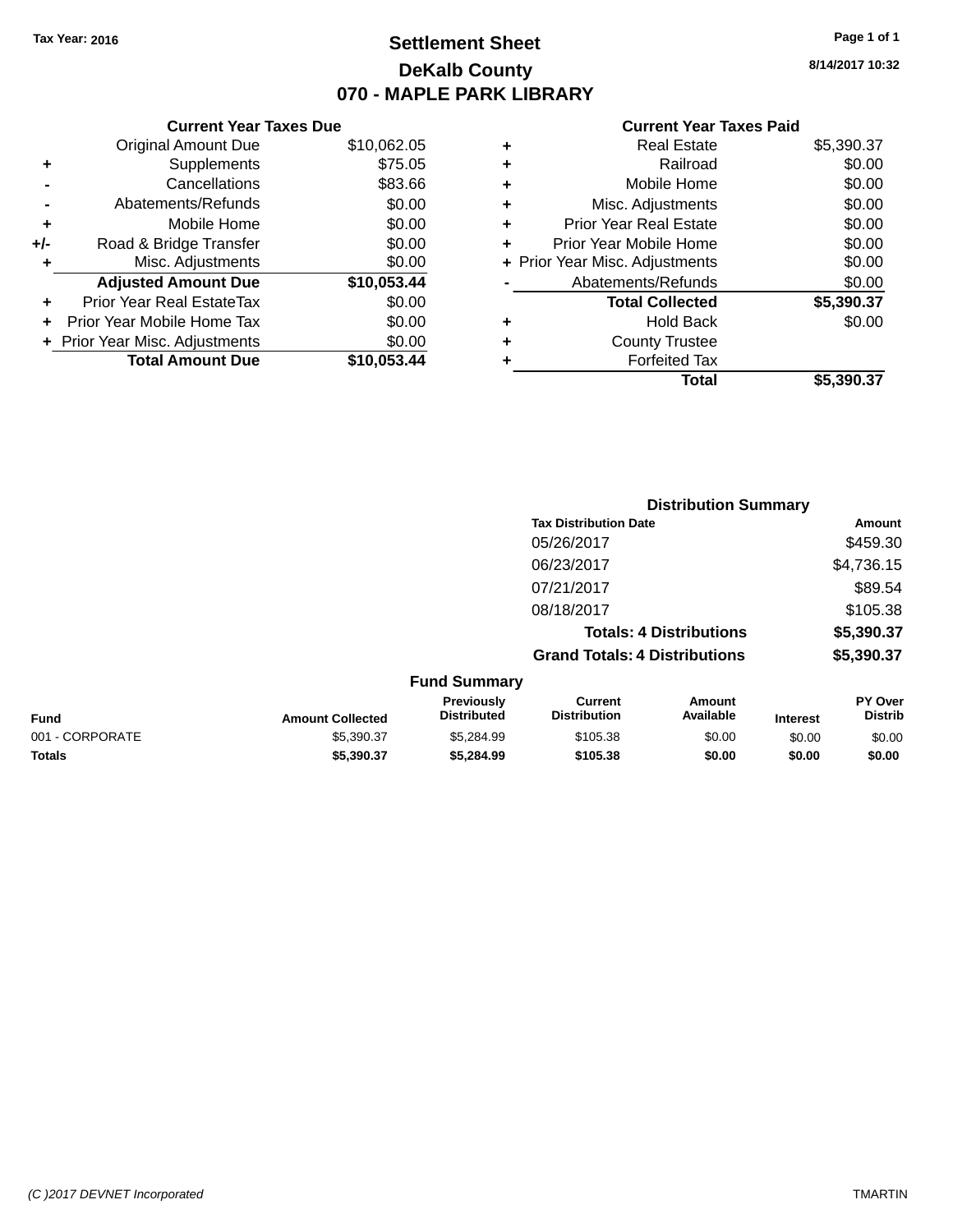Tax Year: 2016

# Settlement Sheet

## DeKalb County

## 070 - MAPLE PARK LIBRARY

8/14/2017 10:32

### Current Year Taxes Due

| | | |
|---|---|---|
| | Original Amount Due | $10,062.05 |
| + | Supplements | $75.05 |
| - | Cancellations | $83.66 |
| - | Abatements/Refunds | $0.00 |
| + | Mobile Home | $0.00 |
| +/- | Road & Bridge Transfer | $0.00 |
| + | Misc. Adjustments | $0.00 |
| | **Adjusted Amount Due** | **$10,053.44** |
| + | Prior Year Real EstateTax | $0.00 |
| + | Prior Year Mobile Home Tax | $0.00 |
| + | Prior Year Misc. Adjustments | $0.00 |
| | **Total Amount Due** | **$10,053.44** |

### Current Year Taxes Paid

| | | |
|---|---|---|
| + | Real Estate | $5,390.37 |
| + | Railroad | $0.00 |
| + | Mobile Home | $0.00 |
| + | Misc. Adjustments | $0.00 |
| + | Prior Year Real Estate | $0.00 |
| + | Prior Year Mobile Home | $0.00 |
| + | Prior Year Misc. Adjustments | $0.00 |
| - | Abatements/Refunds | $0.00 |
| | **Total Collected** | **$5,390.37** |
| + | Hold Back | $0.00 |
| + | County Trustee | |
| + | Forfeited Tax | |
| | **Total** | **$5,390.37** |

### Distribution Summary

| Tax Distribution Date | Amount |
|---|---|
| 05/26/2017 | $459.30 |
| 06/23/2017 | $4,736.15 |
| 07/21/2017 | $89.54 |
| 08/18/2017 | $105.38 |
| **Totals: 4 Distributions** | **$5,390.37** |
| **Grand Totals: 4 Distributions** | **$5,390.37** |

### Fund Summary

| Fund | Amount Collected | Previously Distributed | Current Distribution | Amount Available | Interest | PY Over Distrib |
|---|---|---|---|---|---|---|
| 001 - CORPORATE | $5,390.37 | $5,284.99 | $105.38 | $0.00 | $0.00 | $0.00 |
| **Totals** | **$5,390.37** | **$5,284.99** | **$105.38** | **$0.00** | **$0.00** | **$0.00** |

(C )2017 DEVNET Incorporated TMARTIN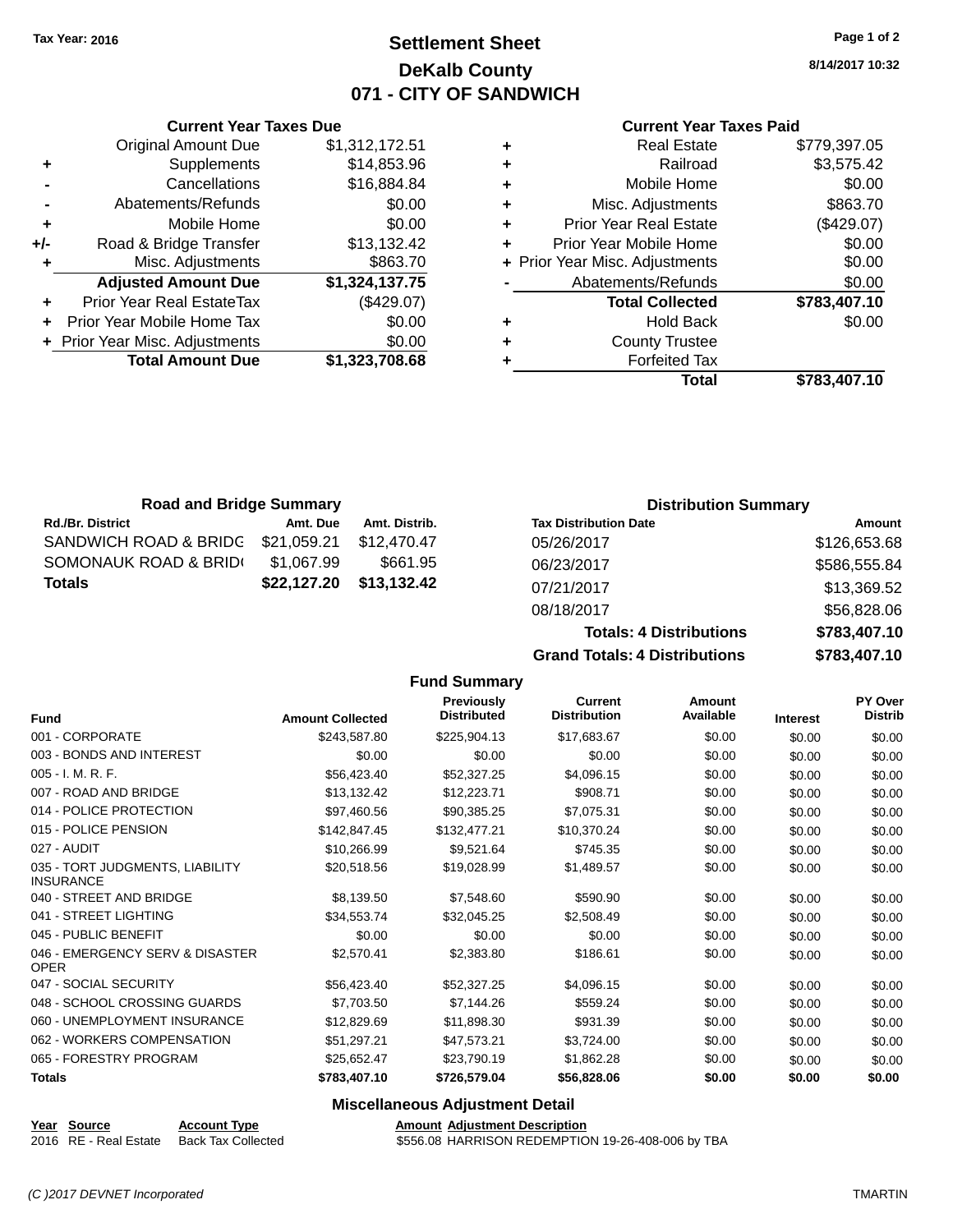Tax Year: 2016

# Settlement Sheet
## DeKalb County
## 071 - CITY OF SANDWICH

8/14/2017 10:32

### Current Year Taxes Due

| | | |
|---|---|---|
| | Original Amount Due | $1,312,172.51 |
| + | Supplements | $14,853.96 |
| - | Cancellations | $16,884.84 |
| - | Abatements/Refunds | $0.00 |
| + | Mobile Home | $0.00 |
| +/- | Road & Bridge Transfer | $13,132.42 |
| + | Misc. Adjustments | $863.70 |
| | **Adjusted Amount Due** | **$1,324,137.75** |
| + | Prior Year Real EstateTax | ($429.07) |
| + | Prior Year Mobile Home Tax | $0.00 |
| + | Prior Year Misc. Adjustments | $0.00 |
| | **Total Amount Due** | **$1,323,708.68** |

### Current Year Taxes Paid

| | | |
|---|---|---|
| + | Real Estate | $779,397.05 |
| + | Railroad | $3,575.42 |
| + | Mobile Home | $0.00 |
| + | Misc. Adjustments | $863.70 |
| + | Prior Year Real Estate | ($429.07) |
| + | Prior Year Mobile Home | $0.00 |
| + | Prior Year Misc. Adjustments | $0.00 |
| - | Abatements/Refunds | $0.00 |
| | **Total Collected** | **$783,407.10** |
| + | Hold Back | $0.00 |
| + | County Trustee | |
| + | Forfeited Tax | |
| | **Total** | **$783,407.10** |

### Road and Bridge Summary

| Rd./Br. District | Amt. Due | Amt. Distrib. |
|---|---|---|
| SANDWICH ROAD & BRIDG | $21,059.21 | $12,470.47 |
| SOMONAUK ROAD & BRID( | $1,067.99 | $661.95 |
| **Totals** | **$22,127.20** | **$13,132.42** |

### Distribution Summary

| Tax Distribution Date | Amount |
|---|---|
| 05/26/2017 | $126,653.68 |
| 06/23/2017 | $586,555.84 |
| 07/21/2017 | $13,369.52 |
| 08/18/2017 | $56,828.06 |
| **Totals: 4 Distributions** | **$783,407.10** |
| **Grand Totals: 4 Distributions** | **$783,407.10** |

### Fund Summary

| Fund | Amount Collected | Previously Distributed | Current Distribution | Amount Available | Interest | PY Over Distrib |
|---|---|---|---|---|---|---|
| 001 - CORPORATE | $243,587.80 | $225,904.13 | $17,683.67 | $0.00 | $0.00 | $0.00 |
| 003 - BONDS AND INTEREST | $0.00 | $0.00 | $0.00 | $0.00 | $0.00 | $0.00 |
| 005 - I. M. R. F. | $56,423.40 | $52,327.25 | $4,096.15 | $0.00 | $0.00 | $0.00 |
| 007 - ROAD AND BRIDGE | $13,132.42 | $12,223.71 | $908.71 | $0.00 | $0.00 | $0.00 |
| 014 - POLICE PROTECTION | $97,460.56 | $90,385.25 | $7,075.31 | $0.00 | $0.00 | $0.00 |
| 015 - POLICE PENSION | $142,847.45 | $132,477.21 | $10,370.24 | $0.00 | $0.00 | $0.00 |
| 027 - AUDIT | $10,266.99 | $9,521.64 | $745.35 | $0.00 | $0.00 | $0.00 |
| 035 - TORT JUDGMENTS, LIABILITY INSURANCE | $20,518.56 | $19,028.99 | $1,489.57 | $0.00 | $0.00 | $0.00 |
| 040 - STREET AND BRIDGE | $8,139.50 | $7,548.60 | $590.90 | $0.00 | $0.00 | $0.00 |
| 041 - STREET LIGHTING | $34,553.74 | $32,045.25 | $2,508.49 | $0.00 | $0.00 | $0.00 |
| 045 - PUBLIC BENEFIT | $0.00 | $0.00 | $0.00 | $0.00 | $0.00 | $0.00 |
| 046 - EMERGENCY SERV & DISASTER OPER | $2,570.41 | $2,383.80 | $186.61 | $0.00 | $0.00 | $0.00 |
| 047 - SOCIAL SECURITY | $56,423.40 | $52,327.25 | $4,096.15 | $0.00 | $0.00 | $0.00 |
| 048 - SCHOOL CROSSING GUARDS | $7,703.50 | $7,144.26 | $559.24 | $0.00 | $0.00 | $0.00 |
| 060 - UNEMPLOYMENT INSURANCE | $12,829.69 | $11,898.30 | $931.39 | $0.00 | $0.00 | $0.00 |
| 062 - WORKERS COMPENSATION | $51,297.21 | $47,573.21 | $3,724.00 | $0.00 | $0.00 | $0.00 |
| 065 - FORESTRY PROGRAM | $25,652.47 | $23,790.19 | $1,862.28 | $0.00 | $0.00 | $0.00 |
| **Totals** | **$783,407.10** | **$726,579.04** | **$56,828.06** | **$0.00** | **$0.00** | **$0.00** |

### Miscellaneous Adjustment Detail

| Year | Source | Account Type | Amount | Adjustment Description |
|---|---|---|---|---|
| 2016 | RE - Real Estate | Back Tax Collected | $556.08 | HARRISON REDEMPTION 19-26-408-006 by TBA |

(C )2017 DEVNET Incorporated — TMARTIN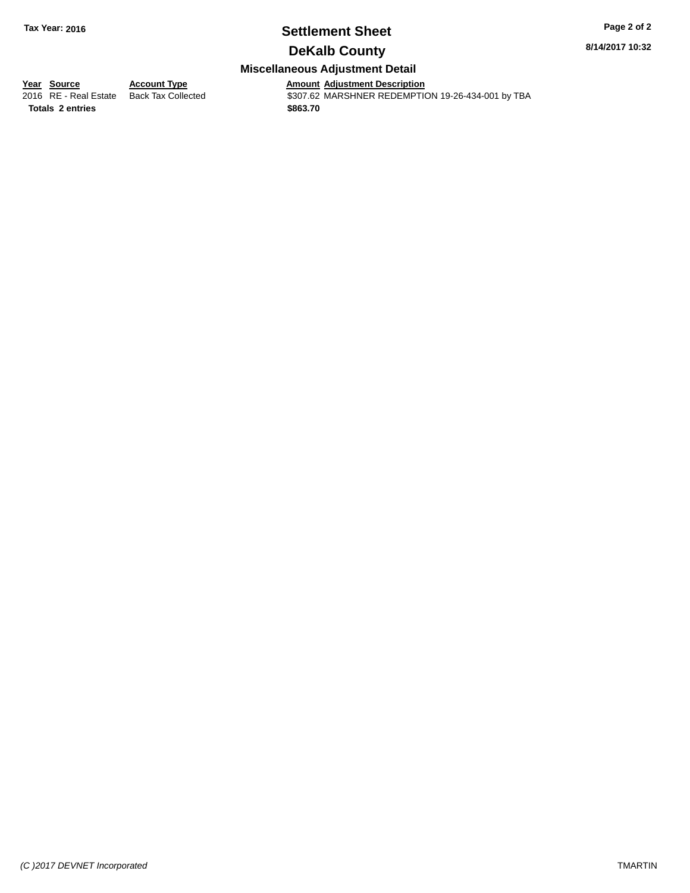**Tax Year: 2016**

# Settlement Sheet

## DeKalb County

8/14/2017 10:32

### Miscellaneous Adjustment Detail

| Year | Source | Account Type | Amount | Adjustment Description |
|---|---|---|---|---|
| 2016 | RE - Real Estate | Back Tax Collected | $307.62 | MARSHNER REDEMPTION 19-26-434-001 by TBA |
| **Totals** | **2 entries** | | **$863.70** | |

*(C )2017 DEVNET Incorporated*

TMARTIN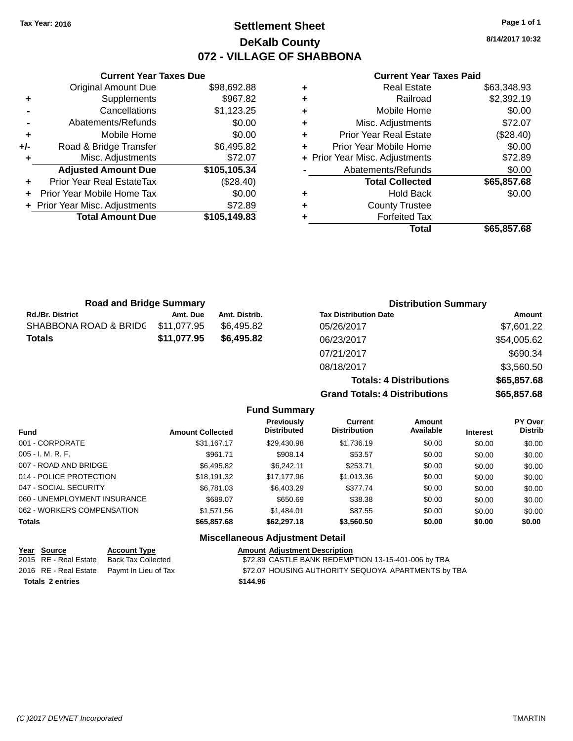Tax Year: 2016

# Settlement Sheet

## DeKalb County

## 072 - VILLAGE OF SHABBONA

8/14/2017 10:32

### Current Year Taxes Due

| | | |
|---|---|---|
| | Original Amount Due | $98,692.88 |
| + | Supplements | $967.82 |
| - | Cancellations | $1,123.25 |
| - | Abatements/Refunds | $0.00 |
| + | Mobile Home | $0.00 |
| +/- | Road & Bridge Transfer | $6,495.82 |
| + | Misc. Adjustments | $72.07 |
| | **Adjusted Amount Due** | **$105,105.34** |
| + | Prior Year Real EstateTax | ($28.40) |
| + | Prior Year Mobile Home Tax | $0.00 |
| + | Prior Year Misc. Adjustments | $72.89 |
| | **Total Amount Due** | **$105,149.83** |

### Current Year Taxes Paid

| | | |
|---|---|---|
| + | Real Estate | $63,348.93 |
| + | Railroad | $2,392.19 |
| + | Mobile Home | $0.00 |
| + | Misc. Adjustments | $72.07 |
| + | Prior Year Real Estate | ($28.40) |
| + | Prior Year Mobile Home | $0.00 |
| + | Prior Year Misc. Adjustments | $72.89 |
| - | Abatements/Refunds | $0.00 |
| | **Total Collected** | **$65,857.68** |
| + | Hold Back | $0.00 |
| + | County Trustee | |
| + | Forfeited Tax | |
| | **Total** | **$65,857.68** |

### Road and Bridge Summary

| Rd./Br. District | Amt. Due | Amt. Distrib. |
|---|---|---|
| SHABBONA ROAD & BRIDG | $11,077.95 | $6,495.82 |
| **Totals** | **$11,077.95** | **$6,495.82** |

### Distribution Summary

| Tax Distribution Date | Amount |
|---|---|
| 05/26/2017 | $7,601.22 |
| 06/23/2017 | $54,005.62 |
| 07/21/2017 | $690.34 |
| 08/18/2017 | $3,560.50 |
| **Totals: 4 Distributions** | **$65,857.68** |
| **Grand Totals: 4 Distributions** | **$65,857.68** |

### Fund Summary

| Fund | Amount Collected | Previously Distributed | Current Distribution | Amount Available | Interest | PY Over Distrib |
|---|---|---|---|---|---|---|
| 001 - CORPORATE | $31,167.17 | $29,430.98 | $1,736.19 | $0.00 | $0.00 | $0.00 |
| 005 - I. M. R. F. | $961.71 | $908.14 | $53.57 | $0.00 | $0.00 | $0.00 |
| 007 - ROAD AND BRIDGE | $6,495.82 | $6,242.11 | $253.71 | $0.00 | $0.00 | $0.00 |
| 014 - POLICE PROTECTION | $18,191.32 | $17,177.96 | $1,013.36 | $0.00 | $0.00 | $0.00 |
| 047 - SOCIAL SECURITY | $6,781.03 | $6,403.29 | $377.74 | $0.00 | $0.00 | $0.00 |
| 060 - UNEMPLOYMENT INSURANCE | $689.07 | $650.69 | $38.38 | $0.00 | $0.00 | $0.00 |
| 062 - WORKERS COMPENSATION | $1,571.56 | $1,484.01 | $87.55 | $0.00 | $0.00 | $0.00 |
| **Totals** | **$65,857.68** | **$62,297.18** | **$3,560.50** | **$0.00** | **$0.00** | **$0.00** |

### Miscellaneous Adjustment Detail

| Year | Source | Account Type | Amount | Adjustment Description |
|---|---|---|---|---|
| 2015 | RE - Real Estate | Back Tax Collected | $72.89 | CASTLE BANK REDEMPTION 13-15-401-006 by TBA |
| 2016 | RE - Real Estate | Paymt In Lieu of Tax | $72.07 | HOUSING AUTHORITY SEQUOYA APARTMENTS by TBA |
| **Totals 2 entries** | | | **$144.96** | |

(C )2017 DEVNET Incorporated TMARTIN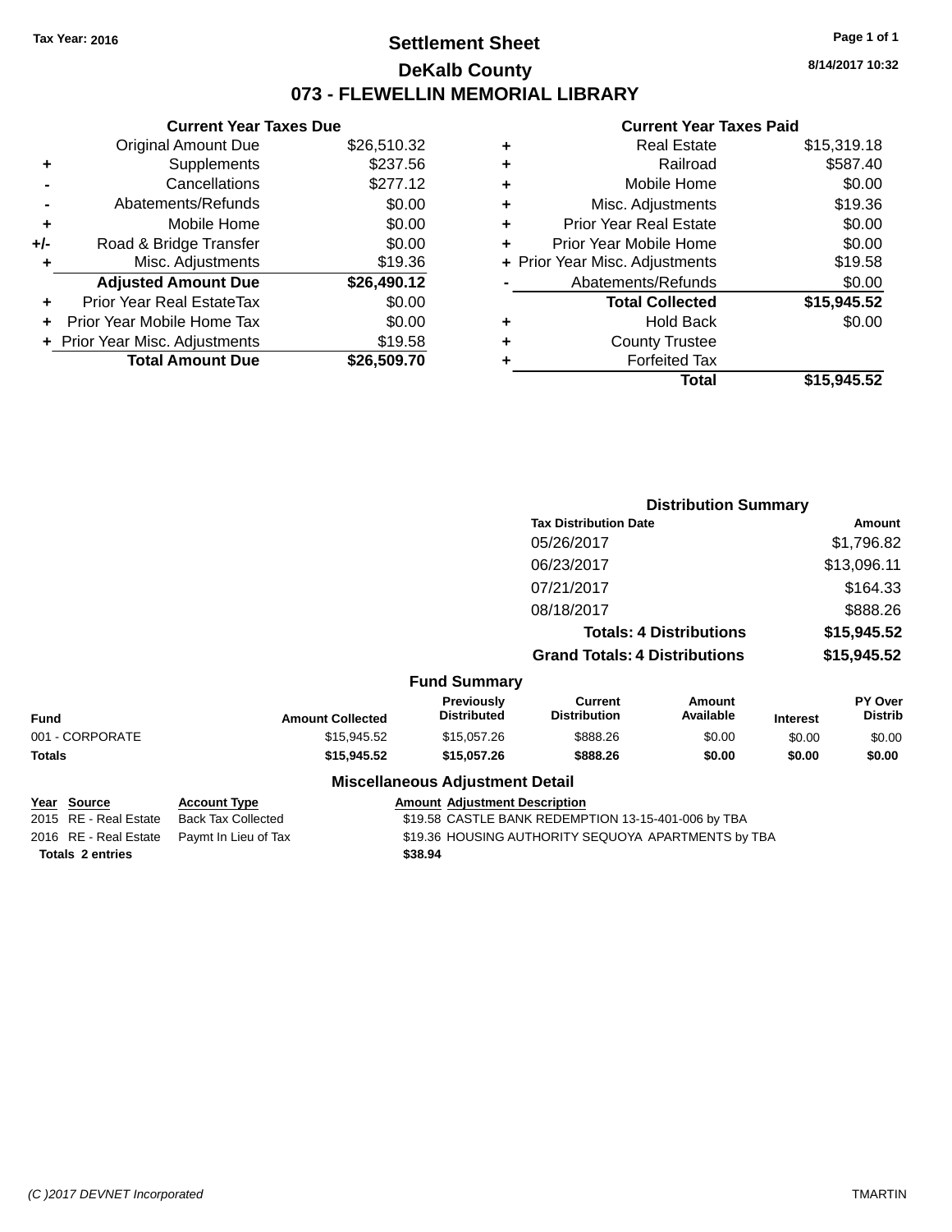Tax Year: 2016

# Settlement Sheet

## DeKalb County

## 073 - FLEWELLIN MEMORIAL LIBRARY

8/14/2017 10:32

### Current Year Taxes Due

| | | |
|---|---|---|
| | Original Amount Due | $26,510.32 |
| + | Supplements | $237.56 |
| - | Cancellations | $277.12 |
| - | Abatements/Refunds | $0.00 |
| + | Mobile Home | $0.00 |
| +/- | Road & Bridge Transfer | $0.00 |
| + | Misc. Adjustments | $19.36 |
| | **Adjusted Amount Due** | **$26,490.12** |
| + | Prior Year Real EstateTax | $0.00 |
| + | Prior Year Mobile Home Tax | $0.00 |
| + | Prior Year Misc. Adjustments | $19.58 |
| | **Total Amount Due** | **$26,509.70** |

### Current Year Taxes Paid

| | | |
|---|---|---|
| + | Real Estate | $15,319.18 |
| + | Railroad | $587.40 |
| + | Mobile Home | $0.00 |
| + | Misc. Adjustments | $19.36 |
| + | Prior Year Real Estate | $0.00 |
| + | Prior Year Mobile Home | $0.00 |
| + | Prior Year Misc. Adjustments | $19.58 |
| - | Abatements/Refunds | $0.00 |
| | **Total Collected** | **$15,945.52** |
| + | Hold Back | $0.00 |
| + | County Trustee | |
| + | Forfeited Tax | |
| | **Total** | **$15,945.52** |

### Distribution Summary

| Tax Distribution Date | Amount |
|---|---|
| 05/26/2017 | $1,796.82 |
| 06/23/2017 | $13,096.11 |
| 07/21/2017 | $164.33 |
| 08/18/2017 | $888.26 |
| **Totals: 4 Distributions** | **$15,945.52** |
| **Grand Totals: 4 Distributions** | **$15,945.52** |

### Fund Summary

| Fund | Amount Collected | Previously Distributed | Current Distribution | Amount Available | Interest | PY Over Distrib |
|---|---|---|---|---|---|---|
| 001 - CORPORATE | $15,945.52 | $15,057.26 | $888.26 | $0.00 | $0.00 | $0.00 |
| **Totals** | **$15,945.52** | **$15,057.26** | **$888.26** | **$0.00** | **$0.00** | **$0.00** |

### Miscellaneous Adjustment Detail

| Year | Source | Account Type | Amount | Adjustment Description |
|---|---|---|---|---|
| 2015 | RE - Real Estate | Back Tax Collected | $19.58 | CASTLE BANK REDEMPTION 13-15-401-006 by TBA |
| 2016 | RE - Real Estate | Paymt In Lieu of Tax | $19.36 | HOUSING AUTHORITY SEQUOYA APARTMENTS by TBA |
| **Totals** | **2 entries** | | **$38.94** | |

(C )2017 DEVNET Incorporated TMARTIN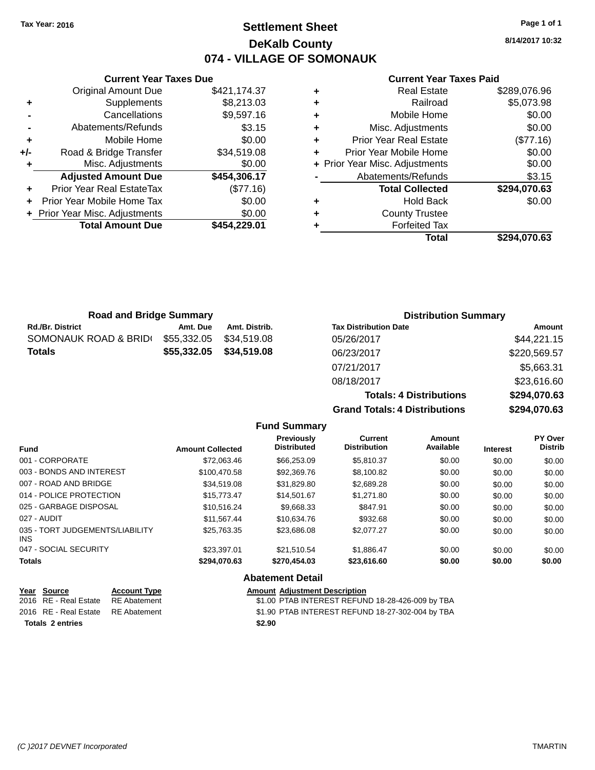Tax Year: 2016

# Settlement Sheet

## DeKalb County

## 074 - VILLAGE OF SOMONAUK

8/14/2017 10:32

### Current Year Taxes Due

| | | |
|---|---|---|
| | Original Amount Due | $421,174.37 |
| + | Supplements | $8,213.03 |
| - | Cancellations | $9,597.16 |
| - | Abatements/Refunds | $3.15 |
| + | Mobile Home | $0.00 |
| +/- | Road & Bridge Transfer | $34,519.08 |
| + | Misc. Adjustments | $0.00 |
| | **Adjusted Amount Due** | **$454,306.17** |
| + | Prior Year Real EstateTax | ($77.16) |
| + | Prior Year Mobile Home Tax | $0.00 |
| + | Prior Year Misc. Adjustments | $0.00 |
| | **Total Amount Due** | **$454,229.01** |

### Current Year Taxes Paid

| | | |
|---|---|---|
| + | Real Estate | $289,076.96 |
| + | Railroad | $5,073.98 |
| + | Mobile Home | $0.00 |
| + | Misc. Adjustments | $0.00 |
| + | Prior Year Real Estate | ($77.16) |
| + | Prior Year Mobile Home | $0.00 |
| + | Prior Year Misc. Adjustments | $0.00 |
| - | Abatements/Refunds | $3.15 |
| | **Total Collected** | **$294,070.63** |
| + | Hold Back | $0.00 |
| + | County Trustee | |
| + | Forfeited Tax | |
| | **Total** | **$294,070.63** |

### Road and Bridge Summary

| Rd./Br. District | Amt. Due | Amt. Distrib. |
|---|---|---|
| SOMONAUK ROAD & BRID( | $55,332.05 | $34,519.08 |
| **Totals** | **$55,332.05** | **$34,519.08** |

### Distribution Summary

| Tax Distribution Date | Amount |
|---|---|
| 05/26/2017 | $44,221.15 |
| 06/23/2017 | $220,569.57 |
| 07/21/2017 | $5,663.31 |
| 08/18/2017 | $23,616.60 |
| **Totals: 4 Distributions** | **$294,070.63** |
| **Grand Totals: 4 Distributions** | **$294,070.63** |

### Fund Summary

| Fund | Amount Collected | Previously Distributed | Current Distribution | Amount Available | Interest | PY Over Distrib |
|---|---|---|---|---|---|---|
| 001 - CORPORATE | $72,063.46 | $66,253.09 | $5,810.37 | $0.00 | $0.00 | $0.00 |
| 003 - BONDS AND INTEREST | $100,470.58 | $92,369.76 | $8,100.82 | $0.00 | $0.00 | $0.00 |
| 007 - ROAD AND BRIDGE | $34,519.08 | $31,829.80 | $2,689.28 | $0.00 | $0.00 | $0.00 |
| 014 - POLICE PROTECTION | $15,773.47 | $14,501.67 | $1,271.80 | $0.00 | $0.00 | $0.00 |
| 025 - GARBAGE DISPOSAL | $10,516.24 | $9,668.33 | $847.91 | $0.00 | $0.00 | $0.00 |
| 027 - AUDIT | $11,567.44 | $10,634.76 | $932.68 | $0.00 | $0.00 | $0.00 |
| 035 - TORT JUDGEMENTS/LIABILITY INS | $25,763.35 | $23,686.08 | $2,077.27 | $0.00 | $0.00 | $0.00 |
| 047 - SOCIAL SECURITY | $23,397.01 | $21,510.54 | $1,886.47 | $0.00 | $0.00 | $0.00 |
| **Totals** | **$294,070.63** | **$270,454.03** | **$23,616.60** | **$0.00** | **$0.00** | **$0.00** |

### Abatement Detail

| Year | Source | Account Type | Amount | Adjustment Description |
|---|---|---|---|---|
| 2016 | RE - Real Estate | RE Abatement | $1.00 | PTAB INTEREST REFUND 18-28-426-009 by TBA |
| 2016 | RE - Real Estate | RE Abatement | $1.90 | PTAB INTEREST REFUND 18-27-302-004 by TBA |
| **Totals 2 entries** | | | **$2.90** | |

(C )2017 DEVNET Incorporated TMARTIN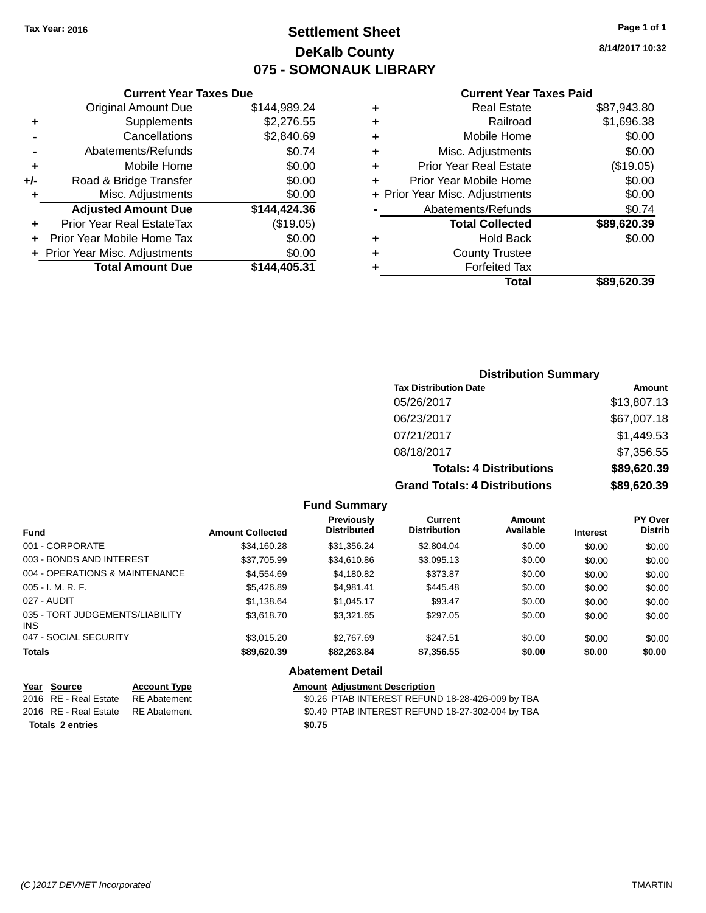Tax Year: 2016

# Settlement Sheet
## DeKalb County
## 075 - SOMONAUK LIBRARY

8/14/2017 10:32

### Current Year Taxes Due

| | | |
|---|---|---|
| | Original Amount Due | $144,989.24 |
| + | Supplements | $2,276.55 |
| - | Cancellations | $2,840.69 |
| - | Abatements/Refunds | $0.74 |
| + | Mobile Home | $0.00 |
| +/- | Road & Bridge Transfer | $0.00 |
| + | Misc. Adjustments | $0.00 |
| | **Adjusted Amount Due** | **$144,424.36** |
| + | Prior Year Real EstateTax | ($19.05) |
| + | Prior Year Mobile Home Tax | $0.00 |
| + | Prior Year Misc. Adjustments | $0.00 |
| | **Total Amount Due** | **$144,405.31** |

### Current Year Taxes Paid

| | | |
|---|---|---|
| + | Real Estate | $87,943.80 |
| + | Railroad | $1,696.38 |
| + | Mobile Home | $0.00 |
| + | Misc. Adjustments | $0.00 |
| + | Prior Year Real Estate | ($19.05) |
| + | Prior Year Mobile Home | $0.00 |
| + | Prior Year Misc. Adjustments | $0.00 |
| - | Abatements/Refunds | $0.74 |
| | **Total Collected** | **$89,620.39** |
| + | Hold Back | $0.00 |
| + | County Trustee | |
| + | Forfeited Tax | |
| | **Total** | **$89,620.39** |

### Distribution Summary

| Tax Distribution Date | Amount |
|---|---|
| 05/26/2017 | $13,807.13 |
| 06/23/2017 | $67,007.18 |
| 07/21/2017 | $1,449.53 |
| 08/18/2017 | $7,356.55 |
| **Totals: 4 Distributions** | **$89,620.39** |
| **Grand Totals: 4 Distributions** | **$89,620.39** |

### Fund Summary

| Fund | Amount Collected | Previously Distributed | Current Distribution | Amount Available | Interest | PY Over Distrib |
|---|---|---|---|---|---|---|
| 001 - CORPORATE | $34,160.28 | $31,356.24 | $2,804.04 | $0.00 | $0.00 | $0.00 |
| 003 - BONDS AND INTEREST | $37,705.99 | $34,610.86 | $3,095.13 | $0.00 | $0.00 | $0.00 |
| 004 - OPERATIONS & MAINTENANCE | $4,554.69 | $4,180.82 | $373.87 | $0.00 | $0.00 | $0.00 |
| 005 - I. M. R. F. | $5,426.89 | $4,981.41 | $445.48 | $0.00 | $0.00 | $0.00 |
| 027 - AUDIT | $1,138.64 | $1,045.17 | $93.47 | $0.00 | $0.00 | $0.00 |
| 035 - TORT JUDGEMENTS/LIABILITY INS | $3,618.70 | $3,321.65 | $297.05 | $0.00 | $0.00 | $0.00 |
| 047 - SOCIAL SECURITY | $3,015.20 | $2,767.69 | $247.51 | $0.00 | $0.00 | $0.00 |
| **Totals** | **$89,620.39** | **$82,263.84** | **$7,356.55** | **$0.00** | **$0.00** | **$0.00** |

### Abatement Detail

| Year | Source | Account Type | Amount | Adjustment Description |
|---|---|---|---|---|
| 2016 | RE - Real Estate | RE Abatement | $0.26 | PTAB INTEREST REFUND 18-28-426-009 by TBA |
| 2016 | RE - Real Estate | RE Abatement | $0.49 | PTAB INTEREST REFUND 18-27-302-004 by TBA |
| **Totals 2 entries** | | | **$0.75** | |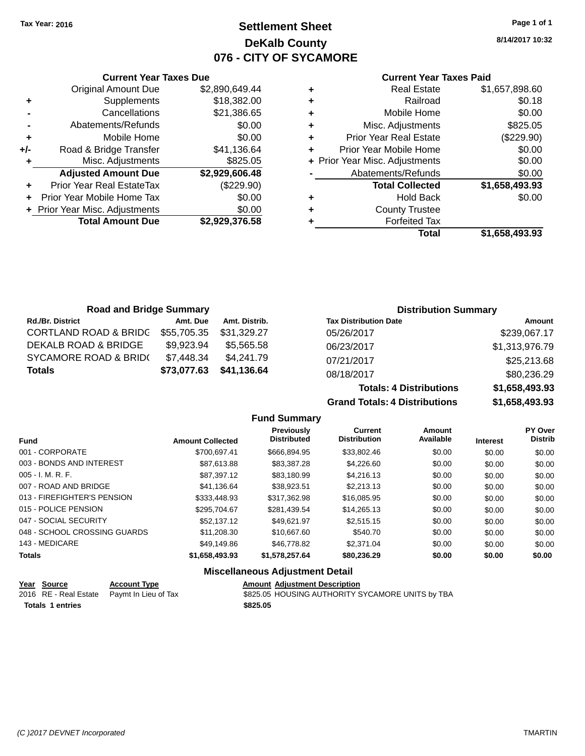Tax Year: 2016

# Settlement Sheet

## DeKalb County

## 076 - CITY OF SYCAMORE

8/14/2017 10:32

### Current Year Taxes Due

| | | |
|---|---|---|
| | Original Amount Due | $2,890,649.44 |
| + | Supplements | $18,382.00 |
| - | Cancellations | $21,386.65 |
| - | Abatements/Refunds | $0.00 |
| + | Mobile Home | $0.00 |
| +/- | Road & Bridge Transfer | $41,136.64 |
| + | Misc. Adjustments | $825.05 |
| | **Adjusted Amount Due** | **$2,929,606.48** |
| + | Prior Year Real EstateTax | ($229.90) |
| + | Prior Year Mobile Home Tax | $0.00 |
| + | Prior Year Misc. Adjustments | $0.00 |
| | **Total Amount Due** | **$2,929,376.58** |

### Current Year Taxes Paid

| | | |
|---|---|---|
| + | Real Estate | $1,657,898.60 |
| + | Railroad | $0.18 |
| + | Mobile Home | $0.00 |
| + | Misc. Adjustments | $825.05 |
| + | Prior Year Real Estate | ($229.90) |
| + | Prior Year Mobile Home | $0.00 |
| + | Prior Year Misc. Adjustments | $0.00 |
| - | Abatements/Refunds | $0.00 |
| | **Total Collected** | **$1,658,493.93** |
| + | Hold Back | $0.00 |
| + | County Trustee | |
| + | Forfeited Tax | |
| | **Total** | **$1,658,493.93** |

### Road and Bridge Summary

| Rd./Br. District | Amt. Due | Amt. Distrib. |
|---|---|---|
| CORTLAND ROAD & BRIDG | $55,705.35 | $31,329.27 |
| DEKALB ROAD & BRIDGE | $9,923.94 | $5,565.58 |
| SYCAMORE ROAD & BRID( | $7,448.34 | $4,241.79 |
| **Totals** | **$73,077.63** | **$41,136.64** |

### Distribution Summary

| Tax Distribution Date | Amount |
|---|---|
| 05/26/2017 | $239,067.17 |
| 06/23/2017 | $1,313,976.79 |
| 07/21/2017 | $25,213.68 |
| 08/18/2017 | $80,236.29 |
| **Totals: 4 Distributions** | **$1,658,493.93** |
| **Grand Totals: 4 Distributions** | **$1,658,493.93** |

### Fund Summary

| Fund | Amount Collected | Previously Distributed | Current Distribution | Amount Available | Interest | PY Over Distrib |
|---|---|---|---|---|---|---|
| 001 - CORPORATE | $700,697.41 | $666,894.95 | $33,802.46 | $0.00 | $0.00 | $0.00 |
| 003 - BONDS AND INTEREST | $87,613.88 | $83,387.28 | $4,226.60 | $0.00 | $0.00 | $0.00 |
| 005 - I. M. R. F. | $87,397.12 | $83,180.99 | $4,216.13 | $0.00 | $0.00 | $0.00 |
| 007 - ROAD AND BRIDGE | $41,136.64 | $38,923.51 | $2,213.13 | $0.00 | $0.00 | $0.00 |
| 013 - FIREFIGHTER'S PENSION | $333,448.93 | $317,362.98 | $16,085.95 | $0.00 | $0.00 | $0.00 |
| 015 - POLICE PENSION | $295,704.67 | $281,439.54 | $14,265.13 | $0.00 | $0.00 | $0.00 |
| 047 - SOCIAL SECURITY | $52,137.12 | $49,621.97 | $2,515.15 | $0.00 | $0.00 | $0.00 |
| 048 - SCHOOL CROSSING GUARDS | $11,208.30 | $10,667.60 | $540.70 | $0.00 | $0.00 | $0.00 |
| 143 - MEDICARE | $49,149.86 | $46,778.82 | $2,371.04 | $0.00 | $0.00 | $0.00 |
| **Totals** | **$1,658,493.93** | **$1,578,257.64** | **$80,236.29** | **$0.00** | **$0.00** | **$0.00** |

### Miscellaneous Adjustment Detail

| Year | Source | Account Type | Amount | Adjustment Description |
|---|---|---|---|---|
| 2016 | RE - Real Estate | Paymt In Lieu of Tax | $825.05 | HOUSING AUTHORITY SYCAMORE UNITS by TBA |
| **Totals** | **1 entries** | | **$825.05** | |

(C )2017 DEVNET Incorporated TMARTIN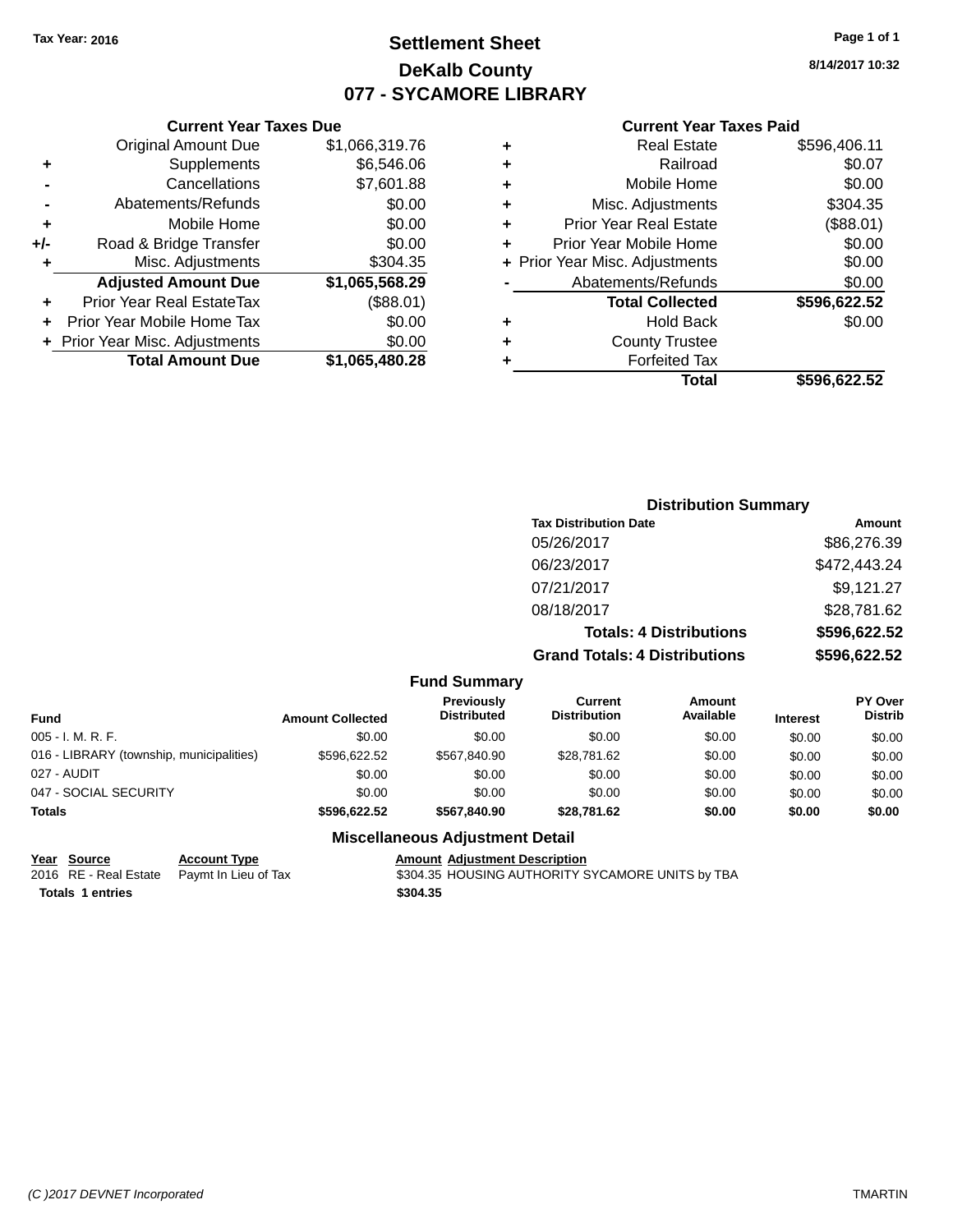Tax Year: 2016

# Settlement Sheet

## DeKalb County

## 077 - SYCAMORE LIBRARY

8/14/2017 10:32

### Current Year Taxes Due

| | | |
|---|---|---|
| | Original Amount Due | $1,066,319.76 |
| + | Supplements | $6,546.06 |
| - | Cancellations | $7,601.88 |
| - | Abatements/Refunds | $0.00 |
| + | Mobile Home | $0.00 |
| +/- | Road & Bridge Transfer | $0.00 |
| + | Misc. Adjustments | $304.35 |
| | **Adjusted Amount Due** | **$1,065,568.29** |
| + | Prior Year Real EstateTax | ($88.01) |
| + | Prior Year Mobile Home Tax | $0.00 |
| + | Prior Year Misc. Adjustments | $0.00 |
| | **Total Amount Due** | **$1,065,480.28** |

### Current Year Taxes Paid

| | | |
|---|---|---|
| + | Real Estate | $596,406.11 |
| + | Railroad | $0.07 |
| + | Mobile Home | $0.00 |
| + | Misc. Adjustments | $304.35 |
| + | Prior Year Real Estate | ($88.01) |
| + | Prior Year Mobile Home | $0.00 |
| + | Prior Year Misc. Adjustments | $0.00 |
| - | Abatements/Refunds | $0.00 |
| | **Total Collected** | **$596,622.52** |
| + | Hold Back | $0.00 |
| + | County Trustee | |
| + | Forfeited Tax | |
| | **Total** | **$596,622.52** |

### Distribution Summary

| Tax Distribution Date | Amount |
|---|---|
| 05/26/2017 | $86,276.39 |
| 06/23/2017 | $472,443.24 |
| 07/21/2017 | $9,121.27 |
| 08/18/2017 | $28,781.62 |
| **Totals: 4 Distributions** | **$596,622.52** |
| **Grand Totals: 4 Distributions** | **$596,622.52** |

### Fund Summary

| Fund | Amount Collected | Previously Distributed | Current Distribution | Amount Available | Interest | PY Over Distrib |
|---|---|---|---|---|---|---|
| 005 - I. M. R. F. | $0.00 | $0.00 | $0.00 | $0.00 | $0.00 | $0.00 |
| 016 - LIBRARY (township, municipalities) | $596,622.52 | $567,840.90 | $28,781.62 | $0.00 | $0.00 | $0.00 |
| 027 - AUDIT | $0.00 | $0.00 | $0.00 | $0.00 | $0.00 | $0.00 |
| 047 - SOCIAL SECURITY | $0.00 | $0.00 | $0.00 | $0.00 | $0.00 | $0.00 |
| **Totals** | **$596,622.52** | **$567,840.90** | **$28,781.62** | **$0.00** | **$0.00** | **$0.00** |

### Miscellaneous Adjustment Detail

| Year | Source | Account Type | Amount | Adjustment Description |
|---|---|---|---|---|
| 2016 | RE - Real Estate | Paymt In Lieu of Tax | $304.35 | HOUSING AUTHORITY SYCAMORE UNITS by TBA |
| **Totals 1 entries** | | | **$304.35** | |

(C )2017 DEVNET Incorporated TMARTIN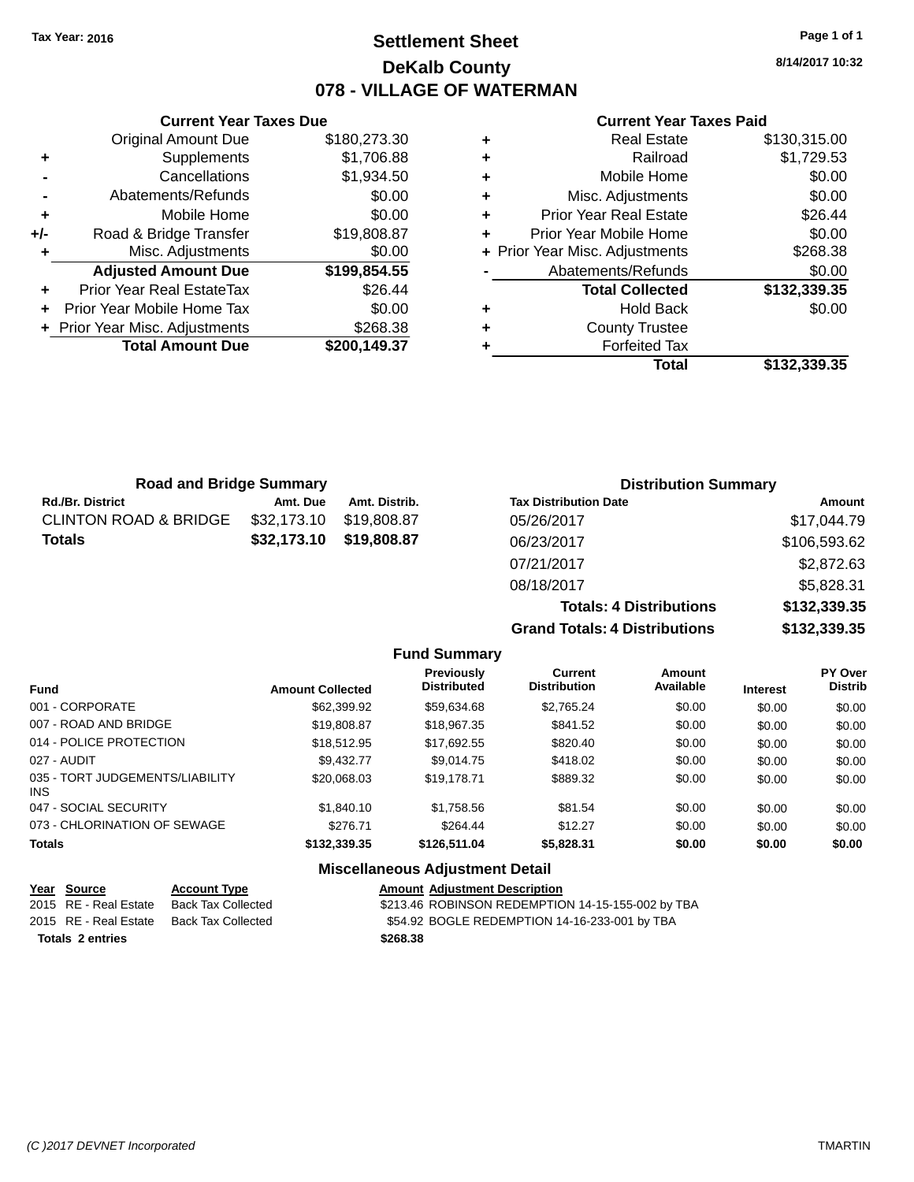Tax Year: 2016

# Settlement Sheet

## DeKalb County

## 078 - VILLAGE OF WATERMAN

8/14/2017 10:32

### Current Year Taxes Due

| | | |
|---|---|---|
| | Original Amount Due | $180,273.30 |
| + | Supplements | $1,706.88 |
| - | Cancellations | $1,934.50 |
| - | Abatements/Refunds | $0.00 |
| + | Mobile Home | $0.00 |
| +/- | Road & Bridge Transfer | $19,808.87 |
| + | Misc. Adjustments | $0.00 |
| | **Adjusted Amount Due** | **$199,854.55** |
| + | Prior Year Real EstateTax | $26.44 |
| + | Prior Year Mobile Home Tax | $0.00 |
| + | Prior Year Misc. Adjustments | $268.38 |
| | **Total Amount Due** | **$200,149.37** |

### Current Year Taxes Paid

| | | |
|---|---|---|
| + | Real Estate | $130,315.00 |
| + | Railroad | $1,729.53 |
| + | Mobile Home | $0.00 |
| + | Misc. Adjustments | $0.00 |
| + | Prior Year Real Estate | $26.44 |
| + | Prior Year Mobile Home | $0.00 |
| + | Prior Year Misc. Adjustments | $268.38 |
| - | Abatements/Refunds | $0.00 |
| | **Total Collected** | **$132,339.35** |
| + | Hold Back | $0.00 |
| + | County Trustee | |
| + | Forfeited Tax | |
| | **Total** | **$132,339.35** |

### Road and Bridge Summary

| Rd./Br. District | Amt. Due | Amt. Distrib. |
|---|---|---|
| CLINTON ROAD & BRIDGE | $32,173.10 | $19,808.87 |
| **Totals** | **$32,173.10** | **$19,808.87** |

### Distribution Summary

| Tax Distribution Date | Amount |
|---|---|
| 05/26/2017 | $17,044.79 |
| 06/23/2017 | $106,593.62 |
| 07/21/2017 | $2,872.63 |
| 08/18/2017 | $5,828.31 |
| **Totals: 4 Distributions** | **$132,339.35** |
| **Grand Totals: 4 Distributions** | **$132,339.35** |

### Fund Summary

| Fund | Amount Collected | Previously Distributed | Current Distribution | Amount Available | Interest | PY Over Distrib |
|---|---|---|---|---|---|---|
| 001 - CORPORATE | $62,399.92 | $59,634.68 | $2,765.24 | $0.00 | $0.00 | $0.00 |
| 007 - ROAD AND BRIDGE | $19,808.87 | $18,967.35 | $841.52 | $0.00 | $0.00 | $0.00 |
| 014 - POLICE PROTECTION | $18,512.95 | $17,692.55 | $820.40 | $0.00 | $0.00 | $0.00 |
| 027 - AUDIT | $9,432.77 | $9,014.75 | $418.02 | $0.00 | $0.00 | $0.00 |
| 035 - TORT JUDGEMENTS/LIABILITY INS | $20,068.03 | $19,178.71 | $889.32 | $0.00 | $0.00 | $0.00 |
| 047 - SOCIAL SECURITY | $1,840.10 | $1,758.56 | $81.54 | $0.00 | $0.00 | $0.00 |
| 073 - CHLORINATION OF SEWAGE | $276.71 | $264.44 | $12.27 | $0.00 | $0.00 | $0.00 |
| **Totals** | **$132,339.35** | **$126,511.04** | **$5,828.31** | **$0.00** | **$0.00** | **$0.00** |

### Miscellaneous Adjustment Detail

| Year | Source | Account Type | Amount | Adjustment Description |
|---|---|---|---|---|
| 2015 | RE - Real Estate | Back Tax Collected | $213.46 | ROBINSON REDEMPTION 14-15-155-002 by TBA |
| 2015 | RE - Real Estate | Back Tax Collected | $54.92 | BOGLE REDEMPTION 14-16-233-001 by TBA |
| **Totals 2 entries** | | | **$268.38** | |

(C )2017 DEVNET Incorporated TMARTIN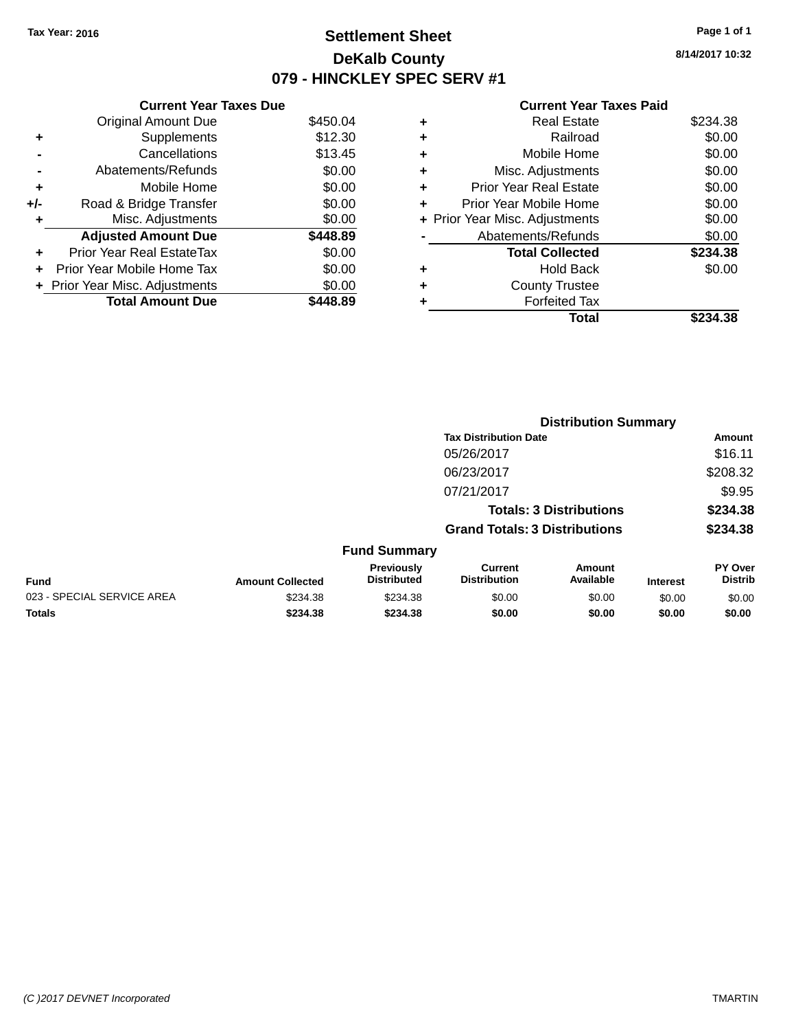Tax Year: 2016

# Settlement Sheet

## DeKalb County

## 079 - HINCKLEY SPEC SERV #1

8/14/2017 10:32

### Current Year Taxes Due

| | | |
|---|---|---|
| | Original Amount Due | $450.04 |
| + | Supplements | $12.30 |
| - | Cancellations | $13.45 |
| - | Abatements/Refunds | $0.00 |
| + | Mobile Home | $0.00 |
| +/- | Road & Bridge Transfer | $0.00 |
| + | Misc. Adjustments | $0.00 |
| | **Adjusted Amount Due** | **$448.89** |
| + | Prior Year Real EstateTax | $0.00 |
| + | Prior Year Mobile Home Tax | $0.00 |
| + | Prior Year Misc. Adjustments | $0.00 |
| | **Total Amount Due** | **$448.89** |

### Current Year Taxes Paid

| | | |
|---|---|---|
| + | Real Estate | $234.38 |
| + | Railroad | $0.00 |
| + | Mobile Home | $0.00 |
| + | Misc. Adjustments | $0.00 |
| + | Prior Year Real Estate | $0.00 |
| + | Prior Year Mobile Home | $0.00 |
| + | Prior Year Misc. Adjustments | $0.00 |
| - | Abatements/Refunds | $0.00 |
| | **Total Collected** | **$234.38** |
| + | Hold Back | $0.00 |
| + | County Trustee | |
| + | Forfeited Tax | |
| | **Total** | **$234.38** |

### Distribution Summary

| Tax Distribution Date | Amount |
|---|---|
| 05/26/2017 | $16.11 |
| 06/23/2017 | $208.32 |
| 07/21/2017 | $9.95 |
| **Totals: 3 Distributions** | **$234.38** |
| **Grand Totals: 3 Distributions** | **$234.38** |

### Fund Summary

| Fund | Amount Collected | Previously Distributed | Current Distribution | Amount Available | Interest | PY Over Distrib |
|---|---|---|---|---|---|---|
| 023 - SPECIAL SERVICE AREA | $234.38 | $234.38 | $0.00 | $0.00 | $0.00 | $0.00 |
| **Totals** | **$234.38** | **$234.38** | **$0.00** | **$0.00** | **$0.00** | **$0.00** |

(C )2017 DEVNET Incorporated

TMARTIN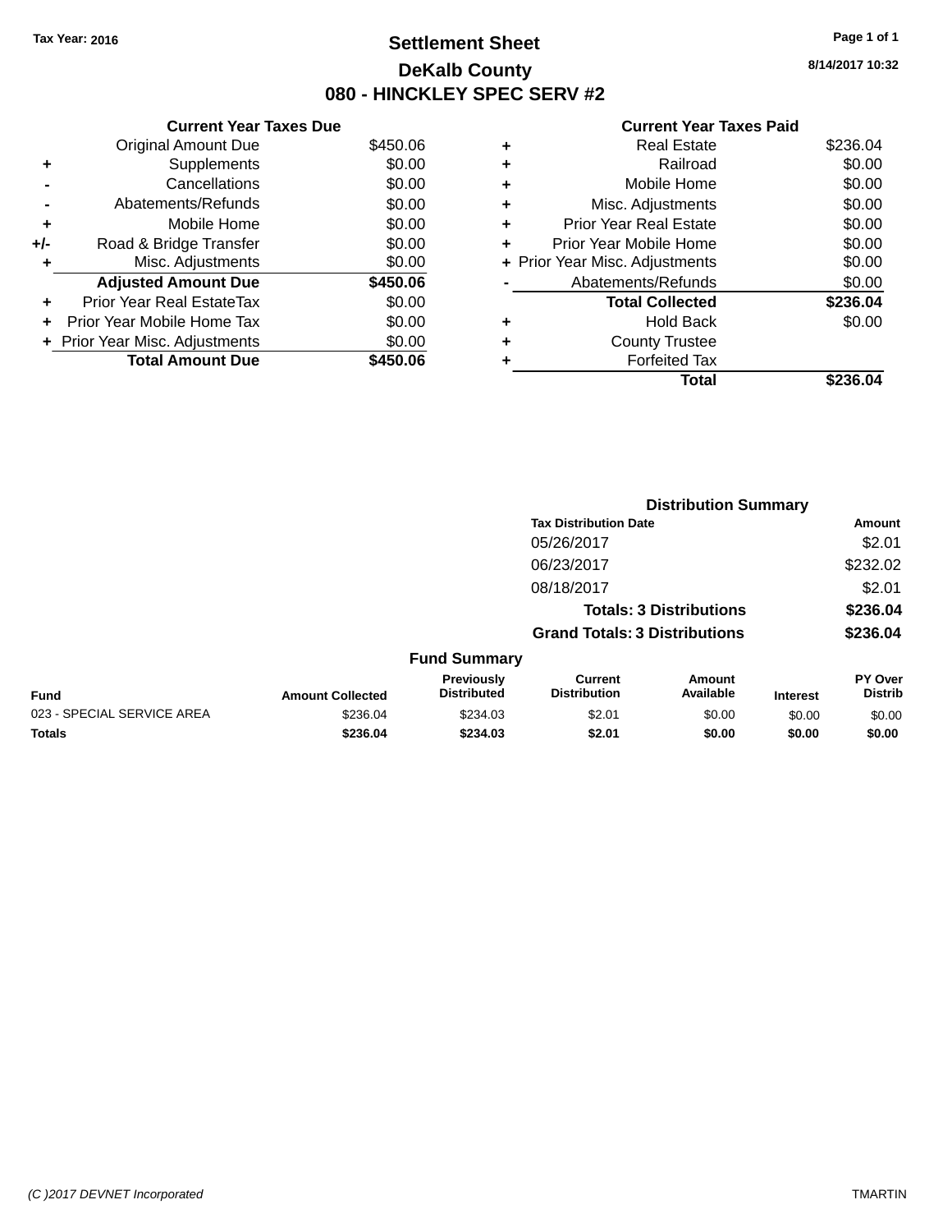Tax Year: 2016

# Settlement Sheet

## DeKalb County

## 080 - HINCKLEY SPEC SERV #2

8/14/2017 10:32

**Current Year Taxes Due**

| | | |
|---|---|---|
| | Original Amount Due | $450.06 |
| + | Supplements | $0.00 |
| - | Cancellations | $0.00 |
| - | Abatements/Refunds | $0.00 |
| + | Mobile Home | $0.00 |
| +/- | Road & Bridge Transfer | $0.00 |
| + | Misc. Adjustments | $0.00 |
| | **Adjusted Amount Due** | **$450.06** |
| + | Prior Year Real EstateTax | $0.00 |
| + | Prior Year Mobile Home Tax | $0.00 |
| + | Prior Year Misc. Adjustments | $0.00 |
| | **Total Amount Due** | **$450.06** |

**Current Year Taxes Paid**

| | | |
|---|---|---|
| + | Real Estate | $236.04 |
| + | Railroad | $0.00 |
| + | Mobile Home | $0.00 |
| + | Misc. Adjustments | $0.00 |
| + | Prior Year Real Estate | $0.00 |
| + | Prior Year Mobile Home | $0.00 |
| + | Prior Year Misc. Adjustments | $0.00 |
| - | Abatements/Refunds | $0.00 |
| | **Total Collected** | **$236.04** |
| + | Hold Back | $0.00 |
| + | County Trustee | |
| + | Forfeited Tax | |
| | **Total** | **$236.04** |

**Distribution Summary**

| Tax Distribution Date | Amount |
|---|---|
| 05/26/2017 | $2.01 |
| 06/23/2017 | $232.02 |
| 08/18/2017 | $2.01 |
| **Totals: 3 Distributions** | **$236.04** |
| **Grand Totals: 3 Distributions** | **$236.04** |

**Fund Summary**

| Fund | Amount Collected | Previously Distributed | Current Distribution | Amount Available | Interest | PY Over Distrib |
|---|---|---|---|---|---|---|
| 023 - SPECIAL SERVICE AREA | $236.04 | $234.03 | $2.01 | $0.00 | $0.00 | $0.00 |
| **Totals** | **$236.04** | **$234.03** | **$2.01** | **$0.00** | **$0.00** | **$0.00** |

(C )2017 DEVNET Incorporated TMARTIN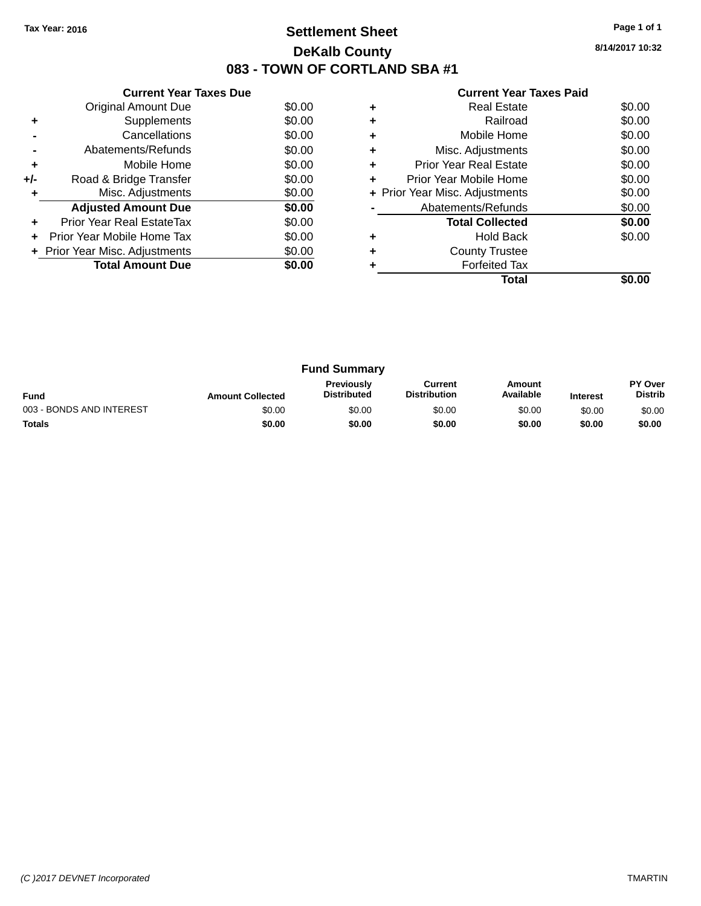Tax Year: 2016

# Settlement Sheet

## DeKalb County

## 083 - TOWN OF CORTLAND SBA #1

8/14/2017 10:32

### Current Year Taxes Due

| | | |
|---|---|---|
| | Original Amount Due | $0.00 |
| + | Supplements | $0.00 |
| - | Cancellations | $0.00 |
| - | Abatements/Refunds | $0.00 |
| + | Mobile Home | $0.00 |
| +/- | Road & Bridge Transfer | $0.00 |
| + | Misc. Adjustments | $0.00 |
| | **Adjusted Amount Due** | **$0.00** |
| + | Prior Year Real EstateTax | $0.00 |
| + | Prior Year Mobile Home Tax | $0.00 |
| + | Prior Year Misc. Adjustments | $0.00 |
| | **Total Amount Due** | **$0.00** |

### Current Year Taxes Paid

| | | |
|---|---|---|
| + | Real Estate | $0.00 |
| + | Railroad | $0.00 |
| + | Mobile Home | $0.00 |
| + | Misc. Adjustments | $0.00 |
| + | Prior Year Real Estate | $0.00 |
| + | Prior Year Mobile Home | $0.00 |
| + | Prior Year Misc. Adjustments | $0.00 |
| - | Abatements/Refunds | $0.00 |
| | **Total Collected** | **$0.00** |
| + | Hold Back | $0.00 |
| + | County Trustee | |
| + | Forfeited Tax | |
| | **Total** | **$0.00** |

### Fund Summary

| Fund | Amount Collected | Previously Distributed | Current Distribution | Amount Available | Interest | PY Over Distrib |
|---|---|---|---|---|---|---|
| 003 - BONDS AND INTEREST | $0.00 | $0.00 | $0.00 | $0.00 | $0.00 | $0.00 |
| **Totals** | **$0.00** | **$0.00** | **$0.00** | **$0.00** | **$0.00** | **$0.00** |

(C )2017 DEVNET Incorporated TMARTIN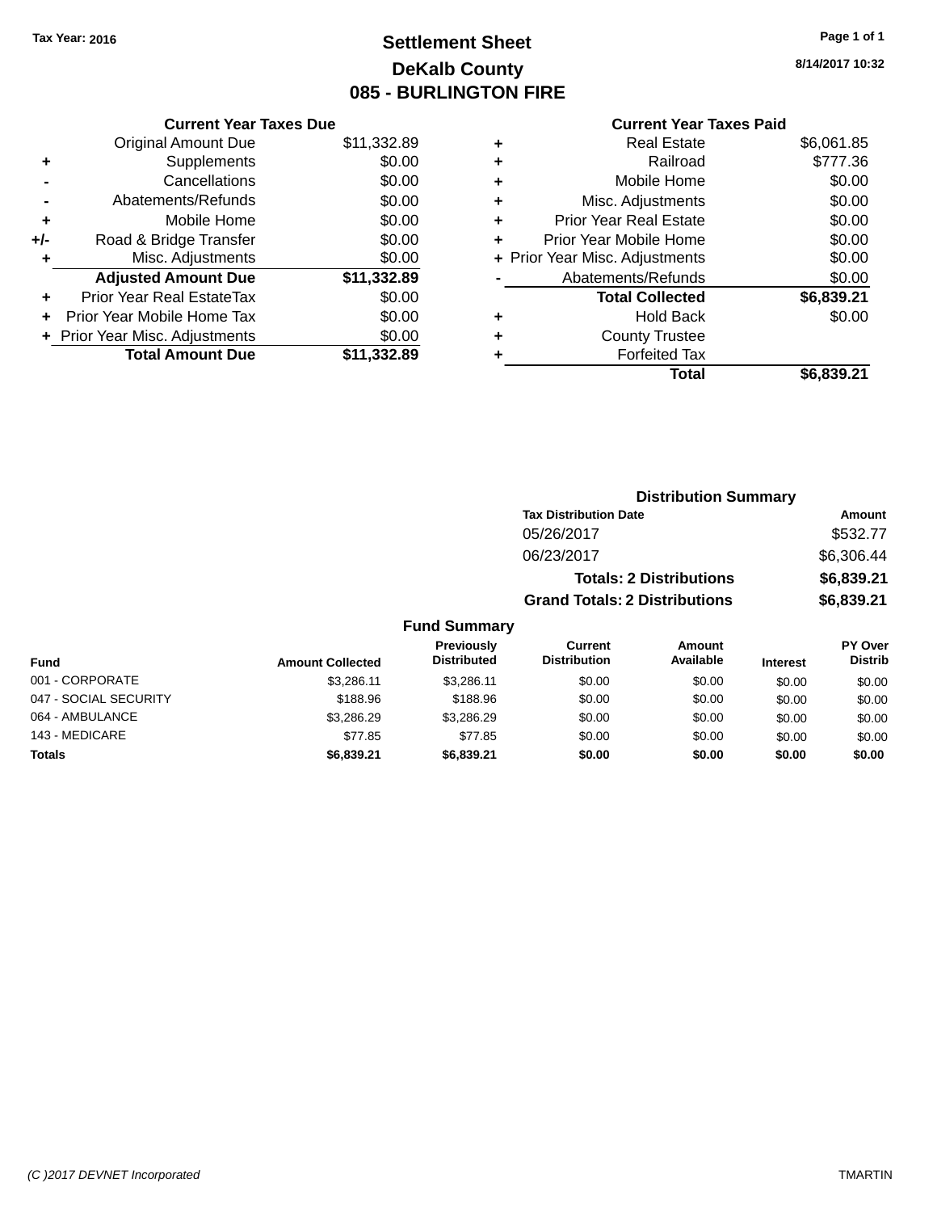**Tax Year: 2016**

# Settlement Sheet

## DeKalb County

## 085 - BURLINGTON FIRE

8/14/2017 10:32

### Current Year Taxes Due

| | | |
|---|---|---|
| | Original Amount Due | $11,332.89 |
| + | Supplements | $0.00 |
| - | Cancellations | $0.00 |
| - | Abatements/Refunds | $0.00 |
| + | Mobile Home | $0.00 |
| +/- | Road & Bridge Transfer | $0.00 |
| + | Misc. Adjustments | $0.00 |
| | **Adjusted Amount Due** | **$11,332.89** |
| + | Prior Year Real EstateTax | $0.00 |
| + | Prior Year Mobile Home Tax | $0.00 |
| + | Prior Year Misc. Adjustments | $0.00 |
| | **Total Amount Due** | **$11,332.89** |

### Current Year Taxes Paid

| | | |
|---|---|---|
| + | Real Estate | $6,061.85 |
| + | Railroad | $777.36 |
| + | Mobile Home | $0.00 |
| + | Misc. Adjustments | $0.00 |
| + | Prior Year Real Estate | $0.00 |
| + | Prior Year Mobile Home | $0.00 |
| + | Prior Year Misc. Adjustments | $0.00 |
| - | Abatements/Refunds | $0.00 |
| | **Total Collected** | **$6,839.21** |
| + | Hold Back | $0.00 |
| + | County Trustee | |
| + | Forfeited Tax | |
| | **Total** | **$6,839.21** |

### Distribution Summary

| Tax Distribution Date | Amount |
|---|---|
| 05/26/2017 | $532.77 |
| 06/23/2017 | $6,306.44 |
| **Totals: 2 Distributions** | **$6,839.21** |
| **Grand Totals: 2 Distributions** | **$6,839.21** |

### Fund Summary

| Fund | Amount Collected | Previously Distributed | Current Distribution | Amount Available | Interest | PY Over Distrib |
|---|---|---|---|---|---|---|
| 001 - CORPORATE | $3,286.11 | $3,286.11 | $0.00 | $0.00 | $0.00 | $0.00 |
| 047 - SOCIAL SECURITY | $188.96 | $188.96 | $0.00 | $0.00 | $0.00 | $0.00 |
| 064 - AMBULANCE | $3,286.29 | $3,286.29 | $0.00 | $0.00 | $0.00 | $0.00 |
| 143 - MEDICARE | $77.85 | $77.85 | $0.00 | $0.00 | $0.00 | $0.00 |
| **Totals** | **$6,839.21** | **$6,839.21** | **$0.00** | **$0.00** | **$0.00** | **$0.00** |

*(C )2017 DEVNET Incorporated* TMARTIN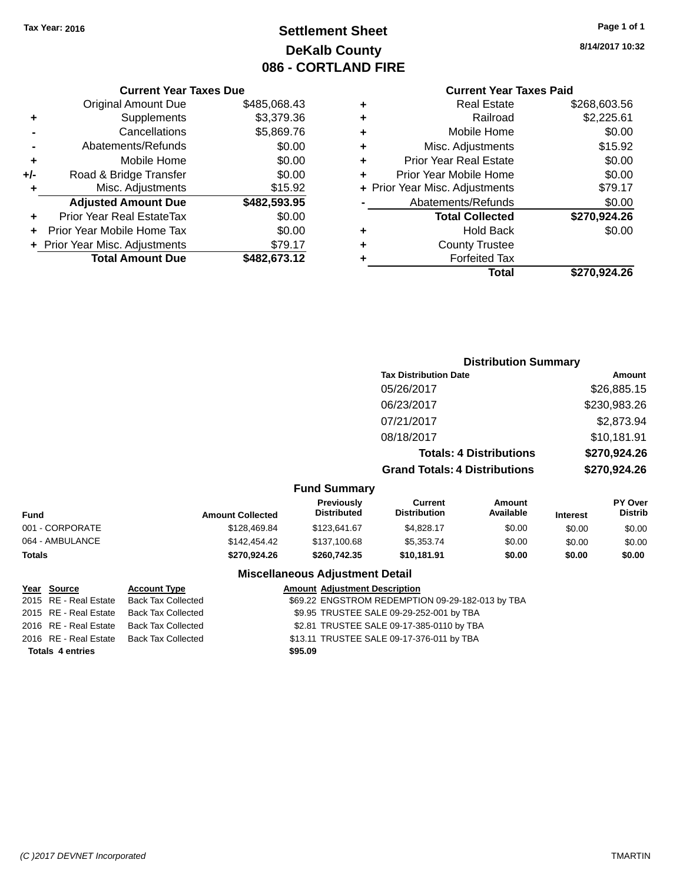Tax Year: 2016

# Settlement Sheet
## DeKalb County
## 086 - CORTLAND FIRE

8/14/2017 10:32

### Current Year Taxes Due

| | | |
|---|---|---|
| | Original Amount Due | $485,068.43 |
| + | Supplements | $3,379.36 |
| - | Cancellations | $5,869.76 |
| - | Abatements/Refunds | $0.00 |
| + | Mobile Home | $0.00 |
| +/- | Road & Bridge Transfer | $0.00 |
| + | Misc. Adjustments | $15.92 |
| | **Adjusted Amount Due** | **$482,593.95** |
| + | Prior Year Real EstateTax | $0.00 |
| + | Prior Year Mobile Home Tax | $0.00 |
| + | Prior Year Misc. Adjustments | $79.17 |
| | **Total Amount Due** | **$482,673.12** |

### Current Year Taxes Paid

| | | |
|---|---|---|
| + | Real Estate | $268,603.56 |
| + | Railroad | $2,225.61 |
| + | Mobile Home | $0.00 |
| + | Misc. Adjustments | $15.92 |
| + | Prior Year Real Estate | $0.00 |
| + | Prior Year Mobile Home | $0.00 |
| + | Prior Year Misc. Adjustments | $79.17 |
| - | Abatements/Refunds | $0.00 |
| | **Total Collected** | **$270,924.26** |
| + | Hold Back | $0.00 |
| + | County Trustee | |
| + | Forfeited Tax | |
| | **Total** | **$270,924.26** |

### Distribution Summary

| Tax Distribution Date | Amount |
|---|---|
| 05/26/2017 | $26,885.15 |
| 06/23/2017 | $230,983.26 |
| 07/21/2017 | $2,873.94 |
| 08/18/2017 | $10,181.91 |
| **Totals: 4 Distributions** | **$270,924.26** |
| **Grand Totals: 4 Distributions** | **$270,924.26** |

### Fund Summary

| Fund | Amount Collected | Previously Distributed | Current Distribution | Amount Available | Interest | PY Over Distrib |
|---|---|---|---|---|---|---|
| 001 - CORPORATE | $128,469.84 | $123,641.67 | $4,828.17 | $0.00 | $0.00 | $0.00 |
| 064 - AMBULANCE | $142,454.42 | $137,100.68 | $5,353.74 | $0.00 | $0.00 | $0.00 |
| **Totals** | **$270,924.26** | **$260,742.35** | **$10,181.91** | **$0.00** | **$0.00** | **$0.00** |

### Miscellaneous Adjustment Detail

| Year | Source | Account Type | Amount | Adjustment Description |
|---|---|---|---|---|
| 2015 | RE - Real Estate | Back Tax Collected | $69.22 | ENGSTROM REDEMPTION 09-29-182-013 by TBA |
| 2015 | RE - Real Estate | Back Tax Collected | $9.95 | TRUSTEE SALE 09-29-252-001 by TBA |
| 2016 | RE - Real Estate | Back Tax Collected | $2.81 | TRUSTEE SALE 09-17-385-0110 by TBA |
| 2016 | RE - Real Estate | Back Tax Collected | $13.11 | TRUSTEE SALE 09-17-376-011 by TBA |
| **Totals 4 entries** | | | **$95.09** | |

(C )2017 DEVNET Incorporated TMARTIN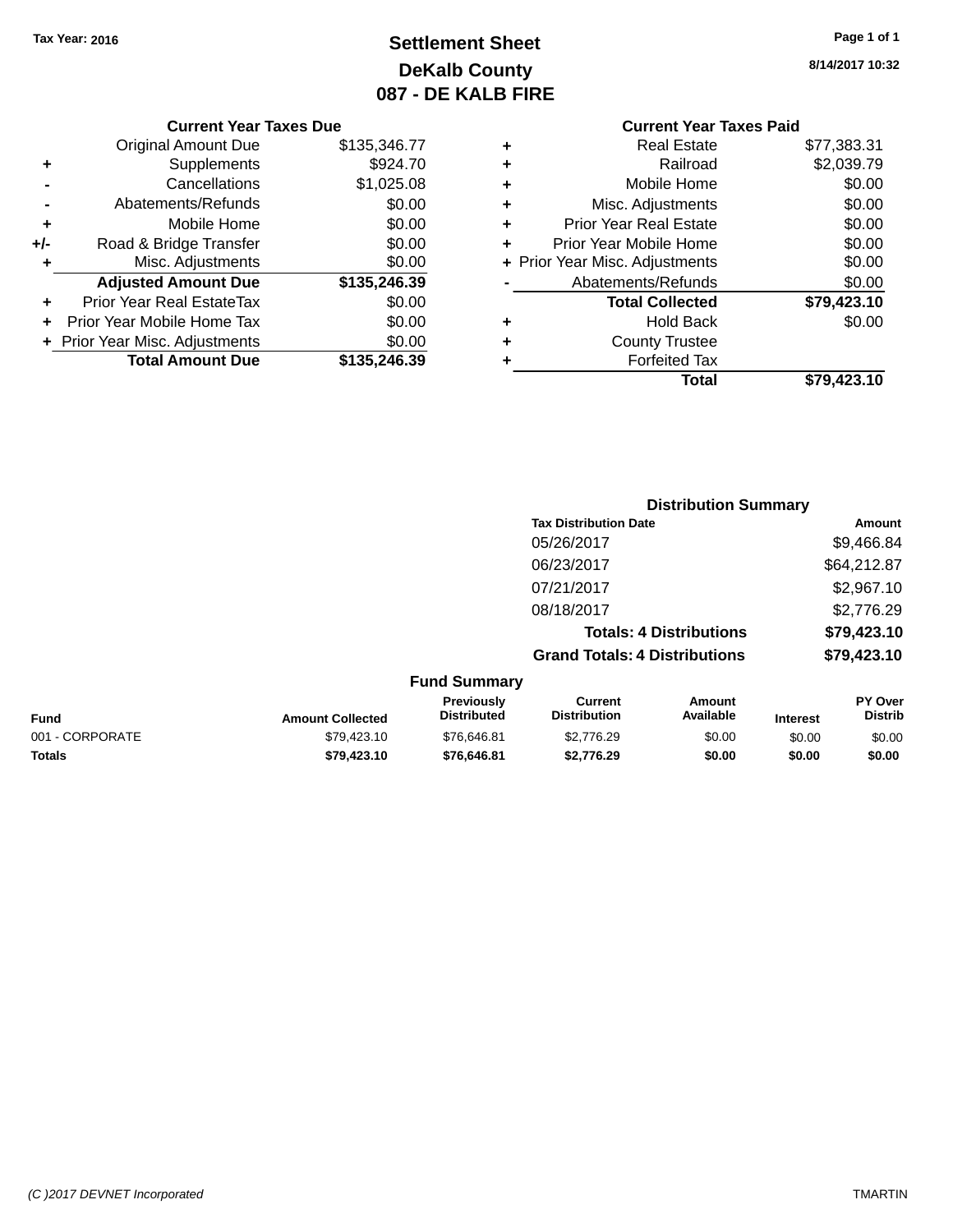Tax Year: 2016

# Settlement Sheet
## DeKalb County
## 087 - DE KALB FIRE

8/14/2017 10:32

### Current Year Taxes Due

| | | |
|---|---|---|
| | Original Amount Due | $135,346.77 |
| + | Supplements | $924.70 |
| - | Cancellations | $1,025.08 |
| - | Abatements/Refunds | $0.00 |
| + | Mobile Home | $0.00 |
| +/- | Road & Bridge Transfer | $0.00 |
| + | Misc. Adjustments | $0.00 |
| | **Adjusted Amount Due** | **$135,246.39** |
| + | Prior Year Real EstateTax | $0.00 |
| + | Prior Year Mobile Home Tax | $0.00 |
| + | Prior Year Misc. Adjustments | $0.00 |
| | **Total Amount Due** | **$135,246.39** |

### Current Year Taxes Paid

| | | |
|---|---|---|
| + | Real Estate | $77,383.31 |
| + | Railroad | $2,039.79 |
| + | Mobile Home | $0.00 |
| + | Misc. Adjustments | $0.00 |
| + | Prior Year Real Estate | $0.00 |
| + | Prior Year Mobile Home | $0.00 |
| + | Prior Year Misc. Adjustments | $0.00 |
| - | Abatements/Refunds | $0.00 |
| | **Total Collected** | **$79,423.10** |
| + | Hold Back | $0.00 |
| + | County Trustee | |
| + | Forfeited Tax | |
| | **Total** | **$79,423.10** |

### Distribution Summary

| Tax Distribution Date | Amount |
|---|---|
| 05/26/2017 | $9,466.84 |
| 06/23/2017 | $64,212.87 |
| 07/21/2017 | $2,967.10 |
| 08/18/2017 | $2,776.29 |
| **Totals: 4 Distributions** | **$79,423.10** |
| **Grand Totals: 4 Distributions** | **$79,423.10** |

### Fund Summary

| Fund | Amount Collected | Previously Distributed | Current Distribution | Amount Available | Interest | PY Over Distrib |
|---|---|---|---|---|---|---|
| 001 - CORPORATE | $79,423.10 | $76,646.81 | $2,776.29 | $0.00 | $0.00 | $0.00 |
| **Totals** | **$79,423.10** | **$76,646.81** | **$2,776.29** | **$0.00** | **$0.00** | **$0.00** |

(C )2017 DEVNET Incorporated TMARTIN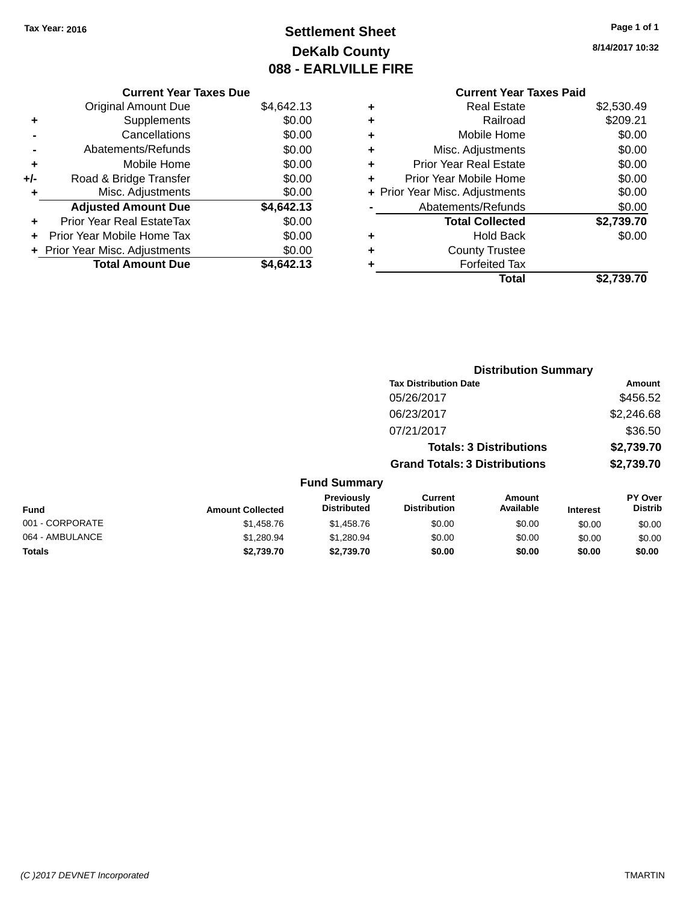Tax Year: 2016

# Settlement Sheet
## DeKalb County
## 088 - EARLVILLE FIRE

8/14/2017 10:32

| | Current Year Taxes Due | |
|---|---|---|
| | Original Amount Due | $4,642.13 |
| + | Supplements | $0.00 |
| - | Cancellations | $0.00 |
| - | Abatements/Refunds | $0.00 |
| + | Mobile Home | $0.00 |
| +/- | Road & Bridge Transfer | $0.00 |
| + | Misc. Adjustments | $0.00 |
| | **Adjusted Amount Due** | **$4,642.13** |
| + | Prior Year Real EstateTax | $0.00 |
| + | Prior Year Mobile Home Tax | $0.00 |
| + | Prior Year Misc. Adjustments | $0.00 |
| | **Total Amount Due** | **$4,642.13** |

| | Current Year Taxes Paid | |
|---|---|---|
| + | Real Estate | $2,530.49 |
| + | Railroad | $209.21 |
| + | Mobile Home | $0.00 |
| + | Misc. Adjustments | $0.00 |
| + | Prior Year Real Estate | $0.00 |
| + | Prior Year Mobile Home | $0.00 |
| + | Prior Year Misc. Adjustments | $0.00 |
| - | Abatements/Refunds | $0.00 |
| | **Total Collected** | **$2,739.70** |
| + | Hold Back | $0.00 |
| + | County Trustee | |
| + | Forfeited Tax | |
| | **Total** | **$2,739.70** |

### Distribution Summary

| Tax Distribution Date | Amount |
|---|---|
| 05/26/2017 | $456.52 |
| 06/23/2017 | $2,246.68 |
| 07/21/2017 | $36.50 |
| **Totals: 3 Distributions** | **$2,739.70** |
| **Grand Totals: 3 Distributions** | **$2,739.70** |

### Fund Summary

| Fund | Amount Collected | Previously Distributed | Current Distribution | Amount Available | Interest | PY Over Distrib |
|---|---|---|---|---|---|---|
| 001 - CORPORATE | $1,458.76 | $1,458.76 | $0.00 | $0.00 | $0.00 | $0.00 |
| 064 - AMBULANCE | $1,280.94 | $1,280.94 | $0.00 | $0.00 | $0.00 | $0.00 |
| **Totals** | **$2,739.70** | **$2,739.70** | **$0.00** | **$0.00** | **$0.00** | **$0.00** |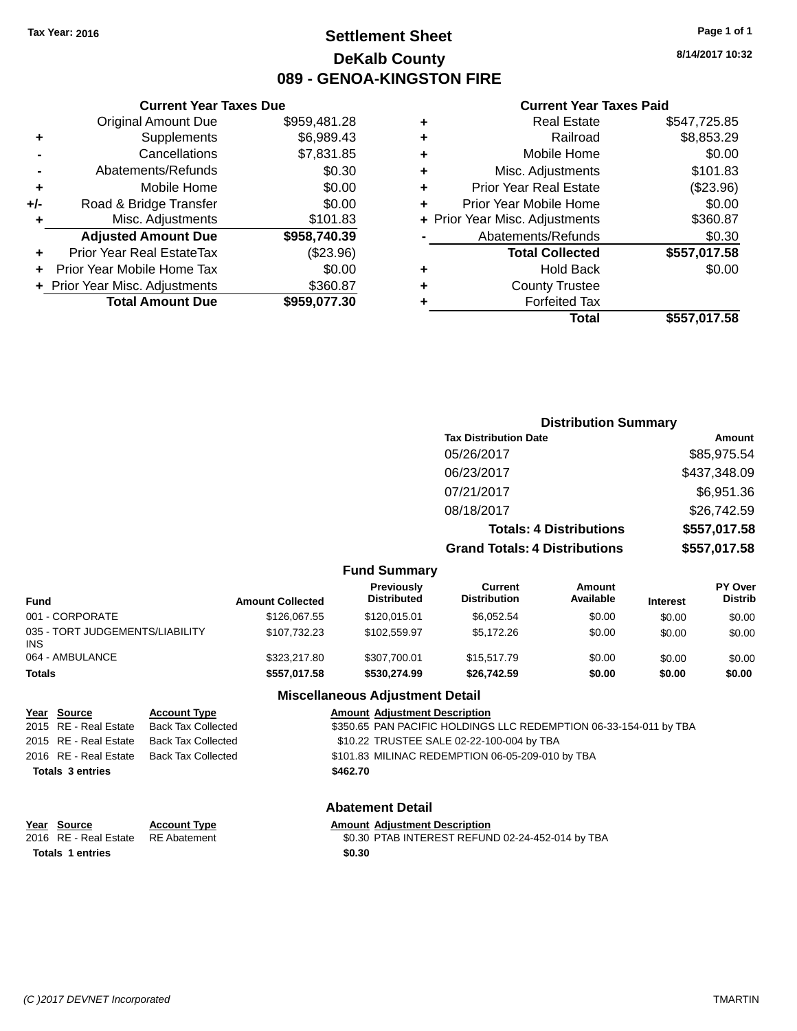Tax Year: 2016

# Settlement Sheet

## DeKalb County

## 089 - GENOA-KINGSTON FIRE

8/14/2017 10:32

### Current Year Taxes Due

| | | |
|---|---|---|
| | Original Amount Due | $959,481.28 |
| + | Supplements | $6,989.43 |
| - | Cancellations | $7,831.85 |
| - | Abatements/Refunds | $0.30 |
| + | Mobile Home | $0.00 |
| +/- | Road & Bridge Transfer | $0.00 |
| + | Misc. Adjustments | $101.83 |
| | **Adjusted Amount Due** | **$958,740.39** |
| + | Prior Year Real EstateTax | ($23.96) |
| + | Prior Year Mobile Home Tax | $0.00 |
| + | Prior Year Misc. Adjustments | $360.87 |
| | **Total Amount Due** | **$959,077.30** |

### Current Year Taxes Paid

| | | |
|---|---|---|
| + | Real Estate | $547,725.85 |
| + | Railroad | $8,853.29 |
| + | Mobile Home | $0.00 |
| + | Misc. Adjustments | $101.83 |
| + | Prior Year Real Estate | ($23.96) |
| + | Prior Year Mobile Home | $0.00 |
| + | Prior Year Misc. Adjustments | $360.87 |
| - | Abatements/Refunds | $0.30 |
| | **Total Collected** | **$557,017.58** |
| + | Hold Back | $0.00 |
| + | County Trustee | |
| + | Forfeited Tax | |
| | **Total** | **$557,017.58** |

### Distribution Summary

| Tax Distribution Date | Amount |
|---|---|
| 05/26/2017 | $85,975.54 |
| 06/23/2017 | $437,348.09 |
| 07/21/2017 | $6,951.36 |
| 08/18/2017 | $26,742.59 |
| **Totals: 4 Distributions** | **$557,017.58** |
| **Grand Totals: 4 Distributions** | **$557,017.58** |

### Fund Summary

| Fund | Amount Collected | Previously Distributed | Current Distribution | Amount Available | Interest | PY Over Distrib |
|---|---|---|---|---|---|---|
| 001 - CORPORATE | $126,067.55 | $120,015.01 | $6,052.54 | $0.00 | $0.00 | $0.00 |
| 035 - TORT JUDGEMENTS/LIABILITY INS | $107,732.23 | $102,559.97 | $5,172.26 | $0.00 | $0.00 | $0.00 |
| 064 - AMBULANCE | $323,217.80 | $307,700.01 | $15,517.79 | $0.00 | $0.00 | $0.00 |
| **Totals** | **$557,017.58** | **$530,274.99** | **$26,742.59** | **$0.00** | **$0.00** | **$0.00** |

### Miscellaneous Adjustment Detail

| Year | Source | Account Type | Amount | Adjustment Description |
|---|---|---|---|---|
| 2015 | RE - Real Estate | Back Tax Collected | $350.65 | PAN PACIFIC HOLDINGS LLC REDEMPTION 06-33-154-011 by TBA |
| 2015 | RE - Real Estate | Back Tax Collected | $10.22 | TRUSTEE SALE 02-22-100-004 by TBA |
| 2016 | RE - Real Estate | Back Tax Collected | $101.83 | MILINAC REDEMPTION 06-05-209-010 by TBA |
| **Totals 3 entries** | | | **$462.70** | |

### Abatement Detail

| Year | Source | Account Type | Amount | Adjustment Description |
|---|---|---|---|---|
| 2016 | RE - Real Estate | RE Abatement | $0.30 | PTAB INTEREST REFUND 02-24-452-014 by TBA |
| **Totals 1 entries** | | | **$0.30** | |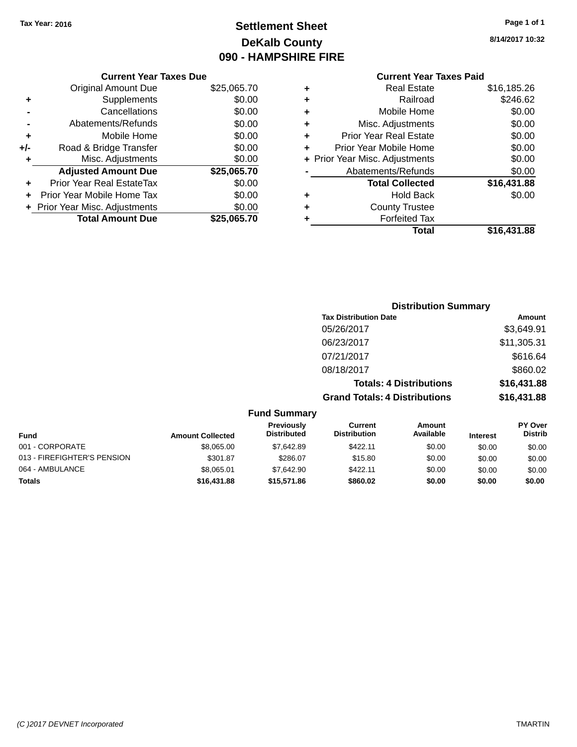Tax Year: 2016

# Settlement Sheet
## DeKalb County
## 090 - HAMPSHIRE FIRE

8/14/2017 10:32

### Current Year Taxes Due

| | | |
|---|---|---|
| | Original Amount Due | $25,065.70 |
| + | Supplements | $0.00 |
| - | Cancellations | $0.00 |
| - | Abatements/Refunds | $0.00 |
| + | Mobile Home | $0.00 |
| +/- | Road & Bridge Transfer | $0.00 |
| + | Misc. Adjustments | $0.00 |
| | **Adjusted Amount Due** | **$25,065.70** |
| + | Prior Year Real EstateTax | $0.00 |
| + | Prior Year Mobile Home Tax | $0.00 |
| + | Prior Year Misc. Adjustments | $0.00 |
| | **Total Amount Due** | **$25,065.70** |

### Current Year Taxes Paid

| | | |
|---|---|---|
| + | Real Estate | $16,185.26 |
| + | Railroad | $246.62 |
| + | Mobile Home | $0.00 |
| + | Misc. Adjustments | $0.00 |
| + | Prior Year Real Estate | $0.00 |
| + | Prior Year Mobile Home | $0.00 |
| + | Prior Year Misc. Adjustments | $0.00 |
| - | Abatements/Refunds | $0.00 |
| | **Total Collected** | **$16,431.88** |
| + | Hold Back | $0.00 |
| + | County Trustee | |
| + | Forfeited Tax | |
| | **Total** | **$16,431.88** |

### Distribution Summary

| Tax Distribution Date | Amount |
|---|---|
| 05/26/2017 | $3,649.91 |
| 06/23/2017 | $11,305.31 |
| 07/21/2017 | $616.64 |
| 08/18/2017 | $860.02 |
| **Totals: 4 Distributions** | **$16,431.88** |
| **Grand Totals: 4 Distributions** | **$16,431.88** |

### Fund Summary

| Fund | Amount Collected | Previously Distributed | Current Distribution | Amount Available | Interest | PY Over Distrib |
|---|---|---|---|---|---|---|
| 001 - CORPORATE | $8,065.00 | $7,642.89 | $422.11 | $0.00 | $0.00 | $0.00 |
| 013 - FIREFIGHTER'S PENSION | $301.87 | $286.07 | $15.80 | $0.00 | $0.00 | $0.00 |
| 064 - AMBULANCE | $8,065.01 | $7,642.90 | $422.11 | $0.00 | $0.00 | $0.00 |
| **Totals** | **$16,431.88** | **$15,571.86** | **$860.02** | **$0.00** | **$0.00** | **$0.00** |

(C )2017 DEVNET Incorporated — TMARTIN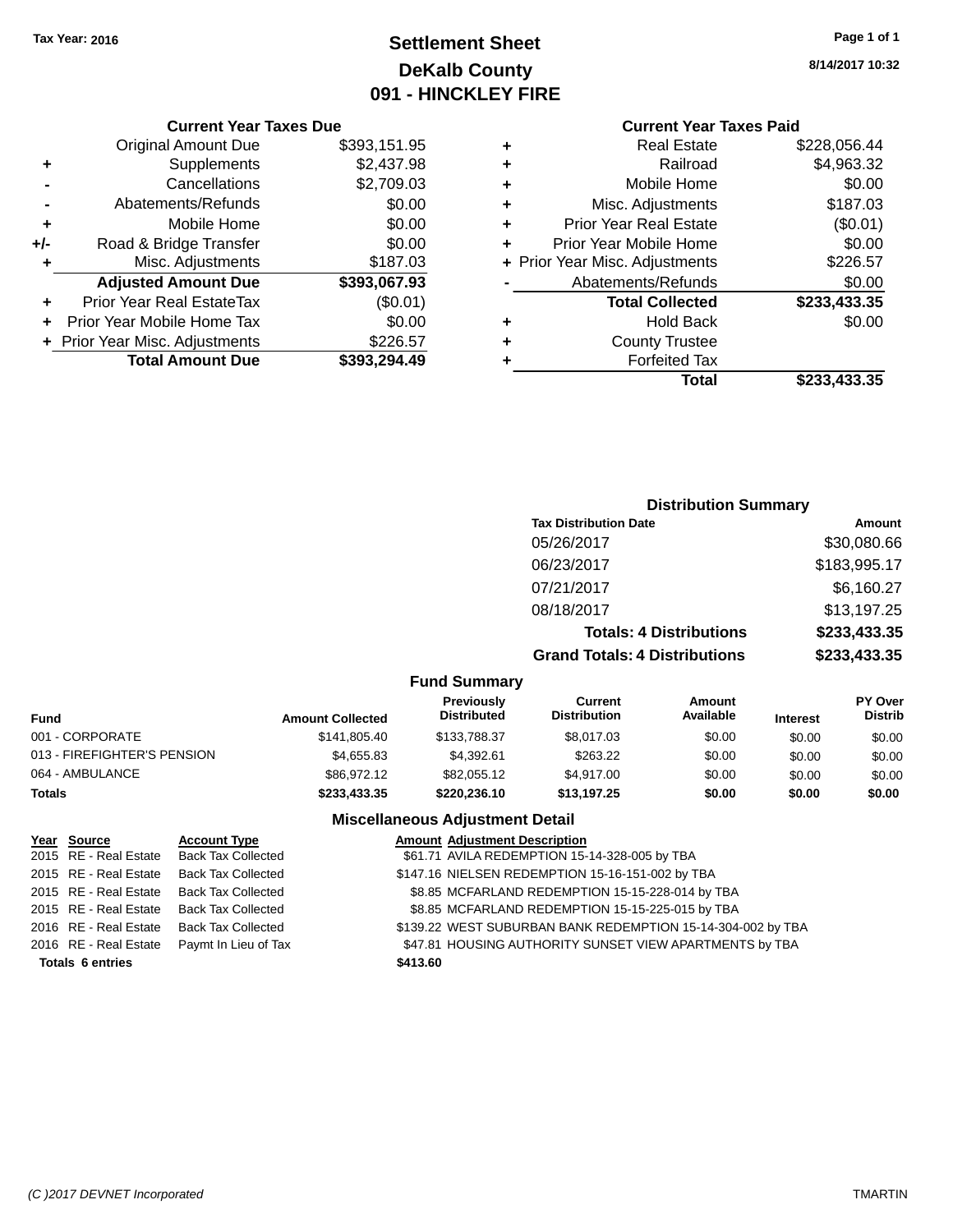Tax Year: 2016

# Settlement Sheet
## DeKalb County
## 091 - HINCKLEY FIRE

8/14/2017 10:32

### Current Year Taxes Due

| | | |
|---|---|---|
| | Original Amount Due | $393,151.95 |
| + | Supplements | $2,437.98 |
| - | Cancellations | $2,709.03 |
| - | Abatements/Refunds | $0.00 |
| + | Mobile Home | $0.00 |
| +/- | Road & Bridge Transfer | $0.00 |
| + | Misc. Adjustments | $187.03 |
| | **Adjusted Amount Due** | **$393,067.93** |
| + | Prior Year Real EstateTax | ($0.01) |
| + | Prior Year Mobile Home Tax | $0.00 |
| + | Prior Year Misc. Adjustments | $226.57 |
| | **Total Amount Due** | **$393,294.49** |

### Current Year Taxes Paid

| | | |
|---|---|---|
| + | Real Estate | $228,056.44 |
| + | Railroad | $4,963.32 |
| + | Mobile Home | $0.00 |
| + | Misc. Adjustments | $187.03 |
| + | Prior Year Real Estate | ($0.01) |
| + | Prior Year Mobile Home | $0.00 |
| + | Prior Year Misc. Adjustments | $226.57 |
| - | Abatements/Refunds | $0.00 |
| | **Total Collected** | **$233,433.35** |
| + | Hold Back | $0.00 |
| + | County Trustee | |
| + | Forfeited Tax | |
| | **Total** | **$233,433.35** |

### Distribution Summary

| Tax Distribution Date | Amount |
|---|---|
| 05/26/2017 | $30,080.66 |
| 06/23/2017 | $183,995.17 |
| 07/21/2017 | $6,160.27 |
| 08/18/2017 | $13,197.25 |
| **Totals: 4 Distributions** | **$233,433.35** |
| **Grand Totals: 4 Distributions** | **$233,433.35** |

### Fund Summary

| Fund | Amount Collected | Previously Distributed | Current Distribution | Amount Available | Interest | PY Over Distrib |
|---|---|---|---|---|---|---|
| 001 - CORPORATE | $141,805.40 | $133,788.37 | $8,017.03 | $0.00 | $0.00 | $0.00 |
| 013 - FIREFIGHTER'S PENSION | $4,655.83 | $4,392.61 | $263.22 | $0.00 | $0.00 | $0.00 |
| 064 - AMBULANCE | $86,972.12 | $82,055.12 | $4,917.00 | $0.00 | $0.00 | $0.00 |
| **Totals** | **$233,433.35** | **$220,236.10** | **$13,197.25** | **$0.00** | **$0.00** | **$0.00** |

### Miscellaneous Adjustment Detail

| Year | Source | Account Type | Amount | Adjustment Description |
|---|---|---|---|---|
| 2015 | RE - Real Estate | Back Tax Collected | $61.71 | AVILA REDEMPTION 15-14-328-005 by TBA |
| 2015 | RE - Real Estate | Back Tax Collected | $147.16 | NIELSEN REDEMPTION 15-16-151-002 by TBA |
| 2015 | RE - Real Estate | Back Tax Collected | $8.85 | MCFARLAND REDEMPTION 15-15-228-014 by TBA |
| 2015 | RE - Real Estate | Back Tax Collected | $8.85 | MCFARLAND REDEMPTION 15-15-225-015 by TBA |
| 2016 | RE - Real Estate | Back Tax Collected | $139.22 | WEST SUBURBAN BANK REDEMPTION 15-14-304-002 by TBA |
| 2016 | RE - Real Estate | Paymt In Lieu of Tax | $47.81 | HOUSING AUTHORITY SUNSET VIEW APARTMENTS by TBA |
| **Totals** | **6 entries** | | **$413.60** | |

(C )2017 DEVNET Incorporated TMARTIN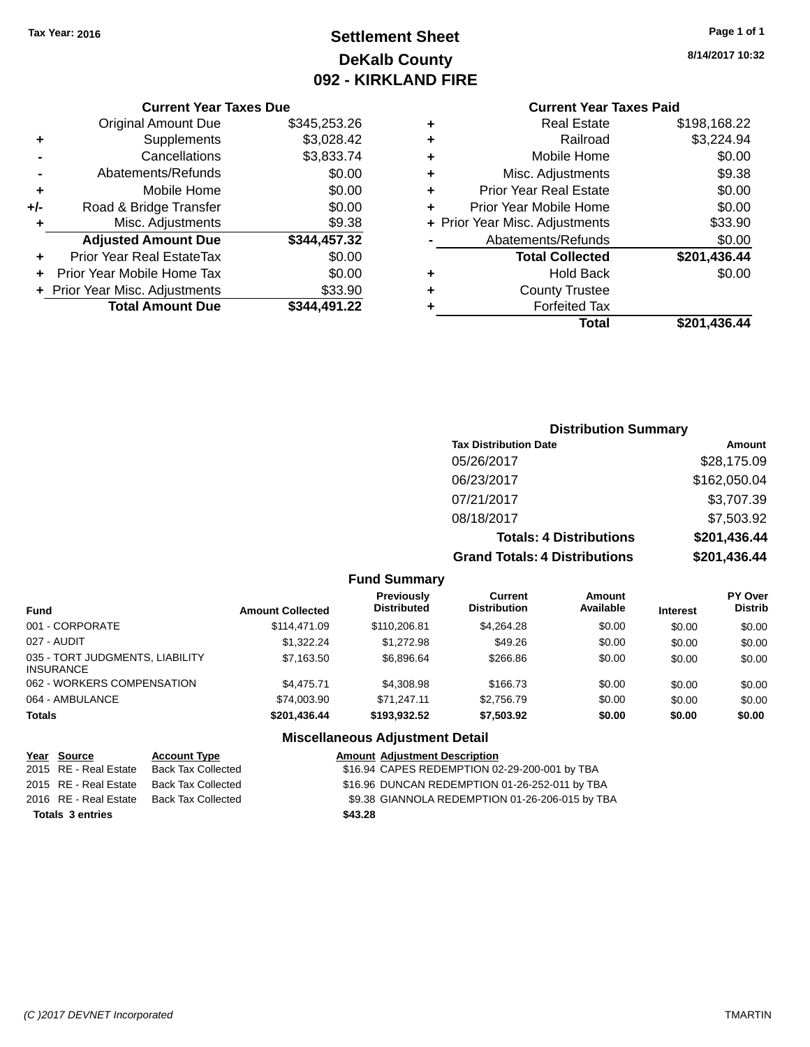Tax Year: 2016

# Settlement Sheet

## DeKalb County

## 092 - KIRKLAND FIRE

8/14/2017 10:32

### Current Year Taxes Due

| | | |
|---|---|---|
| | Original Amount Due | $345,253.26 |
| + | Supplements | $3,028.42 |
| - | Cancellations | $3,833.74 |
| - | Abatements/Refunds | $0.00 |
| + | Mobile Home | $0.00 |
| +/- | Road & Bridge Transfer | $0.00 |
| + | Misc. Adjustments | $9.38 |
| | **Adjusted Amount Due** | **$344,457.32** |
| + | Prior Year Real EstateTax | $0.00 |
| + | Prior Year Mobile Home Tax | $0.00 |
| + | Prior Year Misc. Adjustments | $33.90 |
| | **Total Amount Due** | **$344,491.22** |

### Current Year Taxes Paid

| | | |
|---|---|---|
| + | Real Estate | $198,168.22 |
| + | Railroad | $3,224.94 |
| + | Mobile Home | $0.00 |
| + | Misc. Adjustments | $9.38 |
| + | Prior Year Real Estate | $0.00 |
| + | Prior Year Mobile Home | $0.00 |
| + | Prior Year Misc. Adjustments | $33.90 |
| - | Abatements/Refunds | $0.00 |
| | **Total Collected** | **$201,436.44** |
| + | Hold Back | $0.00 |
| + | County Trustee | |
| + | Forfeited Tax | |
| | **Total** | **$201,436.44** |

### Distribution Summary

| Tax Distribution Date | Amount |
|---|---|
| 05/26/2017 | $28,175.09 |
| 06/23/2017 | $162,050.04 |
| 07/21/2017 | $3,707.39 |
| 08/18/2017 | $7,503.92 |
| **Totals: 4 Distributions** | **$201,436.44** |
| **Grand Totals: 4 Distributions** | **$201,436.44** |

### Fund Summary

| Fund | Amount Collected | Previously Distributed | Current Distribution | Amount Available | Interest | PY Over Distrib |
|---|---|---|---|---|---|---|
| 001 - CORPORATE | $114,471.09 | $110,206.81 | $4,264.28 | $0.00 | $0.00 | $0.00 |
| 027 - AUDIT | $1,322.24 | $1,272.98 | $49.26 | $0.00 | $0.00 | $0.00 |
| 035 - TORT JUDGMENTS, LIABILITY INSURANCE | $7,163.50 | $6,896.64 | $266.86 | $0.00 | $0.00 | $0.00 |
| 062 - WORKERS COMPENSATION | $4,475.71 | $4,308.98 | $166.73 | $0.00 | $0.00 | $0.00 |
| 064 - AMBULANCE | $74,003.90 | $71,247.11 | $2,756.79 | $0.00 | $0.00 | $0.00 |
| **Totals** | **$201,436.44** | **$193,932.52** | **$7,503.92** | **$0.00** | **$0.00** | **$0.00** |

### Miscellaneous Adjustment Detail

| Year | Source | Account Type | Amount | Adjustment Description |
|---|---|---|---|---|
| 2015 | RE - Real Estate | Back Tax Collected | $16.94 | CAPES REDEMPTION 02-29-200-001 by TBA |
| 2015 | RE - Real Estate | Back Tax Collected | $16.96 | DUNCAN REDEMPTION 01-26-252-011 by TBA |
| 2016 | RE - Real Estate | Back Tax Collected | $9.38 | GIANNOLA REDEMPTION 01-26-206-015 by TBA |
| **Totals 3 entries** | | | **$43.28** | |

(C )2017 DEVNET Incorporated TMARTIN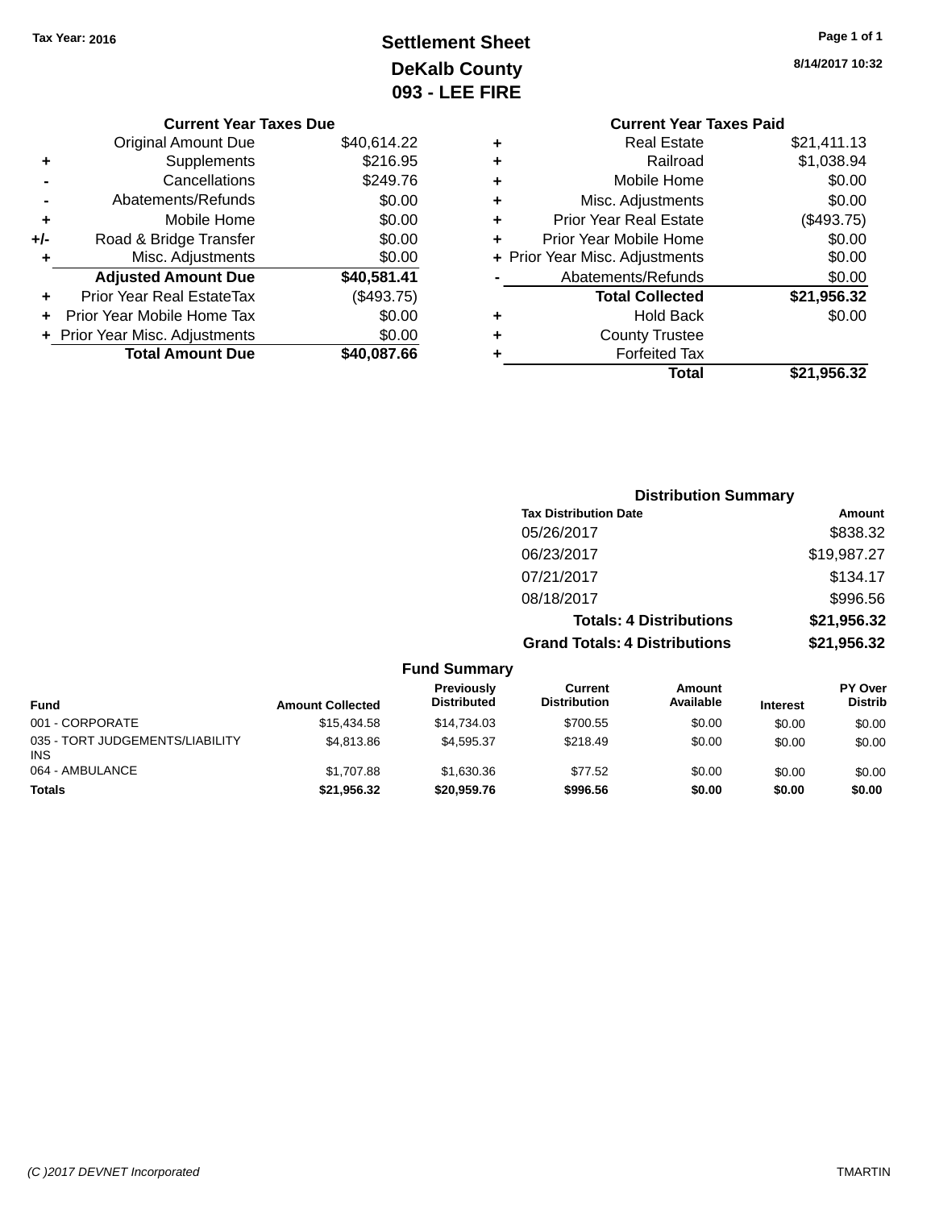Tax Year: 2016

# Settlement Sheet
## DeKalb County
## 093 - LEE FIRE

8/14/2017 10:32

### Current Year Taxes Due

| | | |
|---|---|---|
| | Original Amount Due | $40,614.22 |
| + | Supplements | $216.95 |
| - | Cancellations | $249.76 |
| - | Abatements/Refunds | $0.00 |
| + | Mobile Home | $0.00 |
| +/- | Road & Bridge Transfer | $0.00 |
| + | Misc. Adjustments | $0.00 |
| | **Adjusted Amount Due** | **$40,581.41** |
| + | Prior Year Real EstateTax | ($493.75) |
| + | Prior Year Mobile Home Tax | $0.00 |
| + | Prior Year Misc. Adjustments | $0.00 |
| | **Total Amount Due** | **$40,087.66** |

### Current Year Taxes Paid

| | | |
|---|---|---|
| + | Real Estate | $21,411.13 |
| + | Railroad | $1,038.94 |
| + | Mobile Home | $0.00 |
| + | Misc. Adjustments | $0.00 |
| + | Prior Year Real Estate | ($493.75) |
| + | Prior Year Mobile Home | $0.00 |
| + | Prior Year Misc. Adjustments | $0.00 |
| - | Abatements/Refunds | $0.00 |
| | **Total Collected** | **$21,956.32** |
| + | Hold Back | $0.00 |
| + | County Trustee | |
| + | Forfeited Tax | |
| | **Total** | **$21,956.32** |

### Distribution Summary

| Tax Distribution Date | Amount |
|---|---|
| 05/26/2017 | $838.32 |
| 06/23/2017 | $19,987.27 |
| 07/21/2017 | $134.17 |
| 08/18/2017 | $996.56 |
| **Totals: 4 Distributions** | **$21,956.32** |
| **Grand Totals: 4 Distributions** | **$21,956.32** |

### Fund Summary

| Fund | Amount Collected | Previously Distributed | Current Distribution | Amount Available | Interest | PY Over Distrib |
|---|---|---|---|---|---|---|
| 001 - CORPORATE | $15,434.58 | $14,734.03 | $700.55 | $0.00 | $0.00 | $0.00 |
| 035 - TORT JUDGEMENTS/LIABILITY INS | $4,813.86 | $4,595.37 | $218.49 | $0.00 | $0.00 | $0.00 |
| 064 - AMBULANCE | $1,707.88 | $1,630.36 | $77.52 | $0.00 | $0.00 | $0.00 |
| **Totals** | **$21,956.32** | **$20,959.76** | **$996.56** | **$0.00** | **$0.00** | **$0.00** |

(C )2017 DEVNET Incorporated TMARTIN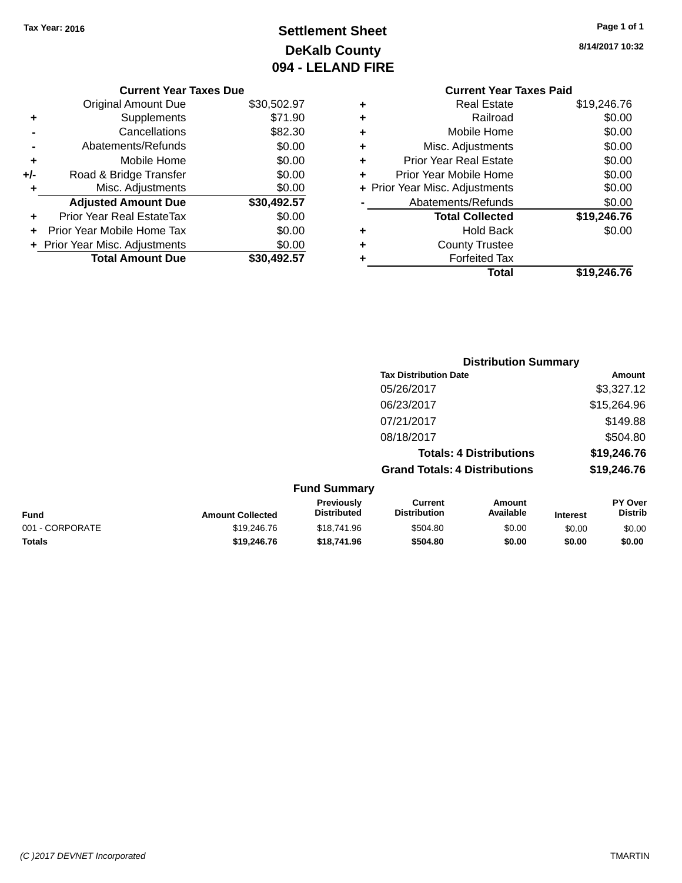Tax Year: 2016

# Settlement Sheet
## DeKalb County
## 094 - LELAND FIRE

8/14/2017 10:32

### Current Year Taxes Due

| | | |
|---|---|---|
| | Original Amount Due | $30,502.97 |
| + | Supplements | $71.90 |
| - | Cancellations | $82.30 |
| - | Abatements/Refunds | $0.00 |
| + | Mobile Home | $0.00 |
| +/- | Road & Bridge Transfer | $0.00 |
| + | Misc. Adjustments | $0.00 |
| | **Adjusted Amount Due** | **$30,492.57** |
| + | Prior Year Real EstateTax | $0.00 |
| + | Prior Year Mobile Home Tax | $0.00 |
| + | Prior Year Misc. Adjustments | $0.00 |
| | **Total Amount Due** | **$30,492.57** |

### Current Year Taxes Paid

| | | |
|---|---|---|
| + | Real Estate | $19,246.76 |
| + | Railroad | $0.00 |
| + | Mobile Home | $0.00 |
| + | Misc. Adjustments | $0.00 |
| + | Prior Year Real Estate | $0.00 |
| + | Prior Year Mobile Home | $0.00 |
| + | Prior Year Misc. Adjustments | $0.00 |
| - | Abatements/Refunds | $0.00 |
| | **Total Collected** | **$19,246.76** |
| + | Hold Back | $0.00 |
| + | County Trustee | |
| + | Forfeited Tax | |
| | **Total** | **$19,246.76** |

### Distribution Summary

| Tax Distribution Date | Amount |
|---|---|
| 05/26/2017 | $3,327.12 |
| 06/23/2017 | $15,264.96 |
| 07/21/2017 | $149.88 |
| 08/18/2017 | $504.80 |
| **Totals: 4 Distributions** | **$19,246.76** |
| **Grand Totals: 4 Distributions** | **$19,246.76** |

### Fund Summary

| Fund | Amount Collected | Previously Distributed | Current Distribution | Amount Available | Interest | PY Over Distrib |
|---|---|---|---|---|---|---|
| 001 - CORPORATE | $19,246.76 | $18,741.96 | $504.80 | $0.00 | $0.00 | $0.00 |
| **Totals** | **$19,246.76** | **$18,741.96** | **$504.80** | **$0.00** | **$0.00** | **$0.00** |

(C )2017 DEVNET Incorporated

TMARTIN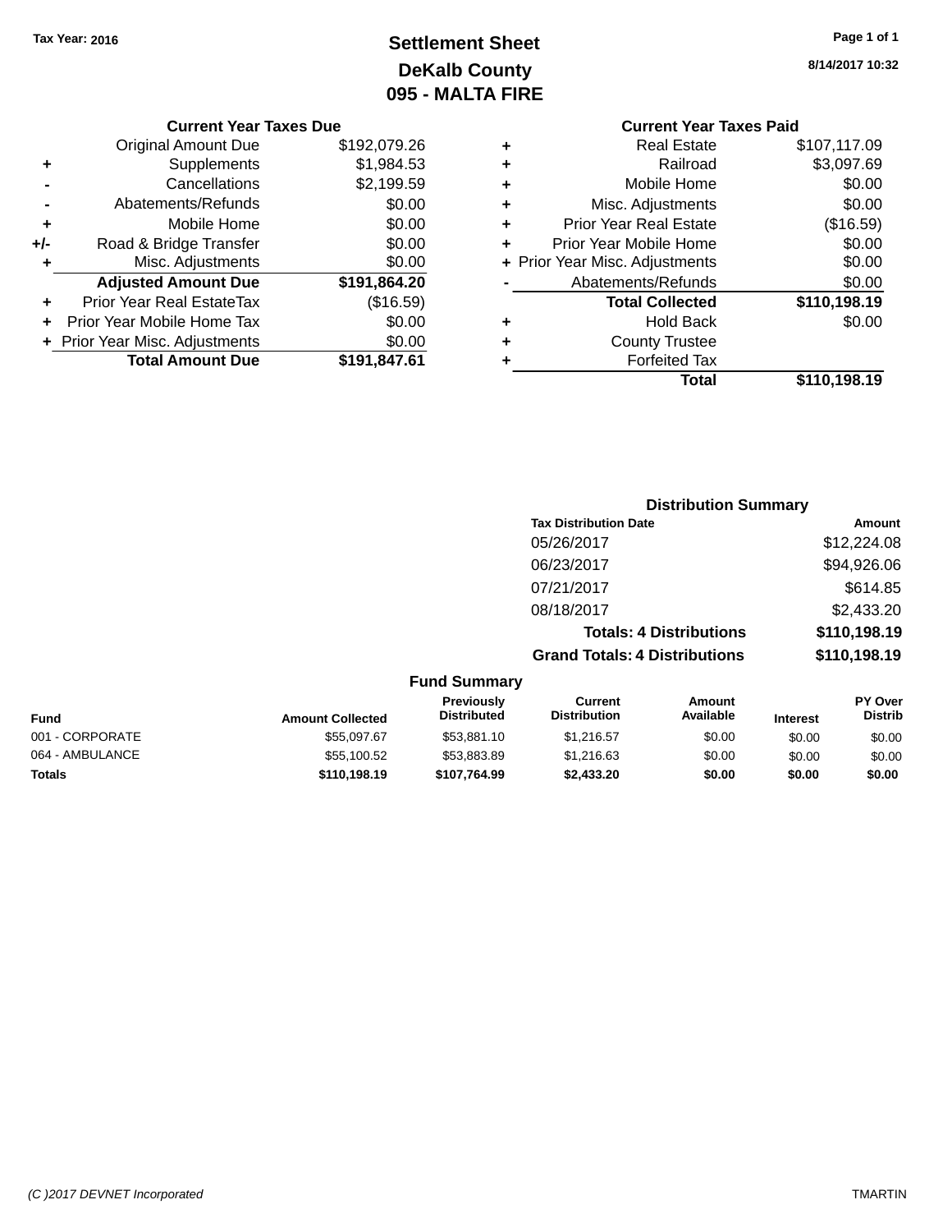Tax Year: 2016

# Settlement Sheet
## DeKalb County
## 095 - MALTA FIRE

8/14/2017 10:32

### Current Year Taxes Due

| | | |
|---|---|---|
| | Original Amount Due | $192,079.26 |
| + | Supplements | $1,984.53 |
| - | Cancellations | $2,199.59 |
| - | Abatements/Refunds | $0.00 |
| + | Mobile Home | $0.00 |
| +/- | Road & Bridge Transfer | $0.00 |
| + | Misc. Adjustments | $0.00 |
| | **Adjusted Amount Due** | **$191,864.20** |
| + | Prior Year Real EstateTax | ($16.59) |
| + | Prior Year Mobile Home Tax | $0.00 |
| + | Prior Year Misc. Adjustments | $0.00 |
| | **Total Amount Due** | **$191,847.61** |

### Current Year Taxes Paid

| | | |
|---|---|---|
| + | Real Estate | $107,117.09 |
| + | Railroad | $3,097.69 |
| + | Mobile Home | $0.00 |
| + | Misc. Adjustments | $0.00 |
| + | Prior Year Real Estate | ($16.59) |
| + | Prior Year Mobile Home | $0.00 |
| + | Prior Year Misc. Adjustments | $0.00 |
| - | Abatements/Refunds | $0.00 |
| | **Total Collected** | **$110,198.19** |
| + | Hold Back | $0.00 |
| + | County Trustee | |
| + | Forfeited Tax | |
| | **Total** | **$110,198.19** |

### Distribution Summary

| Tax Distribution Date | Amount |
|---|---|
| 05/26/2017 | $12,224.08 |
| 06/23/2017 | $94,926.06 |
| 07/21/2017 | $614.85 |
| 08/18/2017 | $2,433.20 |
| **Totals: 4 Distributions** | **$110,198.19** |
| **Grand Totals: 4 Distributions** | **$110,198.19** |

### Fund Summary

| Fund | Amount Collected | Previously Distributed | Current Distribution | Amount Available | Interest | PY Over Distrib |
|---|---|---|---|---|---|---|
| 001 - CORPORATE | $55,097.67 | $53,881.10 | $1,216.57 | $0.00 | $0.00 | $0.00 |
| 064 - AMBULANCE | $55,100.52 | $53,883.89 | $1,216.63 | $0.00 | $0.00 | $0.00 |
| **Totals** | **$110,198.19** | **$107,764.99** | **$2,433.20** | **$0.00** | **$0.00** | **$0.00** |

(C )2017 DEVNET Incorporated TMARTIN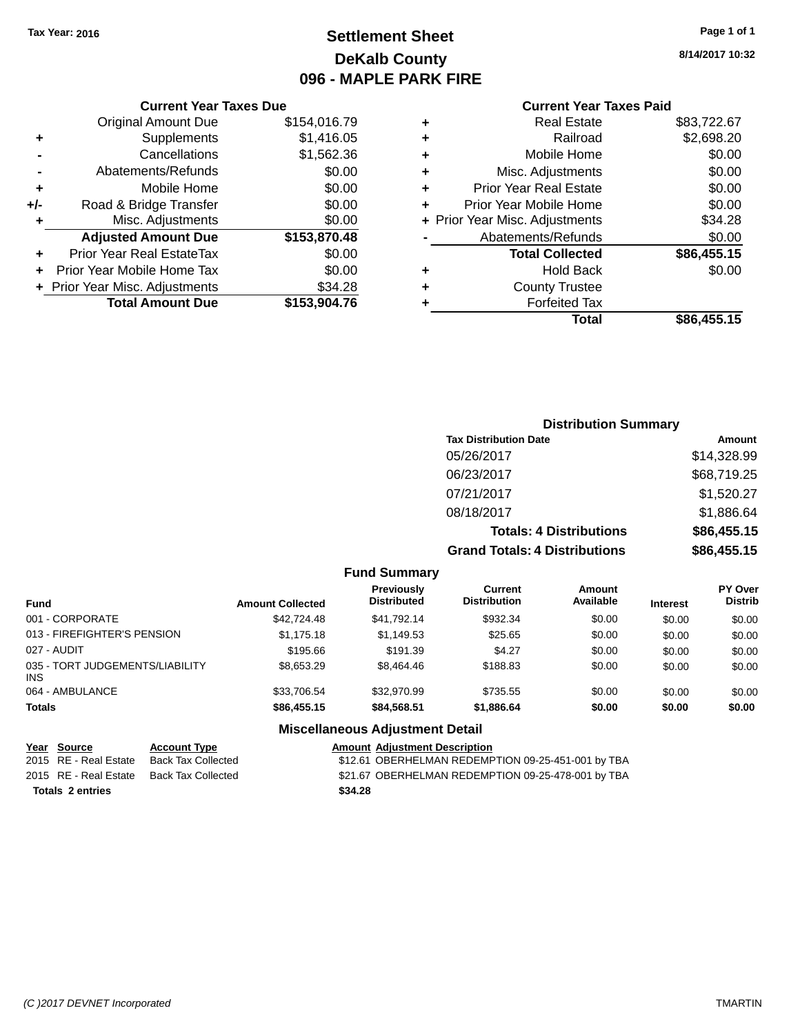Tax Year: 2016

# Settlement Sheet
## DeKalb County
## 096 - MAPLE PARK FIRE

8/14/2017 10:32

### Current Year Taxes Due

| | | |
|---|---|---|
| | Original Amount Due | $154,016.79 |
| + | Supplements | $1,416.05 |
| - | Cancellations | $1,562.36 |
| - | Abatements/Refunds | $0.00 |
| + | Mobile Home | $0.00 |
| +/- | Road & Bridge Transfer | $0.00 |
| + | Misc. Adjustments | $0.00 |
| | **Adjusted Amount Due** | **$153,870.48** |
| + | Prior Year Real EstateTax | $0.00 |
| + | Prior Year Mobile Home Tax | $0.00 |
| + | Prior Year Misc. Adjustments | $34.28 |
| | **Total Amount Due** | **$153,904.76** |

### Current Year Taxes Paid

| | | |
|---|---|---|
| + | Real Estate | $83,722.67 |
| + | Railroad | $2,698.20 |
| + | Mobile Home | $0.00 |
| + | Misc. Adjustments | $0.00 |
| + | Prior Year Real Estate | $0.00 |
| + | Prior Year Mobile Home | $0.00 |
| + | Prior Year Misc. Adjustments | $34.28 |
| - | Abatements/Refunds | $0.00 |
| | **Total Collected** | **$86,455.15** |
| + | Hold Back | $0.00 |
| + | County Trustee | |
| + | Forfeited Tax | |
| | **Total** | **$86,455.15** |

### Distribution Summary

| Tax Distribution Date | Amount |
|---|---|
| 05/26/2017 | $14,328.99 |
| 06/23/2017 | $68,719.25 |
| 07/21/2017 | $1,520.27 |
| 08/18/2017 | $1,886.64 |
| **Totals: 4 Distributions** | **$86,455.15** |
| **Grand Totals: 4 Distributions** | **$86,455.15** |

### Fund Summary

| Fund | Amount Collected | Previously Distributed | Current Distribution | Amount Available | Interest | PY Over Distrib |
|---|---|---|---|---|---|---|
| 001 - CORPORATE | $42,724.48 | $41,792.14 | $932.34 | $0.00 | $0.00 | $0.00 |
| 013 - FIREFIGHTER'S PENSION | $1,175.18 | $1,149.53 | $25.65 | $0.00 | $0.00 | $0.00 |
| 027 - AUDIT | $195.66 | $191.39 | $4.27 | $0.00 | $0.00 | $0.00 |
| 035 - TORT JUDGEMENTS/LIABILITY INS | $8,653.29 | $8,464.46 | $188.83 | $0.00 | $0.00 | $0.00 |
| 064 - AMBULANCE | $33,706.54 | $32,970.99 | $735.55 | $0.00 | $0.00 | $0.00 |
| **Totals** | **$86,455.15** | **$84,568.51** | **$1,886.64** | **$0.00** | **$0.00** | **$0.00** |

### Miscellaneous Adjustment Detail

| Year | Source | Account Type | Amount | Adjustment Description |
|---|---|---|---|---|
| 2015 | RE - Real Estate | Back Tax Collected | $12.61 | OBERHELMAN REDEMPTION 09-25-451-001 by TBA |
| 2015 | RE - Real Estate | Back Tax Collected | $21.67 | OBERHELMAN REDEMPTION 09-25-478-001 by TBA |
| **Totals 2 entries** | | | **$34.28** | |

(C )2017 DEVNET Incorporated

TMARTIN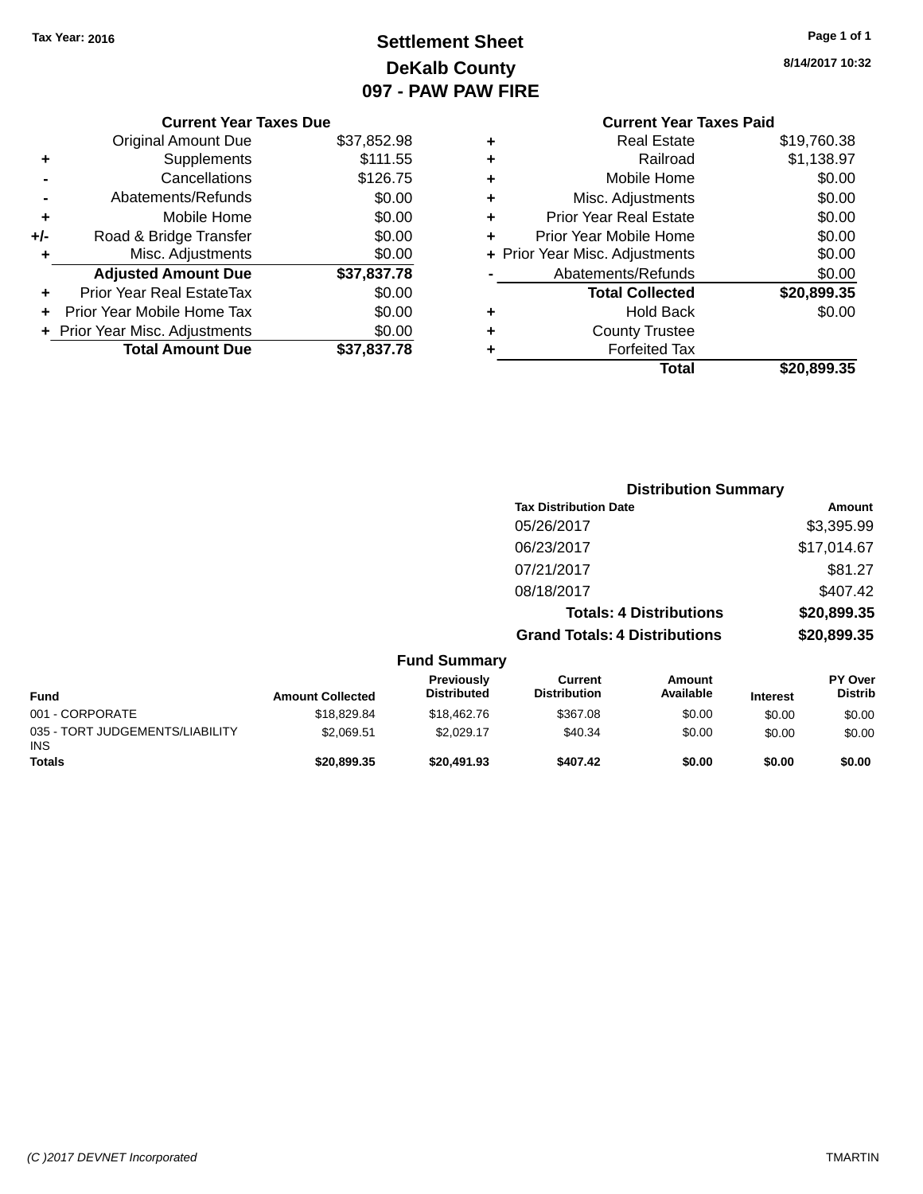Tax Year: 2016

# Settlement Sheet
## DeKalb County
## 097 - PAW PAW FIRE

8/14/2017 10:32

**Current Year Taxes Due**

| | | |
|---|---|---|
| | Original Amount Due | $37,852.98 |
| + | Supplements | $111.55 |
| - | Cancellations | $126.75 |
| - | Abatements/Refunds | $0.00 |
| + | Mobile Home | $0.00 |
| +/- | Road & Bridge Transfer | $0.00 |
| + | Misc. Adjustments | $0.00 |
| | **Adjusted Amount Due** | **$37,837.78** |
| + | Prior Year Real EstateTax | $0.00 |
| + | Prior Year Mobile Home Tax | $0.00 |
| + | Prior Year Misc. Adjustments | $0.00 |
| | **Total Amount Due** | **$37,837.78** |

**Current Year Taxes Paid**

| | | |
|---|---|---|
| + | Real Estate | $19,760.38 |
| + | Railroad | $1,138.97 |
| + | Mobile Home | $0.00 |
| + | Misc. Adjustments | $0.00 |
| + | Prior Year Real Estate | $0.00 |
| + | Prior Year Mobile Home | $0.00 |
| + | Prior Year Misc. Adjustments | $0.00 |
| - | Abatements/Refunds | $0.00 |
| | **Total Collected** | **$20,899.35** |
| + | Hold Back | $0.00 |
| + | County Trustee | |
| + | Forfeited Tax | |
| | **Total** | **$20,899.35** |

**Distribution Summary**

| Tax Distribution Date | Amount |
|---|---|
| 05/26/2017 | $3,395.99 |
| 06/23/2017 | $17,014.67 |
| 07/21/2017 | $81.27 |
| 08/18/2017 | $407.42 |
| **Totals: 4 Distributions** | **$20,899.35** |
| **Grand Totals: 4 Distributions** | **$20,899.35** |

**Fund Summary**

| Fund | Amount Collected | Previously Distributed | Current Distribution | Amount Available | Interest | PY Over Distrib |
|---|---|---|---|---|---|---|
| 001 - CORPORATE | $18,829.84 | $18,462.76 | $367.08 | $0.00 | $0.00 | $0.00 |
| 035 - TORT JUDGEMENTS/LIABILITY INS | $2,069.51 | $2,029.17 | $40.34 | $0.00 | $0.00 | $0.00 |
| **Totals** | **$20,899.35** | **$20,491.93** | **$407.42** | **$0.00** | **$0.00** | **$0.00** |

(C )2017 DEVNET Incorporated TMARTIN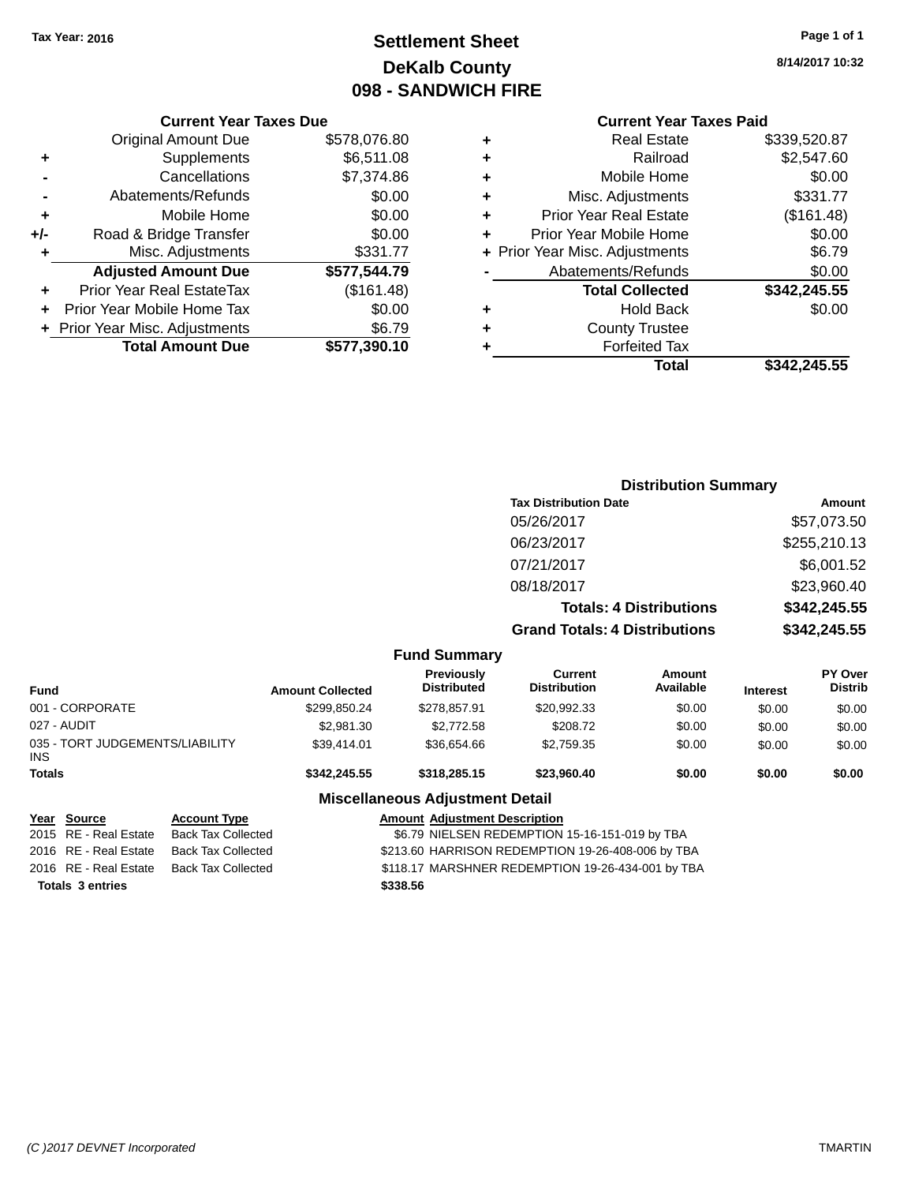Tax Year: 2016

# Settlement Sheet
## DeKalb County
## 098 - SANDWICH FIRE

8/14/2017 10:32

### Current Year Taxes Due

| | | |
|---|---|---|
| | Original Amount Due | $578,076.80 |
| + | Supplements | $6,511.08 |
| - | Cancellations | $7,374.86 |
| - | Abatements/Refunds | $0.00 |
| + | Mobile Home | $0.00 |
| +/- | Road & Bridge Transfer | $0.00 |
| + | Misc. Adjustments | $331.77 |
| | **Adjusted Amount Due** | **$577,544.79** |
| + | Prior Year Real EstateTax | ($161.48) |
| + | Prior Year Mobile Home Tax | $0.00 |
| + | Prior Year Misc. Adjustments | $6.79 |
| | **Total Amount Due** | **$577,390.10** |

### Current Year Taxes Paid

| | | |
|---|---|---|
| + | Real Estate | $339,520.87 |
| + | Railroad | $2,547.60 |
| + | Mobile Home | $0.00 |
| + | Misc. Adjustments | $331.77 |
| + | Prior Year Real Estate | ($161.48) |
| + | Prior Year Mobile Home | $0.00 |
| + | Prior Year Misc. Adjustments | $6.79 |
| - | Abatements/Refunds | $0.00 |
| | **Total Collected** | **$342,245.55** |
| + | Hold Back | $0.00 |
| + | County Trustee | |
| + | Forfeited Tax | |
| | **Total** | **$342,245.55** |

### Distribution Summary

| Tax Distribution Date | Amount |
|---|---|
| 05/26/2017 | $57,073.50 |
| 06/23/2017 | $255,210.13 |
| 07/21/2017 | $6,001.52 |
| 08/18/2017 | $23,960.40 |
| **Totals: 4 Distributions** | **$342,245.55** |
| **Grand Totals: 4 Distributions** | **$342,245.55** |

### Fund Summary

| Fund | Amount Collected | Previously Distributed | Current Distribution | Amount Available | Interest | PY Over Distrib |
|---|---|---|---|---|---|---|
| 001 - CORPORATE | $299,850.24 | $278,857.91 | $20,992.33 | $0.00 | $0.00 | $0.00 |
| 027 - AUDIT | $2,981.30 | $2,772.58 | $208.72 | $0.00 | $0.00 | $0.00 |
| 035 - TORT JUDGEMENTS/LIABILITY INS | $39,414.01 | $36,654.66 | $2,759.35 | $0.00 | $0.00 | $0.00 |
| **Totals** | **$342,245.55** | **$318,285.15** | **$23,960.40** | **$0.00** | **$0.00** | **$0.00** |

### Miscellaneous Adjustment Detail

| Year | Source | Account Type | Amount | Adjustment Description |
|---|---|---|---|---|
| 2015 | RE - Real Estate | Back Tax Collected | $6.79 | NIELSEN REDEMPTION 15-16-151-019 by TBA |
| 2016 | RE - Real Estate | Back Tax Collected | $213.60 | HARRISON REDEMPTION 19-26-408-006 by TBA |
| 2016 | RE - Real Estate | Back Tax Collected | $118.17 | MARSHNER REDEMPTION 19-26-434-001 by TBA |
| **Totals** | **3 entries** | | **$338.56** | |

(C )2017 DEVNET Incorporated TMARTIN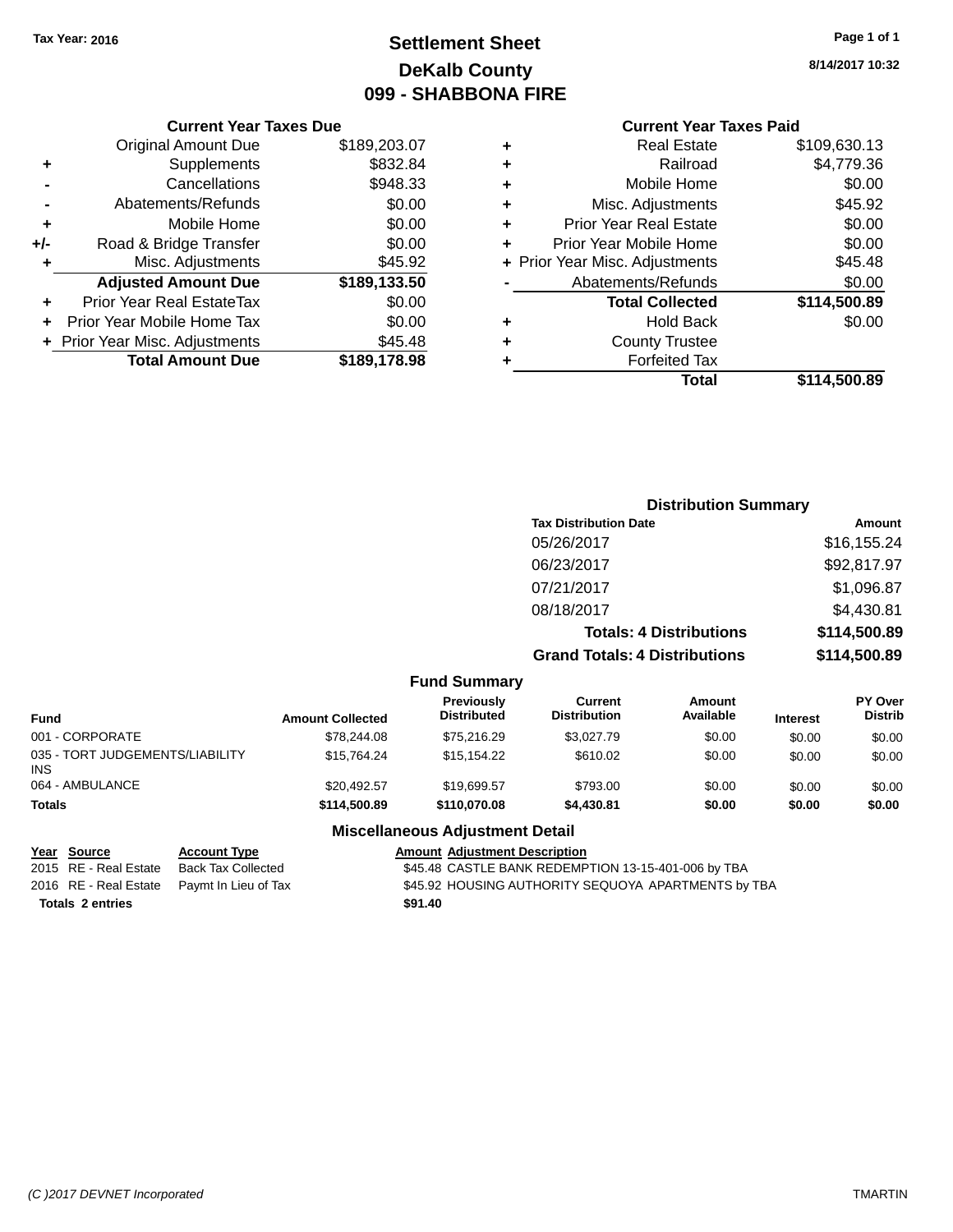Tax Year: 2016

# Settlement Sheet
## DeKalb County
## 099 - SHABBONA FIRE

8/14/2017 10:32

### Current Year Taxes Due

| | | |
|---|---|---|
| | Original Amount Due | $189,203.07 |
| + | Supplements | $832.84 |
| - | Cancellations | $948.33 |
| - | Abatements/Refunds | $0.00 |
| + | Mobile Home | $0.00 |
| +/- | Road & Bridge Transfer | $0.00 |
| + | Misc. Adjustments | $45.92 |
| | **Adjusted Amount Due** | **$189,133.50** |
| + | Prior Year Real EstateTax | $0.00 |
| + | Prior Year Mobile Home Tax | $0.00 |
| + | Prior Year Misc. Adjustments | $45.48 |
| | **Total Amount Due** | **$189,178.98** |

### Current Year Taxes Paid

| | | |
|---|---|---|
| + | Real Estate | $109,630.13 |
| + | Railroad | $4,779.36 |
| + | Mobile Home | $0.00 |
| + | Misc. Adjustments | $45.92 |
| + | Prior Year Real Estate | $0.00 |
| + | Prior Year Mobile Home | $0.00 |
| + | Prior Year Misc. Adjustments | $45.48 |
| - | Abatements/Refunds | $0.00 |
| | **Total Collected** | **$114,500.89** |
| + | Hold Back | $0.00 |
| + | County Trustee | |
| + | Forfeited Tax | |
| | **Total** | **$114,500.89** |

### Distribution Summary

| Tax Distribution Date | Amount |
|---|---|
| 05/26/2017 | $16,155.24 |
| 06/23/2017 | $92,817.97 |
| 07/21/2017 | $1,096.87 |
| 08/18/2017 | $4,430.81 |
| **Totals: 4 Distributions** | **$114,500.89** |
| **Grand Totals: 4 Distributions** | **$114,500.89** |

### Fund Summary

| Fund | Amount Collected | Previously Distributed | Current Distribution | Amount Available | Interest | PY Over Distrib |
|---|---|---|---|---|---|---|
| 001 - CORPORATE | $78,244.08 | $75,216.29 | $3,027.79 | $0.00 | $0.00 | $0.00 |
| 035 - TORT JUDGEMENTS/LIABILITY INS | $15,764.24 | $15,154.22 | $610.02 | $0.00 | $0.00 | $0.00 |
| 064 - AMBULANCE | $20,492.57 | $19,699.57 | $793.00 | $0.00 | $0.00 | $0.00 |
| **Totals** | **$114,500.89** | **$110,070.08** | **$4,430.81** | **$0.00** | **$0.00** | **$0.00** |

### Miscellaneous Adjustment Detail

| Year | Source | Account Type | Amount | Adjustment Description |
|---|---|---|---|---|
| 2015 | RE - Real Estate | Back Tax Collected | $45.48 | CASTLE BANK REDEMPTION 13-15-401-006 by TBA |
| 2016 | RE - Real Estate | Paymt In Lieu of Tax | $45.92 | HOUSING AUTHORITY SEQUOYA APARTMENTS by TBA |
| **Totals** | **2 entries** | | **$91.40** | |

(C )2017 DEVNET Incorporated TMARTIN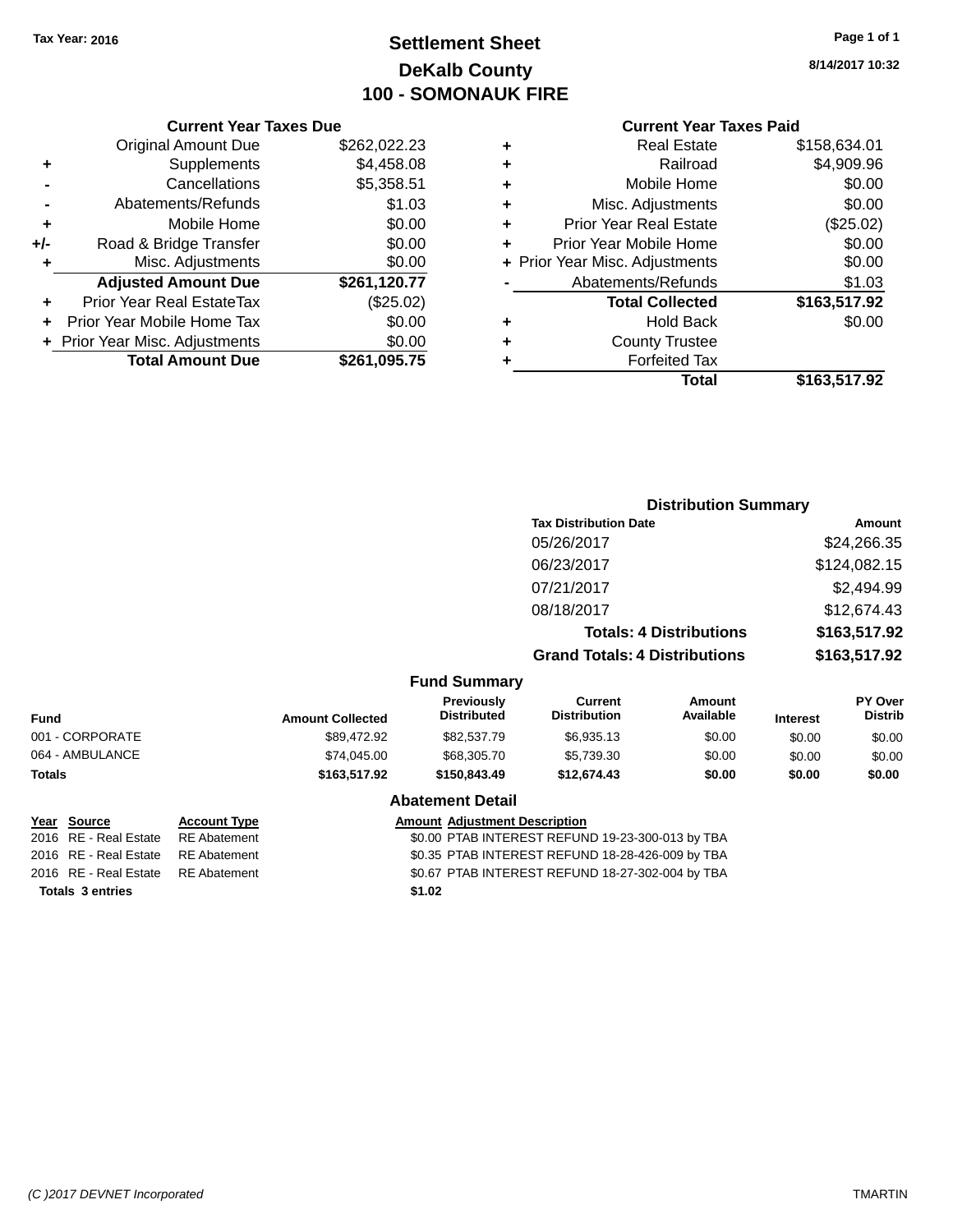Tax Year: 2016

# Settlement Sheet

## DeKalb County

## 100 - SOMONAUK FIRE

8/14/2017 10:32

### Current Year Taxes Due

| | | |
|---|---|---|
| | Original Amount Due | $262,022.23 |
| + | Supplements | $4,458.08 |
| - | Cancellations | $5,358.51 |
| - | Abatements/Refunds | $1.03 |
| + | Mobile Home | $0.00 |
| +/- | Road & Bridge Transfer | $0.00 |
| + | Misc. Adjustments | $0.00 |
| | **Adjusted Amount Due** | **$261,120.77** |
| + | Prior Year Real EstateTax | ($25.02) |
| + | Prior Year Mobile Home Tax | $0.00 |
| + | Prior Year Misc. Adjustments | $0.00 |
| | **Total Amount Due** | **$261,095.75** |

### Current Year Taxes Paid

| | | |
|---|---|---|
| + | Real Estate | $158,634.01 |
| + | Railroad | $4,909.96 |
| + | Mobile Home | $0.00 |
| + | Misc. Adjustments | $0.00 |
| + | Prior Year Real Estate | ($25.02) |
| + | Prior Year Mobile Home | $0.00 |
| + | Prior Year Misc. Adjustments | $0.00 |
| - | Abatements/Refunds | $1.03 |
| | **Total Collected** | **$163,517.92** |
| + | Hold Back | $0.00 |
| + | County Trustee | |
| + | Forfeited Tax | |
| | **Total** | **$163,517.92** |

### Distribution Summary

| Tax Distribution Date | Amount |
|---|---|
| 05/26/2017 | $24,266.35 |
| 06/23/2017 | $124,082.15 |
| 07/21/2017 | $2,494.99 |
| 08/18/2017 | $12,674.43 |
| **Totals: 4 Distributions** | **$163,517.92** |
| **Grand Totals: 4 Distributions** | **$163,517.92** |

### Fund Summary

| Fund | Amount Collected | Previously Distributed | Current Distribution | Amount Available | Interest | PY Over Distrib |
|---|---|---|---|---|---|---|
| 001 - CORPORATE | $89,472.92 | $82,537.79 | $6,935.13 | $0.00 | $0.00 | $0.00 |
| 064 - AMBULANCE | $74,045.00 | $68,305.70 | $5,739.30 | $0.00 | $0.00 | $0.00 |
| **Totals** | **$163,517.92** | **$150,843.49** | **$12,674.43** | **$0.00** | **$0.00** | **$0.00** |

### Abatement Detail

| Year | Source | Account Type | Amount | Adjustment Description |
|---|---|---|---|---|
| 2016 | RE - Real Estate | RE Abatement | $0.00 | PTAB INTEREST REFUND 19-23-300-013 by TBA |
| 2016 | RE - Real Estate | RE Abatement | $0.35 | PTAB INTEREST REFUND 18-28-426-009 by TBA |
| 2016 | RE - Real Estate | RE Abatement | $0.67 | PTAB INTEREST REFUND 18-27-302-004 by TBA |
| **Totals 3 entries** | | | **$1.02** | |

(C )2017 DEVNET Incorporated TMARTIN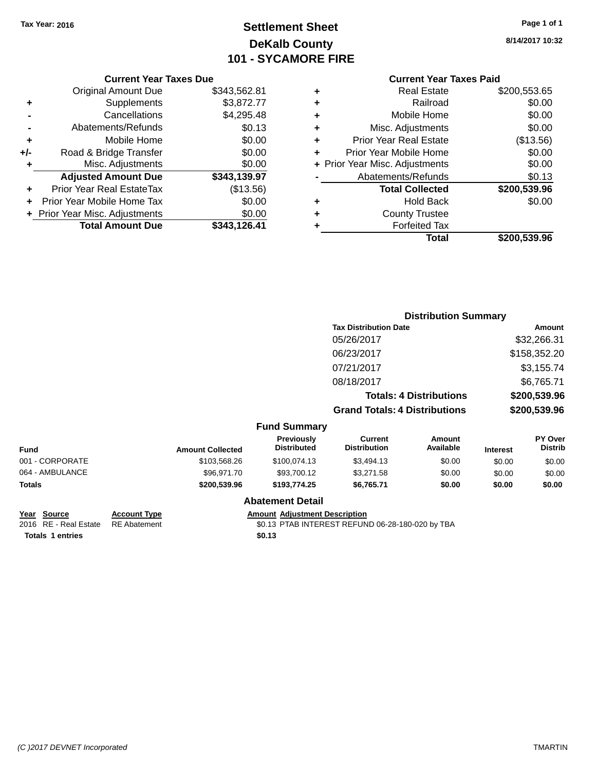Tax Year: 2016

# Settlement Sheet

## DeKalb County

## 101 - SYCAMORE FIRE

8/14/2017 10:32

### Current Year Taxes Due

| | | |
|---|---|---|
| | Original Amount Due | $343,562.81 |
| + | Supplements | $3,872.77 |
| - | Cancellations | $4,295.48 |
| - | Abatements/Refunds | $0.13 |
| + | Mobile Home | $0.00 |
| +/- | Road & Bridge Transfer | $0.00 |
| + | Misc. Adjustments | $0.00 |
| | **Adjusted Amount Due** | **$343,139.97** |
| + | Prior Year Real EstateTax | ($13.56) |
| + | Prior Year Mobile Home Tax | $0.00 |
| + | Prior Year Misc. Adjustments | $0.00 |
| | **Total Amount Due** | **$343,126.41** |

### Current Year Taxes Paid

| | | |
|---|---|---|
| + | Real Estate | $200,553.65 |
| + | Railroad | $0.00 |
| + | Mobile Home | $0.00 |
| + | Misc. Adjustments | $0.00 |
| + | Prior Year Real Estate | ($13.56) |
| + | Prior Year Mobile Home | $0.00 |
| + | Prior Year Misc. Adjustments | $0.00 |
| - | Abatements/Refunds | $0.13 |
| | **Total Collected** | **$200,539.96** |
| + | Hold Back | $0.00 |
| + | County Trustee | |
| + | Forfeited Tax | |
| | **Total** | **$200,539.96** |

### Distribution Summary

| Tax Distribution Date | Amount |
|---|---|
| 05/26/2017 | $32,266.31 |
| 06/23/2017 | $158,352.20 |
| 07/21/2017 | $3,155.74 |
| 08/18/2017 | $6,765.71 |
| **Totals: 4 Distributions** | **$200,539.96** |
| **Grand Totals: 4 Distributions** | **$200,539.96** |

### Fund Summary

| Fund | Amount Collected | Previously Distributed | Current Distribution | Amount Available | Interest | PY Over Distrib |
|---|---|---|---|---|---|---|
| 001 - CORPORATE | $103,568.26 | $100,074.13 | $3,494.13 | $0.00 | $0.00 | $0.00 |
| 064 - AMBULANCE | $96,971.70 | $93,700.12 | $3,271.58 | $0.00 | $0.00 | $0.00 |
| **Totals** | **$200,539.96** | **$193,774.25** | **$6,765.71** | **$0.00** | **$0.00** | **$0.00** |

### Abatement Detail

| Year | Source | Account Type | Amount | Adjustment Description |
|---|---|---|---|---|
| 2016 | RE - Real Estate | RE Abatement | $0.13 | PTAB INTEREST REFUND 06-28-180-020 by TBA |
| **Totals** | **1 entries** | | **$0.13** | |

(C )2017 DEVNET Incorporated TMARTIN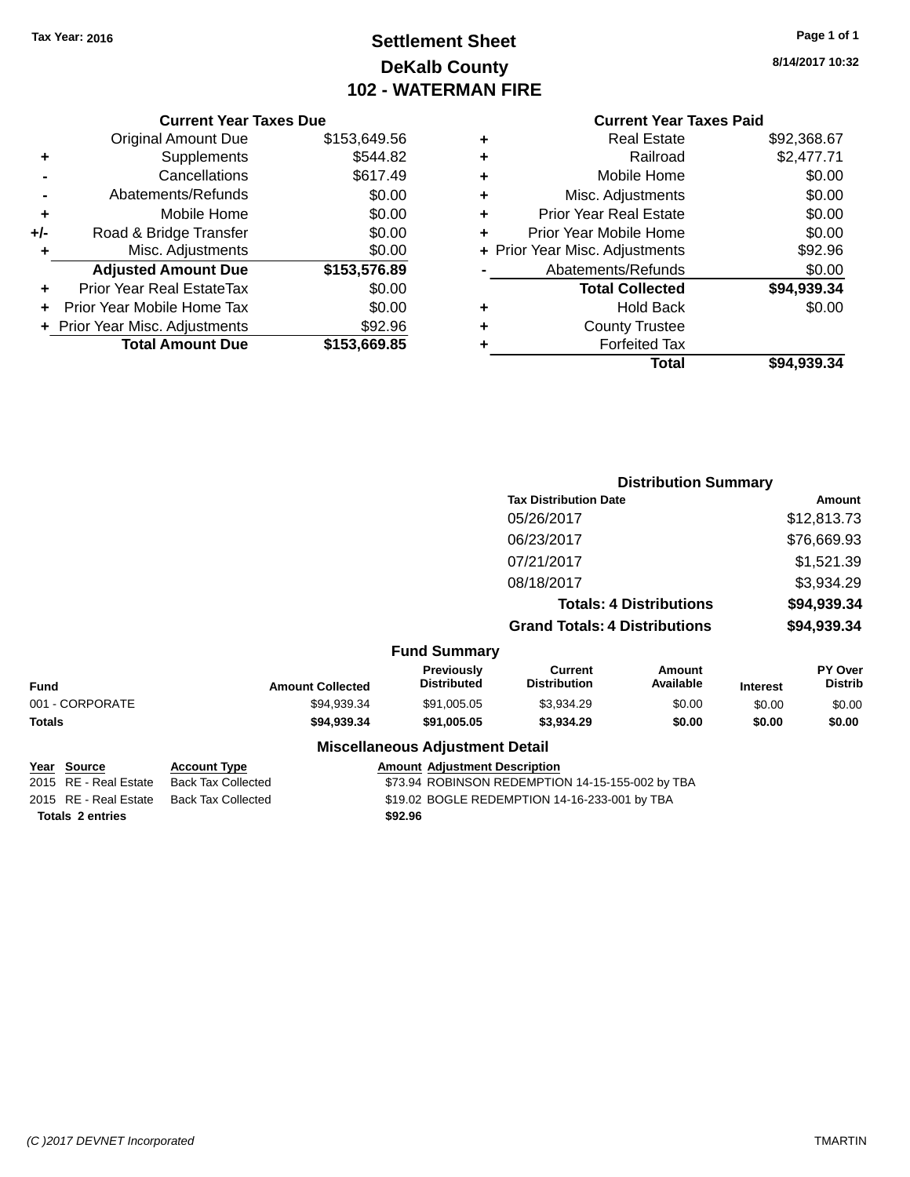Tax Year: 2016

# Settlement Sheet
## DeKalb County
## 102 - WATERMAN FIRE

8/14/2017 10:32

### Current Year Taxes Due

| | | |
|---|---|---|
| | Original Amount Due | $153,649.56 |
| + | Supplements | $544.82 |
| - | Cancellations | $617.49 |
| - | Abatements/Refunds | $0.00 |
| + | Mobile Home | $0.00 |
| +/- | Road & Bridge Transfer | $0.00 |
| + | Misc. Adjustments | $0.00 |
| | **Adjusted Amount Due** | **$153,576.89** |
| + | Prior Year Real EstateTax | $0.00 |
| + | Prior Year Mobile Home Tax | $0.00 |
| + | Prior Year Misc. Adjustments | $92.96 |
| | **Total Amount Due** | **$153,669.85** |

### Current Year Taxes Paid

| | | |
|---|---|---|
| + | Real Estate | $92,368.67 |
| + | Railroad | $2,477.71 |
| + | Mobile Home | $0.00 |
| + | Misc. Adjustments | $0.00 |
| + | Prior Year Real Estate | $0.00 |
| + | Prior Year Mobile Home | $0.00 |
| + | Prior Year Misc. Adjustments | $92.96 |
| - | Abatements/Refunds | $0.00 |
| | **Total Collected** | **$94,939.34** |
| + | Hold Back | $0.00 |
| + | County Trustee | |
| + | Forfeited Tax | |
| | **Total** | **$94,939.34** |

### Distribution Summary

| Tax Distribution Date | Amount |
|---|---|
| 05/26/2017 | $12,813.73 |
| 06/23/2017 | $76,669.93 |
| 07/21/2017 | $1,521.39 |
| 08/18/2017 | $3,934.29 |
| **Totals: 4 Distributions** | **$94,939.34** |
| **Grand Totals: 4 Distributions** | **$94,939.34** |

### Fund Summary

| Fund | Amount Collected | Previously Distributed | Current Distribution | Amount Available | Interest | PY Over Distrib |
|---|---|---|---|---|---|---|
| 001 - CORPORATE | $94,939.34 | $91,005.05 | $3,934.29 | $0.00 | $0.00 | $0.00 |
| **Totals** | **$94,939.34** | **$91,005.05** | **$3,934.29** | **$0.00** | **$0.00** | **$0.00** |

### Miscellaneous Adjustment Detail

| Year | Source | Account Type | Amount | Adjustment Description |
|---|---|---|---|---|
| 2015 | RE - Real Estate | Back Tax Collected | $73.94 | ROBINSON REDEMPTION 14-15-155-002 by TBA |
| 2015 | RE - Real Estate | Back Tax Collected | $19.02 | BOGLE REDEMPTION 14-16-233-001 by TBA |
| **Totals** | **2 entries** | | **$92.96** | |

(C )2017 DEVNET Incorporated TMARTIN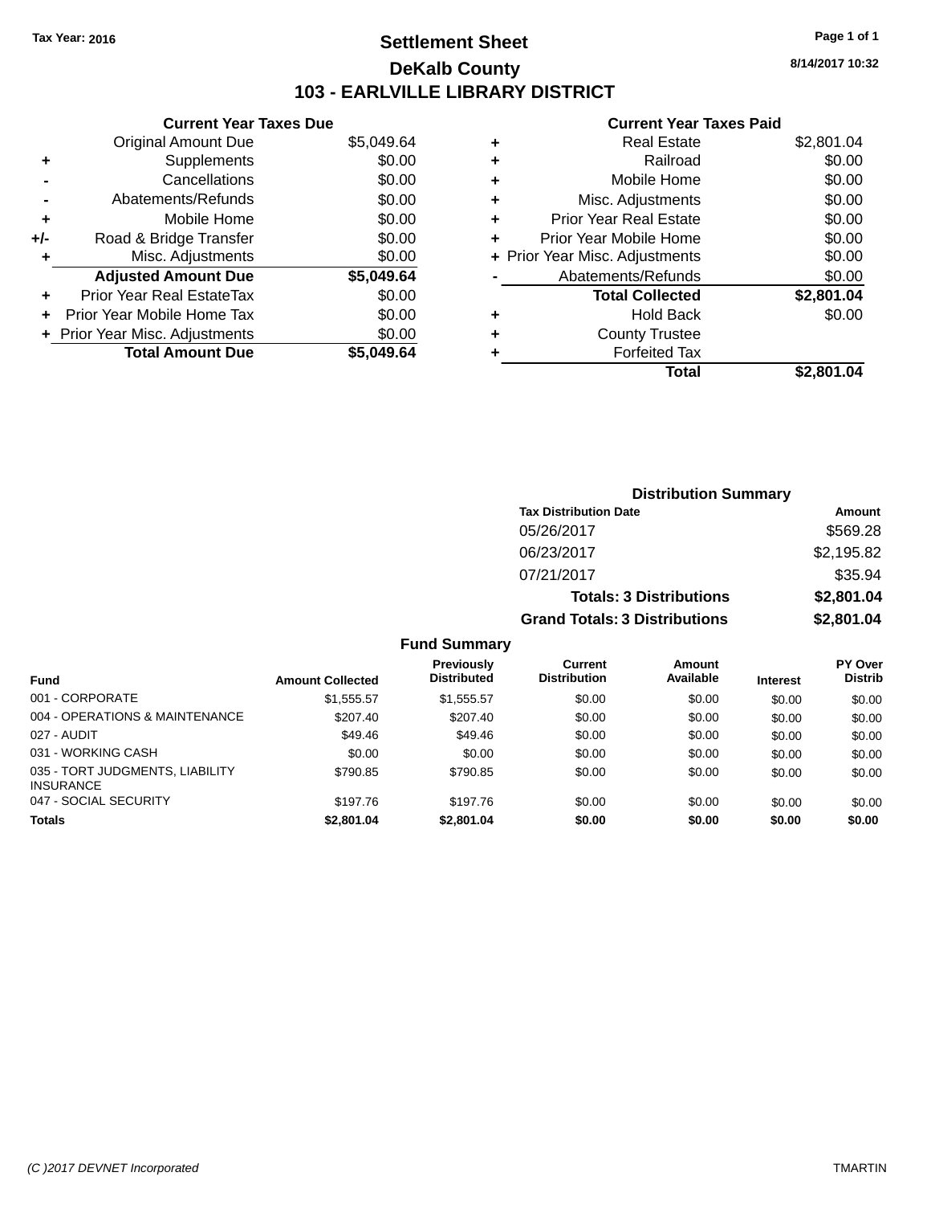**Tax Year: 2016**

# Settlement Sheet

## DeKalb County

## 103 - EARLVILLE LIBRARY DISTRICT

8/14/2017 10:32

### Current Year Taxes Due

| | | |
|---|---|---|
| | Original Amount Due | $5,049.64 |
| + | Supplements | $0.00 |
| - | Cancellations | $0.00 |
| - | Abatements/Refunds | $0.00 |
| + | Mobile Home | $0.00 |
| +/- | Road & Bridge Transfer | $0.00 |
| + | Misc. Adjustments | $0.00 |
| | **Adjusted Amount Due** | **$5,049.64** |
| + | Prior Year Real EstateTax | $0.00 |
| + | Prior Year Mobile Home Tax | $0.00 |
| + | Prior Year Misc. Adjustments | $0.00 |
| | **Total Amount Due** | **$5,049.64** |

### Current Year Taxes Paid

| | | |
|---|---|---|
| + | Real Estate | $2,801.04 |
| + | Railroad | $0.00 |
| + | Mobile Home | $0.00 |
| + | Misc. Adjustments | $0.00 |
| + | Prior Year Real Estate | $0.00 |
| + | Prior Year Mobile Home | $0.00 |
| + | Prior Year Misc. Adjustments | $0.00 |
| - | Abatements/Refunds | $0.00 |
| | **Total Collected** | **$2,801.04** |
| + | Hold Back | $0.00 |
| + | County Trustee | |
| + | Forfeited Tax | |
| | **Total** | **$2,801.04** |

### Distribution Summary

| Tax Distribution Date | Amount |
|---|---|
| 05/26/2017 | $569.28 |
| 06/23/2017 | $2,195.82 |
| 07/21/2017 | $35.94 |
| **Totals: 3 Distributions** | **$2,801.04** |
| **Grand Totals: 3 Distributions** | **$2,801.04** |

### Fund Summary

| Fund | Amount Collected | Previously Distributed | Current Distribution | Amount Available | Interest | PY Over Distrib |
|---|---|---|---|---|---|---|
| 001 - CORPORATE | $1,555.57 | $1,555.57 | $0.00 | $0.00 | $0.00 | $0.00 |
| 004 - OPERATIONS & MAINTENANCE | $207.40 | $207.40 | $0.00 | $0.00 | $0.00 | $0.00 |
| 027 - AUDIT | $49.46 | $49.46 | $0.00 | $0.00 | $0.00 | $0.00 |
| 031 - WORKING CASH | $0.00 | $0.00 | $0.00 | $0.00 | $0.00 | $0.00 |
| 035 - TORT JUDGMENTS, LIABILITY INSURANCE | $790.85 | $790.85 | $0.00 | $0.00 | $0.00 | $0.00 |
| 047 - SOCIAL SECURITY | $197.76 | $197.76 | $0.00 | $0.00 | $0.00 | $0.00 |
| **Totals** | **$2,801.04** | **$2,801.04** | **$0.00** | **$0.00** | **$0.00** | **$0.00** |

(C )2017 DEVNET Incorporated TMARTIN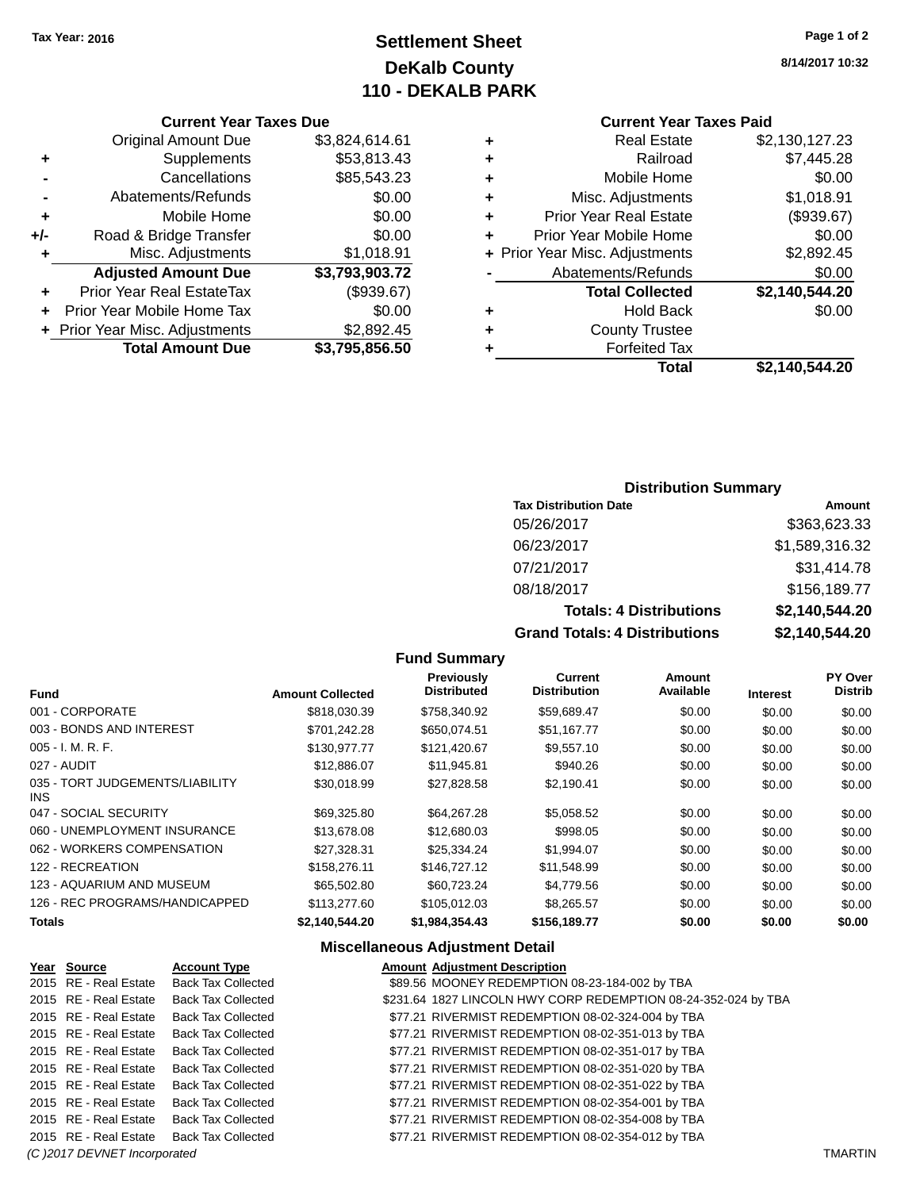Tax Year: 2016

# Settlement Sheet
## DeKalb County
## 110 - DEKALB PARK

8/14/2017 10:32

### Current Year Taxes Due

| | | |
|---|---|---|
| | Original Amount Due | $3,824,614.61 |
| + | Supplements | $53,813.43 |
| - | Cancellations | $85,543.23 |
| - | Abatements/Refunds | $0.00 |
| + | Mobile Home | $0.00 |
| +/- | Road & Bridge Transfer | $0.00 |
| + | Misc. Adjustments | $1,018.91 |
| | **Adjusted Amount Due** | **$3,793,903.72** |
| + | Prior Year Real EstateTax | ($939.67) |
| + | Prior Year Mobile Home Tax | $0.00 |
| + | Prior Year Misc. Adjustments | $2,892.45 |
| | **Total Amount Due** | **$3,795,856.50** |

### Current Year Taxes Paid

| | | |
|---|---|---|
| + | Real Estate | $2,130,127.23 |
| + | Railroad | $7,445.28 |
| + | Mobile Home | $0.00 |
| + | Misc. Adjustments | $1,018.91 |
| + | Prior Year Real Estate | ($939.67) |
| + | Prior Year Mobile Home | $0.00 |
| + | Prior Year Misc. Adjustments | $2,892.45 |
| - | Abatements/Refunds | $0.00 |
| | **Total Collected** | **$2,140,544.20** |
| + | Hold Back | $0.00 |
| + | County Trustee | |
| + | Forfeited Tax | |
| | **Total** | **$2,140,544.20** |

### Distribution Summary

| Tax Distribution Date | Amount |
|---|---|
| 05/26/2017 | $363,623.33 |
| 06/23/2017 | $1,589,316.32 |
| 07/21/2017 | $31,414.78 |
| 08/18/2017 | $156,189.77 |
| **Totals: 4 Distributions** | **$2,140,544.20** |
| **Grand Totals: 4 Distributions** | **$2,140,544.20** |

### Fund Summary

| Fund | Amount Collected | Previously Distributed | Current Distribution | Amount Available | Interest | PY Over Distrib |
|---|---|---|---|---|---|---|
| 001 - CORPORATE | $818,030.39 | $758,340.92 | $59,689.47 | $0.00 | $0.00 | $0.00 |
| 003 - BONDS AND INTEREST | $701,242.28 | $650,074.51 | $51,167.77 | $0.00 | $0.00 | $0.00 |
| 005 - I. M. R. F. | $130,977.77 | $121,420.67 | $9,557.10 | $0.00 | $0.00 | $0.00 |
| 027 - AUDIT | $12,886.07 | $11,945.81 | $940.26 | $0.00 | $0.00 | $0.00 |
| 035 - TORT JUDGEMENTS/LIABILITY INS | $30,018.99 | $27,828.58 | $2,190.41 | $0.00 | $0.00 | $0.00 |
| 047 - SOCIAL SECURITY | $69,325.80 | $64,267.28 | $5,058.52 | $0.00 | $0.00 | $0.00 |
| 060 - UNEMPLOYMENT INSURANCE | $13,678.08 | $12,680.03 | $998.05 | $0.00 | $0.00 | $0.00 |
| 062 - WORKERS COMPENSATION | $27,328.31 | $25,334.24 | $1,994.07 | $0.00 | $0.00 | $0.00 |
| 122 - RECREATION | $158,276.11 | $146,727.12 | $11,548.99 | $0.00 | $0.00 | $0.00 |
| 123 - AQUARIUM AND MUSEUM | $65,502.80 | $60,723.24 | $4,779.56 | $0.00 | $0.00 | $0.00 |
| 126 - REC PROGRAMS/HANDICAPPED | $113,277.60 | $105,012.03 | $8,265.57 | $0.00 | $0.00 | $0.00 |
| **Totals** | **$2,140,544.20** | **$1,984,354.43** | **$156,189.77** | **$0.00** | **$0.00** | **$0.00** |

### Miscellaneous Adjustment Detail

| Year | Source | Account Type | Amount | Adjustment Description |
|---|---|---|---|---|
| 2015 | RE - Real Estate | Back Tax Collected | $89.56 | MOONEY REDEMPTION 08-23-184-002 by TBA |
| 2015 | RE - Real Estate | Back Tax Collected | $231.64 | 1827 LINCOLN HWY CORP REDEMPTION 08-24-352-024 by TBA |
| 2015 | RE - Real Estate | Back Tax Collected | $77.21 | RIVERMIST REDEMPTION 08-02-324-004 by TBA |
| 2015 | RE - Real Estate | Back Tax Collected | $77.21 | RIVERMIST REDEMPTION 08-02-351-013 by TBA |
| 2015 | RE - Real Estate | Back Tax Collected | $77.21 | RIVERMIST REDEMPTION 08-02-351-017 by TBA |
| 2015 | RE - Real Estate | Back Tax Collected | $77.21 | RIVERMIST REDEMPTION 08-02-351-020 by TBA |
| 2015 | RE - Real Estate | Back Tax Collected | $77.21 | RIVERMIST REDEMPTION 08-02-351-022 by TBA |
| 2015 | RE - Real Estate | Back Tax Collected | $77.21 | RIVERMIST REDEMPTION 08-02-354-001 by TBA |
| 2015 | RE - Real Estate | Back Tax Collected | $77.21 | RIVERMIST REDEMPTION 08-02-354-008 by TBA |
| 2015 | RE - Real Estate | Back Tax Collected | $77.21 | RIVERMIST REDEMPTION 08-02-354-012 by TBA |

(C )2017 DEVNET Incorporated — TMARTIN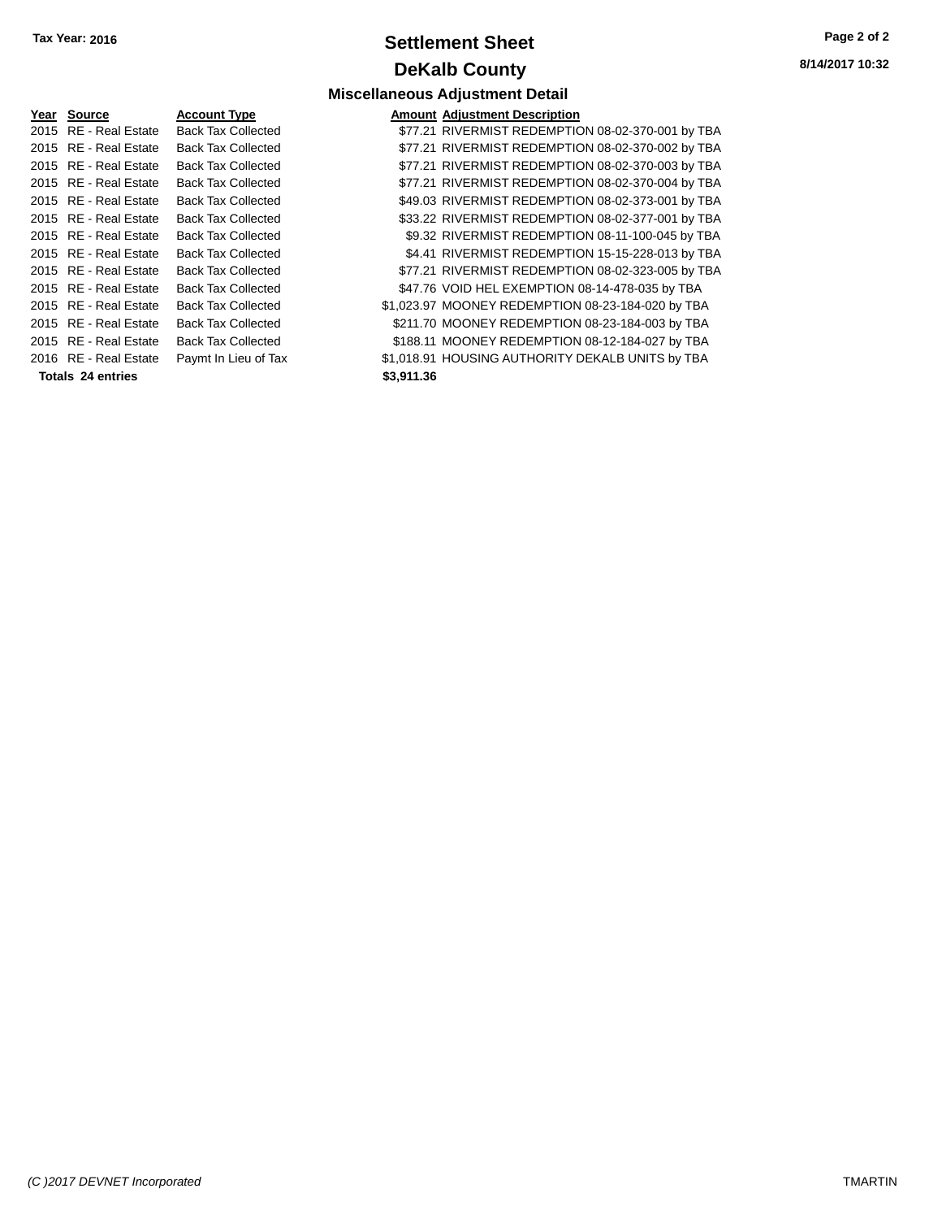Tax Year: 2016

# Settlement Sheet

## DeKalb County

### Miscellaneous Adjustment Detail

| Year | Source | Account Type | Amount | Adjustment Description |
|---|---|---|---|---|
| 2015 | RE - Real Estate | Back Tax Collected | $77.21 | RIVERMIST REDEMPTION 08-02-370-001 by TBA |
| 2015 | RE - Real Estate | Back Tax Collected | $77.21 | RIVERMIST REDEMPTION 08-02-370-002 by TBA |
| 2015 | RE - Real Estate | Back Tax Collected | $77.21 | RIVERMIST REDEMPTION 08-02-370-003 by TBA |
| 2015 | RE - Real Estate | Back Tax Collected | $77.21 | RIVERMIST REDEMPTION 08-02-370-004 by TBA |
| 2015 | RE - Real Estate | Back Tax Collected | $49.03 | RIVERMIST REDEMPTION 08-02-373-001 by TBA |
| 2015 | RE - Real Estate | Back Tax Collected | $33.22 | RIVERMIST REDEMPTION 08-02-377-001 by TBA |
| 2015 | RE - Real Estate | Back Tax Collected | $9.32 | RIVERMIST REDEMPTION 08-11-100-045 by TBA |
| 2015 | RE - Real Estate | Back Tax Collected | $4.41 | RIVERMIST REDEMPTION 15-15-228-013 by TBA |
| 2015 | RE - Real Estate | Back Tax Collected | $77.21 | RIVERMIST REDEMPTION 08-02-323-005 by TBA |
| 2015 | RE - Real Estate | Back Tax Collected | $47.76 | VOID HEL EXEMPTION 08-14-478-035 by TBA |
| 2015 | RE - Real Estate | Back Tax Collected | $1,023.97 | MOONEY REDEMPTION 08-23-184-020 by TBA |
| 2015 | RE - Real Estate | Back Tax Collected | $211.70 | MOONEY REDEMPTION 08-23-184-003 by TBA |
| 2015 | RE - Real Estate | Back Tax Collected | $188.11 | MOONEY REDEMPTION 08-12-184-027 by TBA |
| 2016 | RE - Real Estate | Paymt In Lieu of Tax | $1,018.91 | HOUSING AUTHORITY DEKALB UNITS by TBA |
| **Totals 24 entries** | | | **$3,911.36** | |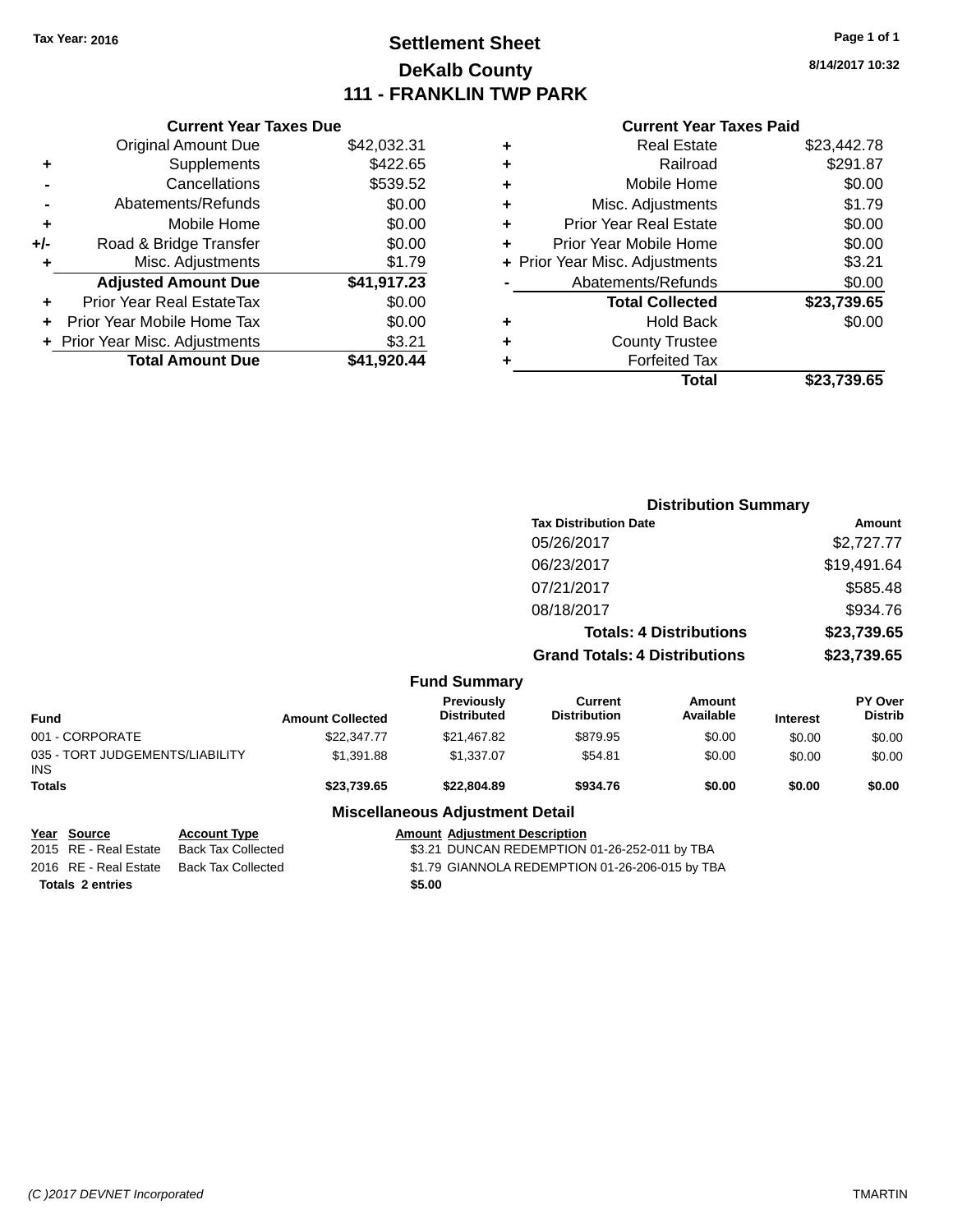Tax Year: 2016

# Settlement Sheet

## DeKalb County

## 111 - FRANKLIN TWP PARK

8/14/2017 10:32

### Current Year Taxes Due

| | | |
|---|---|---|
| | Original Amount Due | $42,032.31 |
| + | Supplements | $422.65 |
| - | Cancellations | $539.52 |
| - | Abatements/Refunds | $0.00 |
| + | Mobile Home | $0.00 |
| +/- | Road & Bridge Transfer | $0.00 |
| + | Misc. Adjustments | $1.79 |
| | **Adjusted Amount Due** | **$41,917.23** |
| + | Prior Year Real EstateTax | $0.00 |
| + | Prior Year Mobile Home Tax | $0.00 |
| + | Prior Year Misc. Adjustments | $3.21 |
| | **Total Amount Due** | **$41,920.44** |

### Current Year Taxes Paid

| | | |
|---|---|---|
| + | Real Estate | $23,442.78 |
| + | Railroad | $291.87 |
| + | Mobile Home | $0.00 |
| + | Misc. Adjustments | $1.79 |
| + | Prior Year Real Estate | $0.00 |
| + | Prior Year Mobile Home | $0.00 |
| + | Prior Year Misc. Adjustments | $3.21 |
| - | Abatements/Refunds | $0.00 |
| | **Total Collected** | **$23,739.65** |
| + | Hold Back | $0.00 |
| + | County Trustee | |
| + | Forfeited Tax | |
| | **Total** | **$23,739.65** |

### Distribution Summary

| Tax Distribution Date | Amount |
|---|---|
| 05/26/2017 | $2,727.77 |
| 06/23/2017 | $19,491.64 |
| 07/21/2017 | $585.48 |
| 08/18/2017 | $934.76 |
| **Totals: 4 Distributions** | **$23,739.65** |
| **Grand Totals: 4 Distributions** | **$23,739.65** |

### Fund Summary

| Fund | Amount Collected | Previously Distributed | Current Distribution | Amount Available | Interest | PY Over Distrib |
|---|---|---|---|---|---|---|
| 001 - CORPORATE | $22,347.77 | $21,467.82 | $879.95 | $0.00 | $0.00 | $0.00 |
| 035 - TORT JUDGEMENTS/LIABILITY INS | $1,391.88 | $1,337.07 | $54.81 | $0.00 | $0.00 | $0.00 |
| **Totals** | **$23,739.65** | **$22,804.89** | **$934.76** | **$0.00** | **$0.00** | **$0.00** |

### Miscellaneous Adjustment Detail

| Year | Source | Account Type | Amount | Adjustment Description |
|---|---|---|---|---|
| 2015 | RE - Real Estate | Back Tax Collected | $3.21 | DUNCAN REDEMPTION 01-26-252-011 by TBA |
| 2016 | RE - Real Estate | Back Tax Collected | $1.79 | GIANNOLA REDEMPTION 01-26-206-015 by TBA |
| **Totals 2 entries** | | | **$5.00** | |

(C )2017 DEVNET Incorporated TMARTIN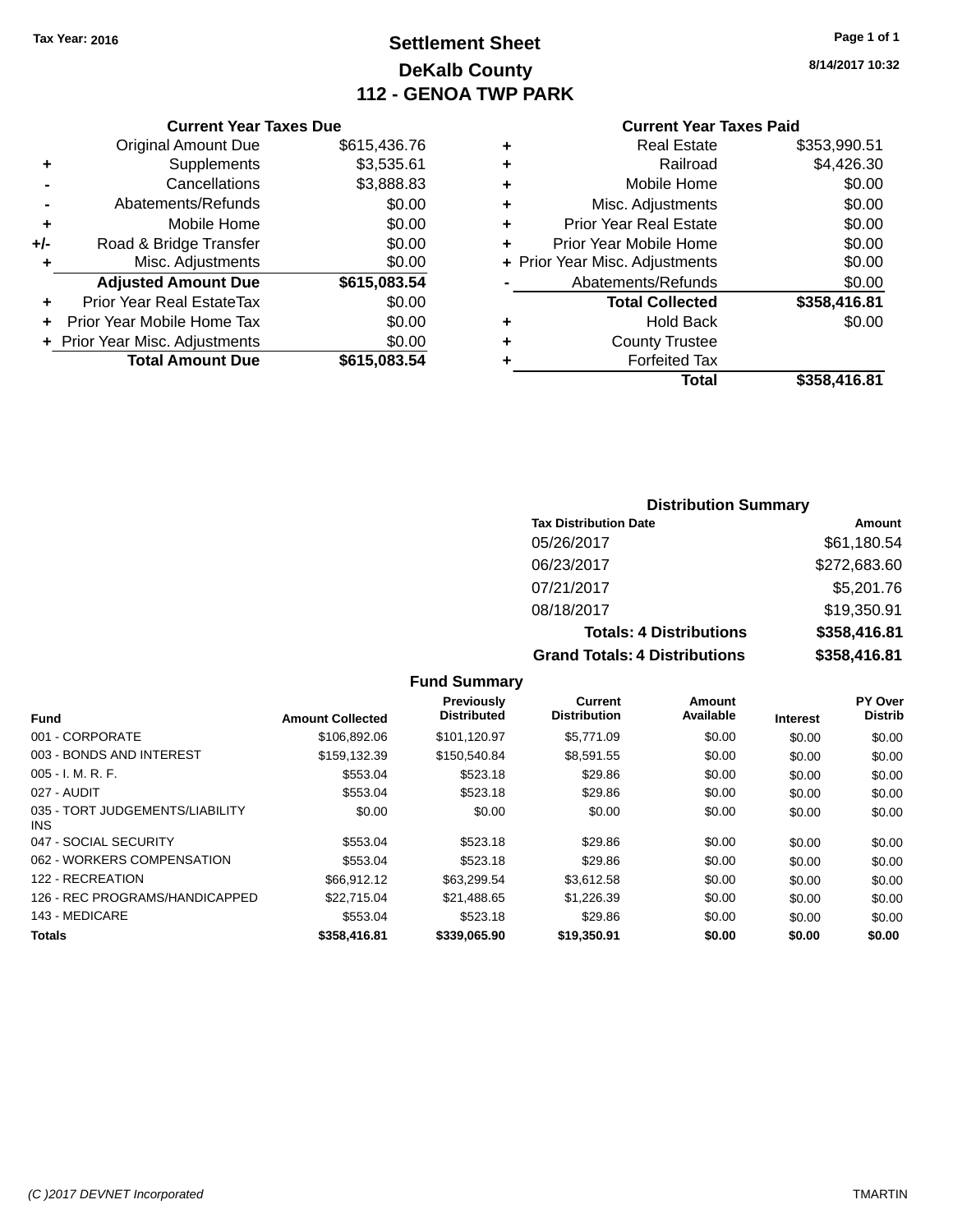Tax Year: 2016

# Settlement Sheet
## DeKalb County
## 112 - GENOA TWP PARK

8/14/2017 10:32

### Current Year Taxes Due

| | | |
|---|---|---|
| | Original Amount Due | $615,436.76 |
| + | Supplements | $3,535.61 |
| - | Cancellations | $3,888.83 |
| - | Abatements/Refunds | $0.00 |
| + | Mobile Home | $0.00 |
| +/- | Road & Bridge Transfer | $0.00 |
| + | Misc. Adjustments | $0.00 |
| | **Adjusted Amount Due** | **$615,083.54** |
| + | Prior Year Real EstateTax | $0.00 |
| + | Prior Year Mobile Home Tax | $0.00 |
| + | Prior Year Misc. Adjustments | $0.00 |
| | **Total Amount Due** | **$615,083.54** |

### Current Year Taxes Paid

| | | |
|---|---|---|
| + | Real Estate | $353,990.51 |
| + | Railroad | $4,426.30 |
| + | Mobile Home | $0.00 |
| + | Misc. Adjustments | $0.00 |
| + | Prior Year Real Estate | $0.00 |
| + | Prior Year Mobile Home | $0.00 |
| + | Prior Year Misc. Adjustments | $0.00 |
| - | Abatements/Refunds | $0.00 |
| | **Total Collected** | **$358,416.81** |
| + | Hold Back | $0.00 |
| + | County Trustee | |
| + | Forfeited Tax | |
| | **Total** | **$358,416.81** |

### Distribution Summary

| Tax Distribution Date | Amount |
|---|---|
| 05/26/2017 | $61,180.54 |
| 06/23/2017 | $272,683.60 |
| 07/21/2017 | $5,201.76 |
| 08/18/2017 | $19,350.91 |
| **Totals: 4 Distributions** | **$358,416.81** |
| **Grand Totals: 4 Distributions** | **$358,416.81** |

### Fund Summary

| Fund | Amount Collected | Previously Distributed | Current Distribution | Amount Available | Interest | PY Over Distrib |
|---|---|---|---|---|---|---|
| 001 - CORPORATE | $106,892.06 | $101,120.97 | $5,771.09 | $0.00 | $0.00 | $0.00 |
| 003 - BONDS AND INTEREST | $159,132.39 | $150,540.84 | $8,591.55 | $0.00 | $0.00 | $0.00 |
| 005 - I. M. R. F. | $553.04 | $523.18 | $29.86 | $0.00 | $0.00 | $0.00 |
| 027 - AUDIT | $553.04 | $523.18 | $29.86 | $0.00 | $0.00 | $0.00 |
| 035 - TORT JUDGEMENTS/LIABILITY INS | $0.00 | $0.00 | $0.00 | $0.00 | $0.00 | $0.00 |
| 047 - SOCIAL SECURITY | $553.04 | $523.18 | $29.86 | $0.00 | $0.00 | $0.00 |
| 062 - WORKERS COMPENSATION | $553.04 | $523.18 | $29.86 | $0.00 | $0.00 | $0.00 |
| 122 - RECREATION | $66,912.12 | $63,299.54 | $3,612.58 | $0.00 | $0.00 | $0.00 |
| 126 - REC PROGRAMS/HANDICAPPED | $22,715.04 | $21,488.65 | $1,226.39 | $0.00 | $0.00 | $0.00 |
| 143 - MEDICARE | $553.04 | $523.18 | $29.86 | $0.00 | $0.00 | $0.00 |
| **Totals** | **$358,416.81** | **$339,065.90** | **$19,350.91** | **$0.00** | **$0.00** | **$0.00** |

(C )2017 DEVNET Incorporated TMARTIN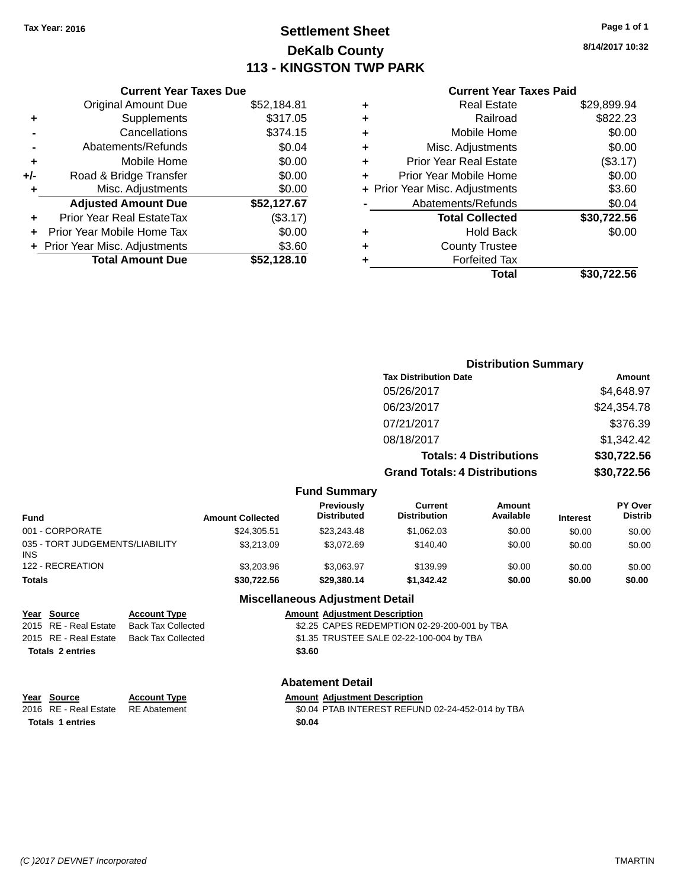Tax Year: 2016

# Settlement Sheet

## DeKalb County

## 113 - KINGSTON TWP PARK

8/14/2017 10:32

### Current Year Taxes Due

| | | |
|---|---|---|
| | Original Amount Due | $52,184.81 |
| + | Supplements | $317.05 |
| - | Cancellations | $374.15 |
| - | Abatements/Refunds | $0.04 |
| + | Mobile Home | $0.00 |
| +/- | Road & Bridge Transfer | $0.00 |
| + | Misc. Adjustments | $0.00 |
| | **Adjusted Amount Due** | **$52,127.67** |
| + | Prior Year Real EstateTax | ($3.17) |
| + | Prior Year Mobile Home Tax | $0.00 |
| + | Prior Year Misc. Adjustments | $3.60 |
| | **Total Amount Due** | **$52,128.10** |

### Current Year Taxes Paid

| | | |
|---|---|---|
| + | Real Estate | $29,899.94 |
| + | Railroad | $822.23 |
| + | Mobile Home | $0.00 |
| + | Misc. Adjustments | $0.00 |
| + | Prior Year Real Estate | ($3.17) |
| + | Prior Year Mobile Home | $0.00 |
| + | Prior Year Misc. Adjustments | $3.60 |
| - | Abatements/Refunds | $0.04 |
| | **Total Collected** | **$30,722.56** |
| + | Hold Back | $0.00 |
| + | County Trustee | |
| + | Forfeited Tax | |
| | **Total** | **$30,722.56** |

### Distribution Summary

| Tax Distribution Date | Amount |
|---|---|
| 05/26/2017 | $4,648.97 |
| 06/23/2017 | $24,354.78 |
| 07/21/2017 | $376.39 |
| 08/18/2017 | $1,342.42 |
| **Totals: 4 Distributions** | **$30,722.56** |
| **Grand Totals: 4 Distributions** | **$30,722.56** |

### Fund Summary

| Fund | Amount Collected | Previously Distributed | Current Distribution | Amount Available | Interest | PY Over Distrib |
|---|---|---|---|---|---|---|
| 001 - CORPORATE | $24,305.51 | $23,243.48 | $1,062.03 | $0.00 | $0.00 | $0.00 |
| 035 - TORT JUDGEMENTS/LIABILITY INS | $3,213.09 | $3,072.69 | $140.40 | $0.00 | $0.00 | $0.00 |
| 122 - RECREATION | $3,203.96 | $3,063.97 | $139.99 | $0.00 | $0.00 | $0.00 |
| **Totals** | **$30,722.56** | **$29,380.14** | **$1,342.42** | **$0.00** | **$0.00** | **$0.00** |

### Miscellaneous Adjustment Detail

| Year | Source | Account Type | Amount | Adjustment Description |
|---|---|---|---|---|
| 2015 | RE - Real Estate | Back Tax Collected | $2.25 | CAPES REDEMPTION 02-29-200-001 by TBA |
| 2015 | RE - Real Estate | Back Tax Collected | $1.35 | TRUSTEE SALE 02-22-100-004 by TBA |
| **Totals 2 entries** | | | **$3.60** | |

### Abatement Detail

| Year | Source | Account Type | Amount | Adjustment Description |
|---|---|---|---|---|
| 2016 | RE - Real Estate | RE Abatement | $0.04 | PTAB INTEREST REFUND 02-24-452-014 by TBA |
| **Totals 1 entries** | | | **$0.04** | |

(C )2017 DEVNET Incorporated TMARTIN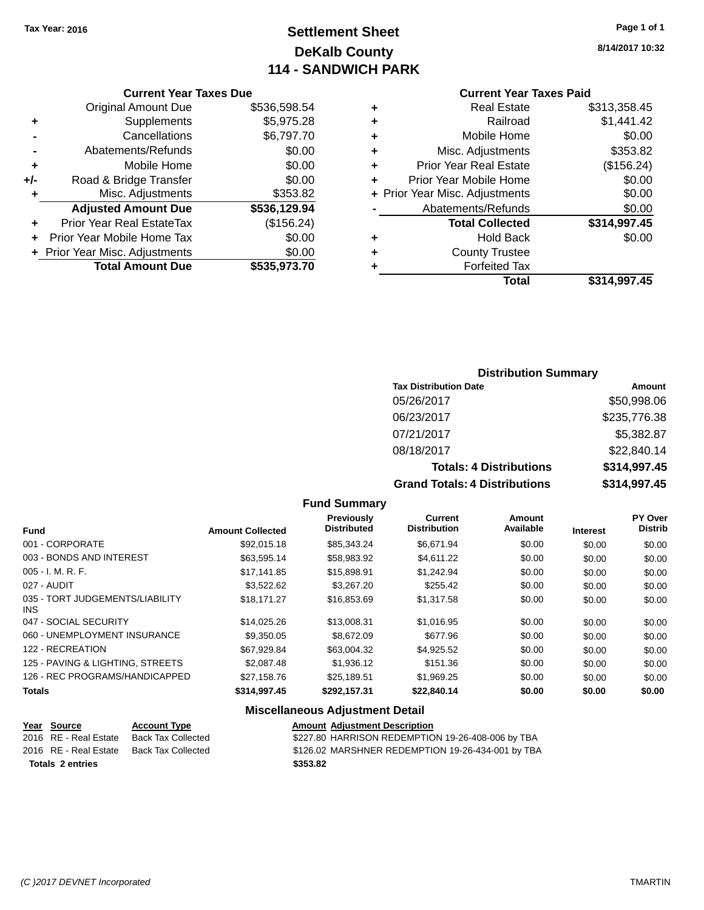**Tax Year: 2016**

# Settlement Sheet
## DeKalb County
## 114 - SANDWICH PARK

8/14/2017 10:32

### Current Year Taxes Due

| | | |
|---|---|---|
| | Original Amount Due | $536,598.54 |
| + | Supplements | $5,975.28 |
| - | Cancellations | $6,797.70 |
| - | Abatements/Refunds | $0.00 |
| + | Mobile Home | $0.00 |
| +/- | Road & Bridge Transfer | $0.00 |
| + | Misc. Adjustments | $353.82 |
| | **Adjusted Amount Due** | **$536,129.94** |
| + | Prior Year Real EstateTax | ($156.24) |
| + | Prior Year Mobile Home Tax | $0.00 |
| + | Prior Year Misc. Adjustments | $0.00 |
| | **Total Amount Due** | **$535,973.70** |

### Current Year Taxes Paid

| | | |
|---|---|---|
| + | Real Estate | $313,358.45 |
| + | Railroad | $1,441.42 |
| + | Mobile Home | $0.00 |
| + | Misc. Adjustments | $353.82 |
| + | Prior Year Real Estate | ($156.24) |
| + | Prior Year Mobile Home | $0.00 |
| + | Prior Year Misc. Adjustments | $0.00 |
| - | Abatements/Refunds | $0.00 |
| | **Total Collected** | **$314,997.45** |
| + | Hold Back | $0.00 |
| + | County Trustee | |
| + | Forfeited Tax | |
| | **Total** | **$314,997.45** |

### Distribution Summary

| Tax Distribution Date | Amount |
|---|---|
| 05/26/2017 | $50,998.06 |
| 06/23/2017 | $235,776.38 |
| 07/21/2017 | $5,382.87 |
| 08/18/2017 | $22,840.14 |
| **Totals: 4 Distributions** | **$314,997.45** |
| **Grand Totals: 4 Distributions** | **$314,997.45** |

### Fund Summary

| Fund | Amount Collected | Previously Distributed | Current Distribution | Amount Available | Interest | PY Over Distrib |
|---|---|---|---|---|---|---|
| 001 - CORPORATE | $92,015.18 | $85,343.24 | $6,671.94 | $0.00 | $0.00 | $0.00 |
| 003 - BONDS AND INTEREST | $63,595.14 | $58,983.92 | $4,611.22 | $0.00 | $0.00 | $0.00 |
| 005 - I. M. R. F. | $17,141.85 | $15,898.91 | $1,242.94 | $0.00 | $0.00 | $0.00 |
| 027 - AUDIT | $3,522.62 | $3,267.20 | $255.42 | $0.00 | $0.00 | $0.00 |
| 035 - TORT JUDGEMENTS/LIABILITY INS | $18,171.27 | $16,853.69 | $1,317.58 | $0.00 | $0.00 | $0.00 |
| 047 - SOCIAL SECURITY | $14,025.26 | $13,008.31 | $1,016.95 | $0.00 | $0.00 | $0.00 |
| 060 - UNEMPLOYMENT INSURANCE | $9,350.05 | $8,672.09 | $677.96 | $0.00 | $0.00 | $0.00 |
| 122 - RECREATION | $67,929.84 | $63,004.32 | $4,925.52 | $0.00 | $0.00 | $0.00 |
| 125 - PAVING & LIGHTING, STREETS | $2,087.48 | $1,936.12 | $151.36 | $0.00 | $0.00 | $0.00 |
| 126 - REC PROGRAMS/HANDICAPPED | $27,158.76 | $25,189.51 | $1,969.25 | $0.00 | $0.00 | $0.00 |
| **Totals** | **$314,997.45** | **$292,157.31** | **$22,840.14** | **$0.00** | **$0.00** | **$0.00** |

### Miscellaneous Adjustment Detail

| Year | Source | Account Type | Amount | Adjustment Description |
|---|---|---|---|---|
| 2016 | RE - Real Estate | Back Tax Collected | $227.80 | HARRISON REDEMPTION 19-26-408-006 by TBA |
| 2016 | RE - Real Estate | Back Tax Collected | $126.02 | MARSHNER REDEMPTION 19-26-434-001 by TBA |
| **Totals 2 entries** | | | **$353.82** | |

(C )2017 DEVNET Incorporated TMARTIN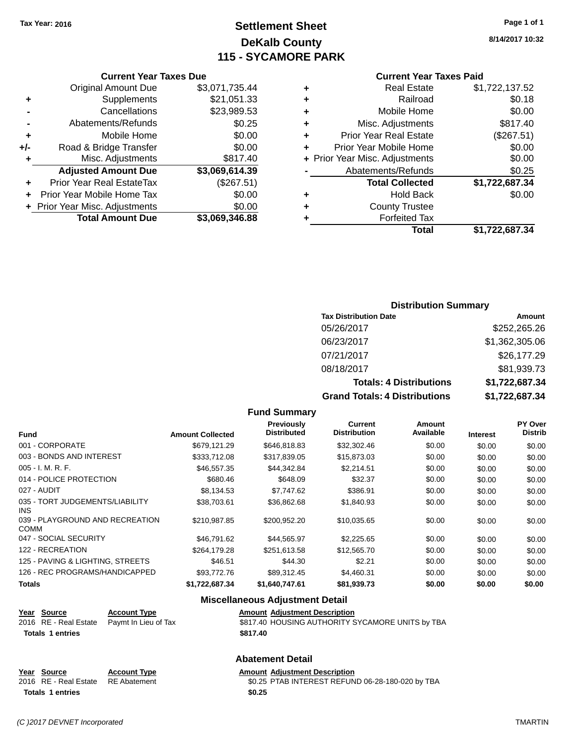Tax Year: 2016

# Settlement Sheet
## DeKalb County
## 115 - SYCAMORE PARK

8/14/2017 10:32

### Current Year Taxes Due

| | | |
|---|---|---|
| | Original Amount Due | $3,071,735.44 |
| + | Supplements | $21,051.33 |
| - | Cancellations | $23,989.53 |
| - | Abatements/Refunds | $0.25 |
| + | Mobile Home | $0.00 |
| +/- | Road & Bridge Transfer | $0.00 |
| + | Misc. Adjustments | $817.40 |
| | **Adjusted Amount Due** | **$3,069,614.39** |
| + | Prior Year Real EstateTax | ($267.51) |
| + | Prior Year Mobile Home Tax | $0.00 |
| + | Prior Year Misc. Adjustments | $0.00 |
| | **Total Amount Due** | **$3,069,346.88** |

### Current Year Taxes Paid

| | | |
|---|---|---|
| + | Real Estate | $1,722,137.52 |
| + | Railroad | $0.18 |
| + | Mobile Home | $0.00 |
| + | Misc. Adjustments | $817.40 |
| + | Prior Year Real Estate | ($267.51) |
| + | Prior Year Mobile Home | $0.00 |
| + | Prior Year Misc. Adjustments | $0.00 |
| - | Abatements/Refunds | $0.25 |
| | **Total Collected** | **$1,722,687.34** |
| + | Hold Back | $0.00 |
| + | County Trustee | |
| + | Forfeited Tax | |
| | **Total** | **$1,722,687.34** |

### Distribution Summary

| Tax Distribution Date | Amount |
|---|---|
| 05/26/2017 | $252,265.26 |
| 06/23/2017 | $1,362,305.06 |
| 07/21/2017 | $26,177.29 |
| 08/18/2017 | $81,939.73 |
| **Totals: 4 Distributions** | **$1,722,687.34** |
| **Grand Totals: 4 Distributions** | **$1,722,687.34** |

### Fund Summary

| Fund | Amount Collected | Previously Distributed | Current Distribution | Amount Available | Interest | PY Over Distrib |
|---|---|---|---|---|---|---|
| 001 - CORPORATE | $679,121.29 | $646,818.83 | $32,302.46 | $0.00 | $0.00 | $0.00 |
| 003 - BONDS AND INTEREST | $333,712.08 | $317,839.05 | $15,873.03 | $0.00 | $0.00 | $0.00 |
| 005 - I. M. R. F. | $46,557.35 | $44,342.84 | $2,214.51 | $0.00 | $0.00 | $0.00 |
| 014 - POLICE PROTECTION | $680.46 | $648.09 | $32.37 | $0.00 | $0.00 | $0.00 |
| 027 - AUDIT | $8,134.53 | $7,747.62 | $386.91 | $0.00 | $0.00 | $0.00 |
| 035 - TORT JUDGEMENTS/LIABILITY INS | $38,703.61 | $36,862.68 | $1,840.93 | $0.00 | $0.00 | $0.00 |
| 039 - PLAYGROUND AND RECREATION COMM | $210,987.85 | $200,952.20 | $10,035.65 | $0.00 | $0.00 | $0.00 |
| 047 - SOCIAL SECURITY | $46,791.62 | $44,565.97 | $2,225.65 | $0.00 | $0.00 | $0.00 |
| 122 - RECREATION | $264,179.28 | $251,613.58 | $12,565.70 | $0.00 | $0.00 | $0.00 |
| 125 - PAVING & LIGHTING, STREETS | $46.51 | $44.30 | $2.21 | $0.00 | $0.00 | $0.00 |
| 126 - REC PROGRAMS/HANDICAPPED | $93,772.76 | $89,312.45 | $4,460.31 | $0.00 | $0.00 | $0.00 |
| **Totals** | **$1,722,687.34** | **$1,640,747.61** | **$81,939.73** | **$0.00** | **$0.00** | **$0.00** |

### Miscellaneous Adjustment Detail

| Year | Source | Account Type | Amount | Adjustment Description |
|---|---|---|---|---|
| 2016 | RE - Real Estate | Paymt In Lieu of Tax | $817.40 | HOUSING AUTHORITY SYCAMORE UNITS by TBA |
| **Totals** | **1 entries** | | **$817.40** | |

### Abatement Detail

| Year | Source | Account Type | Amount | Adjustment Description |
|---|---|---|---|---|
| 2016 | RE - Real Estate | RE Abatement | $0.25 | PTAB INTEREST REFUND 06-28-180-020 by TBA |
| **Totals** | **1 entries** | | **$0.25** | |

(C )2017 DEVNET Incorporated TMARTIN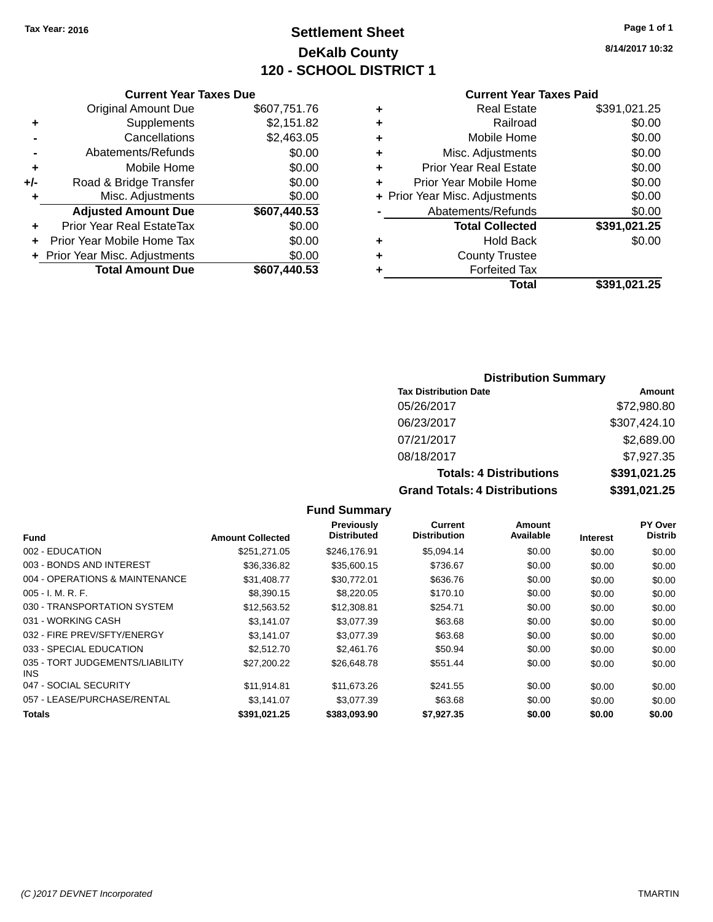Tax Year: 2016

# Settlement Sheet
## DeKalb County
## 120 - SCHOOL DISTRICT 1

8/14/2017 10:32

### Current Year Taxes Due

| | | |
|---|---|---|
| | Original Amount Due | $607,751.76 |
| + | Supplements | $2,151.82 |
| - | Cancellations | $2,463.05 |
| - | Abatements/Refunds | $0.00 |
| + | Mobile Home | $0.00 |
| +/- | Road & Bridge Transfer | $0.00 |
| + | Misc. Adjustments | $0.00 |
| | **Adjusted Amount Due** | **$607,440.53** |
| + | Prior Year Real EstateTax | $0.00 |
| + | Prior Year Mobile Home Tax | $0.00 |
| + | Prior Year Misc. Adjustments | $0.00 |
| | **Total Amount Due** | **$607,440.53** |

### Current Year Taxes Paid

| | | |
|---|---|---|
| + | Real Estate | $391,021.25 |
| + | Railroad | $0.00 |
| + | Mobile Home | $0.00 |
| + | Misc. Adjustments | $0.00 |
| + | Prior Year Real Estate | $0.00 |
| + | Prior Year Mobile Home | $0.00 |
| + | Prior Year Misc. Adjustments | $0.00 |
| - | Abatements/Refunds | $0.00 |
| | **Total Collected** | **$391,021.25** |
| + | Hold Back | $0.00 |
| + | County Trustee | |
| + | Forfeited Tax | |
| | **Total** | **$391,021.25** |

### Distribution Summary

| Tax Distribution Date | Amount |
|---|---|
| 05/26/2017 | $72,980.80 |
| 06/23/2017 | $307,424.10 |
| 07/21/2017 | $2,689.00 |
| 08/18/2017 | $7,927.35 |
| **Totals: 4 Distributions** | **$391,021.25** |
| **Grand Totals: 4 Distributions** | **$391,021.25** |

### Fund Summary

| Fund | Amount Collected | Previously Distributed | Current Distribution | Amount Available | Interest | PY Over Distrib |
|---|---|---|---|---|---|---|
| 002 - EDUCATION | $251,271.05 | $246,176.91 | $5,094.14 | $0.00 | $0.00 | $0.00 |
| 003 - BONDS AND INTEREST | $36,336.82 | $35,600.15 | $736.67 | $0.00 | $0.00 | $0.00 |
| 004 - OPERATIONS & MAINTENANCE | $31,408.77 | $30,772.01 | $636.76 | $0.00 | $0.00 | $0.00 |
| 005 - I. M. R. F. | $8,390.15 | $8,220.05 | $170.10 | $0.00 | $0.00 | $0.00 |
| 030 - TRANSPORTATION SYSTEM | $12,563.52 | $12,308.81 | $254.71 | $0.00 | $0.00 | $0.00 |
| 031 - WORKING CASH | $3,141.07 | $3,077.39 | $63.68 | $0.00 | $0.00 | $0.00 |
| 032 - FIRE PREV/SFTY/ENERGY | $3,141.07 | $3,077.39 | $63.68 | $0.00 | $0.00 | $0.00 |
| 033 - SPECIAL EDUCATION | $2,512.70 | $2,461.76 | $50.94 | $0.00 | $0.00 | $0.00 |
| 035 - TORT JUDGEMENTS/LIABILITY INS | $27,200.22 | $26,648.78 | $551.44 | $0.00 | $0.00 | $0.00 |
| 047 - SOCIAL SECURITY | $11,914.81 | $11,673.26 | $241.55 | $0.00 | $0.00 | $0.00 |
| 057 - LEASE/PURCHASE/RENTAL | $3,141.07 | $3,077.39 | $63.68 | $0.00 | $0.00 | $0.00 |
| **Totals** | **$391,021.25** | **$383,093.90** | **$7,927.35** | **$0.00** | **$0.00** | **$0.00** |

(C )2017 DEVNET Incorporated — TMARTIN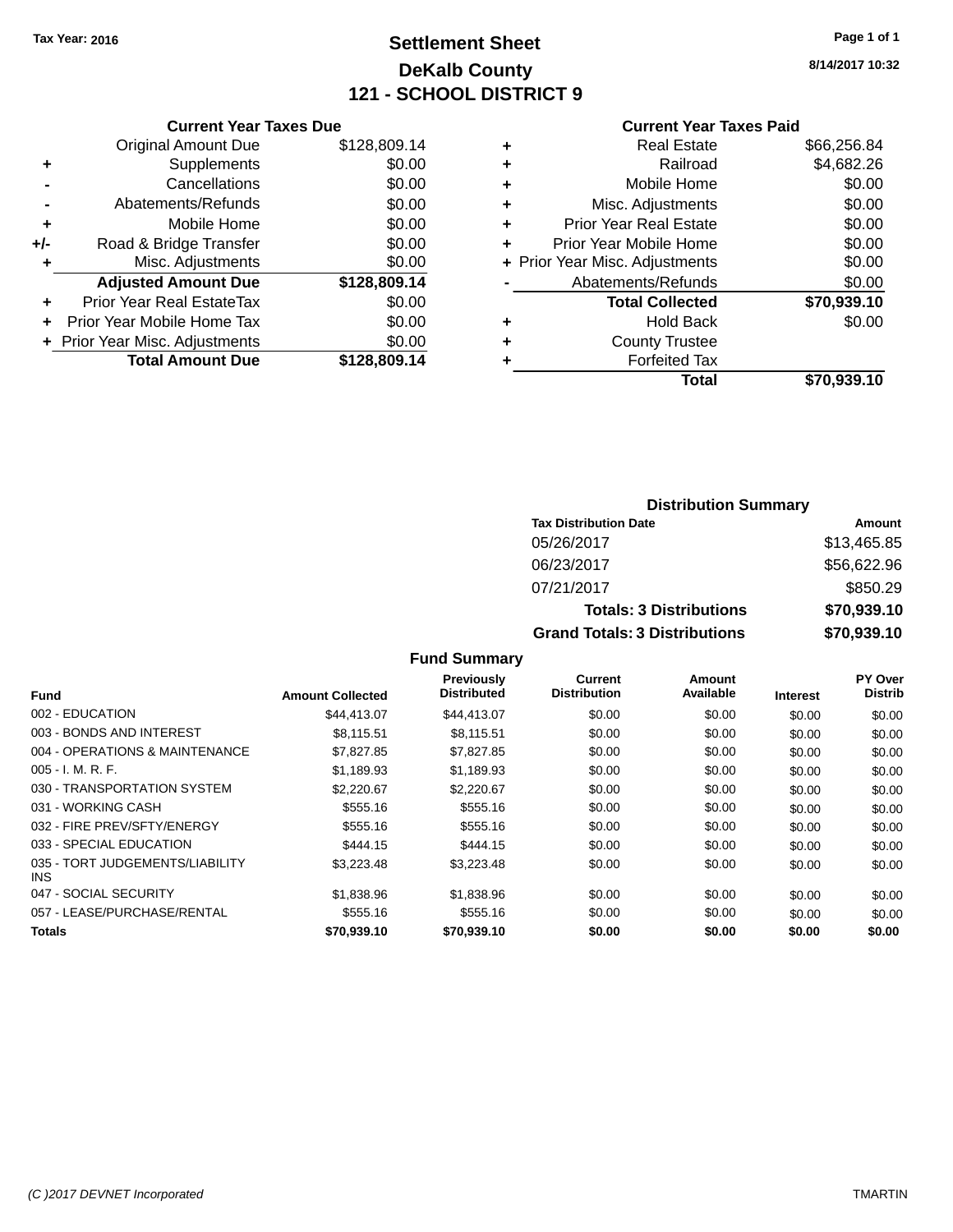Tax Year: 2016

# Settlement Sheet
## DeKalb County
## 121 - SCHOOL DISTRICT 9

8/14/2017 10:32

### Current Year Taxes Due

| | | |
|---|---|---|
| | Original Amount Due | $128,809.14 |
| + | Supplements | $0.00 |
| - | Cancellations | $0.00 |
| - | Abatements/Refunds | $0.00 |
| + | Mobile Home | $0.00 |
| +/- | Road & Bridge Transfer | $0.00 |
| + | Misc. Adjustments | $0.00 |
| | **Adjusted Amount Due** | **$128,809.14** |
| + | Prior Year Real EstateTax | $0.00 |
| + | Prior Year Mobile Home Tax | $0.00 |
| + | Prior Year Misc. Adjustments | $0.00 |
| | **Total Amount Due** | **$128,809.14** |

### Current Year Taxes Paid

| | | |
|---|---|---|
| + | Real Estate | $66,256.84 |
| + | Railroad | $4,682.26 |
| + | Mobile Home | $0.00 |
| + | Misc. Adjustments | $0.00 |
| + | Prior Year Real Estate | $0.00 |
| + | Prior Year Mobile Home | $0.00 |
| + | Prior Year Misc. Adjustments | $0.00 |
| - | Abatements/Refunds | $0.00 |
| | **Total Collected** | **$70,939.10** |
| + | Hold Back | $0.00 |
| + | County Trustee | |
| + | Forfeited Tax | |
| | **Total** | **$70,939.10** |

### Distribution Summary

| Tax Distribution Date | Amount |
|---|---|
| 05/26/2017 | $13,465.85 |
| 06/23/2017 | $56,622.96 |
| 07/21/2017 | $850.29 |
| **Totals: 3 Distributions** | **$70,939.10** |
| **Grand Totals: 3 Distributions** | **$70,939.10** |

### Fund Summary

| Fund | Amount Collected | Previously Distributed | Current Distribution | Amount Available | Interest | PY Over Distrib |
|---|---|---|---|---|---|---|
| 002 - EDUCATION | $44,413.07 | $44,413.07 | $0.00 | $0.00 | $0.00 | $0.00 |
| 003 - BONDS AND INTEREST | $8,115.51 | $8,115.51 | $0.00 | $0.00 | $0.00 | $0.00 |
| 004 - OPERATIONS & MAINTENANCE | $7,827.85 | $7,827.85 | $0.00 | $0.00 | $0.00 | $0.00 |
| 005 - I. M. R. F. | $1,189.93 | $1,189.93 | $0.00 | $0.00 | $0.00 | $0.00 |
| 030 - TRANSPORTATION SYSTEM | $2,220.67 | $2,220.67 | $0.00 | $0.00 | $0.00 | $0.00 |
| 031 - WORKING CASH | $555.16 | $555.16 | $0.00 | $0.00 | $0.00 | $0.00 |
| 032 - FIRE PREV/SFTY/ENERGY | $555.16 | $555.16 | $0.00 | $0.00 | $0.00 | $0.00 |
| 033 - SPECIAL EDUCATION | $444.15 | $444.15 | $0.00 | $0.00 | $0.00 | $0.00 |
| 035 - TORT JUDGEMENTS/LIABILITY INS | $3,223.48 | $3,223.48 | $0.00 | $0.00 | $0.00 | $0.00 |
| 047 - SOCIAL SECURITY | $1,838.96 | $1,838.96 | $0.00 | $0.00 | $0.00 | $0.00 |
| 057 - LEASE/PURCHASE/RENTAL | $555.16 | $555.16 | $0.00 | $0.00 | $0.00 | $0.00 |
| **Totals** | **$70,939.10** | **$70,939.10** | **$0.00** | **$0.00** | **$0.00** | **$0.00** |

(C )2017 DEVNET Incorporated    TMARTIN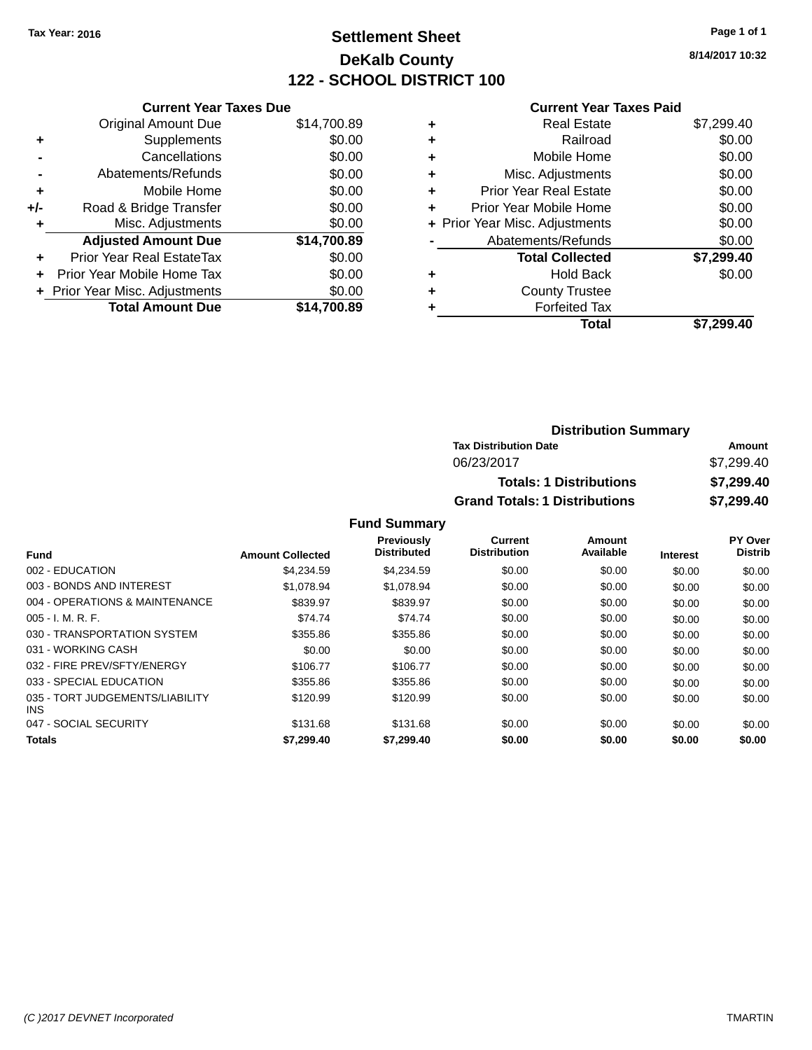Tax Year: 2016

# Settlement Sheet
## DeKalb County
## 122 - SCHOOL DISTRICT 100

8/14/2017 10:32

**Current Year Taxes Due**

| | | |
|---|---|---|
| | Original Amount Due | $14,700.89 |
| + | Supplements | $0.00 |
| - | Cancellations | $0.00 |
| - | Abatements/Refunds | $0.00 |
| + | Mobile Home | $0.00 |
| +/- | Road & Bridge Transfer | $0.00 |
| + | Misc. Adjustments | $0.00 |
| | **Adjusted Amount Due** | **$14,700.89** |
| + | Prior Year Real EstateTax | $0.00 |
| + | Prior Year Mobile Home Tax | $0.00 |
| + | Prior Year Misc. Adjustments | $0.00 |
| | **Total Amount Due** | **$14,700.89** |

**Current Year Taxes Paid**

| | | |
|---|---|---|
| + | Real Estate | $7,299.40 |
| + | Railroad | $0.00 |
| + | Mobile Home | $0.00 |
| + | Misc. Adjustments | $0.00 |
| + | Prior Year Real Estate | $0.00 |
| + | Prior Year Mobile Home | $0.00 |
| + | Prior Year Misc. Adjustments | $0.00 |
| - | Abatements/Refunds | $0.00 |
| | **Total Collected** | **$7,299.40** |
| + | Hold Back | $0.00 |
| + | County Trustee | |
| + | Forfeited Tax | |
| | **Total** | **$7,299.40** |

**Distribution Summary**

| Tax Distribution Date | Amount |
|---|---|
| 06/23/2017 | $7,299.40 |
| **Totals: 1 Distributions** | **$7,299.40** |
| **Grand Totals: 1 Distributions** | **$7,299.40** |

**Fund Summary**

| Fund | Amount Collected | Previously Distributed | Current Distribution | Amount Available | Interest | PY Over Distrib |
|---|---|---|---|---|---|---|
| 002 - EDUCATION | $4,234.59 | $4,234.59 | $0.00 | $0.00 | $0.00 | $0.00 |
| 003 - BONDS AND INTEREST | $1,078.94 | $1,078.94 | $0.00 | $0.00 | $0.00 | $0.00 |
| 004 - OPERATIONS & MAINTENANCE | $839.97 | $839.97 | $0.00 | $0.00 | $0.00 | $0.00 |
| 005 - I. M. R. F. | $74.74 | $74.74 | $0.00 | $0.00 | $0.00 | $0.00 |
| 030 - TRANSPORTATION SYSTEM | $355.86 | $355.86 | $0.00 | $0.00 | $0.00 | $0.00 |
| 031 - WORKING CASH | $0.00 | $0.00 | $0.00 | $0.00 | $0.00 | $0.00 |
| 032 - FIRE PREV/SFTY/ENERGY | $106.77 | $106.77 | $0.00 | $0.00 | $0.00 | $0.00 |
| 033 - SPECIAL EDUCATION | $355.86 | $355.86 | $0.00 | $0.00 | $0.00 | $0.00 |
| 035 - TORT JUDGEMENTS/LIABILITY INS | $120.99 | $120.99 | $0.00 | $0.00 | $0.00 | $0.00 |
| 047 - SOCIAL SECURITY | $131.68 | $131.68 | $0.00 | $0.00 | $0.00 | $0.00 |
| **Totals** | **$7,299.40** | **$7,299.40** | **$0.00** | **$0.00** | **$0.00** | **$0.00** |

(C )2017 DEVNET Incorporated — TMARTIN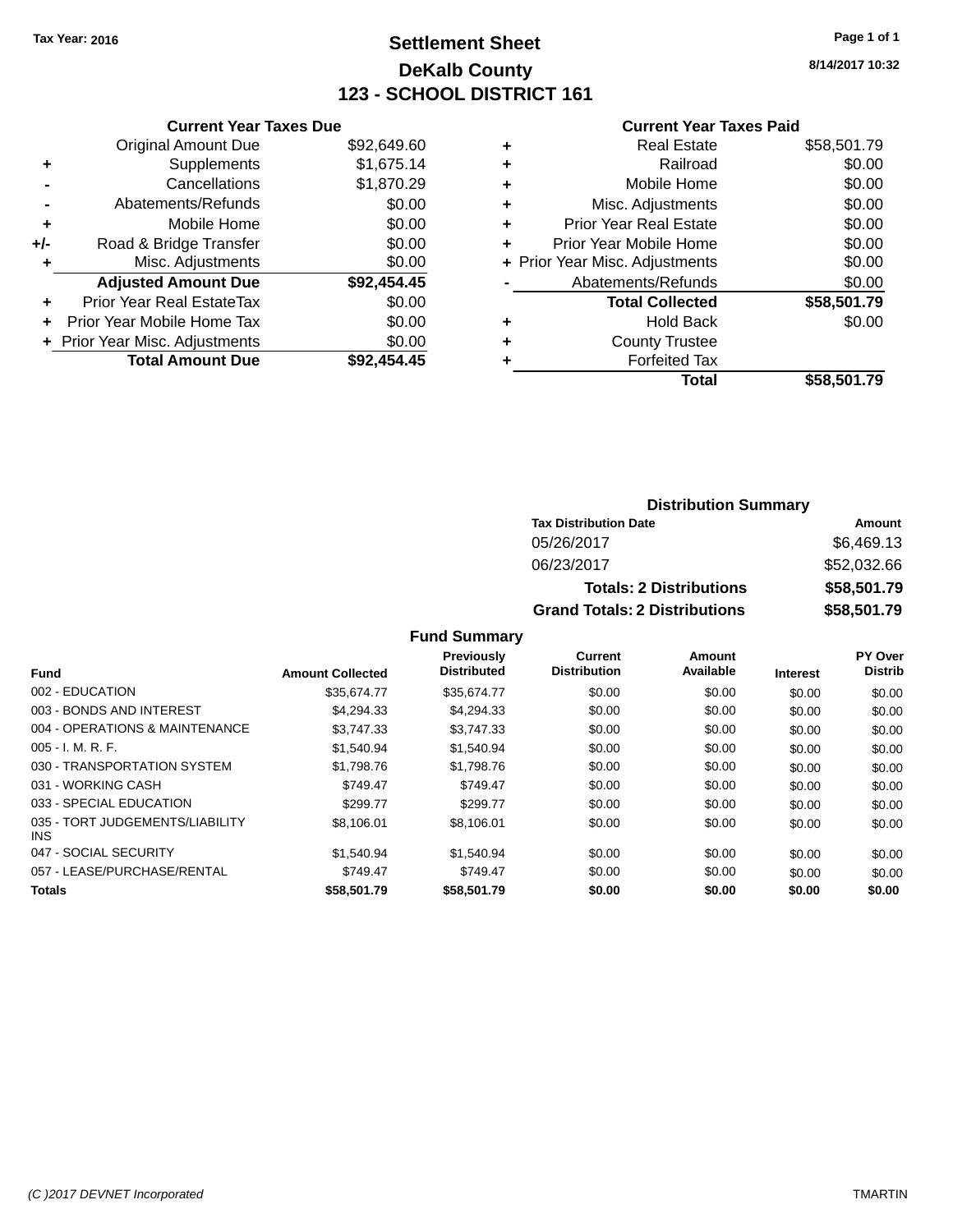Tax Year: 2016

# Settlement Sheet
## DeKalb County
## 123 - SCHOOL DISTRICT 161

8/14/2017 10:32

**Current Year Taxes Due**

| | | |
|---|---|---|
| | Original Amount Due | $92,649.60 |
| + | Supplements | $1,675.14 |
| - | Cancellations | $1,870.29 |
| - | Abatements/Refunds | $0.00 |
| + | Mobile Home | $0.00 |
| +/- | Road & Bridge Transfer | $0.00 |
| + | Misc. Adjustments | $0.00 |
| | **Adjusted Amount Due** | **$92,454.45** |
| + | Prior Year Real EstateTax | $0.00 |
| + | Prior Year Mobile Home Tax | $0.00 |
| + | Prior Year Misc. Adjustments | $0.00 |
| | **Total Amount Due** | **$92,454.45** |

**Current Year Taxes Paid**

| | | |
|---|---|---|
| + | Real Estate | $58,501.79 |
| + | Railroad | $0.00 |
| + | Mobile Home | $0.00 |
| + | Misc. Adjustments | $0.00 |
| + | Prior Year Real Estate | $0.00 |
| + | Prior Year Mobile Home | $0.00 |
| + | Prior Year Misc. Adjustments | $0.00 |
| - | Abatements/Refunds | $0.00 |
| | **Total Collected** | **$58,501.79** |
| + | Hold Back | $0.00 |
| + | County Trustee | |
| + | Forfeited Tax | |
| | **Total** | **$58,501.79** |

**Distribution Summary**

| Tax Distribution Date | Amount |
|---|---|
| 05/26/2017 | $6,469.13 |
| 06/23/2017 | $52,032.66 |
| **Totals: 2 Distributions** | **$58,501.79** |
| **Grand Totals: 2 Distributions** | **$58,501.79** |

**Fund Summary**

| Fund | Amount Collected | Previously Distributed | Current Distribution | Amount Available | Interest | PY Over Distrib |
|---|---|---|---|---|---|---|
| 002 - EDUCATION | $35,674.77 | $35,674.77 | $0.00 | $0.00 | $0.00 | $0.00 |
| 003 - BONDS AND INTEREST | $4,294.33 | $4,294.33 | $0.00 | $0.00 | $0.00 | $0.00 |
| 004 - OPERATIONS & MAINTENANCE | $3,747.33 | $3,747.33 | $0.00 | $0.00 | $0.00 | $0.00 |
| 005 - I. M. R. F. | $1,540.94 | $1,540.94 | $0.00 | $0.00 | $0.00 | $0.00 |
| 030 - TRANSPORTATION SYSTEM | $1,798.76 | $1,798.76 | $0.00 | $0.00 | $0.00 | $0.00 |
| 031 - WORKING CASH | $749.47 | $749.47 | $0.00 | $0.00 | $0.00 | $0.00 |
| 033 - SPECIAL EDUCATION | $299.77 | $299.77 | $0.00 | $0.00 | $0.00 | $0.00 |
| 035 - TORT JUDGEMENTS/LIABILITY INS | $8,106.01 | $8,106.01 | $0.00 | $0.00 | $0.00 | $0.00 |
| 047 - SOCIAL SECURITY | $1,540.94 | $1,540.94 | $0.00 | $0.00 | $0.00 | $0.00 |
| 057 - LEASE/PURCHASE/RENTAL | $749.47 | $749.47 | $0.00 | $0.00 | $0.00 | $0.00 |
| **Totals** | **$58,501.79** | **$58,501.79** | **$0.00** | **$0.00** | **$0.00** | **$0.00** |

(C )2017 DEVNET Incorporated TMARTIN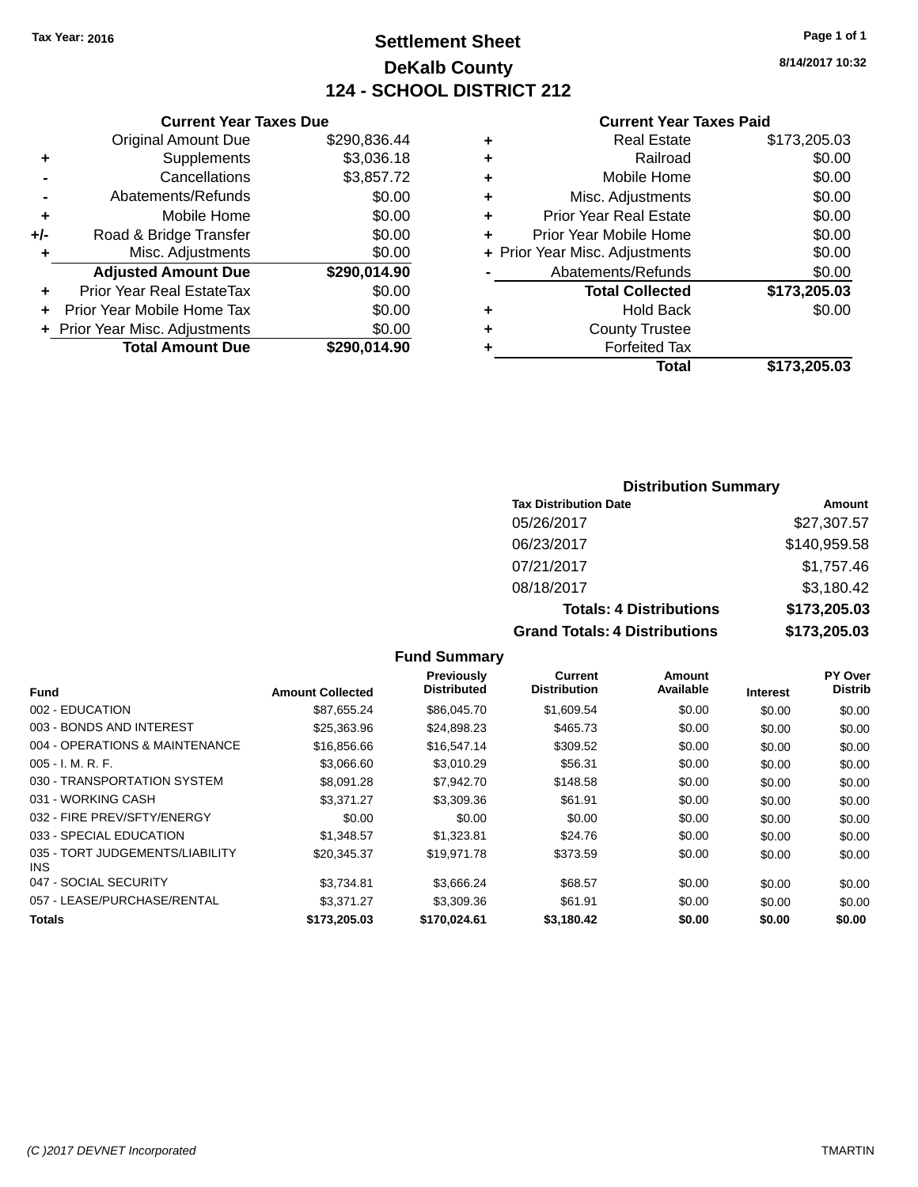Tax Year: 2016

# Settlement Sheet

## DeKalb County

## 124 - SCHOOL DISTRICT 212

8/14/2017 10:32

### Current Year Taxes Due

| | | |
|---|---|---|
| | Original Amount Due | $290,836.44 |
| + | Supplements | $3,036.18 |
| - | Cancellations | $3,857.72 |
| - | Abatements/Refunds | $0.00 |
| + | Mobile Home | $0.00 |
| +/- | Road & Bridge Transfer | $0.00 |
| + | Misc. Adjustments | $0.00 |
| | **Adjusted Amount Due** | **$290,014.90** |
| + | Prior Year Real EstateTax | $0.00 |
| + | Prior Year Mobile Home Tax | $0.00 |
| + | Prior Year Misc. Adjustments | $0.00 |
| | **Total Amount Due** | **$290,014.90** |

### Current Year Taxes Paid

| | | |
|---|---|---|
| + | Real Estate | $173,205.03 |
| + | Railroad | $0.00 |
| + | Mobile Home | $0.00 |
| + | Misc. Adjustments | $0.00 |
| + | Prior Year Real Estate | $0.00 |
| + | Prior Year Mobile Home | $0.00 |
| + | Prior Year Misc. Adjustments | $0.00 |
| - | Abatements/Refunds | $0.00 |
| | **Total Collected** | **$173,205.03** |
| + | Hold Back | $0.00 |
| + | County Trustee | |
| + | Forfeited Tax | |
| | **Total** | **$173,205.03** |

### Distribution Summary

| Tax Distribution Date | Amount |
|---|---|
| 05/26/2017 | $27,307.57 |
| 06/23/2017 | $140,959.58 |
| 07/21/2017 | $1,757.46 |
| 08/18/2017 | $3,180.42 |
| **Totals: 4 Distributions** | **$173,205.03** |
| **Grand Totals: 4 Distributions** | **$173,205.03** |

### Fund Summary

| Fund | Amount Collected | Previously Distributed | Current Distribution | Amount Available | Interest | PY Over Distrib |
|---|---|---|---|---|---|---|
| 002 - EDUCATION | $87,655.24 | $86,045.70 | $1,609.54 | $0.00 | $0.00 | $0.00 |
| 003 - BONDS AND INTEREST | $25,363.96 | $24,898.23 | $465.73 | $0.00 | $0.00 | $0.00 |
| 004 - OPERATIONS & MAINTENANCE | $16,856.66 | $16,547.14 | $309.52 | $0.00 | $0.00 | $0.00 |
| 005 - I. M. R. F. | $3,066.60 | $3,010.29 | $56.31 | $0.00 | $0.00 | $0.00 |
| 030 - TRANSPORTATION SYSTEM | $8,091.28 | $7,942.70 | $148.58 | $0.00 | $0.00 | $0.00 |
| 031 - WORKING CASH | $3,371.27 | $3,309.36 | $61.91 | $0.00 | $0.00 | $0.00 |
| 032 - FIRE PREV/SFTY/ENERGY | $0.00 | $0.00 | $0.00 | $0.00 | $0.00 | $0.00 |
| 033 - SPECIAL EDUCATION | $1,348.57 | $1,323.81 | $24.76 | $0.00 | $0.00 | $0.00 |
| 035 - TORT JUDGEMENTS/LIABILITY INS | $20,345.37 | $19,971.78 | $373.59 | $0.00 | $0.00 | $0.00 |
| 047 - SOCIAL SECURITY | $3,734.81 | $3,666.24 | $68.57 | $0.00 | $0.00 | $0.00 |
| 057 - LEASE/PURCHASE/RENTAL | $3,371.27 | $3,309.36 | $61.91 | $0.00 | $0.00 | $0.00 |
| **Totals** | **$173,205.03** | **$170,024.61** | **$3,180.42** | **$0.00** | **$0.00** | **$0.00** |

(C )2017 DEVNET Incorporated — TMARTIN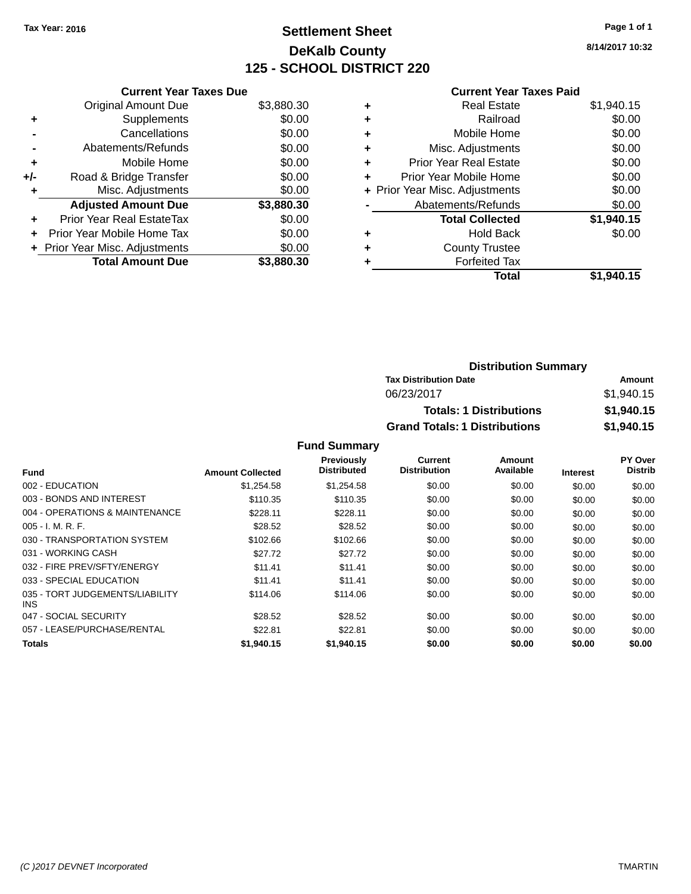**Tax Year: 2016**

# Settlement Sheet
## DeKalb County
## 125 - SCHOOL DISTRICT 220

8/14/2017 10:32

### Current Year Taxes Due

| | | |
|---|---|---|
| | Original Amount Due | $3,880.30 |
| + | Supplements | $0.00 |
| - | Cancellations | $0.00 |
| - | Abatements/Refunds | $0.00 |
| + | Mobile Home | $0.00 |
| +/- | Road & Bridge Transfer | $0.00 |
| + | Misc. Adjustments | $0.00 |
| | **Adjusted Amount Due** | **$3,880.30** |
| + | Prior Year Real EstateTax | $0.00 |
| + | Prior Year Mobile Home Tax | $0.00 |
| + | Prior Year Misc. Adjustments | $0.00 |
| | **Total Amount Due** | **$3,880.30** |

### Current Year Taxes Paid

| | | |
|---|---|---|
| + | Real Estate | $1,940.15 |
| + | Railroad | $0.00 |
| + | Mobile Home | $0.00 |
| + | Misc. Adjustments | $0.00 |
| + | Prior Year Real Estate | $0.00 |
| + | Prior Year Mobile Home | $0.00 |
| + | Prior Year Misc. Adjustments | $0.00 |
| - | Abatements/Refunds | $0.00 |
| | **Total Collected** | **$1,940.15** |
| + | Hold Back | $0.00 |
| + | County Trustee | |
| + | Forfeited Tax | |
| | **Total** | **$1,940.15** |

### Distribution Summary

| Tax Distribution Date | Amount |
|---|---|
| 06/23/2017 | $1,940.15 |
| **Totals: 1 Distributions** | **$1,940.15** |
| **Grand Totals: 1 Distributions** | **$1,940.15** |

### Fund Summary

| Fund | Amount Collected | Previously Distributed | Current Distribution | Amount Available | Interest | PY Over Distrib |
|---|---|---|---|---|---|---|
| 002 - EDUCATION | $1,254.58 | $1,254.58 | $0.00 | $0.00 | $0.00 | $0.00 |
| 003 - BONDS AND INTEREST | $110.35 | $110.35 | $0.00 | $0.00 | $0.00 | $0.00 |
| 004 - OPERATIONS & MAINTENANCE | $228.11 | $228.11 | $0.00 | $0.00 | $0.00 | $0.00 |
| 005 - I. M. R. F. | $28.52 | $28.52 | $0.00 | $0.00 | $0.00 | $0.00 |
| 030 - TRANSPORTATION SYSTEM | $102.66 | $102.66 | $0.00 | $0.00 | $0.00 | $0.00 |
| 031 - WORKING CASH | $27.72 | $27.72 | $0.00 | $0.00 | $0.00 | $0.00 |
| 032 - FIRE PREV/SFTY/ENERGY | $11.41 | $11.41 | $0.00 | $0.00 | $0.00 | $0.00 |
| 033 - SPECIAL EDUCATION | $11.41 | $11.41 | $0.00 | $0.00 | $0.00 | $0.00 |
| 035 - TORT JUDGEMENTS/LIABILITY INS | $114.06 | $114.06 | $0.00 | $0.00 | $0.00 | $0.00 |
| 047 - SOCIAL SECURITY | $28.52 | $28.52 | $0.00 | $0.00 | $0.00 | $0.00 |
| 057 - LEASE/PURCHASE/RENTAL | $22.81 | $22.81 | $0.00 | $0.00 | $0.00 | $0.00 |
| **Totals** | **$1,940.15** | **$1,940.15** | **$0.00** | **$0.00** | **$0.00** | **$0.00** |

(C )2017 DEVNET Incorporated — TMARTIN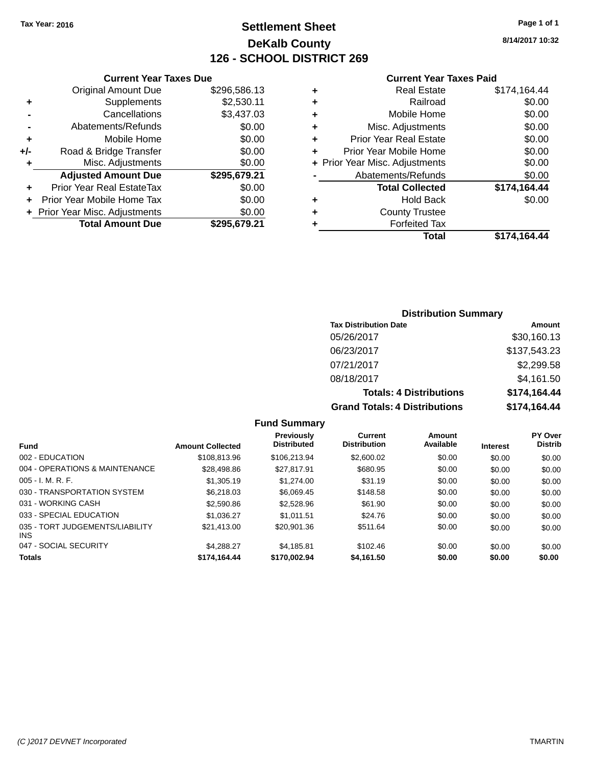Tax Year: 2016

# Settlement Sheet

## DeKalb County

## 126 - SCHOOL DISTRICT 269

8/14/2017 10:32

### Current Year Taxes Due

| | | |
|---|---|---|
| | Original Amount Due | $296,586.13 |
| + | Supplements | $2,530.11 |
| - | Cancellations | $3,437.03 |
| - | Abatements/Refunds | $0.00 |
| + | Mobile Home | $0.00 |
| +/- | Road & Bridge Transfer | $0.00 |
| + | Misc. Adjustments | $0.00 |
| | **Adjusted Amount Due** | **$295,679.21** |
| + | Prior Year Real EstateTax | $0.00 |
| + | Prior Year Mobile Home Tax | $0.00 |
| + | Prior Year Misc. Adjustments | $0.00 |
| | **Total Amount Due** | **$295,679.21** |

### Current Year Taxes Paid

| | | |
|---|---|---|
| + | Real Estate | $174,164.44 |
| + | Railroad | $0.00 |
| + | Mobile Home | $0.00 |
| + | Misc. Adjustments | $0.00 |
| + | Prior Year Real Estate | $0.00 |
| + | Prior Year Mobile Home | $0.00 |
| + | Prior Year Misc. Adjustments | $0.00 |
| - | Abatements/Refunds | $0.00 |
| | **Total Collected** | **$174,164.44** |
| + | Hold Back | $0.00 |
| + | County Trustee | |
| + | Forfeited Tax | |
| | **Total** | **$174,164.44** |

### Distribution Summary

| Tax Distribution Date | Amount |
|---|---|
| 05/26/2017 | $30,160.13 |
| 06/23/2017 | $137,543.23 |
| 07/21/2017 | $2,299.58 |
| 08/18/2017 | $4,161.50 |
| **Totals: 4 Distributions** | **$174,164.44** |
| **Grand Totals: 4 Distributions** | **$174,164.44** |

### Fund Summary

| Fund | Amount Collected | Previously Distributed | Current Distribution | Amount Available | Interest | PY Over Distrib |
|---|---|---|---|---|---|---|
| 002 - EDUCATION | $108,813.96 | $106,213.94 | $2,600.02 | $0.00 | $0.00 | $0.00 |
| 004 - OPERATIONS & MAINTENANCE | $28,498.86 | $27,817.91 | $680.95 | $0.00 | $0.00 | $0.00 |
| 005 - I. M. R. F. | $1,305.19 | $1,274.00 | $31.19 | $0.00 | $0.00 | $0.00 |
| 030 - TRANSPORTATION SYSTEM | $6,218.03 | $6,069.45 | $148.58 | $0.00 | $0.00 | $0.00 |
| 031 - WORKING CASH | $2,590.86 | $2,528.96 | $61.90 | $0.00 | $0.00 | $0.00 |
| 033 - SPECIAL EDUCATION | $1,036.27 | $1,011.51 | $24.76 | $0.00 | $0.00 | $0.00 |
| 035 - TORT JUDGEMENTS/LIABILITY INS | $21,413.00 | $20,901.36 | $511.64 | $0.00 | $0.00 | $0.00 |
| 047 - SOCIAL SECURITY | $4,288.27 | $4,185.81 | $102.46 | $0.00 | $0.00 | $0.00 |
| **Totals** | **$174,164.44** | **$170,002.94** | **$4,161.50** | **$0.00** | **$0.00** | **$0.00** |

(C )2017 DEVNET Incorporated TMARTIN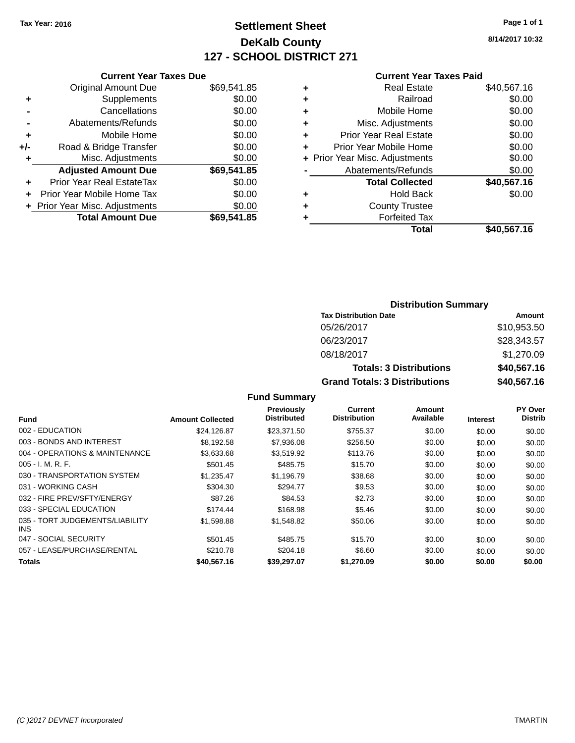Tax Year: 2016

# Settlement Sheet

## DeKalb County

## 127 - SCHOOL DISTRICT 271

8/14/2017 10:32

### Current Year Taxes Due

| | | |
|---|---|---|
| | Original Amount Due | $69,541.85 |
| + | Supplements | $0.00 |
| - | Cancellations | $0.00 |
| - | Abatements/Refunds | $0.00 |
| + | Mobile Home | $0.00 |
| +/- | Road & Bridge Transfer | $0.00 |
| + | Misc. Adjustments | $0.00 |
| | **Adjusted Amount Due** | **$69,541.85** |
| + | Prior Year Real EstateTax | $0.00 |
| + | Prior Year Mobile Home Tax | $0.00 |
| + | Prior Year Misc. Adjustments | $0.00 |
| | **Total Amount Due** | **$69,541.85** |

### Current Year Taxes Paid

| | | |
|---|---|---|
| + | Real Estate | $40,567.16 |
| + | Railroad | $0.00 |
| + | Mobile Home | $0.00 |
| + | Misc. Adjustments | $0.00 |
| + | Prior Year Real Estate | $0.00 |
| + | Prior Year Mobile Home | $0.00 |
| + | Prior Year Misc. Adjustments | $0.00 |
| - | Abatements/Refunds | $0.00 |
| | **Total Collected** | **$40,567.16** |
| + | Hold Back | $0.00 |
| + | County Trustee | |
| + | Forfeited Tax | |
| | **Total** | **$40,567.16** |

### Distribution Summary

| Tax Distribution Date | Amount |
|---|---|
| 05/26/2017 | $10,953.50 |
| 06/23/2017 | $28,343.57 |
| 08/18/2017 | $1,270.09 |
| **Totals: 3 Distributions** | **$40,567.16** |
| **Grand Totals: 3 Distributions** | **$40,567.16** |

### Fund Summary

| Fund | Amount Collected | Previously Distributed | Current Distribution | Amount Available | Interest | PY Over Distrib |
|---|---|---|---|---|---|---|
| 002 - EDUCATION | $24,126.87 | $23,371.50 | $755.37 | $0.00 | $0.00 | $0.00 |
| 003 - BONDS AND INTEREST | $8,192.58 | $7,936.08 | $256.50 | $0.00 | $0.00 | $0.00 |
| 004 - OPERATIONS & MAINTENANCE | $3,633.68 | $3,519.92 | $113.76 | $0.00 | $0.00 | $0.00 |
| 005 - I. M. R. F. | $501.45 | $485.75 | $15.70 | $0.00 | $0.00 | $0.00 |
| 030 - TRANSPORTATION SYSTEM | $1,235.47 | $1,196.79 | $38.68 | $0.00 | $0.00 | $0.00 |
| 031 - WORKING CASH | $304.30 | $294.77 | $9.53 | $0.00 | $0.00 | $0.00 |
| 032 - FIRE PREV/SFTY/ENERGY | $87.26 | $84.53 | $2.73 | $0.00 | $0.00 | $0.00 |
| 033 - SPECIAL EDUCATION | $174.44 | $168.98 | $5.46 | $0.00 | $0.00 | $0.00 |
| 035 - TORT JUDGEMENTS/LIABILITY INS | $1,598.88 | $1,548.82 | $50.06 | $0.00 | $0.00 | $0.00 |
| 047 - SOCIAL SECURITY | $501.45 | $485.75 | $15.70 | $0.00 | $0.00 | $0.00 |
| 057 - LEASE/PURCHASE/RENTAL | $210.78 | $204.18 | $6.60 | $0.00 | $0.00 | $0.00 |
| **Totals** | **$40,567.16** | **$39,297.07** | **$1,270.09** | **$0.00** | **$0.00** | **$0.00** |

(C )2017 DEVNET Incorporated — TMARTIN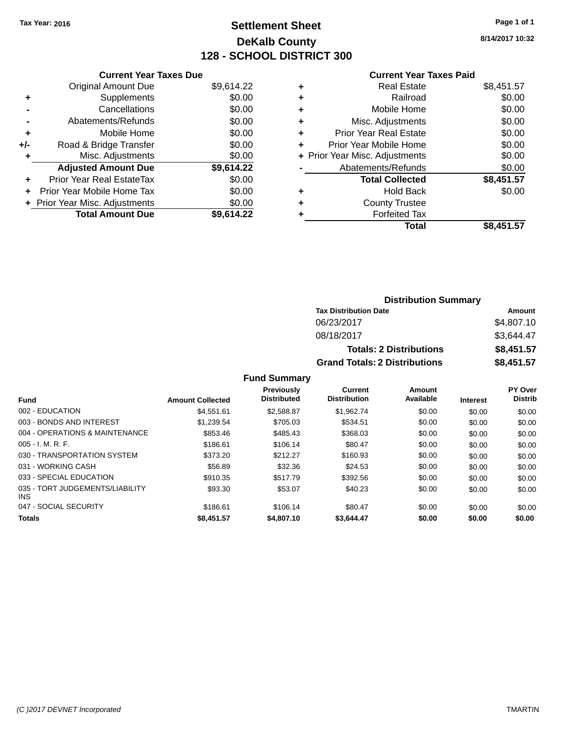Tax Year: 2016

# Settlement Sheet

## DeKalb County

## 128 - SCHOOL DISTRICT 300

8/14/2017 10:32

### Current Year Taxes Due

| | | |
|---|---|---|
| | Original Amount Due | $9,614.22 |
| + | Supplements | $0.00 |
| - | Cancellations | $0.00 |
| - | Abatements/Refunds | $0.00 |
| + | Mobile Home | $0.00 |
| +/- | Road & Bridge Transfer | $0.00 |
| + | Misc. Adjustments | $0.00 |
| | **Adjusted Amount Due** | **$9,614.22** |
| + | Prior Year Real EstateTax | $0.00 |
| + | Prior Year Mobile Home Tax | $0.00 |
| + | Prior Year Misc. Adjustments | $0.00 |
| | **Total Amount Due** | **$9,614.22** |

### Current Year Taxes Paid

| | | |
|---|---|---|
| + | Real Estate | $8,451.57 |
| + | Railroad | $0.00 |
| + | Mobile Home | $0.00 |
| + | Misc. Adjustments | $0.00 |
| + | Prior Year Real Estate | $0.00 |
| + | Prior Year Mobile Home | $0.00 |
| + | Prior Year Misc. Adjustments | $0.00 |
| - | Abatements/Refunds | $0.00 |
| | **Total Collected** | **$8,451.57** |
| + | Hold Back | $0.00 |
| + | County Trustee | |
| + | Forfeited Tax | |
| | **Total** | **$8,451.57** |

### Distribution Summary

| Tax Distribution Date | Amount |
|---|---|
| 06/23/2017 | $4,807.10 |
| 08/18/2017 | $3,644.47 |
| **Totals: 2 Distributions** | **$8,451.57** |
| **Grand Totals: 2 Distributions** | **$8,451.57** |

### Fund Summary

| Fund | Amount Collected | Previously Distributed | Current Distribution | Amount Available | Interest | PY Over Distrib |
|---|---|---|---|---|---|---|
| 002 - EDUCATION | $4,551.61 | $2,588.87 | $1,962.74 | $0.00 | $0.00 | $0.00 |
| 003 - BONDS AND INTEREST | $1,239.54 | $705.03 | $534.51 | $0.00 | $0.00 | $0.00 |
| 004 - OPERATIONS & MAINTENANCE | $853.46 | $485.43 | $368.03 | $0.00 | $0.00 | $0.00 |
| 005 - I. M. R. F. | $186.61 | $106.14 | $80.47 | $0.00 | $0.00 | $0.00 |
| 030 - TRANSPORTATION SYSTEM | $373.20 | $212.27 | $160.93 | $0.00 | $0.00 | $0.00 |
| 031 - WORKING CASH | $56.89 | $32.36 | $24.53 | $0.00 | $0.00 | $0.00 |
| 033 - SPECIAL EDUCATION | $910.35 | $517.79 | $392.56 | $0.00 | $0.00 | $0.00 |
| 035 - TORT JUDGEMENTS/LIABILITY INS | $93.30 | $53.07 | $40.23 | $0.00 | $0.00 | $0.00 |
| 047 - SOCIAL SECURITY | $186.61 | $106.14 | $80.47 | $0.00 | $0.00 | $0.00 |
| **Totals** | **$8,451.57** | **$4,807.10** | **$3,644.47** | **$0.00** | **$0.00** | **$0.00** |

(C )2017 DEVNET Incorporated TMARTIN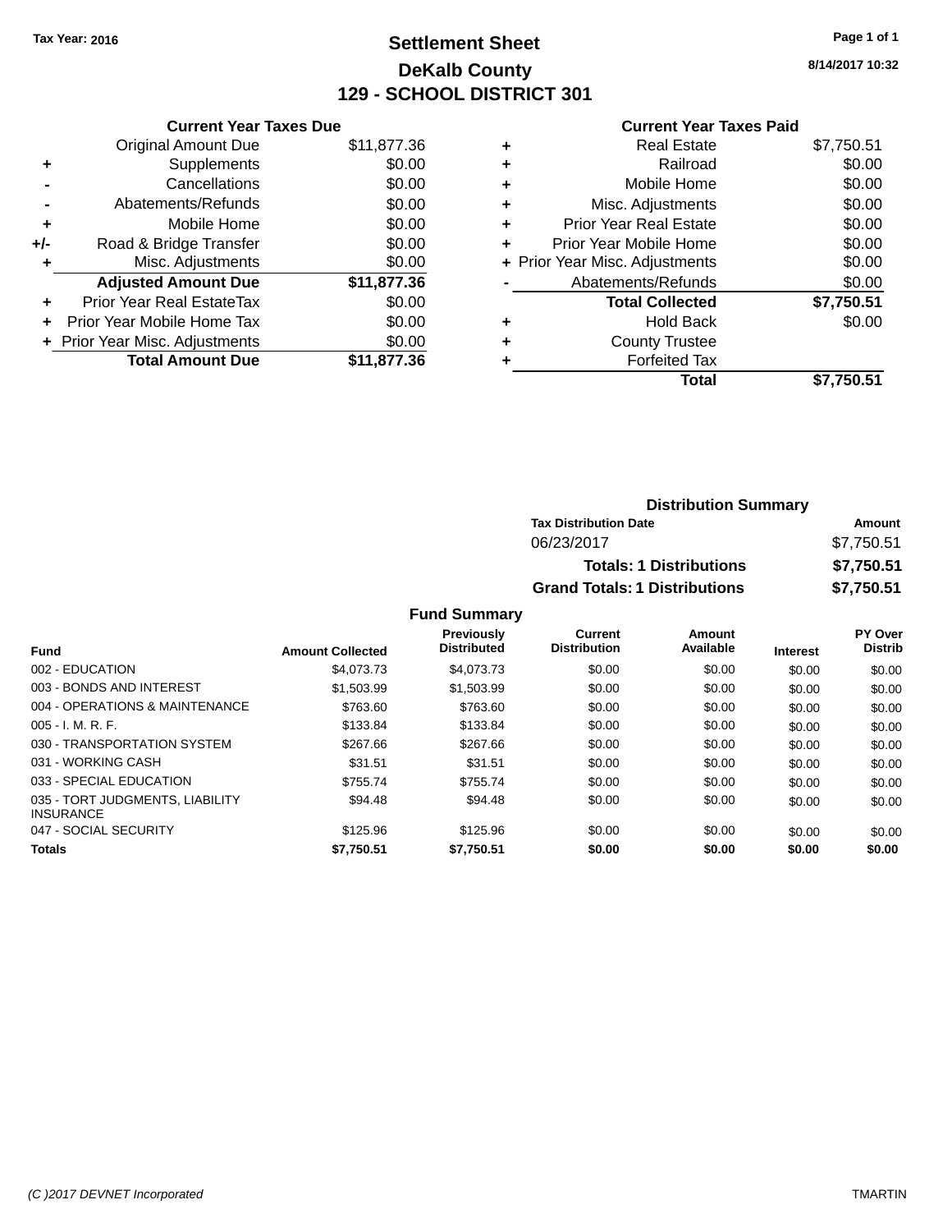Tax Year: 2016

# Settlement Sheet

## DeKalb County

## 129 - SCHOOL DISTRICT 301

8/14/2017 10:32

| | Current Year Taxes Due | |
|---|---|---|
| | Original Amount Due | $11,877.36 |
| + | Supplements | $0.00 |
| - | Cancellations | $0.00 |
| - | Abatements/Refunds | $0.00 |
| + | Mobile Home | $0.00 |
| +/- | Road & Bridge Transfer | $0.00 |
| + | Misc. Adjustments | $0.00 |
| | **Adjusted Amount Due** | **$11,877.36** |
| + | Prior Year Real EstateTax | $0.00 |
| + | Prior Year Mobile Home Tax | $0.00 |
| + | Prior Year Misc. Adjustments | $0.00 |
| | **Total Amount Due** | **$11,877.36** |

| | Current Year Taxes Paid | |
|---|---|---|
| + | Real Estate | $7,750.51 |
| + | Railroad | $0.00 |
| + | Mobile Home | $0.00 |
| + | Misc. Adjustments | $0.00 |
| + | Prior Year Real Estate | $0.00 |
| + | Prior Year Mobile Home | $0.00 |
| + | Prior Year Misc. Adjustments | $0.00 |
| - | Abatements/Refunds | $0.00 |
| | **Total Collected** | **$7,750.51** |
| + | Hold Back | $0.00 |
| + | County Trustee | |
| + | Forfeited Tax | |
| | **Total** | **$7,750.51** |

### Distribution Summary

| Tax Distribution Date | Amount |
|---|---|
| 06/23/2017 | $7,750.51 |
| **Totals: 1 Distributions** | **$7,750.51** |
| **Grand Totals: 1 Distributions** | **$7,750.51** |

### Fund Summary

| Fund | Amount Collected | Previously Distributed | Current Distribution | Amount Available | Interest | PY Over Distrib |
|---|---|---|---|---|---|---|
| 002 - EDUCATION | $4,073.73 | $4,073.73 | $0.00 | $0.00 | $0.00 | $0.00 |
| 003 - BONDS AND INTEREST | $1,503.99 | $1,503.99 | $0.00 | $0.00 | $0.00 | $0.00 |
| 004 - OPERATIONS & MAINTENANCE | $763.60 | $763.60 | $0.00 | $0.00 | $0.00 | $0.00 |
| 005 - I. M. R. F. | $133.84 | $133.84 | $0.00 | $0.00 | $0.00 | $0.00 |
| 030 - TRANSPORTATION SYSTEM | $267.66 | $267.66 | $0.00 | $0.00 | $0.00 | $0.00 |
| 031 - WORKING CASH | $31.51 | $31.51 | $0.00 | $0.00 | $0.00 | $0.00 |
| 033 - SPECIAL EDUCATION | $755.74 | $755.74 | $0.00 | $0.00 | $0.00 | $0.00 |
| 035 - TORT JUDGMENTS, LIABILITY INSURANCE | $94.48 | $94.48 | $0.00 | $0.00 | $0.00 | $0.00 |
| 047 - SOCIAL SECURITY | $125.96 | $125.96 | $0.00 | $0.00 | $0.00 | $0.00 |
| **Totals** | **$7,750.51** | **$7,750.51** | **$0.00** | **$0.00** | **$0.00** | **$0.00** |

(C )2017 DEVNET Incorporated TMARTIN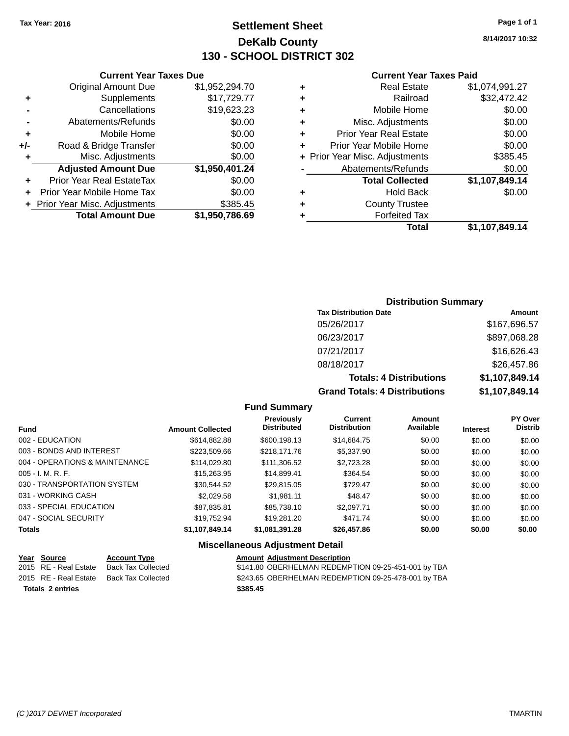Tax Year: 2016

# Settlement Sheet

## DeKalb County

## 130 - SCHOOL DISTRICT 302

8/14/2017 10:32

### Current Year Taxes Due

| | | |
|---|---|---|
| | Original Amount Due | $1,952,294.70 |
| + | Supplements | $17,729.77 |
| - | Cancellations | $19,623.23 |
| - | Abatements/Refunds | $0.00 |
| + | Mobile Home | $0.00 |
| +/- | Road & Bridge Transfer | $0.00 |
| + | Misc. Adjustments | $0.00 |
| | **Adjusted Amount Due** | **$1,950,401.24** |
| + | Prior Year Real EstateTax | $0.00 |
| + | Prior Year Mobile Home Tax | $0.00 |
| + | Prior Year Misc. Adjustments | $385.45 |
| | **Total Amount Due** | **$1,950,786.69** |

### Current Year Taxes Paid

| | | |
|---|---|---|
| + | Real Estate | $1,074,991.27 |
| + | Railroad | $32,472.42 |
| + | Mobile Home | $0.00 |
| + | Misc. Adjustments | $0.00 |
| + | Prior Year Real Estate | $0.00 |
| + | Prior Year Mobile Home | $0.00 |
| + | Prior Year Misc. Adjustments | $385.45 |
| - | Abatements/Refunds | $0.00 |
| | **Total Collected** | **$1,107,849.14** |
| + | Hold Back | $0.00 |
| + | County Trustee | |
| + | Forfeited Tax | |
| | **Total** | **$1,107,849.14** |

### Distribution Summary

| Tax Distribution Date | Amount |
|---|---|
| 05/26/2017 | $167,696.57 |
| 06/23/2017 | $897,068.28 |
| 07/21/2017 | $16,626.43 |
| 08/18/2017 | $26,457.86 |
| **Totals: 4 Distributions** | **$1,107,849.14** |
| **Grand Totals: 4 Distributions** | **$1,107,849.14** |

### Fund Summary

| Fund | Amount Collected | Previously Distributed | Current Distribution | Amount Available | Interest | PY Over Distrib |
|---|---|---|---|---|---|---|
| 002 - EDUCATION | $614,882.88 | $600,198.13 | $14,684.75 | $0.00 | $0.00 | $0.00 |
| 003 - BONDS AND INTEREST | $223,509.66 | $218,171.76 | $5,337.90 | $0.00 | $0.00 | $0.00 |
| 004 - OPERATIONS & MAINTENANCE | $114,029.80 | $111,306.52 | $2,723.28 | $0.00 | $0.00 | $0.00 |
| 005 - I. M. R. F. | $15,263.95 | $14,899.41 | $364.54 | $0.00 | $0.00 | $0.00 |
| 030 - TRANSPORTATION SYSTEM | $30,544.52 | $29,815.05 | $729.47 | $0.00 | $0.00 | $0.00 |
| 031 - WORKING CASH | $2,029.58 | $1,981.11 | $48.47 | $0.00 | $0.00 | $0.00 |
| 033 - SPECIAL EDUCATION | $87,835.81 | $85,738.10 | $2,097.71 | $0.00 | $0.00 | $0.00 |
| 047 - SOCIAL SECURITY | $19,752.94 | $19,281.20 | $471.74 | $0.00 | $0.00 | $0.00 |
| **Totals** | **$1,107,849.14** | **$1,081,391.28** | **$26,457.86** | **$0.00** | **$0.00** | **$0.00** |

### Miscellaneous Adjustment Detail

| Year | Source | Account Type | Amount | Adjustment Description |
|---|---|---|---|---|
| 2015 | RE - Real Estate | Back Tax Collected | $141.80 | OBERHELMAN REDEMPTION 09-25-451-001 by TBA |
| 2015 | RE - Real Estate | Back Tax Collected | $243.65 | OBERHELMAN REDEMPTION 09-25-478-001 by TBA |
| **Totals 2 entries** | | | **$385.45** | |

(C )2017 DEVNET Incorporated TMARTIN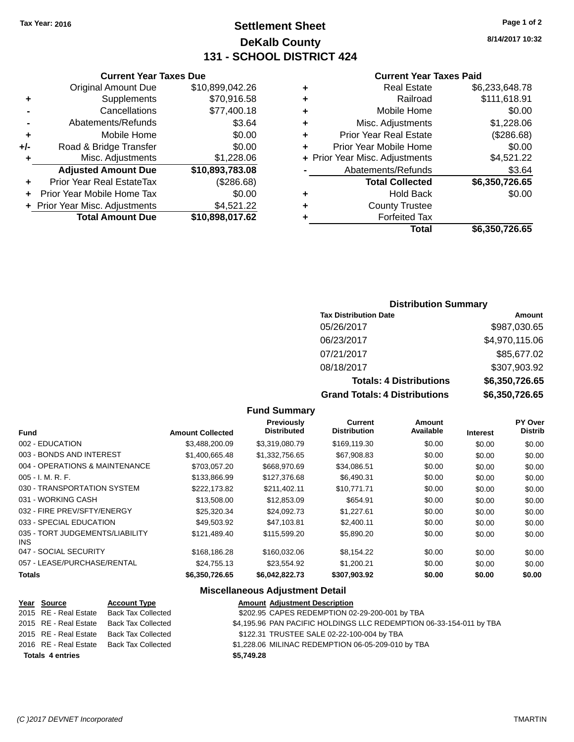Tax Year: 2016

# Settlement Sheet

## DeKalb County

## 131 - SCHOOL DISTRICT 424

8/14/2017 10:32

### Current Year Taxes Due

| | | |
|---|---|---|
| | Original Amount Due | $10,899,042.26 |
| + | Supplements | $70,916.58 |
| - | Cancellations | $77,400.18 |
| - | Abatements/Refunds | $3.64 |
| + | Mobile Home | $0.00 |
| +/- | Road & Bridge Transfer | $0.00 |
| + | Misc. Adjustments | $1,228.06 |
| | **Adjusted Amount Due** | **$10,893,783.08** |
| + | Prior Year Real EstateTax | ($286.68) |
| + | Prior Year Mobile Home Tax | $0.00 |
| + | Prior Year Misc. Adjustments | $4,521.22 |
| | **Total Amount Due** | **$10,898,017.62** |

### Current Year Taxes Paid

| | | |
|---|---|---|
| + | Real Estate | $6,233,648.78 |
| + | Railroad | $111,618.91 |
| + | Mobile Home | $0.00 |
| + | Misc. Adjustments | $1,228.06 |
| + | Prior Year Real Estate | ($286.68) |
| + | Prior Year Mobile Home | $0.00 |
| + | Prior Year Misc. Adjustments | $4,521.22 |
| - | Abatements/Refunds | $3.64 |
| | **Total Collected** | **$6,350,726.65** |
| + | Hold Back | $0.00 |
| + | County Trustee | |
| + | Forfeited Tax | |
| | **Total** | **$6,350,726.65** |

### Distribution Summary

| Tax Distribution Date | Amount |
|---|---|
| 05/26/2017 | $987,030.65 |
| 06/23/2017 | $4,970,115.06 |
| 07/21/2017 | $85,677.02 |
| 08/18/2017 | $307,903.92 |
| **Totals: 4 Distributions** | **$6,350,726.65** |
| **Grand Totals: 4 Distributions** | **$6,350,726.65** |

### Fund Summary

| Fund | Amount Collected | Previously Distributed | Current Distribution | Amount Available | Interest | PY Over Distrib |
|---|---|---|---|---|---|---|
| 002 - EDUCATION | $3,488,200.09 | $3,319,080.79 | $169,119.30 | $0.00 | $0.00 | $0.00 |
| 003 - BONDS AND INTEREST | $1,400,665.48 | $1,332,756.65 | $67,908.83 | $0.00 | $0.00 | $0.00 |
| 004 - OPERATIONS & MAINTENANCE | $703,057.20 | $668,970.69 | $34,086.51 | $0.00 | $0.00 | $0.00 |
| 005 - I. M. R. F. | $133,866.99 | $127,376.68 | $6,490.31 | $0.00 | $0.00 | $0.00 |
| 030 - TRANSPORTATION SYSTEM | $222,173.82 | $211,402.11 | $10,771.71 | $0.00 | $0.00 | $0.00 |
| 031 - WORKING CASH | $13,508.00 | $12,853.09 | $654.91 | $0.00 | $0.00 | $0.00 |
| 032 - FIRE PREV/SFTY/ENERGY | $25,320.34 | $24,092.73 | $1,227.61 | $0.00 | $0.00 | $0.00 |
| 033 - SPECIAL EDUCATION | $49,503.92 | $47,103.81 | $2,400.11 | $0.00 | $0.00 | $0.00 |
| 035 - TORT JUDGEMENTS/LIABILITY INS | $121,489.40 | $115,599.20 | $5,890.20 | $0.00 | $0.00 | $0.00 |
| 047 - SOCIAL SECURITY | $168,186.28 | $160,032.06 | $8,154.22 | $0.00 | $0.00 | $0.00 |
| 057 - LEASE/PURCHASE/RENTAL | $24,755.13 | $23,554.92 | $1,200.21 | $0.00 | $0.00 | $0.00 |
| **Totals** | **$6,350,726.65** | **$6,042,822.73** | **$307,903.92** | **$0.00** | **$0.00** | **$0.00** |

### Miscellaneous Adjustment Detail

| Year | Source | Account Type | Amount | Adjustment Description |
|---|---|---|---|---|
| 2015 | RE - Real Estate | Back Tax Collected | $202.95 | CAPES REDEMPTION 02-29-200-001 by TBA |
| 2015 | RE - Real Estate | Back Tax Collected | $4,195.96 | PAN PACIFIC HOLDINGS LLC REDEMPTION 06-33-154-011 by TBA |
| 2015 | RE - Real Estate | Back Tax Collected | $122.31 | TRUSTEE SALE 02-22-100-004 by TBA |
| 2016 | RE - Real Estate | Back Tax Collected | $1,228.06 | MILINAC REDEMPTION 06-05-209-010 by TBA |
| **Totals 4 entries** | | | **$5,749.28** | |

(C )2017 DEVNET Incorporated — TMARTIN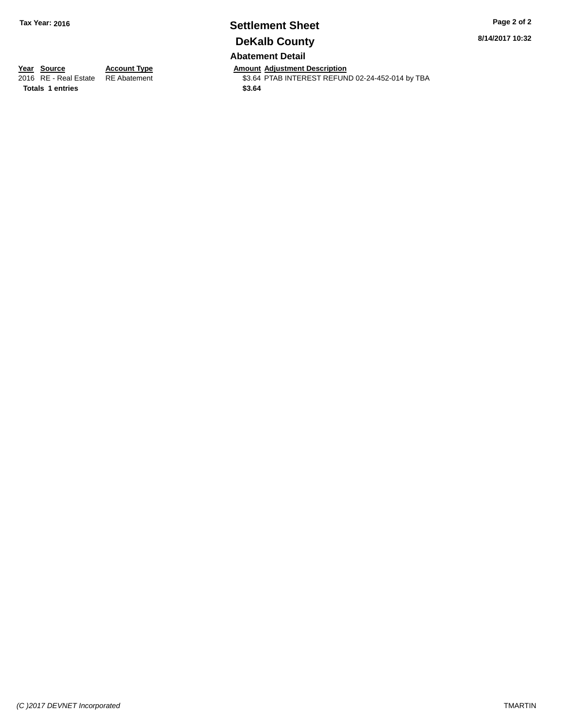Tax Year: 2016

# Settlement Sheet

## DeKalb County

### Abatement Detail

| Year | Source | Account Type | Amount | Adjustment Description |
|---|---|---|---|---|
| 2016 | RE - Real Estate | RE Abatement | $3.64 | PTAB INTEREST REFUND 02-24-452-014 by TBA |
| **Totals** | **1 entries** | | **$3.64** | |

8/14/2017 10:32

*(C )2017 DEVNET Incorporated*

TMARTIN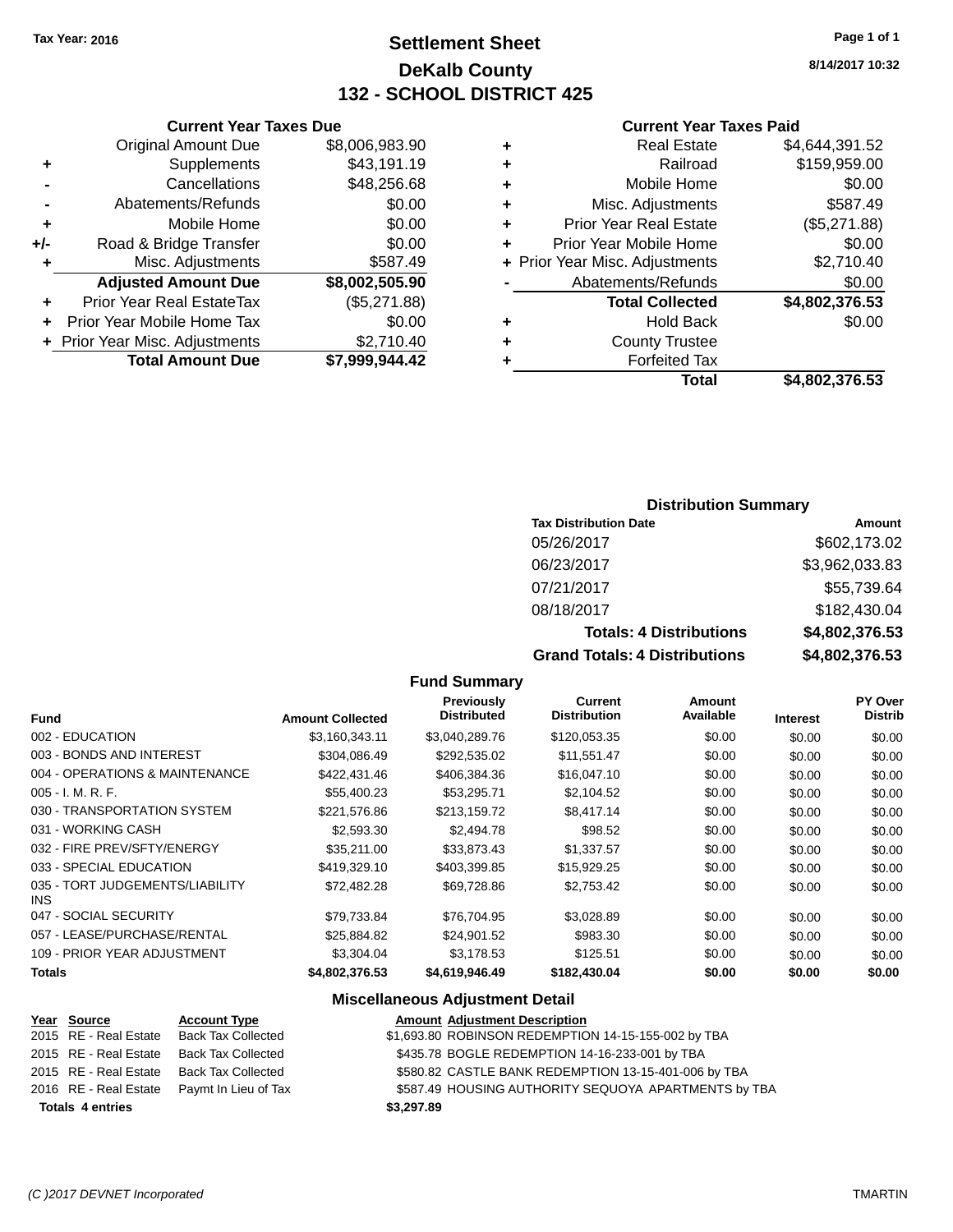Tax Year: 2016

# Settlement Sheet
## DeKalb County
## 132 - SCHOOL DISTRICT 425

8/14/2017 10:32

### Current Year Taxes Due

| | | |
|---|---|---|
| | Original Amount Due | $8,006,983.90 |
| + | Supplements | $43,191.19 |
| - | Cancellations | $48,256.68 |
| - | Abatements/Refunds | $0.00 |
| + | Mobile Home | $0.00 |
| +/- | Road & Bridge Transfer | $0.00 |
| + | Misc. Adjustments | $587.49 |
| | **Adjusted Amount Due** | **$8,002,505.90** |
| + | Prior Year Real EstateTax | ($5,271.88) |
| + | Prior Year Mobile Home Tax | $0.00 |
| + | Prior Year Misc. Adjustments | $2,710.40 |
| | **Total Amount Due** | **$7,999,944.42** |

### Current Year Taxes Paid

| | | |
|---|---|---|
| + | Real Estate | $4,644,391.52 |
| + | Railroad | $159,959.00 |
| + | Mobile Home | $0.00 |
| + | Misc. Adjustments | $587.49 |
| + | Prior Year Real Estate | ($5,271.88) |
| + | Prior Year Mobile Home | $0.00 |
| + | Prior Year Misc. Adjustments | $2,710.40 |
| - | Abatements/Refunds | $0.00 |
| | **Total Collected** | **$4,802,376.53** |
| + | Hold Back | $0.00 |
| + | County Trustee | |
| + | Forfeited Tax | |
| | **Total** | **$4,802,376.53** |

### Distribution Summary

| Tax Distribution Date | Amount |
|---|---|
| 05/26/2017 | $602,173.02 |
| 06/23/2017 | $3,962,033.83 |
| 07/21/2017 | $55,739.64 |
| 08/18/2017 | $182,430.04 |
| **Totals: 4 Distributions** | **$4,802,376.53** |
| **Grand Totals: 4 Distributions** | **$4,802,376.53** |

### Fund Summary

| Fund | Amount Collected | Previously Distributed | Current Distribution | Amount Available | Interest | PY Over Distrib |
|---|---|---|---|---|---|---|
| 002 - EDUCATION | $3,160,343.11 | $3,040,289.76 | $120,053.35 | $0.00 | $0.00 | $0.00 |
| 003 - BONDS AND INTEREST | $304,086.49 | $292,535.02 | $11,551.47 | $0.00 | $0.00 | $0.00 |
| 004 - OPERATIONS & MAINTENANCE | $422,431.46 | $406,384.36 | $16,047.10 | $0.00 | $0.00 | $0.00 |
| 005 - I. M. R. F. | $55,400.23 | $53,295.71 | $2,104.52 | $0.00 | $0.00 | $0.00 |
| 030 - TRANSPORTATION SYSTEM | $221,576.86 | $213,159.72 | $8,417.14 | $0.00 | $0.00 | $0.00 |
| 031 - WORKING CASH | $2,593.30 | $2,494.78 | $98.52 | $0.00 | $0.00 | $0.00 |
| 032 - FIRE PREV/SFTY/ENERGY | $35,211.00 | $33,873.43 | $1,337.57 | $0.00 | $0.00 | $0.00 |
| 033 - SPECIAL EDUCATION | $419,329.10 | $403,399.85 | $15,929.25 | $0.00 | $0.00 | $0.00 |
| 035 - TORT JUDGEMENTS/LIABILITY INS | $72,482.28 | $69,728.86 | $2,753.42 | $0.00 | $0.00 | $0.00 |
| 047 - SOCIAL SECURITY | $79,733.84 | $76,704.95 | $3,028.89 | $0.00 | $0.00 | $0.00 |
| 057 - LEASE/PURCHASE/RENTAL | $25,884.82 | $24,901.52 | $983.30 | $0.00 | $0.00 | $0.00 |
| 109 - PRIOR YEAR ADJUSTMENT | $3,304.04 | $3,178.53 | $125.51 | $0.00 | $0.00 | $0.00 |
| **Totals** | **$4,802,376.53** | **$4,619,946.49** | **$182,430.04** | **$0.00** | **$0.00** | **$0.00** |

### Miscellaneous Adjustment Detail

| Year | Source | Account Type | Amount | Adjustment Description |
|---|---|---|---|---|
| 2015 | RE - Real Estate | Back Tax Collected | $1,693.80 | ROBINSON REDEMPTION 14-15-155-002 by TBA |
| 2015 | RE - Real Estate | Back Tax Collected | $435.78 | BOGLE REDEMPTION 14-16-233-001 by TBA |
| 2015 | RE - Real Estate | Back Tax Collected | $580.82 | CASTLE BANK REDEMPTION 13-15-401-006 by TBA |
| 2016 | RE - Real Estate | Paymt In Lieu of Tax | $587.49 | HOUSING AUTHORITY SEQUOYA APARTMENTS by TBA |
| **Totals 4 entries** | | | **$3,297.89** | |

(C )2017 DEVNET Incorporated TMARTIN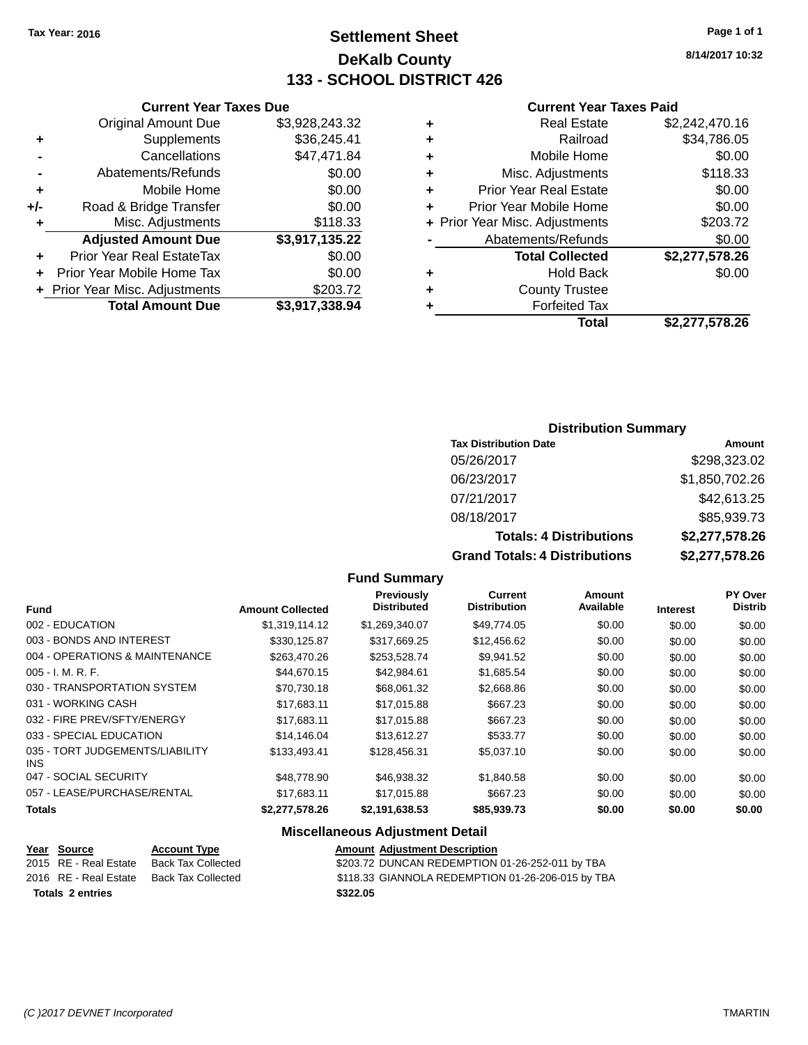Tax Year: 2016

# Settlement Sheet
## DeKalb County
## 133 - SCHOOL DISTRICT 426

8/14/2017 10:32

### Current Year Taxes Due

| | | |
|---|---|---|
| | Original Amount Due | $3,928,243.32 |
| + | Supplements | $36,245.41 |
| - | Cancellations | $47,471.84 |
| - | Abatements/Refunds | $0.00 |
| + | Mobile Home | $0.00 |
| +/- | Road & Bridge Transfer | $0.00 |
| + | Misc. Adjustments | $118.33 |
| | **Adjusted Amount Due** | **$3,917,135.22** |
| + | Prior Year Real EstateTax | $0.00 |
| + | Prior Year Mobile Home Tax | $0.00 |
| + | Prior Year Misc. Adjustments | $203.72 |
| | **Total Amount Due** | **$3,917,338.94** |

### Current Year Taxes Paid

| | | |
|---|---|---|
| + | Real Estate | $2,242,470.16 |
| + | Railroad | $34,786.05 |
| + | Mobile Home | $0.00 |
| + | Misc. Adjustments | $118.33 |
| + | Prior Year Real Estate | $0.00 |
| + | Prior Year Mobile Home | $0.00 |
| + | Prior Year Misc. Adjustments | $203.72 |
| - | Abatements/Refunds | $0.00 |
| | **Total Collected** | **$2,277,578.26** |
| + | Hold Back | $0.00 |
| + | County Trustee | |
| + | Forfeited Tax | |
| | **Total** | **$2,277,578.26** |

### Distribution Summary

| Tax Distribution Date | Amount |
|---|---|
| 05/26/2017 | $298,323.02 |
| 06/23/2017 | $1,850,702.26 |
| 07/21/2017 | $42,613.25 |
| 08/18/2017 | $85,939.73 |
| **Totals: 4 Distributions** | **$2,277,578.26** |
| **Grand Totals: 4 Distributions** | **$2,277,578.26** |

### Fund Summary

| Fund | Amount Collected | Previously Distributed | Current Distribution | Amount Available | Interest | PY Over Distrib |
|---|---|---|---|---|---|---|
| 002 - EDUCATION | $1,319,114.12 | $1,269,340.07 | $49,774.05 | $0.00 | $0.00 | $0.00 |
| 003 - BONDS AND INTEREST | $330,125.87 | $317,669.25 | $12,456.62 | $0.00 | $0.00 | $0.00 |
| 004 - OPERATIONS & MAINTENANCE | $263,470.26 | $253,528.74 | $9,941.52 | $0.00 | $0.00 | $0.00 |
| 005 - I. M. R. F. | $44,670.15 | $42,984.61 | $1,685.54 | $0.00 | $0.00 | $0.00 |
| 030 - TRANSPORTATION SYSTEM | $70,730.18 | $68,061.32 | $2,668.86 | $0.00 | $0.00 | $0.00 |
| 031 - WORKING CASH | $17,683.11 | $17,015.88 | $667.23 | $0.00 | $0.00 | $0.00 |
| 032 - FIRE PREV/SFTY/ENERGY | $17,683.11 | $17,015.88 | $667.23 | $0.00 | $0.00 | $0.00 |
| 033 - SPECIAL EDUCATION | $14,146.04 | $13,612.27 | $533.77 | $0.00 | $0.00 | $0.00 |
| 035 - TORT JUDGEMENTS/LIABILITY INS | $133,493.41 | $128,456.31 | $5,037.10 | $0.00 | $0.00 | $0.00 |
| 047 - SOCIAL SECURITY | $48,778.90 | $46,938.32 | $1,840.58 | $0.00 | $0.00 | $0.00 |
| 057 - LEASE/PURCHASE/RENTAL | $17,683.11 | $17,015.88 | $667.23 | $0.00 | $0.00 | $0.00 |
| **Totals** | **$2,277,578.26** | **$2,191,638.53** | **$85,939.73** | **$0.00** | **$0.00** | **$0.00** |

### Miscellaneous Adjustment Detail

| Year | Source | Account Type | Amount | Adjustment Description |
|---|---|---|---|---|
| 2015 | RE - Real Estate | Back Tax Collected | $203.72 | DUNCAN REDEMPTION 01-26-252-011 by TBA |
| 2016 | RE - Real Estate | Back Tax Collected | $118.33 | GIANNOLA REDEMPTION 01-26-206-015 by TBA |
| **Totals 2 entries** | | | **$322.05** | |

(C )2017 DEVNET Incorporated

TMARTIN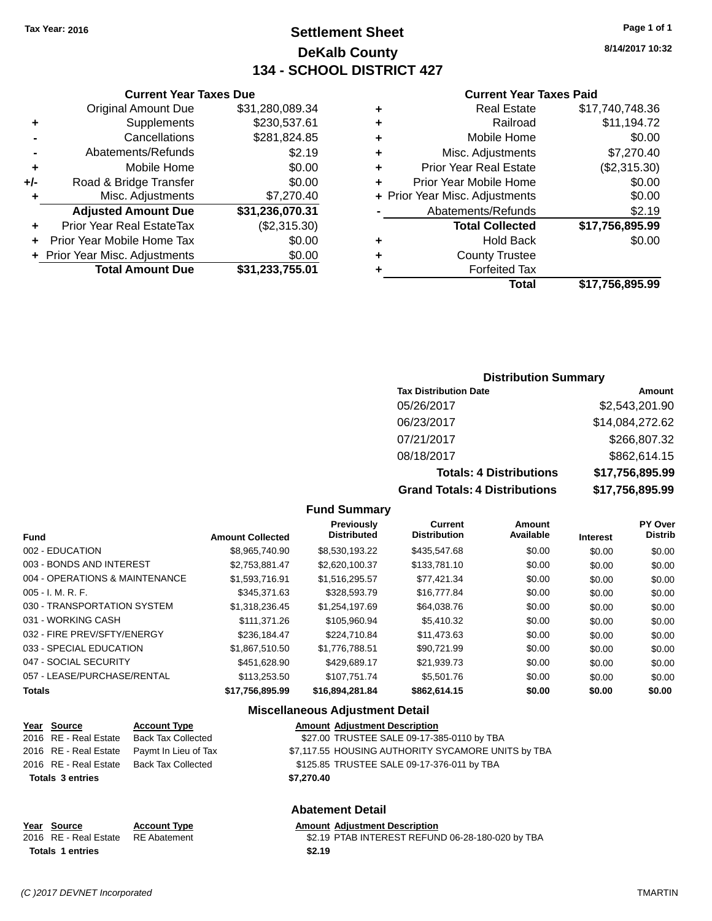Tax Year: 2016

# Settlement Sheet

## DeKalb County

## 134 - SCHOOL DISTRICT 427

8/14/2017 10:32

### Current Year Taxes Due

| | | |
|---|---|---|
| | Original Amount Due | $31,280,089.34 |
| + | Supplements | $230,537.61 |
| - | Cancellations | $281,824.85 |
| - | Abatements/Refunds | $2.19 |
| + | Mobile Home | $0.00 |
| +/- | Road & Bridge Transfer | $0.00 |
| + | Misc. Adjustments | $7,270.40 |
| | **Adjusted Amount Due** | **$31,236,070.31** |
| + | Prior Year Real EstateTax | ($2,315.30) |
| + | Prior Year Mobile Home Tax | $0.00 |
| + | Prior Year Misc. Adjustments | $0.00 |
| | **Total Amount Due** | **$31,233,755.01** |

### Current Year Taxes Paid

| | | |
|---|---|---|
| + | Real Estate | $17,740,748.36 |
| + | Railroad | $11,194.72 |
| + | Mobile Home | $0.00 |
| + | Misc. Adjustments | $7,270.40 |
| + | Prior Year Real Estate | ($2,315.30) |
| + | Prior Year Mobile Home | $0.00 |
| + | Prior Year Misc. Adjustments | $0.00 |
| - | Abatements/Refunds | $2.19 |
| | **Total Collected** | **$17,756,895.99** |
| + | Hold Back | $0.00 |
| + | County Trustee | |
| + | Forfeited Tax | |
| | **Total** | **$17,756,895.99** |

### Distribution Summary

| Tax Distribution Date | Amount |
|---|---|
| 05/26/2017 | $2,543,201.90 |
| 06/23/2017 | $14,084,272.62 |
| 07/21/2017 | $266,807.32 |
| 08/18/2017 | $862,614.15 |
| **Totals: 4 Distributions** | **$17,756,895.99** |
| **Grand Totals: 4 Distributions** | **$17,756,895.99** |

### Fund Summary

| Fund | Amount Collected | Previously Distributed | Current Distribution | Amount Available | Interest | PY Over Distrib |
|---|---|---|---|---|---|---|
| 002 - EDUCATION | $8,965,740.90 | $8,530,193.22 | $435,547.68 | $0.00 | $0.00 | $0.00 |
| 003 - BONDS AND INTEREST | $2,753,881.47 | $2,620,100.37 | $133,781.10 | $0.00 | $0.00 | $0.00 |
| 004 - OPERATIONS & MAINTENANCE | $1,593,716.91 | $1,516,295.57 | $77,421.34 | $0.00 | $0.00 | $0.00 |
| 005 - I. M. R. F. | $345,371.63 | $328,593.79 | $16,777.84 | $0.00 | $0.00 | $0.00 |
| 030 - TRANSPORTATION SYSTEM | $1,318,236.45 | $1,254,197.69 | $64,038.76 | $0.00 | $0.00 | $0.00 |
| 031 - WORKING CASH | $111,371.26 | $105,960.94 | $5,410.32 | $0.00 | $0.00 | $0.00 |
| 032 - FIRE PREV/SFTY/ENERGY | $236,184.47 | $224,710.84 | $11,473.63 | $0.00 | $0.00 | $0.00 |
| 033 - SPECIAL EDUCATION | $1,867,510.50 | $1,776,788.51 | $90,721.99 | $0.00 | $0.00 | $0.00 |
| 047 - SOCIAL SECURITY | $451,628.90 | $429,689.17 | $21,939.73 | $0.00 | $0.00 | $0.00 |
| 057 - LEASE/PURCHASE/RENTAL | $113,253.50 | $107,751.74 | $5,501.76 | $0.00 | $0.00 | $0.00 |
| **Totals** | **$17,756,895.99** | **$16,894,281.84** | **$862,614.15** | **$0.00** | **$0.00** | **$0.00** |

### Miscellaneous Adjustment Detail

| Year | Source | Account Type | Amount | Adjustment Description |
|---|---|---|---|---|
| 2016 | RE - Real Estate | Back Tax Collected | $27.00 | TRUSTEE SALE 09-17-385-0110 by TBA |
| 2016 | RE - Real Estate | Paymt In Lieu of Tax | $7,117.55 | HOUSING AUTHORITY SYCAMORE UNITS by TBA |
| 2016 | RE - Real Estate | Back Tax Collected | $125.85 | TRUSTEE SALE 09-17-376-011 by TBA |
| **Totals 3 entries** | | | **$7,270.40** | |

### Abatement Detail

| Year | Source | Account Type | Amount | Adjustment Description |
|---|---|---|---|---|
| 2016 | RE - Real Estate | RE Abatement | $2.19 | PTAB INTEREST REFUND 06-28-180-020 by TBA |
| **Totals 1 entries** | | | **$2.19** | |

(C )2017 DEVNET Incorporated — TMARTIN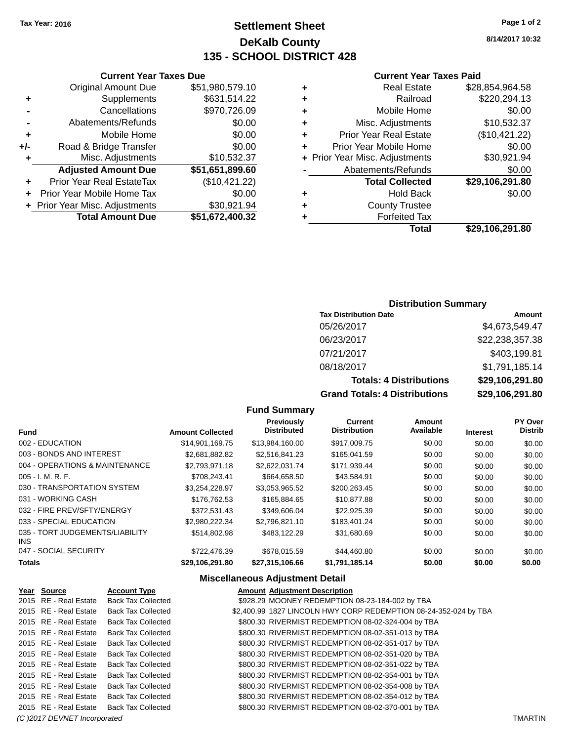Tax Year: 2016

# Settlement Sheet
## DeKalb County
## 135 - SCHOOL DISTRICT 428

8/14/2017 10:32

### Current Year Taxes Due

| | | |
|---|---|---|
| | Original Amount Due | $51,980,579.10 |
| + | Supplements | $631,514.22 |
| - | Cancellations | $970,726.09 |
| - | Abatements/Refunds | $0.00 |
| + | Mobile Home | $0.00 |
| +/- | Road & Bridge Transfer | $0.00 |
| + | Misc. Adjustments | $10,532.37 |
| | **Adjusted Amount Due** | **$51,651,899.60** |
| + | Prior Year Real EstateTax | ($10,421.22) |
| + | Prior Year Mobile Home Tax | $0.00 |
| + | Prior Year Misc. Adjustments | $30,921.94 |
| | **Total Amount Due** | **$51,672,400.32** |

### Current Year Taxes Paid

| | | |
|---|---|---|
| + | Real Estate | $28,854,964.58 |
| + | Railroad | $220,294.13 |
| + | Mobile Home | $0.00 |
| + | Misc. Adjustments | $10,532.37 |
| + | Prior Year Real Estate | ($10,421.22) |
| + | Prior Year Mobile Home | $0.00 |
| + | Prior Year Misc. Adjustments | $30,921.94 |
| - | Abatements/Refunds | $0.00 |
| | **Total Collected** | **$29,106,291.80** |
| + | Hold Back | $0.00 |
| + | County Trustee | |
| + | Forfeited Tax | |
| | **Total** | **$29,106,291.80** |

### Distribution Summary

| Tax Distribution Date | Amount |
|---|---|
| 05/26/2017 | $4,673,549.47 |
| 06/23/2017 | $22,238,357.38 |
| 07/21/2017 | $403,199.81 |
| 08/18/2017 | $1,791,185.14 |
| **Totals: 4 Distributions** | **$29,106,291.80** |
| **Grand Totals: 4 Distributions** | **$29,106,291.80** |

### Fund Summary

| Fund | Amount Collected | Previously Distributed | Current Distribution | Amount Available | Interest | PY Over Distrib |
|---|---|---|---|---|---|---|
| 002 - EDUCATION | $14,901,169.75 | $13,984,160.00 | $917,009.75 | $0.00 | $0.00 | $0.00 |
| 003 - BONDS AND INTEREST | $2,681,882.82 | $2,516,841.23 | $165,041.59 | $0.00 | $0.00 | $0.00 |
| 004 - OPERATIONS & MAINTENANCE | $2,793,971.18 | $2,622,031.74 | $171,939.44 | $0.00 | $0.00 | $0.00 |
| 005 - I. M. R. F. | $708,243.41 | $664,658.50 | $43,584.91 | $0.00 | $0.00 | $0.00 |
| 030 - TRANSPORTATION SYSTEM | $3,254,228.97 | $3,053,965.52 | $200,263.45 | $0.00 | $0.00 | $0.00 |
| 031 - WORKING CASH | $176,762.53 | $165,884.65 | $10,877.88 | $0.00 | $0.00 | $0.00 |
| 032 - FIRE PREV/SFTY/ENERGY | $372,531.43 | $349,606.04 | $22,925.39 | $0.00 | $0.00 | $0.00 |
| 033 - SPECIAL EDUCATION | $2,980,222.34 | $2,796,821.10 | $183,401.24 | $0.00 | $0.00 | $0.00 |
| 035 - TORT JUDGEMENTS/LIABILITY INS | $514,802.98 | $483,122.29 | $31,680.69 | $0.00 | $0.00 | $0.00 |
| 047 - SOCIAL SECURITY | $722,476.39 | $678,015.59 | $44,460.80 | $0.00 | $0.00 | $0.00 |
| **Totals** | **$29,106,291.80** | **$27,315,106.66** | **$1,791,185.14** | **$0.00** | **$0.00** | **$0.00** |

### Miscellaneous Adjustment Detail

| Year | Source | Account Type | Amount | Adjustment Description |
|---|---|---|---|---|
| 2015 | RE - Real Estate | Back Tax Collected | $928.29 | MOONEY REDEMPTION 08-23-184-002 by TBA |
| 2015 | RE - Real Estate | Back Tax Collected | $2,400.99 | 1827 LINCOLN HWY CORP REDEMPTION 08-24-352-024 by TBA |
| 2015 | RE - Real Estate | Back Tax Collected | $800.30 | RIVERMIST REDEMPTION 08-02-324-004 by TBA |
| 2015 | RE - Real Estate | Back Tax Collected | $800.30 | RIVERMIST REDEMPTION 08-02-351-013 by TBA |
| 2015 | RE - Real Estate | Back Tax Collected | $800.30 | RIVERMIST REDEMPTION 08-02-351-017 by TBA |
| 2015 | RE - Real Estate | Back Tax Collected | $800.30 | RIVERMIST REDEMPTION 08-02-351-020 by TBA |
| 2015 | RE - Real Estate | Back Tax Collected | $800.30 | RIVERMIST REDEMPTION 08-02-351-022 by TBA |
| 2015 | RE - Real Estate | Back Tax Collected | $800.30 | RIVERMIST REDEMPTION 08-02-354-001 by TBA |
| 2015 | RE - Real Estate | Back Tax Collected | $800.30 | RIVERMIST REDEMPTION 08-02-354-008 by TBA |
| 2015 | RE - Real Estate | Back Tax Collected | $800.30 | RIVERMIST REDEMPTION 08-02-354-012 by TBA |
| 2015 | RE - Real Estate | Back Tax Collected | $800.30 | RIVERMIST REDEMPTION 08-02-370-001 by TBA |

(C )2017 DEVNET Incorporated TMARTIN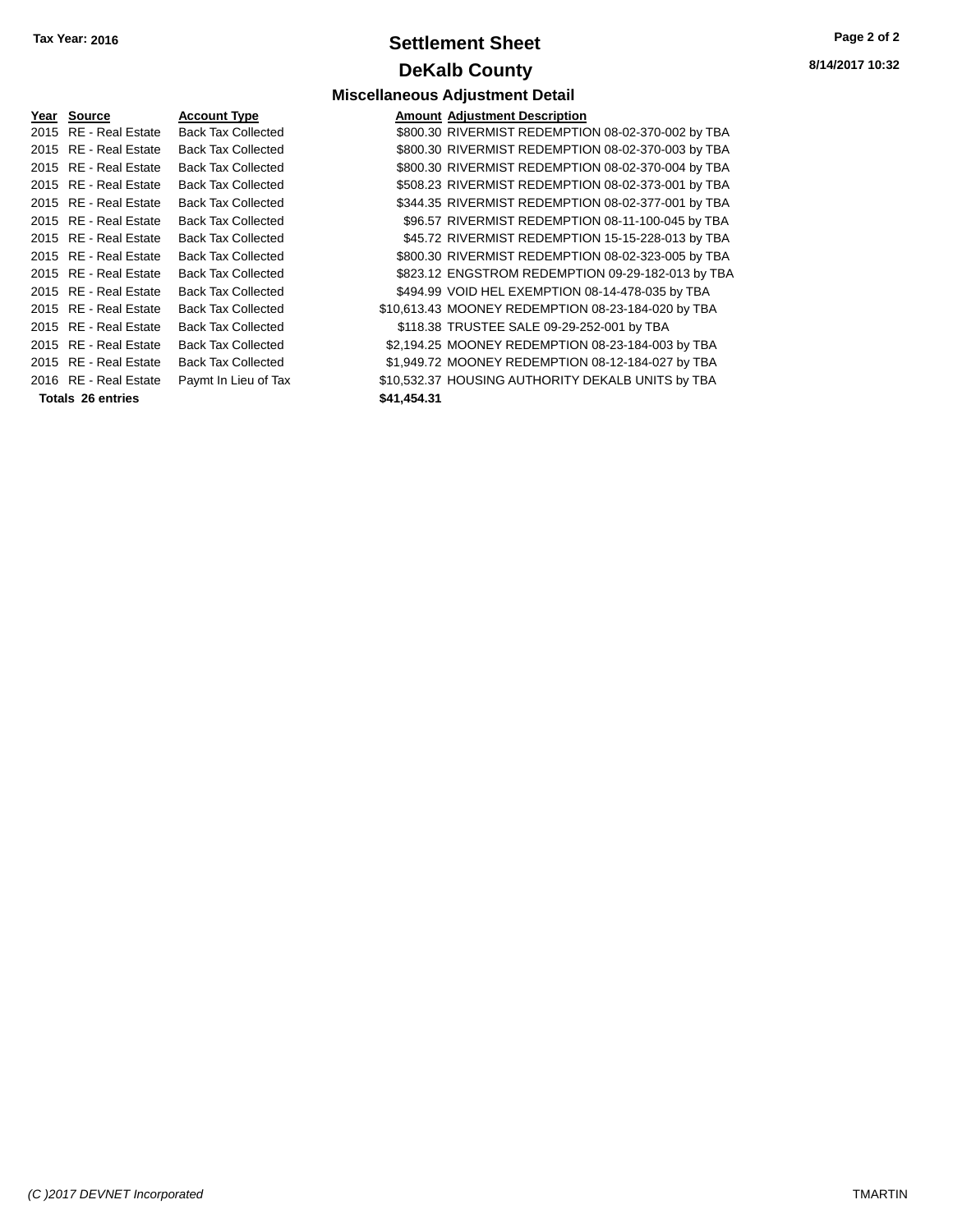**Tax Year: 2016**

# Settlement Sheet

## DeKalb County

### Miscellaneous Adjustment Detail

| Year | Source | Account Type | Amount | Adjustment Description |
|---|---|---|---|---|
| 2015 | RE - Real Estate | Back Tax Collected | $800.30 | RIVERMIST REDEMPTION 08-02-370-002 by TBA |
| 2015 | RE - Real Estate | Back Tax Collected | $800.30 | RIVERMIST REDEMPTION 08-02-370-003 by TBA |
| 2015 | RE - Real Estate | Back Tax Collected | $800.30 | RIVERMIST REDEMPTION 08-02-370-004 by TBA |
| 2015 | RE - Real Estate | Back Tax Collected | $508.23 | RIVERMIST REDEMPTION 08-02-373-001 by TBA |
| 2015 | RE - Real Estate | Back Tax Collected | $344.35 | RIVERMIST REDEMPTION 08-02-377-001 by TBA |
| 2015 | RE - Real Estate | Back Tax Collected | $96.57 | RIVERMIST REDEMPTION 08-11-100-045 by TBA |
| 2015 | RE - Real Estate | Back Tax Collected | $45.72 | RIVERMIST REDEMPTION 15-15-228-013 by TBA |
| 2015 | RE - Real Estate | Back Tax Collected | $800.30 | RIVERMIST REDEMPTION 08-02-323-005 by TBA |
| 2015 | RE - Real Estate | Back Tax Collected | $823.12 | ENGSTROM REDEMPTION 09-29-182-013 by TBA |
| 2015 | RE - Real Estate | Back Tax Collected | $494.99 | VOID HEL EXEMPTION 08-14-478-035 by TBA |
| 2015 | RE - Real Estate | Back Tax Collected | $10,613.43 | MOONEY REDEMPTION 08-23-184-020 by TBA |
| 2015 | RE - Real Estate | Back Tax Collected | $118.38 | TRUSTEE SALE 09-29-252-001 by TBA |
| 2015 | RE - Real Estate | Back Tax Collected | $2,194.25 | MOONEY REDEMPTION 08-23-184-003 by TBA |
| 2015 | RE - Real Estate | Back Tax Collected | $1,949.72 | MOONEY REDEMPTION 08-12-184-027 by TBA |
| 2016 | RE - Real Estate | Paymt In Lieu of Tax | $10,532.37 | HOUSING AUTHORITY DEKALB UNITS by TBA |
| **Totals** | **26 entries** | | **$41,454.31** | |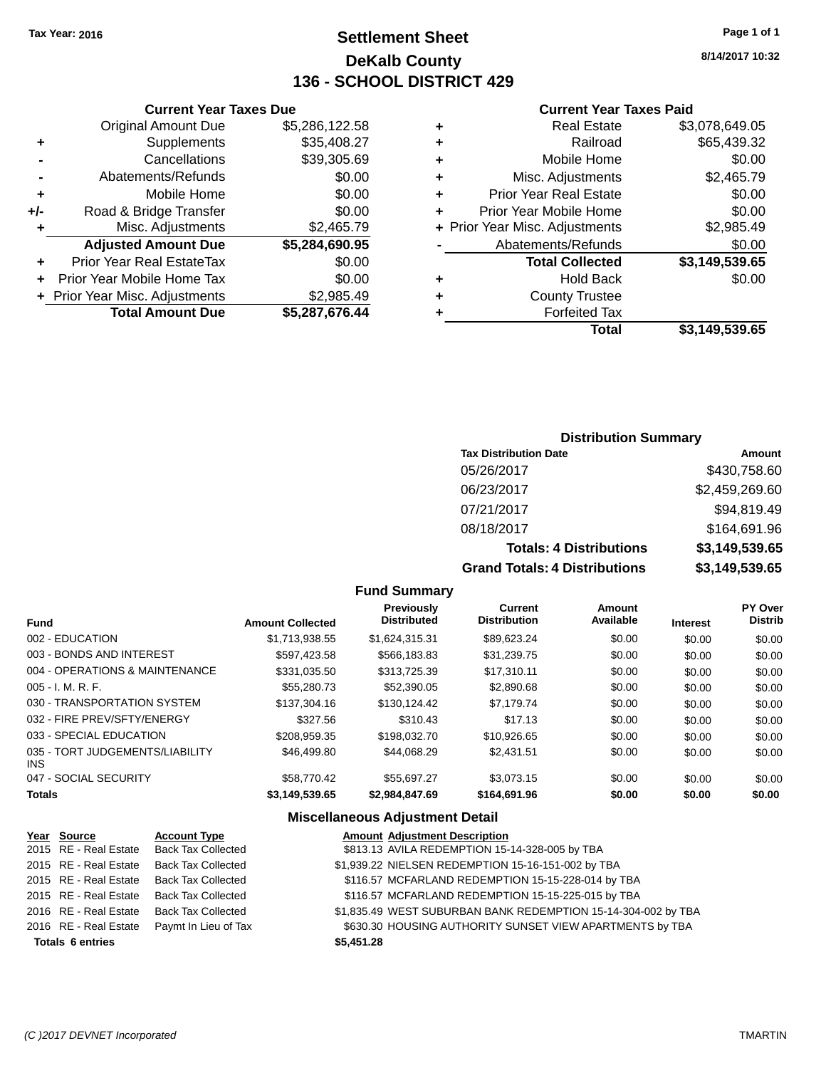Tax Year: 2016

# Settlement Sheet

## DeKalb County

## 136 - SCHOOL DISTRICT 429

8/14/2017 10:32

### Current Year Taxes Due

| | | |
|---|---|---|
| | Original Amount Due | $5,286,122.58 |
| + | Supplements | $35,408.27 |
| - | Cancellations | $39,305.69 |
| - | Abatements/Refunds | $0.00 |
| + | Mobile Home | $0.00 |
| +/- | Road & Bridge Transfer | $0.00 |
| + | Misc. Adjustments | $2,465.79 |
| | **Adjusted Amount Due** | **$5,284,690.95** |
| + | Prior Year Real EstateTax | $0.00 |
| + | Prior Year Mobile Home Tax | $0.00 |
| + | Prior Year Misc. Adjustments | $2,985.49 |
| | **Total Amount Due** | **$5,287,676.44** |

### Current Year Taxes Paid

| | | |
|---|---|---|
| + | Real Estate | $3,078,649.05 |
| + | Railroad | $65,439.32 |
| + | Mobile Home | $0.00 |
| + | Misc. Adjustments | $2,465.79 |
| + | Prior Year Real Estate | $0.00 |
| + | Prior Year Mobile Home | $0.00 |
| + | Prior Year Misc. Adjustments | $2,985.49 |
| - | Abatements/Refunds | $0.00 |
| | **Total Collected** | **$3,149,539.65** |
| + | Hold Back | $0.00 |
| + | County Trustee | |
| + | Forfeited Tax | |
| | **Total** | **$3,149,539.65** |

### Distribution Summary

| Tax Distribution Date | Amount |
|---|---|
| 05/26/2017 | $430,758.60 |
| 06/23/2017 | $2,459,269.60 |
| 07/21/2017 | $94,819.49 |
| 08/18/2017 | $164,691.96 |
| **Totals: 4 Distributions** | **$3,149,539.65** |
| **Grand Totals: 4 Distributions** | **$3,149,539.65** |

### Fund Summary

| Fund | Amount Collected | Previously Distributed | Current Distribution | Amount Available | Interest | PY Over Distrib |
|---|---|---|---|---|---|---|
| 002 - EDUCATION | $1,713,938.55 | $1,624,315.31 | $89,623.24 | $0.00 | $0.00 | $0.00 |
| 003 - BONDS AND INTEREST | $597,423.58 | $566,183.83 | $31,239.75 | $0.00 | $0.00 | $0.00 |
| 004 - OPERATIONS & MAINTENANCE | $331,035.50 | $313,725.39 | $17,310.11 | $0.00 | $0.00 | $0.00 |
| 005 - I. M. R. F. | $55,280.73 | $52,390.05 | $2,890.68 | $0.00 | $0.00 | $0.00 |
| 030 - TRANSPORTATION SYSTEM | $137,304.16 | $130,124.42 | $7,179.74 | $0.00 | $0.00 | $0.00 |
| 032 - FIRE PREV/SFTY/ENERGY | $327.56 | $310.43 | $17.13 | $0.00 | $0.00 | $0.00 |
| 033 - SPECIAL EDUCATION | $208,959.35 | $198,032.70 | $10,926.65 | $0.00 | $0.00 | $0.00 |
| 035 - TORT JUDGEMENTS/LIABILITY INS | $46,499.80 | $44,068.29 | $2,431.51 | $0.00 | $0.00 | $0.00 |
| 047 - SOCIAL SECURITY | $58,770.42 | $55,697.27 | $3,073.15 | $0.00 | $0.00 | $0.00 |
| **Totals** | **$3,149,539.65** | **$2,984,847.69** | **$164,691.96** | **$0.00** | **$0.00** | **$0.00** |

### Miscellaneous Adjustment Detail

| Year | Source | Account Type | Amount | Adjustment Description |
|---|---|---|---|---|
| 2015 | RE - Real Estate | Back Tax Collected | $813.13 | AVILA REDEMPTION 15-14-328-005 by TBA |
| 2015 | RE - Real Estate | Back Tax Collected | $1,939.22 | NIELSEN REDEMPTION 15-16-151-002 by TBA |
| 2015 | RE - Real Estate | Back Tax Collected | $116.57 | MCFARLAND REDEMPTION 15-15-228-014 by TBA |
| 2015 | RE - Real Estate | Back Tax Collected | $116.57 | MCFARLAND REDEMPTION 15-15-225-015 by TBA |
| 2016 | RE - Real Estate | Back Tax Collected | $1,835.49 | WEST SUBURBAN BANK REDEMPTION 15-14-304-002 by TBA |
| 2016 | RE - Real Estate | Paymt In Lieu of Tax | $630.30 | HOUSING AUTHORITY SUNSET VIEW APARTMENTS by TBA |
| **Totals 6 entries** | | | **$5,451.28** | |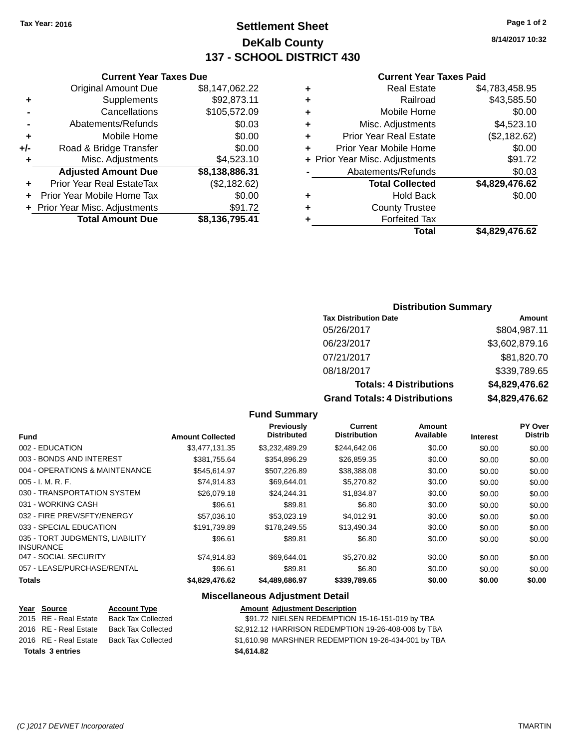Tax Year: 2016

# Settlement Sheet
## DeKalb County
## 137 - SCHOOL DISTRICT 430

8/14/2017 10:32

### Current Year Taxes Due

| | | |
|---|---|---|
| | Original Amount Due | $8,147,062.22 |
| + | Supplements | $92,873.11 |
| - | Cancellations | $105,572.09 |
| - | Abatements/Refunds | $0.03 |
| + | Mobile Home | $0.00 |
| +/- | Road & Bridge Transfer | $0.00 |
| + | Misc. Adjustments | $4,523.10 |
| | **Adjusted Amount Due** | **$8,138,886.31** |
| + | Prior Year Real EstateTax | ($2,182.62) |
| + | Prior Year Mobile Home Tax | $0.00 |
| + | Prior Year Misc. Adjustments | $91.72 |
| | **Total Amount Due** | **$8,136,795.41** |

### Current Year Taxes Paid

| | | |
|---|---|---|
| + | Real Estate | $4,783,458.95 |
| + | Railroad | $43,585.50 |
| + | Mobile Home | $0.00 |
| + | Misc. Adjustments | $4,523.10 |
| + | Prior Year Real Estate | ($2,182.62) |
| + | Prior Year Mobile Home | $0.00 |
| + | Prior Year Misc. Adjustments | $91.72 |
| - | Abatements/Refunds | $0.03 |
| | **Total Collected** | **$4,829,476.62** |
| + | Hold Back | $0.00 |
| + | County Trustee | |
| + | Forfeited Tax | |
| | **Total** | **$4,829,476.62** |

### Distribution Summary

| Tax Distribution Date | Amount |
|---|---|
| 05/26/2017 | $804,987.11 |
| 06/23/2017 | $3,602,879.16 |
| 07/21/2017 | $81,820.70 |
| 08/18/2017 | $339,789.65 |
| **Totals: 4 Distributions** | **$4,829,476.62** |
| **Grand Totals: 4 Distributions** | **$4,829,476.62** |

### Fund Summary

| Fund | Amount Collected | Previously Distributed | Current Distribution | Amount Available | Interest | PY Over Distrib |
|---|---|---|---|---|---|---|
| 002 - EDUCATION | $3,477,131.35 | $3,232,489.29 | $244,642.06 | $0.00 | $0.00 | $0.00 |
| 003 - BONDS AND INTEREST | $381,755.64 | $354,896.29 | $26,859.35 | $0.00 | $0.00 | $0.00 |
| 004 - OPERATIONS & MAINTENANCE | $545,614.97 | $507,226.89 | $38,388.08 | $0.00 | $0.00 | $0.00 |
| 005 - I. M. R. F. | $74,914.83 | $69,644.01 | $5,270.82 | $0.00 | $0.00 | $0.00 |
| 030 - TRANSPORTATION SYSTEM | $26,079.18 | $24,244.31 | $1,834.87 | $0.00 | $0.00 | $0.00 |
| 031 - WORKING CASH | $96.61 | $89.81 | $6.80 | $0.00 | $0.00 | $0.00 |
| 032 - FIRE PREV/SFTY/ENERGY | $57,036.10 | $53,023.19 | $4,012.91 | $0.00 | $0.00 | $0.00 |
| 033 - SPECIAL EDUCATION | $191,739.89 | $178,249.55 | $13,490.34 | $0.00 | $0.00 | $0.00 |
| 035 - TORT JUDGMENTS, LIABILITY INSURANCE | $96.61 | $89.81 | $6.80 | $0.00 | $0.00 | $0.00 |
| 047 - SOCIAL SECURITY | $74,914.83 | $69,644.01 | $5,270.82 | $0.00 | $0.00 | $0.00 |
| 057 - LEASE/PURCHASE/RENTAL | $96.61 | $89.81 | $6.80 | $0.00 | $0.00 | $0.00 |
| **Totals** | **$4,829,476.62** | **$4,489,686.97** | **$339,789.65** | **$0.00** | **$0.00** | **$0.00** |

### Miscellaneous Adjustment Detail

| Year | Source | Account Type | Amount | Adjustment Description |
|---|---|---|---|---|
| 2015 | RE - Real Estate | Back Tax Collected | $91.72 | NIELSEN REDEMPTION 15-16-151-019 by TBA |
| 2016 | RE - Real Estate | Back Tax Collected | $2,912.12 | HARRISON REDEMPTION 19-26-408-006 by TBA |
| 2016 | RE - Real Estate | Back Tax Collected | $1,610.98 | MARSHNER REDEMPTION 19-26-434-001 by TBA |
| **Totals** | **3 entries** | | **$4,614.82** | |

(C )2017 DEVNET Incorporated TMARTIN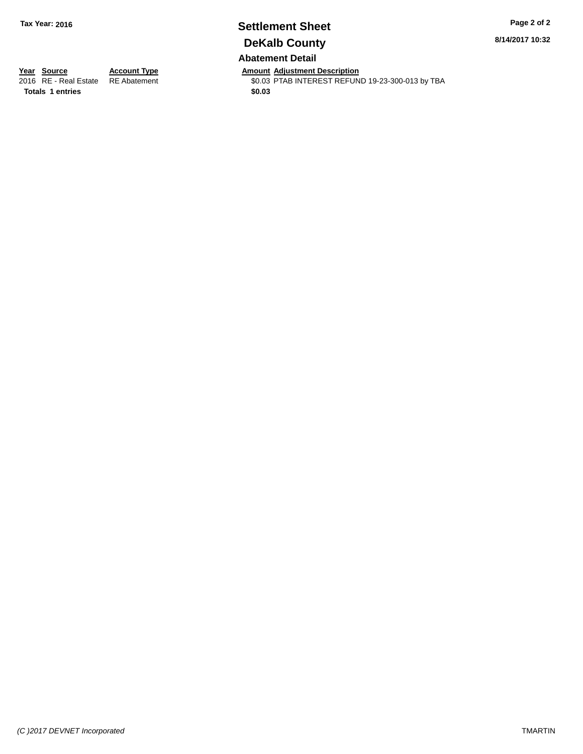**Tax Year: 2016**

# Settlement Sheet

## DeKalb County

### Abatement Detail

| Year | Source | Account Type | Amount | Adjustment Description |
|---|---|---|---|---|
| 2016 | RE - Real Estate | RE Abatement | $0.03 | PTAB INTEREST REFUND 19-23-300-013 by TBA |
| **Totals** | **1 entries** | | **$0.03** | |

8/14/2017 10:32

*(C )2017 DEVNET Incorporated*

TMARTIN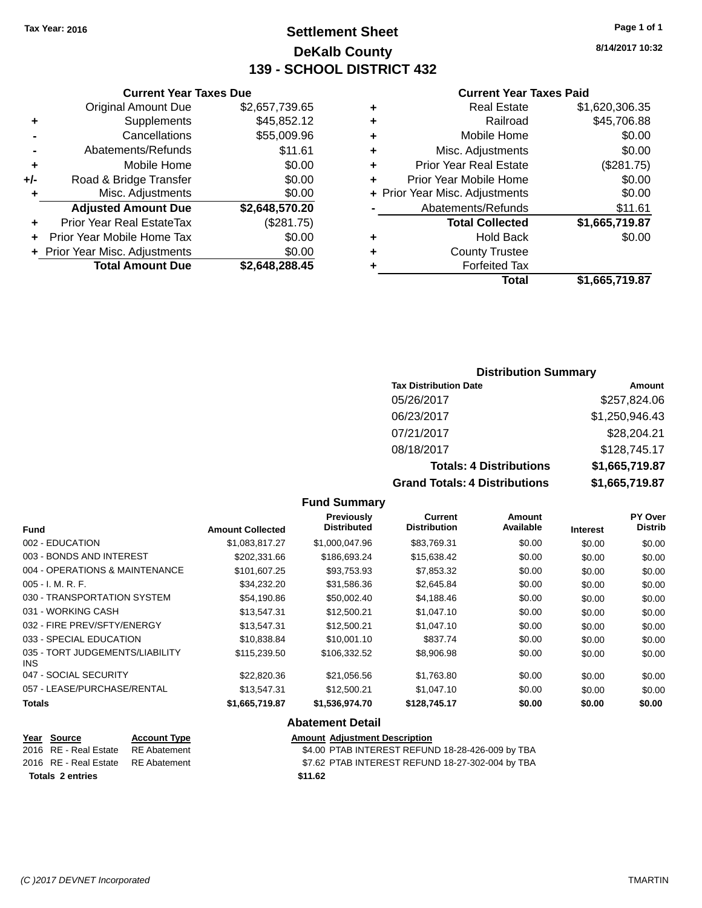Tax Year: 2016

# Settlement Sheet
## DeKalb County
## 139 - SCHOOL DISTRICT 432

8/14/2017 10:32

### Current Year Taxes Due

| | | |
|---|---|---|
| | Original Amount Due | $2,657,739.65 |
| + | Supplements | $45,852.12 |
| - | Cancellations | $55,009.96 |
| - | Abatements/Refunds | $11.61 |
| + | Mobile Home | $0.00 |
| +/- | Road & Bridge Transfer | $0.00 |
| + | Misc. Adjustments | $0.00 |
| | **Adjusted Amount Due** | **$2,648,570.20** |
| + | Prior Year Real EstateTax | ($281.75) |
| + | Prior Year Mobile Home Tax | $0.00 |
| + | Prior Year Misc. Adjustments | $0.00 |
| | **Total Amount Due** | **$2,648,288.45** |

### Current Year Taxes Paid

| | | |
|---|---|---|
| + | Real Estate | $1,620,306.35 |
| + | Railroad | $45,706.88 |
| + | Mobile Home | $0.00 |
| + | Misc. Adjustments | $0.00 |
| + | Prior Year Real Estate | ($281.75) |
| + | Prior Year Mobile Home | $0.00 |
| + | Prior Year Misc. Adjustments | $0.00 |
| - | Abatements/Refunds | $11.61 |
| | **Total Collected** | **$1,665,719.87** |
| + | Hold Back | $0.00 |
| + | County Trustee | |
| + | Forfeited Tax | |
| | **Total** | **$1,665,719.87** |

### Distribution Summary

| Tax Distribution Date | Amount |
|---|---|
| 05/26/2017 | $257,824.06 |
| 06/23/2017 | $1,250,946.43 |
| 07/21/2017 | $28,204.21 |
| 08/18/2017 | $128,745.17 |
| **Totals: 4 Distributions** | **$1,665,719.87** |
| **Grand Totals: 4 Distributions** | **$1,665,719.87** |

### Fund Summary

| Fund | Amount Collected | Previously Distributed | Current Distribution | Amount Available | Interest | PY Over Distrib |
|---|---|---|---|---|---|---|
| 002 - EDUCATION | $1,083,817.27 | $1,000,047.96 | $83,769.31 | $0.00 | $0.00 | $0.00 |
| 003 - BONDS AND INTEREST | $202,331.66 | $186,693.24 | $15,638.42 | $0.00 | $0.00 | $0.00 |
| 004 - OPERATIONS & MAINTENANCE | $101,607.25 | $93,753.93 | $7,853.32 | $0.00 | $0.00 | $0.00 |
| 005 - I. M. R. F. | $34,232.20 | $31,586.36 | $2,645.84 | $0.00 | $0.00 | $0.00 |
| 030 - TRANSPORTATION SYSTEM | $54,190.86 | $50,002.40 | $4,188.46 | $0.00 | $0.00 | $0.00 |
| 031 - WORKING CASH | $13,547.31 | $12,500.21 | $1,047.10 | $0.00 | $0.00 | $0.00 |
| 032 - FIRE PREV/SFTY/ENERGY | $13,547.31 | $12,500.21 | $1,047.10 | $0.00 | $0.00 | $0.00 |
| 033 - SPECIAL EDUCATION | $10,838.84 | $10,001.10 | $837.74 | $0.00 | $0.00 | $0.00 |
| 035 - TORT JUDGEMENTS/LIABILITY INS | $115,239.50 | $106,332.52 | $8,906.98 | $0.00 | $0.00 | $0.00 |
| 047 - SOCIAL SECURITY | $22,820.36 | $21,056.56 | $1,763.80 | $0.00 | $0.00 | $0.00 |
| 057 - LEASE/PURCHASE/RENTAL | $13,547.31 | $12,500.21 | $1,047.10 | $0.00 | $0.00 | $0.00 |
| **Totals** | **$1,665,719.87** | **$1,536,974.70** | **$128,745.17** | **$0.00** | **$0.00** | **$0.00** |

### Abatement Detail

| Year | Source | Account Type | Amount | Adjustment Description |
|---|---|---|---|---|
| 2016 | RE - Real Estate | RE Abatement | $4.00 | PTAB INTEREST REFUND 18-28-426-009 by TBA |
| 2016 | RE - Real Estate | RE Abatement | $7.62 | PTAB INTEREST REFUND 18-27-302-004 by TBA |
| **Totals 2 entries** | | | **$11.62** | |

(C )2017 DEVNET Incorporated    TMARTIN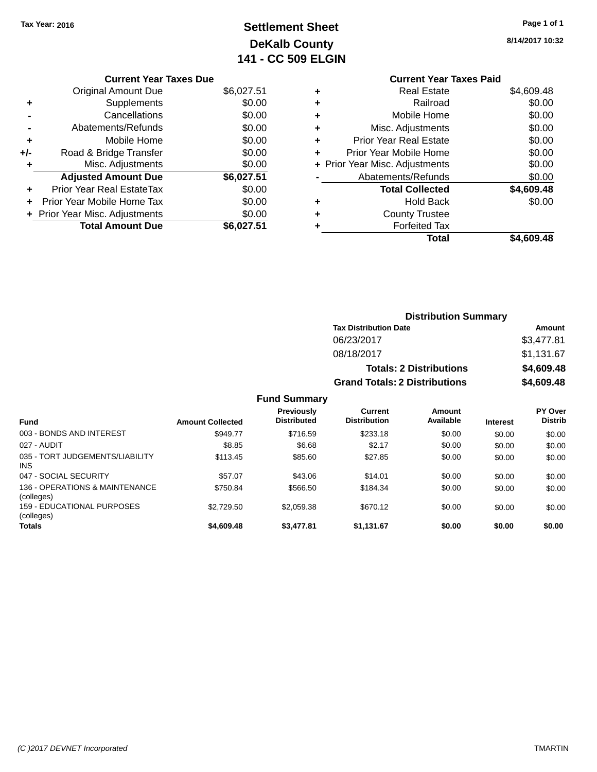Tax Year: 2016

# Settlement Sheet
## DeKalb County
## 141 - CC 509 ELGIN

8/14/2017 10:32

### Current Year Taxes Due

| | | |
|---|---|---|
| | Original Amount Due | $6,027.51 |
| + | Supplements | $0.00 |
| - | Cancellations | $0.00 |
| - | Abatements/Refunds | $0.00 |
| + | Mobile Home | $0.00 |
| +/- | Road & Bridge Transfer | $0.00 |
| + | Misc. Adjustments | $0.00 |
| | **Adjusted Amount Due** | **$6,027.51** |
| + | Prior Year Real EstateTax | $0.00 |
| + | Prior Year Mobile Home Tax | $0.00 |
| + | Prior Year Misc. Adjustments | $0.00 |
| | **Total Amount Due** | **$6,027.51** |

### Current Year Taxes Paid

| | | |
|---|---|---|
| + | Real Estate | $4,609.48 |
| + | Railroad | $0.00 |
| + | Mobile Home | $0.00 |
| + | Misc. Adjustments | $0.00 |
| + | Prior Year Real Estate | $0.00 |
| + | Prior Year Mobile Home | $0.00 |
| + | Prior Year Misc. Adjustments | $0.00 |
| - | Abatements/Refunds | $0.00 |
| | **Total Collected** | **$4,609.48** |
| + | Hold Back | $0.00 |
| + | County Trustee | |
| + | Forfeited Tax | |
| | **Total** | **$4,609.48** |

### Distribution Summary

| Tax Distribution Date | Amount |
|---|---|
| 06/23/2017 | $3,477.81 |
| 08/18/2017 | $1,131.67 |
| **Totals: 2 Distributions** | **$4,609.48** |
| **Grand Totals: 2 Distributions** | **$4,609.48** |

### Fund Summary

| Fund | Amount Collected | Previously Distributed | Current Distribution | Amount Available | Interest | PY Over Distrib |
|---|---|---|---|---|---|---|
| 003 - BONDS AND INTEREST | $949.77 | $716.59 | $233.18 | $0.00 | $0.00 | $0.00 |
| 027 - AUDIT | $8.85 | $6.68 | $2.17 | $0.00 | $0.00 | $0.00 |
| 035 - TORT JUDGEMENTS/LIABILITY INS | $113.45 | $85.60 | $27.85 | $0.00 | $0.00 | $0.00 |
| 047 - SOCIAL SECURITY | $57.07 | $43.06 | $14.01 | $0.00 | $0.00 | $0.00 |
| 136 - OPERATIONS & MAINTENANCE (colleges) | $750.84 | $566.50 | $184.34 | $0.00 | $0.00 | $0.00 |
| 159 - EDUCATIONAL PURPOSES (colleges) | $2,729.50 | $2,059.38 | $670.12 | $0.00 | $0.00 | $0.00 |
| **Totals** | **$4,609.48** | **$3,477.81** | **$1,131.67** | **$0.00** | **$0.00** | **$0.00** |

(C )2017 DEVNET Incorporated TMARTIN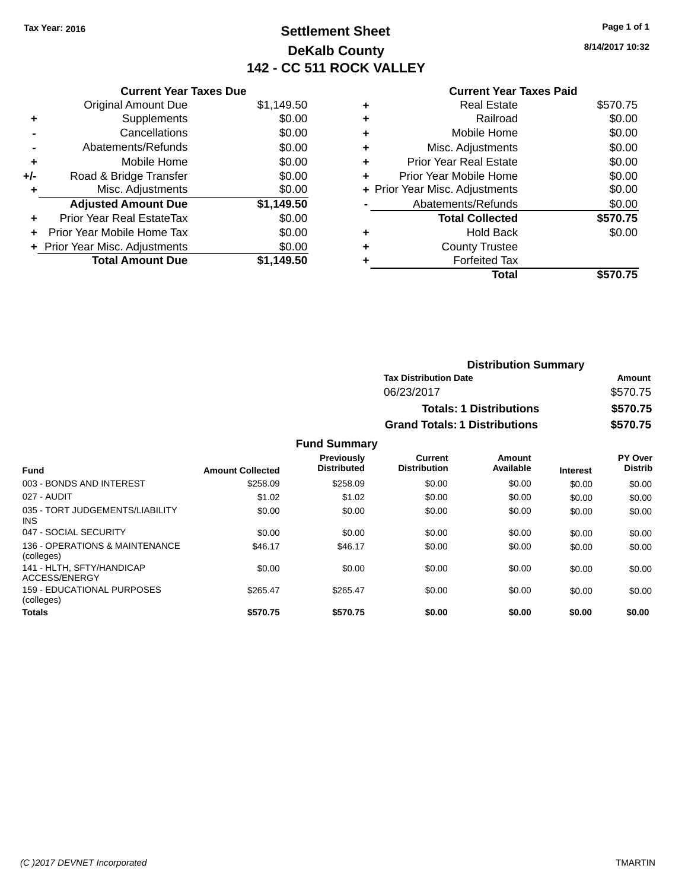Tax Year: 2016

# Settlement Sheet

## DeKalb County

## 142 - CC 511 ROCK VALLEY

8/14/2017 10:32

### Current Year Taxes Due

| | | |
|---|---|---|
| | Original Amount Due | $1,149.50 |
| + | Supplements | $0.00 |
| - | Cancellations | $0.00 |
| - | Abatements/Refunds | $0.00 |
| + | Mobile Home | $0.00 |
| +/- | Road & Bridge Transfer | $0.00 |
| + | Misc. Adjustments | $0.00 |
| | **Adjusted Amount Due** | **$1,149.50** |
| + | Prior Year Real EstateTax | $0.00 |
| + | Prior Year Mobile Home Tax | $0.00 |
| + | Prior Year Misc. Adjustments | $0.00 |
| | **Total Amount Due** | **$1,149.50** |

### Current Year Taxes Paid

| | | |
|---|---|---|
| + | Real Estate | $570.75 |
| + | Railroad | $0.00 |
| + | Mobile Home | $0.00 |
| + | Misc. Adjustments | $0.00 |
| + | Prior Year Real Estate | $0.00 |
| + | Prior Year Mobile Home | $0.00 |
| + | Prior Year Misc. Adjustments | $0.00 |
| - | Abatements/Refunds | $0.00 |
| | **Total Collected** | **$570.75** |
| + | Hold Back | $0.00 |
| + | County Trustee | |
| + | Forfeited Tax | |
| | **Total** | **$570.75** |

### Distribution Summary

| Tax Distribution Date | Amount |
|---|---|
| 06/23/2017 | $570.75 |
| **Totals: 1 Distributions** | **$570.75** |
| **Grand Totals: 1 Distributions** | **$570.75** |

### Fund Summary

| Fund | Amount Collected | Previously Distributed | Current Distribution | Amount Available | Interest | PY Over Distrib |
|---|---|---|---|---|---|---|
| 003 - BONDS AND INTEREST | $258.09 | $258.09 | $0.00 | $0.00 | $0.00 | $0.00 |
| 027 - AUDIT | $1.02 | $1.02 | $0.00 | $0.00 | $0.00 | $0.00 |
| 035 - TORT JUDGEMENTS/LIABILITY INS | $0.00 | $0.00 | $0.00 | $0.00 | $0.00 | $0.00 |
| 047 - SOCIAL SECURITY | $0.00 | $0.00 | $0.00 | $0.00 | $0.00 | $0.00 |
| 136 - OPERATIONS & MAINTENANCE (colleges) | $46.17 | $46.17 | $0.00 | $0.00 | $0.00 | $0.00 |
| 141 - HLTH, SFTY/HANDICAP ACCESS/ENERGY | $0.00 | $0.00 | $0.00 | $0.00 | $0.00 | $0.00 |
| 159 - EDUCATIONAL PURPOSES (colleges) | $265.47 | $265.47 | $0.00 | $0.00 | $0.00 | $0.00 |
| **Totals** | **$570.75** | **$570.75** | **$0.00** | **$0.00** | **$0.00** | **$0.00** |

(C )2017 DEVNET Incorporated TMARTIN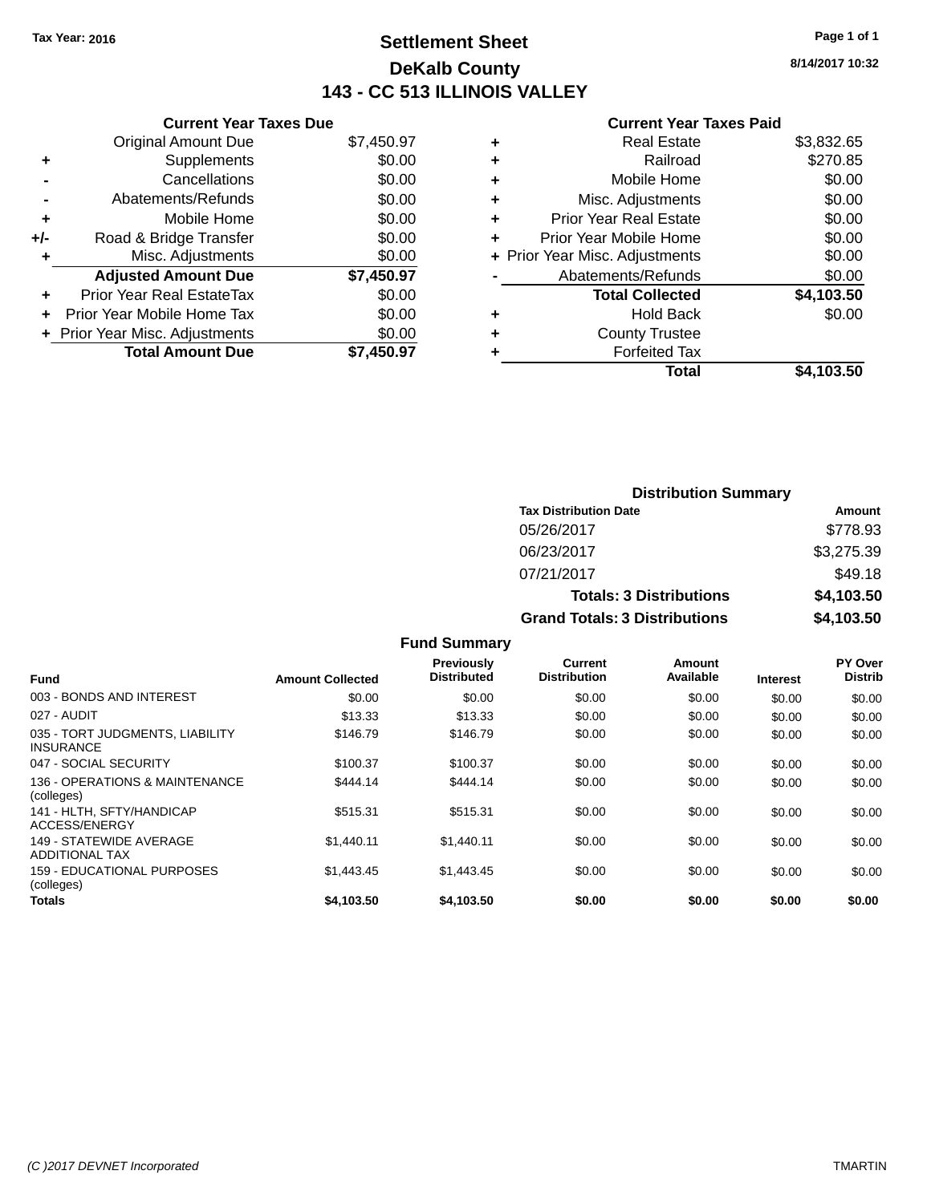Tax Year: 2016

# Settlement Sheet

## DeKalb County

## 143 - CC 513 ILLINOIS VALLEY

8/14/2017 10:32

### Current Year Taxes Due

| | | |
|---|---|---|
| | Original Amount Due | $7,450.97 |
| + | Supplements | $0.00 |
| - | Cancellations | $0.00 |
| - | Abatements/Refunds | $0.00 |
| + | Mobile Home | $0.00 |
| +/- | Road & Bridge Transfer | $0.00 |
| + | Misc. Adjustments | $0.00 |
| | **Adjusted Amount Due** | **$7,450.97** |
| + | Prior Year Real EstateTax | $0.00 |
| + | Prior Year Mobile Home Tax | $0.00 |
| + | Prior Year Misc. Adjustments | $0.00 |
| | **Total Amount Due** | **$7,450.97** |

### Current Year Taxes Paid

| | | |
|---|---|---|
| + | Real Estate | $3,832.65 |
| + | Railroad | $270.85 |
| + | Mobile Home | $0.00 |
| + | Misc. Adjustments | $0.00 |
| + | Prior Year Real Estate | $0.00 |
| + | Prior Year Mobile Home | $0.00 |
| + | Prior Year Misc. Adjustments | $0.00 |
| - | Abatements/Refunds | $0.00 |
| | **Total Collected** | **$4,103.50** |
| + | Hold Back | $0.00 |
| + | County Trustee | |
| + | Forfeited Tax | |
| | **Total** | **$4,103.50** |

### Distribution Summary

| Tax Distribution Date | Amount |
|---|---|
| 05/26/2017 | $778.93 |
| 06/23/2017 | $3,275.39 |
| 07/21/2017 | $49.18 |
| **Totals: 3 Distributions** | **$4,103.50** |
| **Grand Totals: 3 Distributions** | **$4,103.50** |

### Fund Summary

| Fund | Amount Collected | Previously Distributed | Current Distribution | Amount Available | Interest | PY Over Distrib |
|---|---|---|---|---|---|---|
| 003 - BONDS AND INTEREST | $0.00 | $0.00 | $0.00 | $0.00 | $0.00 | $0.00 |
| 027 - AUDIT | $13.33 | $13.33 | $0.00 | $0.00 | $0.00 | $0.00 |
| 035 - TORT JUDGMENTS, LIABILITY INSURANCE | $146.79 | $146.79 | $0.00 | $0.00 | $0.00 | $0.00 |
| 047 - SOCIAL SECURITY | $100.37 | $100.37 | $0.00 | $0.00 | $0.00 | $0.00 |
| 136 - OPERATIONS & MAINTENANCE (colleges) | $444.14 | $444.14 | $0.00 | $0.00 | $0.00 | $0.00 |
| 141 - HLTH, SFTY/HANDICAP ACCESS/ENERGY | $515.31 | $515.31 | $0.00 | $0.00 | $0.00 | $0.00 |
| 149 - STATEWIDE AVERAGE ADDITIONAL TAX | $1,440.11 | $1,440.11 | $0.00 | $0.00 | $0.00 | $0.00 |
| 159 - EDUCATIONAL PURPOSES (colleges) | $1,443.45 | $1,443.45 | $0.00 | $0.00 | $0.00 | $0.00 |
| **Totals** | **$4,103.50** | **$4,103.50** | **$0.00** | **$0.00** | **$0.00** | **$0.00** |

(C )2017 DEVNET Incorporated TMARTIN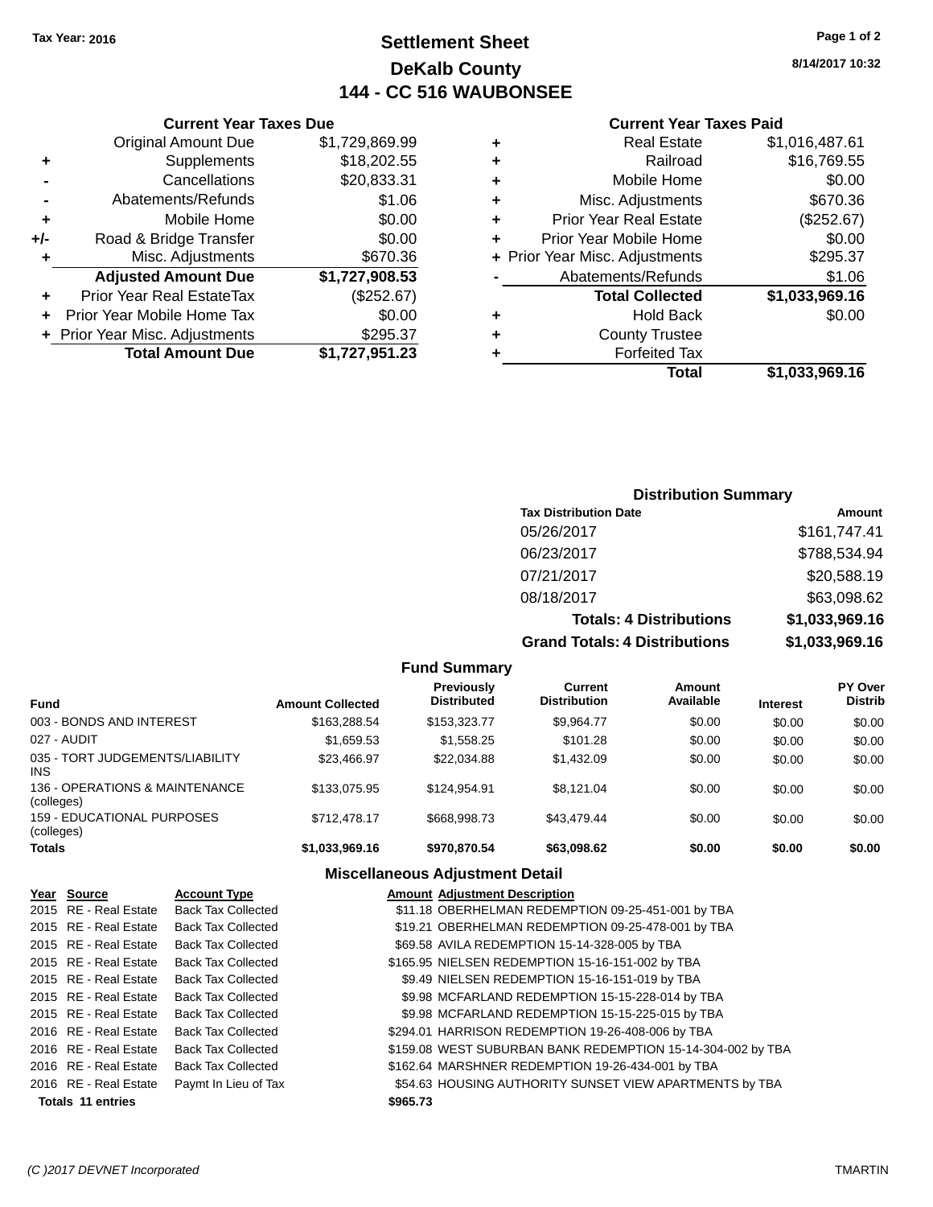Tax Year: 2016

# Settlement Sheet
## DeKalb County
## 144 - CC 516 WAUBONSEE

8/14/2017 10:32

### Current Year Taxes Due

| | | |
|---|---|---|
| | Original Amount Due | $1,729,869.99 |
| + | Supplements | $18,202.55 |
| - | Cancellations | $20,833.31 |
| - | Abatements/Refunds | $1.06 |
| + | Mobile Home | $0.00 |
| +/- | Road & Bridge Transfer | $0.00 |
| + | Misc. Adjustments | $670.36 |
| | **Adjusted Amount Due** | **$1,727,908.53** |
| + | Prior Year Real EstateTax | ($252.67) |
| + | Prior Year Mobile Home Tax | $0.00 |
| + | Prior Year Misc. Adjustments | $295.37 |
| | **Total Amount Due** | **$1,727,951.23** |

### Current Year Taxes Paid

| | | |
|---|---|---|
| + | Real Estate | $1,016,487.61 |
| + | Railroad | $16,769.55 |
| + | Mobile Home | $0.00 |
| + | Misc. Adjustments | $670.36 |
| + | Prior Year Real Estate | ($252.67) |
| + | Prior Year Mobile Home | $0.00 |
| + | Prior Year Misc. Adjustments | $295.37 |
| - | Abatements/Refunds | $1.06 |
| | **Total Collected** | **$1,033,969.16** |
| + | Hold Back | $0.00 |
| + | County Trustee | |
| + | Forfeited Tax | |
| | **Total** | **$1,033,969.16** |

### Distribution Summary

| Tax Distribution Date | Amount |
|---|---|
| 05/26/2017 | $161,747.41 |
| 06/23/2017 | $788,534.94 |
| 07/21/2017 | $20,588.19 |
| 08/18/2017 | $63,098.62 |
| **Totals: 4 Distributions** | **$1,033,969.16** |
| **Grand Totals: 4 Distributions** | **$1,033,969.16** |

### Fund Summary

| Fund | Amount Collected | Previously Distributed | Current Distribution | Amount Available | Interest | PY Over Distrib |
|---|---|---|---|---|---|---|
| 003 - BONDS AND INTEREST | $163,288.54 | $153,323.77 | $9,964.77 | $0.00 | $0.00 | $0.00 |
| 027 - AUDIT | $1,659.53 | $1,558.25 | $101.28 | $0.00 | $0.00 | $0.00 |
| 035 - TORT JUDGEMENTS/LIABILITY INS | $23,466.97 | $22,034.88 | $1,432.09 | $0.00 | $0.00 | $0.00 |
| 136 - OPERATIONS & MAINTENANCE (colleges) | $133,075.95 | $124,954.91 | $8,121.04 | $0.00 | $0.00 | $0.00 |
| 159 - EDUCATIONAL PURPOSES (colleges) | $712,478.17 | $668,998.73 | $43,479.44 | $0.00 | $0.00 | $0.00 |
| **Totals** | **$1,033,969.16** | **$970,870.54** | **$63,098.62** | **$0.00** | **$0.00** | **$0.00** |

### Miscellaneous Adjustment Detail

| Year | Source | Account Type | Amount | Adjustment Description |
|---|---|---|---|---|
| 2015 | RE - Real Estate | Back Tax Collected | $11.18 | OBERHELMAN REDEMPTION 09-25-451-001 by TBA |
| 2015 | RE - Real Estate | Back Tax Collected | $19.21 | OBERHELMAN REDEMPTION 09-25-478-001 by TBA |
| 2015 | RE - Real Estate | Back Tax Collected | $69.58 | AVILA REDEMPTION 15-14-328-005 by TBA |
| 2015 | RE - Real Estate | Back Tax Collected | $165.95 | NIELSEN REDEMPTION 15-16-151-002 by TBA |
| 2015 | RE - Real Estate | Back Tax Collected | $9.49 | NIELSEN REDEMPTION 15-16-151-019 by TBA |
| 2015 | RE - Real Estate | Back Tax Collected | $9.98 | MCFARLAND REDEMPTION 15-15-228-014 by TBA |
| 2015 | RE - Real Estate | Back Tax Collected | $9.98 | MCFARLAND REDEMPTION 15-15-225-015 by TBA |
| 2016 | RE - Real Estate | Back Tax Collected | $294.01 | HARRISON REDEMPTION 19-26-408-006 by TBA |
| 2016 | RE - Real Estate | Back Tax Collected | $159.08 | WEST SUBURBAN BANK REDEMPTION 15-14-304-002 by TBA |
| 2016 | RE - Real Estate | Back Tax Collected | $162.64 | MARSHNER REDEMPTION 19-26-434-001 by TBA |
| 2016 | RE - Real Estate | Paymt In Lieu of Tax | $54.63 | HOUSING AUTHORITY SUNSET VIEW APARTMENTS by TBA |
| **Totals** | **11 entries** | | **$965.73** | |

(C )2017 DEVNET Incorporated TMARTIN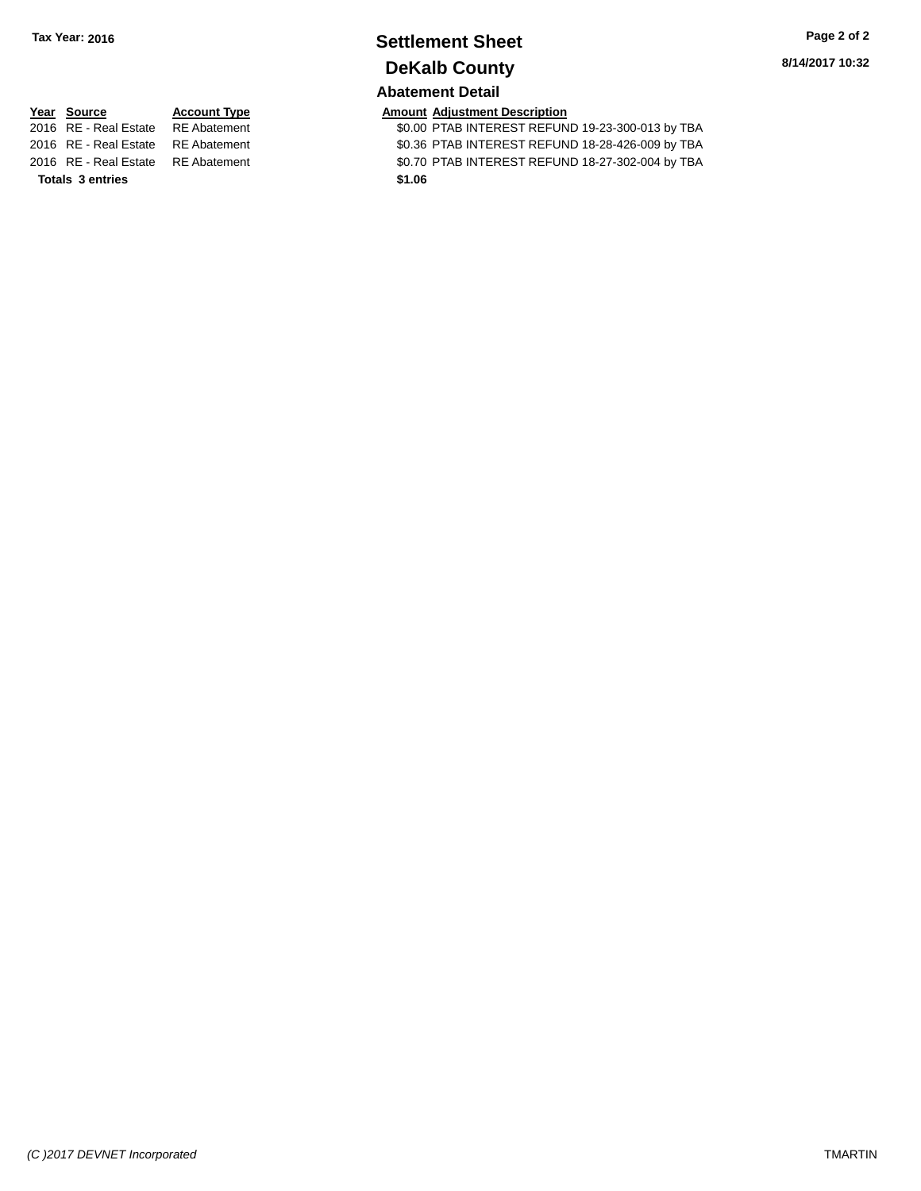Tax Year: 2016

# Settlement Sheet

## DeKalb County

8/14/2017 10:32

### Abatement Detail

| Year | Source | Account Type | Amount | Adjustment Description |
|---|---|---|---|---|
| 2016 | RE - Real Estate | RE Abatement | $0.00 | PTAB INTEREST REFUND 19-23-300-013 by TBA |
| 2016 | RE - Real Estate | RE Abatement | $0.36 | PTAB INTEREST REFUND 18-28-426-009 by TBA |
| 2016 | RE - Real Estate | RE Abatement | $0.70 | PTAB INTEREST REFUND 18-27-302-004 by TBA |
| **Totals** | **3 entries** | | **$1.06** | |

*(C )2017 DEVNET Incorporated*

TMARTIN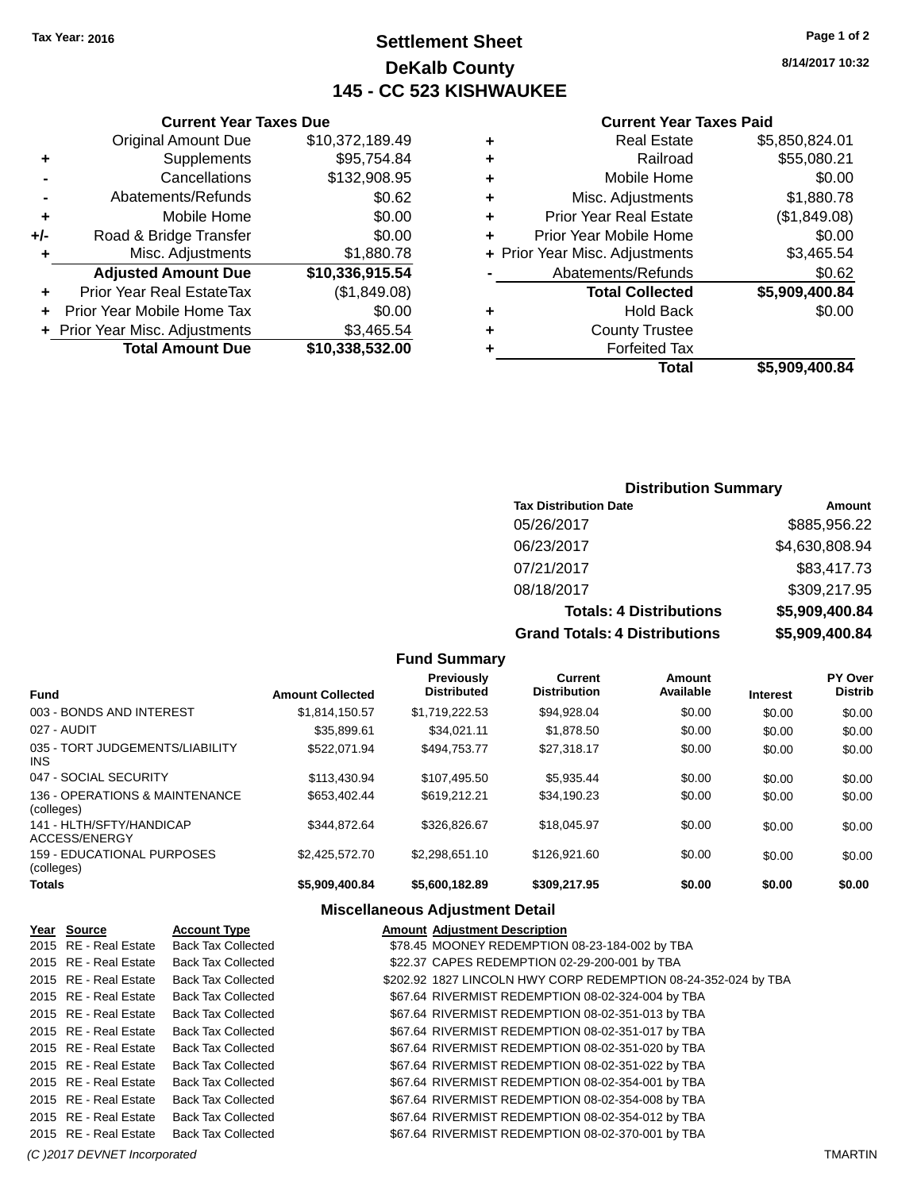Tax Year: 2016

# Settlement Sheet
## DeKalb County
## 145 - CC 523 KISHWAUKEE

8/14/2017 10:32

| | Current Year Taxes Due | |
|---|---|---|
| | Original Amount Due | $10,372,189.49 |
| + | Supplements | $95,754.84 |
| - | Cancellations | $132,908.95 |
| - | Abatements/Refunds | $0.62 |
| + | Mobile Home | $0.00 |
| +/- | Road & Bridge Transfer | $0.00 |
| + | Misc. Adjustments | $1,880.78 |
| | **Adjusted Amount Due** | **$10,336,915.54** |
| + | Prior Year Real EstateTax | ($1,849.08) |
| + | Prior Year Mobile Home Tax | $0.00 |
| + | Prior Year Misc. Adjustments | $3,465.54 |
| | **Total Amount Due** | **$10,338,532.00** |

| | Current Year Taxes Paid | |
|---|---|---|
| + | Real Estate | $5,850,824.01 |
| + | Railroad | $55,080.21 |
| + | Mobile Home | $0.00 |
| + | Misc. Adjustments | $1,880.78 |
| + | Prior Year Real Estate | ($1,849.08) |
| + | Prior Year Mobile Home | $0.00 |
| + | Prior Year Misc. Adjustments | $3,465.54 |
| - | Abatements/Refunds | $0.62 |
| | **Total Collected** | **$5,909,400.84** |
| + | Hold Back | $0.00 |
| + | County Trustee | |
| + | Forfeited Tax | |
| | **Total** | **$5,909,400.84** |

### Distribution Summary

| Tax Distribution Date | Amount |
|---|---|
| 05/26/2017 | $885,956.22 |
| 06/23/2017 | $4,630,808.94 |
| 07/21/2017 | $83,417.73 |
| 08/18/2017 | $309,217.95 |
| **Totals: 4 Distributions** | **$5,909,400.84** |
| **Grand Totals: 4 Distributions** | **$5,909,400.84** |

### Fund Summary

| Fund | Amount Collected | Previously Distributed | Current Distribution | Amount Available | Interest | PY Over Distrib |
|---|---|---|---|---|---|---|
| 003 - BONDS AND INTEREST | $1,814,150.57 | $1,719,222.53 | $94,928.04 | $0.00 | $0.00 | $0.00 |
| 027 - AUDIT | $35,899.61 | $34,021.11 | $1,878.50 | $0.00 | $0.00 | $0.00 |
| 035 - TORT JUDGEMENTS/LIABILITY INS | $522,071.94 | $494,753.77 | $27,318.17 | $0.00 | $0.00 | $0.00 |
| 047 - SOCIAL SECURITY | $113,430.94 | $107,495.50 | $5,935.44 | $0.00 | $0.00 | $0.00 |
| 136 - OPERATIONS & MAINTENANCE (colleges) | $653,402.44 | $619,212.21 | $34,190.23 | $0.00 | $0.00 | $0.00 |
| 141 - HLTH/SFTY/HANDICAP ACCESS/ENERGY | $344,872.64 | $326,826.67 | $18,045.97 | $0.00 | $0.00 | $0.00 |
| 159 - EDUCATIONAL PURPOSES (colleges) | $2,425,572.70 | $2,298,651.10 | $126,921.60 | $0.00 | $0.00 | $0.00 |
| **Totals** | **$5,909,400.84** | **$5,600,182.89** | **$309,217.95** | **$0.00** | **$0.00** | **$0.00** |

### Miscellaneous Adjustment Detail

| Year | Source | Account Type | Amount | Adjustment Description |
|---|---|---|---|---|
| 2015 | RE - Real Estate | Back Tax Collected | $78.45 | MOONEY REDEMPTION 08-23-184-002 by TBA |
| 2015 | RE - Real Estate | Back Tax Collected | $22.37 | CAPES REDEMPTION 02-29-200-001 by TBA |
| 2015 | RE - Real Estate | Back Tax Collected | $202.92 | 1827 LINCOLN HWY CORP REDEMPTION 08-24-352-024 by TBA |
| 2015 | RE - Real Estate | Back Tax Collected | $67.64 | RIVERMIST REDEMPTION 08-02-324-004 by TBA |
| 2015 | RE - Real Estate | Back Tax Collected | $67.64 | RIVERMIST REDEMPTION 08-02-351-013 by TBA |
| 2015 | RE - Real Estate | Back Tax Collected | $67.64 | RIVERMIST REDEMPTION 08-02-351-017 by TBA |
| 2015 | RE - Real Estate | Back Tax Collected | $67.64 | RIVERMIST REDEMPTION 08-02-351-020 by TBA |
| 2015 | RE - Real Estate | Back Tax Collected | $67.64 | RIVERMIST REDEMPTION 08-02-351-022 by TBA |
| 2015 | RE - Real Estate | Back Tax Collected | $67.64 | RIVERMIST REDEMPTION 08-02-354-001 by TBA |
| 2015 | RE - Real Estate | Back Tax Collected | $67.64 | RIVERMIST REDEMPTION 08-02-354-008 by TBA |
| 2015 | RE - Real Estate | Back Tax Collected | $67.64 | RIVERMIST REDEMPTION 08-02-354-012 by TBA |
| 2015 | RE - Real Estate | Back Tax Collected | $67.64 | RIVERMIST REDEMPTION 08-02-370-001 by TBA |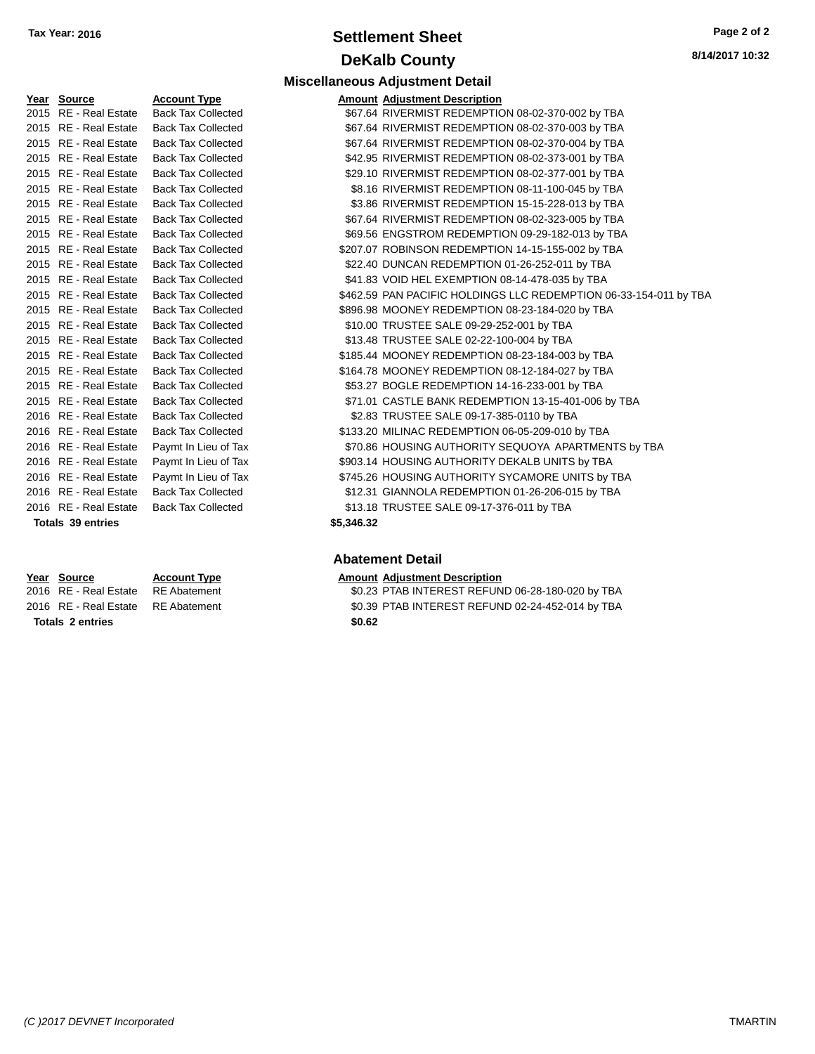Tax Year: 2016

# Settlement Sheet

## DeKalb County

8/14/2017 10:32

### Miscellaneous Adjustment Detail

| Year | Source | Account Type | Amount | Adjustment Description |
|---|---|---|---|---|
| 2015 | RE - Real Estate | Back Tax Collected | $67.64 | RIVERMIST REDEMPTION 08-02-370-002 by TBA |
| 2015 | RE - Real Estate | Back Tax Collected | $67.64 | RIVERMIST REDEMPTION 08-02-370-003 by TBA |
| 2015 | RE - Real Estate | Back Tax Collected | $67.64 | RIVERMIST REDEMPTION 08-02-370-004 by TBA |
| 2015 | RE - Real Estate | Back Tax Collected | $42.95 | RIVERMIST REDEMPTION 08-02-373-001 by TBA |
| 2015 | RE - Real Estate | Back Tax Collected | $29.10 | RIVERMIST REDEMPTION 08-02-377-001 by TBA |
| 2015 | RE - Real Estate | Back Tax Collected | $8.16 | RIVERMIST REDEMPTION 08-11-100-045 by TBA |
| 2015 | RE - Real Estate | Back Tax Collected | $3.86 | RIVERMIST REDEMPTION 15-15-228-013 by TBA |
| 2015 | RE - Real Estate | Back Tax Collected | $67.64 | RIVERMIST REDEMPTION 08-02-323-005 by TBA |
| 2015 | RE - Real Estate | Back Tax Collected | $69.56 | ENGSTROM REDEMPTION 09-29-182-013 by TBA |
| 2015 | RE - Real Estate | Back Tax Collected | $207.07 | ROBINSON REDEMPTION 14-15-155-002 by TBA |
| 2015 | RE - Real Estate | Back Tax Collected | $22.40 | DUNCAN REDEMPTION 01-26-252-011 by TBA |
| 2015 | RE - Real Estate | Back Tax Collected | $41.83 | VOID HEL EXEMPTION 08-14-478-035 by TBA |
| 2015 | RE - Real Estate | Back Tax Collected | $462.59 | PAN PACIFIC HOLDINGS LLC REDEMPTION 06-33-154-011 by TBA |
| 2015 | RE - Real Estate | Back Tax Collected | $896.98 | MOONEY REDEMPTION 08-23-184-020 by TBA |
| 2015 | RE - Real Estate | Back Tax Collected | $10.00 | TRUSTEE SALE 09-29-252-001 by TBA |
| 2015 | RE - Real Estate | Back Tax Collected | $13.48 | TRUSTEE SALE 02-22-100-004 by TBA |
| 2015 | RE - Real Estate | Back Tax Collected | $185.44 | MOONEY REDEMPTION 08-23-184-003 by TBA |
| 2015 | RE - Real Estate | Back Tax Collected | $164.78 | MOONEY REDEMPTION 08-12-184-027 by TBA |
| 2015 | RE - Real Estate | Back Tax Collected | $53.27 | BOGLE REDEMPTION 14-16-233-001 by TBA |
| 2015 | RE - Real Estate | Back Tax Collected | $71.01 | CASTLE BANK REDEMPTION 13-15-401-006 by TBA |
| 2016 | RE - Real Estate | Back Tax Collected | $2.83 | TRUSTEE SALE 09-17-385-0110 by TBA |
| 2016 | RE - Real Estate | Back Tax Collected | $133.20 | MILINAC REDEMPTION 06-05-209-010 by TBA |
| 2016 | RE - Real Estate | Paymt In Lieu of Tax | $70.86 | HOUSING AUTHORITY SEQUOYA APARTMENTS by TBA |
| 2016 | RE - Real Estate | Paymt In Lieu of Tax | $903.14 | HOUSING AUTHORITY DEKALB UNITS by TBA |
| 2016 | RE - Real Estate | Paymt In Lieu of Tax | $745.26 | HOUSING AUTHORITY SYCAMORE UNITS by TBA |
| 2016 | RE - Real Estate | Back Tax Collected | $12.31 | GIANNOLA REDEMPTION 01-26-206-015 by TBA |
| 2016 | RE - Real Estate | Back Tax Collected | $13.18 | TRUSTEE SALE 09-17-376-011 by TBA |
| **Totals 39 entries** | | | **$5,346.32** | |

### Abatement Detail

| Year | Source | Account Type | Amount | Adjustment Description |
|---|---|---|---|---|
| 2016 | RE - Real Estate | RE Abatement | $0.23 | PTAB INTEREST REFUND 06-28-180-020 by TBA |
| 2016 | RE - Real Estate | RE Abatement | $0.39 | PTAB INTEREST REFUND 02-24-452-014 by TBA |
| **Totals 2 entries** | | | **$0.62** | |

(C )2017 DEVNET Incorporated TMARTIN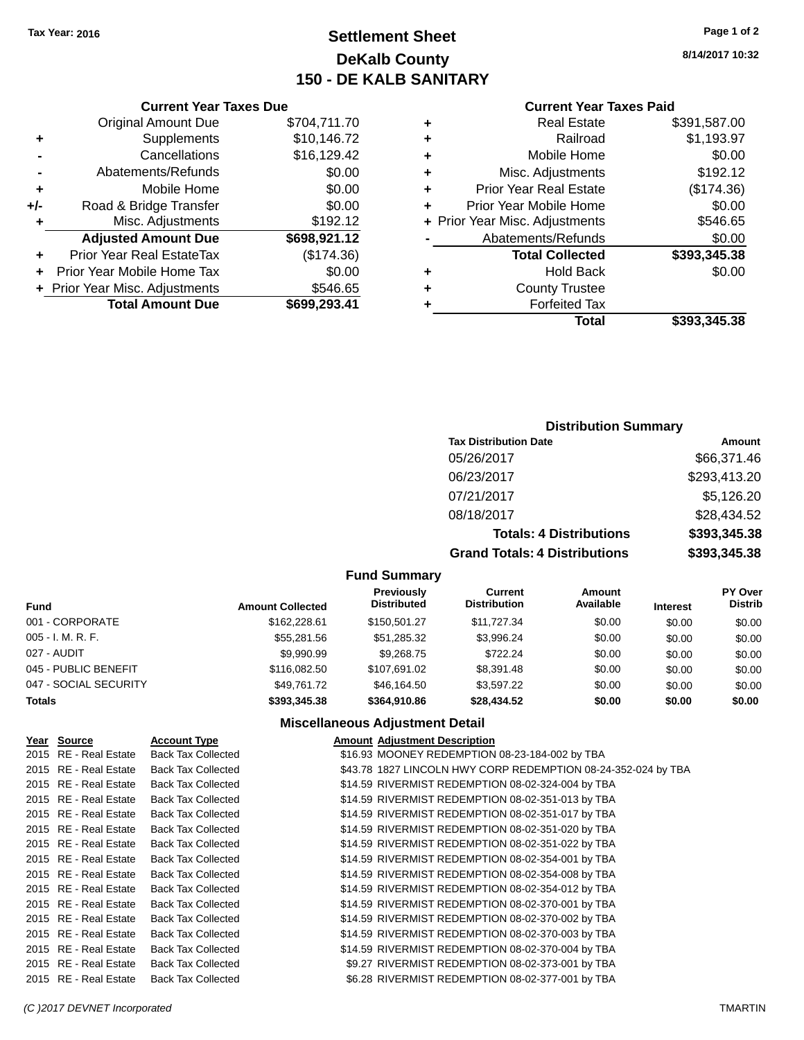Tax Year: 2016

# Settlement Sheet
## DeKalb County
## 150 - DE KALB SANITARY

8/14/2017 10:32

### Current Year Taxes Due

| | | |
|---|---|---|
| | Original Amount Due | $704,711.70 |
| + | Supplements | $10,146.72 |
| - | Cancellations | $16,129.42 |
| - | Abatements/Refunds | $0.00 |
| + | Mobile Home | $0.00 |
| +/- | Road & Bridge Transfer | $0.00 |
| + | Misc. Adjustments | $192.12 |
| | **Adjusted Amount Due** | **$698,921.12** |
| + | Prior Year Real EstateTax | ($174.36) |
| + | Prior Year Mobile Home Tax | $0.00 |
| + | Prior Year Misc. Adjustments | $546.65 |
| | **Total Amount Due** | **$699,293.41** |

### Current Year Taxes Paid

| | | |
|---|---|---|
| + | Real Estate | $391,587.00 |
| + | Railroad | $1,193.97 |
| + | Mobile Home | $0.00 |
| + | Misc. Adjustments | $192.12 |
| + | Prior Year Real Estate | ($174.36) |
| + | Prior Year Mobile Home | $0.00 |
| + | Prior Year Misc. Adjustments | $546.65 |
| - | Abatements/Refunds | $0.00 |
| | **Total Collected** | **$393,345.38** |
| + | Hold Back | $0.00 |
| + | County Trustee | |
| + | Forfeited Tax | |
| | **Total** | **$393,345.38** |

### Distribution Summary

| Tax Distribution Date | Amount |
|---|---|
| 05/26/2017 | $66,371.46 |
| 06/23/2017 | $293,413.20 |
| 07/21/2017 | $5,126.20 |
| 08/18/2017 | $28,434.52 |
| **Totals: 4 Distributions** | **$393,345.38** |
| **Grand Totals: 4 Distributions** | **$393,345.38** |

### Fund Summary

| Fund | Amount Collected | Previously Distributed | Current Distribution | Amount Available | Interest | PY Over Distrib |
|---|---|---|---|---|---|---|
| 001 - CORPORATE | $162,228.61 | $150,501.27 | $11,727.34 | $0.00 | $0.00 | $0.00 |
| 005 - I. M. R. F. | $55,281.56 | $51,285.32 | $3,996.24 | $0.00 | $0.00 | $0.00 |
| 027 - AUDIT | $9,990.99 | $9,268.75 | $722.24 | $0.00 | $0.00 | $0.00 |
| 045 - PUBLIC BENEFIT | $116,082.50 | $107,691.02 | $8,391.48 | $0.00 | $0.00 | $0.00 |
| 047 - SOCIAL SECURITY | $49,761.72 | $46,164.50 | $3,597.22 | $0.00 | $0.00 | $0.00 |
| **Totals** | **$393,345.38** | **$364,910.86** | **$28,434.52** | **$0.00** | **$0.00** | **$0.00** |

### Miscellaneous Adjustment Detail

| Year | Source | Account Type | Amount | Adjustment Description |
|---|---|---|---|---|
| 2015 | RE - Real Estate | Back Tax Collected | $16.93 | MOONEY REDEMPTION 08-23-184-002 by TBA |
| 2015 | RE - Real Estate | Back Tax Collected | $43.78 | 1827 LINCOLN HWY CORP REDEMPTION 08-24-352-024 by TBA |
| 2015 | RE - Real Estate | Back Tax Collected | $14.59 | RIVERMIST REDEMPTION 08-02-324-004 by TBA |
| 2015 | RE - Real Estate | Back Tax Collected | $14.59 | RIVERMIST REDEMPTION 08-02-351-013 by TBA |
| 2015 | RE - Real Estate | Back Tax Collected | $14.59 | RIVERMIST REDEMPTION 08-02-351-017 by TBA |
| 2015 | RE - Real Estate | Back Tax Collected | $14.59 | RIVERMIST REDEMPTION 08-02-351-020 by TBA |
| 2015 | RE - Real Estate | Back Tax Collected | $14.59 | RIVERMIST REDEMPTION 08-02-351-022 by TBA |
| 2015 | RE - Real Estate | Back Tax Collected | $14.59 | RIVERMIST REDEMPTION 08-02-354-001 by TBA |
| 2015 | RE - Real Estate | Back Tax Collected | $14.59 | RIVERMIST REDEMPTION 08-02-354-008 by TBA |
| 2015 | RE - Real Estate | Back Tax Collected | $14.59 | RIVERMIST REDEMPTION 08-02-354-012 by TBA |
| 2015 | RE - Real Estate | Back Tax Collected | $14.59 | RIVERMIST REDEMPTION 08-02-370-001 by TBA |
| 2015 | RE - Real Estate | Back Tax Collected | $14.59 | RIVERMIST REDEMPTION 08-02-370-002 by TBA |
| 2015 | RE - Real Estate | Back Tax Collected | $14.59 | RIVERMIST REDEMPTION 08-02-370-003 by TBA |
| 2015 | RE - Real Estate | Back Tax Collected | $14.59 | RIVERMIST REDEMPTION 08-02-370-004 by TBA |
| 2015 | RE - Real Estate | Back Tax Collected | $9.27 | RIVERMIST REDEMPTION 08-02-373-001 by TBA |
| 2015 | RE - Real Estate | Back Tax Collected | $6.28 | RIVERMIST REDEMPTION 08-02-377-001 by TBA |

(C )2017 DEVNET Incorporated — TMARTIN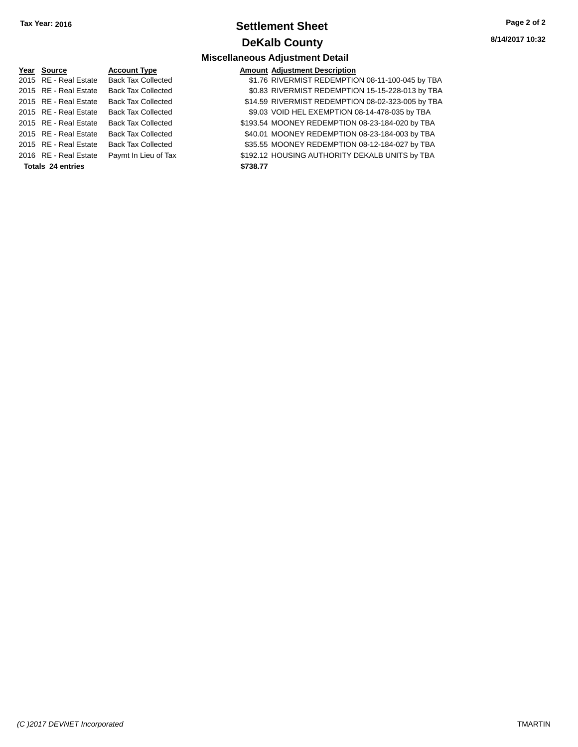**Tax Year: 2016**

# Settlement Sheet

## DeKalb County

8/14/2017 10:32

### Miscellaneous Adjustment Detail

| Year | Source | Account Type | Amount | Adjustment Description |
|---|---|---|---|---|
| 2015 | RE - Real Estate | Back Tax Collected | $1.76 | RIVERMIST REDEMPTION 08-11-100-045 by TBA |
| 2015 | RE - Real Estate | Back Tax Collected | $0.83 | RIVERMIST REDEMPTION 15-15-228-013 by TBA |
| 2015 | RE - Real Estate | Back Tax Collected | $14.59 | RIVERMIST REDEMPTION 08-02-323-005 by TBA |
| 2015 | RE - Real Estate | Back Tax Collected | $9.03 | VOID HEL EXEMPTION 08-14-478-035 by TBA |
| 2015 | RE - Real Estate | Back Tax Collected | $193.54 | MOONEY REDEMPTION 08-23-184-020 by TBA |
| 2015 | RE - Real Estate | Back Tax Collected | $40.01 | MOONEY REDEMPTION 08-23-184-003 by TBA |
| 2015 | RE - Real Estate | Back Tax Collected | $35.55 | MOONEY REDEMPTION 08-12-184-027 by TBA |
| 2016 | RE - Real Estate | Paymt In Lieu of Tax | $192.12 | HOUSING AUTHORITY DEKALB UNITS by TBA |
| **Totals 24 entries** | | | **$738.77** | |

*(C )2017 DEVNET Incorporated* TMARTIN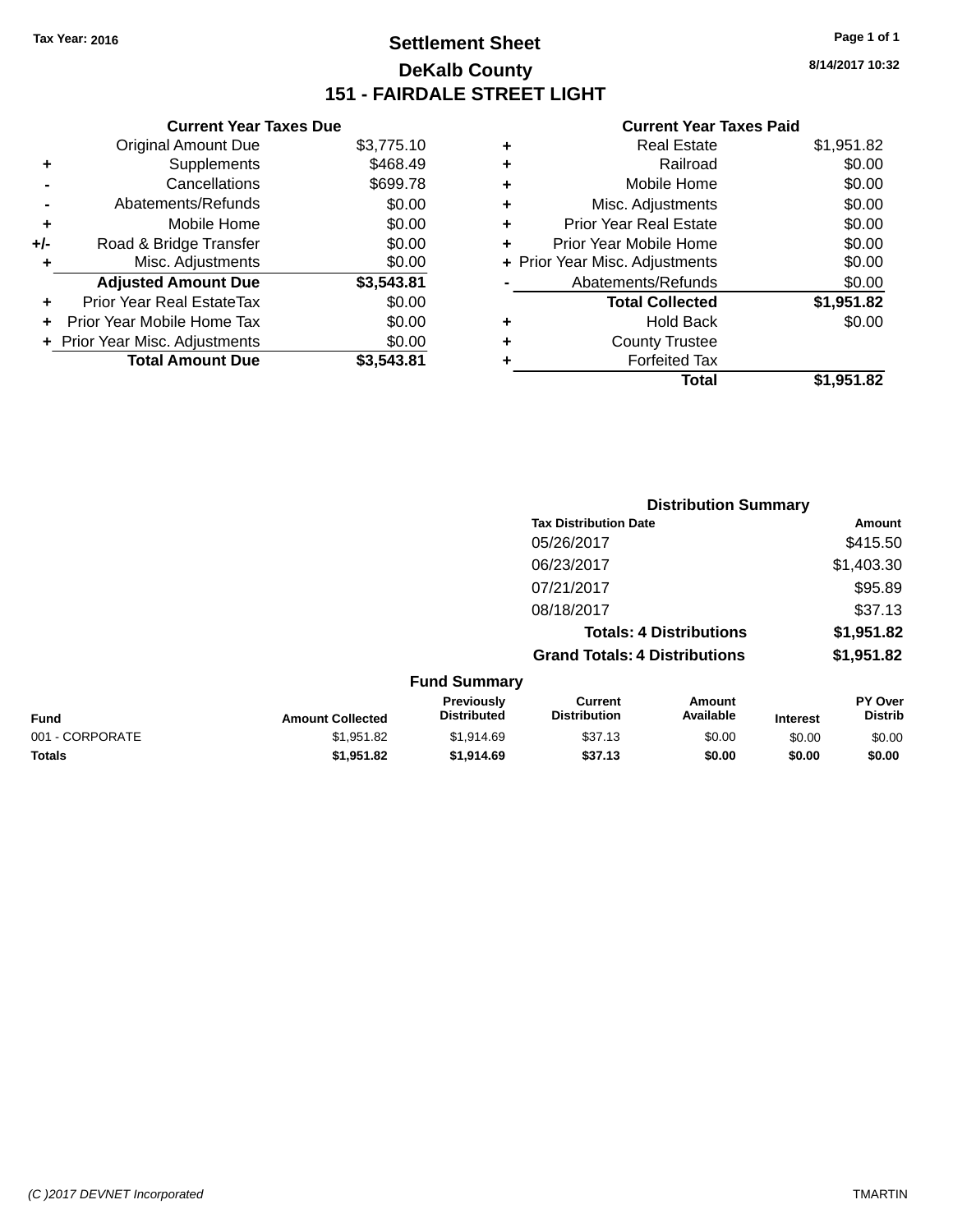Tax Year: 2016

# Settlement Sheet

## DeKalb County

## 151 - FAIRDALE STREET LIGHT

8/14/2017 10:32

### Current Year Taxes Due

| | | |
|---|---|---|
| | Original Amount Due | $3,775.10 |
| + | Supplements | $468.49 |
| - | Cancellations | $699.78 |
| - | Abatements/Refunds | $0.00 |
| + | Mobile Home | $0.00 |
| +/- | Road & Bridge Transfer | $0.00 |
| + | Misc. Adjustments | $0.00 |
| | **Adjusted Amount Due** | **$3,543.81** |
| + | Prior Year Real EstateTax | $0.00 |
| + | Prior Year Mobile Home Tax | $0.00 |
| + | Prior Year Misc. Adjustments | $0.00 |
| | **Total Amount Due** | **$3,543.81** |

### Current Year Taxes Paid

| | | |
|---|---|---|
| + | Real Estate | $1,951.82 |
| + | Railroad | $0.00 |
| + | Mobile Home | $0.00 |
| + | Misc. Adjustments | $0.00 |
| + | Prior Year Real Estate | $0.00 |
| + | Prior Year Mobile Home | $0.00 |
| + | Prior Year Misc. Adjustments | $0.00 |
| - | Abatements/Refunds | $0.00 |
| | **Total Collected** | **$1,951.82** |
| + | Hold Back | $0.00 |
| + | County Trustee | |
| + | Forfeited Tax | |
| | **Total** | **$1,951.82** |

### Distribution Summary

| Tax Distribution Date | Amount |
|---|---|
| 05/26/2017 | $415.50 |
| 06/23/2017 | $1,403.30 |
| 07/21/2017 | $95.89 |
| 08/18/2017 | $37.13 |
| **Totals: 4 Distributions** | **$1,951.82** |
| **Grand Totals: 4 Distributions** | **$1,951.82** |

### Fund Summary

| Fund | Amount Collected | Previously Distributed | Current Distribution | Amount Available | Interest | PY Over Distrib |
|---|---|---|---|---|---|---|
| 001 - CORPORATE | $1,951.82 | $1,914.69 | $37.13 | $0.00 | $0.00 | $0.00 |
| **Totals** | **$1,951.82** | **$1,914.69** | **$37.13** | **$0.00** | **$0.00** | **$0.00** |

(C )2017 DEVNET Incorporated TMARTIN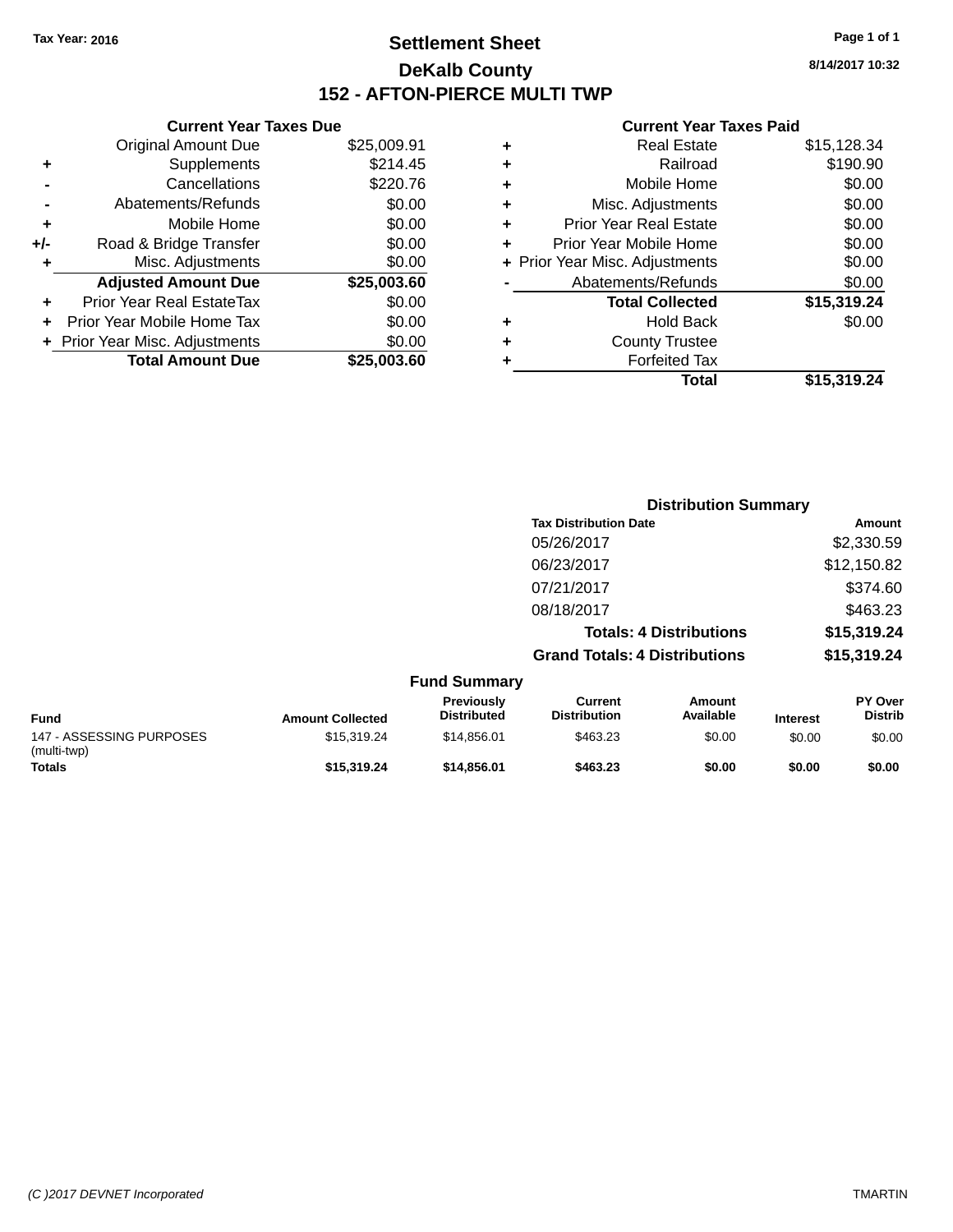Tax Year: 2016

# Settlement Sheet

## DeKalb County

## 152 - AFTON-PIERCE MULTI TWP

8/14/2017 10:32

| | Current Year Taxes Due | |
|---|---|---|
| | Original Amount Due | $25,009.91 |
| + | Supplements | $214.45 |
| - | Cancellations | $220.76 |
| - | Abatements/Refunds | $0.00 |
| + | Mobile Home | $0.00 |
| +/- | Road & Bridge Transfer | $0.00 |
| + | Misc. Adjustments | $0.00 |
| | **Adjusted Amount Due** | **$25,003.60** |
| + | Prior Year Real EstateTax | $0.00 |
| + | Prior Year Mobile Home Tax | $0.00 |
| + | Prior Year Misc. Adjustments | $0.00 |
| | **Total Amount Due** | **$25,003.60** |

| | Current Year Taxes Paid | |
|---|---|---|
| + | Real Estate | $15,128.34 |
| + | Railroad | $190.90 |
| + | Mobile Home | $0.00 |
| + | Misc. Adjustments | $0.00 |
| + | Prior Year Real Estate | $0.00 |
| + | Prior Year Mobile Home | $0.00 |
| + | Prior Year Misc. Adjustments | $0.00 |
| - | Abatements/Refunds | $0.00 |
| | **Total Collected** | **$15,319.24** |
| + | Hold Back | $0.00 |
| + | County Trustee | |
| + | Forfeited Tax | |
| | **Total** | **$15,319.24** |

### Distribution Summary

| Tax Distribution Date | Amount |
|---|---|
| 05/26/2017 | $2,330.59 |
| 06/23/2017 | $12,150.82 |
| 07/21/2017 | $374.60 |
| 08/18/2017 | $463.23 |
| **Totals: 4 Distributions** | **$15,319.24** |
| **Grand Totals: 4 Distributions** | **$15,319.24** |

### Fund Summary

| Fund | Amount Collected | Previously Distributed | Current Distribution | Amount Available | Interest | PY Over Distrib |
|---|---|---|---|---|---|---|
| 147 - ASSESSING PURPOSES (multi-twp) | $15,319.24 | $14,856.01 | $463.23 | $0.00 | $0.00 | $0.00 |
| **Totals** | **$15,319.24** | **$14,856.01** | **$463.23** | **$0.00** | **$0.00** | **$0.00** |

(C )2017 DEVNET Incorporated TMARTIN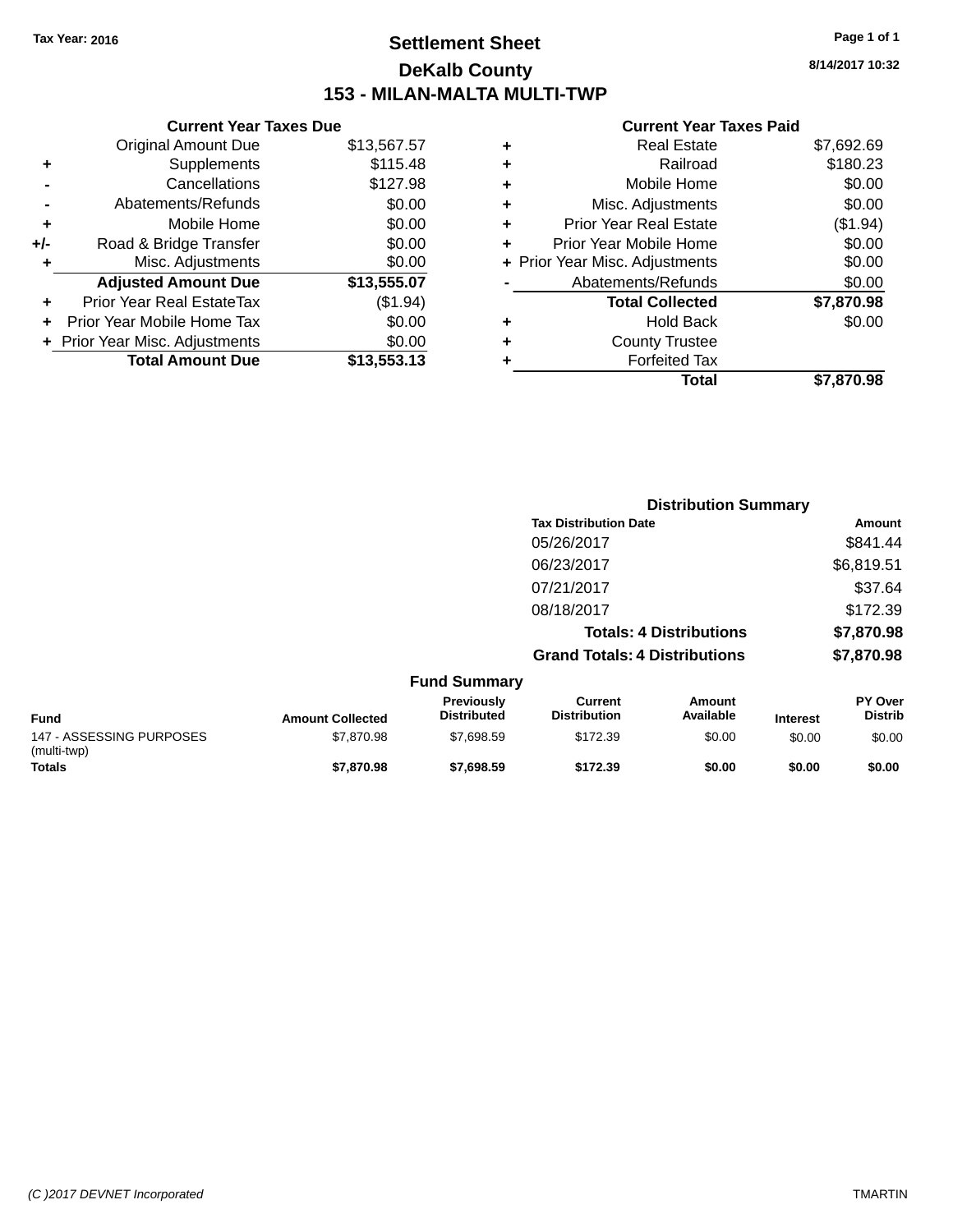Tax Year: 2016

# Settlement Sheet
## DeKalb County
## 153 - MILAN-MALTA MULTI-TWP

8/14/2017 10:32

**Current Year Taxes Due**

| | | |
|---|---|---|
| | Original Amount Due | $13,567.57 |
| + | Supplements | $115.48 |
| - | Cancellations | $127.98 |
| - | Abatements/Refunds | $0.00 |
| + | Mobile Home | $0.00 |
| +/- | Road & Bridge Transfer | $0.00 |
| + | Misc. Adjustments | $0.00 |
| | **Adjusted Amount Due** | **$13,555.07** |
| + | Prior Year Real EstateTax | ($1.94) |
| + | Prior Year Mobile Home Tax | $0.00 |
| + | Prior Year Misc. Adjustments | $0.00 |
| | **Total Amount Due** | **$13,553.13** |

**Current Year Taxes Paid**

| | | |
|---|---|---|
| + | Real Estate | $7,692.69 |
| + | Railroad | $180.23 |
| + | Mobile Home | $0.00 |
| + | Misc. Adjustments | $0.00 |
| + | Prior Year Real Estate | ($1.94) |
| + | Prior Year Mobile Home | $0.00 |
| + | Prior Year Misc. Adjustments | $0.00 |
| - | Abatements/Refunds | $0.00 |
| | **Total Collected** | **$7,870.98** |
| + | Hold Back | $0.00 |
| + | County Trustee | |
| + | Forfeited Tax | |
| | **Total** | **$7,870.98** |

**Distribution Summary**

| Tax Distribution Date | Amount |
|---|---|
| 05/26/2017 | $841.44 |
| 06/23/2017 | $6,819.51 |
| 07/21/2017 | $37.64 |
| 08/18/2017 | $172.39 |
| **Totals: 4 Distributions** | **$7,870.98** |
| **Grand Totals: 4 Distributions** | **$7,870.98** |

**Fund Summary**

| Fund | Amount Collected | Previously Distributed | Current Distribution | Amount Available | Interest | PY Over Distrib |
|---|---|---|---|---|---|---|
| 147 - ASSESSING PURPOSES (multi-twp) | $7,870.98 | $7,698.59 | $172.39 | $0.00 | $0.00 | $0.00 |
| **Totals** | **$7,870.98** | **$7,698.59** | **$172.39** | **$0.00** | **$0.00** | **$0.00** |

(C )2017 DEVNET Incorporated TMARTIN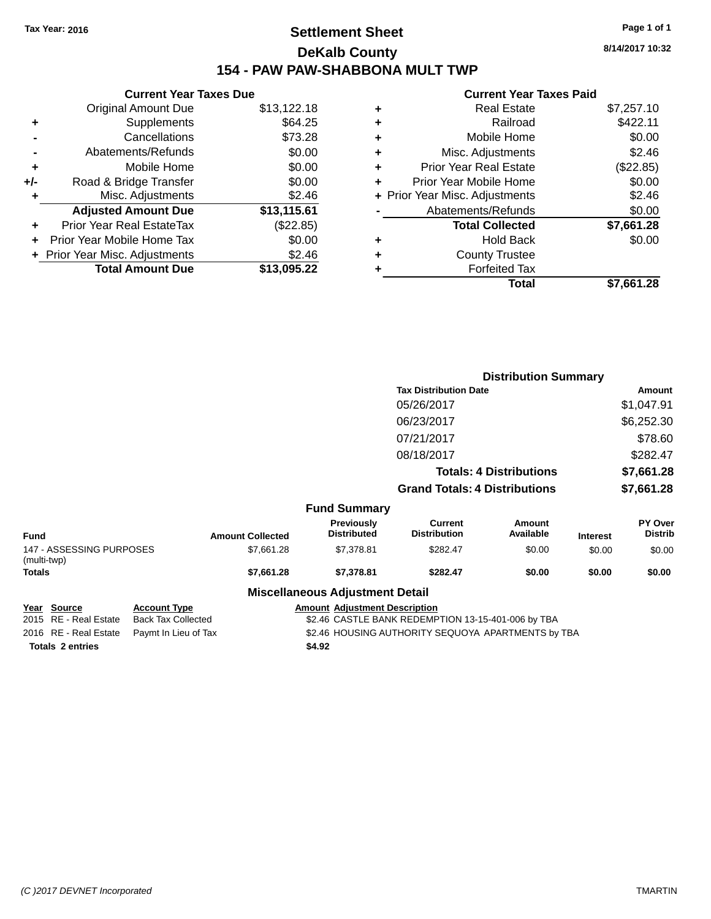Tax Year: 2016

# Settlement Sheet

## DeKalb County

## 154 - PAW PAW-SHABBONA MULT TWP

8/14/2017 10:32

### Current Year Taxes Due

| | | |
|---|---|---|
| | Original Amount Due | $13,122.18 |
| + | Supplements | $64.25 |
| - | Cancellations | $73.28 |
| - | Abatements/Refunds | $0.00 |
| + | Mobile Home | $0.00 |
| +/- | Road & Bridge Transfer | $0.00 |
| + | Misc. Adjustments | $2.46 |
| | **Adjusted Amount Due** | **$13,115.61** |
| + | Prior Year Real EstateTax | ($22.85) |
| + | Prior Year Mobile Home Tax | $0.00 |
| + | Prior Year Misc. Adjustments | $2.46 |
| | **Total Amount Due** | **$13,095.22** |

### Current Year Taxes Paid

| | | |
|---|---|---|
| + | Real Estate | $7,257.10 |
| + | Railroad | $422.11 |
| + | Mobile Home | $0.00 |
| + | Misc. Adjustments | $2.46 |
| + | Prior Year Real Estate | ($22.85) |
| + | Prior Year Mobile Home | $0.00 |
| + | Prior Year Misc. Adjustments | $2.46 |
| - | Abatements/Refunds | $0.00 |
| | **Total Collected** | **$7,661.28** |
| + | Hold Back | $0.00 |
| + | County Trustee | |
| + | Forfeited Tax | |
| | **Total** | **$7,661.28** |

### Distribution Summary

| Tax Distribution Date | Amount |
|---|---|
| 05/26/2017 | $1,047.91 |
| 06/23/2017 | $6,252.30 |
| 07/21/2017 | $78.60 |
| 08/18/2017 | $282.47 |
| **Totals: 4 Distributions** | **$7,661.28** |
| **Grand Totals: 4 Distributions** | **$7,661.28** |

### Fund Summary

| Fund | Amount Collected | Previously Distributed | Current Distribution | Amount Available | Interest | PY Over Distrib |
|---|---|---|---|---|---|---|
| 147 - ASSESSING PURPOSES (multi-twp) | $7,661.28 | $7,378.81 | $282.47 | $0.00 | $0.00 | $0.00 |
| **Totals** | **$7,661.28** | **$7,378.81** | **$282.47** | **$0.00** | **$0.00** | **$0.00** |

### Miscellaneous Adjustment Detail

| Year | Source | Account Type | Amount | Adjustment Description |
|---|---|---|---|---|
| 2015 | RE - Real Estate | Back Tax Collected | $2.46 | CASTLE BANK REDEMPTION 13-15-401-006 by TBA |
| 2016 | RE - Real Estate | Paymt In Lieu of Tax | $2.46 | HOUSING AUTHORITY SEQUOYA APARTMENTS by TBA |
| **Totals** | **2 entries** | | **$4.92** | |

(C )2017 DEVNET Incorporated TMARTIN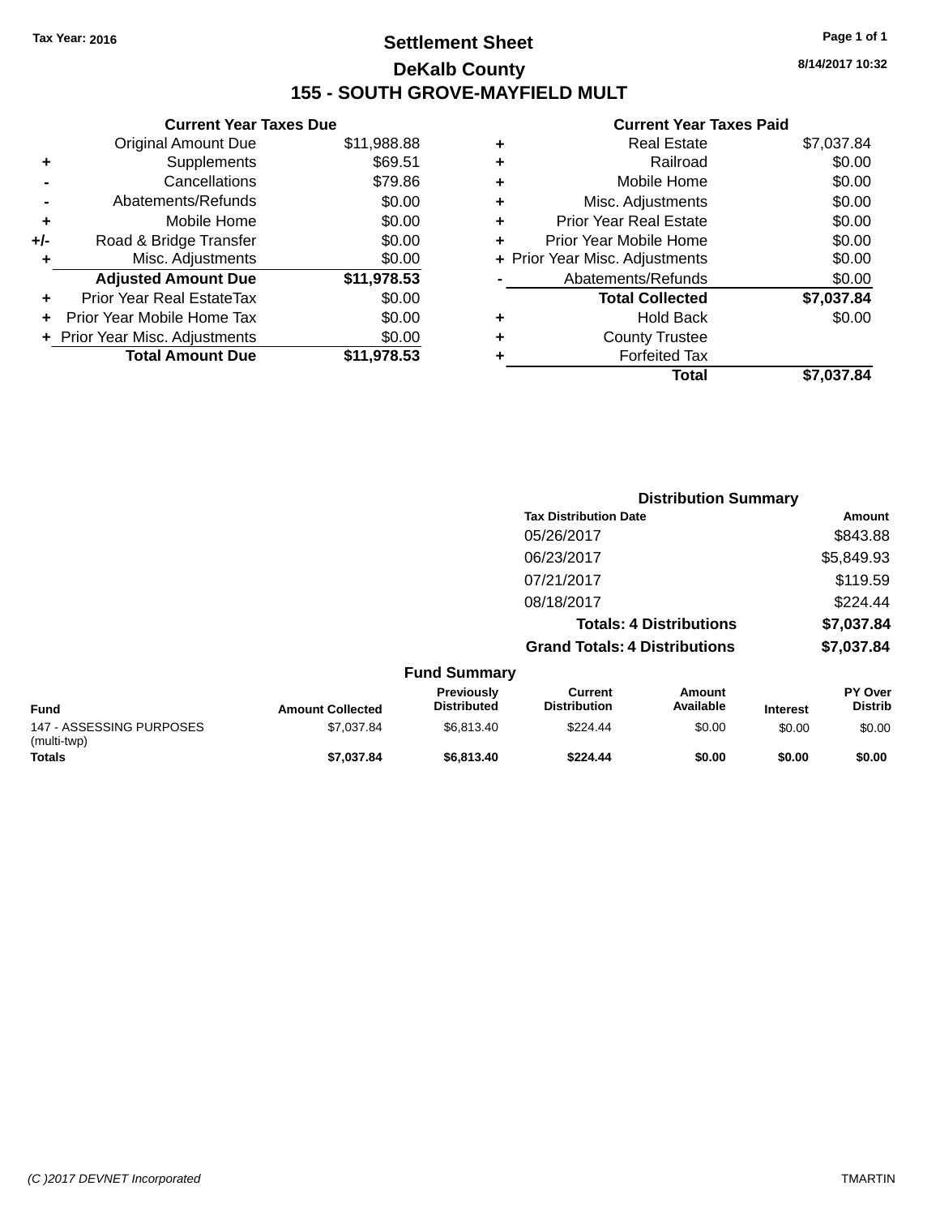Tax Year: 2016

# Settlement Sheet

## DeKalb County

## 155 - SOUTH GROVE-MAYFIELD MULT

8/14/2017 10:32

### Current Year Taxes Due

| | | |
|---|---|---|
| | Original Amount Due | $11,988.88 |
| + | Supplements | $69.51 |
| - | Cancellations | $79.86 |
| - | Abatements/Refunds | $0.00 |
| + | Mobile Home | $0.00 |
| +/- | Road & Bridge Transfer | $0.00 |
| + | Misc. Adjustments | $0.00 |
| | **Adjusted Amount Due** | **$11,978.53** |
| + | Prior Year Real EstateTax | $0.00 |
| + | Prior Year Mobile Home Tax | $0.00 |
| + | Prior Year Misc. Adjustments | $0.00 |
| | **Total Amount Due** | **$11,978.53** |

### Current Year Taxes Paid

| | | |
|---|---|---|
| + | Real Estate | $7,037.84 |
| + | Railroad | $0.00 |
| + | Mobile Home | $0.00 |
| + | Misc. Adjustments | $0.00 |
| + | Prior Year Real Estate | $0.00 |
| + | Prior Year Mobile Home | $0.00 |
| + | Prior Year Misc. Adjustments | $0.00 |
| - | Abatements/Refunds | $0.00 |
| | **Total Collected** | **$7,037.84** |
| + | Hold Back | $0.00 |
| + | County Trustee | |
| + | Forfeited Tax | |
| | **Total** | **$7,037.84** |

### Distribution Summary

| Tax Distribution Date | Amount |
|---|---|
| 05/26/2017 | $843.88 |
| 06/23/2017 | $5,849.93 |
| 07/21/2017 | $119.59 |
| 08/18/2017 | $224.44 |
| **Totals: 4 Distributions** | **$7,037.84** |
| **Grand Totals: 4 Distributions** | **$7,037.84** |

### Fund Summary

| Fund | Amount Collected | Previously Distributed | Current Distribution | Amount Available | Interest | PY Over Distrib |
|---|---|---|---|---|---|---|
| 147 - ASSESSING PURPOSES (multi-twp) | $7,037.84 | $6,813.40 | $224.44 | $0.00 | $0.00 | $0.00 |
| **Totals** | **$7,037.84** | **$6,813.40** | **$224.44** | **$0.00** | **$0.00** | **$0.00** |

(C )2017 DEVNET Incorporated — TMARTIN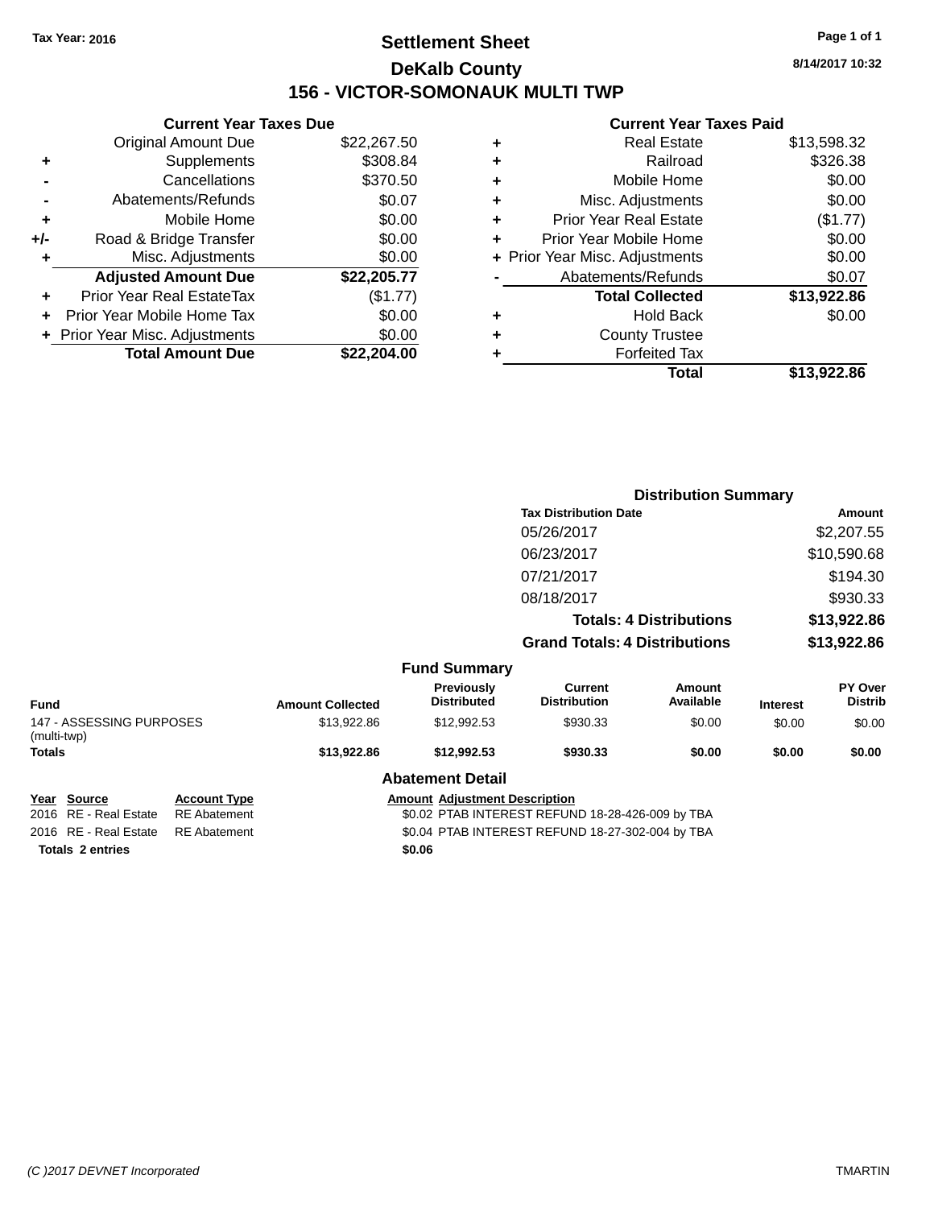Tax Year: 2016

# Settlement Sheet

## DeKalb County

## 156 - VICTOR-SOMONAUK MULTI TWP

8/14/2017 10:32

### Current Year Taxes Due

| | | |
|---|---|---|
| | Original Amount Due | $22,267.50 |
| + | Supplements | $308.84 |
| - | Cancellations | $370.50 |
| - | Abatements/Refunds | $0.07 |
| + | Mobile Home | $0.00 |
| +/- | Road & Bridge Transfer | $0.00 |
| + | Misc. Adjustments | $0.00 |
| | **Adjusted Amount Due** | **$22,205.77** |
| + | Prior Year Real EstateTax | ($1.77) |
| + | Prior Year Mobile Home Tax | $0.00 |
| + | Prior Year Misc. Adjustments | $0.00 |
| | **Total Amount Due** | **$22,204.00** |

### Current Year Taxes Paid

| | | |
|---|---|---|
| + | Real Estate | $13,598.32 |
| + | Railroad | $326.38 |
| + | Mobile Home | $0.00 |
| + | Misc. Adjustments | $0.00 |
| + | Prior Year Real Estate | ($1.77) |
| + | Prior Year Mobile Home | $0.00 |
| + | Prior Year Misc. Adjustments | $0.00 |
| - | Abatements/Refunds | $0.07 |
| | **Total Collected** | **$13,922.86** |
| + | Hold Back | $0.00 |
| + | County Trustee | |
| + | Forfeited Tax | |
| | **Total** | **$13,922.86** |

### Distribution Summary

| Tax Distribution Date | Amount |
|---|---|
| 05/26/2017 | $2,207.55 |
| 06/23/2017 | $10,590.68 |
| 07/21/2017 | $194.30 |
| 08/18/2017 | $930.33 |
| **Totals: 4 Distributions** | **$13,922.86** |
| **Grand Totals: 4 Distributions** | **$13,922.86** |

### Fund Summary

| Fund | Amount Collected | Previously Distributed | Current Distribution | Amount Available | Interest | PY Over Distrib |
|---|---|---|---|---|---|---|
| 147 - ASSESSING PURPOSES (multi-twp) | $13,922.86 | $12,992.53 | $930.33 | $0.00 | $0.00 | $0.00 |
| **Totals** | **$13,922.86** | **$12,992.53** | **$930.33** | **$0.00** | **$0.00** | **$0.00** |

### Abatement Detail

| Year | Source | Account Type | Amount | Adjustment Description |
|---|---|---|---|---|
| 2016 | RE - Real Estate | RE Abatement | $0.02 | PTAB INTEREST REFUND 18-28-426-009 by TBA |
| 2016 | RE - Real Estate | RE Abatement | $0.04 | PTAB INTEREST REFUND 18-27-302-004 by TBA |
| **Totals 2 entries** | | | **$0.06** | |

(C )2017 DEVNET Incorporated TMARTIN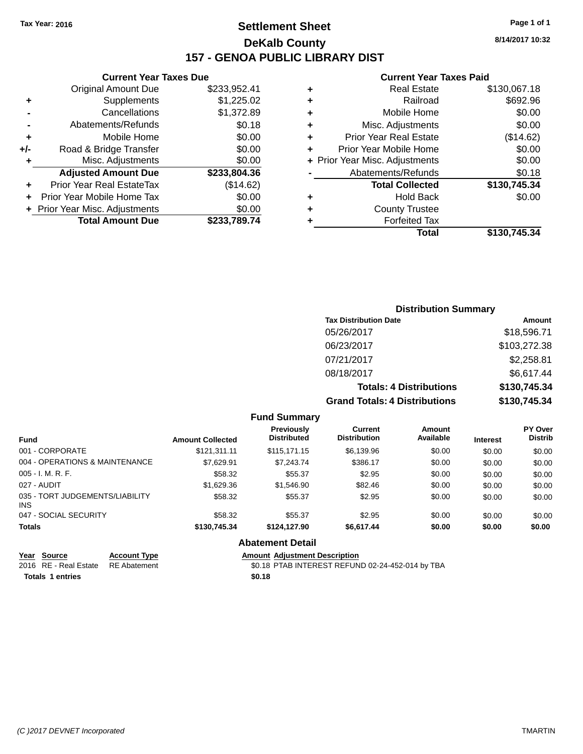Tax Year: 2016

# Settlement Sheet

## DeKalb County

## 157 - GENOA PUBLIC LIBRARY DIST

8/14/2017 10:32

### Current Year Taxes Due

| | | |
|---|---|---|
| | Original Amount Due | $233,952.41 |
| + | Supplements | $1,225.02 |
| - | Cancellations | $1,372.89 |
| - | Abatements/Refunds | $0.18 |
| + | Mobile Home | $0.00 |
| +/- | Road & Bridge Transfer | $0.00 |
| + | Misc. Adjustments | $0.00 |
| | **Adjusted Amount Due** | **$233,804.36** |
| + | Prior Year Real EstateTax | ($14.62) |
| + | Prior Year Mobile Home Tax | $0.00 |
| + | Prior Year Misc. Adjustments | $0.00 |
| | **Total Amount Due** | **$233,789.74** |

### Current Year Taxes Paid

| | | |
|---|---|---|
| + | Real Estate | $130,067.18 |
| + | Railroad | $692.96 |
| + | Mobile Home | $0.00 |
| + | Misc. Adjustments | $0.00 |
| + | Prior Year Real Estate | ($14.62) |
| + | Prior Year Mobile Home | $0.00 |
| + | Prior Year Misc. Adjustments | $0.00 |
| - | Abatements/Refunds | $0.18 |
| | **Total Collected** | **$130,745.34** |
| + | Hold Back | $0.00 |
| + | County Trustee | |
| + | Forfeited Tax | |
| | **Total** | **$130,745.34** |

### Distribution Summary

| Tax Distribution Date | Amount |
|---|---|
| 05/26/2017 | $18,596.71 |
| 06/23/2017 | $103,272.38 |
| 07/21/2017 | $2,258.81 |
| 08/18/2017 | $6,617.44 |
| **Totals: 4 Distributions** | **$130,745.34** |
| **Grand Totals: 4 Distributions** | **$130,745.34** |

### Fund Summary

| Fund | Amount Collected | Previously Distributed | Current Distribution | Amount Available | Interest | PY Over Distrib |
|---|---|---|---|---|---|---|
| 001 - CORPORATE | $121,311.11 | $115,171.15 | $6,139.96 | $0.00 | $0.00 | $0.00 |
| 004 - OPERATIONS & MAINTENANCE | $7,629.91 | $7,243.74 | $386.17 | $0.00 | $0.00 | $0.00 |
| 005 - I. M. R. F. | $58.32 | $55.37 | $2.95 | $0.00 | $0.00 | $0.00 |
| 027 - AUDIT | $1,629.36 | $1,546.90 | $82.46 | $0.00 | $0.00 | $0.00 |
| 035 - TORT JUDGEMENTS/LIABILITY INS | $58.32 | $55.37 | $2.95 | $0.00 | $0.00 | $0.00 |
| 047 - SOCIAL SECURITY | $58.32 | $55.37 | $2.95 | $0.00 | $0.00 | $0.00 |
| **Totals** | **$130,745.34** | **$124,127.90** | **$6,617.44** | **$0.00** | **$0.00** | **$0.00** |

### Abatement Detail

| Year | Source | Account Type | Amount | Adjustment Description |
|---|---|---|---|---|
| 2016 | RE - Real Estate | RE Abatement | $0.18 | PTAB INTEREST REFUND 02-24-452-014 by TBA |
| **Totals** | **1 entries** | | **$0.18** | |

(C )2017 DEVNET Incorporated TMARTIN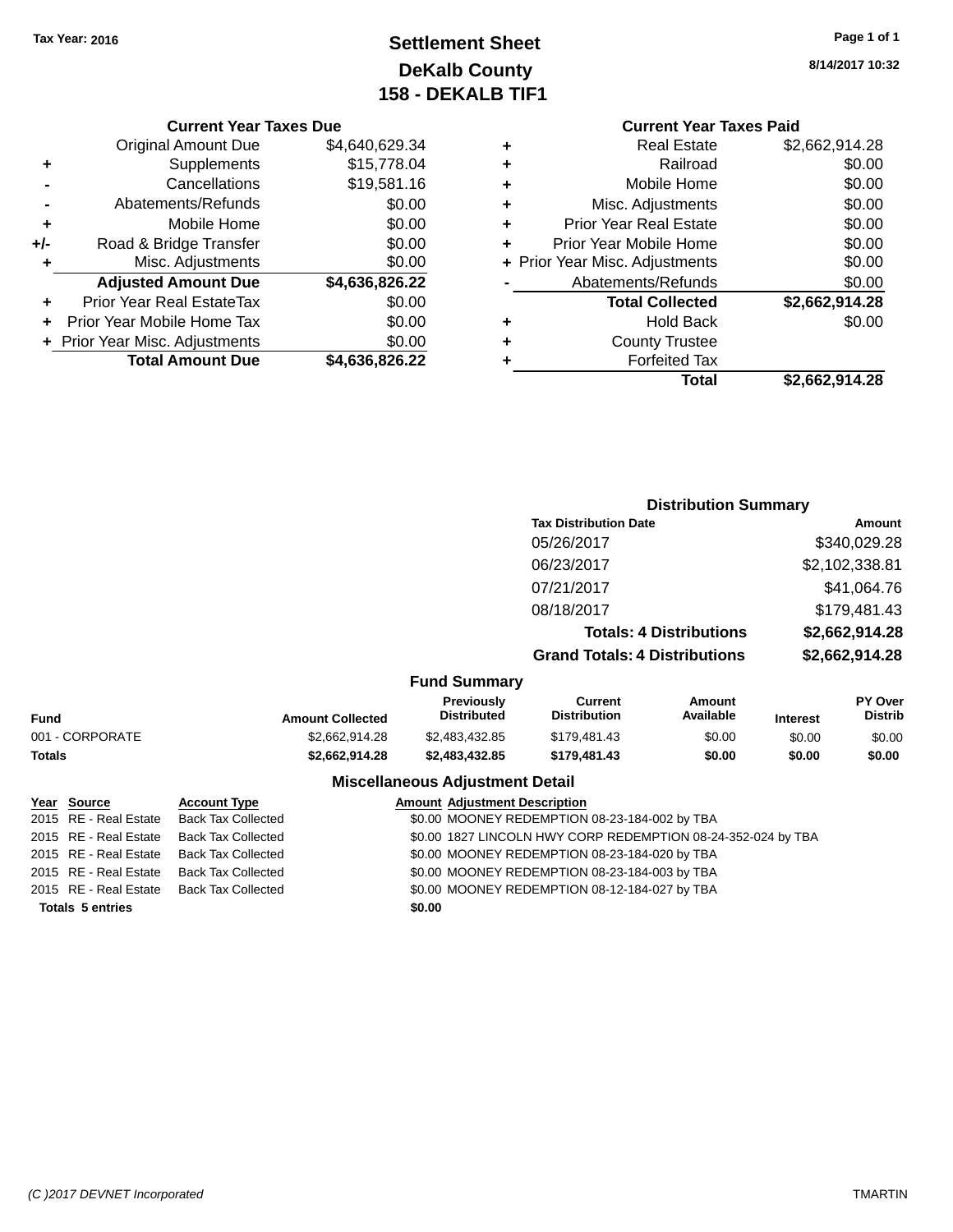Tax Year: 2016

# Settlement Sheet
## DeKalb County
## 158 - DEKALB TIF1

8/14/2017 10:32

### Current Year Taxes Due

| | | |
|---|---|---|
| | Original Amount Due | $4,640,629.34 |
| + | Supplements | $15,778.04 |
| - | Cancellations | $19,581.16 |
| - | Abatements/Refunds | $0.00 |
| + | Mobile Home | $0.00 |
| +/- | Road & Bridge Transfer | $0.00 |
| + | Misc. Adjustments | $0.00 |
| | **Adjusted Amount Due** | **$4,636,826.22** |
| + | Prior Year Real EstateTax | $0.00 |
| + | Prior Year Mobile Home Tax | $0.00 |
| + | Prior Year Misc. Adjustments | $0.00 |
| | **Total Amount Due** | **$4,636,826.22** |

### Current Year Taxes Paid

| | | |
|---|---|---|
| + | Real Estate | $2,662,914.28 |
| + | Railroad | $0.00 |
| + | Mobile Home | $0.00 |
| + | Misc. Adjustments | $0.00 |
| + | Prior Year Real Estate | $0.00 |
| + | Prior Year Mobile Home | $0.00 |
| + | Prior Year Misc. Adjustments | $0.00 |
| - | Abatements/Refunds | $0.00 |
| | **Total Collected** | **$2,662,914.28** |
| + | Hold Back | $0.00 |
| + | County Trustee | |
| + | Forfeited Tax | |
| | **Total** | **$2,662,914.28** |

### Distribution Summary

| Tax Distribution Date | Amount |
|---|---|
| 05/26/2017 | $340,029.28 |
| 06/23/2017 | $2,102,338.81 |
| 07/21/2017 | $41,064.76 |
| 08/18/2017 | $179,481.43 |
| **Totals: 4 Distributions** | **$2,662,914.28** |
| **Grand Totals: 4 Distributions** | **$2,662,914.28** |

### Fund Summary

| Fund | Amount Collected | Previously Distributed | Current Distribution | Amount Available | Interest | PY Over Distrib |
|---|---|---|---|---|---|---|
| 001 - CORPORATE | $2,662,914.28 | $2,483,432.85 | $179,481.43 | $0.00 | $0.00 | $0.00 |
| **Totals** | **$2,662,914.28** | **$2,483,432.85** | **$179,481.43** | **$0.00** | **$0.00** | **$0.00** |

### Miscellaneous Adjustment Detail

| Year | Source | Account Type | Amount | Adjustment Description |
|---|---|---|---|---|
| 2015 | RE - Real Estate | Back Tax Collected | $0.00 | MOONEY REDEMPTION 08-23-184-002 by TBA |
| 2015 | RE - Real Estate | Back Tax Collected | $0.00 | 1827 LINCOLN HWY CORP REDEMPTION 08-24-352-024 by TBA |
| 2015 | RE - Real Estate | Back Tax Collected | $0.00 | MOONEY REDEMPTION 08-23-184-020 by TBA |
| 2015 | RE - Real Estate | Back Tax Collected | $0.00 | MOONEY REDEMPTION 08-23-184-003 by TBA |
| 2015 | RE - Real Estate | Back Tax Collected | $0.00 | MOONEY REDEMPTION 08-12-184-027 by TBA |
| **Totals 5 entries** | | | **$0.00** | |

(C )2017 DEVNET Incorporated TMARTIN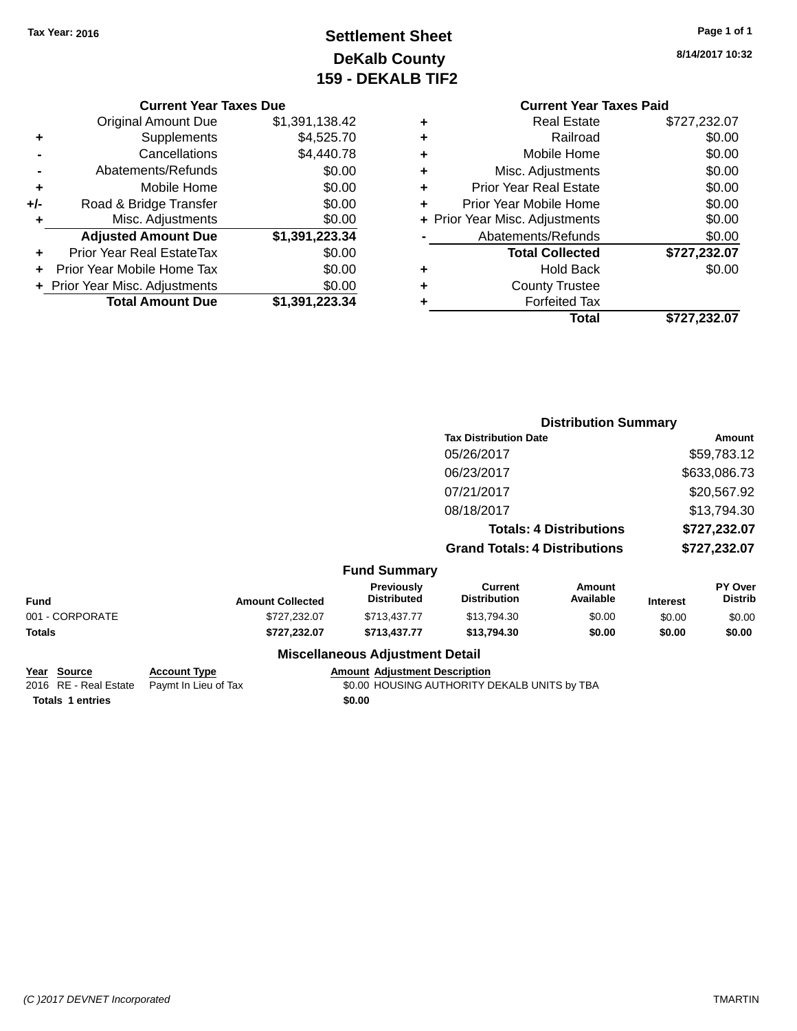Tax Year: 2016

# Settlement Sheet
## DeKalb County
## 159 - DEKALB TIF2

8/14/2017 10:32

**Current Year Taxes Due**

| | | |
|---|---|---|
| | Original Amount Due | $1,391,138.42 |
| + | Supplements | $4,525.70 |
| - | Cancellations | $4,440.78 |
| - | Abatements/Refunds | $0.00 |
| + | Mobile Home | $0.00 |
| +/- | Road & Bridge Transfer | $0.00 |
| + | Misc. Adjustments | $0.00 |
| | **Adjusted Amount Due** | **$1,391,223.34** |
| + | Prior Year Real EstateTax | $0.00 |
| + | Prior Year Mobile Home Tax | $0.00 |
| + | Prior Year Misc. Adjustments | $0.00 |
| | **Total Amount Due** | **$1,391,223.34** |

**Current Year Taxes Paid**

| | | |
|---|---|---|
| + | Real Estate | $727,232.07 |
| + | Railroad | $0.00 |
| + | Mobile Home | $0.00 |
| + | Misc. Adjustments | $0.00 |
| + | Prior Year Real Estate | $0.00 |
| + | Prior Year Mobile Home | $0.00 |
| + | Prior Year Misc. Adjustments | $0.00 |
| - | Abatements/Refunds | $0.00 |
| | **Total Collected** | **$727,232.07** |
| + | Hold Back | $0.00 |
| + | County Trustee | |
| + | Forfeited Tax | |
| | **Total** | **$727,232.07** |

**Distribution Summary**

| Tax Distribution Date | Amount |
|---|---|
| 05/26/2017 | $59,783.12 |
| 06/23/2017 | $633,086.73 |
| 07/21/2017 | $20,567.92 |
| 08/18/2017 | $13,794.30 |
| **Totals: 4 Distributions** | **$727,232.07** |
| **Grand Totals: 4 Distributions** | **$727,232.07** |

**Fund Summary**

| Fund | Amount Collected | Previously Distributed | Current Distribution | Amount Available | Interest | PY Over Distrib |
|---|---|---|---|---|---|---|
| 001 - CORPORATE | $727,232.07 | $713,437.77 | $13,794.30 | $0.00 | $0.00 | $0.00 |
| **Totals** | **$727,232.07** | **$713,437.77** | **$13,794.30** | **$0.00** | **$0.00** | **$0.00** |

**Miscellaneous Adjustment Detail**

| Year | Source | Account Type | Amount | Adjustment Description |
|---|---|---|---|---|
| 2016 | RE - Real Estate | Paymt In Lieu of Tax | $0.00 | HOUSING AUTHORITY DEKALB UNITS by TBA |
| **Totals** | **1 entries** | | **$0.00** | |

(C )2017 DEVNET Incorporated TMARTIN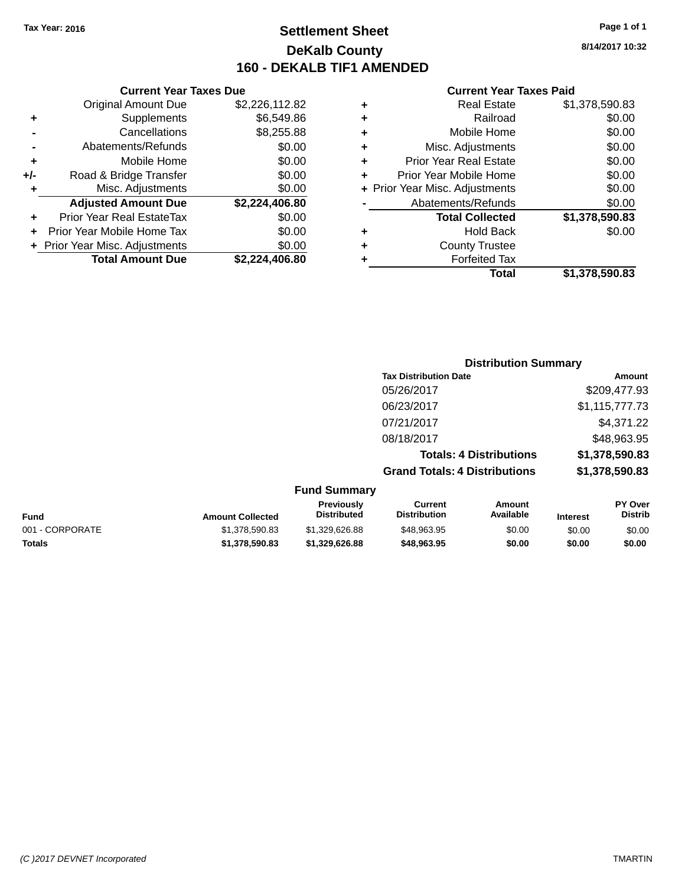Tax Year: 2016

# Settlement Sheet

## DeKalb County

## 160 - DEKALB TIF1 AMENDED

8/14/2017 10:32

### Current Year Taxes Due

| | | |
|---|---|---|
| | Original Amount Due | $2,226,112.82 |
| + | Supplements | $6,549.86 |
| - | Cancellations | $8,255.88 |
| - | Abatements/Refunds | $0.00 |
| + | Mobile Home | $0.00 |
| +/- | Road & Bridge Transfer | $0.00 |
| + | Misc. Adjustments | $0.00 |
| | **Adjusted Amount Due** | **$2,224,406.80** |
| + | Prior Year Real EstateTax | $0.00 |
| + | Prior Year Mobile Home Tax | $0.00 |
| + | Prior Year Misc. Adjustments | $0.00 |
| | **Total Amount Due** | **$2,224,406.80** |

### Current Year Taxes Paid

| | | |
|---|---|---|
| + | Real Estate | $1,378,590.83 |
| + | Railroad | $0.00 |
| + | Mobile Home | $0.00 |
| + | Misc. Adjustments | $0.00 |
| + | Prior Year Real Estate | $0.00 |
| + | Prior Year Mobile Home | $0.00 |
| + | Prior Year Misc. Adjustments | $0.00 |
| - | Abatements/Refunds | $0.00 |
| | **Total Collected** | **$1,378,590.83** |
| + | Hold Back | $0.00 |
| + | County Trustee | |
| + | Forfeited Tax | |
| | **Total** | **$1,378,590.83** |

### Distribution Summary

| Tax Distribution Date | Amount |
|---|---|
| 05/26/2017 | $209,477.93 |
| 06/23/2017 | $1,115,777.73 |
| 07/21/2017 | $4,371.22 |
| 08/18/2017 | $48,963.95 |
| **Totals: 4 Distributions** | **$1,378,590.83** |
| **Grand Totals: 4 Distributions** | **$1,378,590.83** |

### Fund Summary

| Fund | Amount Collected | Previously Distributed | Current Distribution | Amount Available | Interest | PY Over Distrib |
|---|---|---|---|---|---|---|
| 001 - CORPORATE | $1,378,590.83 | $1,329,626.88 | $48,963.95 | $0.00 | $0.00 | $0.00 |
| **Totals** | **$1,378,590.83** | **$1,329,626.88** | **$48,963.95** | **$0.00** | **$0.00** | **$0.00** |

(C )2017 DEVNET Incorporated TMARTIN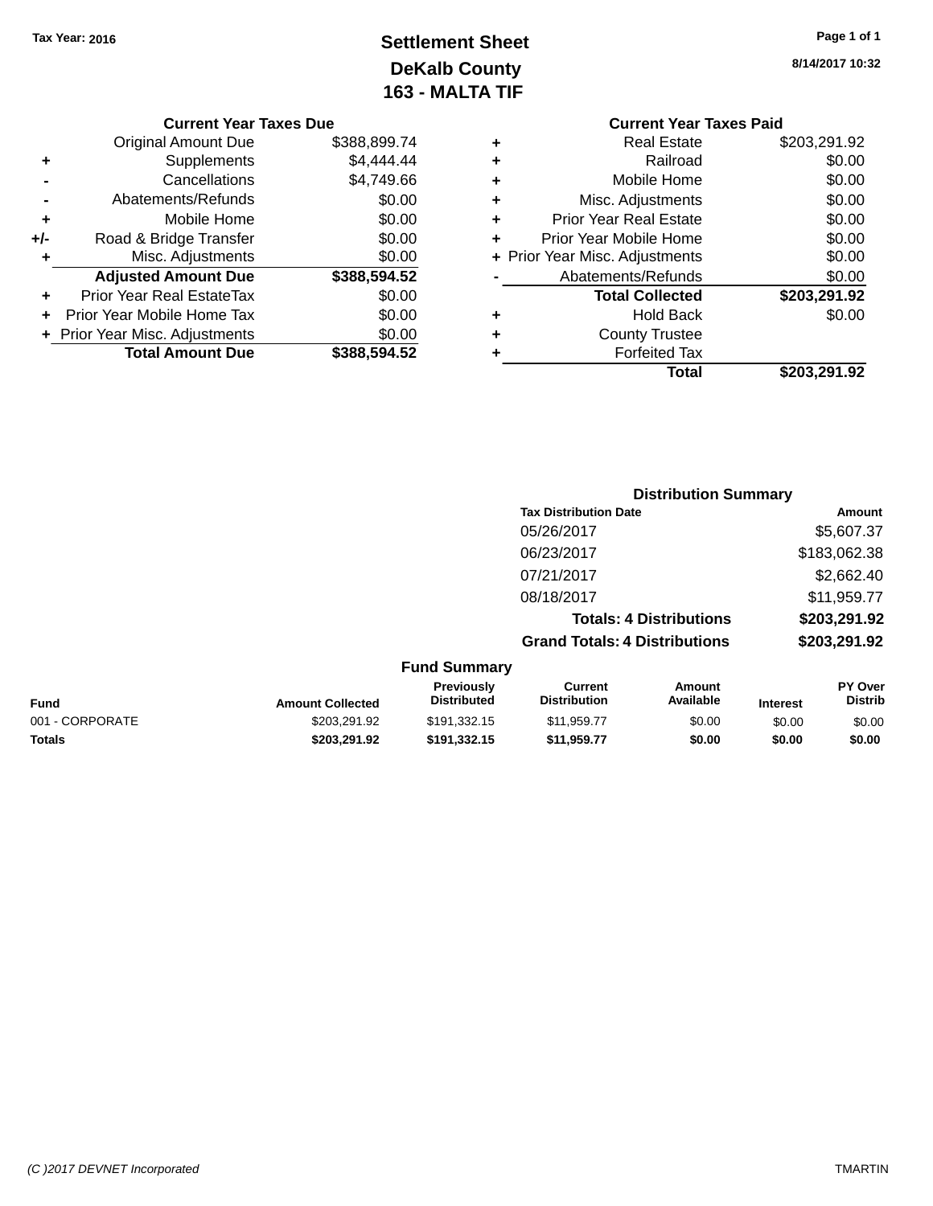Tax Year: 2016

# Settlement Sheet

## DeKalb County

## 163 - MALTA TIF

8/14/2017 10:32

### Current Year Taxes Due

| | | |
|---|---|---|
| | Original Amount Due | $388,899.74 |
| + | Supplements | $4,444.44 |
| - | Cancellations | $4,749.66 |
| - | Abatements/Refunds | $0.00 |
| + | Mobile Home | $0.00 |
| +/- | Road & Bridge Transfer | $0.00 |
| + | Misc. Adjustments | $0.00 |
| | **Adjusted Amount Due** | **$388,594.52** |
| + | Prior Year Real EstateTax | $0.00 |
| + | Prior Year Mobile Home Tax | $0.00 |
| + | Prior Year Misc. Adjustments | $0.00 |
| | **Total Amount Due** | **$388,594.52** |

### Current Year Taxes Paid

| | | |
|---|---|---|
| + | Real Estate | $203,291.92 |
| + | Railroad | $0.00 |
| + | Mobile Home | $0.00 |
| + | Misc. Adjustments | $0.00 |
| + | Prior Year Real Estate | $0.00 |
| + | Prior Year Mobile Home | $0.00 |
| + | Prior Year Misc. Adjustments | $0.00 |
| - | Abatements/Refunds | $0.00 |
| | **Total Collected** | **$203,291.92** |
| + | Hold Back | $0.00 |
| + | County Trustee | |
| + | Forfeited Tax | |
| | **Total** | **$203,291.92** |

### Distribution Summary

| Tax Distribution Date | Amount |
|---|---|
| 05/26/2017 | $5,607.37 |
| 06/23/2017 | $183,062.38 |
| 07/21/2017 | $2,662.40 |
| 08/18/2017 | $11,959.77 |
| **Totals: 4 Distributions** | **$203,291.92** |
| **Grand Totals: 4 Distributions** | **$203,291.92** |

### Fund Summary

| Fund | Amount Collected | Previously Distributed | Current Distribution | Amount Available | Interest | PY Over Distrib |
|---|---|---|---|---|---|---|
| 001 - CORPORATE | $203,291.92 | $191,332.15 | $11,959.77 | $0.00 | $0.00 | $0.00 |
| **Totals** | **$203,291.92** | **$191,332.15** | **$11,959.77** | **$0.00** | **$0.00** | **$0.00** |

(C )2017 DEVNET Incorporated TMARTIN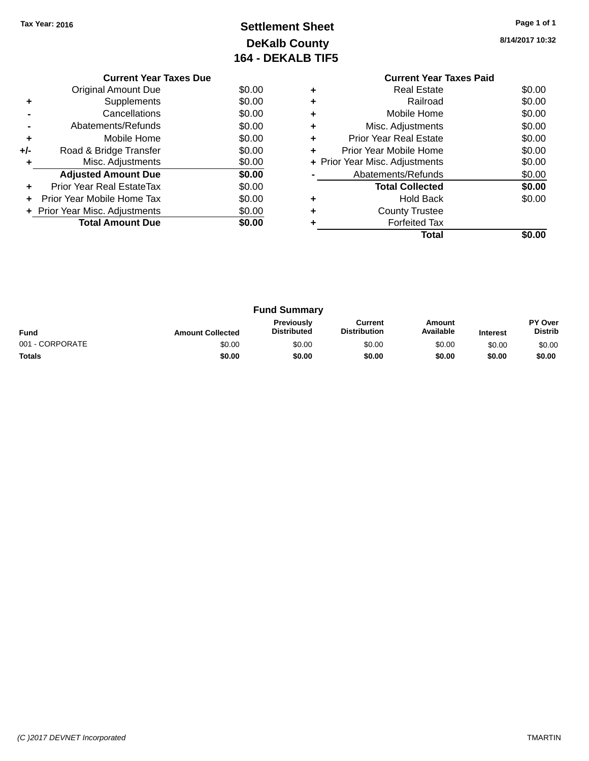Tax Year: 2016

# Settlement Sheet

## DeKalb County

## 164 - DEKALB TIF5

8/14/2017 10:32

**Current Year Taxes Due**

| | | |
|---|---|---|
| | Original Amount Due | $0.00 |
| + | Supplements | $0.00 |
| - | Cancellations | $0.00 |
| - | Abatements/Refunds | $0.00 |
| + | Mobile Home | $0.00 |
| +/- | Road & Bridge Transfer | $0.00 |
| + | Misc. Adjustments | $0.00 |
| | **Adjusted Amount Due** | **$0.00** |
| + | Prior Year Real EstateTax | $0.00 |
| + | Prior Year Mobile Home Tax | $0.00 |
| + | Prior Year Misc. Adjustments | $0.00 |
| | **Total Amount Due** | **$0.00** |

**Current Year Taxes Paid**

| | | |
|---|---|---|
| + | Real Estate | $0.00 |
| + | Railroad | $0.00 |
| + | Mobile Home | $0.00 |
| + | Misc. Adjustments | $0.00 |
| + | Prior Year Real Estate | $0.00 |
| + | Prior Year Mobile Home | $0.00 |
| + | Prior Year Misc. Adjustments | $0.00 |
| - | Abatements/Refunds | $0.00 |
| | **Total Collected** | **$0.00** |
| + | Hold Back | $0.00 |
| + | County Trustee | |
| + | Forfeited Tax | |
| | **Total** | **$0.00** |

**Fund Summary**

| Fund | Amount Collected | Previously Distributed | Current Distribution | Amount Available | Interest | PY Over Distrib |
|---|---|---|---|---|---|---|
| 001 - CORPORATE | $0.00 | $0.00 | $0.00 | $0.00 | $0.00 | $0.00 |
| **Totals** | **$0.00** | **$0.00** | **$0.00** | **$0.00** | **$0.00** | **$0.00** |

(C )2017 DEVNET Incorporated TMARTIN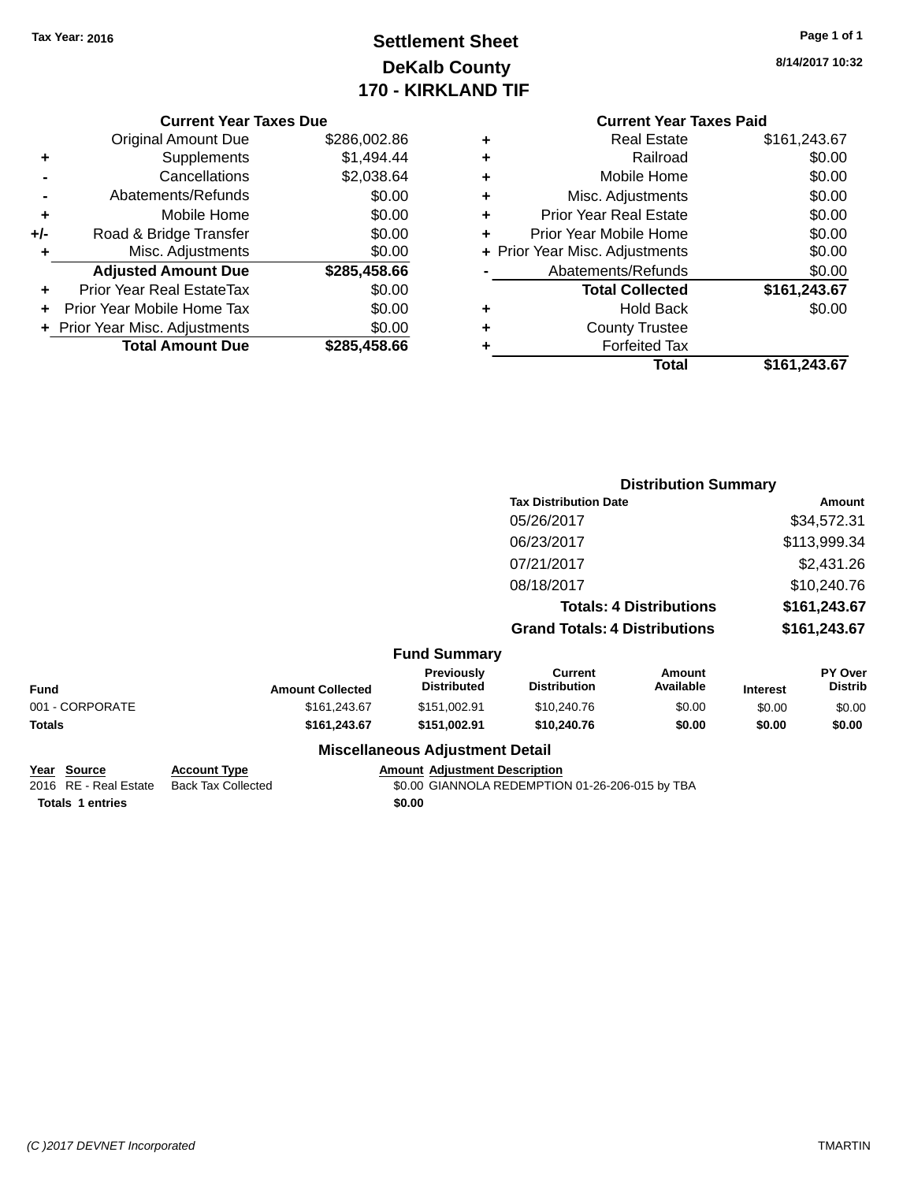Tax Year: 2016

# Settlement Sheet
## DeKalb County
## 170 - KIRKLAND TIF

8/14/2017 10:32

### Current Year Taxes Due

| | | |
|---|---|---|
| | Original Amount Due | $286,002.86 |
| + | Supplements | $1,494.44 |
| - | Cancellations | $2,038.64 |
| - | Abatements/Refunds | $0.00 |
| + | Mobile Home | $0.00 |
| +/- | Road & Bridge Transfer | $0.00 |
| + | Misc. Adjustments | $0.00 |
| | **Adjusted Amount Due** | **$285,458.66** |
| + | Prior Year Real EstateTax | $0.00 |
| + | Prior Year Mobile Home Tax | $0.00 |
| + | Prior Year Misc. Adjustments | $0.00 |
| | **Total Amount Due** | **$285,458.66** |

### Current Year Taxes Paid

| | | |
|---|---|---|
| + | Real Estate | $161,243.67 |
| + | Railroad | $0.00 |
| + | Mobile Home | $0.00 |
| + | Misc. Adjustments | $0.00 |
| + | Prior Year Real Estate | $0.00 |
| + | Prior Year Mobile Home | $0.00 |
| + | Prior Year Misc. Adjustments | $0.00 |
| - | Abatements/Refunds | $0.00 |
| | **Total Collected** | **$161,243.67** |
| + | Hold Back | $0.00 |
| + | County Trustee | |
| + | Forfeited Tax | |
| | **Total** | **$161,243.67** |

### Distribution Summary

| Tax Distribution Date | Amount |
|---|---|
| 05/26/2017 | $34,572.31 |
| 06/23/2017 | $113,999.34 |
| 07/21/2017 | $2,431.26 |
| 08/18/2017 | $10,240.76 |
| **Totals: 4 Distributions** | **$161,243.67** |
| **Grand Totals: 4 Distributions** | **$161,243.67** |

### Fund Summary

| Fund | Amount Collected | Previously Distributed | Current Distribution | Amount Available | Interest | PY Over Distrib |
|---|---|---|---|---|---|---|
| 001 - CORPORATE | $161,243.67 | $151,002.91 | $10,240.76 | $0.00 | $0.00 | $0.00 |
| **Totals** | **$161,243.67** | **$151,002.91** | **$10,240.76** | **$0.00** | **$0.00** | **$0.00** |

### Miscellaneous Adjustment Detail

| Year | Source | Account Type | Amount | Adjustment Description |
|---|---|---|---|---|
| 2016 | RE - Real Estate | Back Tax Collected | $0.00 | GIANNOLA REDEMPTION 01-26-206-015 by TBA |
| **Totals** | **1 entries** | | **$0.00** | |

(C )2017 DEVNET Incorporated — TMARTIN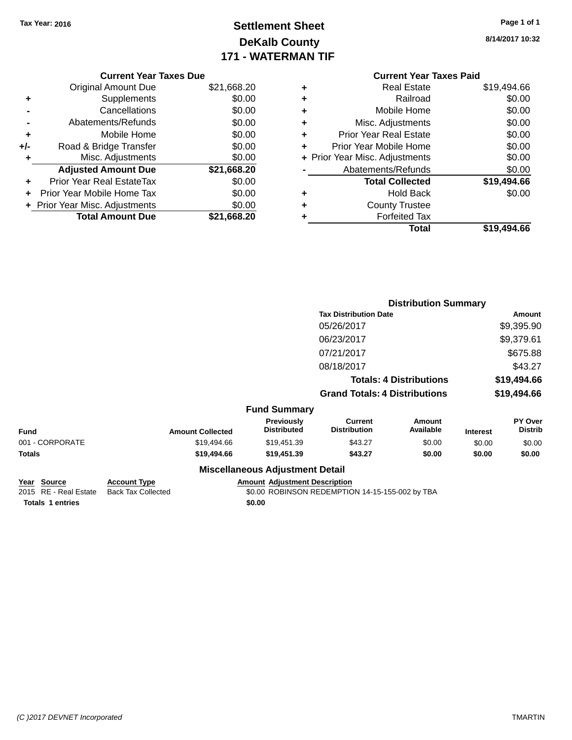Tax Year: 2016

# Settlement Sheet
## DeKalb County
## 171 - WATERMAN TIF

8/14/2017 10:32

| | Current Year Taxes Due | |
|---|---|---|
| | Original Amount Due | $21,668.20 |
| + | Supplements | $0.00 |
| - | Cancellations | $0.00 |
| - | Abatements/Refunds | $0.00 |
| + | Mobile Home | $0.00 |
| +/- | Road & Bridge Transfer | $0.00 |
| + | Misc. Adjustments | $0.00 |
| | **Adjusted Amount Due** | **$21,668.20** |
| + | Prior Year Real EstateTax | $0.00 |
| + | Prior Year Mobile Home Tax | $0.00 |
| + | Prior Year Misc. Adjustments | $0.00 |
| | **Total Amount Due** | **$21,668.20** |

| | Current Year Taxes Paid | |
|---|---|---|
| + | Real Estate | $19,494.66 |
| + | Railroad | $0.00 |
| + | Mobile Home | $0.00 |
| + | Misc. Adjustments | $0.00 |
| + | Prior Year Real Estate | $0.00 |
| + | Prior Year Mobile Home | $0.00 |
| + | Prior Year Misc. Adjustments | $0.00 |
| - | Abatements/Refunds | $0.00 |
| | **Total Collected** | **$19,494.66** |
| + | Hold Back | $0.00 |
| + | County Trustee | |
| + | Forfeited Tax | |
| | **Total** | **$19,494.66** |

### Distribution Summary

| Tax Distribution Date | Amount |
|---|---|
| 05/26/2017 | $9,395.90 |
| 06/23/2017 | $9,379.61 |
| 07/21/2017 | $675.88 |
| 08/18/2017 | $43.27 |
| **Totals: 4 Distributions** | **$19,494.66** |
| **Grand Totals: 4 Distributions** | **$19,494.66** |

### Fund Summary

| Fund | Amount Collected | Previously Distributed | Current Distribution | Amount Available | Interest | PY Over Distrib |
|---|---|---|---|---|---|---|
| 001 - CORPORATE | $19,494.66 | $19,451.39 | $43.27 | $0.00 | $0.00 | $0.00 |
| **Totals** | **$19,494.66** | **$19,451.39** | **$43.27** | **$0.00** | **$0.00** | **$0.00** |

### Miscellaneous Adjustment Detail

| Year | Source | Account Type | Amount | Adjustment Description |
|---|---|---|---|---|
| 2015 | RE - Real Estate | Back Tax Collected | $0.00 | ROBINSON REDEMPTION 14-15-155-002 by TBA |
| **Totals** | **1 entries** | | **$0.00** | |

(C )2017 DEVNET Incorporated TMARTIN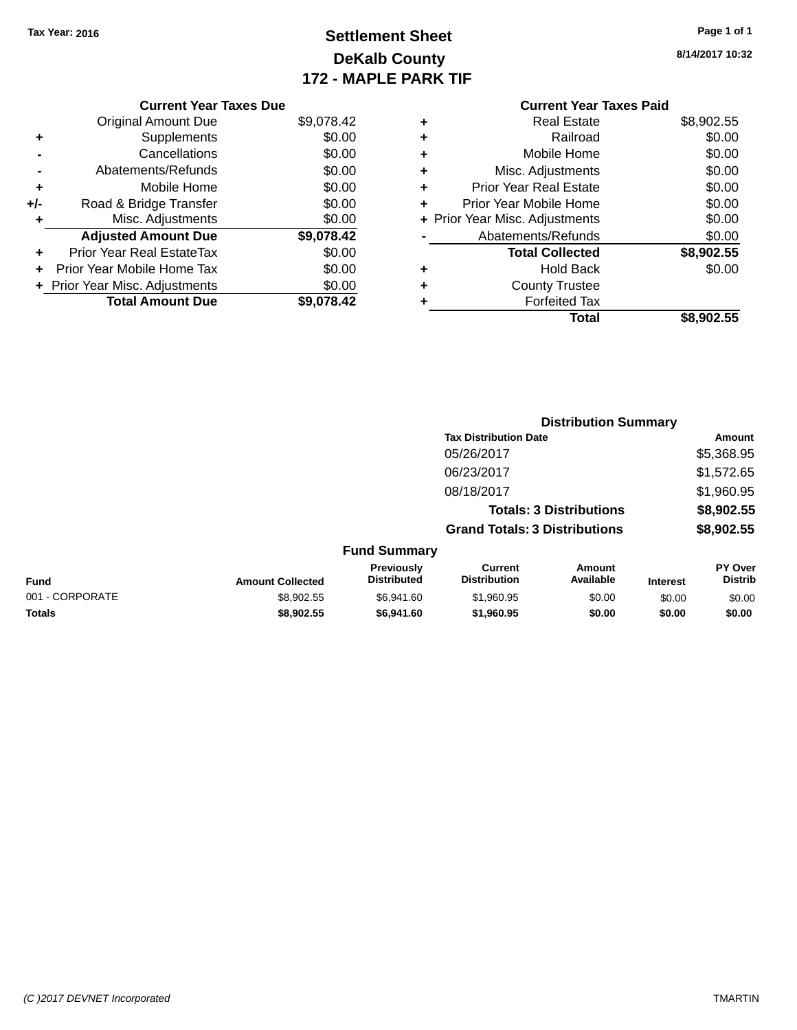Tax Year: 2016

# Settlement Sheet
## DeKalb County
## 172 - MAPLE PARK TIF

8/14/2017 10:32

| | Current Year Taxes Due | |
|---|---|---|
| | Original Amount Due | $9,078.42 |
| + | Supplements | $0.00 |
| - | Cancellations | $0.00 |
| - | Abatements/Refunds | $0.00 |
| + | Mobile Home | $0.00 |
| +/- | Road & Bridge Transfer | $0.00 |
| + | Misc. Adjustments | $0.00 |
| | **Adjusted Amount Due** | **$9,078.42** |
| + | Prior Year Real EstateTax | $0.00 |
| + | Prior Year Mobile Home Tax | $0.00 |
| + | Prior Year Misc. Adjustments | $0.00 |
| | **Total Amount Due** | **$9,078.42** |

| | Current Year Taxes Paid | |
|---|---|---|
| + | Real Estate | $8,902.55 |
| + | Railroad | $0.00 |
| + | Mobile Home | $0.00 |
| + | Misc. Adjustments | $0.00 |
| + | Prior Year Real Estate | $0.00 |
| + | Prior Year Mobile Home | $0.00 |
| + | Prior Year Misc. Adjustments | $0.00 |
| - | Abatements/Refunds | $0.00 |
| | **Total Collected** | **$8,902.55** |
| + | Hold Back | $0.00 |
| + | County Trustee | |
| + | Forfeited Tax | |
| | **Total** | **$8,902.55** |

### Distribution Summary

| Tax Distribution Date | Amount |
|---|---|
| 05/26/2017 | $5,368.95 |
| 06/23/2017 | $1,572.65 |
| 08/18/2017 | $1,960.95 |
| **Totals: 3 Distributions** | **$8,902.55** |
| **Grand Totals: 3 Distributions** | **$8,902.55** |

### Fund Summary

| Fund | Amount Collected | Previously Distributed | Current Distribution | Amount Available | Interest | PY Over Distrib |
|---|---|---|---|---|---|---|
| 001 - CORPORATE | $8,902.55 | $6,941.60 | $1,960.95 | $0.00 | $0.00 | $0.00 |
| **Totals** | **$8,902.55** | **$6,941.60** | **$1,960.95** | **$0.00** | **$0.00** | **$0.00** |

(C )2017 DEVNET Incorporated — TMARTIN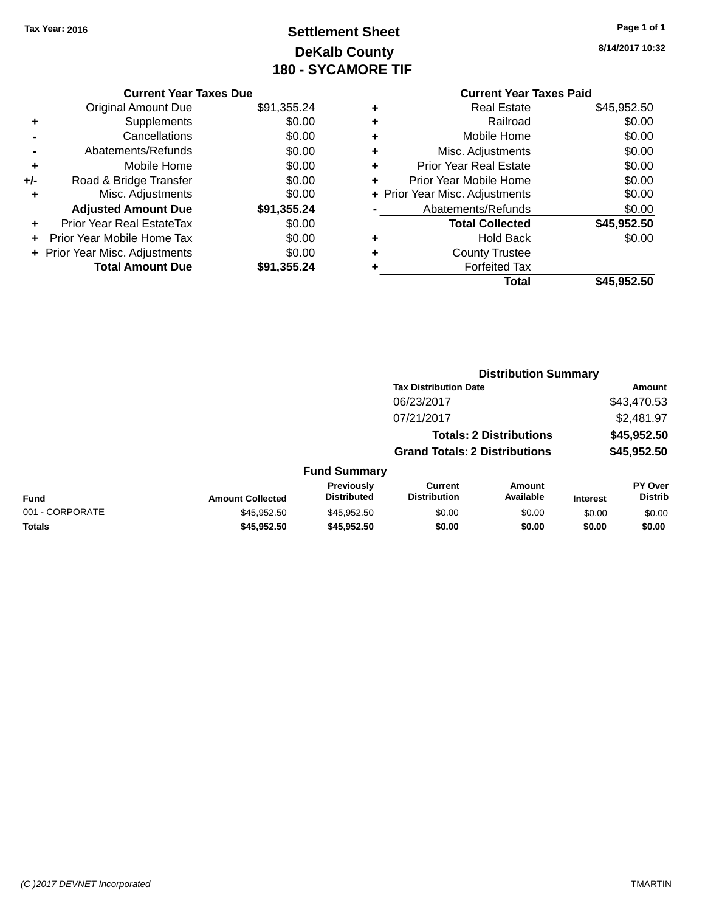Tax Year: 2016

# Settlement Sheet
## DeKalb County
## 180 - SYCAMORE TIF

8/14/2017 10:32

### Current Year Taxes Due

| | | |
|---|---|---|
| | Original Amount Due | $91,355.24 |
| + | Supplements | $0.00 |
| - | Cancellations | $0.00 |
| - | Abatements/Refunds | $0.00 |
| + | Mobile Home | $0.00 |
| +/- | Road & Bridge Transfer | $0.00 |
| + | Misc. Adjustments | $0.00 |
| | **Adjusted Amount Due** | **$91,355.24** |
| + | Prior Year Real EstateTax | $0.00 |
| + | Prior Year Mobile Home Tax | $0.00 |
| + | Prior Year Misc. Adjustments | $0.00 |
| | **Total Amount Due** | **$91,355.24** |

### Current Year Taxes Paid

| | | |
|---|---|---|
| + | Real Estate | $45,952.50 |
| + | Railroad | $0.00 |
| + | Mobile Home | $0.00 |
| + | Misc. Adjustments | $0.00 |
| + | Prior Year Real Estate | $0.00 |
| + | Prior Year Mobile Home | $0.00 |
| + | Prior Year Misc. Adjustments | $0.00 |
| - | Abatements/Refunds | $0.00 |
| | **Total Collected** | **$45,952.50** |
| + | Hold Back | $0.00 |
| + | County Trustee | |
| + | Forfeited Tax | |
| | **Total** | **$45,952.50** |

### Distribution Summary

| Tax Distribution Date | Amount |
|---|---|
| 06/23/2017 | $43,470.53 |
| 07/21/2017 | $2,481.97 |
| **Totals: 2 Distributions** | **$45,952.50** |
| **Grand Totals: 2 Distributions** | **$45,952.50** |

### Fund Summary

| Fund | Amount Collected | Previously Distributed | Current Distribution | Amount Available | Interest | PY Over Distrib |
|---|---|---|---|---|---|---|
| 001 - CORPORATE | $45,952.50 | $45,952.50 | $0.00 | $0.00 | $0.00 | $0.00 |
| **Totals** | **$45,952.50** | **$45,952.50** | **$0.00** | **$0.00** | **$0.00** | **$0.00** |

(C )2017 DEVNET Incorporated

TMARTIN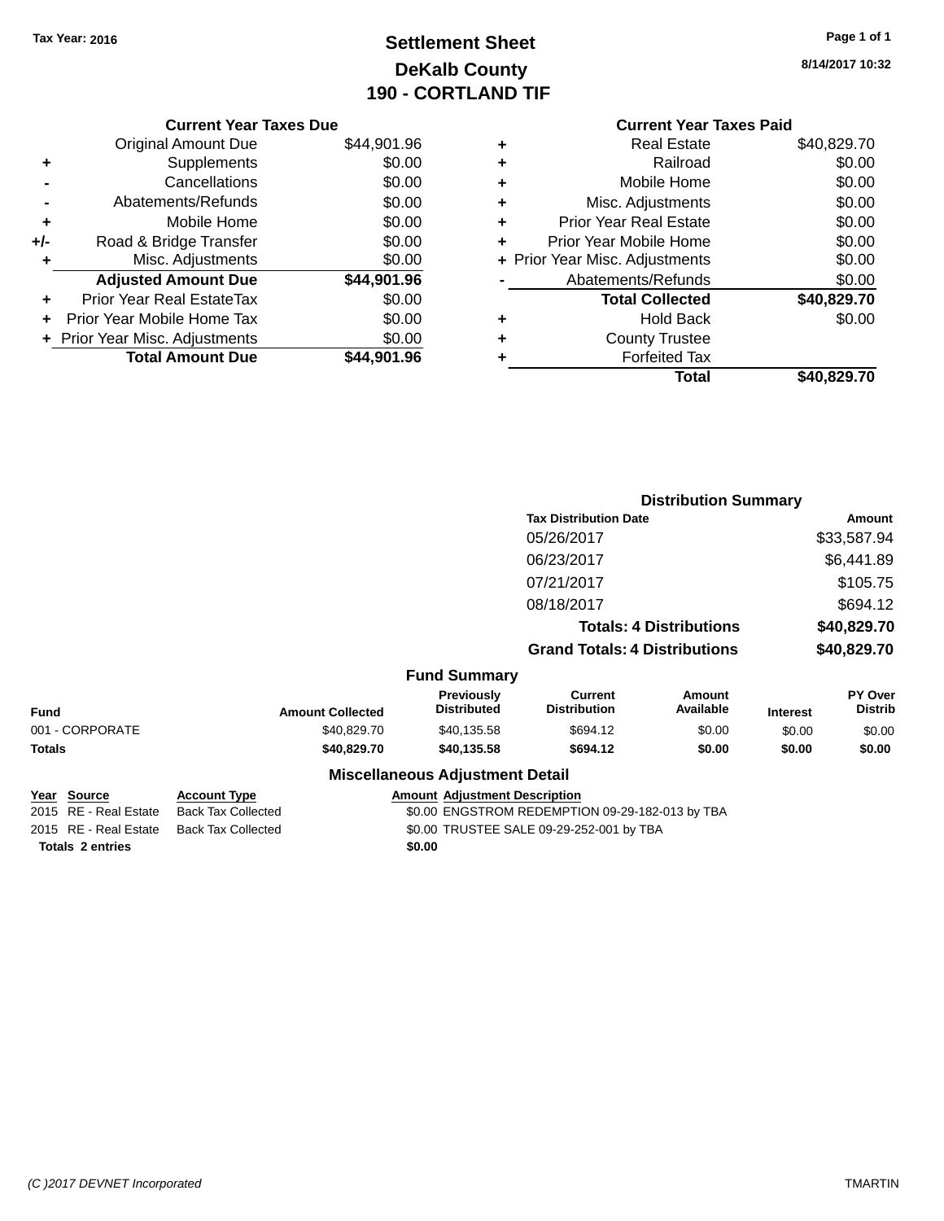Tax Year: 2016

# Settlement Sheet
## DeKalb County
## 190 - CORTLAND TIF

8/14/2017 10:32

### Current Year Taxes Due

| | | |
|---|---|---|
| | Original Amount Due | $44,901.96 |
| + | Supplements | $0.00 |
| - | Cancellations | $0.00 |
| - | Abatements/Refunds | $0.00 |
| + | Mobile Home | $0.00 |
| +/- | Road & Bridge Transfer | $0.00 |
| + | Misc. Adjustments | $0.00 |
| | **Adjusted Amount Due** | **$44,901.96** |
| + | Prior Year Real EstateTax | $0.00 |
| + | Prior Year Mobile Home Tax | $0.00 |
| + | Prior Year Misc. Adjustments | $0.00 |
| | **Total Amount Due** | **$44,901.96** |

### Current Year Taxes Paid

| | | |
|---|---|---|
| + | Real Estate | $40,829.70 |
| + | Railroad | $0.00 |
| + | Mobile Home | $0.00 |
| + | Misc. Adjustments | $0.00 |
| + | Prior Year Real Estate | $0.00 |
| + | Prior Year Mobile Home | $0.00 |
| + | Prior Year Misc. Adjustments | $0.00 |
| - | Abatements/Refunds | $0.00 |
| | **Total Collected** | **$40,829.70** |
| + | Hold Back | $0.00 |
| + | County Trustee | |
| + | Forfeited Tax | |
| | **Total** | **$40,829.70** |

### Distribution Summary

| Tax Distribution Date | Amount |
|---|---|
| 05/26/2017 | $33,587.94 |
| 06/23/2017 | $6,441.89 |
| 07/21/2017 | $105.75 |
| 08/18/2017 | $694.12 |
| **Totals: 4 Distributions** | **$40,829.70** |
| **Grand Totals: 4 Distributions** | **$40,829.70** |

### Fund Summary

| Fund | Amount Collected | Previously Distributed | Current Distribution | Amount Available | Interest | PY Over Distrib |
|---|---|---|---|---|---|---|
| 001 - CORPORATE | $40,829.70 | $40,135.58 | $694.12 | $0.00 | $0.00 | $0.00 |
| **Totals** | **$40,829.70** | **$40,135.58** | **$694.12** | **$0.00** | **$0.00** | **$0.00** |

### Miscellaneous Adjustment Detail

| Year | Source | Account Type | Amount | Adjustment Description |
|---|---|---|---|---|
| 2015 | RE - Real Estate | Back Tax Collected | $0.00 | ENGSTROM REDEMPTION 09-29-182-013 by TBA |
| 2015 | RE - Real Estate | Back Tax Collected | $0.00 | TRUSTEE SALE 09-29-252-001 by TBA |
| **Totals** | **2 entries** | | **$0.00** | |

(C )2017 DEVNET Incorporated

TMARTIN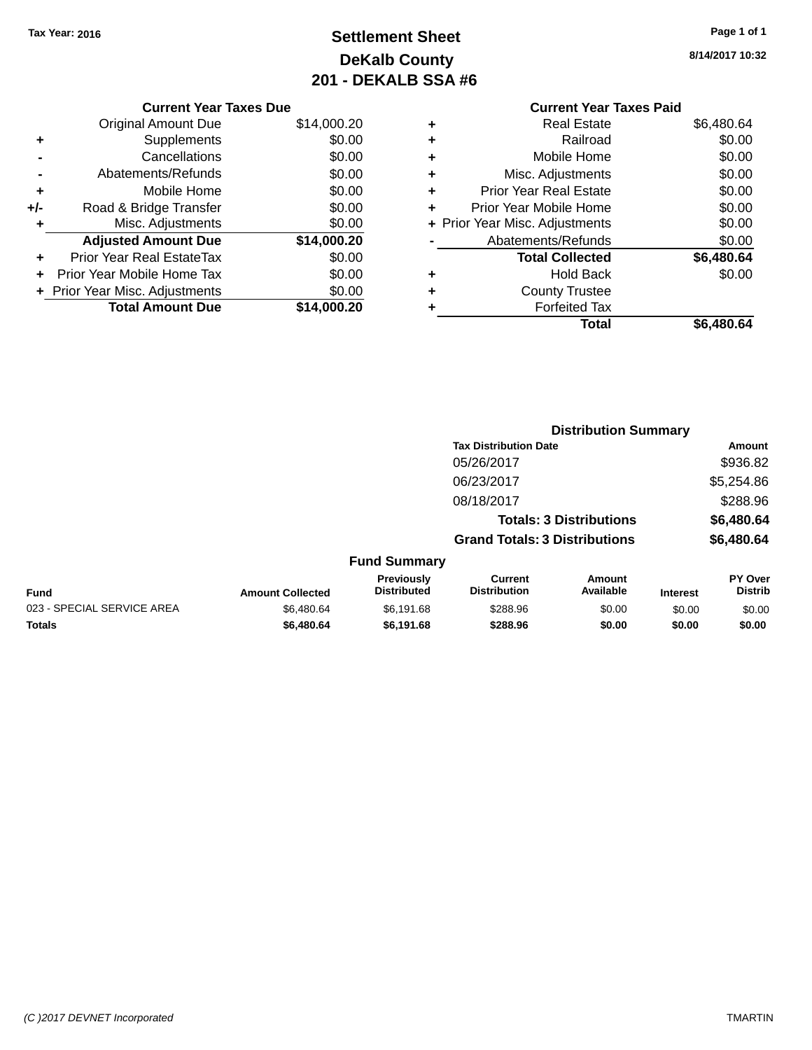Tax Year: 2016

# Settlement Sheet
## DeKalb County
## 201 - DEKALB SSA #6

8/14/2017 10:32

### Current Year Taxes Due

| | | |
|---|---|---|
| | Original Amount Due | $14,000.20 |
| + | Supplements | $0.00 |
| - | Cancellations | $0.00 |
| - | Abatements/Refunds | $0.00 |
| + | Mobile Home | $0.00 |
| +/- | Road & Bridge Transfer | $0.00 |
| + | Misc. Adjustments | $0.00 |
| | **Adjusted Amount Due** | **$14,000.20** |
| + | Prior Year Real EstateTax | $0.00 |
| + | Prior Year Mobile Home Tax | $0.00 |
| + | Prior Year Misc. Adjustments | $0.00 |
| | **Total Amount Due** | **$14,000.20** |

### Current Year Taxes Paid

| | | |
|---|---|---|
| + | Real Estate | $6,480.64 |
| + | Railroad | $0.00 |
| + | Mobile Home | $0.00 |
| + | Misc. Adjustments | $0.00 |
| + | Prior Year Real Estate | $0.00 |
| + | Prior Year Mobile Home | $0.00 |
| + | Prior Year Misc. Adjustments | $0.00 |
| - | Abatements/Refunds | $0.00 |
| | **Total Collected** | **$6,480.64** |
| + | Hold Back | $0.00 |
| + | County Trustee | |
| + | Forfeited Tax | |
| | **Total** | **$6,480.64** |

### Distribution Summary

| Tax Distribution Date | Amount |
|---|---|
| 05/26/2017 | $936.82 |
| 06/23/2017 | $5,254.86 |
| 08/18/2017 | $288.96 |
| **Totals: 3 Distributions** | **$6,480.64** |
| **Grand Totals: 3 Distributions** | **$6,480.64** |

### Fund Summary

| Fund | Amount Collected | Previously Distributed | Current Distribution | Amount Available | Interest | PY Over Distrib |
|---|---|---|---|---|---|---|
| 023 - SPECIAL SERVICE AREA | $6,480.64 | $6,191.68 | $288.96 | $0.00 | $0.00 | $0.00 |
| **Totals** | **$6,480.64** | **$6,191.68** | **$288.96** | **$0.00** | **$0.00** | **$0.00** |

(C )2017 DEVNET Incorporated — TMARTIN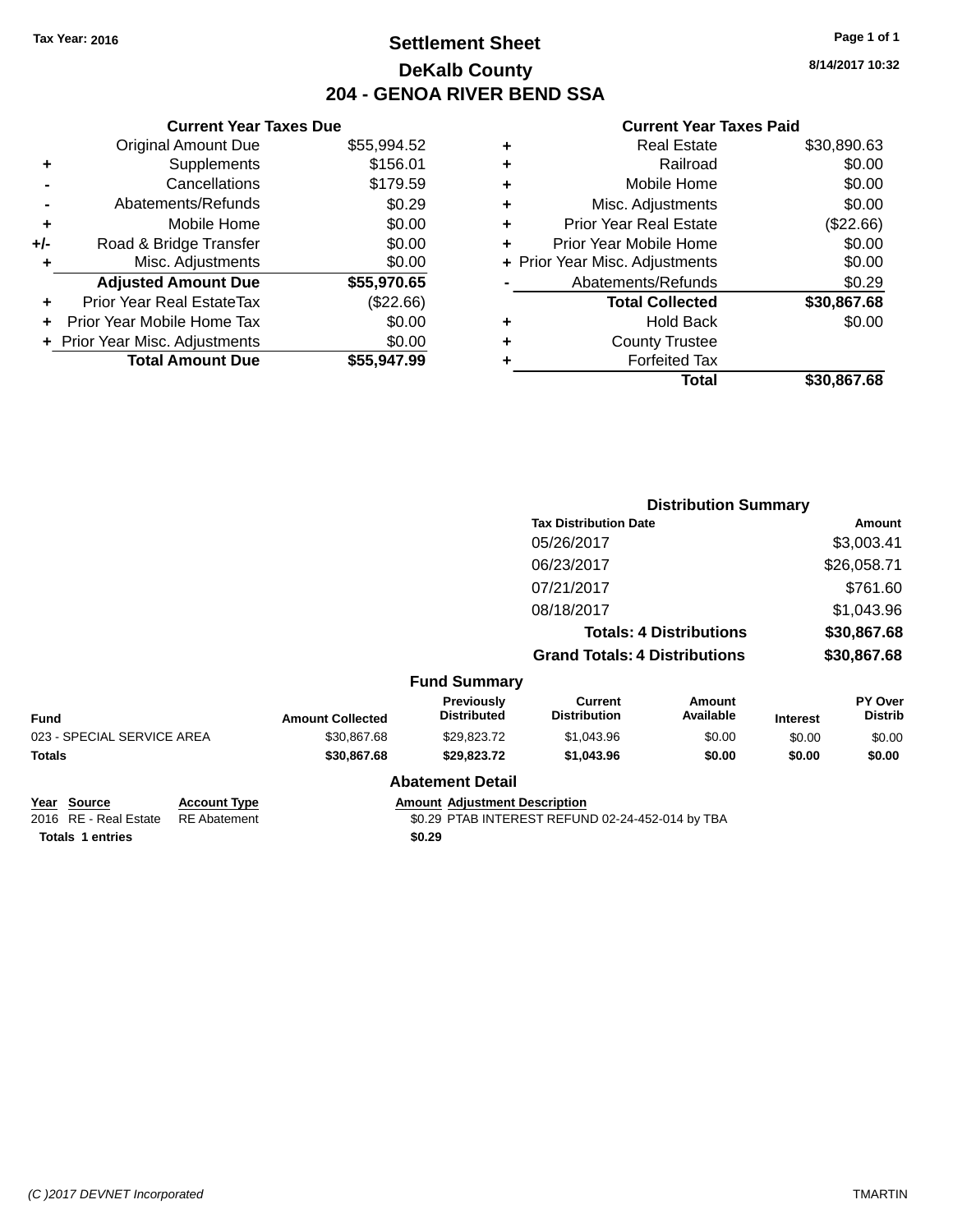Tax Year: 2016

# Settlement Sheet
## DeKalb County
## 204 - GENOA RIVER BEND SSA

8/14/2017 10:32

**Current Year Taxes Due**

| | | |
|---|---|---|
| | Original Amount Due | $55,994.52 |
| + | Supplements | $156.01 |
| - | Cancellations | $179.59 |
| - | Abatements/Refunds | $0.29 |
| + | Mobile Home | $0.00 |
| +/- | Road & Bridge Transfer | $0.00 |
| + | Misc. Adjustments | $0.00 |
| | **Adjusted Amount Due** | **$55,970.65** |
| + | Prior Year Real EstateTax | ($22.66) |
| + | Prior Year Mobile Home Tax | $0.00 |
| + | Prior Year Misc. Adjustments | $0.00 |
| | **Total Amount Due** | **$55,947.99** |

**Current Year Taxes Paid**

| | | |
|---|---|---|
| + | Real Estate | $30,890.63 |
| + | Railroad | $0.00 |
| + | Mobile Home | $0.00 |
| + | Misc. Adjustments | $0.00 |
| + | Prior Year Real Estate | ($22.66) |
| + | Prior Year Mobile Home | $0.00 |
| + | Prior Year Misc. Adjustments | $0.00 |
| - | Abatements/Refunds | $0.29 |
| | **Total Collected** | **$30,867.68** |
| + | Hold Back | $0.00 |
| + | County Trustee | |
| + | Forfeited Tax | |
| | **Total** | **$30,867.68** |

**Distribution Summary**

| Tax Distribution Date | Amount |
|---|---|
| 05/26/2017 | $3,003.41 |
| 06/23/2017 | $26,058.71 |
| 07/21/2017 | $761.60 |
| 08/18/2017 | $1,043.96 |
| **Totals: 4 Distributions** | **$30,867.68** |
| **Grand Totals: 4 Distributions** | **$30,867.68** |

**Fund Summary**

| Fund | Amount Collected | Previously Distributed | Current Distribution | Amount Available | Interest | PY Over Distrib |
|---|---|---|---|---|---|---|
| 023 - SPECIAL SERVICE AREA | $30,867.68 | $29,823.72 | $1,043.96 | $0.00 | $0.00 | $0.00 |
| **Totals** | **$30,867.68** | **$29,823.72** | **$1,043.96** | **$0.00** | **$0.00** | **$0.00** |

**Abatement Detail**

| Year | Source | Account Type | Amount | Adjustment Description |
|---|---|---|---|---|
| 2016 | RE - Real Estate | RE Abatement | $0.29 | PTAB INTEREST REFUND 02-24-452-014 by TBA |
| **Totals 1 entries** | | | **$0.29** | |

(C )2017 DEVNET Incorporated TMARTIN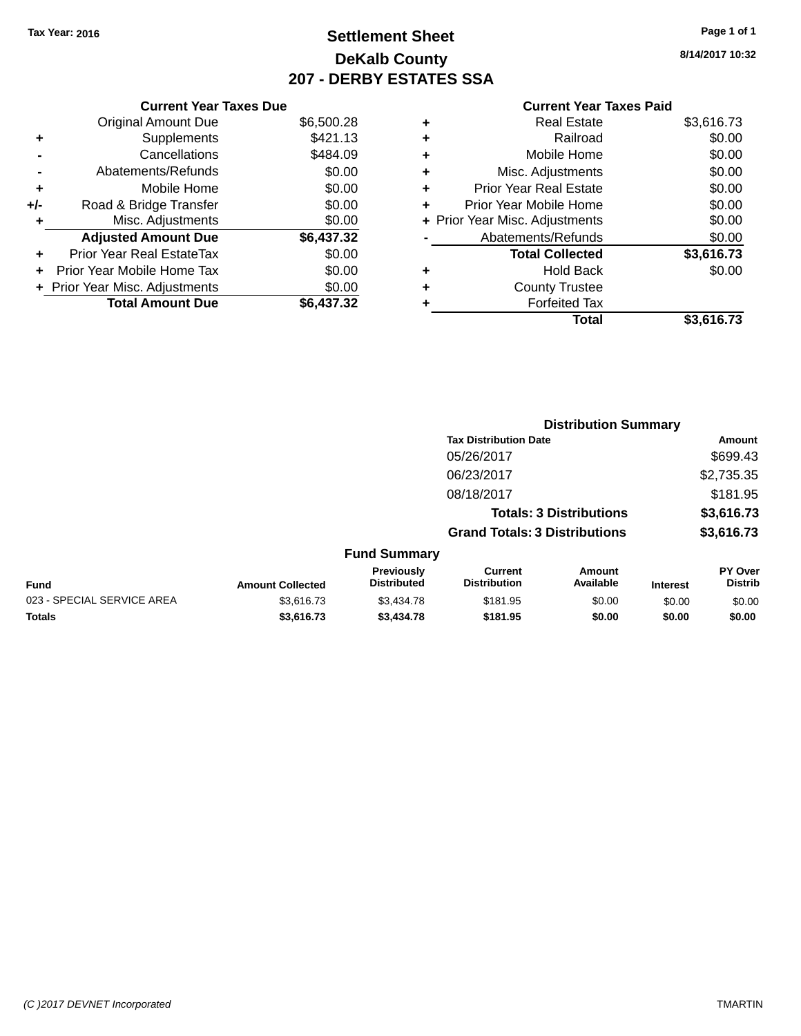Tax Year: 2016

# Settlement Sheet

## DeKalb County

## 207 - DERBY ESTATES SSA

8/14/2017 10:32

### Current Year Taxes Due

| | | |
|---|---|---|
| | Original Amount Due | $6,500.28 |
| + | Supplements | $421.13 |
| - | Cancellations | $484.09 |
| - | Abatements/Refunds | $0.00 |
| + | Mobile Home | $0.00 |
| +/- | Road & Bridge Transfer | $0.00 |
| + | Misc. Adjustments | $0.00 |
| | **Adjusted Amount Due** | **$6,437.32** |
| + | Prior Year Real EstateTax | $0.00 |
| + | Prior Year Mobile Home Tax | $0.00 |
| + | Prior Year Misc. Adjustments | $0.00 |
| | **Total Amount Due** | **$6,437.32** |

### Current Year Taxes Paid

| | | |
|---|---|---|
| + | Real Estate | $3,616.73 |
| + | Railroad | $0.00 |
| + | Mobile Home | $0.00 |
| + | Misc. Adjustments | $0.00 |
| + | Prior Year Real Estate | $0.00 |
| + | Prior Year Mobile Home | $0.00 |
| + | Prior Year Misc. Adjustments | $0.00 |
| - | Abatements/Refunds | $0.00 |
| | **Total Collected** | **$3,616.73** |
| + | Hold Back | $0.00 |
| + | County Trustee | |
| + | Forfeited Tax | |
| | **Total** | **$3,616.73** |

### Distribution Summary

| Tax Distribution Date | Amount |
|---|---|
| 05/26/2017 | $699.43 |
| 06/23/2017 | $2,735.35 |
| 08/18/2017 | $181.95 |
| **Totals: 3 Distributions** | **$3,616.73** |
| **Grand Totals: 3 Distributions** | **$3,616.73** |

### Fund Summary

| Fund | Amount Collected | Previously Distributed | Current Distribution | Amount Available | Interest | PY Over Distrib |
|---|---|---|---|---|---|---|
| 023 - SPECIAL SERVICE AREA | $3,616.73 | $3,434.78 | $181.95 | $0.00 | $0.00 | $0.00 |
| **Totals** | **$3,616.73** | **$3,434.78** | **$181.95** | **$0.00** | **$0.00** | **$0.00** |

(C )2017 DEVNET Incorporated TMARTIN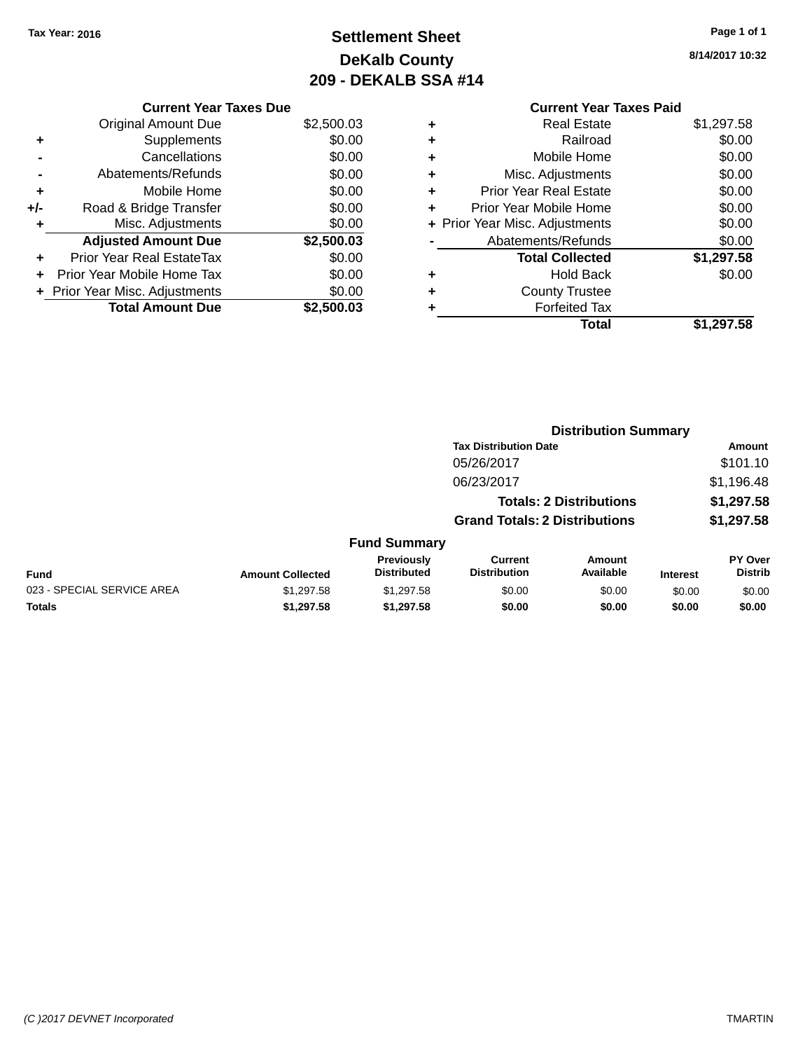Tax Year: 2016

# Settlement Sheet
## DeKalb County
## 209 - DEKALB SSA #14

8/14/2017 10:32

| | Current Year Taxes Due | |
|---|---|---|
| | Original Amount Due | $2,500.03 |
| + | Supplements | $0.00 |
| - | Cancellations | $0.00 |
| - | Abatements/Refunds | $0.00 |
| + | Mobile Home | $0.00 |
| +/- | Road & Bridge Transfer | $0.00 |
| + | Misc. Adjustments | $0.00 |
| | **Adjusted Amount Due** | **$2,500.03** |
| + | Prior Year Real EstateTax | $0.00 |
| + | Prior Year Mobile Home Tax | $0.00 |
| + | Prior Year Misc. Adjustments | $0.00 |
| | **Total Amount Due** | **$2,500.03** |

| | Current Year Taxes Paid | |
|---|---|---|
| + | Real Estate | $1,297.58 |
| + | Railroad | $0.00 |
| + | Mobile Home | $0.00 |
| + | Misc. Adjustments | $0.00 |
| + | Prior Year Real Estate | $0.00 |
| + | Prior Year Mobile Home | $0.00 |
| + | Prior Year Misc. Adjustments | $0.00 |
| - | Abatements/Refunds | $0.00 |
| | **Total Collected** | **$1,297.58** |
| + | Hold Back | $0.00 |
| + | County Trustee | |
| + | Forfeited Tax | |
| | **Total** | **$1,297.58** |

### Distribution Summary

| Tax Distribution Date | Amount |
|---|---|
| 05/26/2017 | $101.10 |
| 06/23/2017 | $1,196.48 |
| **Totals: 2 Distributions** | **$1,297.58** |
| **Grand Totals: 2 Distributions** | **$1,297.58** |

### Fund Summary

| Fund | Amount Collected | Previously Distributed | Current Distribution | Amount Available | Interest | PY Over Distrib |
|---|---|---|---|---|---|---|
| 023 - SPECIAL SERVICE AREA | $1,297.58 | $1,297.58 | $0.00 | $0.00 | $0.00 | $0.00 |
| **Totals** | **$1,297.58** | **$1,297.58** | **$0.00** | **$0.00** | **$0.00** | **$0.00** |

(C )2017 DEVNET Incorporated TMARTIN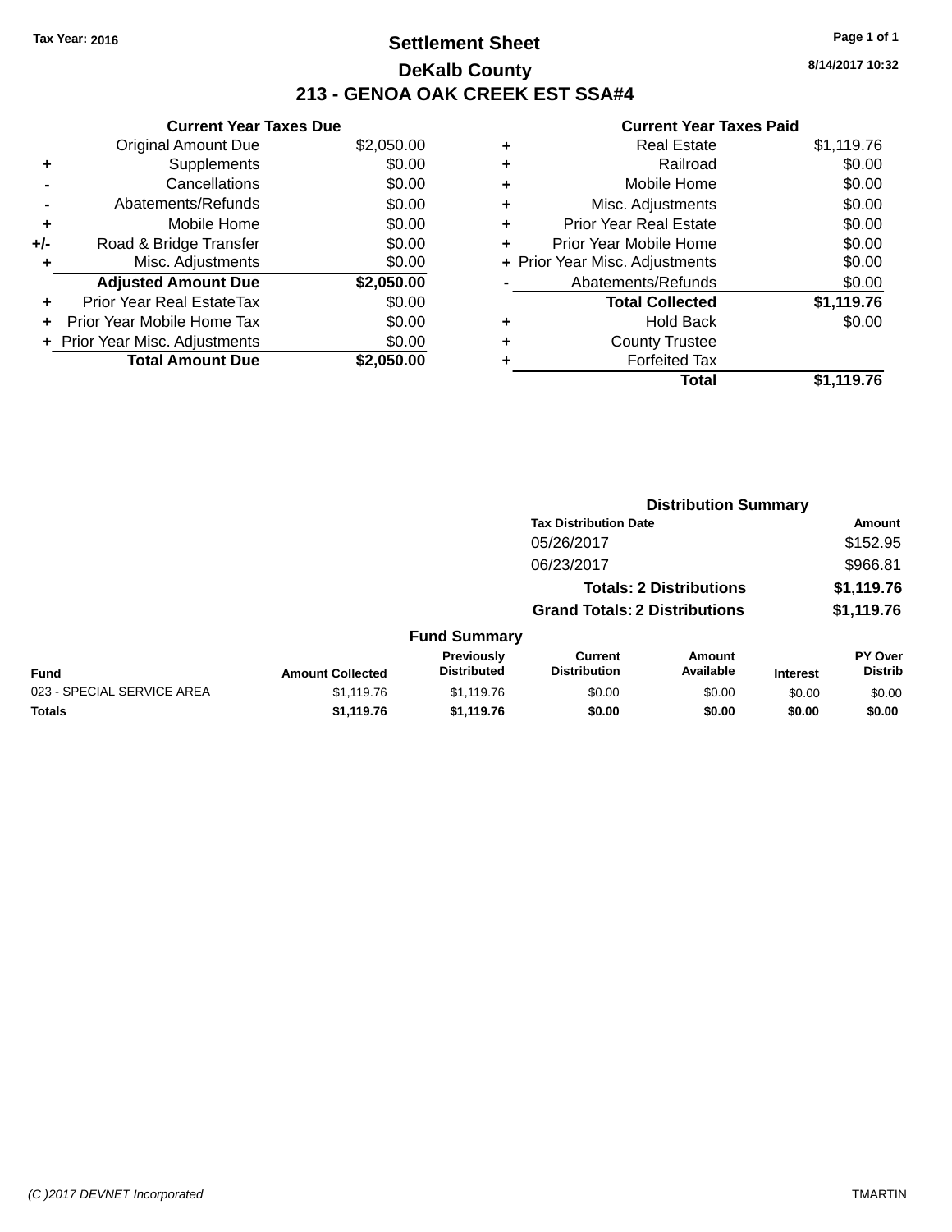Tax Year: 2016

# Settlement Sheet
## DeKalb County
## 213 - GENOA OAK CREEK EST SSA#4

8/14/2017 10:32

**Current Year Taxes Due**

| | | |
|---|---|---|
| | Original Amount Due | $2,050.00 |
| + | Supplements | $0.00 |
| - | Cancellations | $0.00 |
| - | Abatements/Refunds | $0.00 |
| + | Mobile Home | $0.00 |
| +/- | Road & Bridge Transfer | $0.00 |
| + | Misc. Adjustments | $0.00 |
| | **Adjusted Amount Due** | **$2,050.00** |
| + | Prior Year Real EstateTax | $0.00 |
| + | Prior Year Mobile Home Tax | $0.00 |
| + | Prior Year Misc. Adjustments | $0.00 |
| | **Total Amount Due** | **$2,050.00** |

**Current Year Taxes Paid**

| | | |
|---|---|---|
| + | Real Estate | $1,119.76 |
| + | Railroad | $0.00 |
| + | Mobile Home | $0.00 |
| + | Misc. Adjustments | $0.00 |
| + | Prior Year Real Estate | $0.00 |
| + | Prior Year Mobile Home | $0.00 |
| + | Prior Year Misc. Adjustments | $0.00 |
| - | Abatements/Refunds | $0.00 |
| | **Total Collected** | **$1,119.76** |
| + | Hold Back | $0.00 |
| + | County Trustee | |
| + | Forfeited Tax | |
| | **Total** | **$1,119.76** |

**Distribution Summary**

| Tax Distribution Date | Amount |
|---|---|
| 05/26/2017 | $152.95 |
| 06/23/2017 | $966.81 |
| **Totals: 2 Distributions** | **$1,119.76** |
| **Grand Totals: 2 Distributions** | **$1,119.76** |

**Fund Summary**

| Fund | Amount Collected | Previously Distributed | Current Distribution | Amount Available | Interest | PY Over Distrib |
|---|---|---|---|---|---|---|
| 023 - SPECIAL SERVICE AREA | $1,119.76 | $1,119.76 | $0.00 | $0.00 | $0.00 | $0.00 |
| **Totals** | **$1,119.76** | **$1,119.76** | **$0.00** | **$0.00** | **$0.00** | **$0.00** |

(C )2017 DEVNET Incorporated TMARTIN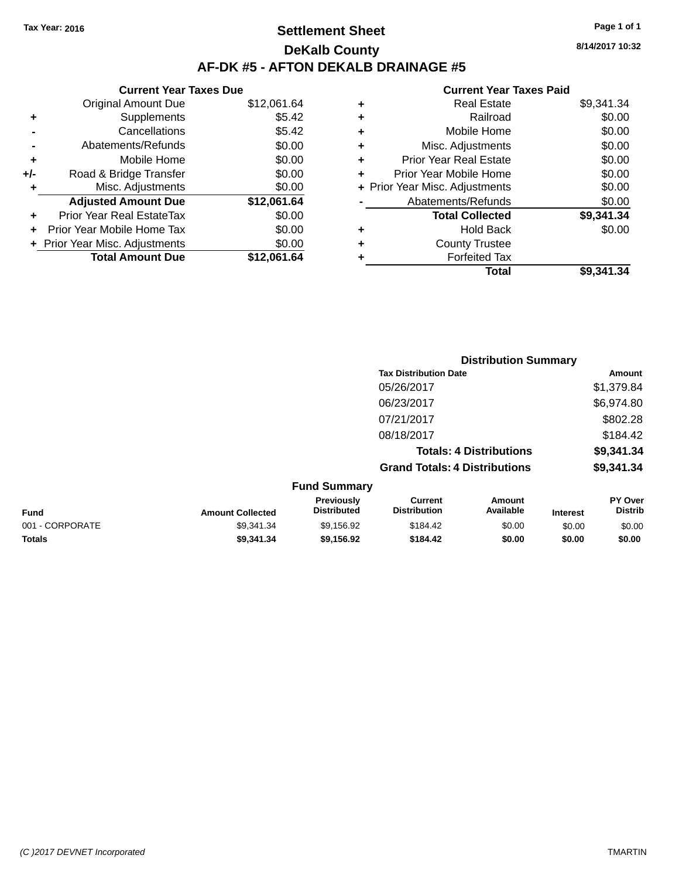Tax Year: 2016

# Settlement Sheet

## DeKalb County

## AF-DK #5 - AFTON DEKALB DRAINAGE #5

8/14/2017 10:32

### Current Year Taxes Due

| | | |
|---|---|---|
| | Original Amount Due | $12,061.64 |
| + | Supplements | $5.42 |
| - | Cancellations | $5.42 |
| - | Abatements/Refunds | $0.00 |
| + | Mobile Home | $0.00 |
| +/- | Road & Bridge Transfer | $0.00 |
| + | Misc. Adjustments | $0.00 |
| | **Adjusted Amount Due** | **$12,061.64** |
| + | Prior Year Real EstateTax | $0.00 |
| + | Prior Year Mobile Home Tax | $0.00 |
| + | Prior Year Misc. Adjustments | $0.00 |
| | **Total Amount Due** | **$12,061.64** |

### Current Year Taxes Paid

| | | |
|---|---|---|
| + | Real Estate | $9,341.34 |
| + | Railroad | $0.00 |
| + | Mobile Home | $0.00 |
| + | Misc. Adjustments | $0.00 |
| + | Prior Year Real Estate | $0.00 |
| + | Prior Year Mobile Home | $0.00 |
| + | Prior Year Misc. Adjustments | $0.00 |
| - | Abatements/Refunds | $0.00 |
| | **Total Collected** | **$9,341.34** |
| + | Hold Back | $0.00 |
| + | County Trustee | |
| + | Forfeited Tax | |
| | **Total** | **$9,341.34** |

### Distribution Summary

| Tax Distribution Date | Amount |
|---|---|
| 05/26/2017 | $1,379.84 |
| 06/23/2017 | $6,974.80 |
| 07/21/2017 | $802.28 |
| 08/18/2017 | $184.42 |
| **Totals: 4 Distributions** | **$9,341.34** |
| **Grand Totals: 4 Distributions** | **$9,341.34** |

### Fund Summary

| Fund | Amount Collected | Previously Distributed | Current Distribution | Amount Available | Interest | PY Over Distrib |
|---|---|---|---|---|---|---|
| 001 - CORPORATE | $9,341.34 | $9,156.92 | $184.42 | $0.00 | $0.00 | $0.00 |
| **Totals** | **$9,341.34** | **$9,156.92** | **$184.42** | **$0.00** | **$0.00** | **$0.00** |

(C )2017 DEVNET Incorporated TMARTIN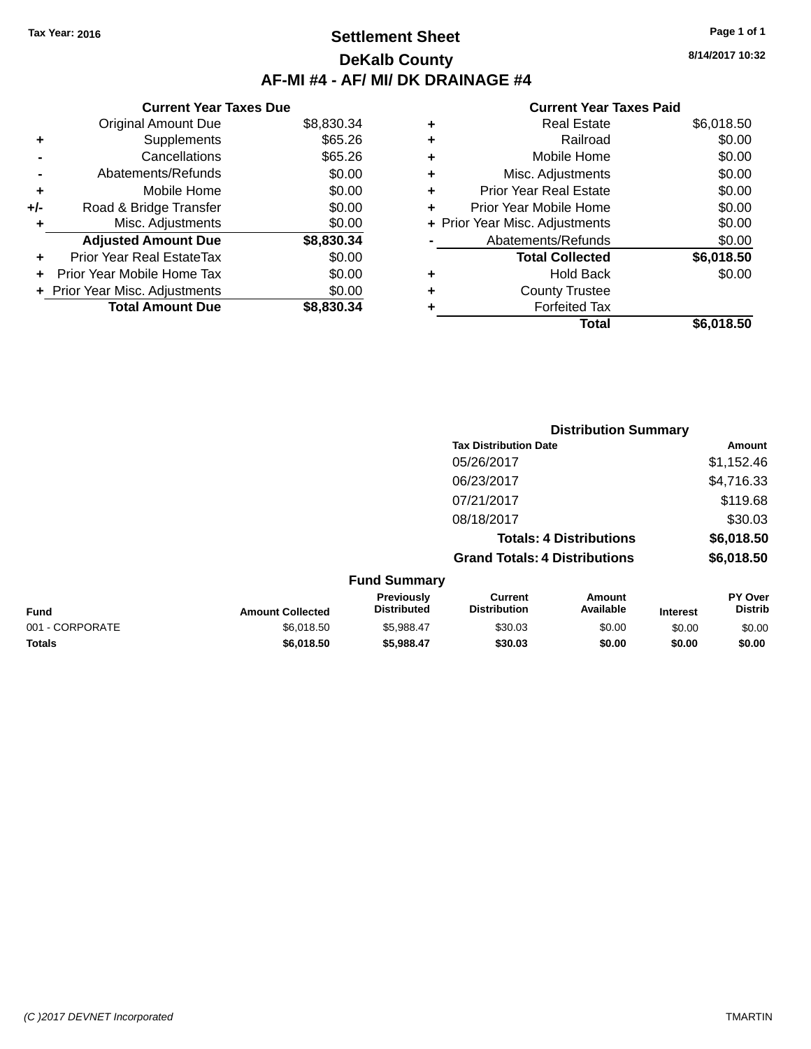Tax Year: 2016

# Settlement Sheet

## DeKalb County

## AF-MI #4 - AF/ MI/ DK DRAINAGE #4

8/14/2017 10:32

### Current Year Taxes Due

| | | |
|---|---|---|
| | Original Amount Due | $8,830.34 |
| + | Supplements | $65.26 |
| - | Cancellations | $65.26 |
| - | Abatements/Refunds | $0.00 |
| + | Mobile Home | $0.00 |
| +/- | Road & Bridge Transfer | $0.00 |
| + | Misc. Adjustments | $0.00 |
| | **Adjusted Amount Due** | **$8,830.34** |
| + | Prior Year Real EstateTax | $0.00 |
| + | Prior Year Mobile Home Tax | $0.00 |
| + | Prior Year Misc. Adjustments | $0.00 |
| | **Total Amount Due** | **$8,830.34** |

### Current Year Taxes Paid

| | | |
|---|---|---|
| + | Real Estate | $6,018.50 |
| + | Railroad | $0.00 |
| + | Mobile Home | $0.00 |
| + | Misc. Adjustments | $0.00 |
| + | Prior Year Real Estate | $0.00 |
| + | Prior Year Mobile Home | $0.00 |
| + | Prior Year Misc. Adjustments | $0.00 |
| - | Abatements/Refunds | $0.00 |
| | **Total Collected** | **$6,018.50** |
| + | Hold Back | $0.00 |
| + | County Trustee | |
| + | Forfeited Tax | |
| | **Total** | **$6,018.50** |

### Distribution Summary

| Tax Distribution Date | Amount |
|---|---|
| 05/26/2017 | $1,152.46 |
| 06/23/2017 | $4,716.33 |
| 07/21/2017 | $119.68 |
| 08/18/2017 | $30.03 |
| **Totals: 4 Distributions** | **$6,018.50** |
| **Grand Totals: 4 Distributions** | **$6,018.50** |

### Fund Summary

| Fund | Amount Collected | Previously Distributed | Current Distribution | Amount Available | Interest | PY Over Distrib |
|---|---|---|---|---|---|---|
| 001 - CORPORATE | $6,018.50 | $5,988.47 | $30.03 | $0.00 | $0.00 | $0.00 |
| **Totals** | **$6,018.50** | **$5,988.47** | **$30.03** | **$0.00** | **$0.00** | **$0.00** |

(C )2017 DEVNET Incorporated TMARTIN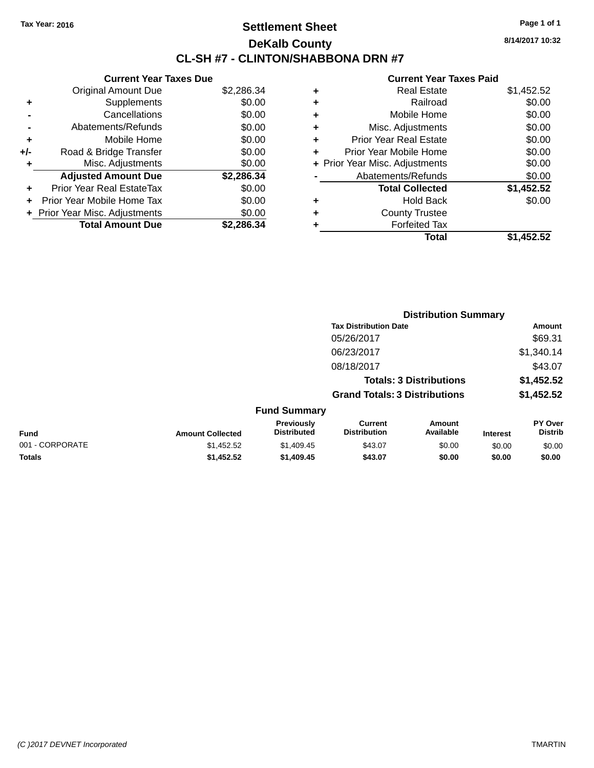Tax Year: 2016

# Settlement Sheet

## DeKalb County

## CL-SH #7 - CLINTON/SHABBONA DRN #7

8/14/2017 10:32

### Current Year Taxes Due

| | | |
|---|---|---|
| | Original Amount Due | $2,286.34 |
| + | Supplements | $0.00 |
| - | Cancellations | $0.00 |
| - | Abatements/Refunds | $0.00 |
| + | Mobile Home | $0.00 |
| +/- | Road & Bridge Transfer | $0.00 |
| + | Misc. Adjustments | $0.00 |
| | **Adjusted Amount Due** | **$2,286.34** |
| + | Prior Year Real EstateTax | $0.00 |
| + | Prior Year Mobile Home Tax | $0.00 |
| + | Prior Year Misc. Adjustments | $0.00 |
| | **Total Amount Due** | **$2,286.34** |

### Current Year Taxes Paid

| | | |
|---|---|---|
| + | Real Estate | $1,452.52 |
| + | Railroad | $0.00 |
| + | Mobile Home | $0.00 |
| + | Misc. Adjustments | $0.00 |
| + | Prior Year Real Estate | $0.00 |
| + | Prior Year Mobile Home | $0.00 |
| + | Prior Year Misc. Adjustments | $0.00 |
| - | Abatements/Refunds | $0.00 |
| | **Total Collected** | **$1,452.52** |
| + | Hold Back | $0.00 |
| + | County Trustee | |
| + | Forfeited Tax | |
| | **Total** | **$1,452.52** |

### Distribution Summary

| Tax Distribution Date | Amount |
|---|---|
| 05/26/2017 | $69.31 |
| 06/23/2017 | $1,340.14 |
| 08/18/2017 | $43.07 |
| **Totals: 3 Distributions** | **$1,452.52** |
| **Grand Totals: 3 Distributions** | **$1,452.52** |

### Fund Summary

| Fund | Amount Collected | Previously Distributed | Current Distribution | Amount Available | Interest | PY Over Distrib |
|---|---|---|---|---|---|---|
| 001 - CORPORATE | $1,452.52 | $1,409.45 | $43.07 | $0.00 | $0.00 | $0.00 |
| **Totals** | **$1,452.52** | **$1,409.45** | **$43.07** | **$0.00** | **$0.00** | **$0.00** |

(C )2017 DEVNET Incorporated TMARTIN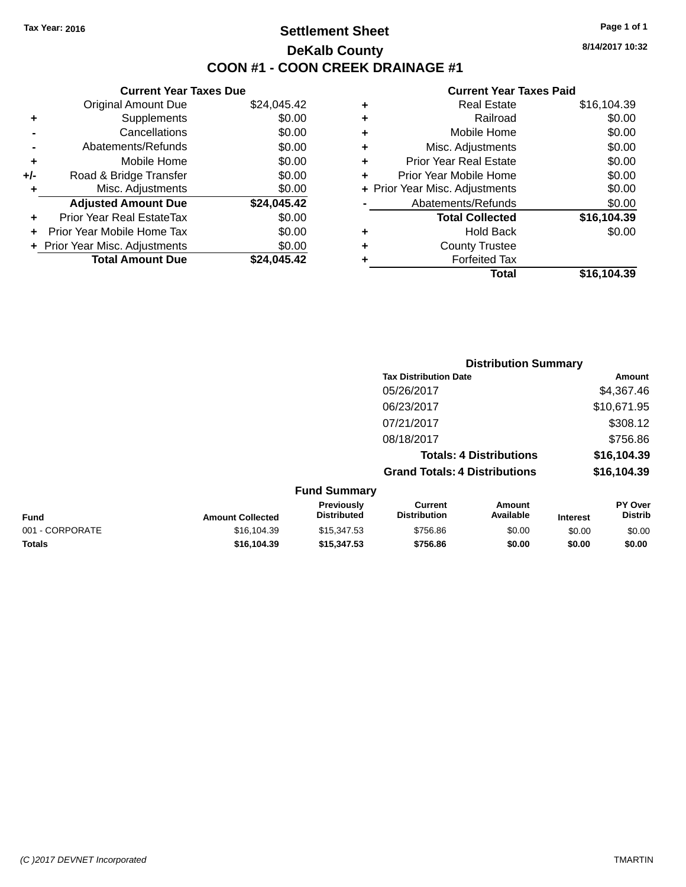Tax Year: 2016

# Settlement Sheet

## DeKalb County

## COON #1 - COON CREEK DRAINAGE #1

8/14/2017 10:32

### Current Year Taxes Due

| | | |
|---|---|---|
| | Original Amount Due | $24,045.42 |
| + | Supplements | $0.00 |
| - | Cancellations | $0.00 |
| - | Abatements/Refunds | $0.00 |
| + | Mobile Home | $0.00 |
| +/- | Road & Bridge Transfer | $0.00 |
| + | Misc. Adjustments | $0.00 |
| | **Adjusted Amount Due** | **$24,045.42** |
| + | Prior Year Real EstateTax | $0.00 |
| + | Prior Year Mobile Home Tax | $0.00 |
| + | Prior Year Misc. Adjustments | $0.00 |
| | **Total Amount Due** | **$24,045.42** |

### Current Year Taxes Paid

| | | |
|---|---|---|
| + | Real Estate | $16,104.39 |
| + | Railroad | $0.00 |
| + | Mobile Home | $0.00 |
| + | Misc. Adjustments | $0.00 |
| + | Prior Year Real Estate | $0.00 |
| + | Prior Year Mobile Home | $0.00 |
| + | Prior Year Misc. Adjustments | $0.00 |
| - | Abatements/Refunds | $0.00 |
| | **Total Collected** | **$16,104.39** |
| + | Hold Back | $0.00 |
| + | County Trustee | |
| + | Forfeited Tax | |
| | **Total** | **$16,104.39** |

### Distribution Summary

| Tax Distribution Date | Amount |
|---|---|
| 05/26/2017 | $4,367.46 |
| 06/23/2017 | $10,671.95 |
| 07/21/2017 | $308.12 |
| 08/18/2017 | $756.86 |
| **Totals: 4 Distributions** | **$16,104.39** |
| **Grand Totals: 4 Distributions** | **$16,104.39** |

### Fund Summary

| Fund | Amount Collected | Previously Distributed | Current Distribution | Amount Available | Interest | PY Over Distrib |
|---|---|---|---|---|---|---|
| 001 - CORPORATE | $16,104.39 | $15,347.53 | $756.86 | $0.00 | $0.00 | $0.00 |
| **Totals** | **$16,104.39** | **$15,347.53** | **$756.86** | **$0.00** | **$0.00** | **$0.00** |

(C )2017 DEVNET Incorporated TMARTIN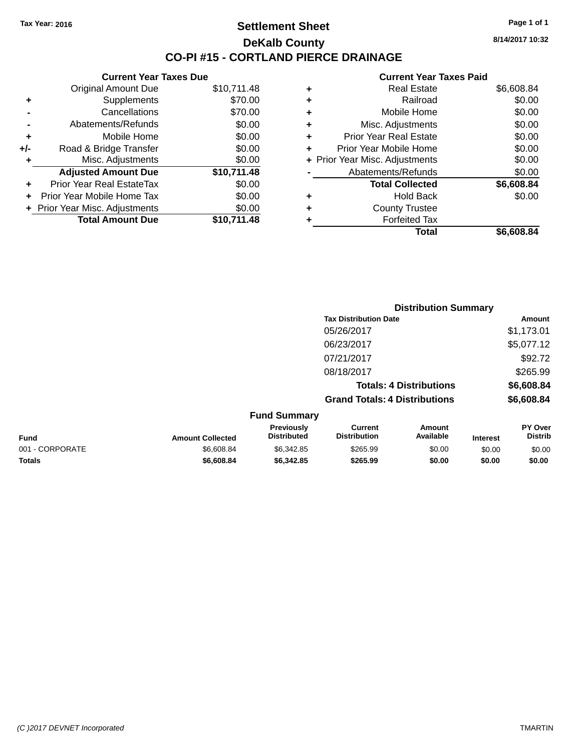Tax Year: 2016

# Settlement Sheet

## DeKalb County

## CO-PI #15 - CORTLAND PIERCE DRAINAGE

8/14/2017 10:32

| | Current Year Taxes Due | |
|---|---|---|
| | Original Amount Due | $10,711.48 |
| + | Supplements | $70.00 |
| - | Cancellations | $70.00 |
| - | Abatements/Refunds | $0.00 |
| + | Mobile Home | $0.00 |
| +/- | Road & Bridge Transfer | $0.00 |
| + | Misc. Adjustments | $0.00 |
| | **Adjusted Amount Due** | **$10,711.48** |
| + | Prior Year Real EstateTax | $0.00 |
| + | Prior Year Mobile Home Tax | $0.00 |
| + | Prior Year Misc. Adjustments | $0.00 |
| | **Total Amount Due** | **$10,711.48** |

| | Current Year Taxes Paid | |
|---|---|---|
| + | Real Estate | $6,608.84 |
| + | Railroad | $0.00 |
| + | Mobile Home | $0.00 |
| + | Misc. Adjustments | $0.00 |
| + | Prior Year Real Estate | $0.00 |
| + | Prior Year Mobile Home | $0.00 |
| + | Prior Year Misc. Adjustments | $0.00 |
| - | Abatements/Refunds | $0.00 |
| | **Total Collected** | **$6,608.84** |
| + | Hold Back | $0.00 |
| + | County Trustee | |
| + | Forfeited Tax | |
| | **Total** | **$6,608.84** |

### Distribution Summary

| Tax Distribution Date | Amount |
|---|---|
| 05/26/2017 | $1,173.01 |
| 06/23/2017 | $5,077.12 |
| 07/21/2017 | $92.72 |
| 08/18/2017 | $265.99 |
| **Totals: 4 Distributions** | **$6,608.84** |
| **Grand Totals: 4 Distributions** | **$6,608.84** |

### Fund Summary

| Fund | Amount Collected | Previously Distributed | Current Distribution | Amount Available | Interest | PY Over Distrib |
|---|---|---|---|---|---|---|
| 001 - CORPORATE | $6,608.84 | $6,342.85 | $265.99 | $0.00 | $0.00 | $0.00 |
| **Totals** | **$6,608.84** | **$6,342.85** | **$265.99** | **$0.00** | **$0.00** | **$0.00** |

(C )2017 DEVNET Incorporated TMARTIN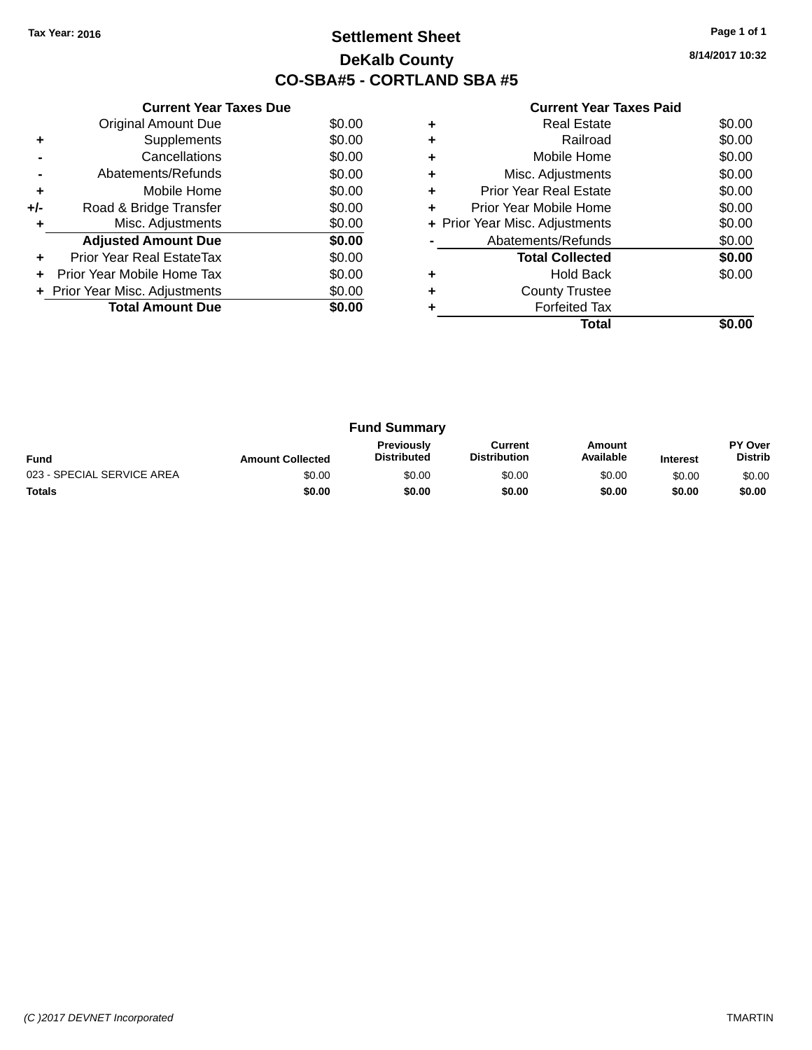Tax Year: 2016

# Settlement Sheet

## DeKalb County

## CO-SBA#5 - CORTLAND SBA #5

8/14/2017 10:32

### Current Year Taxes Due

| | | |
|---|---|---|
| | Original Amount Due | $0.00 |
| + | Supplements | $0.00 |
| - | Cancellations | $0.00 |
| - | Abatements/Refunds | $0.00 |
| + | Mobile Home | $0.00 |
| +/- | Road & Bridge Transfer | $0.00 |
| + | Misc. Adjustments | $0.00 |
| | **Adjusted Amount Due** | **$0.00** |
| + | Prior Year Real EstateTax | $0.00 |
| + | Prior Year Mobile Home Tax | $0.00 |
| + | Prior Year Misc. Adjustments | $0.00 |
| | **Total Amount Due** | **$0.00** |

### Current Year Taxes Paid

| | | |
|---|---|---|
| + | Real Estate | $0.00 |
| + | Railroad | $0.00 |
| + | Mobile Home | $0.00 |
| + | Misc. Adjustments | $0.00 |
| + | Prior Year Real Estate | $0.00 |
| + | Prior Year Mobile Home | $0.00 |
| + | Prior Year Misc. Adjustments | $0.00 |
| - | Abatements/Refunds | $0.00 |
| | **Total Collected** | **$0.00** |
| + | Hold Back | $0.00 |
| + | County Trustee | |
| + | Forfeited Tax | |
| | **Total** | **$0.00** |

### Fund Summary

| Fund | Amount Collected | Previously Distributed | Current Distribution | Amount Available | Interest | PY Over Distrib |
|---|---|---|---|---|---|---|
| 023 - SPECIAL SERVICE AREA | $0.00 | $0.00 | $0.00 | $0.00 | $0.00 | $0.00 |
| **Totals** | **$0.00** | **$0.00** | **$0.00** | **$0.00** | **$0.00** | **$0.00** |

(C )2017 DEVNET Incorporated TMARTIN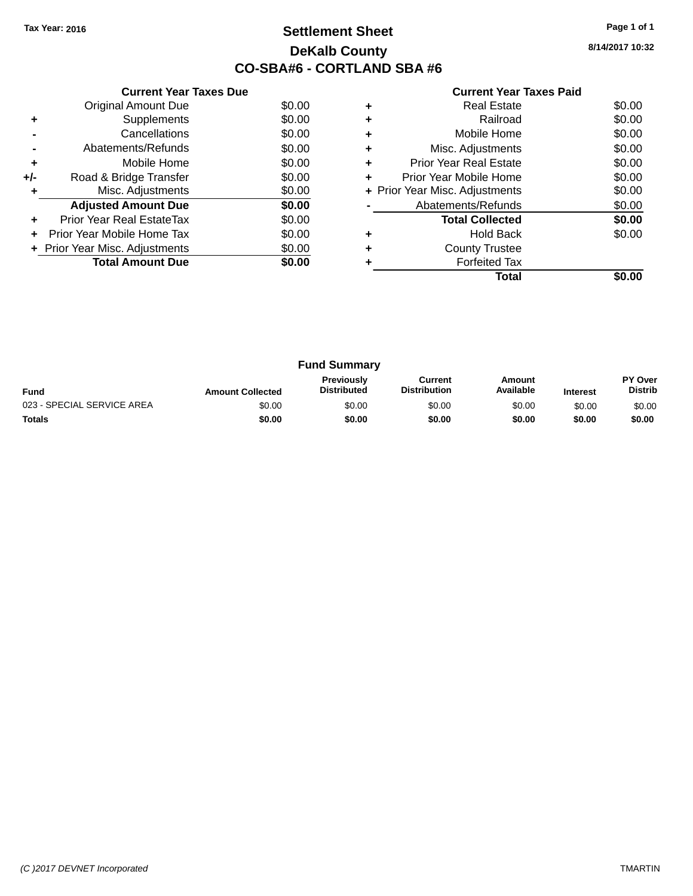Tax Year: 2016

# Settlement Sheet

## DeKalb County

## CO-SBA#6 - CORTLAND SBA #6

8/14/2017 10:32

### Current Year Taxes Due

| | | |
|---|---|---|
| | Original Amount Due | $0.00 |
| + | Supplements | $0.00 |
| - | Cancellations | $0.00 |
| - | Abatements/Refunds | $0.00 |
| + | Mobile Home | $0.00 |
| +/- | Road & Bridge Transfer | $0.00 |
| + | Misc. Adjustments | $0.00 |
| | **Adjusted Amount Due** | **$0.00** |
| + | Prior Year Real EstateTax | $0.00 |
| + | Prior Year Mobile Home Tax | $0.00 |
| + | Prior Year Misc. Adjustments | $0.00 |
| | **Total Amount Due** | **$0.00** |

### Current Year Taxes Paid

| | | |
|---|---|---|
| + | Real Estate | $0.00 |
| + | Railroad | $0.00 |
| + | Mobile Home | $0.00 |
| + | Misc. Adjustments | $0.00 |
| + | Prior Year Real Estate | $0.00 |
| + | Prior Year Mobile Home | $0.00 |
| + | Prior Year Misc. Adjustments | $0.00 |
| - | Abatements/Refunds | $0.00 |
| | **Total Collected** | **$0.00** |
| + | Hold Back | $0.00 |
| + | County Trustee | |
| + | Forfeited Tax | |
| | **Total** | **$0.00** |

### Fund Summary

| Fund | Amount Collected | Previously Distributed | Current Distribution | Amount Available | Interest | PY Over Distrib |
|---|---|---|---|---|---|---|
| 023 - SPECIAL SERVICE AREA | $0.00 | $0.00 | $0.00 | $0.00 | $0.00 | $0.00 |
| **Totals** | **$0.00** | **$0.00** | **$0.00** | **$0.00** | **$0.00** | **$0.00** |

(C )2017 DEVNET Incorporated TMARTIN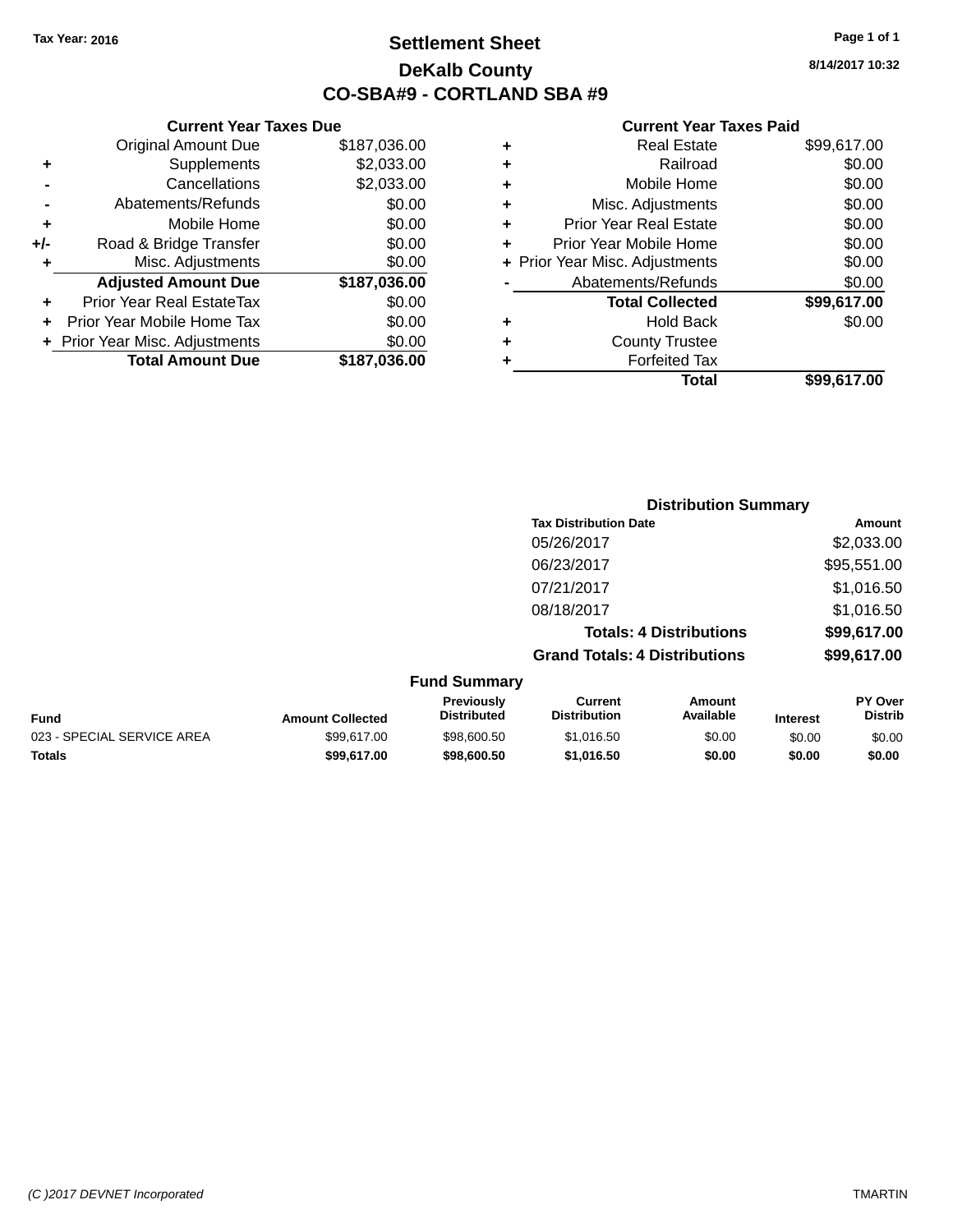Tax Year: 2016

# Settlement Sheet

## DeKalb County

## CO-SBA#9 - CORTLAND SBA #9

8/14/2017 10:32

### Current Year Taxes Due

| | | |
|---|---|---|
| | Original Amount Due | $187,036.00 |
| + | Supplements | $2,033.00 |
| - | Cancellations | $2,033.00 |
| - | Abatements/Refunds | $0.00 |
| + | Mobile Home | $0.00 |
| +/- | Road & Bridge Transfer | $0.00 |
| + | Misc. Adjustments | $0.00 |
| | **Adjusted Amount Due** | **$187,036.00** |
| + | Prior Year Real EstateTax | $0.00 |
| + | Prior Year Mobile Home Tax | $0.00 |
| + | Prior Year Misc. Adjustments | $0.00 |
| | **Total Amount Due** | **$187,036.00** |

### Current Year Taxes Paid

| | | |
|---|---|---|
| + | Real Estate | $99,617.00 |
| + | Railroad | $0.00 |
| + | Mobile Home | $0.00 |
| + | Misc. Adjustments | $0.00 |
| + | Prior Year Real Estate | $0.00 |
| + | Prior Year Mobile Home | $0.00 |
| + | Prior Year Misc. Adjustments | $0.00 |
| - | Abatements/Refunds | $0.00 |
| | **Total Collected** | **$99,617.00** |
| + | Hold Back | $0.00 |
| + | County Trustee | |
| + | Forfeited Tax | |
| | **Total** | **$99,617.00** |

### Distribution Summary

| Tax Distribution Date | Amount |
|---|---|
| 05/26/2017 | $2,033.00 |
| 06/23/2017 | $95,551.00 |
| 07/21/2017 | $1,016.50 |
| 08/18/2017 | $1,016.50 |
| **Totals: 4 Distributions** | **$99,617.00** |
| **Grand Totals: 4 Distributions** | **$99,617.00** |

### Fund Summary

| Fund | Amount Collected | Previously Distributed | Current Distribution | Amount Available | Interest | PY Over Distrib |
|---|---|---|---|---|---|---|
| 023 - SPECIAL SERVICE AREA | $99,617.00 | $98,600.50 | $1,016.50 | $0.00 | $0.00 | $0.00 |
| **Totals** | **$99,617.00** | **$98,600.50** | **$1,016.50** | **$0.00** | **$0.00** | **$0.00** |

(C )2017 DEVNET Incorporated TMARTIN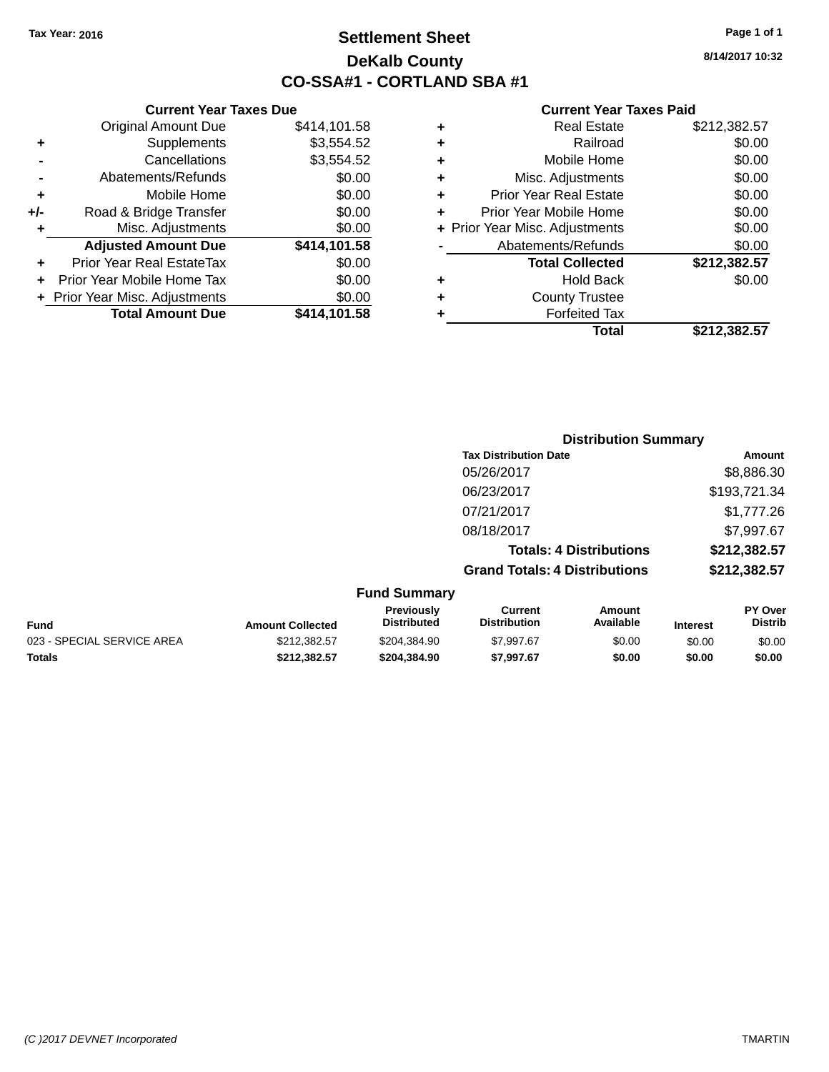Tax Year: 2016

# Settlement Sheet

## DeKalb County

## CO-SSA#1 - CORTLAND SBA #1

8/14/2017 10:32

### Current Year Taxes Due

| | | |
|---|---|---|
| | Original Amount Due | $414,101.58 |
| + | Supplements | $3,554.52 |
| - | Cancellations | $3,554.52 |
| - | Abatements/Refunds | $0.00 |
| + | Mobile Home | $0.00 |
| +/- | Road & Bridge Transfer | $0.00 |
| + | Misc. Adjustments | $0.00 |
| | **Adjusted Amount Due** | **$414,101.58** |
| + | Prior Year Real EstateTax | $0.00 |
| + | Prior Year Mobile Home Tax | $0.00 |
| + | Prior Year Misc. Adjustments | $0.00 |
| | **Total Amount Due** | **$414,101.58** |

### Current Year Taxes Paid

| | | |
|---|---|---|
| + | Real Estate | $212,382.57 |
| + | Railroad | $0.00 |
| + | Mobile Home | $0.00 |
| + | Misc. Adjustments | $0.00 |
| + | Prior Year Real Estate | $0.00 |
| + | Prior Year Mobile Home | $0.00 |
| + | Prior Year Misc. Adjustments | $0.00 |
| - | Abatements/Refunds | $0.00 |
| | **Total Collected** | **$212,382.57** |
| + | Hold Back | $0.00 |
| + | County Trustee | |
| + | Forfeited Tax | |
| | **Total** | **$212,382.57** |

### Distribution Summary

| Tax Distribution Date | Amount |
|---|---|
| 05/26/2017 | $8,886.30 |
| 06/23/2017 | $193,721.34 |
| 07/21/2017 | $1,777.26 |
| 08/18/2017 | $7,997.67 |
| **Totals: 4 Distributions** | **$212,382.57** |
| **Grand Totals: 4 Distributions** | **$212,382.57** |

### Fund Summary

| Fund | Amount Collected | Previously Distributed | Current Distribution | Amount Available | Interest | PY Over Distrib |
|---|---|---|---|---|---|---|
| 023 - SPECIAL SERVICE AREA | $212,382.57 | $204,384.90 | $7,997.67 | $0.00 | $0.00 | $0.00 |
| **Totals** | **$212,382.57** | **$204,384.90** | **$7,997.67** | **$0.00** | **$0.00** | **$0.00** |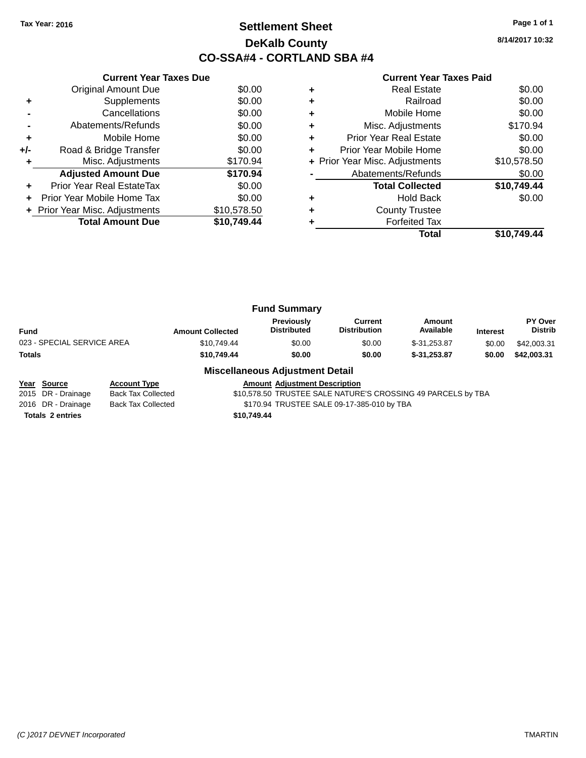Tax Year: 2016

# Settlement Sheet

## DeKalb County

## CO-SSA#4 - CORTLAND SBA #4

8/14/2017 10:32

### Current Year Taxes Due

| | | |
|---|---|---|
| | Original Amount Due | $0.00 |
| + | Supplements | $0.00 |
| - | Cancellations | $0.00 |
| - | Abatements/Refunds | $0.00 |
| + | Mobile Home | $0.00 |
| +/- | Road & Bridge Transfer | $0.00 |
| + | Misc. Adjustments | $170.94 |
| | **Adjusted Amount Due** | **$170.94** |
| + | Prior Year Real EstateTax | $0.00 |
| + | Prior Year Mobile Home Tax | $0.00 |
| + | Prior Year Misc. Adjustments | $10,578.50 |
| | **Total Amount Due** | **$10,749.44** |

### Current Year Taxes Paid

| | | |
|---|---|---|
| + | Real Estate | $0.00 |
| + | Railroad | $0.00 |
| + | Mobile Home | $0.00 |
| + | Misc. Adjustments | $170.94 |
| + | Prior Year Real Estate | $0.00 |
| + | Prior Year Mobile Home | $0.00 |
| + | Prior Year Misc. Adjustments | $10,578.50 |
| - | Abatements/Refunds | $0.00 |
| | **Total Collected** | **$10,749.44** |
| + | Hold Back | $0.00 |
| + | County Trustee | |
| + | Forfeited Tax | |
| | **Total** | **$10,749.44** |

### Fund Summary

| Fund | Amount Collected | Previously Distributed | Current Distribution | Amount Available | Interest | PY Over Distrib |
|---|---|---|---|---|---|---|
| 023 - SPECIAL SERVICE AREA | $10,749.44 | $0.00 | $0.00 | $-31,253.87 | $0.00 | $42,003.31 |
| **Totals** | **$10,749.44** | **$0.00** | **$0.00** | **$-31,253.87** | **$0.00** | **$42,003.31** |

### Miscellaneous Adjustment Detail

| Year | Source | Account Type | Amount | Adjustment Description |
|---|---|---|---|---|
| 2015 | DR - Drainage | Back Tax Collected | $10,578.50 | TRUSTEE SALE NATURE'S CROSSING 49 PARCELS by TBA |
| 2016 | DR - Drainage | Back Tax Collected | $170.94 | TRUSTEE SALE 09-17-385-010 by TBA |
| **Totals 2 entries** | | | **$10,749.44** | |

(C )2017 DEVNET Incorporated TMARTIN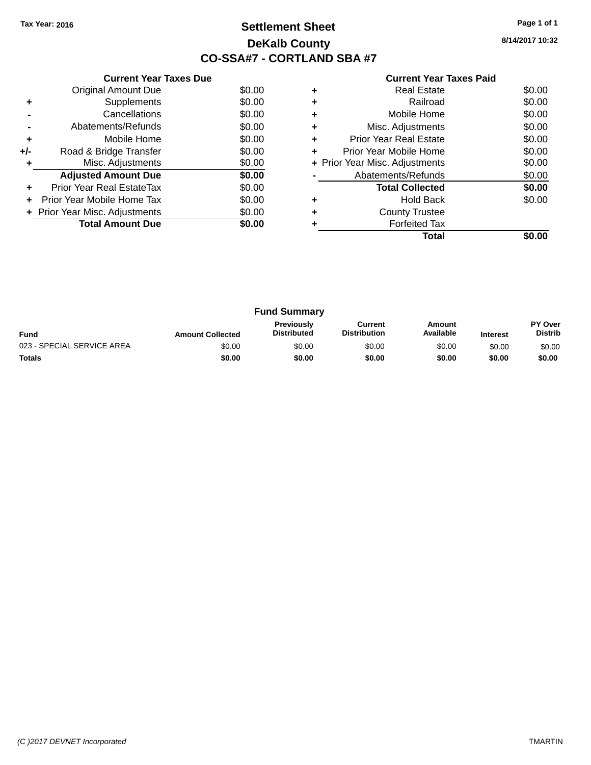Tax Year: 2016

# Settlement Sheet

## DeKalb County

## CO-SSA#7 - CORTLAND SBA #7

8/14/2017 10:32

**Current Year Taxes Due**

| | | |
|---|---|---|
| | Original Amount Due | $0.00 |
| + | Supplements | $0.00 |
| - | Cancellations | $0.00 |
| - | Abatements/Refunds | $0.00 |
| + | Mobile Home | $0.00 |
| +/- | Road & Bridge Transfer | $0.00 |
| + | Misc. Adjustments | $0.00 |
| | **Adjusted Amount Due** | **$0.00** |
| + | Prior Year Real EstateTax | $0.00 |
| + | Prior Year Mobile Home Tax | $0.00 |
| + | Prior Year Misc. Adjustments | $0.00 |
| | **Total Amount Due** | **$0.00** |

**Current Year Taxes Paid**

| | | |
|---|---|---|
| + | Real Estate | $0.00 |
| + | Railroad | $0.00 |
| + | Mobile Home | $0.00 |
| + | Misc. Adjustments | $0.00 |
| + | Prior Year Real Estate | $0.00 |
| + | Prior Year Mobile Home | $0.00 |
| + | Prior Year Misc. Adjustments | $0.00 |
| - | Abatements/Refunds | $0.00 |
| | **Total Collected** | **$0.00** |
| + | Hold Back | $0.00 |
| + | County Trustee | |
| + | Forfeited Tax | |
| | **Total** | **$0.00** |

**Fund Summary**

| Fund | Amount Collected | Previously Distributed | Current Distribution | Amount Available | Interest | PY Over Distrib |
|---|---|---|---|---|---|---|
| 023 - SPECIAL SERVICE AREA | $0.00 | $0.00 | $0.00 | $0.00 | $0.00 | $0.00 |
| **Totals** | **$0.00** | **$0.00** | **$0.00** | **$0.00** | **$0.00** | **$0.00** |

(C )2017 DEVNET Incorporated TMARTIN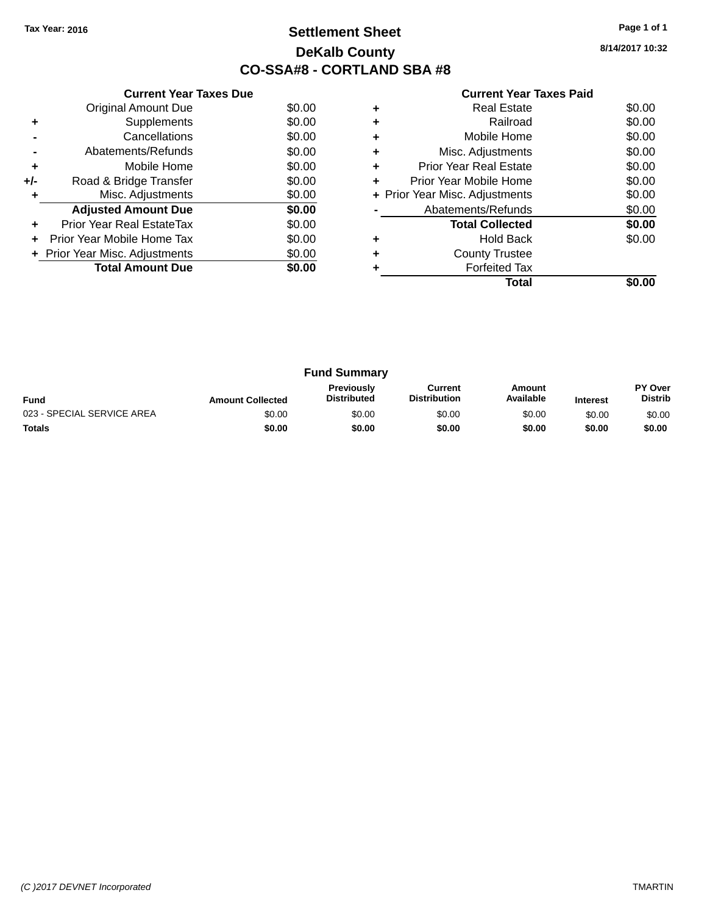Tax Year: 2016

# Settlement Sheet

## DeKalb County

## CO-SSA#8 - CORTLAND SBA #8

8/14/2017 10:32

| | Current Year Taxes Due | |
|---|---|---|
| | Original Amount Due | $0.00 |
| + | Supplements | $0.00 |
| - | Cancellations | $0.00 |
| - | Abatements/Refunds | $0.00 |
| + | Mobile Home | $0.00 |
| +/- | Road & Bridge Transfer | $0.00 |
| + | Misc. Adjustments | $0.00 |
| | **Adjusted Amount Due** | **$0.00** |
| + | Prior Year Real EstateTax | $0.00 |
| + | Prior Year Mobile Home Tax | $0.00 |
| + | Prior Year Misc. Adjustments | $0.00 |
| | **Total Amount Due** | **$0.00** |

| | Current Year Taxes Paid | |
|---|---|---|
| + | Real Estate | $0.00 |
| + | Railroad | $0.00 |
| + | Mobile Home | $0.00 |
| + | Misc. Adjustments | $0.00 |
| + | Prior Year Real Estate | $0.00 |
| + | Prior Year Mobile Home | $0.00 |
| + | Prior Year Misc. Adjustments | $0.00 |
| - | Abatements/Refunds | $0.00 |
| | **Total Collected** | **$0.00** |
| + | Hold Back | $0.00 |
| + | County Trustee | |
| + | Forfeited Tax | |
| | **Total** | **$0.00** |

### Fund Summary

| Fund | Amount Collected | Previously Distributed | Current Distribution | Amount Available | Interest | PY Over Distrib |
|---|---|---|---|---|---|---|
| 023 - SPECIAL SERVICE AREA | $0.00 | $0.00 | $0.00 | $0.00 | $0.00 | $0.00 |
| **Totals** | **$0.00** | **$0.00** | **$0.00** | **$0.00** | **$0.00** | **$0.00** |

(C )2017 DEVNET Incorporated TMARTIN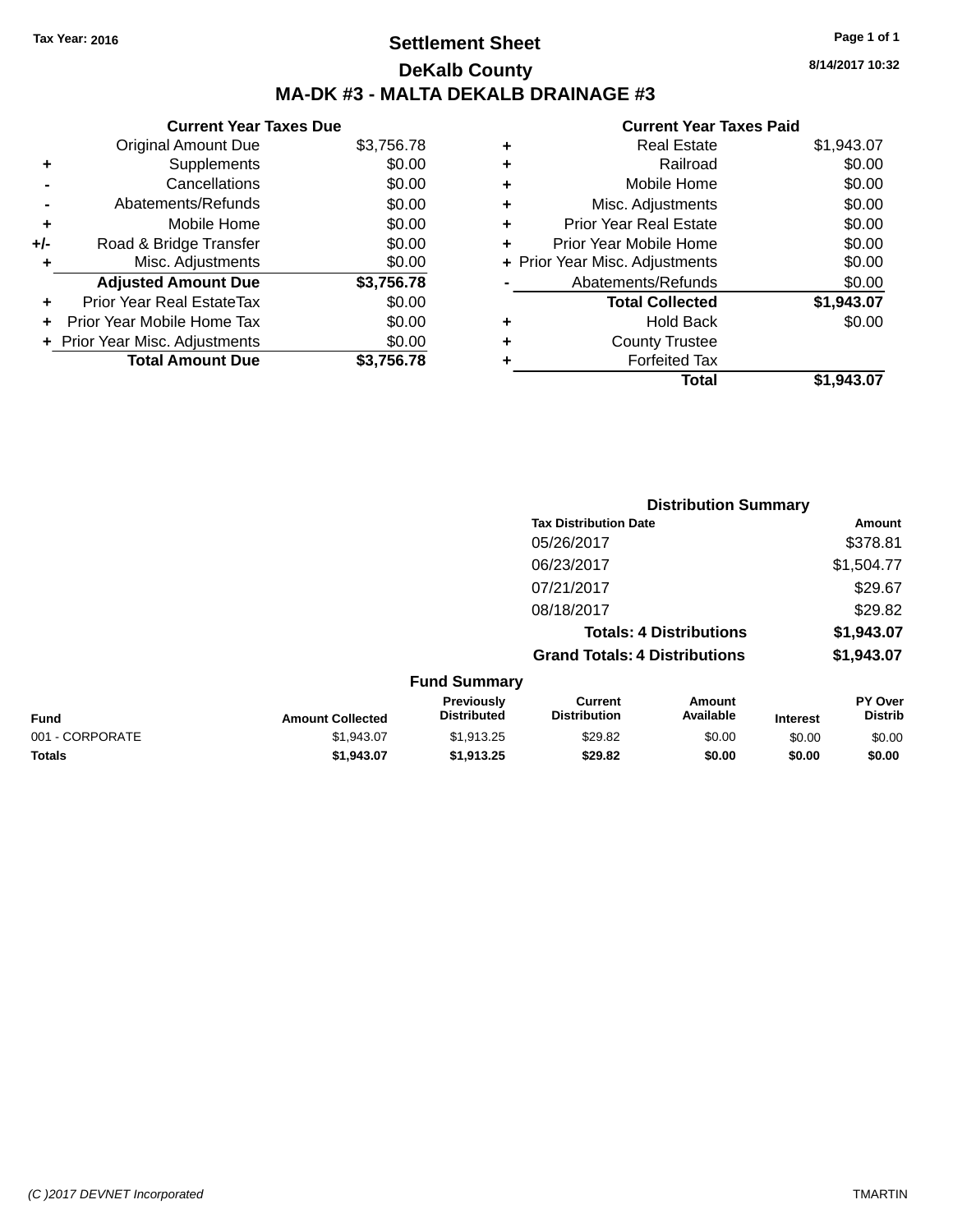Tax Year: 2016

# Settlement Sheet

## DeKalb County

## MA-DK #3 - MALTA DEKALB DRAINAGE #3

8/14/2017 10:32

| | Current Year Taxes Due | |
|---|---|---|
| | Original Amount Due | $3,756.78 |
| + | Supplements | $0.00 |
| - | Cancellations | $0.00 |
| - | Abatements/Refunds | $0.00 |
| + | Mobile Home | $0.00 |
| +/- | Road & Bridge Transfer | $0.00 |
| + | Misc. Adjustments | $0.00 |
| | **Adjusted Amount Due** | **$3,756.78** |
| + | Prior Year Real EstateTax | $0.00 |
| + | Prior Year Mobile Home Tax | $0.00 |
| + | Prior Year Misc. Adjustments | $0.00 |
| | **Total Amount Due** | **$3,756.78** |

| | Current Year Taxes Paid | |
|---|---|---|
| + | Real Estate | $1,943.07 |
| + | Railroad | $0.00 |
| + | Mobile Home | $0.00 |
| + | Misc. Adjustments | $0.00 |
| + | Prior Year Real Estate | $0.00 |
| + | Prior Year Mobile Home | $0.00 |
| + | Prior Year Misc. Adjustments | $0.00 |
| - | Abatements/Refunds | $0.00 |
| | **Total Collected** | **$1,943.07** |
| + | Hold Back | $0.00 |
| + | County Trustee | |
| + | Forfeited Tax | |
| | **Total** | **$1,943.07** |

### Distribution Summary

| Tax Distribution Date | Amount |
|---|---|
| 05/26/2017 | $378.81 |
| 06/23/2017 | $1,504.77 |
| 07/21/2017 | $29.67 |
| 08/18/2017 | $29.82 |
| **Totals: 4 Distributions** | **$1,943.07** |
| **Grand Totals: 4 Distributions** | **$1,943.07** |

### Fund Summary

| Fund | Amount Collected | Previously Distributed | Current Distribution | Amount Available | Interest | PY Over Distrib |
|---|---|---|---|---|---|---|
| 001 - CORPORATE | $1,943.07 | $1,913.25 | $29.82 | $0.00 | $0.00 | $0.00 |
| **Totals** | **$1,943.07** | **$1,913.25** | **$29.82** | **$0.00** | **$0.00** | **$0.00** |

(C )2017 DEVNET Incorporated TMARTIN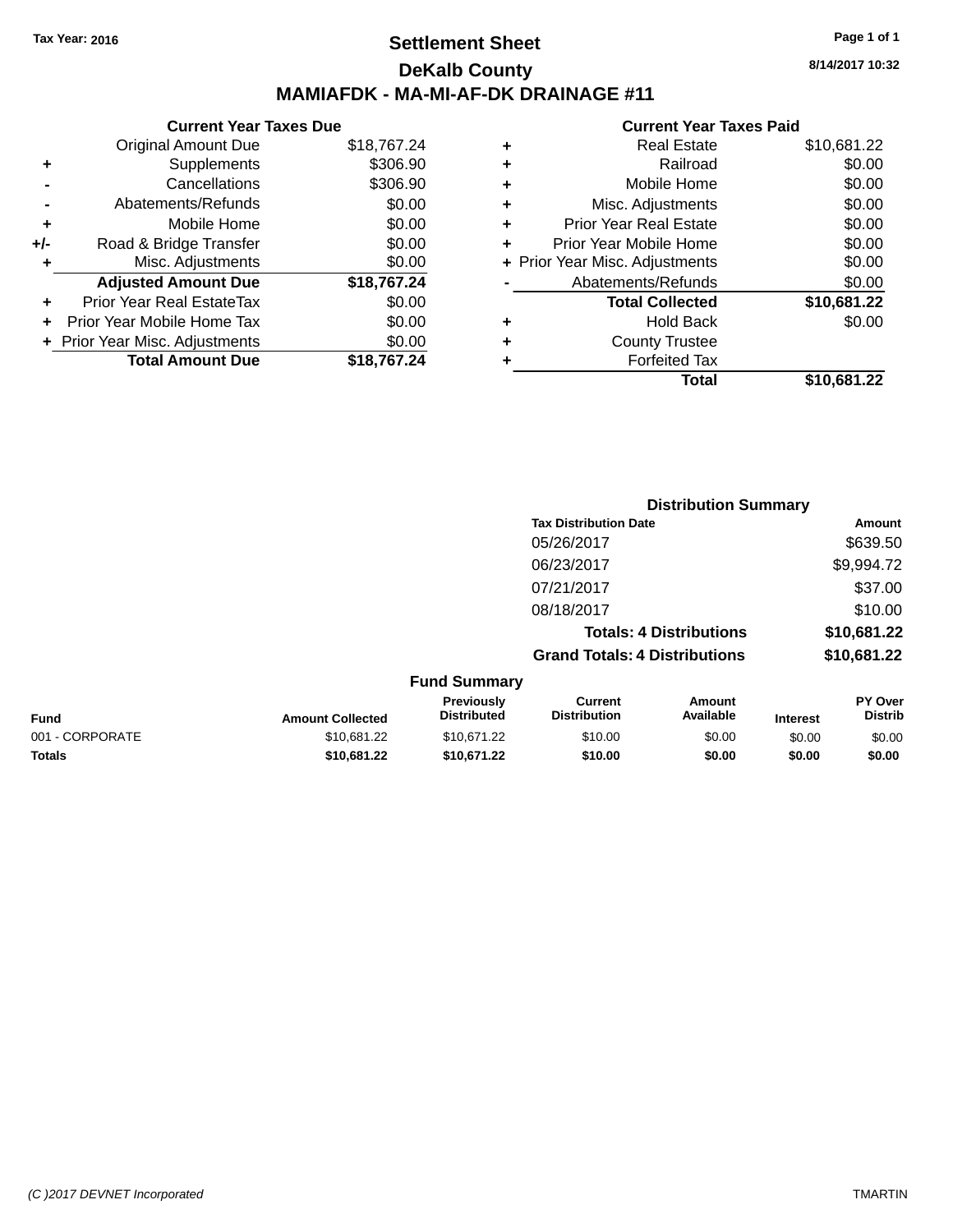Tax Year: 2016

# Settlement Sheet

## DeKalb County

## MAMIAFDK - MA-MI-AF-DK DRAINAGE #11

8/14/2017 10:32

### Current Year Taxes Due

| | | |
|---|---|---|
| | Original Amount Due | $18,767.24 |
| + | Supplements | $306.90 |
| - | Cancellations | $306.90 |
| - | Abatements/Refunds | $0.00 |
| + | Mobile Home | $0.00 |
| +/- | Road & Bridge Transfer | $0.00 |
| + | Misc. Adjustments | $0.00 |
| | **Adjusted Amount Due** | **$18,767.24** |
| + | Prior Year Real EstateTax | $0.00 |
| + | Prior Year Mobile Home Tax | $0.00 |
| + | Prior Year Misc. Adjustments | $0.00 |
| | **Total Amount Due** | **$18,767.24** |

### Current Year Taxes Paid

| | | |
|---|---|---|
| + | Real Estate | $10,681.22 |
| + | Railroad | $0.00 |
| + | Mobile Home | $0.00 |
| + | Misc. Adjustments | $0.00 |
| + | Prior Year Real Estate | $0.00 |
| + | Prior Year Mobile Home | $0.00 |
| + | Prior Year Misc. Adjustments | $0.00 |
| - | Abatements/Refunds | $0.00 |
| | **Total Collected** | **$10,681.22** |
| + | Hold Back | $0.00 |
| + | County Trustee | |
| + | Forfeited Tax | |
| | **Total** | **$10,681.22** |

### Distribution Summary

| Tax Distribution Date | Amount |
|---|---|
| 05/26/2017 | $639.50 |
| 06/23/2017 | $9,994.72 |
| 07/21/2017 | $37.00 |
| 08/18/2017 | $10.00 |
| **Totals: 4 Distributions** | **$10,681.22** |
| **Grand Totals: 4 Distributions** | **$10,681.22** |

### Fund Summary

| Fund | Amount Collected | Previously Distributed | Current Distribution | Amount Available | Interest | PY Over Distrib |
|---|---|---|---|---|---|---|
| 001 - CORPORATE | $10,681.22 | $10,671.22 | $10.00 | $0.00 | $0.00 | $0.00 |
| **Totals** | **$10,681.22** | **$10,671.22** | **$10.00** | **$0.00** | **$0.00** | **$0.00** |

(C )2017 DEVNET Incorporated TMARTIN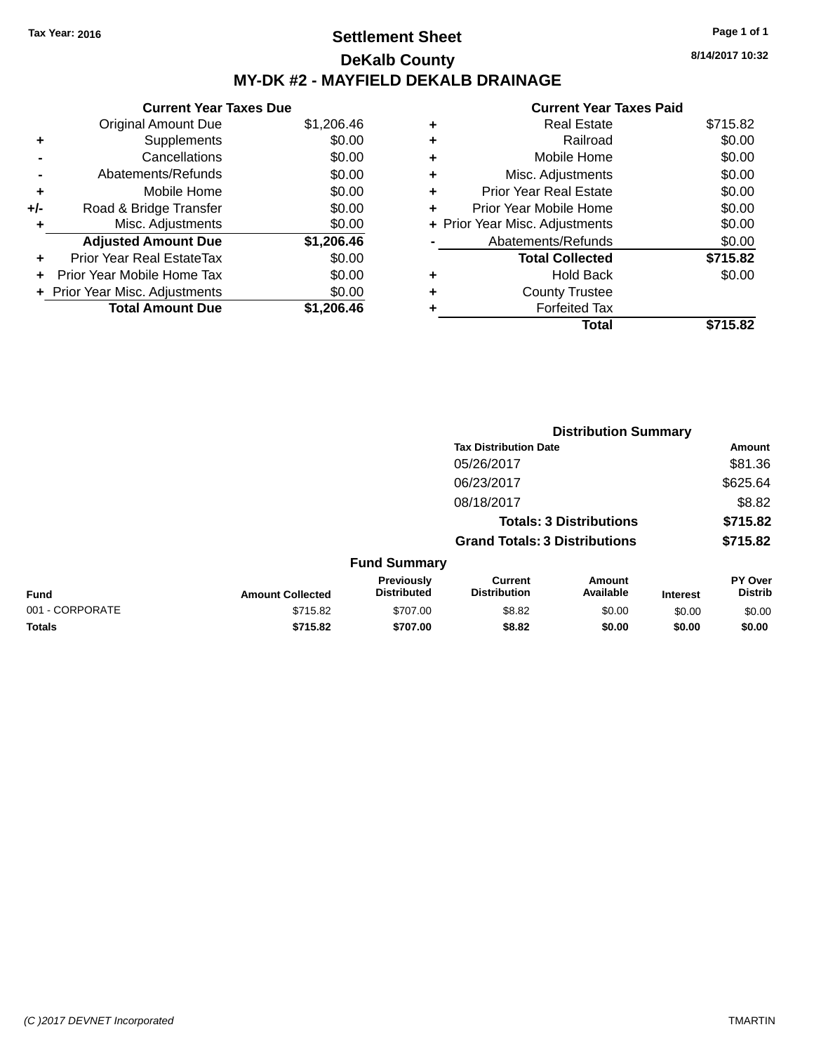Tax Year: 2016

# Settlement Sheet

## DeKalb County

## MY-DK #2 - MAYFIELD DEKALB DRAINAGE

8/14/2017 10:32

### Current Year Taxes Due

| | | |
|---|---|---|
| | Original Amount Due | $1,206.46 |
| + | Supplements | $0.00 |
| - | Cancellations | $0.00 |
| - | Abatements/Refunds | $0.00 |
| + | Mobile Home | $0.00 |
| +/- | Road & Bridge Transfer | $0.00 |
| + | Misc. Adjustments | $0.00 |
| | **Adjusted Amount Due** | **$1,206.46** |
| + | Prior Year Real EstateTax | $0.00 |
| + | Prior Year Mobile Home Tax | $0.00 |
| + | Prior Year Misc. Adjustments | $0.00 |
| | **Total Amount Due** | **$1,206.46** |

### Current Year Taxes Paid

| | | |
|---|---|---|
| + | Real Estate | $715.82 |
| + | Railroad | $0.00 |
| + | Mobile Home | $0.00 |
| + | Misc. Adjustments | $0.00 |
| + | Prior Year Real Estate | $0.00 |
| + | Prior Year Mobile Home | $0.00 |
| + | Prior Year Misc. Adjustments | $0.00 |
| - | Abatements/Refunds | $0.00 |
| | **Total Collected** | **$715.82** |
| + | Hold Back | $0.00 |
| + | County Trustee | |
| + | Forfeited Tax | |
| | **Total** | **$715.82** |

### Distribution Summary

| Tax Distribution Date | Amount |
|---|---|
| 05/26/2017 | $81.36 |
| 06/23/2017 | $625.64 |
| 08/18/2017 | $8.82 |
| **Totals: 3 Distributions** | **$715.82** |
| **Grand Totals: 3 Distributions** | **$715.82** |

### Fund Summary

| Fund | Amount Collected | Previously Distributed | Current Distribution | Amount Available | Interest | PY Over Distrib |
|---|---|---|---|---|---|---|
| 001 - CORPORATE | $715.82 | $707.00 | $8.82 | $0.00 | $0.00 | $0.00 |
| **Totals** | **$715.82** | **$707.00** | **$8.82** | **$0.00** | **$0.00** | **$0.00** |

(C )2017 DEVNET Incorporated TMARTIN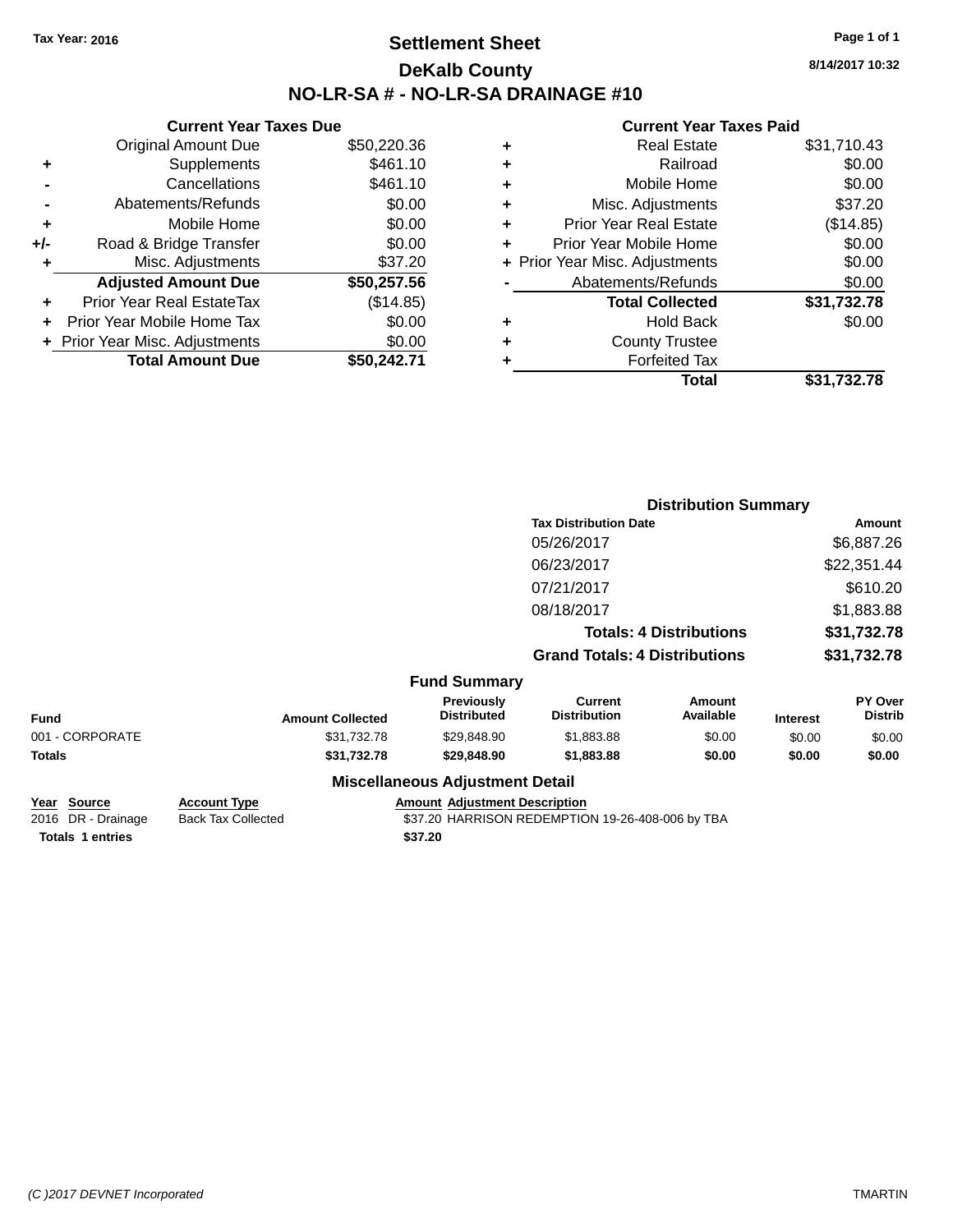Tax Year: 2016

# Settlement Sheet
## DeKalb County
## NO-LR-SA # - NO-LR-SA DRAINAGE #10

8/14/2017 10:32

### Current Year Taxes Due

| | | |
|---|---|---|
| | Original Amount Due | $50,220.36 |
| + | Supplements | $461.10 |
| - | Cancellations | $461.10 |
| - | Abatements/Refunds | $0.00 |
| + | Mobile Home | $0.00 |
| +/- | Road & Bridge Transfer | $0.00 |
| + | Misc. Adjustments | $37.20 |
| | **Adjusted Amount Due** | **$50,257.56** |
| + | Prior Year Real EstateTax | ($14.85) |
| + | Prior Year Mobile Home Tax | $0.00 |
| + | Prior Year Misc. Adjustments | $0.00 |
| | **Total Amount Due** | **$50,242.71** |

### Current Year Taxes Paid

| | | |
|---|---|---|
| + | Real Estate | $31,710.43 |
| + | Railroad | $0.00 |
| + | Mobile Home | $0.00 |
| + | Misc. Adjustments | $37.20 |
| + | Prior Year Real Estate | ($14.85) |
| + | Prior Year Mobile Home | $0.00 |
| + | Prior Year Misc. Adjustments | $0.00 |
| - | Abatements/Refunds | $0.00 |
| | **Total Collected** | **$31,732.78** |
| + | Hold Back | $0.00 |
| + | County Trustee | |
| + | Forfeited Tax | |
| | **Total** | **$31,732.78** |

### Distribution Summary

| Tax Distribution Date | Amount |
|---|---|
| 05/26/2017 | $6,887.26 |
| 06/23/2017 | $22,351.44 |
| 07/21/2017 | $610.20 |
| 08/18/2017 | $1,883.88 |
| **Totals: 4 Distributions** | **$31,732.78** |
| **Grand Totals: 4 Distributions** | **$31,732.78** |

### Fund Summary

| Fund | Amount Collected | Previously Distributed | Current Distribution | Amount Available | Interest | PY Over Distrib |
|---|---|---|---|---|---|---|
| 001 - CORPORATE | $31,732.78 | $29,848.90 | $1,883.88 | $0.00 | $0.00 | $0.00 |
| **Totals** | **$31,732.78** | **$29,848.90** | **$1,883.88** | **$0.00** | **$0.00** | **$0.00** |

### Miscellaneous Adjustment Detail

| Year | Source | Account Type | Amount | Adjustment Description |
|---|---|---|---|---|
| 2016 | DR - Drainage | Back Tax Collected | $37.20 | HARRISON REDEMPTION 19-26-408-006 by TBA |
| **Totals** | **1 entries** | | **$37.20** | |

(C )2017 DEVNET Incorporated TMARTIN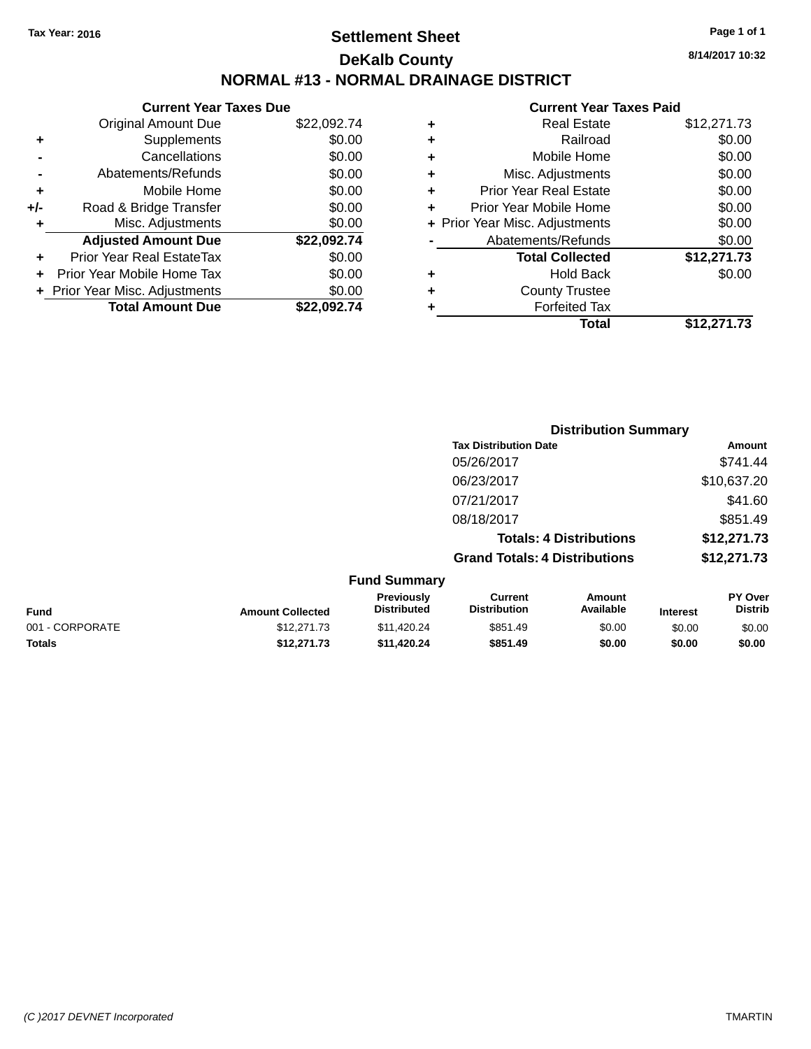**Tax Year: 2016**

# Settlement Sheet

## DeKalb County

## NORMAL #13 - NORMAL DRAINAGE DISTRICT

8/14/2017 10:32

### Current Year Taxes Due

| | | |
|---|---|---|
| | Original Amount Due | $22,092.74 |
| + | Supplements | $0.00 |
| - | Cancellations | $0.00 |
| - | Abatements/Refunds | $0.00 |
| + | Mobile Home | $0.00 |
| +/- | Road & Bridge Transfer | $0.00 |
| + | Misc. Adjustments | $0.00 |
| | **Adjusted Amount Due** | **$22,092.74** |
| + | Prior Year Real EstateTax | $0.00 |
| + | Prior Year Mobile Home Tax | $0.00 |
| + | Prior Year Misc. Adjustments | $0.00 |
| | **Total Amount Due** | **$22,092.74** |

### Current Year Taxes Paid

| | | |
|---|---|---|
| + | Real Estate | $12,271.73 |
| + | Railroad | $0.00 |
| + | Mobile Home | $0.00 |
| + | Misc. Adjustments | $0.00 |
| + | Prior Year Real Estate | $0.00 |
| + | Prior Year Mobile Home | $0.00 |
| + | Prior Year Misc. Adjustments | $0.00 |
| - | Abatements/Refunds | $0.00 |
| | **Total Collected** | **$12,271.73** |
| + | Hold Back | $0.00 |
| + | County Trustee | |
| + | Forfeited Tax | |
| | **Total** | **$12,271.73** |

### Distribution Summary

| Tax Distribution Date | Amount |
|---|---|
| 05/26/2017 | $741.44 |
| 06/23/2017 | $10,637.20 |
| 07/21/2017 | $41.60 |
| 08/18/2017 | $851.49 |
| **Totals: 4 Distributions** | **$12,271.73** |
| **Grand Totals: 4 Distributions** | **$12,271.73** |

### Fund Summary

| Fund | Amount Collected | Previously Distributed | Current Distribution | Amount Available | Interest | PY Over Distrib |
|---|---|---|---|---|---|---|
| 001 - CORPORATE | $12,271.73 | $11,420.24 | $851.49 | $0.00 | $0.00 | $0.00 |
| **Totals** | **$12,271.73** | **$11,420.24** | **$851.49** | **$0.00** | **$0.00** | **$0.00** |

(C )2017 DEVNET Incorporated TMARTIN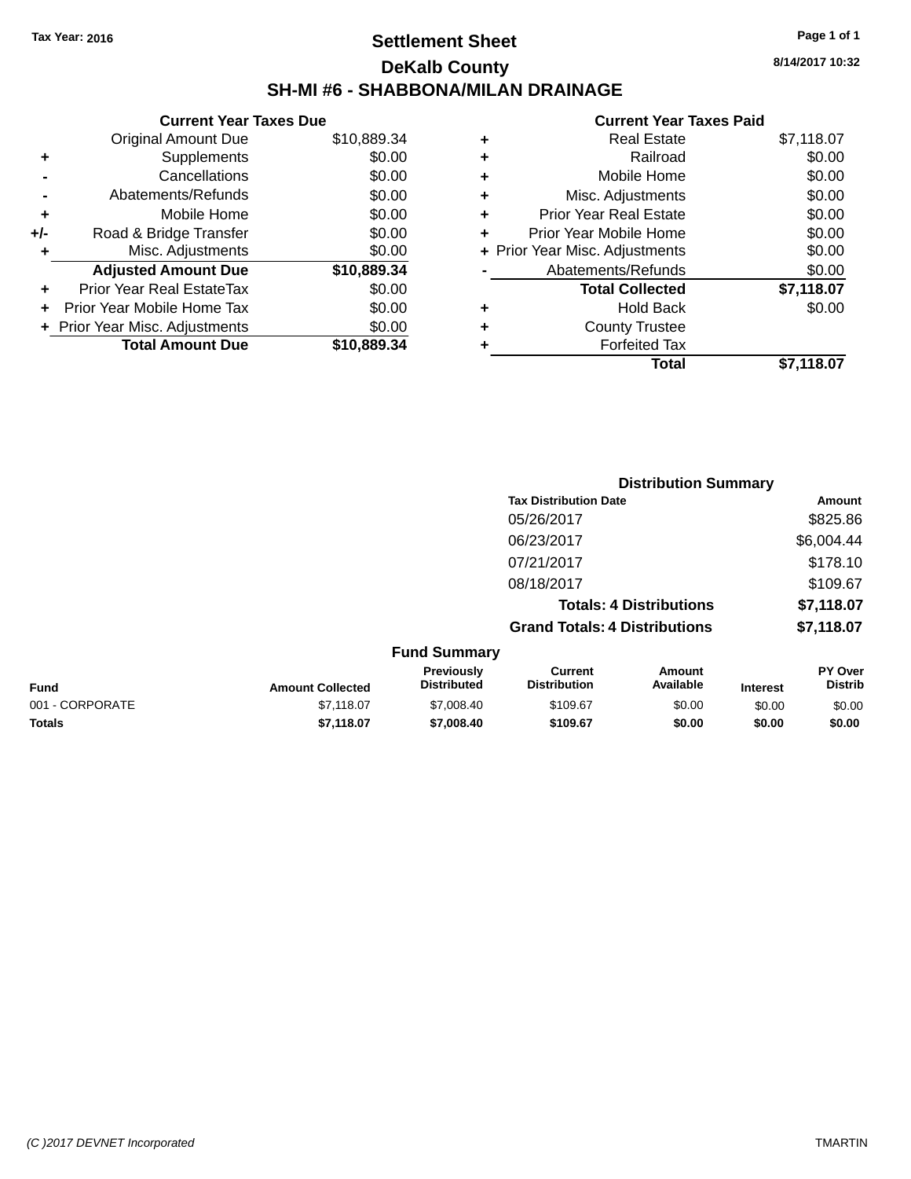Tax Year: 2016

# Settlement Sheet

## DeKalb County

## SH-MI #6 - SHABBONA/MILAN DRAINAGE

8/14/2017 10:32

### Current Year Taxes Due

| | | |
|---|---|---|
| | Original Amount Due | $10,889.34 |
| + | Supplements | $0.00 |
| - | Cancellations | $0.00 |
| - | Abatements/Refunds | $0.00 |
| + | Mobile Home | $0.00 |
| +/- | Road & Bridge Transfer | $0.00 |
| + | Misc. Adjustments | $0.00 |
| | **Adjusted Amount Due** | **$10,889.34** |
| + | Prior Year Real EstateTax | $0.00 |
| + | Prior Year Mobile Home Tax | $0.00 |
| + | Prior Year Misc. Adjustments | $0.00 |
| | **Total Amount Due** | **$10,889.34** |

### Current Year Taxes Paid

| | | |
|---|---|---|
| + | Real Estate | $7,118.07 |
| + | Railroad | $0.00 |
| + | Mobile Home | $0.00 |
| + | Misc. Adjustments | $0.00 |
| + | Prior Year Real Estate | $0.00 |
| + | Prior Year Mobile Home | $0.00 |
| + | Prior Year Misc. Adjustments | $0.00 |
| - | Abatements/Refunds | $0.00 |
| | **Total Collected** | **$7,118.07** |
| + | Hold Back | $0.00 |
| + | County Trustee | |
| + | Forfeited Tax | |
| | **Total** | **$7,118.07** |

### Distribution Summary

| Tax Distribution Date | Amount |
|---|---|
| 05/26/2017 | $825.86 |
| 06/23/2017 | $6,004.44 |
| 07/21/2017 | $178.10 |
| 08/18/2017 | $109.67 |
| **Totals: 4 Distributions** | **$7,118.07** |
| **Grand Totals: 4 Distributions** | **$7,118.07** |

### Fund Summary

| Fund | Amount Collected | Previously Distributed | Current Distribution | Amount Available | Interest | PY Over Distrib |
|---|---|---|---|---|---|---|
| 001 - CORPORATE | $7,118.07 | $7,008.40 | $109.67 | $0.00 | $0.00 | $0.00 |
| **Totals** | **$7,118.07** | **$7,008.40** | **$109.67** | **$0.00** | **$0.00** | **$0.00** |

(C )2017 DEVNET Incorporated TMARTIN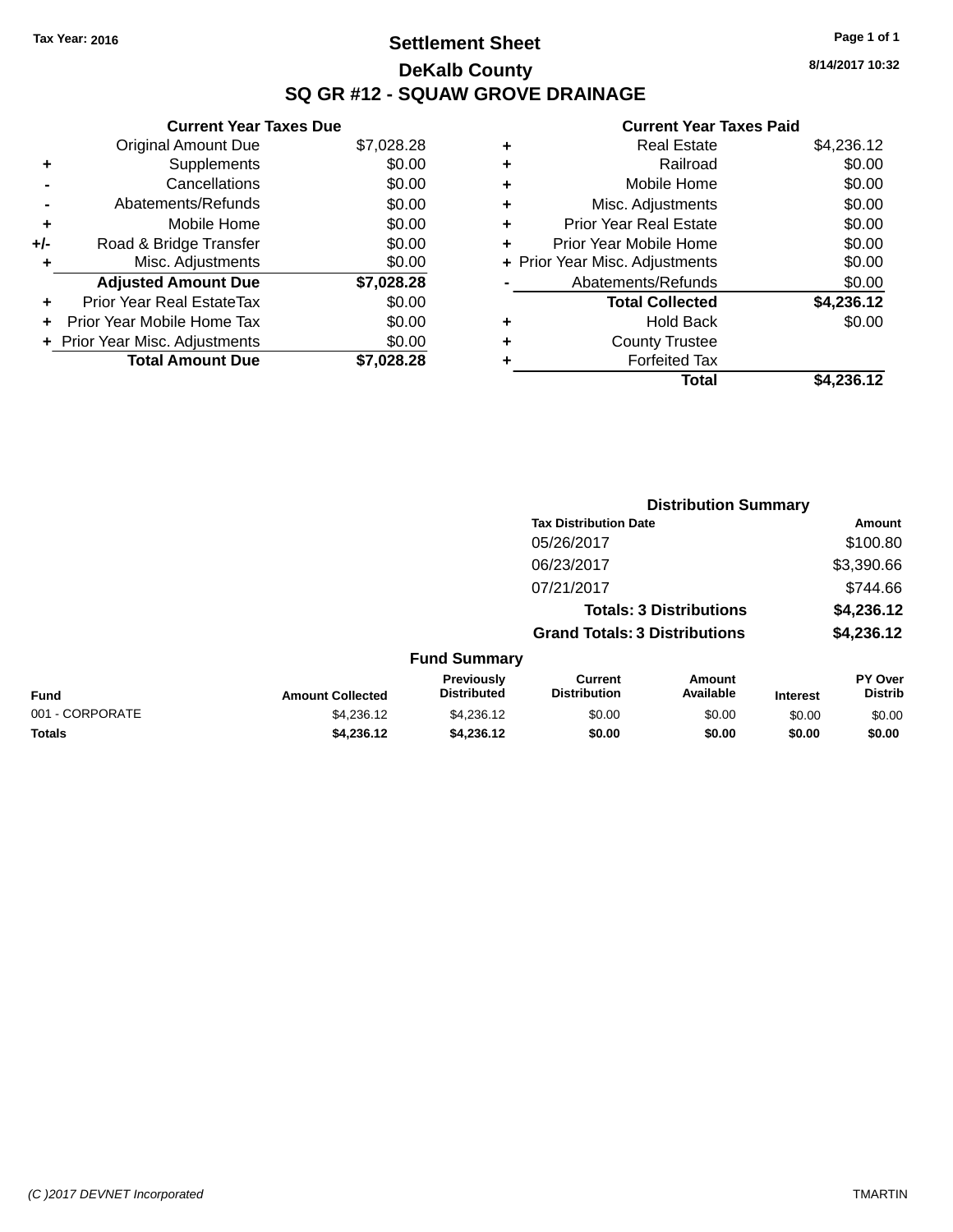Tax Year: 2016

# Settlement Sheet

## DeKalb County

## SQ GR #12 - SQUAW GROVE DRAINAGE

8/14/2017 10:32

### Current Year Taxes Due

| | | |
|---|---|---|
| | Original Amount Due | $7,028.28 |
| + | Supplements | $0.00 |
| - | Cancellations | $0.00 |
| - | Abatements/Refunds | $0.00 |
| + | Mobile Home | $0.00 |
| +/- | Road & Bridge Transfer | $0.00 |
| + | Misc. Adjustments | $0.00 |
| | **Adjusted Amount Due** | **$7,028.28** |
| + | Prior Year Real EstateTax | $0.00 |
| + | Prior Year Mobile Home Tax | $0.00 |
| + | Prior Year Misc. Adjustments | $0.00 |
| | **Total Amount Due** | **$7,028.28** |

### Current Year Taxes Paid

| | | |
|---|---|---|
| + | Real Estate | $4,236.12 |
| + | Railroad | $0.00 |
| + | Mobile Home | $0.00 |
| + | Misc. Adjustments | $0.00 |
| + | Prior Year Real Estate | $0.00 |
| + | Prior Year Mobile Home | $0.00 |
| + | Prior Year Misc. Adjustments | $0.00 |
| - | Abatements/Refunds | $0.00 |
| | **Total Collected** | **$4,236.12** |
| + | Hold Back | $0.00 |
| + | County Trustee | |
| + | Forfeited Tax | |
| | **Total** | **$4,236.12** |

### Distribution Summary

| Tax Distribution Date | Amount |
|---|---|
| 05/26/2017 | $100.80 |
| 06/23/2017 | $3,390.66 |
| 07/21/2017 | $744.66 |
| **Totals: 3 Distributions** | **$4,236.12** |
| **Grand Totals: 3 Distributions** | **$4,236.12** |

### Fund Summary

| Fund | Amount Collected | Previously Distributed | Current Distribution | Amount Available | Interest | PY Over Distrib |
|---|---|---|---|---|---|---|
| 001 - CORPORATE | $4,236.12 | $4,236.12 | $0.00 | $0.00 | $0.00 | $0.00 |
| **Totals** | **$4,236.12** | **$4,236.12** | **$0.00** | **$0.00** | **$0.00** | **$0.00** |

(C )2017 DEVNET Incorporated TMARTIN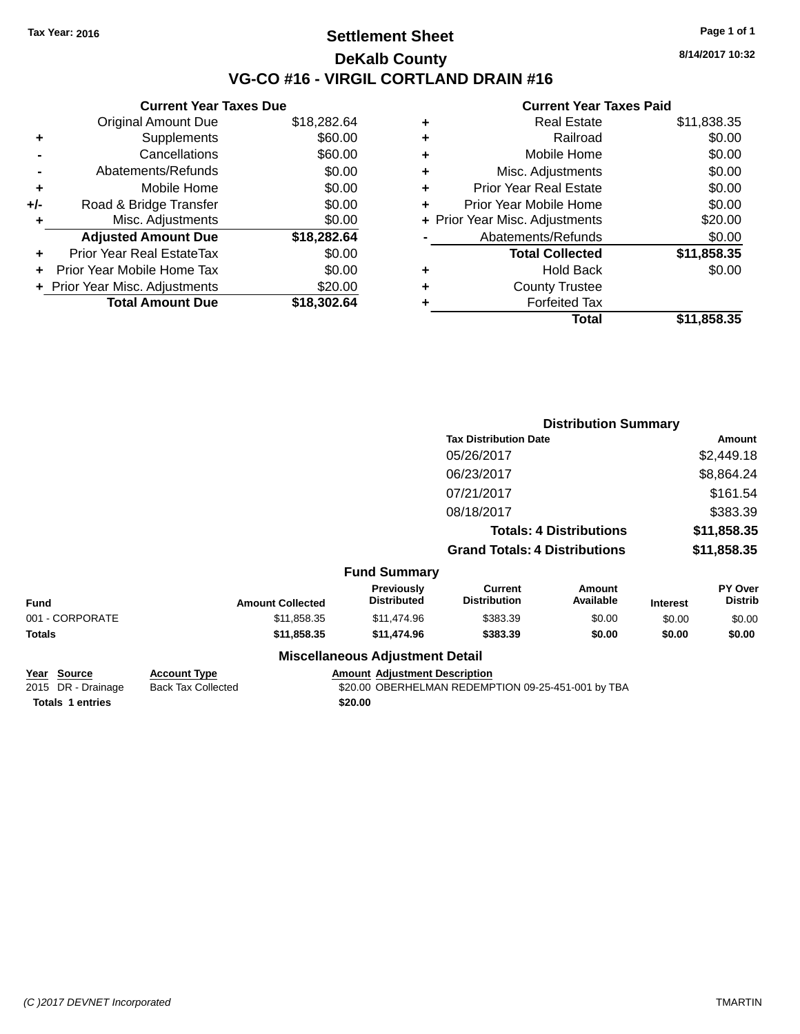Tax Year: 2016

# Settlement Sheet

## DeKalb County

## VG-CO #16 - VIRGIL CORTLAND DRAIN #16

8/14/2017 10:32

### Current Year Taxes Due

| | | |
|---|---|---|
| | Original Amount Due | $18,282.64 |
| + | Supplements | $60.00 |
| - | Cancellations | $60.00 |
| - | Abatements/Refunds | $0.00 |
| + | Mobile Home | $0.00 |
| +/- | Road & Bridge Transfer | $0.00 |
| + | Misc. Adjustments | $0.00 |
| | **Adjusted Amount Due** | **$18,282.64** |
| + | Prior Year Real EstateTax | $0.00 |
| + | Prior Year Mobile Home Tax | $0.00 |
| + | Prior Year Misc. Adjustments | $20.00 |
| | **Total Amount Due** | **$18,302.64** |

### Current Year Taxes Paid

| | | |
|---|---|---|
| + | Real Estate | $11,838.35 |
| + | Railroad | $0.00 |
| + | Mobile Home | $0.00 |
| + | Misc. Adjustments | $0.00 |
| + | Prior Year Real Estate | $0.00 |
| + | Prior Year Mobile Home | $0.00 |
| + | Prior Year Misc. Adjustments | $20.00 |
| - | Abatements/Refunds | $0.00 |
| | **Total Collected** | **$11,858.35** |
| + | Hold Back | $0.00 |
| + | County Trustee | |
| + | Forfeited Tax | |
| | **Total** | **$11,858.35** |

### Distribution Summary

| Tax Distribution Date | Amount |
|---|---|
| 05/26/2017 | $2,449.18 |
| 06/23/2017 | $8,864.24 |
| 07/21/2017 | $161.54 |
| 08/18/2017 | $383.39 |
| **Totals: 4 Distributions** | **$11,858.35** |
| **Grand Totals: 4 Distributions** | **$11,858.35** |

### Fund Summary

| Fund | Amount Collected | Previously Distributed | Current Distribution | Amount Available | Interest | PY Over Distrib |
|---|---|---|---|---|---|---|
| 001 - CORPORATE | $11,858.35 | $11,474.96 | $383.39 | $0.00 | $0.00 | $0.00 |
| **Totals** | **$11,858.35** | **$11,474.96** | **$383.39** | **$0.00** | **$0.00** | **$0.00** |

### Miscellaneous Adjustment Detail

| Year | Source | Account Type | Amount | Adjustment Description |
|---|---|---|---|---|
| 2015 | DR - Drainage | Back Tax Collected | $20.00 | OBERHELMAN REDEMPTION 09-25-451-001 by TBA |
| **Totals** | **1 entries** | | **$20.00** | |

(C )2017 DEVNET Incorporated

TMARTIN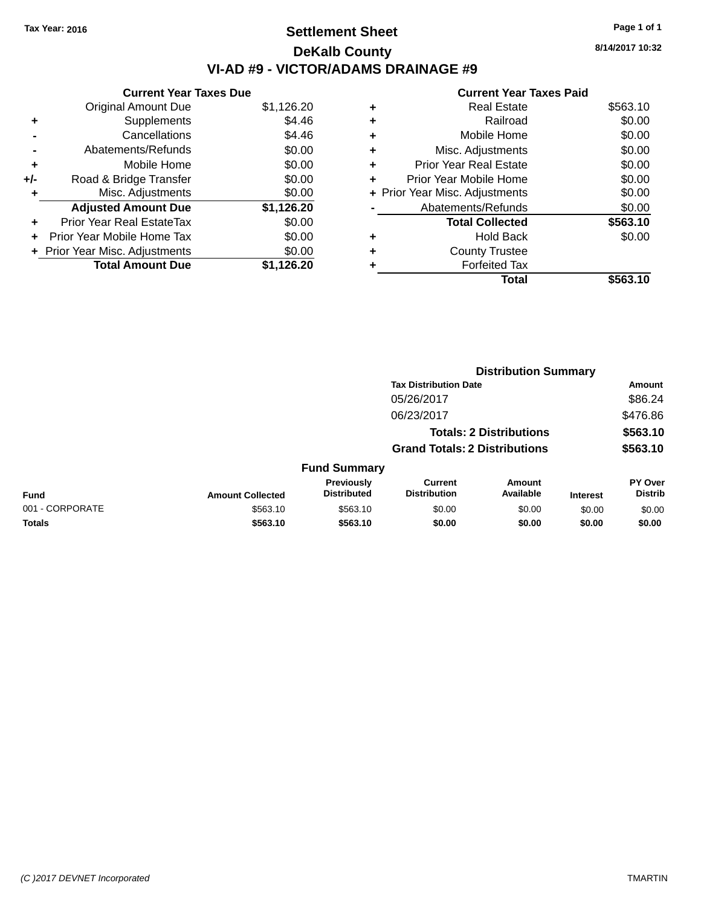Tax Year: 2016

# Settlement Sheet

## DeKalb County

## VI-AD #9 - VICTOR/ADAMS DRAINAGE #9

8/14/2017 10:32

| | Current Year Taxes Due | |
|---|---|---|
| | Original Amount Due | $1,126.20 |
| + | Supplements | $4.46 |
| - | Cancellations | $4.46 |
| - | Abatements/Refunds | $0.00 |
| + | Mobile Home | $0.00 |
| +/- | Road & Bridge Transfer | $0.00 |
| + | Misc. Adjustments | $0.00 |
| | **Adjusted Amount Due** | **$1,126.20** |
| + | Prior Year Real EstateTax | $0.00 |
| + | Prior Year Mobile Home Tax | $0.00 |
| + | Prior Year Misc. Adjustments | $0.00 |
| | **Total Amount Due** | **$1,126.20** |

| | Current Year Taxes Paid | |
|---|---|---|
| + | Real Estate | $563.10 |
| + | Railroad | $0.00 |
| + | Mobile Home | $0.00 |
| + | Misc. Adjustments | $0.00 |
| + | Prior Year Real Estate | $0.00 |
| + | Prior Year Mobile Home | $0.00 |
| + | Prior Year Misc. Adjustments | $0.00 |
| - | Abatements/Refunds | $0.00 |
| | **Total Collected** | **$563.10** |
| + | Hold Back | $0.00 |
| + | County Trustee | |
| + | Forfeited Tax | |
| | **Total** | **$563.10** |

### Distribution Summary

| Tax Distribution Date | Amount |
|---|---|
| 05/26/2017 | $86.24 |
| 06/23/2017 | $476.86 |
| **Totals: 2 Distributions** | **$563.10** |
| **Grand Totals: 2 Distributions** | **$563.10** |

### Fund Summary

| Fund | Amount Collected | Previously Distributed | Current Distribution | Amount Available | Interest | PY Over Distrib |
|---|---|---|---|---|---|---|
| 001 - CORPORATE | $563.10 | $563.10 | $0.00 | $0.00 | $0.00 | $0.00 |
| **Totals** | **$563.10** | **$563.10** | **$0.00** | **$0.00** | **$0.00** | **$0.00** |

(C )2017 DEVNET Incorporated

TMARTIN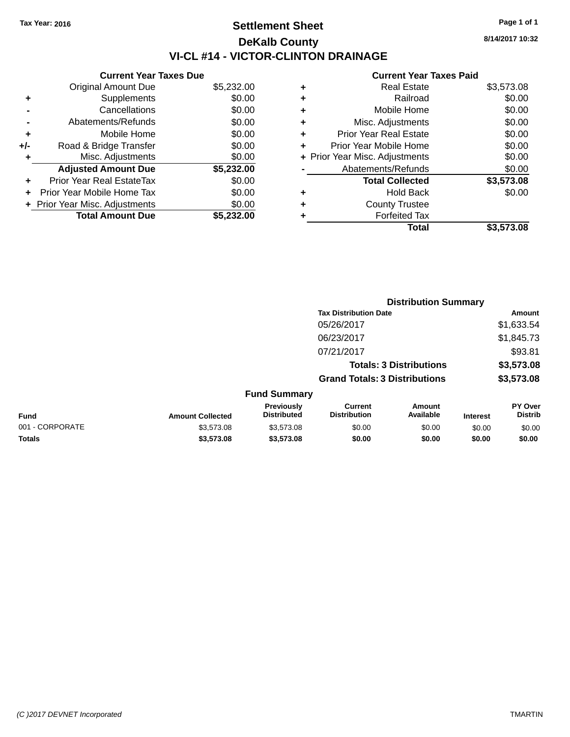Tax Year: 2016

# Settlement Sheet

## DeKalb County

## VI-CL #14 - VICTOR-CLINTON DRAINAGE

8/14/2017 10:32

| | Current Year Taxes Due | |
|---|---|---|
| | Original Amount Due | $5,232.00 |
| + | Supplements | $0.00 |
| - | Cancellations | $0.00 |
| - | Abatements/Refunds | $0.00 |
| + | Mobile Home | $0.00 |
| +/- | Road & Bridge Transfer | $0.00 |
| + | Misc. Adjustments | $0.00 |
| | **Adjusted Amount Due** | **$5,232.00** |
| + | Prior Year Real EstateTax | $0.00 |
| + | Prior Year Mobile Home Tax | $0.00 |
| + | Prior Year Misc. Adjustments | $0.00 |
| | **Total Amount Due** | **$5,232.00** |

| | Current Year Taxes Paid | |
|---|---|---|
| + | Real Estate | $3,573.08 |
| + | Railroad | $0.00 |
| + | Mobile Home | $0.00 |
| + | Misc. Adjustments | $0.00 |
| + | Prior Year Real Estate | $0.00 |
| + | Prior Year Mobile Home | $0.00 |
| + | Prior Year Misc. Adjustments | $0.00 |
| - | Abatements/Refunds | $0.00 |
| | **Total Collected** | **$3,573.08** |
| + | Hold Back | $0.00 |
| + | County Trustee | |
| + | Forfeited Tax | |
| | **Total** | **$3,573.08** |

### Distribution Summary

| Tax Distribution Date | Amount |
|---|---|
| 05/26/2017 | $1,633.54 |
| 06/23/2017 | $1,845.73 |
| 07/21/2017 | $93.81 |
| **Totals: 3 Distributions** | **$3,573.08** |
| **Grand Totals: 3 Distributions** | **$3,573.08** |

### Fund Summary

| Fund | Amount Collected | Previously Distributed | Current Distribution | Amount Available | Interest | PY Over Distrib |
|---|---|---|---|---|---|---|
| 001 - CORPORATE | $3,573.08 | $3,573.08 | $0.00 | $0.00 | $0.00 | $0.00 |
| **Totals** | **$3,573.08** | **$3,573.08** | **$0.00** | **$0.00** | **$0.00** | **$0.00** |

(C )2017 DEVNET Incorporated TMARTIN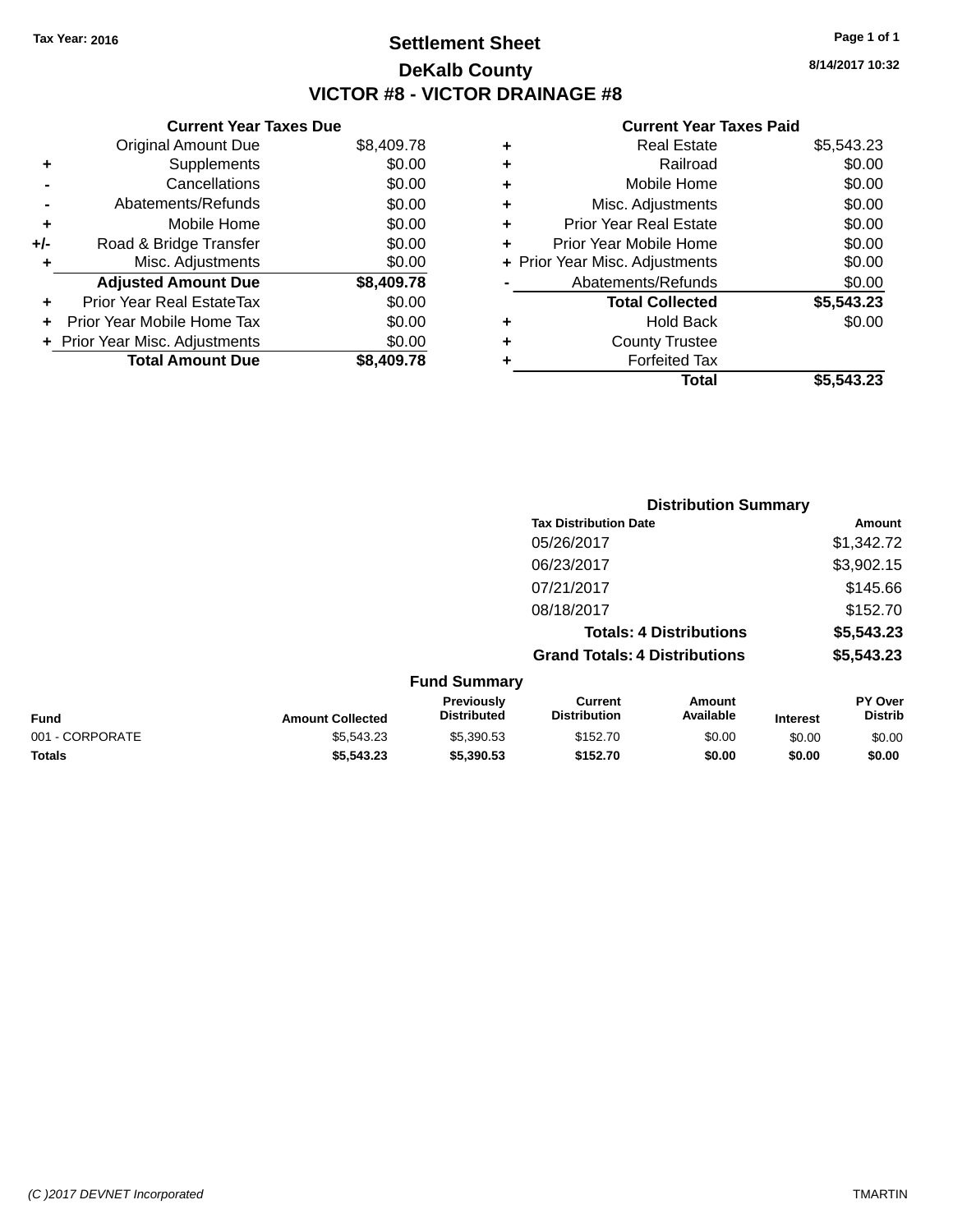Tax Year: 2016

# Settlement Sheet

## DeKalb County

## VICTOR #8 - VICTOR DRAINAGE #8

8/14/2017 10:32

**Current Year Taxes Due**

| | | |
|---|---|---|
| | Original Amount Due | $8,409.78 |
| + | Supplements | $0.00 |
| - | Cancellations | $0.00 |
| - | Abatements/Refunds | $0.00 |
| + | Mobile Home | $0.00 |
| +/- | Road & Bridge Transfer | $0.00 |
| + | Misc. Adjustments | $0.00 |
| | **Adjusted Amount Due** | **$8,409.78** |
| + | Prior Year Real EstateTax | $0.00 |
| + | Prior Year Mobile Home Tax | $0.00 |
| + | Prior Year Misc. Adjustments | $0.00 |
| | **Total Amount Due** | **$8,409.78** |

**Current Year Taxes Paid**

| | | |
|---|---|---|
| + | Real Estate | $5,543.23 |
| + | Railroad | $0.00 |
| + | Mobile Home | $0.00 |
| + | Misc. Adjustments | $0.00 |
| + | Prior Year Real Estate | $0.00 |
| + | Prior Year Mobile Home | $0.00 |
| + | Prior Year Misc. Adjustments | $0.00 |
| - | Abatements/Refunds | $0.00 |
| | **Total Collected** | **$5,543.23** |
| + | Hold Back | $0.00 |
| + | County Trustee | |
| + | Forfeited Tax | |
| | **Total** | **$5,543.23** |

**Distribution Summary**

| Tax Distribution Date | Amount |
|---|---|
| 05/26/2017 | $1,342.72 |
| 06/23/2017 | $3,902.15 |
| 07/21/2017 | $145.66 |
| 08/18/2017 | $152.70 |
| **Totals: 4 Distributions** | **$5,543.23** |
| **Grand Totals: 4 Distributions** | **$5,543.23** |

**Fund Summary**

| Fund | Amount Collected | Previously Distributed | Current Distribution | Amount Available | Interest | PY Over Distrib |
|---|---|---|---|---|---|---|
| 001 - CORPORATE | $5,543.23 | $5,390.53 | $152.70 | $0.00 | $0.00 | $0.00 |
| **Totals** | **$5,543.23** | **$5,390.53** | **$152.70** | **$0.00** | **$0.00** | **$0.00** |

(C )2017 DEVNET Incorporated TMARTIN